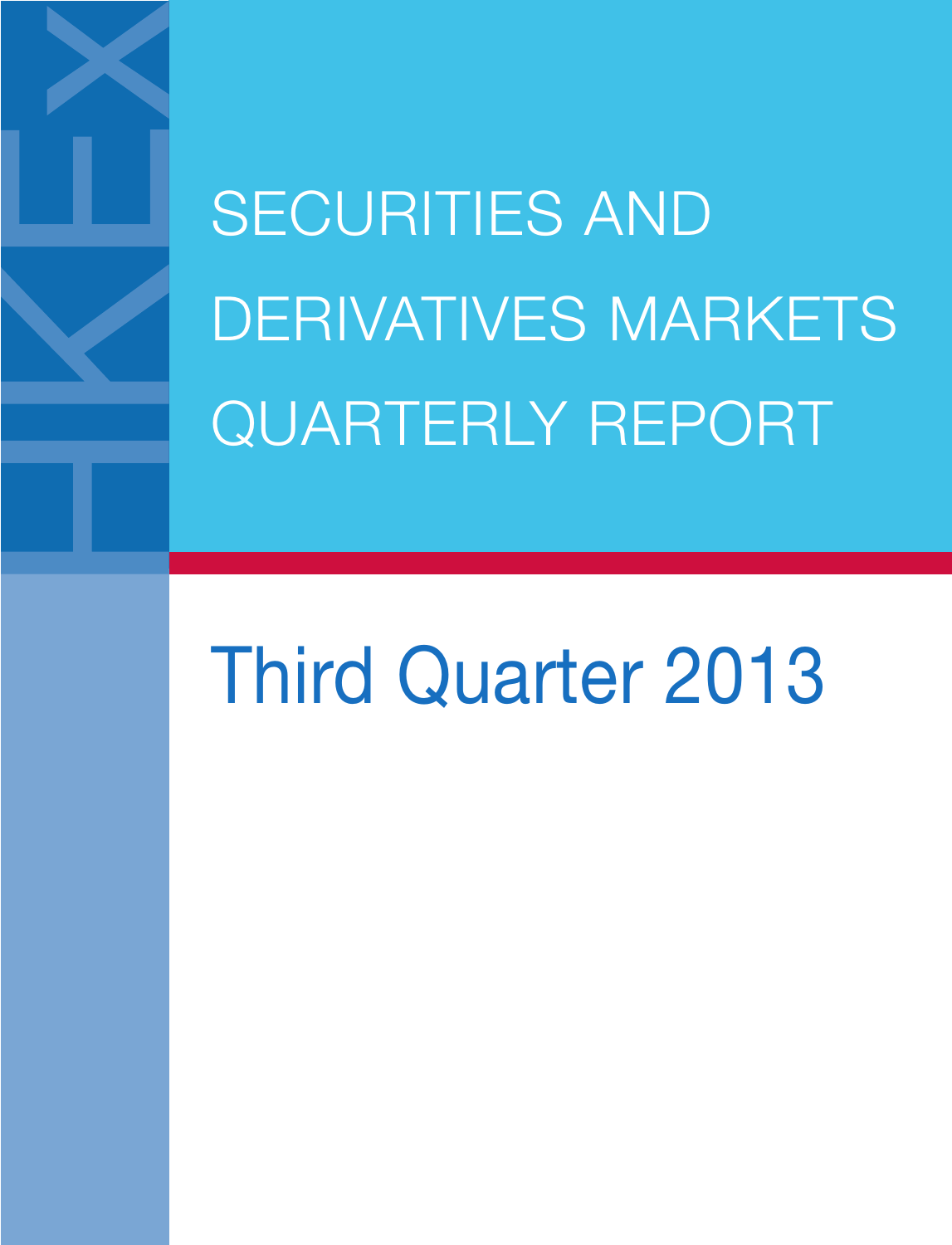# SECURITIES AND DERIVATIVES MARKETS QUARTERLY REPORT

## Third Quarter 2013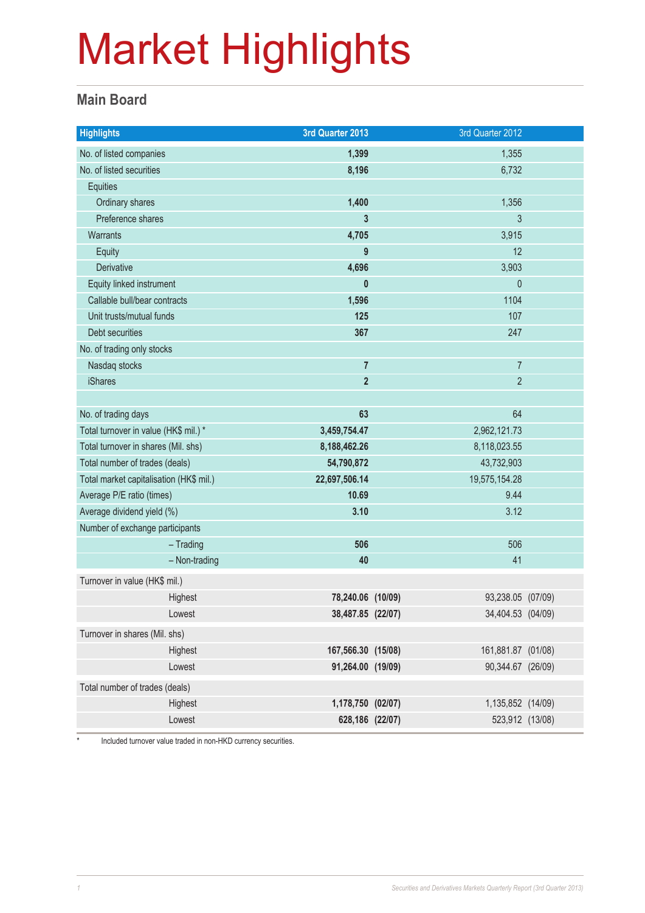# Market Highlights

## Main Board

| Highlights | 3rd Quarter 2013 | 3rd Quarter 2012 |
|---|---|---|
| No. of listed companies | **1,399** | 1,355 |
| No. of listed securities | **8,196** | 6,732 |
| Equities | | |
| Ordinary shares | **1,400** | 1,356 |
| Preference shares | **3** | 3 |
| Warrants | **4,705** | 3,915 |
| Equity | **9** | 12 |
| Derivative | **4,696** | 3,903 |
| Equity linked instrument | **0** | 0 |
| Callable bull/bear contracts | **1,596** | 1104 |
| Unit trusts/mutual funds | **125** | 107 |
| Debt securities | **367** | 247 |
| No. of trading only stocks | | |
| Nasdaq stocks | **7** | 7 |
| iShares | **2** | 2 |
| | | |
| No. of trading days | **63** | 64 |
| Total turnover in value (HK$ mil.) * | **3,459,754.47** | 2,962,121.73 |
| Total turnover in shares (Mil. shs) | **8,188,462.26** | 8,118,023.55 |
| Total number of trades (deals) | **54,790,872** | 43,732,903 |
| Total market capitalisation (HK$ mil.) | **22,697,506.14** | 19,575,154.28 |
| Average P/E ratio (times) | **10.69** | 9.44 |
| Average dividend yield (%) | **3.10** | 3.12 |
| Number of exchange participants | | |
| – Trading | **506** | 506 |
| – Non-trading | **40** | 41 |
| Turnover in value (HK$ mil.) | | |
| Highest | **78,240.06 (10/09)** | 93,238.05 (07/09) |
| Lowest | **38,487.85 (22/07)** | 34,404.53 (04/09) |
| Turnover in shares (Mil. shs) | | |
| Highest | **167,566.30 (15/08)** | 161,881.87 (01/08) |
| Lowest | **91,264.00 (19/09)** | 90,344.67 (26/09) |
| Total number of trades (deals) | | |
| Highest | **1,178,750 (02/07)** | 1,135,852 (14/09) |
| Lowest | **628,186 (22/07)** | 523,912 (13/08) |

* Included turnover value traded in non-HKD currency securities.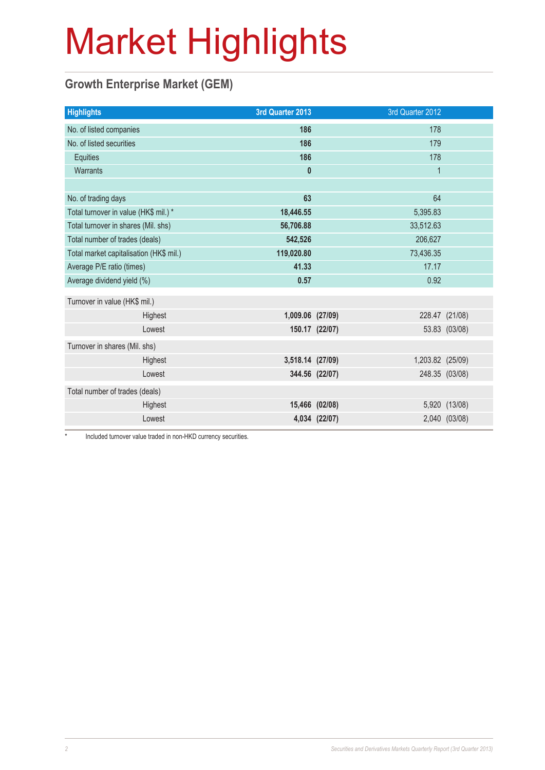# Market Highlights

## Growth Enterprise Market (GEM)

| Highlights | 3rd Quarter 2013 | | 3rd Quarter 2012 | |
|---|---|---|---|---|
| No. of listed companies | **186** | | 178 | |
| No. of listed securities | **186** | | 179 | |
| Equities | **186** | | 178 | |
| Warrants | **0** | | 1 | |
| | | | | |
| No. of trading days | **63** | | 64 | |
| Total turnover in value (HK$ mil.) * | **18,446.55** | | 5,395.83 | |
| Total turnover in shares (Mil. shs) | **56,706.88** | | 33,512.63 | |
| Total number of trades (deals) | **542,526** | | 206,627 | |
| Total market capitalisation (HK$ mil.) | **119,020.80** | | 73,436.35 | |
| Average P/E ratio (times) | **41.33** | | 17.17 | |
| Average dividend yield (%) | **0.57** | | 0.92 | |
| Turnover in value (HK$ mil.) | | | | |
| Highest | **1,009.06** | **(27/09)** | 228.47 | (21/08) |
| Lowest | **150.17** | **(22/07)** | 53.83 | (03/08) |
| Turnover in shares (Mil. shs) | | | | |
| Highest | **3,518.14** | **(27/09)** | 1,203.82 | (25/09) |
| Lowest | **344.56** | **(22/07)** | 248.35 | (03/08) |
| Total number of trades (deals) | | | | |
| Highest | **15,466** | **(02/08)** | 5,920 | (13/08) |
| Lowest | **4,034** | **(22/07)** | 2,040 | (03/08) |

\* Included turnover value traded in non-HKD currency securities.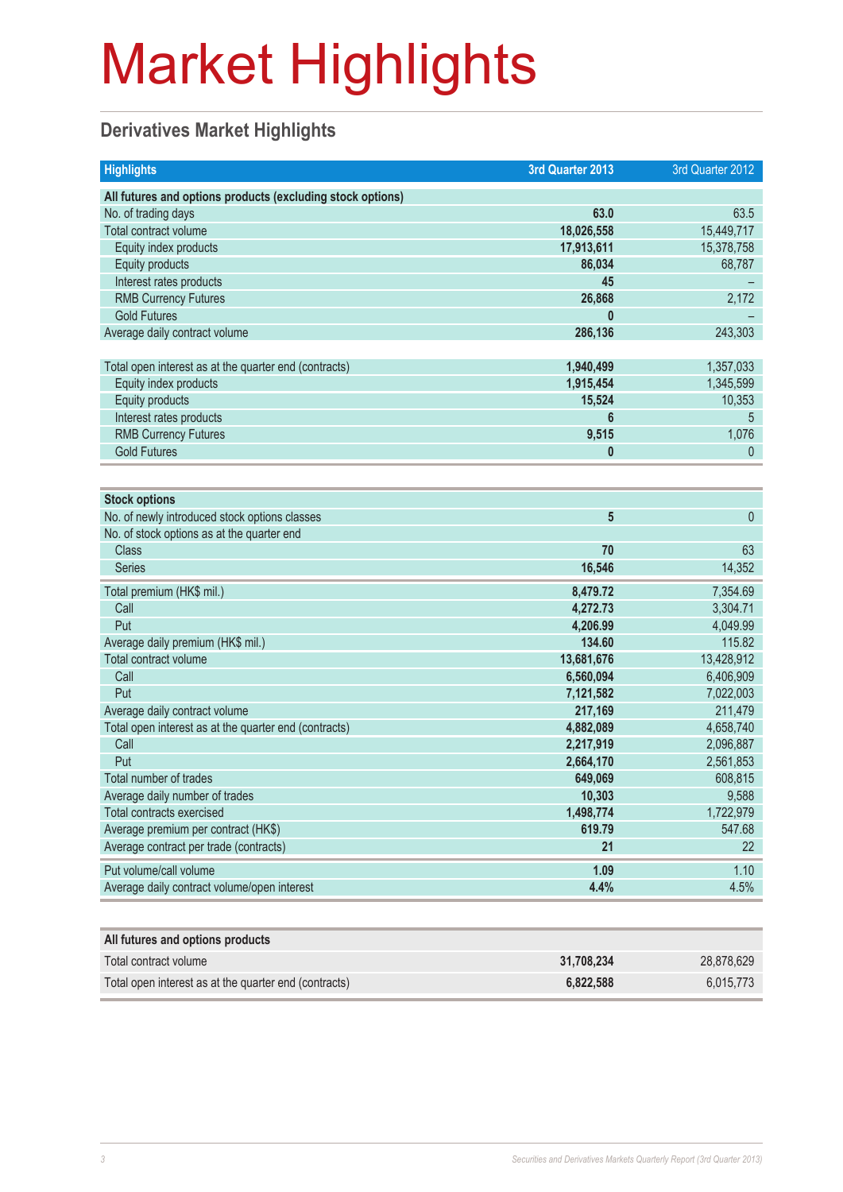# Market Highlights

## Derivatives Market Highlights

| Highlights | 3rd Quarter 2013 | 3rd Quarter 2012 |
|---|---|---|
| **All futures and options products (excluding stock options)** | | |
| No. of trading days | **63.0** | 63.5 |
| Total contract volume | **18,026,558** | 15,449,717 |
| Equity index products | **17,913,611** | 15,378,758 |
| Equity products | **86,034** | 68,787 |
| Interest rates products | **45** | – |
| RMB Currency Futures | **26,868** | 2,172 |
| Gold Futures | **0** | – |
| Average daily contract volume | **286,136** | 243,303 |
| Total open interest as at the quarter end (contracts) | **1,940,499** | 1,357,033 |
| Equity index products | **1,915,454** | 1,345,599 |
| Equity products | **15,524** | 10,353 |
| Interest rates products | **6** | 5 |
| RMB Currency Futures | **9,515** | 1,076 |
| Gold Futures | **0** | 0 |

| Stock options | 3rd Quarter 2013 | 3rd Quarter 2012 |
|---|---|---|
| No. of newly introduced stock options classes | **5** | 0 |
| No. of stock options as at the quarter end | | |
| Class | **70** | 63 |
| Series | **16,546** | 14,352 |
| Total premium (HK$ mil.) | **8,479.72** | 7,354.69 |
| Call | **4,272.73** | 3,304.71 |
| Put | **4,206.99** | 4,049.99 |
| Average daily premium (HK$ mil.) | **134.60** | 115.82 |
| Total contract volume | **13,681,676** | 13,428,912 |
| Call | **6,560,094** | 6,406,909 |
| Put | **7,121,582** | 7,022,003 |
| Average daily contract volume | **217,169** | 211,479 |
| Total open interest as at the quarter end (contracts) | **4,882,089** | 4,658,740 |
| Call | **2,217,919** | 2,096,887 |
| Put | **2,664,170** | 2,561,853 |
| Total number of trades | **649,069** | 608,815 |
| Average daily number of trades | **10,303** | 9,588 |
| Total contracts exercised | **1,498,774** | 1,722,979 |
| Average premium per contract (HK$) | **619.79** | 547.68 |
| Average contract per trade (contracts) | **21** | 22 |
| Put volume/call volume | **1.09** | 1.10 |
| Average daily contract volume/open interest | **4.4%** | 4.5% |

| All futures and options products | 3rd Quarter 2013 | 3rd Quarter 2012 |
|---|---|---|
| Total contract volume | **31,708,234** | 28,878,629 |
| Total open interest as at the quarter end (contracts) | **6,822,588** | 6,015,773 |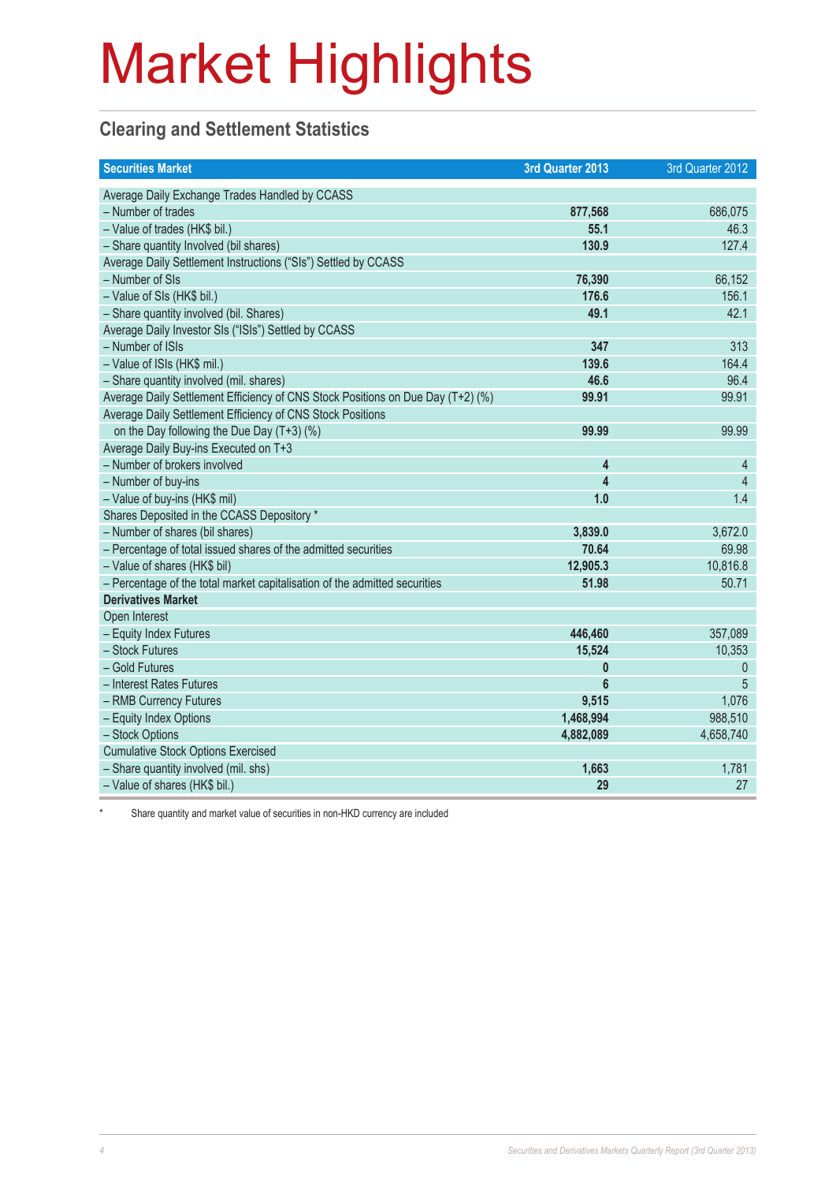# Market Highlights

## Clearing and Settlement Statistics

| Securities Market | 3rd Quarter 2013 | 3rd Quarter 2012 |
|---|---|---|
| Average Daily Exchange Trades Handled by CCASS | | |
| – Number of trades | **877,568** | 686,075 |
| – Value of trades (HK$ bil.) | **55.1** | 46.3 |
| – Share quantity Involved (bil shares) | **130.9** | 127.4 |
| Average Daily Settlement Instructions ("SIs") Settled by CCASS | | |
| – Number of SIs | **76,390** | 66,152 |
| – Value of SIs (HK$ bil.) | **176.6** | 156.1 |
| – Share quantity involved (bil. Shares) | **49.1** | 42.1 |
| Average Daily Investor SIs ("ISIs") Settled by CCASS | | |
| – Number of ISIs | **347** | 313 |
| – Value of ISIs (HK$ mil.) | **139.6** | 164.4 |
| – Share quantity involved (mil. shares) | **46.6** | 96.4 |
| Average Daily Settlement Efficiency of CNS Stock Positions on Due Day (T+2) (%) | **99.91** | 99.91 |
| Average Daily Settlement Efficiency of CNS Stock Positions on the Day following the Due Day (T+3) (%) | **99.99** | 99.99 |
| Average Daily Buy-ins Executed on T+3 | | |
| – Number of brokers involved | **4** | 4 |
| – Number of buy-ins | **4** | 4 |
| – Value of buy-ins (HK$ mil) | **1.0** | 1.4 |
| Shares Deposited in the CCASS Depository * | | |
| – Number of shares (bil shares) | **3,839.0** | 3,672.0 |
| – Percentage of total issued shares of the admitted securities | **70.64** | 69.98 |
| – Value of shares (HK$ bil) | **12,905.3** | 10,816.8 |
| – Percentage of the total market capitalisation of the admitted securities | **51.98** | 50.71 |
| **Derivatives Market** | | |
| Open Interest | | |
| – Equity Index Futures | **446,460** | 357,089 |
| – Stock Futures | **15,524** | 10,353 |
| – Gold Futures | **0** | 0 |
| – Interest Rates Futures | **6** | 5 |
| – RMB Currency Futures | **9,515** | 1,076 |
| – Equity Index Options | **1,468,994** | 988,510 |
| – Stock Options | **4,882,089** | 4,658,740 |
| Cumulative Stock Options Exercised | | |
| – Share quantity involved (mil. shs) | **1,663** | 1,781 |
| – Value of shares (HK$ bil.) | **29** | 27 |

* Share quantity and market value of securities in non-HKD currency are included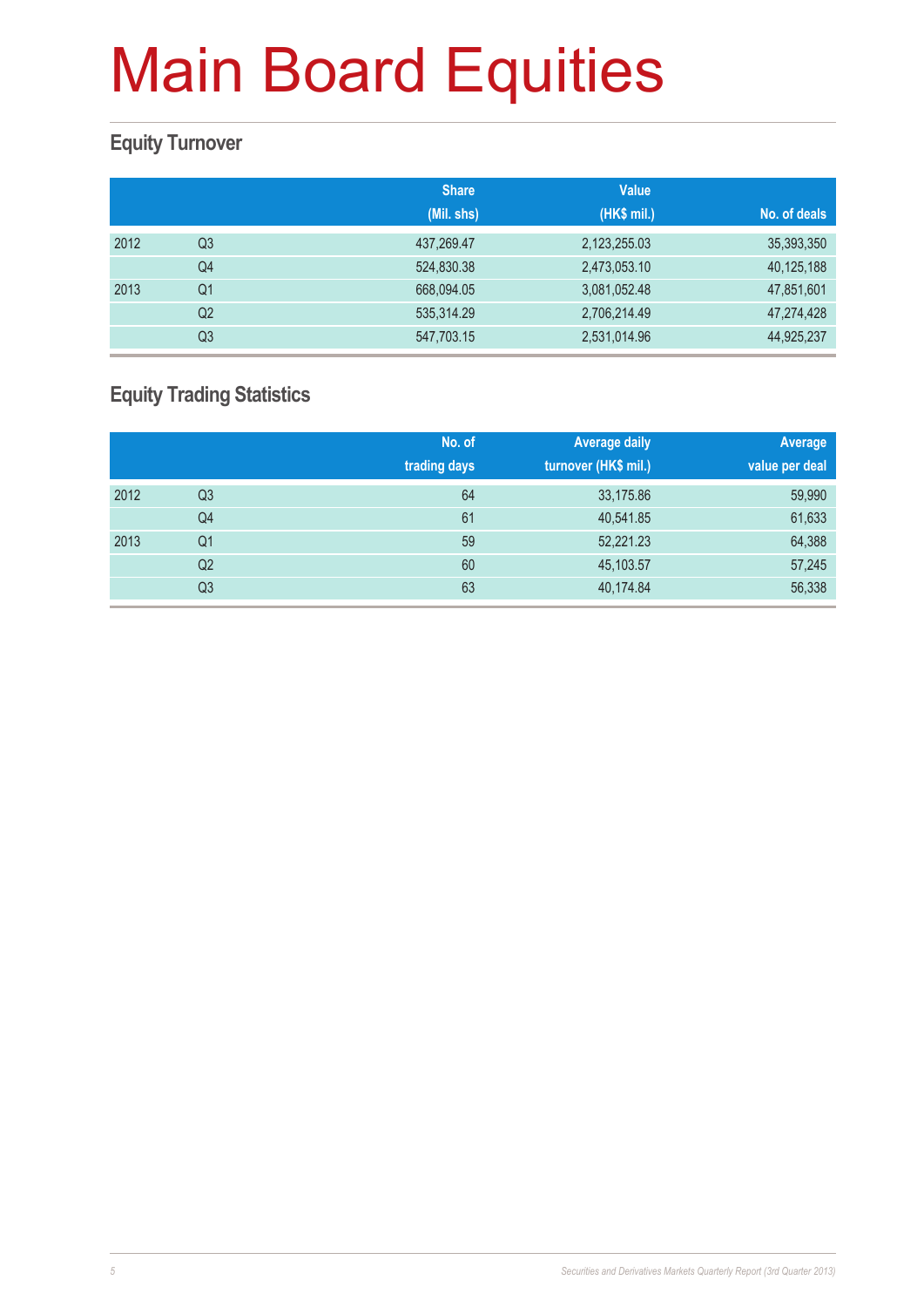# Main Board Equities

## Equity Turnover

| | | Share (Mil. shs) | Value (HK$ mil.) | No. of deals |
|---|---|---|---|---|
| 2012 | Q3 | 437,269.47 | 2,123,255.03 | 35,393,350 |
| | Q4 | 524,830.38 | 2,473,053.10 | 40,125,188 |
| 2013 | Q1 | 668,094.05 | 3,081,052.48 | 47,851,601 |
| | Q2 | 535,314.29 | 2,706,214.49 | 47,274,428 |
| | Q3 | 547,703.15 | 2,531,014.96 | 44,925,237 |

## Equity Trading Statistics

| | | No. of trading days | Average daily turnover (HK$ mil.) | Average value per deal |
|---|---|---|---|---|
| 2012 | Q3 | 64 | 33,175.86 | 59,990 |
| | Q4 | 61 | 40,541.85 | 61,633 |
| 2013 | Q1 | 59 | 52,221.23 | 64,388 |
| | Q2 | 60 | 45,103.57 | 57,245 |
| | Q3 | 63 | 40,174.84 | 56,338 |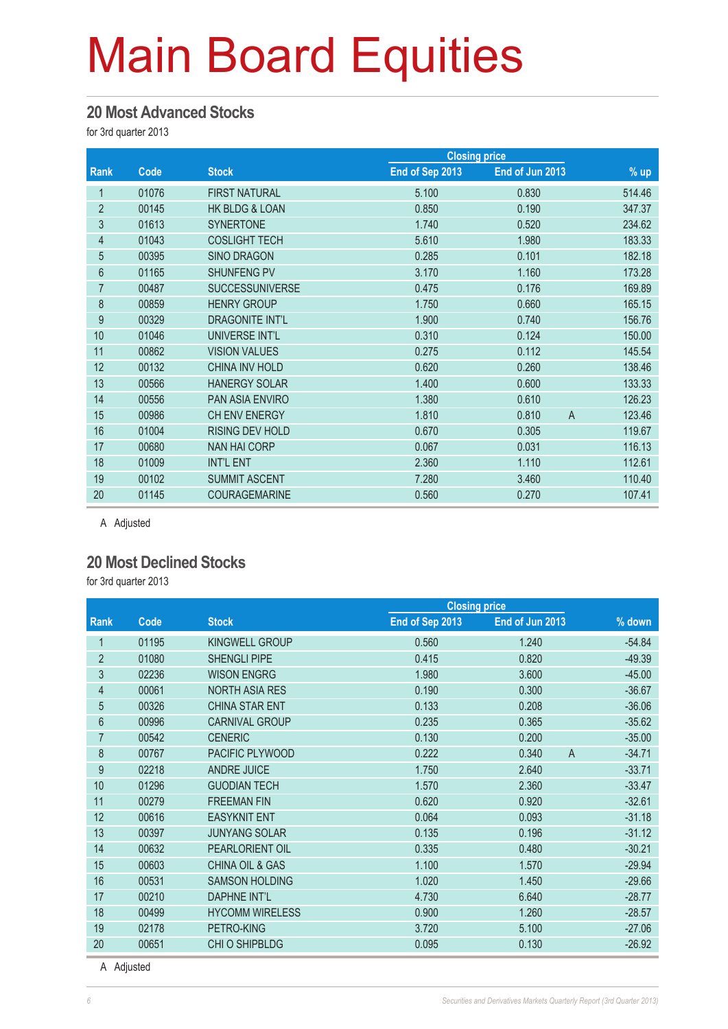# Main Board Equities

## 20 Most Advanced Stocks

for 3rd quarter 2013

| Rank | Code | Stock | Closing price | | | % up |
|---|---|---|---|---|---|---|
| | | | End of Sep 2013 | End of Jun 2013 | | |
| 1 | 01076 | FIRST NATURAL | 5.100 | 0.830 | | 514.46 |
| 2 | 00145 | HK BLDG & LOAN | 0.850 | 0.190 | | 347.37 |
| 3 | 01613 | SYNERTONE | 1.740 | 0.520 | | 234.62 |
| 4 | 01043 | COSLIGHT TECH | 5.610 | 1.980 | | 183.33 |
| 5 | 00395 | SINO DRAGON | 0.285 | 0.101 | | 182.18 |
| 6 | 01165 | SHUNFENG PV | 3.170 | 1.160 | | 173.28 |
| 7 | 00487 | SUCCESSUNIVERSE | 0.475 | 0.176 | | 169.89 |
| 8 | 00859 | HENRY GROUP | 1.750 | 0.660 | | 165.15 |
| 9 | 00329 | DRAGONITE INT'L | 1.900 | 0.740 | | 156.76 |
| 10 | 01046 | UNIVERSE INT'L | 0.310 | 0.124 | | 150.00 |
| 11 | 00862 | VISION VALUES | 0.275 | 0.112 | | 145.54 |
| 12 | 00132 | CHINA INV HOLD | 0.620 | 0.260 | | 138.46 |
| 13 | 00566 | HANERGY SOLAR | 1.400 | 0.600 | | 133.33 |
| 14 | 00556 | PAN ASIA ENVIRO | 1.380 | 0.610 | | 126.23 |
| 15 | 00986 | CH ENV ENERGY | 1.810 | 0.810 | A | 123.46 |
| 16 | 01004 | RISING DEV HOLD | 0.670 | 0.305 | | 119.67 |
| 17 | 00680 | NAN HAI CORP | 0.067 | 0.031 | | 116.13 |
| 18 | 01009 | INT'L ENT | 2.360 | 1.110 | | 112.61 |
| 19 | 00102 | SUMMIT ASCENT | 7.280 | 3.460 | | 110.40 |
| 20 | 01145 | COURAGEMARINE | 0.560 | 0.270 | | 107.41 |

A Adjusted

## 20 Most Declined Stocks

for 3rd quarter 2013

| Rank | Code | Stock | Closing price | | | % down |
|---|---|---|---|---|---|---|
| | | | End of Sep 2013 | End of Jun 2013 | | |
| 1 | 01195 | KINGWELL GROUP | 0.560 | 1.240 | | -54.84 |
| 2 | 01080 | SHENGLI PIPE | 0.415 | 0.820 | | -49.39 |
| 3 | 02236 | WISON ENGRG | 1.980 | 3.600 | | -45.00 |
| 4 | 00061 | NORTH ASIA RES | 0.190 | 0.300 | | -36.67 |
| 5 | 00326 | CHINA STAR ENT | 0.133 | 0.208 | | -36.06 |
| 6 | 00996 | CARNIVAL GROUP | 0.235 | 0.365 | | -35.62 |
| 7 | 00542 | CENERIC | 0.130 | 0.200 | | -35.00 |
| 8 | 00767 | PACIFIC PLYWOOD | 0.222 | 0.340 | A | -34.71 |
| 9 | 02218 | ANDRE JUICE | 1.750 | 2.640 | | -33.71 |
| 10 | 01296 | GUODIAN TECH | 1.570 | 2.360 | | -33.47 |
| 11 | 00279 | FREEMAN FIN | 0.620 | 0.920 | | -32.61 |
| 12 | 00616 | EASYKNIT ENT | 0.064 | 0.093 | | -31.18 |
| 13 | 00397 | JUNYANG SOLAR | 0.135 | 0.196 | | -31.12 |
| 14 | 00632 | PEARLORIENT OIL | 0.335 | 0.480 | | -30.21 |
| 15 | 00603 | CHINA OIL & GAS | 1.100 | 1.570 | | -29.94 |
| 16 | 00531 | SAMSON HOLDING | 1.020 | 1.450 | | -29.66 |
| 17 | 00210 | DAPHNE INT'L | 4.730 | 6.640 | | -28.77 |
| 18 | 00499 | HYCOMM WIRELESS | 0.900 | 1.260 | | -28.57 |
| 19 | 02178 | PETRO-KING | 3.720 | 5.100 | | -27.06 |
| 20 | 00651 | CHI O SHIPBLDG | 0.095 | 0.130 | | -26.92 |

A Adjusted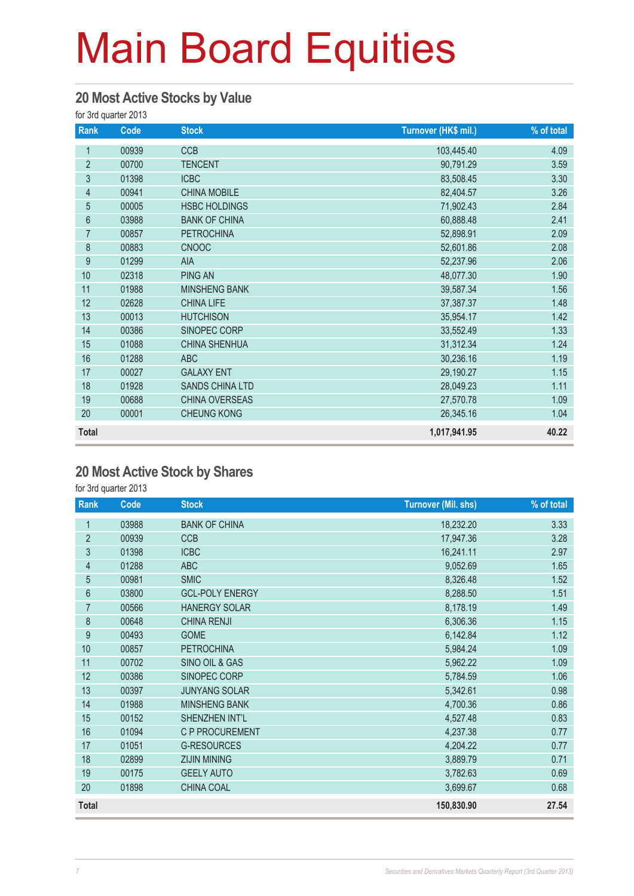# Main Board Equities

## 20 Most Active Stocks by Value

for 3rd quarter 2013

| Rank | Code | Stock | Turnover (HK$ mil.) | % of total |
|---|---|---|---|---|
| 1 | 00939 | CCB | 103,445.40 | 4.09 |
| 2 | 00700 | TENCENT | 90,791.29 | 3.59 |
| 3 | 01398 | ICBC | 83,508.45 | 3.30 |
| 4 | 00941 | CHINA MOBILE | 82,404.57 | 3.26 |
| 5 | 00005 | HSBC HOLDINGS | 71,902.43 | 2.84 |
| 6 | 03988 | BANK OF CHINA | 60,888.48 | 2.41 |
| 7 | 00857 | PETROCHINA | 52,898.91 | 2.09 |
| 8 | 00883 | CNOOC | 52,601.86 | 2.08 |
| 9 | 01299 | AIA | 52,237.96 | 2.06 |
| 10 | 02318 | PING AN | 48,077.30 | 1.90 |
| 11 | 01988 | MINSHENG BANK | 39,587.34 | 1.56 |
| 12 | 02628 | CHINA LIFE | 37,387.37 | 1.48 |
| 13 | 00013 | HUTCHISON | 35,954.17 | 1.42 |
| 14 | 00386 | SINOPEC CORP | 33,552.49 | 1.33 |
| 15 | 01088 | CHINA SHENHUA | 31,312.34 | 1.24 |
| 16 | 01288 | ABC | 30,236.16 | 1.19 |
| 17 | 00027 | GALAXY ENT | 29,190.27 | 1.15 |
| 18 | 01928 | SANDS CHINA LTD | 28,049.23 | 1.11 |
| 19 | 00688 | CHINA OVERSEAS | 27,570.78 | 1.09 |
| 20 | 00001 | CHEUNG KONG | 26,345.16 | 1.04 |
| **Total** | | | **1,017,941.95** | **40.22** |

## 20 Most Active Stock by Shares

for 3rd quarter 2013

| Rank | Code | Stock | Turnover (Mil. shs) | % of total |
|---|---|---|---|---|
| 1 | 03988 | BANK OF CHINA | 18,232.20 | 3.33 |
| 2 | 00939 | CCB | 17,947.36 | 3.28 |
| 3 | 01398 | ICBC | 16,241.11 | 2.97 |
| 4 | 01288 | ABC | 9,052.69 | 1.65 |
| 5 | 00981 | SMIC | 8,326.48 | 1.52 |
| 6 | 03800 | GCL-POLY ENERGY | 8,288.50 | 1.51 |
| 7 | 00566 | HANERGY SOLAR | 8,178.19 | 1.49 |
| 8 | 00648 | CHINA RENJI | 6,306.36 | 1.15 |
| 9 | 00493 | GOME | 6,142.84 | 1.12 |
| 10 | 00857 | PETROCHINA | 5,984.24 | 1.09 |
| 11 | 00702 | SINO OIL & GAS | 5,962.22 | 1.09 |
| 12 | 00386 | SINOPEC CORP | 5,784.59 | 1.06 |
| 13 | 00397 | JUNYANG SOLAR | 5,342.61 | 0.98 |
| 14 | 01988 | MINSHENG BANK | 4,700.36 | 0.86 |
| 15 | 00152 | SHENZHEN INT'L | 4,527.48 | 0.83 |
| 16 | 01094 | C P PROCUREMENT | 4,237.38 | 0.77 |
| 17 | 01051 | G-RESOURCES | 4,204.22 | 0.77 |
| 18 | 02899 | ZIJIN MINING | 3,889.79 | 0.71 |
| 19 | 00175 | GEELY AUTO | 3,782.63 | 0.69 |
| 20 | 01898 | CHINA COAL | 3,699.67 | 0.68 |
| **Total** | | | **150,830.90** | **27.54** |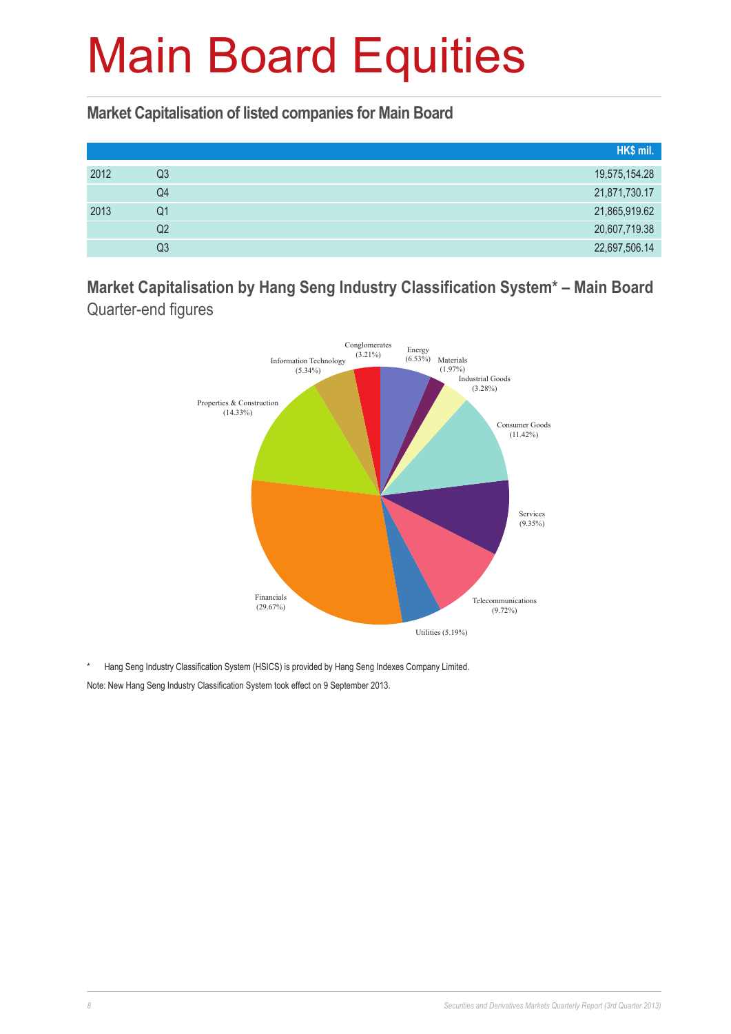# Main Board Equities

## Market Capitalisation of listed companies for Main Board

| | | HK$ mil. |
|---|---|---|
| 2012 | Q3 | 19,575,154.28 |
| | Q4 | 21,871,730.17 |
| 2013 | Q1 | 21,865,919.62 |
| | Q2 | 20,607,719.38 |
| | Q3 | 22,697,506.14 |

## Market Capitalisation by Hang Seng Industry Classification System* – Main Board

Quarter-end figures

Energy (6.53%)
Materials (1.97%)
Industrial Goods (3.28%)
Consumer Goods (11.42%)
Services (9.35%)
Telecommunications (9.72%)
Utilities (5.19%)
Financials (29.67%)
Properties & Construction (14.33%)
Information Technology (5.34%)
Conglomerates (3.21%)

\* Hang Seng Industry Classification System (HSICS) is provided by Hang Seng Indexes Company Limited.

Note: New Hang Seng Industry Classification System took effect on 9 September 2013.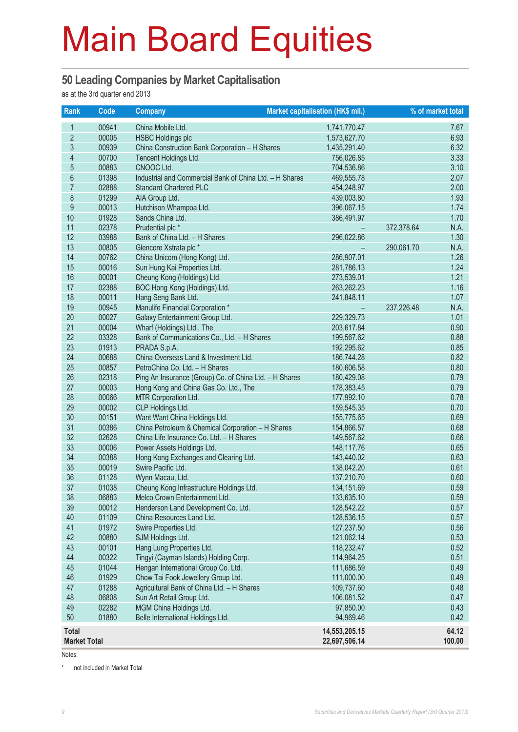# Main Board Equities

## 50 Leading Companies by Market Capitalisation

as at the 3rd quarter end 2013

| Rank | Code | Company | Market capitalisation (HK$ mil.) | | % of market total |
|---|---|---|---|---|---|
| 1 | 00941 | China Mobile Ltd. | 1,741,770.47 | | 7.67 |
| 2 | 00005 | HSBC Holdings plc | 1,573,627.70 | | 6.93 |
| 3 | 00939 | China Construction Bank Corporation – H Shares | 1,435,291.40 | | 6.32 |
| 4 | 00700 | Tencent Holdings Ltd. | 756,026.85 | | 3.33 |
| 5 | 00883 | CNOOC Ltd. | 704,536.86 | | 3.10 |
| 6 | 01398 | Industrial and Commercial Bank of China Ltd. – H Shares | 469,555.78 | | 2.07 |
| 7 | 02888 | Standard Chartered PLC | 454,248.97 | | 2.00 |
| 8 | 01299 | AIA Group Ltd. | 439,003.80 | | 1.93 |
| 9 | 00013 | Hutchison Whampoa Ltd. | 396,067.15 | | 1.74 |
| 10 | 01928 | Sands China Ltd. | 386,491.97 | | 1.70 |
| 11 | 02378 | Prudential plc * | – | 372,378.64 | N.A. |
| 12 | 03988 | Bank of China Ltd. – H Shares | 296,022.86 | | 1.30 |
| 13 | 00805 | Glencore Xstrata plc * | – | 290,061.70 | N.A. |
| 14 | 00762 | China Unicom (Hong Kong) Ltd. | 286,907.01 | | 1.26 |
| 15 | 00016 | Sun Hung Kai Properties Ltd. | 281,786.13 | | 1.24 |
| 16 | 00001 | Cheung Kong (Holdings) Ltd. | 273,539.01 | | 1.21 |
| 17 | 02388 | BOC Hong Kong (Holdings) Ltd. | 263,262.23 | | 1.16 |
| 18 | 00011 | Hang Seng Bank Ltd. | 241,848.11 | | 1.07 |
| 19 | 00945 | Manulife Financial Corporation * | – | 237,226.48 | N.A. |
| 20 | 00027 | Galaxy Entertainment Group Ltd. | 229,329.73 | | 1.01 |
| 21 | 00004 | Wharf (Holdings) Ltd., The | 203,617.84 | | 0.90 |
| 22 | 03328 | Bank of Communications Co., Ltd. – H Shares | 199,567.62 | | 0.88 |
| 23 | 01913 | PRADA S.p.A. | 192,295.62 | | 0.85 |
| 24 | 00688 | China Overseas Land & Investment Ltd. | 186,744.28 | | 0.82 |
| 25 | 00857 | PetroChina Co. Ltd. – H Shares | 180,606.58 | | 0.80 |
| 26 | 02318 | Ping An Insurance (Group) Co. of China Ltd. – H Shares | 180,429.08 | | 0.79 |
| 27 | 00003 | Hong Kong and China Gas Co. Ltd., The | 178,383.45 | | 0.79 |
| 28 | 00066 | MTR Corporation Ltd. | 177,992.10 | | 0.78 |
| 29 | 00002 | CLP Holdings Ltd. | 159,545.35 | | 0.70 |
| 30 | 00151 | Want Want China Holdings Ltd. | 155,775.65 | | 0.69 |
| 31 | 00386 | China Petroleum & Chemical Corporation – H Shares | 154,866.57 | | 0.68 |
| 32 | 02628 | China Life Insurance Co. Ltd. – H Shares | 149,567.62 | | 0.66 |
| 33 | 00006 | Power Assets Holdings Ltd. | 148,117.76 | | 0.65 |
| 34 | 00388 | Hong Kong Exchanges and Clearing Ltd. | 143,440.02 | | 0.63 |
| 35 | 00019 | Swire Pacific Ltd. | 138,042.20 | | 0.61 |
| 36 | 01128 | Wynn Macau, Ltd. | 137,210.70 | | 0.60 |
| 37 | 01038 | Cheung Kong Infrastructure Holdings Ltd. | 134,151.69 | | 0.59 |
| 38 | 06883 | Melco Crown Entertainment Ltd. | 133,635.10 | | 0.59 |
| 39 | 00012 | Henderson Land Development Co. Ltd. | 128,542.22 | | 0.57 |
| 40 | 01109 | China Resources Land Ltd. | 128,536.15 | | 0.57 |
| 41 | 01972 | Swire Properties Ltd. | 127,237.50 | | 0.56 |
| 42 | 00880 | SJM Holdings Ltd. | 121,062.14 | | 0.53 |
| 43 | 00101 | Hang Lung Properties Ltd. | 118,232.47 | | 0.52 |
| 44 | 00322 | Tingyi (Cayman Islands) Holding Corp. | 114,964.25 | | 0.51 |
| 45 | 01044 | Hengan International Group Co. Ltd. | 111,686.59 | | 0.49 |
| 46 | 01929 | Chow Tai Fook Jewellery Group Ltd. | 111,000.00 | | 0.49 |
| 47 | 01288 | Agricultural Bank of China Ltd. – H Shares | 109,737.60 | | 0.48 |
| 48 | 06808 | Sun Art Retail Group Ltd. | 106,081.52 | | 0.47 |
| 49 | 02282 | MGM China Holdings Ltd. | 97,850.00 | | 0.43 |
| 50 | 01880 | Belle International Holdings Ltd. | 94,969.46 | | 0.42 |
| **Total** | | | **14,553,205.15** | | **64.12** |
| **Market Total** | | | **22,697,506.14** | | **100.00** |

Notes:

\* not included in Market Total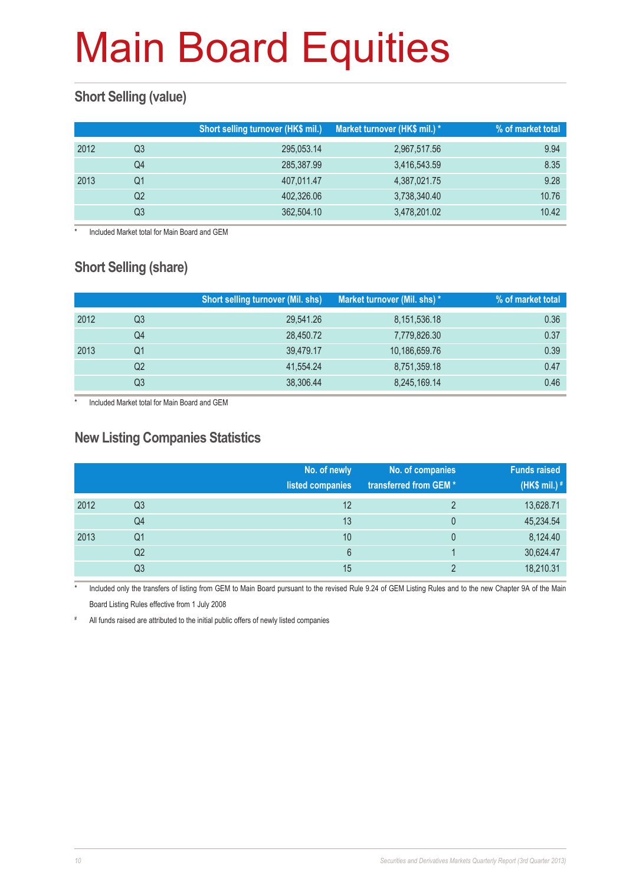# Main Board Equities

## Short Selling (value)

| | | Short selling turnover (HK$ mil.) | Market turnover (HK$ mil.) * | % of market total |
|---|---|---|---|---|
| 2012 | Q3 | 295,053.14 | 2,967,517.56 | 9.94 |
| | Q4 | 285,387.99 | 3,416,543.59 | 8.35 |
| 2013 | Q1 | 407,011.47 | 4,387,021.75 | 9.28 |
| | Q2 | 402,326.06 | 3,738,340.40 | 10.76 |
| | Q3 | 362,504.10 | 3,478,201.02 | 10.42 |

\* Included Market total for Main Board and GEM

## Short Selling (share)

| | | Short selling turnover (Mil. shs) | Market turnover (Mil. shs) * | % of market total |
|---|---|---|---|---|
| 2012 | Q3 | 29,541.26 | 8,151,536.18 | 0.36 |
| | Q4 | 28,450.72 | 7,779,826.30 | 0.37 |
| 2013 | Q1 | 39,479.17 | 10,186,659.76 | 0.39 |
| | Q2 | 41,554.24 | 8,751,359.18 | 0.47 |
| | Q3 | 38,306.44 | 8,245,169.14 | 0.46 |

\* Included Market total for Main Board and GEM

## New Listing Companies Statistics

| | | No. of newly listed companies | No. of companies transferred from GEM * | Funds raised (HK$ mil.) # |
|---|---|---|---|---|
| 2012 | Q3 | 12 | 2 | 13,628.71 |
| | Q4 | 13 | 0 | 45,234.54 |
| 2013 | Q1 | 10 | 0 | 8,124.40 |
| | Q2 | 6 | 1 | 30,624.47 |
| | Q3 | 15 | 2 | 18,210.31 |

\* Included only the transfers of listing from GEM to Main Board pursuant to the revised Rule 9.24 of GEM Listing Rules and to the new Chapter 9A of the Main Board Listing Rules effective from 1 July 2008

\# All funds raised are attributed to the initial public offers of newly listed companies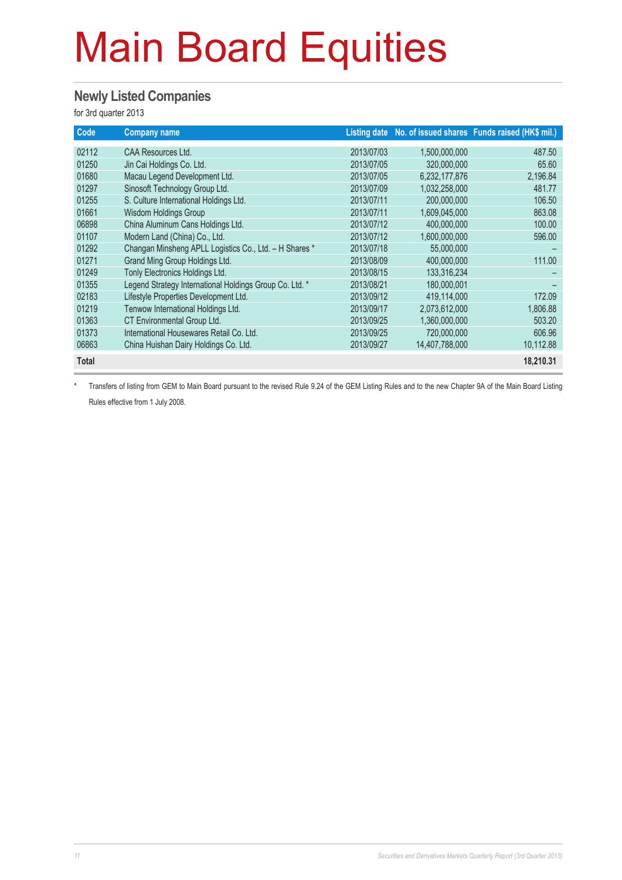# Main Board Equities

## Newly Listed Companies

for 3rd quarter 2013

| Code | Company name | Listing date | No. of issued shares | Funds raised (HK$ mil.) |
|---|---|---|---|---|
| 02112 | CAA Resources Ltd. | 2013/07/03 | 1,500,000,000 | 487.50 |
| 01250 | Jin Cai Holdings Co. Ltd. | 2013/07/05 | 320,000,000 | 65.60 |
| 01680 | Macau Legend Development Ltd. | 2013/07/05 | 6,232,177,876 | 2,196.84 |
| 01297 | Sinosoft Technology Group Ltd. | 2013/07/09 | 1,032,258,000 | 481.77 |
| 01255 | S. Culture International Holdings Ltd. | 2013/07/11 | 200,000,000 | 106.50 |
| 01661 | Wisdom Holdings Group | 2013/07/11 | 1,609,045,000 | 863.08 |
| 06898 | China Aluminum Cans Holdings Ltd. | 2013/07/12 | 400,000,000 | 100.00 |
| 01107 | Modern Land (China) Co., Ltd. | 2013/07/12 | 1,600,000,000 | 596.00 |
| 01292 | Changan Minsheng APLL Logistics Co., Ltd. – H Shares * | 2013/07/18 | 55,000,000 | – |
| 01271 | Grand Ming Group Holdings Ltd. | 2013/08/09 | 400,000,000 | 111.00 |
| 01249 | Tonly Electronics Holdings Ltd. | 2013/08/15 | 133,316,234 | – |
| 01355 | Legend Strategy International Holdings Group Co. Ltd. * | 2013/08/21 | 180,000,001 | – |
| 02183 | Lifestyle Properties Development Ltd. | 2013/09/12 | 419,114,000 | 172.09 |
| 01219 | Tenwow International Holdings Ltd. | 2013/09/17 | 2,073,612,000 | 1,806.88 |
| 01363 | CT Environmental Group Ltd. | 2013/09/25 | 1,360,000,000 | 503.20 |
| 01373 | International Housewares Retail Co. Ltd. | 2013/09/25 | 720,000,000 | 606.96 |
| 06863 | China Huishan Dairy Holdings Co. Ltd. | 2013/09/27 | 14,407,788,000 | 10,112.88 |
| **Total** | | | | **18,210.31** |

\* Transfers of listing from GEM to Main Board pursuant to the revised Rule 9.24 of the GEM Listing Rules and to the new Chapter 9A of the Main Board Listing Rules effective from 1 July 2008.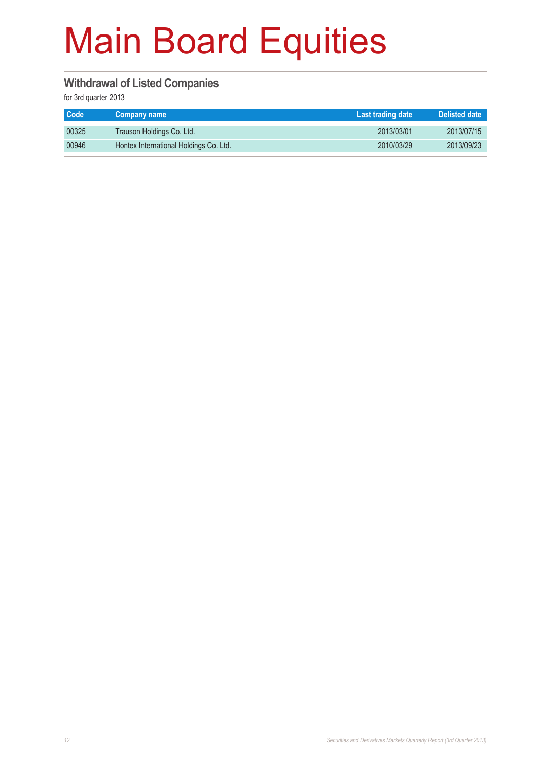# Main Board Equities

## Withdrawal of Listed Companies

for 3rd quarter 2013

| Code | Company name | Last trading date | Delisted date |
|---|---|---|---|
| 00325 | Trauson Holdings Co. Ltd. | 2013/03/01 | 2013/07/15 |
| 00946 | Hontex International Holdings Co. Ltd. | 2010/03/29 | 2013/09/23 |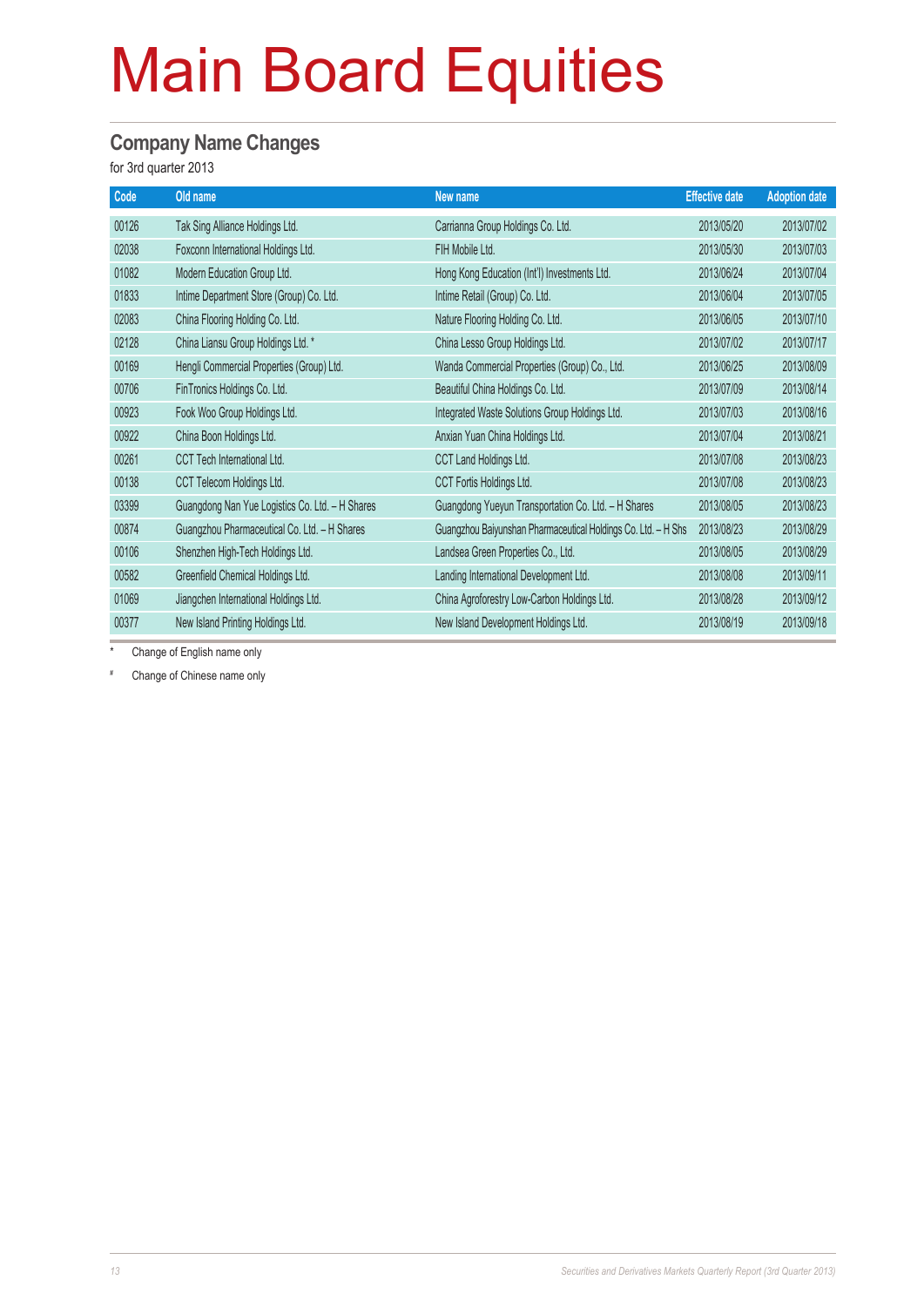# Main Board Equities

## Company Name Changes

for 3rd quarter 2013

| Code | Old name | New name | Effective date | Adoption date |
|---|---|---|---|---|
| 00126 | Tak Sing Alliance Holdings Ltd. | Carrianna Group Holdings Co. Ltd. | 2013/05/20 | 2013/07/02 |
| 02038 | Foxconn International Holdings Ltd. | FIH Mobile Ltd. | 2013/05/30 | 2013/07/03 |
| 01082 | Modern Education Group Ltd. | Hong Kong Education (Int'l) Investments Ltd. | 2013/06/24 | 2013/07/04 |
| 01833 | Intime Department Store (Group) Co. Ltd. | Intime Retail (Group) Co. Ltd. | 2013/06/04 | 2013/07/05 |
| 02083 | China Flooring Holding Co. Ltd. | Nature Flooring Holding Co. Ltd. | 2013/06/05 | 2013/07/10 |
| 02128 | China Liansu Group Holdings Ltd. * | China Lesso Group Holdings Ltd. | 2013/07/02 | 2013/07/17 |
| 00169 | Hengli Commercial Properties (Group) Ltd. | Wanda Commercial Properties (Group) Co., Ltd. | 2013/06/25 | 2013/08/09 |
| 00706 | FinTronics Holdings Co. Ltd. | Beautiful China Holdings Co. Ltd. | 2013/07/09 | 2013/08/14 |
| 00923 | Fook Woo Group Holdings Ltd. | Integrated Waste Solutions Group Holdings Ltd. | 2013/07/03 | 2013/08/16 |
| 00922 | China Boon Holdings Ltd. | Anxian Yuan China Holdings Ltd. | 2013/07/04 | 2013/08/21 |
| 00261 | CCT Tech International Ltd. | CCT Land Holdings Ltd. | 2013/07/08 | 2013/08/23 |
| 00138 | CCT Telecom Holdings Ltd. | CCT Fortis Holdings Ltd. | 2013/07/08 | 2013/08/23 |
| 03399 | Guangdong Nan Yue Logistics Co. Ltd. – H Shares | Guangdong Yueyun Transportation Co. Ltd. – H Shares | 2013/08/05 | 2013/08/23 |
| 00874 | Guangzhou Pharmaceutical Co. Ltd. – H Shares | Guangzhou Baiyunshan Pharmaceutical Holdings Co. Ltd. – H Shs | 2013/08/23 | 2013/08/29 |
| 00106 | Shenzhen High-Tech Holdings Ltd. | Landsea Green Properties Co., Ltd. | 2013/08/05 | 2013/08/29 |
| 00582 | Greenfield Chemical Holdings Ltd. | Landing International Development Ltd. | 2013/08/08 | 2013/09/11 |
| 01069 | Jiangchen International Holdings Ltd. | China Agroforestry Low-Carbon Holdings Ltd. | 2013/08/28 | 2013/09/12 |
| 00377 | New Island Printing Holdings Ltd. | New Island Development Holdings Ltd. | 2013/08/19 | 2013/09/18 |

\* Change of English name only

\# Change of Chinese name only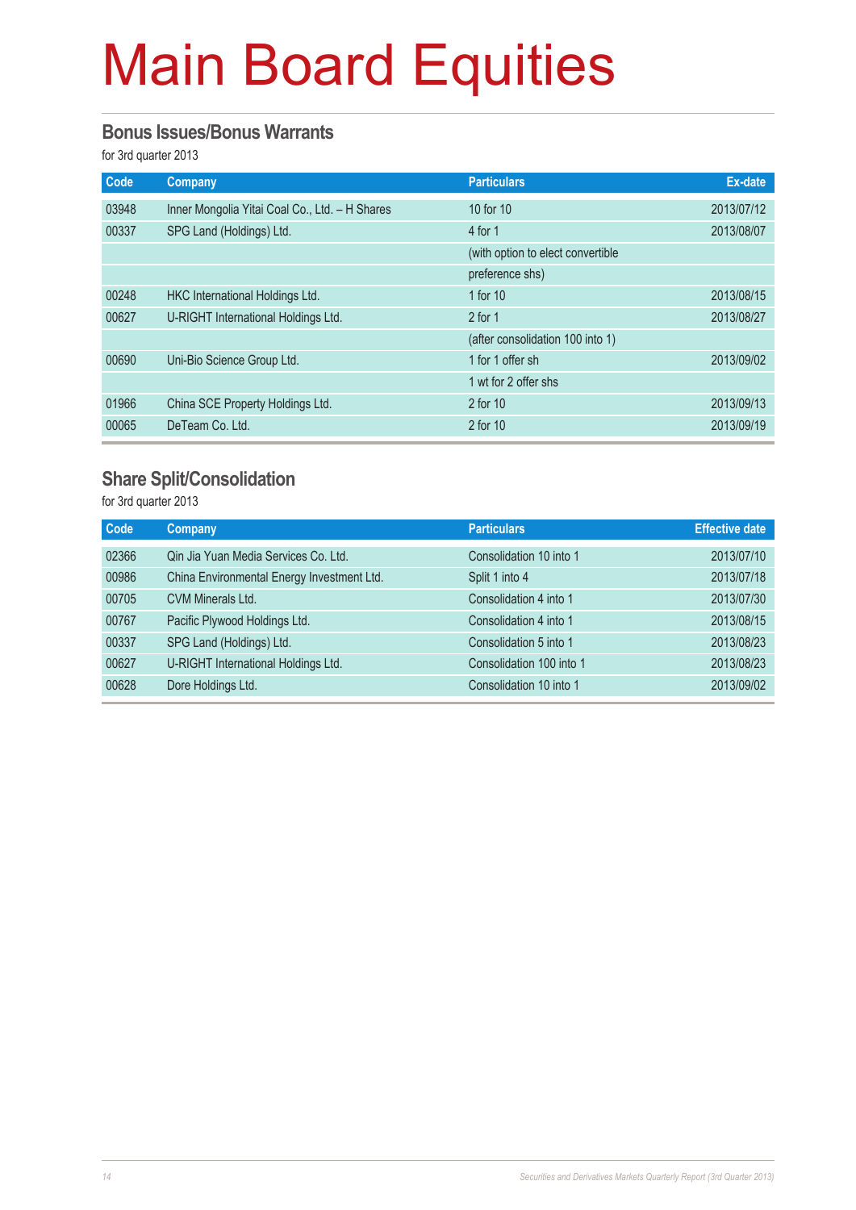# Main Board Equities

## Bonus Issues/Bonus Warrants

for 3rd quarter 2013

| Code | Company | Particulars | Ex-date |
|---|---|---|---|
| 03948 | Inner Mongolia Yitai Coal Co., Ltd. – H Shares | 10 for 10 | 2013/07/12 |
| 00337 | SPG Land (Holdings) Ltd. | 4 for 1 | 2013/08/07 |
| | | (with option to elect convertible | |
| | | preference shs) | |
| 00248 | HKC International Holdings Ltd. | 1 for 10 | 2013/08/15 |
| 00627 | U-RIGHT International Holdings Ltd. | 2 for 1 | 2013/08/27 |
| | | (after consolidation 100 into 1) | |
| 00690 | Uni-Bio Science Group Ltd. | 1 for 1 offer sh | 2013/09/02 |
| | | 1 wt for 2 offer shs | |
| 01966 | China SCE Property Holdings Ltd. | 2 for 10 | 2013/09/13 |
| 00065 | DeTeam Co. Ltd. | 2 for 10 | 2013/09/19 |

## Share Split/Consolidation

for 3rd quarter 2013

| Code | Company | Particulars | Effective date |
|---|---|---|---|
| 02366 | Qin Jia Yuan Media Services Co. Ltd. | Consolidation 10 into 1 | 2013/07/10 |
| 00986 | China Environmental Energy Investment Ltd. | Split 1 into 4 | 2013/07/18 |
| 00705 | CVM Minerals Ltd. | Consolidation 4 into 1 | 2013/07/30 |
| 00767 | Pacific Plywood Holdings Ltd. | Consolidation 4 into 1 | 2013/08/15 |
| 00337 | SPG Land (Holdings) Ltd. | Consolidation 5 into 1 | 2013/08/23 |
| 00627 | U-RIGHT International Holdings Ltd. | Consolidation 100 into 1 | 2013/08/23 |
| 00628 | Dore Holdings Ltd. | Consolidation 10 into 1 | 2013/09/02 |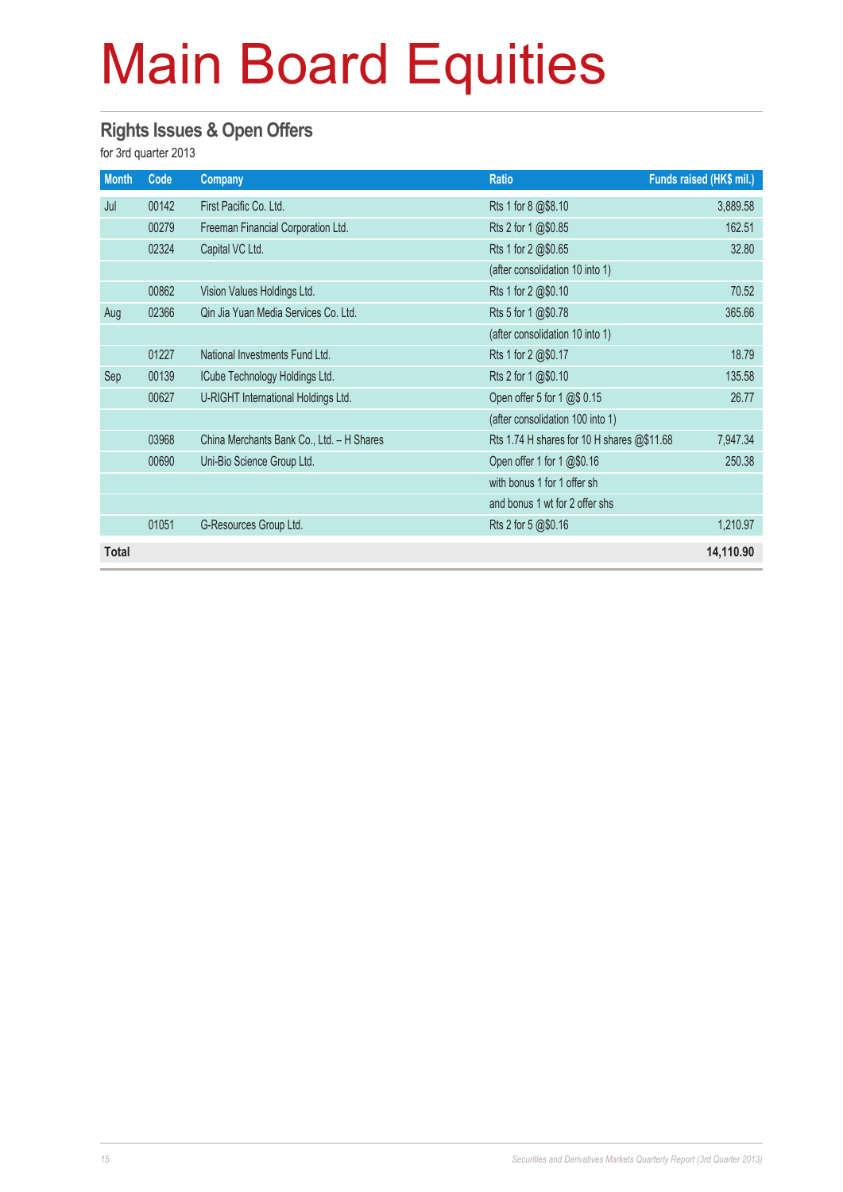# Main Board Equities

## Rights Issues & Open Offers

for 3rd quarter 2013

| Month | Code | Company | Ratio | Funds raised (HK$ mil.) |
|---|---|---|---|---|
| Jul | 00142 | First Pacific Co. Ltd. | Rts 1 for 8 @$8.10 | 3,889.58 |
| | 00279 | Freeman Financial Corporation Ltd. | Rts 2 for 1 @$0.85 | 162.51 |
| | 02324 | Capital VC Ltd. | Rts 1 for 2 @$0.65 | 32.80 |
| | | | (after consolidation 10 into 1) | |
| | 00862 | Vision Values Holdings Ltd. | Rts 1 for 2 @$0.10 | 70.52 |
| Aug | 02366 | Qin Jia Yuan Media Services Co. Ltd. | Rts 5 for 1 @$0.78 | 365.66 |
| | | | (after consolidation 10 into 1) | |
| | 01227 | National Investments Fund Ltd. | Rts 1 for 2 @$0.17 | 18.79 |
| Sep | 00139 | ICube Technology Holdings Ltd. | Rts 2 for 1 @$0.10 | 135.58 |
| | 00627 | U-RIGHT International Holdings Ltd. | Open offer 5 for 1 @$ 0.15 | 26.77 |
| | | | (after consolidation 100 into 1) | |
| | 03968 | China Merchants Bank Co., Ltd. – H Shares | Rts 1.74 H shares for 10 H shares @$11.68 | 7,947.34 |
| | 00690 | Uni-Bio Science Group Ltd. | Open offer 1 for 1 @$0.16 | 250.38 |
| | | | with bonus 1 for 1 offer sh | |
| | | | and bonus 1 wt for 2 offer shs | |
| | 01051 | G-Resources Group Ltd. | Rts 2 for 5 @$0.16 | 1,210.97 |
| **Total** | | | | **14,110.90** |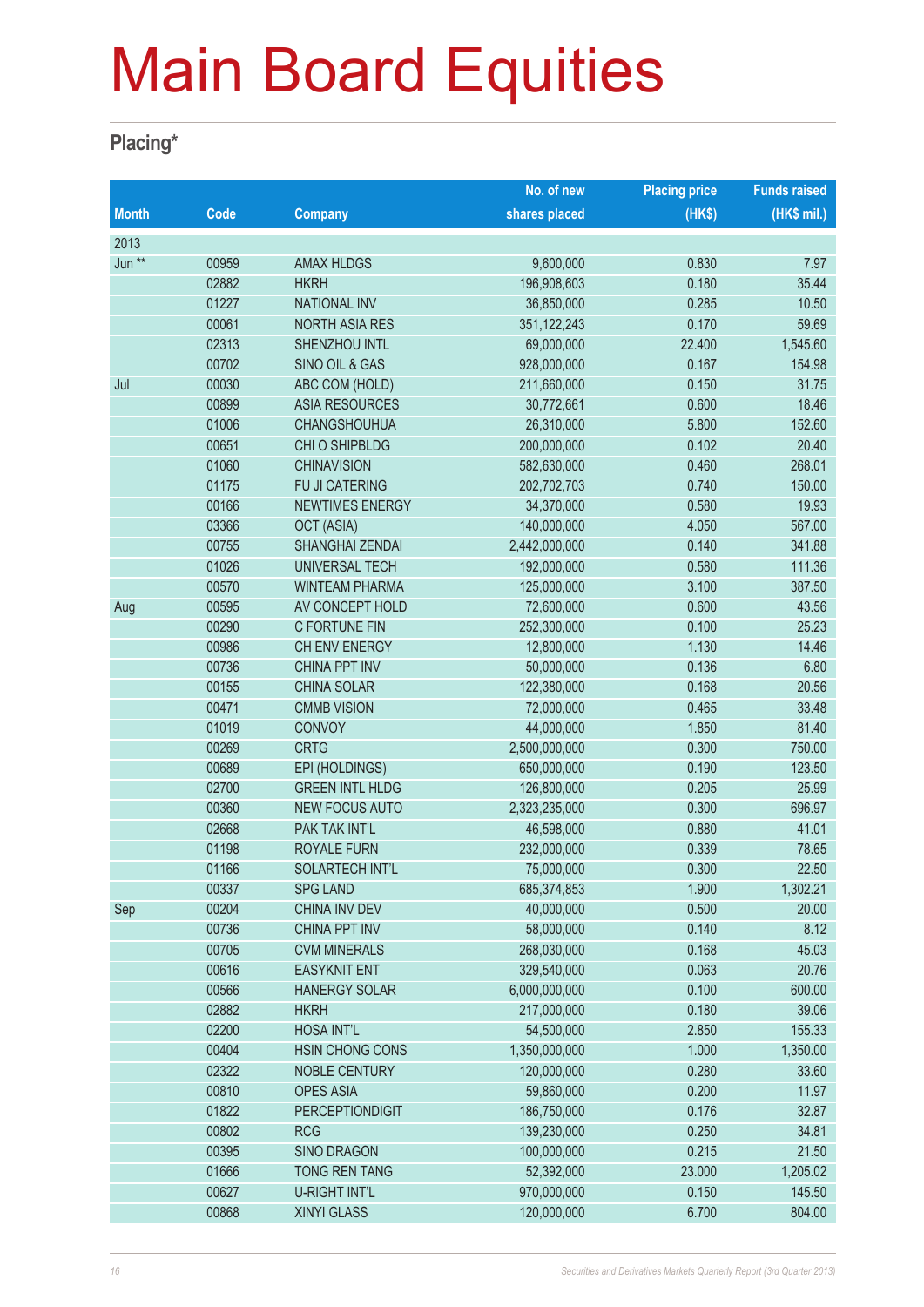# Main Board Equities

## Placing*

| Month | Code | Company | No. of new shares placed | Placing price (HK$) | Funds raised (HK$ mil.) |
|---|---|---|---|---|---|
| 2013 | | | | | |
| Jun ** | 00959 | AMAX HLDGS | 9,600,000 | 0.830 | 7.97 |
| | 02882 | HKRH | 196,908,603 | 0.180 | 35.44 |
| | 01227 | NATIONAL INV | 36,850,000 | 0.285 | 10.50 |
| | 00061 | NORTH ASIA RES | 351,122,243 | 0.170 | 59.69 |
| | 02313 | SHENZHOU INTL | 69,000,000 | 22.400 | 1,545.60 |
| | 00702 | SINO OIL & GAS | 928,000,000 | 0.167 | 154.98 |
| Jul | 00030 | ABC COM (HOLD) | 211,660,000 | 0.150 | 31.75 |
| | 00899 | ASIA RESOURCES | 30,772,661 | 0.600 | 18.46 |
| | 01006 | CHANGSHOUHUA | 26,310,000 | 5.800 | 152.60 |
| | 00651 | CHI O SHIPBLDG | 200,000,000 | 0.102 | 20.40 |
| | 01060 | CHINAVISION | 582,630,000 | 0.460 | 268.01 |
| | 01175 | FU JI CATERING | 202,702,703 | 0.740 | 150.00 |
| | 00166 | NEWTIMES ENERGY | 34,370,000 | 0.580 | 19.93 |
| | 03366 | OCT (ASIA) | 140,000,000 | 4.050 | 567.00 |
| | 00755 | SHANGHAI ZENDAI | 2,442,000,000 | 0.140 | 341.88 |
| | 01026 | UNIVERSAL TECH | 192,000,000 | 0.580 | 111.36 |
| | 00570 | WINTEAM PHARMA | 125,000,000 | 3.100 | 387.50 |
| Aug | 00595 | AV CONCEPT HOLD | 72,600,000 | 0.600 | 43.56 |
| | 00290 | C FORTUNE FIN | 252,300,000 | 0.100 | 25.23 |
| | 00986 | CH ENV ENERGY | 12,800,000 | 1.130 | 14.46 |
| | 00736 | CHINA PPT INV | 50,000,000 | 0.136 | 6.80 |
| | 00155 | CHINA SOLAR | 122,380,000 | 0.168 | 20.56 |
| | 00471 | CMMB VISION | 72,000,000 | 0.465 | 33.48 |
| | 01019 | CONVOY | 44,000,000 | 1.850 | 81.40 |
| | 00269 | CRTG | 2,500,000,000 | 0.300 | 750.00 |
| | 00689 | EPI (HOLDINGS) | 650,000,000 | 0.190 | 123.50 |
| | 02700 | GREEN INTL HLDG | 126,800,000 | 0.205 | 25.99 |
| | 00360 | NEW FOCUS AUTO | 2,323,235,000 | 0.300 | 696.97 |
| | 02668 | PAK TAK INT'L | 46,598,000 | 0.880 | 41.01 |
| | 01198 | ROYALE FURN | 232,000,000 | 0.339 | 78.65 |
| | 01166 | SOLARTECH INT'L | 75,000,000 | 0.300 | 22.50 |
| | 00337 | SPG LAND | 685,374,853 | 1.900 | 1,302.21 |
| Sep | 00204 | CHINA INV DEV | 40,000,000 | 0.500 | 20.00 |
| | 00736 | CHINA PPT INV | 58,000,000 | 0.140 | 8.12 |
| | 00705 | CVM MINERALS | 268,030,000 | 0.168 | 45.03 |
| | 00616 | EASYKNIT ENT | 329,540,000 | 0.063 | 20.76 |
| | 00566 | HANERGY SOLAR | 6,000,000,000 | 0.100 | 600.00 |
| | 02882 | HKRH | 217,000,000 | 0.180 | 39.06 |
| | 02200 | HOSA INT'L | 54,500,000 | 2.850 | 155.33 |
| | 00404 | HSIN CHONG CONS | 1,350,000,000 | 1.000 | 1,350.00 |
| | 02322 | NOBLE CENTURY | 120,000,000 | 0.280 | 33.60 |
| | 00810 | OPES ASIA | 59,860,000 | 0.200 | 11.97 |
| | 01822 | PERCEPTIONDIGIT | 186,750,000 | 0.176 | 32.87 |
| | 00802 | RCG | 139,230,000 | 0.250 | 34.81 |
| | 00395 | SINO DRAGON | 100,000,000 | 0.215 | 21.50 |
| | 01666 | TONG REN TANG | 52,392,000 | 23.000 | 1,205.02 |
| | 00627 | U-RIGHT INT'L | 970,000,000 | 0.150 | 145.50 |
| | 00868 | XINYI GLASS | 120,000,000 | 6.700 | 804.00 |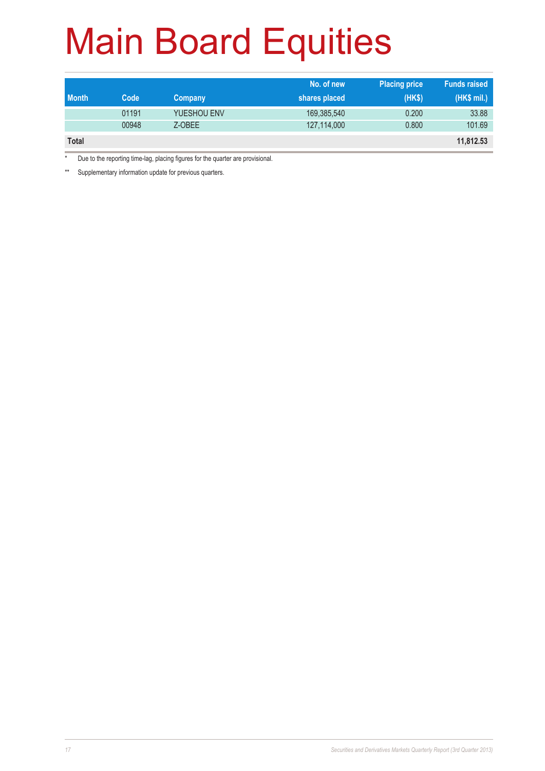# Main Board Equities

| Month | Code | Company | No. of new shares placed | Placing price (HK$) | Funds raised (HK$ mil.) |
|---|---|---|---|---|---|
| | 01191 | YUESHOU ENV | 169,385,540 | 0.200 | 33.88 |
| | 00948 | Z-OBEE | 127,114,000 | 0.800 | 101.69 |
| **Total** | | | | | **11,812.53** |

\* Due to the reporting time-lag, placing figures for the quarter are provisional.

** Supplementary information update for previous quarters.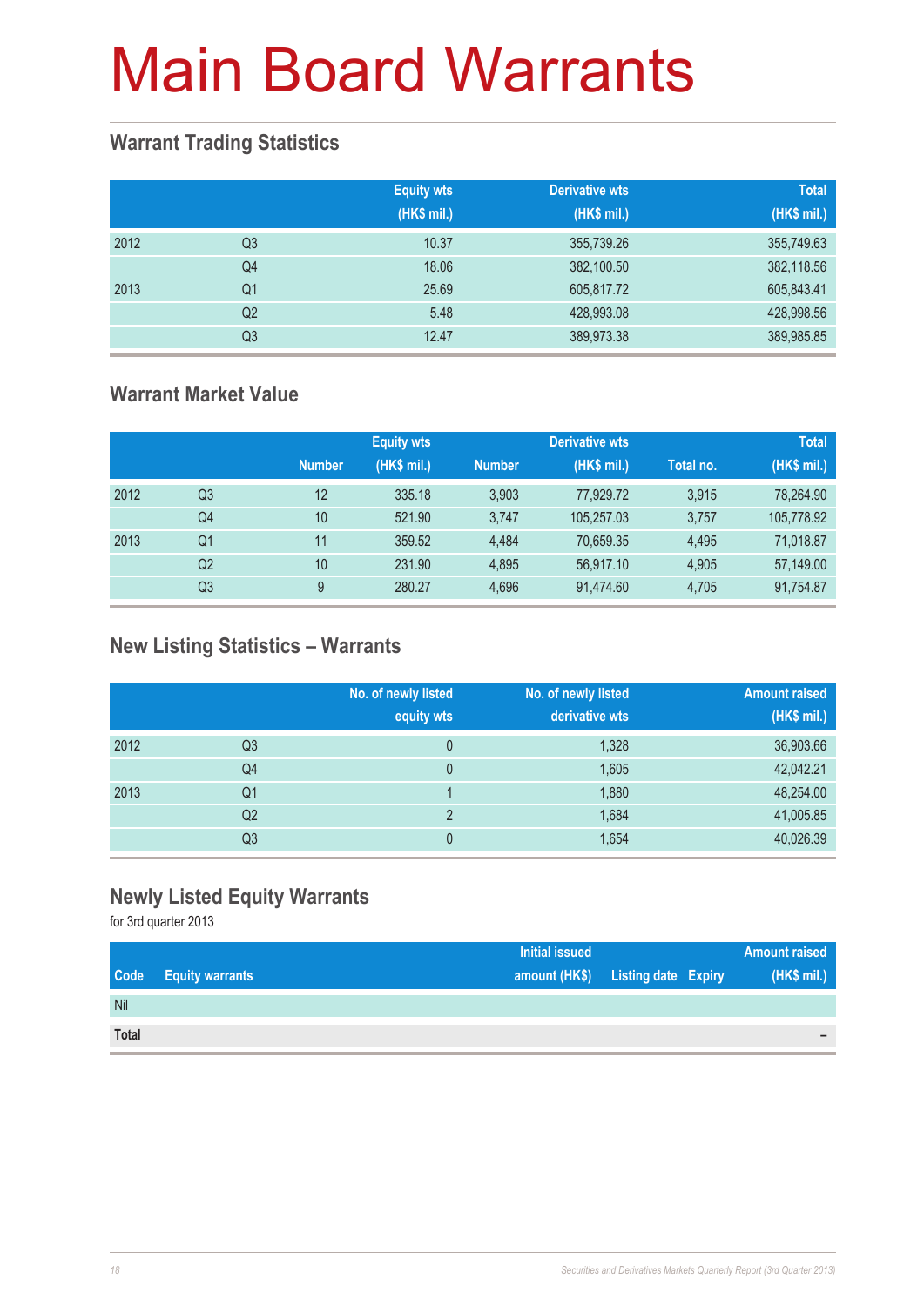# Main Board Warrants

## Warrant Trading Statistics

| | | Equity wts (HK$ mil.) | Derivative wts (HK$ mil.) | Total (HK$ mil.) |
|---|---|---|---|---|
| 2012 | Q3 | 10.37 | 355,739.26 | 355,749.63 |
| | Q4 | 18.06 | 382,100.50 | 382,118.56 |
| 2013 | Q1 | 25.69 | 605,817.72 | 605,843.41 |
| | Q2 | 5.48 | 428,993.08 | 428,998.56 |
| | Q3 | 12.47 | 389,973.38 | 389,985.85 |

## Warrant Market Value

| | | Equity wts | | Derivative wts | | | Total |
|---|---|---|---|---|---|---|---|
| | | Number | (HK$ mil.) | Number | (HK$ mil.) | Total no. | (HK$ mil.) |
| 2012 | Q3 | 12 | 335.18 | 3,903 | 77,929.72 | 3,915 | 78,264.90 |
| | Q4 | 10 | 521.90 | 3,747 | 105,257.03 | 3,757 | 105,778.92 |
| 2013 | Q1 | 11 | 359.52 | 4,484 | 70,659.35 | 4,495 | 71,018.87 |
| | Q2 | 10 | 231.90 | 4,895 | 56,917.10 | 4,905 | 57,149.00 |
| | Q3 | 9 | 280.27 | 4,696 | 91,474.60 | 4,705 | 91,754.87 |

## New Listing Statistics – Warrants

| | | No. of newly listed equity wts | No. of newly listed derivative wts | Amount raised (HK$ mil.) |
|---|---|---|---|---|
| 2012 | Q3 | 0 | 1,328 | 36,903.66 |
| | Q4 | 0 | 1,605 | 42,042.21 |
| 2013 | Q1 | 1 | 1,880 | 48,254.00 |
| | Q2 | 2 | 1,684 | 41,005.85 |
| | Q3 | 0 | 1,654 | 40,026.39 |

## Newly Listed Equity Warrants

for 3rd quarter 2013

| Code | Equity warrants | Initial issued amount (HK$) | Listing date | Expiry | Amount raised (HK$ mil.) |
|---|---|---|---|---|---|
| Nil | | | | | |
| **Total** | | | | | – |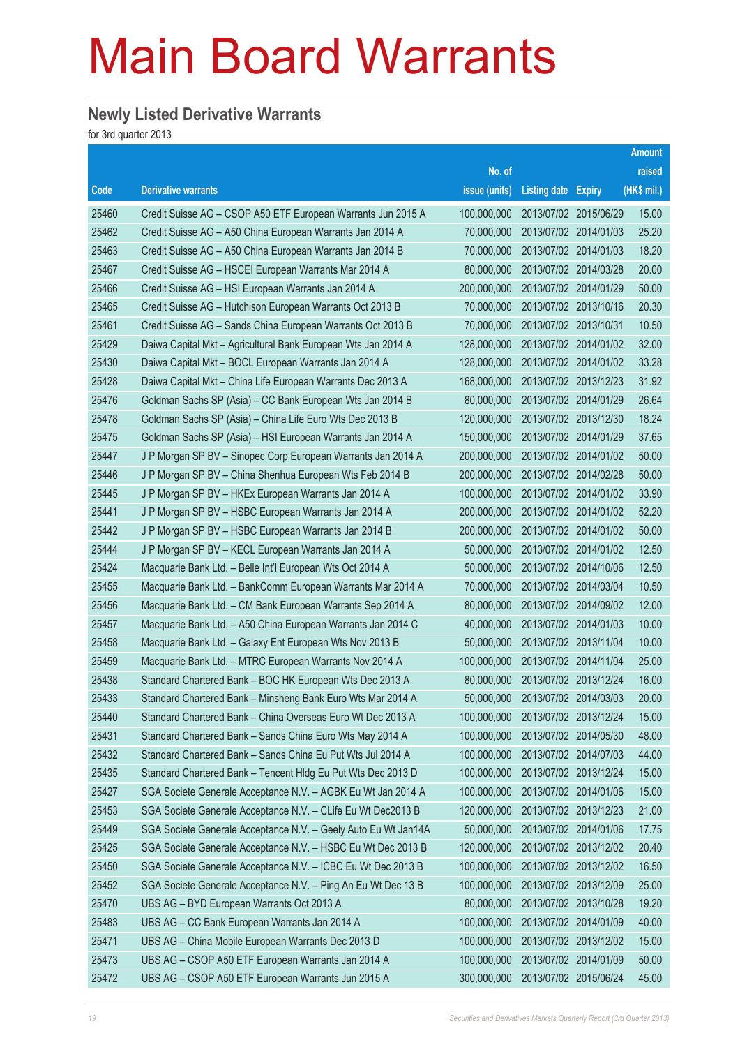# Main Board Warrants

## Newly Listed Derivative Warrants

for 3rd quarter 2013

| Code | Derivative warrants | No. of issue (units) | Listing date | Expiry | Amount raised (HK$ mil.) |
|---|---|---|---|---|---|
| 25460 | Credit Suisse AG – CSOP A50 ETF European Warrants Jun 2015 A | 100,000,000 | 2013/07/02 | 2015/06/29 | 15.00 |
| 25462 | Credit Suisse AG – A50 China European Warrants Jan 2014 A | 70,000,000 | 2013/07/02 | 2014/01/03 | 25.20 |
| 25463 | Credit Suisse AG – A50 China European Warrants Jan 2014 B | 70,000,000 | 2013/07/02 | 2014/01/03 | 18.20 |
| 25467 | Credit Suisse AG – HSCEI European Warrants Mar 2014 A | 80,000,000 | 2013/07/02 | 2014/03/28 | 20.00 |
| 25466 | Credit Suisse AG – HSI European Warrants Jan 2014 A | 200,000,000 | 2013/07/02 | 2014/01/29 | 50.00 |
| 25465 | Credit Suisse AG – Hutchison European Warrants Oct 2013 B | 70,000,000 | 2013/07/02 | 2013/10/16 | 20.30 |
| 25461 | Credit Suisse AG – Sands China European Warrants Oct 2013 B | 70,000,000 | 2013/07/02 | 2013/10/31 | 10.50 |
| 25429 | Daiwa Capital Mkt – Agricultural Bank European Wts Jan 2014 A | 128,000,000 | 2013/07/02 | 2014/01/02 | 32.00 |
| 25430 | Daiwa Capital Mkt – BOCL European Warrants Jan 2014 A | 128,000,000 | 2013/07/02 | 2014/01/02 | 33.28 |
| 25428 | Daiwa Capital Mkt – China Life European Warrants Dec 2013 A | 168,000,000 | 2013/07/02 | 2013/12/23 | 31.92 |
| 25476 | Goldman Sachs SP (Asia) – CC Bank European Wts Jan 2014 B | 80,000,000 | 2013/07/02 | 2014/01/29 | 26.64 |
| 25478 | Goldman Sachs SP (Asia) – China Life Euro Wts Dec 2013 B | 120,000,000 | 2013/07/02 | 2013/12/30 | 18.24 |
| 25475 | Goldman Sachs SP (Asia) – HSI European Warrants Jan 2014 A | 150,000,000 | 2013/07/02 | 2014/01/29 | 37.65 |
| 25447 | J P Morgan SP BV – Sinopec Corp European Warrants Jan 2014 A | 200,000,000 | 2013/07/02 | 2014/01/02 | 50.00 |
| 25446 | J P Morgan SP BV – China Shenhua European Wts Feb 2014 B | 200,000,000 | 2013/07/02 | 2014/02/28 | 50.00 |
| 25445 | J P Morgan SP BV – HKEx European Warrants Jan 2014 A | 100,000,000 | 2013/07/02 | 2014/01/02 | 33.90 |
| 25441 | J P Morgan SP BV – HSBC European Warrants Jan 2014 A | 200,000,000 | 2013/07/02 | 2014/01/02 | 52.20 |
| 25442 | J P Morgan SP BV – HSBC European Warrants Jan 2014 B | 200,000,000 | 2013/07/02 | 2014/01/02 | 50.00 |
| 25444 | J P Morgan SP BV – KECL European Warrants Jan 2014 A | 50,000,000 | 2013/07/02 | 2014/01/02 | 12.50 |
| 25424 | Macquarie Bank Ltd. – Belle Int'l European Wts Oct 2014 A | 50,000,000 | 2013/07/02 | 2014/10/06 | 12.50 |
| 25455 | Macquarie Bank Ltd. – BankComm European Warrants Mar 2014 A | 70,000,000 | 2013/07/02 | 2014/03/04 | 10.50 |
| 25456 | Macquarie Bank Ltd. – CM Bank European Warrants Sep 2014 A | 80,000,000 | 2013/07/02 | 2014/09/02 | 12.00 |
| 25457 | Macquarie Bank Ltd. – A50 China European Warrants Jan 2014 C | 40,000,000 | 2013/07/02 | 2014/01/03 | 10.00 |
| 25458 | Macquarie Bank Ltd. – Galaxy Ent European Wts Nov 2013 B | 50,000,000 | 2013/07/02 | 2013/11/04 | 10.00 |
| 25459 | Macquarie Bank Ltd. – MTRC European Warrants Nov 2014 A | 100,000,000 | 2013/07/02 | 2014/11/04 | 25.00 |
| 25438 | Standard Chartered Bank – BOC HK European Wts Dec 2013 A | 80,000,000 | 2013/07/02 | 2013/12/24 | 16.00 |
| 25433 | Standard Chartered Bank – Minsheng Bank Euro Wts Mar 2014 A | 50,000,000 | 2013/07/02 | 2014/03/03 | 20.00 |
| 25440 | Standard Chartered Bank – China Overseas Euro Wt Dec 2013 A | 100,000,000 | 2013/07/02 | 2013/12/24 | 15.00 |
| 25431 | Standard Chartered Bank – Sands China Euro Wts May 2014 A | 100,000,000 | 2013/07/02 | 2014/05/30 | 48.00 |
| 25432 | Standard Chartered Bank – Sands China Eu Put Wts Jul 2014 A | 100,000,000 | 2013/07/02 | 2014/07/03 | 44.00 |
| 25435 | Standard Chartered Bank – Tencent Hldg Eu Put Wts Dec 2013 D | 100,000,000 | 2013/07/02 | 2013/12/24 | 15.00 |
| 25427 | SGA Societe Generale Acceptance N.V. – AGBK Eu Wt Jan 2014 A | 100,000,000 | 2013/07/02 | 2014/01/06 | 15.00 |
| 25453 | SGA Societe Generale Acceptance N.V. – CLife Eu Wt Dec2013 B | 120,000,000 | 2013/07/02 | 2013/12/23 | 21.00 |
| 25449 | SGA Societe Generale Acceptance N.V. – Geely Auto Eu Wt Jan14A | 50,000,000 | 2013/07/02 | 2014/01/06 | 17.75 |
| 25425 | SGA Societe Generale Acceptance N.V. – HSBC Eu Wt Dec 2013 B | 120,000,000 | 2013/07/02 | 2013/12/02 | 20.40 |
| 25450 | SGA Societe Generale Acceptance N.V. – ICBC Eu Wt Dec 2013 B | 100,000,000 | 2013/07/02 | 2013/12/02 | 16.50 |
| 25452 | SGA Societe Generale Acceptance N.V. – Ping An Eu Wt Dec 13 B | 100,000,000 | 2013/07/02 | 2013/12/09 | 25.00 |
| 25470 | UBS AG – BYD European Warrants Oct 2013 A | 80,000,000 | 2013/07/02 | 2013/10/28 | 19.20 |
| 25483 | UBS AG – CC Bank European Warrants Jan 2014 A | 100,000,000 | 2013/07/02 | 2014/01/09 | 40.00 |
| 25471 | UBS AG – China Mobile European Warrants Dec 2013 D | 100,000,000 | 2013/07/02 | 2013/12/02 | 15.00 |
| 25473 | UBS AG – CSOP A50 ETF European Warrants Jan 2014 A | 100,000,000 | 2013/07/02 | 2014/01/09 | 50.00 |
| 25472 | UBS AG – CSOP A50 ETF European Warrants Jun 2015 A | 300,000,000 | 2013/07/02 | 2015/06/24 | 45.00 |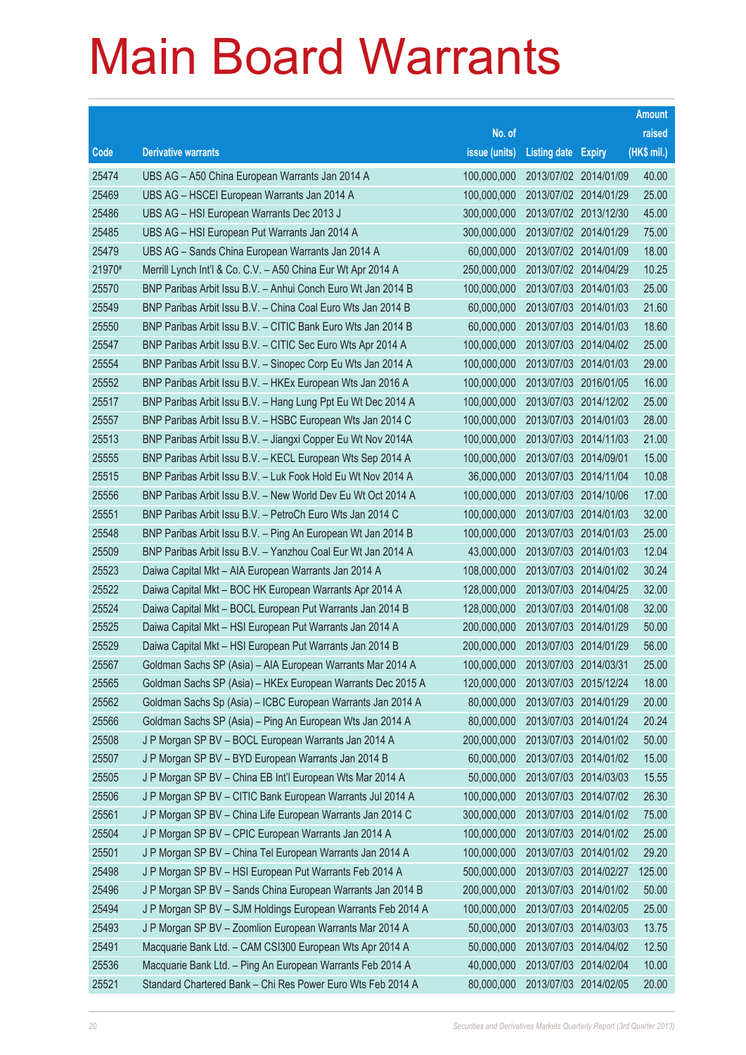# Main Board Warrants

| Code | Derivative warrants | No. of issue (units) | Listing date | Expiry | Amount raised (HK$ mil.) |
|---|---|---|---|---|---|
| 25474 | UBS AG – A50 China European Warrants Jan 2014 A | 100,000,000 | 2013/07/02 | 2014/01/09 | 40.00 |
| 25469 | UBS AG – HSCEI European Warrants Jan 2014 A | 100,000,000 | 2013/07/02 | 2014/01/29 | 25.00 |
| 25486 | UBS AG – HSI European Warrants Dec 2013 J | 300,000,000 | 2013/07/02 | 2013/12/30 | 45.00 |
| 25485 | UBS AG – HSI European Put Warrants Jan 2014 A | 300,000,000 | 2013/07/02 | 2014/01/29 | 75.00 |
| 25479 | UBS AG – Sands China European Warrants Jan 2014 A | 60,000,000 | 2013/07/02 | 2014/01/09 | 18.00 |
| 21970# | Merrill Lynch Int'l & Co. C.V. – A50 China Eur Wt Apr 2014 A | 250,000,000 | 2013/07/02 | 2014/04/29 | 10.25 |
| 25570 | BNP Paribas Arbit Issu B.V. – Anhui Conch Euro Wt Jan 2014 B | 100,000,000 | 2013/07/03 | 2014/01/03 | 25.00 |
| 25549 | BNP Paribas Arbit Issu B.V. – China Coal Euro Wts Jan 2014 B | 60,000,000 | 2013/07/03 | 2014/01/03 | 21.60 |
| 25550 | BNP Paribas Arbit Issu B.V. – CITIC Bank Euro Wts Jan 2014 B | 60,000,000 | 2013/07/03 | 2014/01/03 | 18.60 |
| 25547 | BNP Paribas Arbit Issu B.V. – CITIC Sec Euro Wts Apr 2014 A | 100,000,000 | 2013/07/03 | 2014/04/02 | 25.00 |
| 25554 | BNP Paribas Arbit Issu B.V. – Sinopec Corp Eu Wts Jan 2014 A | 100,000,000 | 2013/07/03 | 2014/01/03 | 29.00 |
| 25552 | BNP Paribas Arbit Issu B.V. – HKEx European Wts Jan 2016 A | 100,000,000 | 2013/07/03 | 2016/01/05 | 16.00 |
| 25517 | BNP Paribas Arbit Issu B.V. – Hang Lung Ppt Eu Wt Dec 2014 A | 100,000,000 | 2013/07/03 | 2014/12/02 | 25.00 |
| 25557 | BNP Paribas Arbit Issu B.V. – HSBC European Wts Jan 2014 C | 100,000,000 | 2013/07/03 | 2014/01/03 | 28.00 |
| 25513 | BNP Paribas Arbit Issu B.V. – Jiangxi Copper Eu Wt Nov 2014A | 100,000,000 | 2013/07/03 | 2014/11/03 | 21.00 |
| 25555 | BNP Paribas Arbit Issu B.V. – KECL European Wts Sep 2014 A | 100,000,000 | 2013/07/03 | 2014/09/01 | 15.00 |
| 25515 | BNP Paribas Arbit Issu B.V. – Luk Fook Hold Eu Wt Nov 2014 A | 36,000,000 | 2013/07/03 | 2014/11/04 | 10.08 |
| 25556 | BNP Paribas Arbit Issu B.V. – New World Dev Eu Wt Oct 2014 A | 100,000,000 | 2013/07/03 | 2014/10/06 | 17.00 |
| 25551 | BNP Paribas Arbit Issu B.V. – PetroCh Euro Wts Jan 2014 C | 100,000,000 | 2013/07/03 | 2014/01/03 | 32.00 |
| 25548 | BNP Paribas Arbit Issu B.V. – Ping An European Wt Jan 2014 B | 100,000,000 | 2013/07/03 | 2014/01/03 | 25.00 |
| 25509 | BNP Paribas Arbit Issu B.V. – Yanzhou Coal Eur Wt Jan 2014 A | 43,000,000 | 2013/07/03 | 2014/01/03 | 12.04 |
| 25523 | Daiwa Capital Mkt – AIA European Warrants Jan 2014 A | 108,000,000 | 2013/07/03 | 2014/01/02 | 30.24 |
| 25522 | Daiwa Capital Mkt – BOC HK European Warrants Apr 2014 A | 128,000,000 | 2013/07/03 | 2014/04/25 | 32.00 |
| 25524 | Daiwa Capital Mkt – BOCL European Put Warrants Jan 2014 B | 128,000,000 | 2013/07/03 | 2014/01/08 | 32.00 |
| 25525 | Daiwa Capital Mkt – HSI European Put Warrants Jan 2014 A | 200,000,000 | 2013/07/03 | 2014/01/29 | 50.00 |
| 25529 | Daiwa Capital Mkt – HSI European Put Warrants Jan 2014 B | 200,000,000 | 2013/07/03 | 2014/01/29 | 56.00 |
| 25567 | Goldman Sachs SP (Asia) – AIA European Warrants Mar 2014 A | 100,000,000 | 2013/07/03 | 2014/03/31 | 25.00 |
| 25565 | Goldman Sachs SP (Asia) – HKEx European Warrants Dec 2015 A | 120,000,000 | 2013/07/03 | 2015/12/24 | 18.00 |
| 25562 | Goldman Sachs Sp (Asia) – ICBC European Warrants Jan 2014 A | 80,000,000 | 2013/07/03 | 2014/01/29 | 20.00 |
| 25566 | Goldman Sachs SP (Asia) – Ping An European Wts Jan 2014 A | 80,000,000 | 2013/07/03 | 2014/01/24 | 20.24 |
| 25508 | J P Morgan SP BV – BOCL European Warrants Jan 2014 A | 200,000,000 | 2013/07/03 | 2014/01/02 | 50.00 |
| 25507 | J P Morgan SP BV – BYD European Warrants Jan 2014 B | 60,000,000 | 2013/07/03 | 2014/01/02 | 15.00 |
| 25505 | J P Morgan SP BV – China EB Int'l European Wts Mar 2014 A | 50,000,000 | 2013/07/03 | 2014/03/03 | 15.55 |
| 25506 | J P Morgan SP BV – CITIC Bank European Warrants Jul 2014 A | 100,000,000 | 2013/07/03 | 2014/07/02 | 26.30 |
| 25561 | J P Morgan SP BV – China Life European Warrants Jan 2014 C | 300,000,000 | 2013/07/03 | 2014/01/02 | 75.00 |
| 25504 | J P Morgan SP BV – CPIC European Warrants Jan 2014 A | 100,000,000 | 2013/07/03 | 2014/01/02 | 25.00 |
| 25501 | J P Morgan SP BV – China Tel European Warrants Jan 2014 A | 100,000,000 | 2013/07/03 | 2014/01/02 | 29.20 |
| 25498 | J P Morgan SP BV – HSI European Put Warrants Feb 2014 A | 500,000,000 | 2013/07/03 | 2014/02/27 | 125.00 |
| 25496 | J P Morgan SP BV – Sands China European Warrants Jan 2014 B | 200,000,000 | 2013/07/03 | 2014/01/02 | 50.00 |
| 25494 | J P Morgan SP BV – SJM Holdings European Warrants Feb 2014 A | 100,000,000 | 2013/07/03 | 2014/02/05 | 25.00 |
| 25493 | J P Morgan SP BV – Zoomlion European Warrants Mar 2014 A | 50,000,000 | 2013/07/03 | 2014/03/03 | 13.75 |
| 25491 | Macquarie Bank Ltd. – CAM CSI300 European Wts Apr 2014 A | 50,000,000 | 2013/07/03 | 2014/04/02 | 12.50 |
| 25536 | Macquarie Bank Ltd. – Ping An European Warrants Feb 2014 A | 40,000,000 | 2013/07/03 | 2014/02/04 | 10.00 |
| 25521 | Standard Chartered Bank – Chi Res Power Euro Wts Feb 2014 A | 80,000,000 | 2013/07/03 | 2014/02/05 | 20.00 |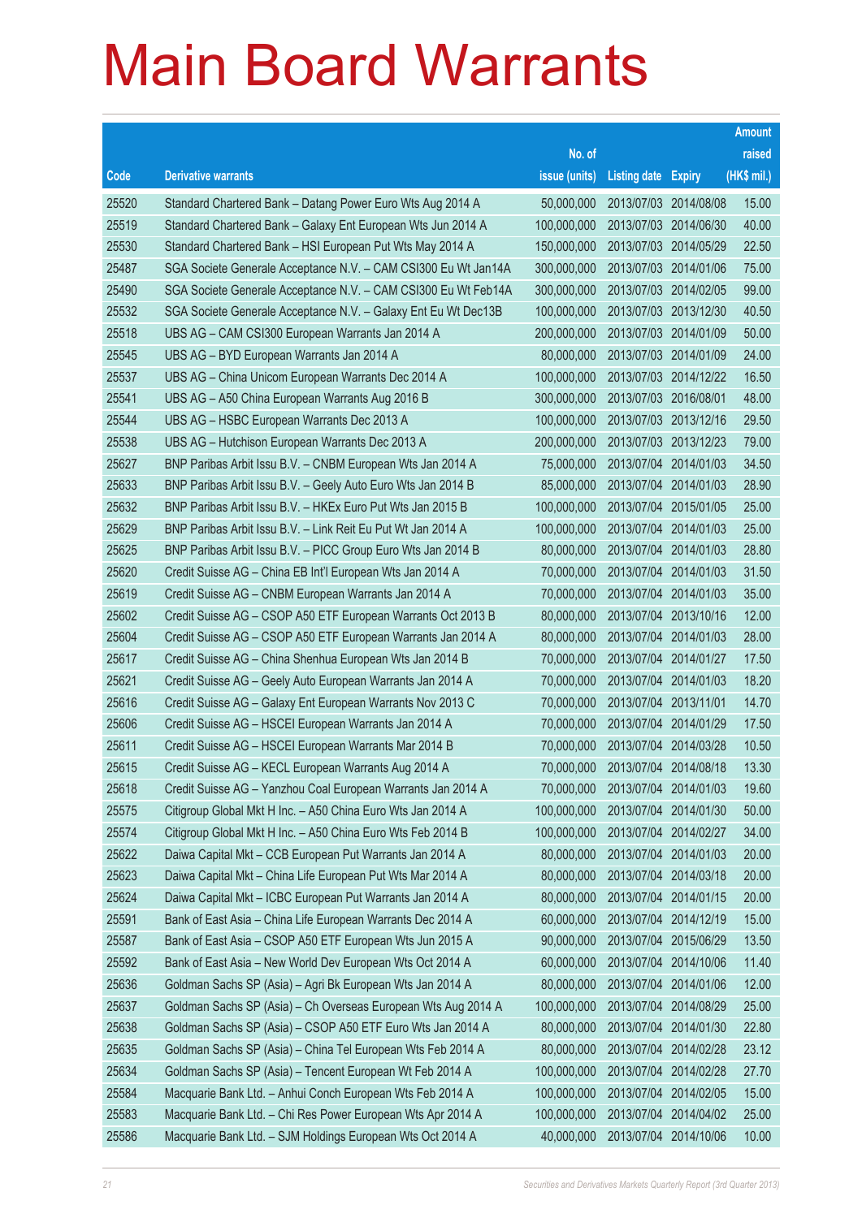# Main Board Warrants

| Code | Derivative warrants | No. of issue (units) | Listing date | Expiry | Amount raised (HK$ mil.) |
|---|---|---|---|---|---|
| 25520 | Standard Chartered Bank – Datang Power Euro Wts Aug 2014 A | 50,000,000 | 2013/07/03 | 2014/08/08 | 15.00 |
| 25519 | Standard Chartered Bank – Galaxy Ent European Wts Jun 2014 A | 100,000,000 | 2013/07/03 | 2014/06/30 | 40.00 |
| 25530 | Standard Chartered Bank – HSI European Put Wts May 2014 A | 150,000,000 | 2013/07/03 | 2014/05/29 | 22.50 |
| 25487 | SGA Societe Generale Acceptance N.V. – CAM CSI300 Eu Wt Jan14A | 300,000,000 | 2013/07/03 | 2014/01/06 | 75.00 |
| 25490 | SGA Societe Generale Acceptance N.V. – CAM CSI300 Eu Wt Feb14A | 300,000,000 | 2013/07/03 | 2014/02/05 | 99.00 |
| 25532 | SGA Societe Generale Acceptance N.V. – Galaxy Ent Eu Wt Dec13B | 100,000,000 | 2013/07/03 | 2013/12/30 | 40.50 |
| 25518 | UBS AG – CAM CSI300 European Warrants Jan 2014 A | 200,000,000 | 2013/07/03 | 2014/01/09 | 50.00 |
| 25545 | UBS AG – BYD European Warrants Jan 2014 A | 80,000,000 | 2013/07/03 | 2014/01/09 | 24.00 |
| 25537 | UBS AG – China Unicom European Warrants Dec 2014 A | 100,000,000 | 2013/07/03 | 2014/12/22 | 16.50 |
| 25541 | UBS AG – A50 China European Warrants Aug 2016 B | 300,000,000 | 2013/07/03 | 2016/08/01 | 48.00 |
| 25544 | UBS AG – HSBC European Warrants Dec 2013 A | 100,000,000 | 2013/07/03 | 2013/12/16 | 29.50 |
| 25538 | UBS AG – Hutchison European Warrants Dec 2013 A | 200,000,000 | 2013/07/03 | 2013/12/23 | 79.00 |
| 25627 | BNP Paribas Arbit Issu B.V. – CNBM European Wts Jan 2014 A | 75,000,000 | 2013/07/04 | 2014/01/03 | 34.50 |
| 25633 | BNP Paribas Arbit Issu B.V. – Geely Auto Euro Wts Jan 2014 B | 85,000,000 | 2013/07/04 | 2014/01/03 | 28.90 |
| 25632 | BNP Paribas Arbit Issu B.V. – HKEx Euro Put Wts Jan 2015 B | 100,000,000 | 2013/07/04 | 2015/01/05 | 25.00 |
| 25629 | BNP Paribas Arbit Issu B.V. – Link Reit Eu Put Wt Jan 2014 A | 100,000,000 | 2013/07/04 | 2014/01/03 | 25.00 |
| 25625 | BNP Paribas Arbit Issu B.V. – PICC Group Euro Wts Jan 2014 B | 80,000,000 | 2013/07/04 | 2014/01/03 | 28.80 |
| 25620 | Credit Suisse AG – China EB Int'l European Wts Jan 2014 A | 70,000,000 | 2013/07/04 | 2014/01/03 | 31.50 |
| 25619 | Credit Suisse AG – CNBM European Warrants Jan 2014 A | 70,000,000 | 2013/07/04 | 2014/01/03 | 35.00 |
| 25602 | Credit Suisse AG – CSOP A50 ETF European Warrants Oct 2013 B | 80,000,000 | 2013/07/04 | 2013/10/16 | 12.00 |
| 25604 | Credit Suisse AG – CSOP A50 ETF European Warrants Jan 2014 A | 80,000,000 | 2013/07/04 | 2014/01/03 | 28.00 |
| 25617 | Credit Suisse AG – China Shenhua European Wts Jan 2014 B | 70,000,000 | 2013/07/04 | 2014/01/27 | 17.50 |
| 25621 | Credit Suisse AG – Geely Auto European Warrants Jan 2014 A | 70,000,000 | 2013/07/04 | 2014/01/03 | 18.20 |
| 25616 | Credit Suisse AG – Galaxy Ent European Warrants Nov 2013 C | 70,000,000 | 2013/07/04 | 2013/11/01 | 14.70 |
| 25606 | Credit Suisse AG – HSCEI European Warrants Jan 2014 A | 70,000,000 | 2013/07/04 | 2014/01/29 | 17.50 |
| 25611 | Credit Suisse AG – HSCEI European Warrants Mar 2014 B | 70,000,000 | 2013/07/04 | 2014/03/28 | 10.50 |
| 25615 | Credit Suisse AG – KECL European Warrants Aug 2014 A | 70,000,000 | 2013/07/04 | 2014/08/18 | 13.30 |
| 25618 | Credit Suisse AG – Yanzhou Coal European Warrants Jan 2014 A | 70,000,000 | 2013/07/04 | 2014/01/03 | 19.60 |
| 25575 | Citigroup Global Mkt H Inc. – A50 China Euro Wts Jan 2014 A | 100,000,000 | 2013/07/04 | 2014/01/30 | 50.00 |
| 25574 | Citigroup Global Mkt H Inc. – A50 China Euro Wts Feb 2014 B | 100,000,000 | 2013/07/04 | 2014/02/27 | 34.00 |
| 25622 | Daiwa Capital Mkt – CCB European Put Warrants Jan 2014 A | 80,000,000 | 2013/07/04 | 2014/01/03 | 20.00 |
| 25623 | Daiwa Capital Mkt – China Life European Put Wts Mar 2014 A | 80,000,000 | 2013/07/04 | 2014/03/18 | 20.00 |
| 25624 | Daiwa Capital Mkt – ICBC European Put Warrants Jan 2014 A | 80,000,000 | 2013/07/04 | 2014/01/15 | 20.00 |
| 25591 | Bank of East Asia – China Life European Warrants Dec 2014 A | 60,000,000 | 2013/07/04 | 2014/12/19 | 15.00 |
| 25587 | Bank of East Asia – CSOP A50 ETF European Wts Jun 2015 A | 90,000,000 | 2013/07/04 | 2015/06/29 | 13.50 |
| 25592 | Bank of East Asia – New World Dev European Wts Oct 2014 A | 60,000,000 | 2013/07/04 | 2014/10/06 | 11.40 |
| 25636 | Goldman Sachs SP (Asia) – Agri Bk European Wts Jan 2014 A | 80,000,000 | 2013/07/04 | 2014/01/06 | 12.00 |
| 25637 | Goldman Sachs SP (Asia) – Ch Overseas European Wts Aug 2014 A | 100,000,000 | 2013/07/04 | 2014/08/29 | 25.00 |
| 25638 | Goldman Sachs SP (Asia) – CSOP A50 ETF Euro Wts Jan 2014 A | 80,000,000 | 2013/07/04 | 2014/01/30 | 22.80 |
| 25635 | Goldman Sachs SP (Asia) – China Tel European Wts Feb 2014 A | 80,000,000 | 2013/07/04 | 2014/02/28 | 23.12 |
| 25634 | Goldman Sachs SP (Asia) – Tencent European Wt Feb 2014 A | 100,000,000 | 2013/07/04 | 2014/02/28 | 27.70 |
| 25584 | Macquarie Bank Ltd. – Anhui Conch European Wts Feb 2014 A | 100,000,000 | 2013/07/04 | 2014/02/05 | 15.00 |
| 25583 | Macquarie Bank Ltd. – Chi Res Power European Wts Apr 2014 A | 100,000,000 | 2013/07/04 | 2014/04/02 | 25.00 |
| 25586 | Macquarie Bank Ltd. – SJM Holdings European Wts Oct 2014 A | 40,000,000 | 2013/07/04 | 2014/10/06 | 10.00 |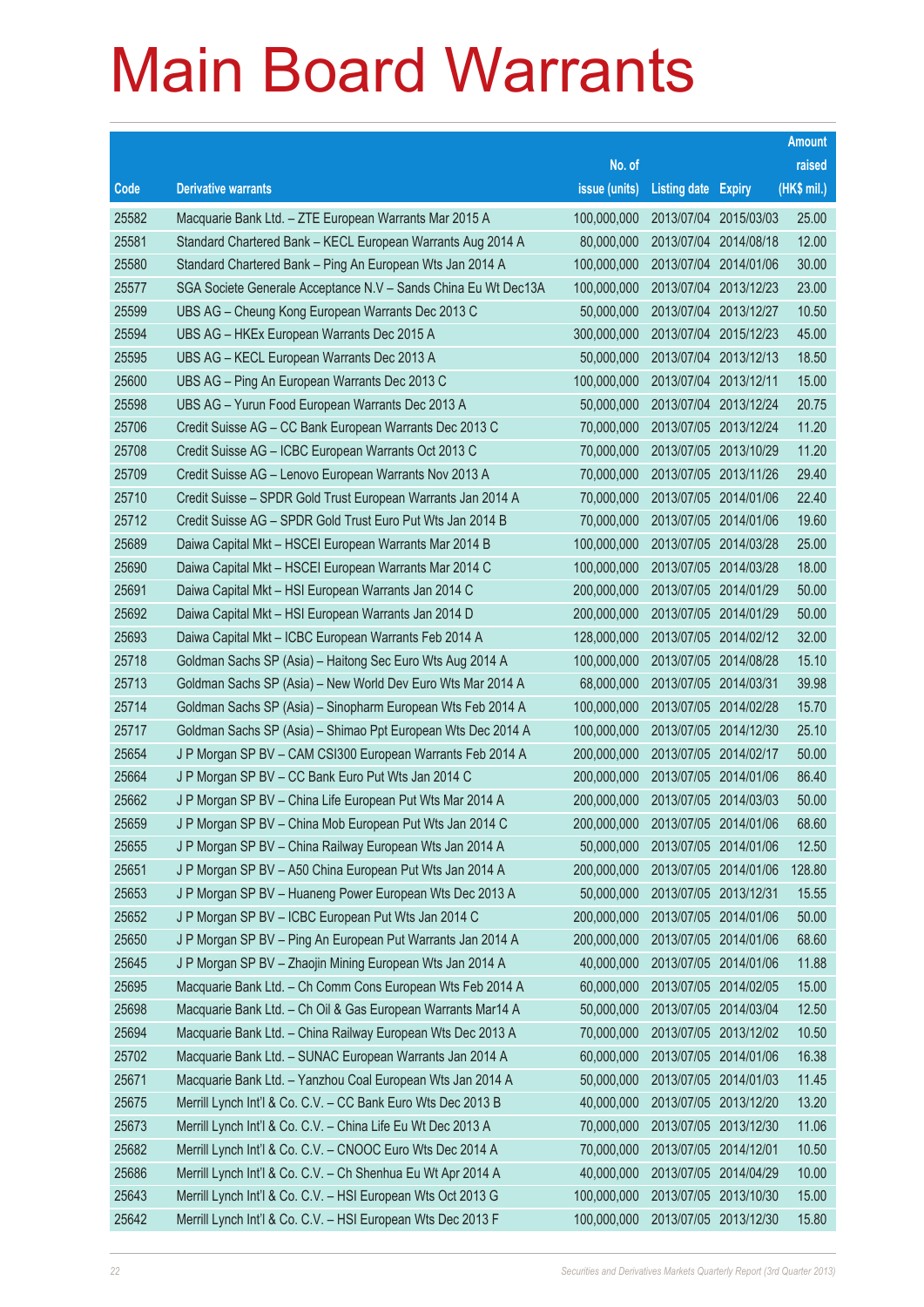# Main Board Warrants

| Code | Derivative warrants | No. of issue (units) | Listing date | Expiry | Amount raised (HK$ mil.) |
|---|---|---|---|---|---|
| 25582 | Macquarie Bank Ltd. – ZTE European Warrants Mar 2015 A | 100,000,000 | 2013/07/04 | 2015/03/03 | 25.00 |
| 25581 | Standard Chartered Bank – KECL European Warrants Aug 2014 A | 80,000,000 | 2013/07/04 | 2014/08/18 | 12.00 |
| 25580 | Standard Chartered Bank – Ping An European Wts Jan 2014 A | 100,000,000 | 2013/07/04 | 2014/01/06 | 30.00 |
| 25577 | SGA Societe Generale Acceptance N.V – Sands China Eu Wt Dec13A | 100,000,000 | 2013/07/04 | 2013/12/23 | 23.00 |
| 25599 | UBS AG – Cheung Kong European Warrants Dec 2013 C | 50,000,000 | 2013/07/04 | 2013/12/27 | 10.50 |
| 25594 | UBS AG – HKEx European Warrants Dec 2015 A | 300,000,000 | 2013/07/04 | 2015/12/23 | 45.00 |
| 25595 | UBS AG – KECL European Warrants Dec 2013 A | 50,000,000 | 2013/07/04 | 2013/12/13 | 18.50 |
| 25600 | UBS AG – Ping An European Warrants Dec 2013 C | 100,000,000 | 2013/07/04 | 2013/12/11 | 15.00 |
| 25598 | UBS AG – Yurun Food European Warrants Dec 2013 A | 50,000,000 | 2013/07/04 | 2013/12/24 | 20.75 |
| 25706 | Credit Suisse AG – CC Bank European Warrants Dec 2013 C | 70,000,000 | 2013/07/05 | 2013/12/24 | 11.20 |
| 25708 | Credit Suisse AG – ICBC European Warrants Oct 2013 C | 70,000,000 | 2013/07/05 | 2013/10/29 | 11.20 |
| 25709 | Credit Suisse AG – Lenovo European Warrants Nov 2013 A | 70,000,000 | 2013/07/05 | 2013/11/26 | 29.40 |
| 25710 | Credit Suisse – SPDR Gold Trust European Warrants Jan 2014 A | 70,000,000 | 2013/07/05 | 2014/01/06 | 22.40 |
| 25712 | Credit Suisse AG – SPDR Gold Trust Euro Put Wts Jan 2014 B | 70,000,000 | 2013/07/05 | 2014/01/06 | 19.60 |
| 25689 | Daiwa Capital Mkt – HSCEI European Warrants Mar 2014 B | 100,000,000 | 2013/07/05 | 2014/03/28 | 25.00 |
| 25690 | Daiwa Capital Mkt – HSCEI European Warrants Mar 2014 C | 100,000,000 | 2013/07/05 | 2014/03/28 | 18.00 |
| 25691 | Daiwa Capital Mkt – HSI European Warrants Jan 2014 C | 200,000,000 | 2013/07/05 | 2014/01/29 | 50.00 |
| 25692 | Daiwa Capital Mkt – HSI European Warrants Jan 2014 D | 200,000,000 | 2013/07/05 | 2014/01/29 | 50.00 |
| 25693 | Daiwa Capital Mkt – ICBC European Warrants Feb 2014 A | 128,000,000 | 2013/07/05 | 2014/02/12 | 32.00 |
| 25718 | Goldman Sachs SP (Asia) – Haitong Sec Euro Wts Aug 2014 A | 100,000,000 | 2013/07/05 | 2014/08/28 | 15.10 |
| 25713 | Goldman Sachs SP (Asia) – New World Dev Euro Wts Mar 2014 A | 68,000,000 | 2013/07/05 | 2014/03/31 | 39.98 |
| 25714 | Goldman Sachs SP (Asia) – Sinopharm European Wts Feb 2014 A | 100,000,000 | 2013/07/05 | 2014/02/28 | 15.70 |
| 25717 | Goldman Sachs SP (Asia) – Shimao Ppt European Wts Dec 2014 A | 100,000,000 | 2013/07/05 | 2014/12/30 | 25.10 |
| 25654 | J P Morgan SP BV – CAM CSI300 European Warrants Feb 2014 A | 200,000,000 | 2013/07/05 | 2014/02/17 | 50.00 |
| 25664 | J P Morgan SP BV – CC Bank Euro Put Wts Jan 2014 C | 200,000,000 | 2013/07/05 | 2014/01/06 | 86.40 |
| 25662 | J P Morgan SP BV – China Life European Put Wts Mar 2014 A | 200,000,000 | 2013/07/05 | 2014/03/03 | 50.00 |
| 25659 | J P Morgan SP BV – China Mob European Put Wts Jan 2014 C | 200,000,000 | 2013/07/05 | 2014/01/06 | 68.60 |
| 25655 | J P Morgan SP BV – China Railway European Wts Jan 2014 A | 50,000,000 | 2013/07/05 | 2014/01/06 | 12.50 |
| 25651 | J P Morgan SP BV – A50 China European Put Wts Jan 2014 A | 200,000,000 | 2013/07/05 | 2014/01/06 | 128.80 |
| 25653 | J P Morgan SP BV – Huaneng Power European Wts Dec 2013 A | 50,000,000 | 2013/07/05 | 2013/12/31 | 15.55 |
| 25652 | J P Morgan SP BV – ICBC European Put Wts Jan 2014 C | 200,000,000 | 2013/07/05 | 2014/01/06 | 50.00 |
| 25650 | J P Morgan SP BV – Ping An European Put Warrants Jan 2014 A | 200,000,000 | 2013/07/05 | 2014/01/06 | 68.60 |
| 25645 | J P Morgan SP BV – Zhaojin Mining European Wts Jan 2014 A | 40,000,000 | 2013/07/05 | 2014/01/06 | 11.88 |
| 25695 | Macquarie Bank Ltd. – Ch Comm Cons European Wts Feb 2014 A | 60,000,000 | 2013/07/05 | 2014/02/05 | 15.00 |
| 25698 | Macquarie Bank Ltd. – Ch Oil & Gas European Warrants Mar14 A | 50,000,000 | 2013/07/05 | 2014/03/04 | 12.50 |
| 25694 | Macquarie Bank Ltd. – China Railway European Wts Dec 2013 A | 70,000,000 | 2013/07/05 | 2013/12/02 | 10.50 |
| 25702 | Macquarie Bank Ltd. – SUNAC European Warrants Jan 2014 A | 60,000,000 | 2013/07/05 | 2014/01/06 | 16.38 |
| 25671 | Macquarie Bank Ltd. – Yanzhou Coal European Wts Jan 2014 A | 50,000,000 | 2013/07/05 | 2014/01/03 | 11.45 |
| 25675 | Merrill Lynch Int'l & Co. C.V. – CC Bank Euro Wts Dec 2013 B | 40,000,000 | 2013/07/05 | 2013/12/20 | 13.20 |
| 25673 | Merrill Lynch Int'l & Co. C.V. – China Life Eu Wt Dec 2013 A | 70,000,000 | 2013/07/05 | 2013/12/30 | 11.06 |
| 25682 | Merrill Lynch Int'l & Co. C.V. – CNOOC Euro Wts Dec 2014 A | 70,000,000 | 2013/07/05 | 2014/12/01 | 10.50 |
| 25686 | Merrill Lynch Int'l & Co. C.V. – Ch Shenhua Eu Wt Apr 2014 A | 40,000,000 | 2013/07/05 | 2014/04/29 | 10.00 |
| 25643 | Merrill Lynch Int'l & Co. C.V. – HSI European Wts Oct 2013 G | 100,000,000 | 2013/07/05 | 2013/10/30 | 15.00 |
| 25642 | Merrill Lynch Int'l & Co. C.V. – HSI European Wts Dec 2013 F | 100,000,000 | 2013/07/05 | 2013/12/30 | 15.80 |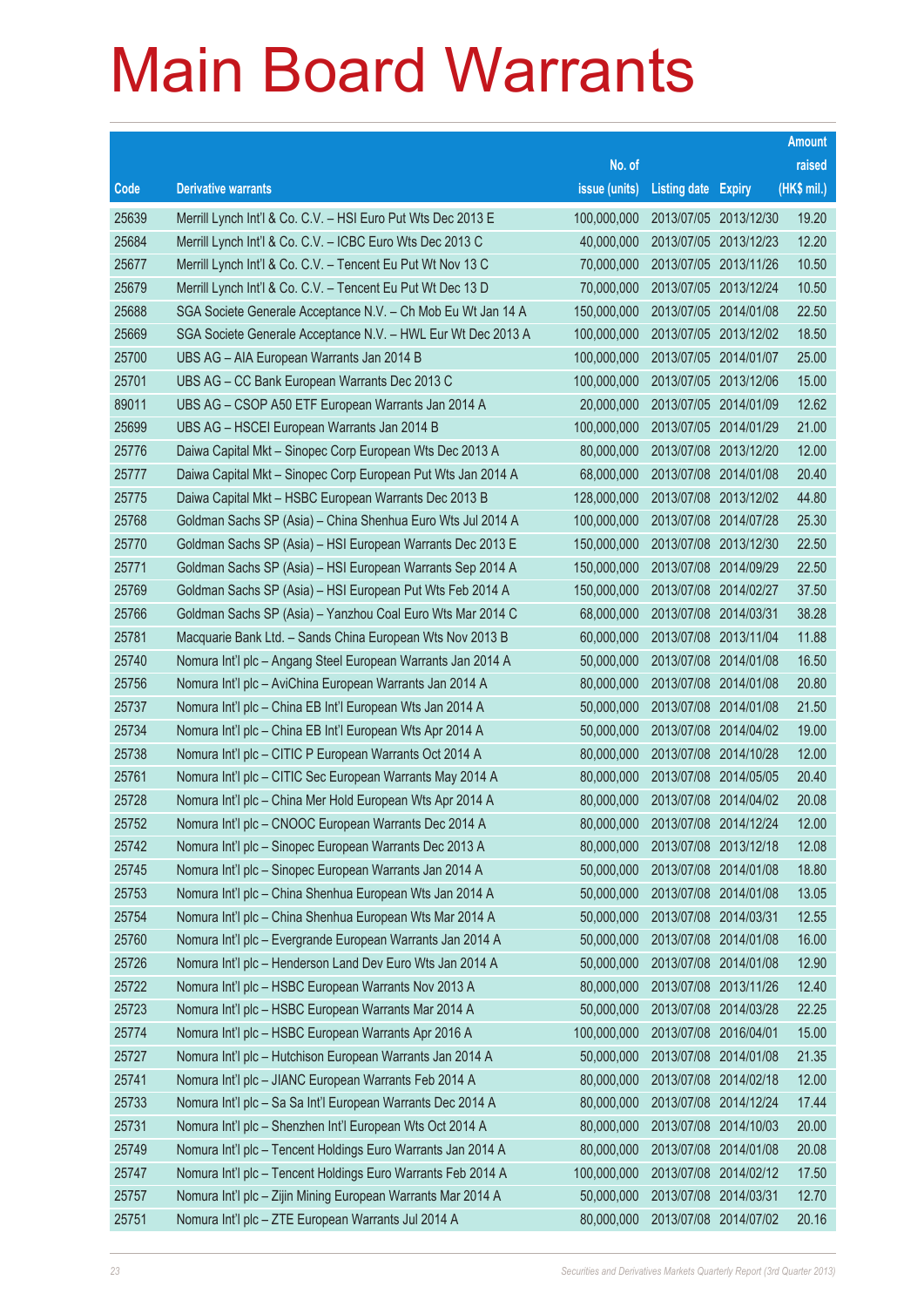# Main Board Warrants

| Code | Derivative warrants | No. of issue (units) | Listing date | Expiry | Amount raised (HK$ mil.) |
|---|---|---|---|---|---|
| 25639 | Merrill Lynch Int'l & Co. C.V. – HSI Euro Put Wts Dec 2013 E | 100,000,000 | 2013/07/05 | 2013/12/30 | 19.20 |
| 25684 | Merrill Lynch Int'l & Co. C.V. – ICBC Euro Wts Dec 2013 C | 40,000,000 | 2013/07/05 | 2013/12/23 | 12.20 |
| 25677 | Merrill Lynch Int'l & Co. C.V. – Tencent Eu Put Wt Nov 13 C | 70,000,000 | 2013/07/05 | 2013/11/26 | 10.50 |
| 25679 | Merrill Lynch Int'l & Co. C.V. – Tencent Eu Put Wt Dec 13 D | 70,000,000 | 2013/07/05 | 2013/12/24 | 10.50 |
| 25688 | SGA Societe Generale Acceptance N.V. – Ch Mob Eu Wt Jan 14 A | 150,000,000 | 2013/07/05 | 2014/01/08 | 22.50 |
| 25669 | SGA Societe Generale Acceptance N.V. – HWL Eur Wt Dec 2013 A | 100,000,000 | 2013/07/05 | 2013/12/02 | 18.50 |
| 25700 | UBS AG – AIA European Warrants Jan 2014 B | 100,000,000 | 2013/07/05 | 2014/01/07 | 25.00 |
| 25701 | UBS AG – CC Bank European Warrants Dec 2013 C | 100,000,000 | 2013/07/05 | 2013/12/06 | 15.00 |
| 89011 | UBS AG – CSOP A50 ETF European Warrants Jan 2014 A | 20,000,000 | 2013/07/05 | 2014/01/09 | 12.62 |
| 25699 | UBS AG – HSCEI European Warrants Jan 2014 B | 100,000,000 | 2013/07/05 | 2014/01/29 | 21.00 |
| 25776 | Daiwa Capital Mkt – Sinopec Corp European Wts Dec 2013 A | 80,000,000 | 2013/07/08 | 2013/12/20 | 12.00 |
| 25777 | Daiwa Capital Mkt – Sinopec Corp European Put Wts Jan 2014 A | 68,000,000 | 2013/07/08 | 2014/01/08 | 20.40 |
| 25775 | Daiwa Capital Mkt – HSBC European Warrants Dec 2013 B | 128,000,000 | 2013/07/08 | 2013/12/02 | 44.80 |
| 25768 | Goldman Sachs SP (Asia) – China Shenhua Euro Wts Jul 2014 A | 100,000,000 | 2013/07/08 | 2014/07/28 | 25.30 |
| 25770 | Goldman Sachs SP (Asia) – HSI European Warrants Dec 2013 E | 150,000,000 | 2013/07/08 | 2013/12/30 | 22.50 |
| 25771 | Goldman Sachs SP (Asia) – HSI European Warrants Sep 2014 A | 150,000,000 | 2013/07/08 | 2014/09/29 | 22.50 |
| 25769 | Goldman Sachs SP (Asia) – HSI European Put Wts Feb 2014 A | 150,000,000 | 2013/07/08 | 2014/02/27 | 37.50 |
| 25766 | Goldman Sachs SP (Asia) – Yanzhou Coal Euro Wts Mar 2014 C | 68,000,000 | 2013/07/08 | 2014/03/31 | 38.28 |
| 25781 | Macquarie Bank Ltd. – Sands China European Wts Nov 2013 B | 60,000,000 | 2013/07/08 | 2013/11/04 | 11.88 |
| 25740 | Nomura Int'l plc – Angang Steel European Warrants Jan 2014 A | 50,000,000 | 2013/07/08 | 2014/01/08 | 16.50 |
| 25756 | Nomura Int'l plc – AviChina European Warrants Jan 2014 A | 80,000,000 | 2013/07/08 | 2014/01/08 | 20.80 |
| 25737 | Nomura Int'l plc – China EB Int'l European Wts Jan 2014 A | 50,000,000 | 2013/07/08 | 2014/01/08 | 21.50 |
| 25734 | Nomura Int'l plc – China EB Int'l European Wts Apr 2014 A | 50,000,000 | 2013/07/08 | 2014/04/02 | 19.00 |
| 25738 | Nomura Int'l plc – CITIC P European Warrants Oct 2014 A | 80,000,000 | 2013/07/08 | 2014/10/28 | 12.00 |
| 25761 | Nomura Int'l plc – CITIC Sec European Warrants May 2014 A | 80,000,000 | 2013/07/08 | 2014/05/05 | 20.40 |
| 25728 | Nomura Int'l plc – China Mer Hold European Wts Apr 2014 A | 80,000,000 | 2013/07/08 | 2014/04/02 | 20.08 |
| 25752 | Nomura Int'l plc – CNOOC European Warrants Dec 2014 A | 80,000,000 | 2013/07/08 | 2014/12/24 | 12.00 |
| 25742 | Nomura Int'l plc – Sinopec European Warrants Dec 2013 A | 80,000,000 | 2013/07/08 | 2013/12/18 | 12.08 |
| 25745 | Nomura Int'l plc – Sinopec European Warrants Jan 2014 A | 50,000,000 | 2013/07/08 | 2014/01/08 | 18.80 |
| 25753 | Nomura Int'l plc – China Shenhua European Wts Jan 2014 A | 50,000,000 | 2013/07/08 | 2014/01/08 | 13.05 |
| 25754 | Nomura Int'l plc – China Shenhua European Wts Mar 2014 A | 50,000,000 | 2013/07/08 | 2014/03/31 | 12.55 |
| 25760 | Nomura Int'l plc – Evergrande European Warrants Jan 2014 A | 50,000,000 | 2013/07/08 | 2014/01/08 | 16.00 |
| 25726 | Nomura Int'l plc – Henderson Land Dev Euro Wts Jan 2014 A | 50,000,000 | 2013/07/08 | 2014/01/08 | 12.90 |
| 25722 | Nomura Int'l plc – HSBC European Warrants Nov 2013 A | 80,000,000 | 2013/07/08 | 2013/11/26 | 12.40 |
| 25723 | Nomura Int'l plc – HSBC European Warrants Mar 2014 A | 50,000,000 | 2013/07/08 | 2014/03/28 | 22.25 |
| 25774 | Nomura Int'l plc – HSBC European Warrants Apr 2016 A | 100,000,000 | 2013/07/08 | 2016/04/01 | 15.00 |
| 25727 | Nomura Int'l plc – Hutchison European Warrants Jan 2014 A | 50,000,000 | 2013/07/08 | 2014/01/08 | 21.35 |
| 25741 | Nomura Int'l plc – JIANC European Warrants Feb 2014 A | 80,000,000 | 2013/07/08 | 2014/02/18 | 12.00 |
| 25733 | Nomura Int'l plc – Sa Sa Int'l European Warrants Dec 2014 A | 80,000,000 | 2013/07/08 | 2014/12/24 | 17.44 |
| 25731 | Nomura Int'l plc – Shenzhen Int'l European Wts Oct 2014 A | 80,000,000 | 2013/07/08 | 2014/10/03 | 20.00 |
| 25749 | Nomura Int'l plc – Tencent Holdings Euro Warrants Jan 2014 A | 80,000,000 | 2013/07/08 | 2014/01/08 | 20.08 |
| 25747 | Nomura Int'l plc – Tencent Holdings Euro Warrants Feb 2014 A | 100,000,000 | 2013/07/08 | 2014/02/12 | 17.50 |
| 25757 | Nomura Int'l plc – Zijin Mining European Warrants Mar 2014 A | 50,000,000 | 2013/07/08 | 2014/03/31 | 12.70 |
| 25751 | Nomura Int'l plc – ZTE European Warrants Jul 2014 A | 80,000,000 | 2013/07/08 | 2014/07/02 | 20.16 |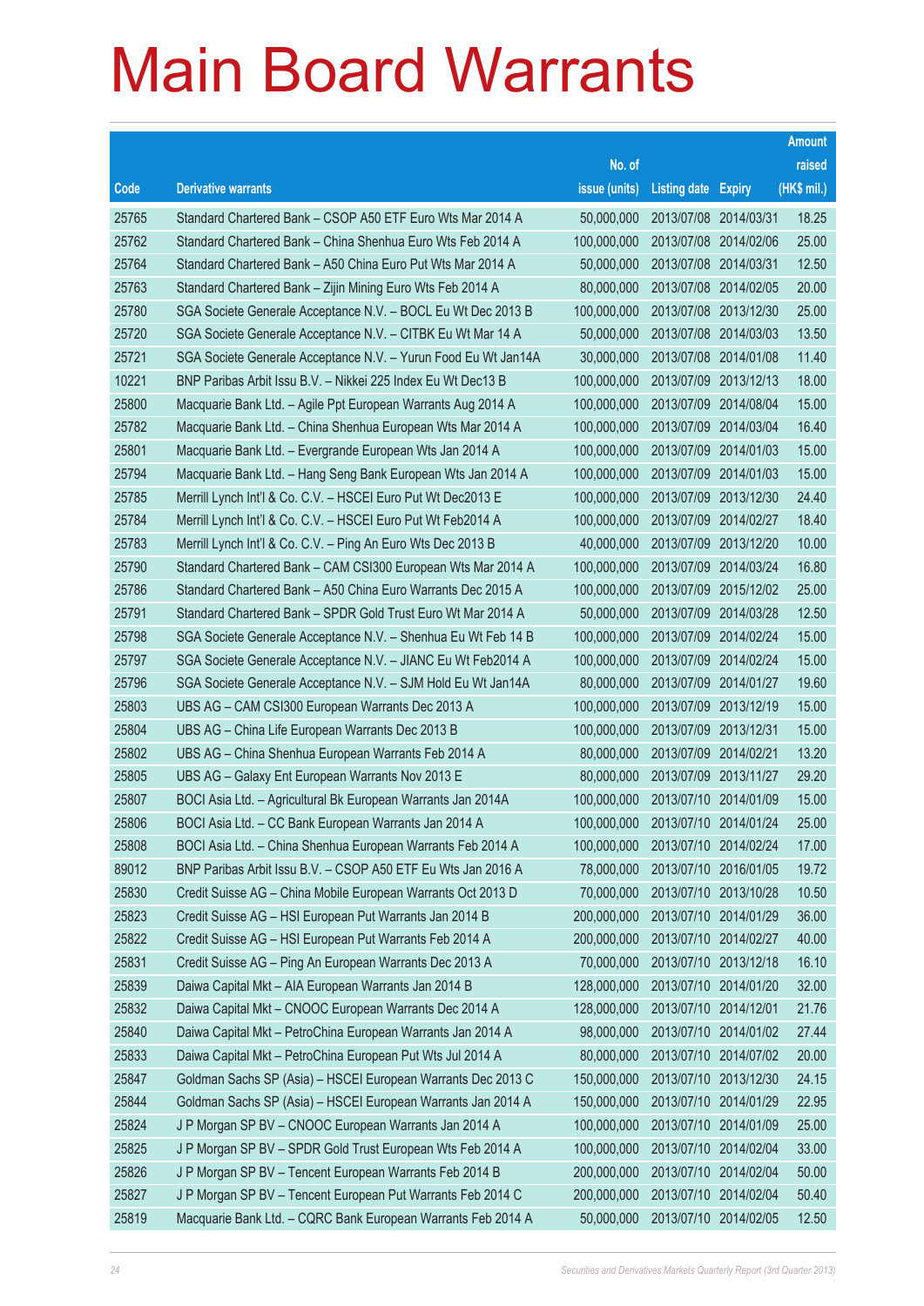# Main Board Warrants

| Code | Derivative warrants | No. of issue (units) | Listing date | Expiry | Amount raised (HK$ mil.) |
|---|---|---|---|---|---|
| 25765 | Standard Chartered Bank – CSOP A50 ETF Euro Wts Mar 2014 A | 50,000,000 | 2013/07/08 | 2014/03/31 | 18.25 |
| 25762 | Standard Chartered Bank – China Shenhua Euro Wts Feb 2014 A | 100,000,000 | 2013/07/08 | 2014/02/06 | 25.00 |
| 25764 | Standard Chartered Bank – A50 China Euro Put Wts Mar 2014 A | 50,000,000 | 2013/07/08 | 2014/03/31 | 12.50 |
| 25763 | Standard Chartered Bank – Zijin Mining Euro Wts Feb 2014 A | 80,000,000 | 2013/07/08 | 2014/02/05 | 20.00 |
| 25780 | SGA Societe Generale Acceptance N.V. – BOCL Eu Wt Dec 2013 B | 100,000,000 | 2013/07/08 | 2013/12/30 | 25.00 |
| 25720 | SGA Societe Generale Acceptance N.V. – CITBK Eu Wt Mar 14 A | 50,000,000 | 2013/07/08 | 2014/03/03 | 13.50 |
| 25721 | SGA Societe Generale Acceptance N.V. – Yurun Food Eu Wt Jan14A | 30,000,000 | 2013/07/08 | 2014/01/08 | 11.40 |
| 10221 | BNP Paribas Arbit Issu B.V. – Nikkei 225 Index Eu Wt Dec13 B | 100,000,000 | 2013/07/09 | 2013/12/13 | 18.00 |
| 25800 | Macquarie Bank Ltd. – Agile Ppt European Warrants Aug 2014 A | 100,000,000 | 2013/07/09 | 2014/08/04 | 15.00 |
| 25782 | Macquarie Bank Ltd. – China Shenhua European Wts Mar 2014 A | 100,000,000 | 2013/07/09 | 2014/03/04 | 16.40 |
| 25801 | Macquarie Bank Ltd. – Evergrande European Wts Jan 2014 A | 100,000,000 | 2013/07/09 | 2014/01/03 | 15.00 |
| 25794 | Macquarie Bank Ltd. – Hang Seng Bank European Wts Jan 2014 A | 100,000,000 | 2013/07/09 | 2014/01/03 | 15.00 |
| 25785 | Merrill Lynch Int'l & Co. C.V. – HSCEI Euro Put Wt Dec2013 E | 100,000,000 | 2013/07/09 | 2013/12/30 | 24.40 |
| 25784 | Merrill Lynch Int'l & Co. C.V. – HSCEI Euro Put Wt Feb2014 A | 100,000,000 | 2013/07/09 | 2014/02/27 | 18.40 |
| 25783 | Merrill Lynch Int'l & Co. C.V. – Ping An Euro Wts Dec 2013 B | 40,000,000 | 2013/07/09 | 2013/12/20 | 10.00 |
| 25790 | Standard Chartered Bank – CAM CSI300 European Wts Mar 2014 A | 100,000,000 | 2013/07/09 | 2014/03/24 | 16.80 |
| 25786 | Standard Chartered Bank – A50 China Euro Warrants Dec 2015 A | 100,000,000 | 2013/07/09 | 2015/12/02 | 25.00 |
| 25791 | Standard Chartered Bank – SPDR Gold Trust Euro Wt Mar 2014 A | 50,000,000 | 2013/07/09 | 2014/03/28 | 12.50 |
| 25798 | SGA Societe Generale Acceptance N.V. – Shenhua Eu Wt Feb 14 B | 100,000,000 | 2013/07/09 | 2014/02/24 | 15.00 |
| 25797 | SGA Societe Generale Acceptance N.V. – JIANC Eu Wt Feb2014 A | 100,000,000 | 2013/07/09 | 2014/02/24 | 15.00 |
| 25796 | SGA Societe Generale Acceptance N.V. – SJM Hold Eu Wt Jan14A | 80,000,000 | 2013/07/09 | 2014/01/27 | 19.60 |
| 25803 | UBS AG – CAM CSI300 European Warrants Dec 2013 A | 100,000,000 | 2013/07/09 | 2013/12/19 | 15.00 |
| 25804 | UBS AG – China Life European Warrants Dec 2013 B | 100,000,000 | 2013/07/09 | 2013/12/31 | 15.00 |
| 25802 | UBS AG – China Shenhua European Warrants Feb 2014 A | 80,000,000 | 2013/07/09 | 2014/02/21 | 13.20 |
| 25805 | UBS AG – Galaxy Ent European Warrants Nov 2013 E | 80,000,000 | 2013/07/09 | 2013/11/27 | 29.20 |
| 25807 | BOCI Asia Ltd. – Agricultural Bk European Warrants Jan 2014A | 100,000,000 | 2013/07/10 | 2014/01/09 | 15.00 |
| 25806 | BOCI Asia Ltd. – CC Bank European Warrants Jan 2014 A | 100,000,000 | 2013/07/10 | 2014/01/24 | 25.00 |
| 25808 | BOCI Asia Ltd. – China Shenhua European Warrants Feb 2014 A | 100,000,000 | 2013/07/10 | 2014/02/24 | 17.00 |
| 89012 | BNP Paribas Arbit Issu B.V. – CSOP A50 ETF Eu Wts Jan 2016 A | 78,000,000 | 2013/07/10 | 2016/01/05 | 19.72 |
| 25830 | Credit Suisse AG – China Mobile European Warrants Oct 2013 D | 70,000,000 | 2013/07/10 | 2013/10/28 | 10.50 |
| 25823 | Credit Suisse AG – HSI European Put Warrants Jan 2014 B | 200,000,000 | 2013/07/10 | 2014/01/29 | 36.00 |
| 25822 | Credit Suisse AG – HSI European Put Warrants Feb 2014 A | 200,000,000 | 2013/07/10 | 2014/02/27 | 40.00 |
| 25831 | Credit Suisse AG – Ping An European Warrants Dec 2013 A | 70,000,000 | 2013/07/10 | 2013/12/18 | 16.10 |
| 25839 | Daiwa Capital Mkt – AIA European Warrants Jan 2014 B | 128,000,000 | 2013/07/10 | 2014/01/20 | 32.00 |
| 25832 | Daiwa Capital Mkt – CNOOC European Warrants Dec 2014 A | 128,000,000 | 2013/07/10 | 2014/12/01 | 21.76 |
| 25840 | Daiwa Capital Mkt – PetroChina European Warrants Jan 2014 A | 98,000,000 | 2013/07/10 | 2014/01/02 | 27.44 |
| 25833 | Daiwa Capital Mkt – PetroChina European Put Wts Jul 2014 A | 80,000,000 | 2013/07/10 | 2014/07/02 | 20.00 |
| 25847 | Goldman Sachs SP (Asia) – HSCEI European Warrants Dec 2013 C | 150,000,000 | 2013/07/10 | 2013/12/30 | 24.15 |
| 25844 | Goldman Sachs SP (Asia) – HSCEI European Warrants Jan 2014 A | 150,000,000 | 2013/07/10 | 2014/01/29 | 22.95 |
| 25824 | J P Morgan SP BV – CNOOC European Warrants Jan 2014 A | 100,000,000 | 2013/07/10 | 2014/01/09 | 25.00 |
| 25825 | J P Morgan SP BV – SPDR Gold Trust European Wts Feb 2014 A | 100,000,000 | 2013/07/10 | 2014/02/04 | 33.00 |
| 25826 | J P Morgan SP BV – Tencent European Warrants Feb 2014 B | 200,000,000 | 2013/07/10 | 2014/02/04 | 50.00 |
| 25827 | J P Morgan SP BV – Tencent European Put Warrants Feb 2014 C | 200,000,000 | 2013/07/10 | 2014/02/04 | 50.40 |
| 25819 | Macquarie Bank Ltd. – CQRC Bank European Warrants Feb 2014 A | 50,000,000 | 2013/07/10 | 2014/02/05 | 12.50 |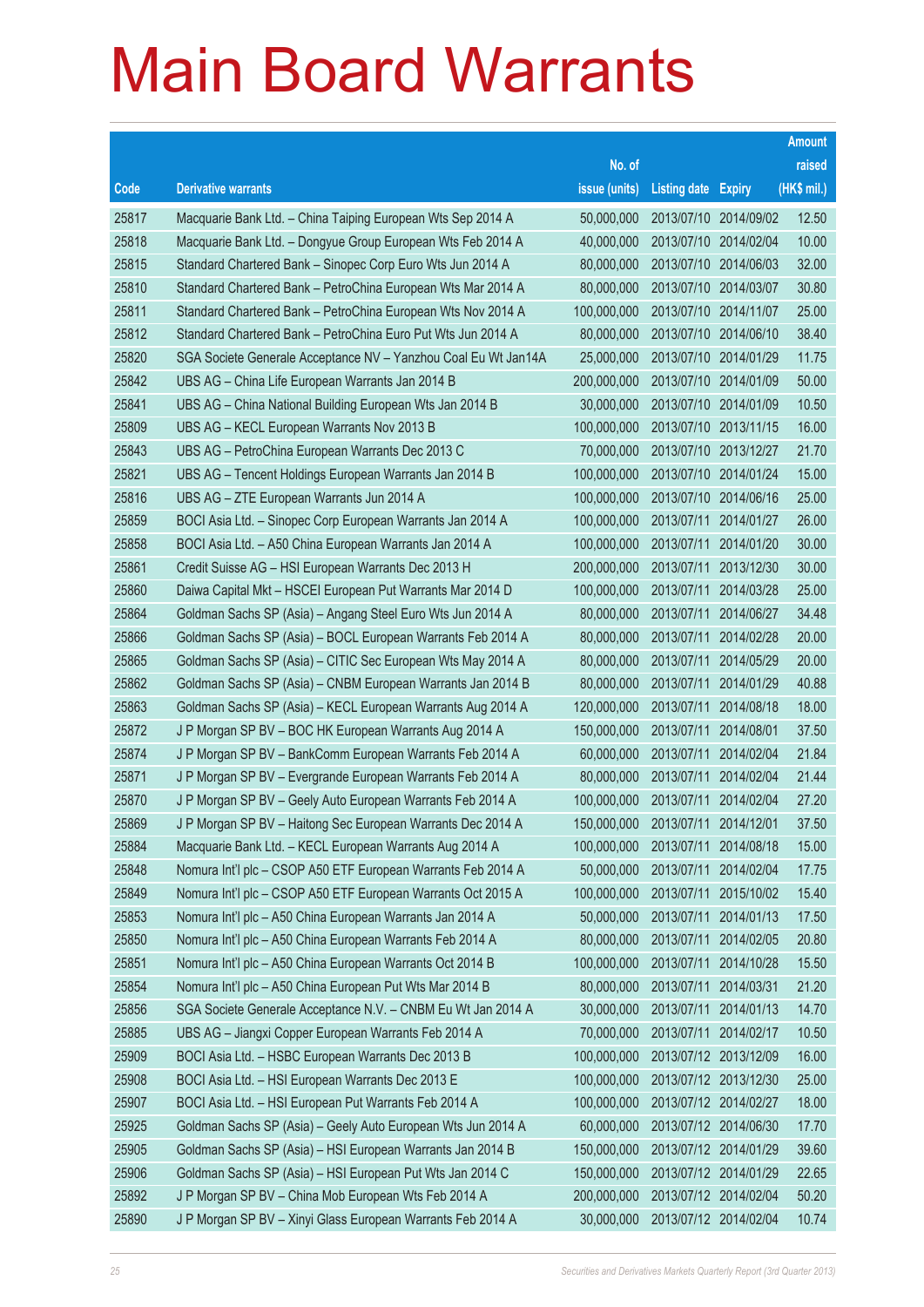# Main Board Warrants

| Code | Derivative warrants | No. of issue (units) | Listing date | Expiry | Amount raised (HK$ mil.) |
|---|---|---|---|---|---|
| 25817 | Macquarie Bank Ltd. – China Taiping European Wts Sep 2014 A | 50,000,000 | 2013/07/10 | 2014/09/02 | 12.50 |
| 25818 | Macquarie Bank Ltd. – Dongyue Group European Wts Feb 2014 A | 40,000,000 | 2013/07/10 | 2014/02/04 | 10.00 |
| 25815 | Standard Chartered Bank – Sinopec Corp Euro Wts Jun 2014 A | 80,000,000 | 2013/07/10 | 2014/06/03 | 32.00 |
| 25810 | Standard Chartered Bank – PetroChina European Wts Mar 2014 A | 80,000,000 | 2013/07/10 | 2014/03/07 | 30.80 |
| 25811 | Standard Chartered Bank – PetroChina European Wts Nov 2014 A | 100,000,000 | 2013/07/10 | 2014/11/07 | 25.00 |
| 25812 | Standard Chartered Bank – PetroChina Euro Put Wts Jun 2014 A | 80,000,000 | 2013/07/10 | 2014/06/10 | 38.40 |
| 25820 | SGA Societe Generale Acceptance NV – Yanzhou Coal Eu Wt Jan14A | 25,000,000 | 2013/07/10 | 2014/01/29 | 11.75 |
| 25842 | UBS AG – China Life European Warrants Jan 2014 B | 200,000,000 | 2013/07/10 | 2014/01/09 | 50.00 |
| 25841 | UBS AG – China National Building European Wts Jan 2014 B | 30,000,000 | 2013/07/10 | 2014/01/09 | 10.50 |
| 25809 | UBS AG – KECL European Warrants Nov 2013 B | 100,000,000 | 2013/07/10 | 2013/11/15 | 16.00 |
| 25843 | UBS AG – PetroChina European Warrants Dec 2013 C | 70,000,000 | 2013/07/10 | 2013/12/27 | 21.70 |
| 25821 | UBS AG – Tencent Holdings European Warrants Jan 2014 B | 100,000,000 | 2013/07/10 | 2014/01/24 | 15.00 |
| 25816 | UBS AG – ZTE European Warrants Jun 2014 A | 100,000,000 | 2013/07/10 | 2014/06/16 | 25.00 |
| 25859 | BOCI Asia Ltd. – Sinopec Corp European Warrants Jan 2014 A | 100,000,000 | 2013/07/11 | 2014/01/27 | 26.00 |
| 25858 | BOCI Asia Ltd. – A50 China European Warrants Jan 2014 A | 100,000,000 | 2013/07/11 | 2014/01/20 | 30.00 |
| 25861 | Credit Suisse AG – HSI European Warrants Dec 2013 H | 200,000,000 | 2013/07/11 | 2013/12/30 | 30.00 |
| 25860 | Daiwa Capital Mkt – HSCEI European Put Warrants Mar 2014 D | 100,000,000 | 2013/07/11 | 2014/03/28 | 25.00 |
| 25864 | Goldman Sachs SP (Asia) – Angang Steel Euro Wts Jun 2014 A | 80,000,000 | 2013/07/11 | 2014/06/27 | 34.48 |
| 25866 | Goldman Sachs SP (Asia) – BOCL European Warrants Feb 2014 A | 80,000,000 | 2013/07/11 | 2014/02/28 | 20.00 |
| 25865 | Goldman Sachs SP (Asia) – CITIC Sec European Wts May 2014 A | 80,000,000 | 2013/07/11 | 2014/05/29 | 20.00 |
| 25862 | Goldman Sachs SP (Asia) – CNBM European Warrants Jan 2014 B | 80,000,000 | 2013/07/11 | 2014/01/29 | 40.88 |
| 25863 | Goldman Sachs SP (Asia) – KECL European Warrants Aug 2014 A | 120,000,000 | 2013/07/11 | 2014/08/18 | 18.00 |
| 25872 | J P Morgan SP BV – BOC HK European Warrants Aug 2014 A | 150,000,000 | 2013/07/11 | 2014/08/01 | 37.50 |
| 25874 | J P Morgan SP BV – BankComm European Warrants Feb 2014 A | 60,000,000 | 2013/07/11 | 2014/02/04 | 21.84 |
| 25871 | J P Morgan SP BV – Evergrande European Warrants Feb 2014 A | 80,000,000 | 2013/07/11 | 2014/02/04 | 21.44 |
| 25870 | J P Morgan SP BV – Geely Auto European Warrants Feb 2014 A | 100,000,000 | 2013/07/11 | 2014/02/04 | 27.20 |
| 25869 | J P Morgan SP BV – Haitong Sec European Warrants Dec 2014 A | 150,000,000 | 2013/07/11 | 2014/12/01 | 37.50 |
| 25884 | Macquarie Bank Ltd. – KECL European Warrants Aug 2014 A | 100,000,000 | 2013/07/11 | 2014/08/18 | 15.00 |
| 25848 | Nomura Int'l plc – CSOP A50 ETF European Warrants Feb 2014 A | 50,000,000 | 2013/07/11 | 2014/02/04 | 17.75 |
| 25849 | Nomura Int'l plc – CSOP A50 ETF European Warrants Oct 2015 A | 100,000,000 | 2013/07/11 | 2015/10/02 | 15.40 |
| 25853 | Nomura Int'l plc – A50 China European Warrants Jan 2014 A | 50,000,000 | 2013/07/11 | 2014/01/13 | 17.50 |
| 25850 | Nomura Int'l plc – A50 China European Warrants Feb 2014 A | 80,000,000 | 2013/07/11 | 2014/02/05 | 20.80 |
| 25851 | Nomura Int'l plc – A50 China European Warrants Oct 2014 B | 100,000,000 | 2013/07/11 | 2014/10/28 | 15.50 |
| 25854 | Nomura Int'l plc – A50 China European Put Wts Mar 2014 B | 80,000,000 | 2013/07/11 | 2014/03/31 | 21.20 |
| 25856 | SGA Societe Generale Acceptance N.V. – CNBM Eu Wt Jan 2014 A | 30,000,000 | 2013/07/11 | 2014/01/13 | 14.70 |
| 25885 | UBS AG – Jiangxi Copper European Warrants Feb 2014 A | 70,000,000 | 2013/07/11 | 2014/02/17 | 10.50 |
| 25909 | BOCI Asia Ltd. – HSBC European Warrants Dec 2013 B | 100,000,000 | 2013/07/12 | 2013/12/09 | 16.00 |
| 25908 | BOCI Asia Ltd. – HSI European Warrants Dec 2013 E | 100,000,000 | 2013/07/12 | 2013/12/30 | 25.00 |
| 25907 | BOCI Asia Ltd. – HSI European Put Warrants Feb 2014 A | 100,000,000 | 2013/07/12 | 2014/02/27 | 18.00 |
| 25925 | Goldman Sachs SP (Asia) – Geely Auto European Wts Jun 2014 A | 60,000,000 | 2013/07/12 | 2014/06/30 | 17.70 |
| 25905 | Goldman Sachs SP (Asia) – HSI European Warrants Jan 2014 B | 150,000,000 | 2013/07/12 | 2014/01/29 | 39.60 |
| 25906 | Goldman Sachs SP (Asia) – HSI European Put Wts Jan 2014 C | 150,000,000 | 2013/07/12 | 2014/01/29 | 22.65 |
| 25892 | J P Morgan SP BV – China Mob European Wts Feb 2014 A | 200,000,000 | 2013/07/12 | 2014/02/04 | 50.20 |
| 25890 | J P Morgan SP BV – Xinyi Glass European Warrants Feb 2014 A | 30,000,000 | 2013/07/12 | 2014/02/04 | 10.74 |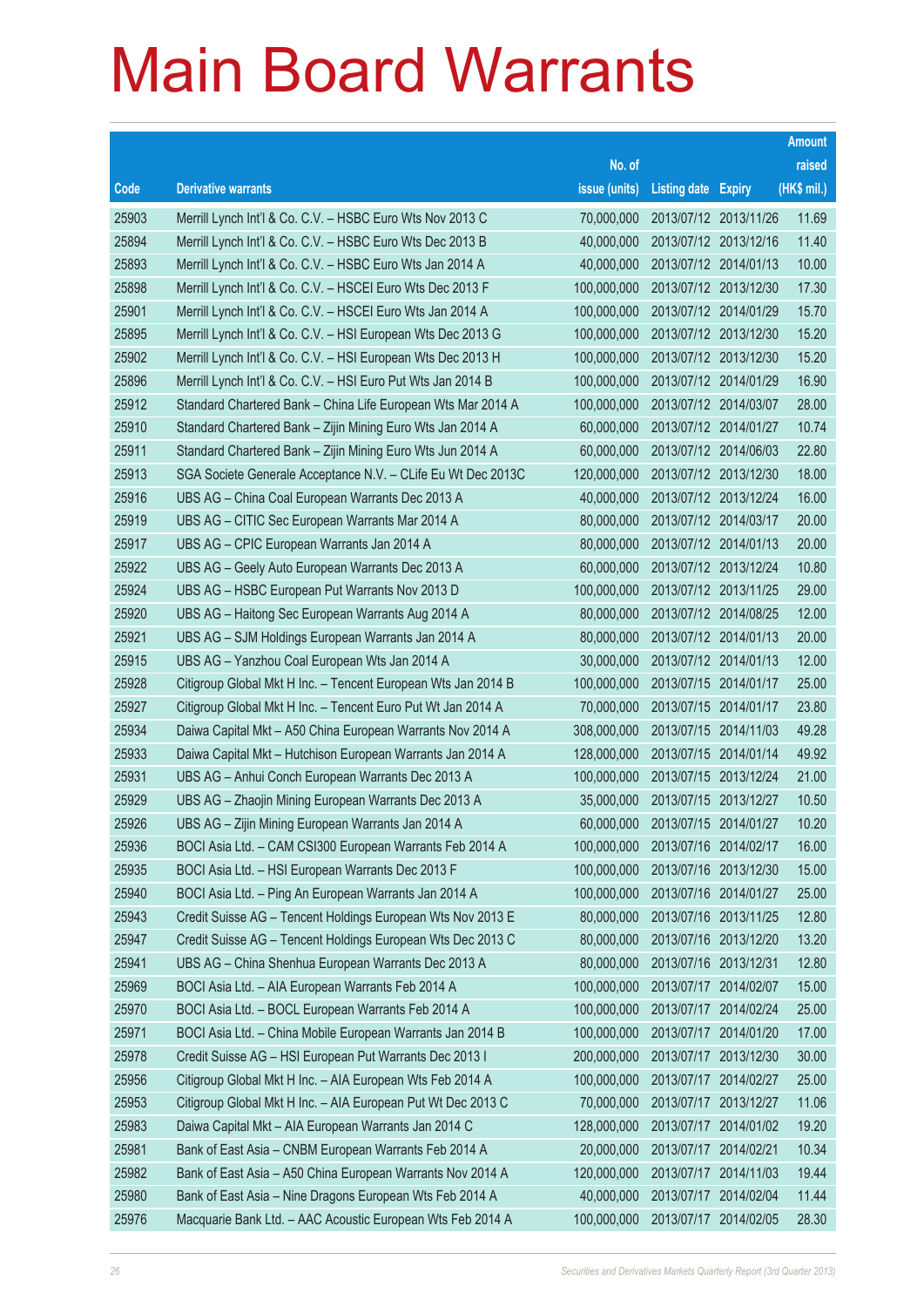# Main Board Warrants

| Code | Derivative warrants | No. of issue (units) | Listing date | Expiry | Amount raised (HK$ mil.) |
|---|---|---|---|---|---|
| 25903 | Merrill Lynch Int'l & Co. C.V. – HSBC Euro Wts Nov 2013 C | 70,000,000 | 2013/07/12 | 2013/11/26 | 11.69 |
| 25894 | Merrill Lynch Int'l & Co. C.V. – HSBC Euro Wts Dec 2013 B | 40,000,000 | 2013/07/12 | 2013/12/16 | 11.40 |
| 25893 | Merrill Lynch Int'l & Co. C.V. – HSBC Euro Wts Jan 2014 A | 40,000,000 | 2013/07/12 | 2014/01/13 | 10.00 |
| 25898 | Merrill Lynch Int'l & Co. C.V. – HSCEI Euro Wts Dec 2013 F | 100,000,000 | 2013/07/12 | 2013/12/30 | 17.30 |
| 25901 | Merrill Lynch Int'l & Co. C.V. – HSCEI Euro Wts Jan 2014 A | 100,000,000 | 2013/07/12 | 2014/01/29 | 15.70 |
| 25895 | Merrill Lynch Int'l & Co. C.V. – HSI European Wts Dec 2013 G | 100,000,000 | 2013/07/12 | 2013/12/30 | 15.20 |
| 25902 | Merrill Lynch Int'l & Co. C.V. – HSI European Wts Dec 2013 H | 100,000,000 | 2013/07/12 | 2013/12/30 | 15.20 |
| 25896 | Merrill Lynch Int'l & Co. C.V. – HSI Euro Put Wts Jan 2014 B | 100,000,000 | 2013/07/12 | 2014/01/29 | 16.90 |
| 25912 | Standard Chartered Bank – China Life European Wts Mar 2014 A | 100,000,000 | 2013/07/12 | 2014/03/07 | 28.00 |
| 25910 | Standard Chartered Bank – Zijin Mining Euro Wts Jan 2014 A | 60,000,000 | 2013/07/12 | 2014/01/27 | 10.74 |
| 25911 | Standard Chartered Bank – Zijin Mining Euro Wts Jun 2014 A | 60,000,000 | 2013/07/12 | 2014/06/03 | 22.80 |
| 25913 | SGA Societe Generale Acceptance N.V. – CLife Eu Wt Dec 2013C | 120,000,000 | 2013/07/12 | 2013/12/30 | 18.00 |
| 25916 | UBS AG – China Coal European Warrants Dec 2013 A | 40,000,000 | 2013/07/12 | 2013/12/24 | 16.00 |
| 25919 | UBS AG – CITIC Sec European Warrants Mar 2014 A | 80,000,000 | 2013/07/12 | 2014/03/17 | 20.00 |
| 25917 | UBS AG – CPIC European Warrants Jan 2014 A | 80,000,000 | 2013/07/12 | 2014/01/13 | 20.00 |
| 25922 | UBS AG – Geely Auto European Warrants Dec 2013 A | 60,000,000 | 2013/07/12 | 2013/12/24 | 10.80 |
| 25924 | UBS AG – HSBC European Put Warrants Nov 2013 D | 100,000,000 | 2013/07/12 | 2013/11/25 | 29.00 |
| 25920 | UBS AG – Haitong Sec European Warrants Aug 2014 A | 80,000,000 | 2013/07/12 | 2014/08/25 | 12.00 |
| 25921 | UBS AG – SJM Holdings European Warrants Jan 2014 A | 80,000,000 | 2013/07/12 | 2014/01/13 | 20.00 |
| 25915 | UBS AG – Yanzhou Coal European Wts Jan 2014 A | 30,000,000 | 2013/07/12 | 2014/01/13 | 12.00 |
| 25928 | Citigroup Global Mkt H Inc. – Tencent European Wts Jan 2014 B | 100,000,000 | 2013/07/15 | 2014/01/17 | 25.00 |
| 25927 | Citigroup Global Mkt H Inc. – Tencent Euro Put Wt Jan 2014 A | 70,000,000 | 2013/07/15 | 2014/01/17 | 23.80 |
| 25934 | Daiwa Capital Mkt – A50 China European Warrants Nov 2014 A | 308,000,000 | 2013/07/15 | 2014/11/03 | 49.28 |
| 25933 | Daiwa Capital Mkt – Hutchison European Warrants Jan 2014 A | 128,000,000 | 2013/07/15 | 2014/01/14 | 49.92 |
| 25931 | UBS AG – Anhui Conch European Warrants Dec 2013 A | 100,000,000 | 2013/07/15 | 2013/12/24 | 21.00 |
| 25929 | UBS AG – Zhaojin Mining European Warrants Dec 2013 A | 35,000,000 | 2013/07/15 | 2013/12/27 | 10.50 |
| 25926 | UBS AG – Zijin Mining European Warrants Jan 2014 A | 60,000,000 | 2013/07/15 | 2014/01/27 | 10.20 |
| 25936 | BOCI Asia Ltd. – CAM CSI300 European Warrants Feb 2014 A | 100,000,000 | 2013/07/16 | 2014/02/17 | 16.00 |
| 25935 | BOCI Asia Ltd. – HSI European Warrants Dec 2013 F | 100,000,000 | 2013/07/16 | 2013/12/30 | 15.00 |
| 25940 | BOCI Asia Ltd. – Ping An European Warrants Jan 2014 A | 100,000,000 | 2013/07/16 | 2014/01/27 | 25.00 |
| 25943 | Credit Suisse AG – Tencent Holdings European Wts Nov 2013 E | 80,000,000 | 2013/07/16 | 2013/11/25 | 12.80 |
| 25947 | Credit Suisse AG – Tencent Holdings European Wts Dec 2013 C | 80,000,000 | 2013/07/16 | 2013/12/20 | 13.20 |
| 25941 | UBS AG – China Shenhua European Warrants Dec 2013 A | 80,000,000 | 2013/07/16 | 2013/12/31 | 12.80 |
| 25969 | BOCI Asia Ltd. – AIA European Warrants Feb 2014 A | 100,000,000 | 2013/07/17 | 2014/02/07 | 15.00 |
| 25970 | BOCI Asia Ltd. – BOCL European Warrants Feb 2014 A | 100,000,000 | 2013/07/17 | 2014/02/24 | 25.00 |
| 25971 | BOCI Asia Ltd. – China Mobile European Warrants Jan 2014 B | 100,000,000 | 2013/07/17 | 2014/01/20 | 17.00 |
| 25978 | Credit Suisse AG – HSI European Put Warrants Dec 2013 I | 200,000,000 | 2013/07/17 | 2013/12/30 | 30.00 |
| 25956 | Citigroup Global Mkt H Inc. – AIA European Wts Feb 2014 A | 100,000,000 | 2013/07/17 | 2014/02/27 | 25.00 |
| 25953 | Citigroup Global Mkt H Inc. – AIA European Put Wt Dec 2013 C | 70,000,000 | 2013/07/17 | 2013/12/27 | 11.06 |
| 25983 | Daiwa Capital Mkt – AIA European Warrants Jan 2014 C | 128,000,000 | 2013/07/17 | 2014/01/02 | 19.20 |
| 25981 | Bank of East Asia – CNBM European Warrants Feb 2014 A | 20,000,000 | 2013/07/17 | 2014/02/21 | 10.34 |
| 25982 | Bank of East Asia – A50 China European Warrants Nov 2014 A | 120,000,000 | 2013/07/17 | 2014/11/03 | 19.44 |
| 25980 | Bank of East Asia – Nine Dragons European Wts Feb 2014 A | 40,000,000 | 2013/07/17 | 2014/02/04 | 11.44 |
| 25976 | Macquarie Bank Ltd. – AAC Acoustic European Wts Feb 2014 A | 100,000,000 | 2013/07/17 | 2014/02/05 | 28.30 |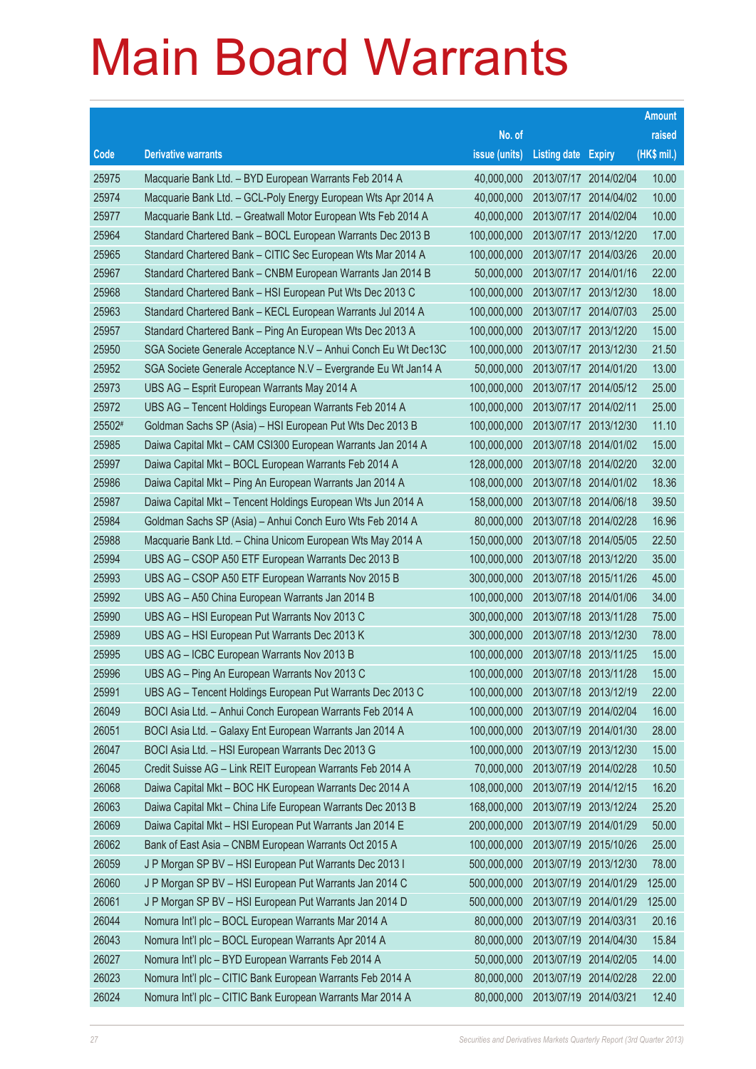# Main Board Warrants

| Code | Derivative warrants | No. of issue (units) | Listing date | Expiry | Amount raised (HK$ mil.) |
|---|---|---|---|---|---|
| 25975 | Macquarie Bank Ltd. – BYD European Warrants Feb 2014 A | 40,000,000 | 2013/07/17 | 2014/02/04 | 10.00 |
| 25974 | Macquarie Bank Ltd. – GCL-Poly Energy European Wts Apr 2014 A | 40,000,000 | 2013/07/17 | 2014/04/02 | 10.00 |
| 25977 | Macquarie Bank Ltd. – Greatwall Motor European Wts Feb 2014 A | 40,000,000 | 2013/07/17 | 2014/02/04 | 10.00 |
| 25964 | Standard Chartered Bank – BOCL European Warrants Dec 2013 B | 100,000,000 | 2013/07/17 | 2013/12/20 | 17.00 |
| 25965 | Standard Chartered Bank – CITIC Sec European Wts Mar 2014 A | 100,000,000 | 2013/07/17 | 2014/03/26 | 20.00 |
| 25967 | Standard Chartered Bank – CNBM European Warrants Jan 2014 B | 50,000,000 | 2013/07/17 | 2014/01/16 | 22.00 |
| 25968 | Standard Chartered Bank – HSI European Put Wts Dec 2013 C | 100,000,000 | 2013/07/17 | 2013/12/30 | 18.00 |
| 25963 | Standard Chartered Bank – KECL European Warrants Jul 2014 A | 100,000,000 | 2013/07/17 | 2014/07/03 | 25.00 |
| 25957 | Standard Chartered Bank – Ping An European Wts Dec 2013 A | 100,000,000 | 2013/07/17 | 2013/12/20 | 15.00 |
| 25950 | SGA Societe Generale Acceptance N.V – Anhui Conch Eu Wt Dec13C | 100,000,000 | 2013/07/17 | 2013/12/30 | 21.50 |
| 25952 | SGA Societe Generale Acceptance N.V – Evergrande Eu Wt Jan14 A | 50,000,000 | 2013/07/17 | 2014/01/20 | 13.00 |
| 25973 | UBS AG – Esprit European Warrants May 2014 A | 100,000,000 | 2013/07/17 | 2014/05/12 | 25.00 |
| 25972 | UBS AG – Tencent Holdings European Warrants Feb 2014 A | 100,000,000 | 2013/07/17 | 2014/02/11 | 25.00 |
| 25502# | Goldman Sachs SP (Asia) – HSI European Put Wts Dec 2013 B | 100,000,000 | 2013/07/17 | 2013/12/30 | 11.10 |
| 25985 | Daiwa Capital Mkt – CAM CSI300 European Warrants Jan 2014 A | 100,000,000 | 2013/07/18 | 2014/01/02 | 15.00 |
| 25997 | Daiwa Capital Mkt – BOCL European Warrants Feb 2014 A | 128,000,000 | 2013/07/18 | 2014/02/20 | 32.00 |
| 25986 | Daiwa Capital Mkt – Ping An European Warrants Jan 2014 A | 108,000,000 | 2013/07/18 | 2014/01/02 | 18.36 |
| 25987 | Daiwa Capital Mkt – Tencent Holdings European Wts Jun 2014 A | 158,000,000 | 2013/07/18 | 2014/06/18 | 39.50 |
| 25984 | Goldman Sachs SP (Asia) – Anhui Conch Euro Wts Feb 2014 A | 80,000,000 | 2013/07/18 | 2014/02/28 | 16.96 |
| 25988 | Macquarie Bank Ltd. – China Unicom European Wts May 2014 A | 150,000,000 | 2013/07/18 | 2014/05/05 | 22.50 |
| 25994 | UBS AG – CSOP A50 ETF European Warrants Dec 2013 B | 100,000,000 | 2013/07/18 | 2013/12/20 | 35.00 |
| 25993 | UBS AG – CSOP A50 ETF European Warrants Nov 2015 B | 300,000,000 | 2013/07/18 | 2015/11/26 | 45.00 |
| 25992 | UBS AG – A50 China European Warrants Jan 2014 B | 100,000,000 | 2013/07/18 | 2014/01/06 | 34.00 |
| 25990 | UBS AG – HSI European Put Warrants Nov 2013 C | 300,000,000 | 2013/07/18 | 2013/11/28 | 75.00 |
| 25989 | UBS AG – HSI European Put Warrants Dec 2013 K | 300,000,000 | 2013/07/18 | 2013/12/30 | 78.00 |
| 25995 | UBS AG – ICBC European Warrants Nov 2013 B | 100,000,000 | 2013/07/18 | 2013/11/25 | 15.00 |
| 25996 | UBS AG – Ping An European Warrants Nov 2013 C | 100,000,000 | 2013/07/18 | 2013/11/28 | 15.00 |
| 25991 | UBS AG – Tencent Holdings European Put Warrants Dec 2013 C | 100,000,000 | 2013/07/18 | 2013/12/19 | 22.00 |
| 26049 | BOCI Asia Ltd. – Anhui Conch European Warrants Feb 2014 A | 100,000,000 | 2013/07/19 | 2014/02/04 | 16.00 |
| 26051 | BOCI Asia Ltd. – Galaxy Ent European Warrants Jan 2014 A | 100,000,000 | 2013/07/19 | 2014/01/30 | 28.00 |
| 26047 | BOCI Asia Ltd. – HSI European Warrants Dec 2013 G | 100,000,000 | 2013/07/19 | 2013/12/30 | 15.00 |
| 26045 | Credit Suisse AG – Link REIT European Warrants Feb 2014 A | 70,000,000 | 2013/07/19 | 2014/02/28 | 10.50 |
| 26068 | Daiwa Capital Mkt – BOC HK European Warrants Dec 2014 A | 108,000,000 | 2013/07/19 | 2014/12/15 | 16.20 |
| 26063 | Daiwa Capital Mkt – China Life European Warrants Dec 2013 B | 168,000,000 | 2013/07/19 | 2013/12/24 | 25.20 |
| 26069 | Daiwa Capital Mkt – HSI European Put Warrants Jan 2014 E | 200,000,000 | 2013/07/19 | 2014/01/29 | 50.00 |
| 26062 | Bank of East Asia – CNBM European Warrants Oct 2015 A | 100,000,000 | 2013/07/19 | 2015/10/26 | 25.00 |
| 26059 | J P Morgan SP BV – HSI European Put Warrants Dec 2013 I | 500,000,000 | 2013/07/19 | 2013/12/30 | 78.00 |
| 26060 | J P Morgan SP BV – HSI European Put Warrants Jan 2014 C | 500,000,000 | 2013/07/19 | 2014/01/29 | 125.00 |
| 26061 | J P Morgan SP BV – HSI European Put Warrants Jan 2014 D | 500,000,000 | 2013/07/19 | 2014/01/29 | 125.00 |
| 26044 | Nomura Int'l plc – BOCL European Warrants Mar 2014 A | 80,000,000 | 2013/07/19 | 2014/03/31 | 20.16 |
| 26043 | Nomura Int'l plc – BOCL European Warrants Apr 2014 A | 80,000,000 | 2013/07/19 | 2014/04/30 | 15.84 |
| 26027 | Nomura Int'l plc – BYD European Warrants Feb 2014 A | 50,000,000 | 2013/07/19 | 2014/02/05 | 14.00 |
| 26023 | Nomura Int'l plc – CITIC Bank European Warrants Feb 2014 A | 80,000,000 | 2013/07/19 | 2014/02/28 | 22.00 |
| 26024 | Nomura Int'l plc – CITIC Bank European Warrants Mar 2014 A | 80,000,000 | 2013/07/19 | 2014/03/21 | 12.40 |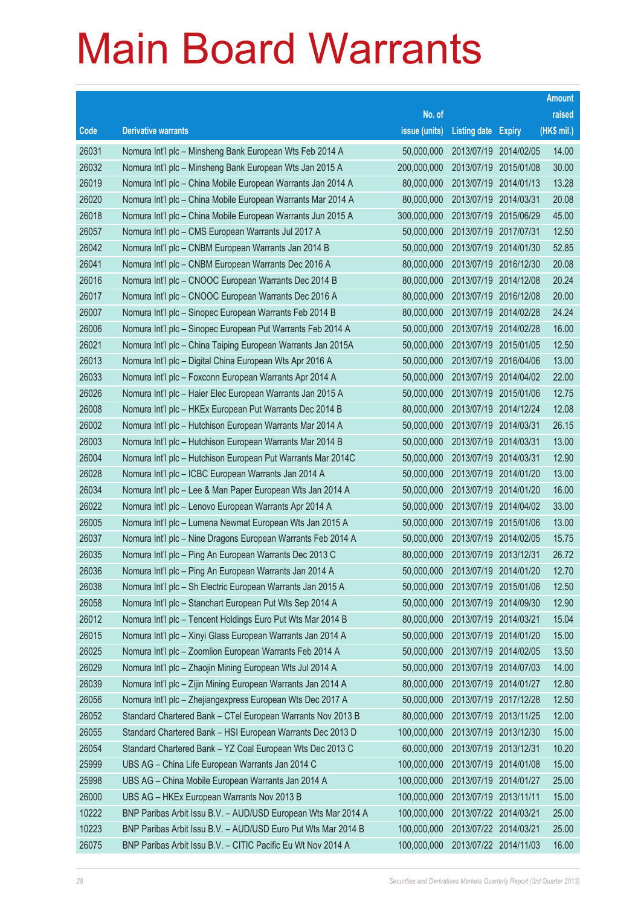# Main Board Warrants

| Code | Derivative warrants | No. of issue (units) | Listing date | Expiry | Amount raised (HK$ mil.) |
|---|---|---|---|---|---|
| 26031 | Nomura Int'l plc – Minsheng Bank European Wts Feb 2014 A | 50,000,000 | 2013/07/19 | 2014/02/05 | 14.00 |
| 26032 | Nomura Int'l plc – Minsheng Bank European Wts Jan 2015 A | 200,000,000 | 2013/07/19 | 2015/01/08 | 30.00 |
| 26019 | Nomura Int'l plc – China Mobile European Warrants Jan 2014 A | 80,000,000 | 2013/07/19 | 2014/01/13 | 13.28 |
| 26020 | Nomura Int'l plc – China Mobile European Warrants Mar 2014 A | 80,000,000 | 2013/07/19 | 2014/03/31 | 20.08 |
| 26018 | Nomura Int'l plc – China Mobile European Warrants Jun 2015 A | 300,000,000 | 2013/07/19 | 2015/06/29 | 45.00 |
| 26057 | Nomura Int'l plc – CMS European Warrants Jul 2017 A | 50,000,000 | 2013/07/19 | 2017/07/31 | 12.50 |
| 26042 | Nomura Int'l plc – CNBM European Warrants Jan 2014 B | 50,000,000 | 2013/07/19 | 2014/01/30 | 52.85 |
| 26041 | Nomura Int'l plc – CNBM European Warrants Dec 2016 A | 80,000,000 | 2013/07/19 | 2016/12/30 | 20.08 |
| 26016 | Nomura Int'l plc – CNOOC European Warrants Dec 2014 B | 80,000,000 | 2013/07/19 | 2014/12/08 | 20.24 |
| 26017 | Nomura Int'l plc – CNOOC European Warrants Dec 2016 A | 80,000,000 | 2013/07/19 | 2016/12/08 | 20.00 |
| 26007 | Nomura Int'l plc – Sinopec European Warrants Feb 2014 B | 80,000,000 | 2013/07/19 | 2014/02/28 | 24.24 |
| 26006 | Nomura Int'l plc – Sinopec European Put Warrants Feb 2014 A | 50,000,000 | 2013/07/19 | 2014/02/28 | 16.00 |
| 26021 | Nomura Int'l plc – China Taiping European Warrants Jan 2015A | 50,000,000 | 2013/07/19 | 2015/01/05 | 12.50 |
| 26013 | Nomura Int'l plc – Digital China European Wts Apr 2016 A | 50,000,000 | 2013/07/19 | 2016/04/06 | 13.00 |
| 26033 | Nomura Int'l plc – Foxconn European Warrants Apr 2014 A | 50,000,000 | 2013/07/19 | 2014/04/02 | 22.00 |
| 26026 | Nomura Int'l plc – Haier Elec European Warrants Jan 2015 A | 50,000,000 | 2013/07/19 | 2015/01/06 | 12.75 |
| 26008 | Nomura Int'l plc – HKEx European Put Warrants Dec 2014 B | 80,000,000 | 2013/07/19 | 2014/12/24 | 12.08 |
| 26002 | Nomura Int'l plc – Hutchison European Warrants Mar 2014 A | 50,000,000 | 2013/07/19 | 2014/03/31 | 26.15 |
| 26003 | Nomura Int'l plc – Hutchison European Warrants Mar 2014 B | 50,000,000 | 2013/07/19 | 2014/03/31 | 13.00 |
| 26004 | Nomura Int'l plc – Hutchison European Put Warrants Mar 2014C | 50,000,000 | 2013/07/19 | 2014/03/31 | 12.90 |
| 26028 | Nomura Int'l plc – ICBC European Warrants Jan 2014 A | 50,000,000 | 2013/07/19 | 2014/01/20 | 13.00 |
| 26034 | Nomura Int'l plc – Lee & Man Paper European Wts Jan 2014 A | 50,000,000 | 2013/07/19 | 2014/01/20 | 16.00 |
| 26022 | Nomura Int'l plc – Lenovo European Warrants Apr 2014 A | 50,000,000 | 2013/07/19 | 2014/04/02 | 33.00 |
| 26005 | Nomura Int'l plc – Lumena Newmat European Wts Jan 2015 A | 50,000,000 | 2013/07/19 | 2015/01/06 | 13.00 |
| 26037 | Nomura Int'l plc – Nine Dragons European Warrants Feb 2014 A | 50,000,000 | 2013/07/19 | 2014/02/05 | 15.75 |
| 26035 | Nomura Int'l plc – Ping An European Warrants Dec 2013 C | 80,000,000 | 2013/07/19 | 2013/12/31 | 26.72 |
| 26036 | Nomura Int'l plc – Ping An European Warrants Jan 2014 A | 50,000,000 | 2013/07/19 | 2014/01/20 | 12.70 |
| 26038 | Nomura Int'l plc – Sh Electric European Warrants Jan 2015 A | 50,000,000 | 2013/07/19 | 2015/01/06 | 12.50 |
| 26058 | Nomura Int'l plc – Stanchart European Put Wts Sep 2014 A | 50,000,000 | 2013/07/19 | 2014/09/30 | 12.90 |
| 26012 | Nomura Int'l plc – Tencent Holdings Euro Put Wts Mar 2014 B | 80,000,000 | 2013/07/19 | 2014/03/21 | 15.04 |
| 26015 | Nomura Int'l plc – Xinyi Glass European Warrants Jan 2014 A | 50,000,000 | 2013/07/19 | 2014/01/20 | 15.00 |
| 26025 | Nomura Int'l plc – Zoomlion European Warrants Feb 2014 A | 50,000,000 | 2013/07/19 | 2014/02/05 | 13.50 |
| 26029 | Nomura Int'l plc – Zhaojin Mining European Wts Jul 2014 A | 50,000,000 | 2013/07/19 | 2014/07/03 | 14.00 |
| 26039 | Nomura Int'l plc – Zijin Mining European Warrants Jan 2014 A | 80,000,000 | 2013/07/19 | 2014/01/27 | 12.80 |
| 26056 | Nomura Int'l plc – Zhejiangexpress European Wts Dec 2017 A | 50,000,000 | 2013/07/19 | 2017/12/28 | 12.50 |
| 26052 | Standard Chartered Bank – CTel European Warrants Nov 2013 B | 80,000,000 | 2013/07/19 | 2013/11/25 | 12.00 |
| 26055 | Standard Chartered Bank – HSI European Warrants Dec 2013 D | 100,000,000 | 2013/07/19 | 2013/12/30 | 15.00 |
| 26054 | Standard Chartered Bank – YZ Coal European Wts Dec 2013 C | 60,000,000 | 2013/07/19 | 2013/12/31 | 10.20 |
| 25999 | UBS AG – China Life European Warrants Jan 2014 C | 100,000,000 | 2013/07/19 | 2014/01/08 | 15.00 |
| 25998 | UBS AG – China Mobile European Warrants Jan 2014 A | 100,000,000 | 2013/07/19 | 2014/01/27 | 25.00 |
| 26000 | UBS AG – HKEx European Warrants Nov 2013 B | 100,000,000 | 2013/07/19 | 2013/11/11 | 15.00 |
| 10222 | BNP Paribas Arbit Issu B.V. – AUD/USD European Wts Mar 2014 A | 100,000,000 | 2013/07/22 | 2014/03/21 | 25.00 |
| 10223 | BNP Paribas Arbit Issu B.V. – AUD/USD Euro Put Wts Mar 2014 B | 100,000,000 | 2013/07/22 | 2014/03/21 | 25.00 |
| 26075 | BNP Paribas Arbit Issu B.V. – CITIC Pacific Eu Wt Nov 2014 A | 100,000,000 | 2013/07/22 | 2014/11/03 | 16.00 |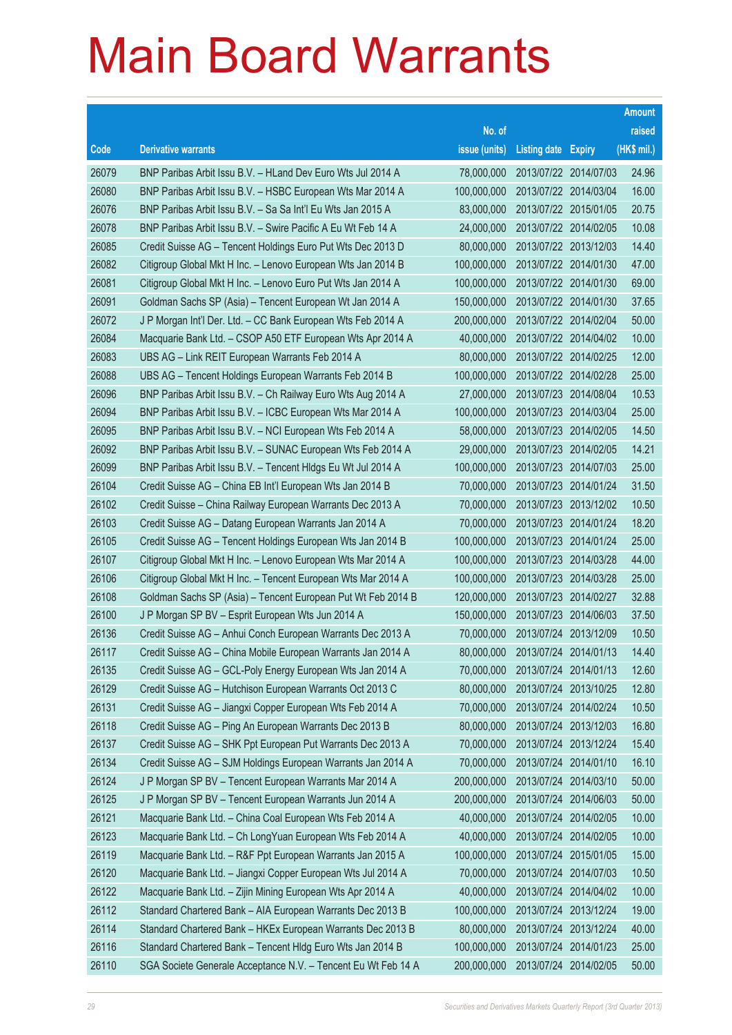# Main Board Warrants

| Code | Derivative warrants | No. of issue (units) | Listing date | Expiry | Amount raised (HK$ mil.) |
|---|---|---|---|---|---|
| 26079 | BNP Paribas Arbit Issu B.V. – HLand Dev Euro Wts Jul 2014 A | 78,000,000 | 2013/07/22 | 2014/07/03 | 24.96 |
| 26080 | BNP Paribas Arbit Issu B.V. – HSBC European Wts Mar 2014 A | 100,000,000 | 2013/07/22 | 2014/03/04 | 16.00 |
| 26076 | BNP Paribas Arbit Issu B.V. – Sa Sa Int'l Eu Wts Jan 2015 A | 83,000,000 | 2013/07/22 | 2015/01/05 | 20.75 |
| 26078 | BNP Paribas Arbit Issu B.V. – Swire Pacific A Eu Wt Feb 14 A | 24,000,000 | 2013/07/22 | 2014/02/05 | 10.08 |
| 26085 | Credit Suisse AG – Tencent Holdings Euro Put Wts Dec 2013 D | 80,000,000 | 2013/07/22 | 2013/12/03 | 14.40 |
| 26082 | Citigroup Global Mkt H Inc. – Lenovo European Wts Jan 2014 B | 100,000,000 | 2013/07/22 | 2014/01/30 | 47.00 |
| 26081 | Citigroup Global Mkt H Inc. – Lenovo Euro Put Wts Jan 2014 A | 100,000,000 | 2013/07/22 | 2014/01/30 | 69.00 |
| 26091 | Goldman Sachs SP (Asia) – Tencent European Wt Jan 2014 A | 150,000,000 | 2013/07/22 | 2014/01/30 | 37.65 |
| 26072 | J P Morgan Int'l Der. Ltd. – CC Bank European Wts Feb 2014 A | 200,000,000 | 2013/07/22 | 2014/02/04 | 50.00 |
| 26084 | Macquarie Bank Ltd. – CSOP A50 ETF European Wts Apr 2014 A | 40,000,000 | 2013/07/22 | 2014/04/02 | 10.00 |
| 26083 | UBS AG – Link REIT European Warrants Feb 2014 A | 80,000,000 | 2013/07/22 | 2014/02/25 | 12.00 |
| 26088 | UBS AG – Tencent Holdings European Warrants Feb 2014 B | 100,000,000 | 2013/07/22 | 2014/02/28 | 25.00 |
| 26096 | BNP Paribas Arbit Issu B.V. – Ch Railway Euro Wts Aug 2014 A | 27,000,000 | 2013/07/23 | 2014/08/04 | 10.53 |
| 26094 | BNP Paribas Arbit Issu B.V. – ICBC European Wts Mar 2014 A | 100,000,000 | 2013/07/23 | 2014/03/04 | 25.00 |
| 26095 | BNP Paribas Arbit Issu B.V. – NCI European Wts Feb 2014 A | 58,000,000 | 2013/07/23 | 2014/02/05 | 14.50 |
| 26092 | BNP Paribas Arbit Issu B.V. – SUNAC European Wts Feb 2014 A | 29,000,000 | 2013/07/23 | 2014/02/05 | 14.21 |
| 26099 | BNP Paribas Arbit Issu B.V. – Tencent Hldgs Eu Wt Jul 2014 A | 100,000,000 | 2013/07/23 | 2014/07/03 | 25.00 |
| 26104 | Credit Suisse AG – China EB Int'l European Wts Jan 2014 B | 70,000,000 | 2013/07/23 | 2014/01/24 | 31.50 |
| 26102 | Credit Suisse – China Railway European Warrants Dec 2013 A | 70,000,000 | 2013/07/23 | 2013/12/02 | 10.50 |
| 26103 | Credit Suisse AG – Datang European Warrants Jan 2014 A | 70,000,000 | 2013/07/23 | 2014/01/24 | 18.20 |
| 26105 | Credit Suisse AG – Tencent Holdings European Wts Jan 2014 B | 100,000,000 | 2013/07/23 | 2014/01/24 | 25.00 |
| 26107 | Citigroup Global Mkt H Inc. – Lenovo European Wts Mar 2014 A | 100,000,000 | 2013/07/23 | 2014/03/28 | 44.00 |
| 26106 | Citigroup Global Mkt H Inc. – Tencent European Wts Mar 2014 A | 100,000,000 | 2013/07/23 | 2014/03/28 | 25.00 |
| 26108 | Goldman Sachs SP (Asia) – Tencent European Put Wt Feb 2014 B | 120,000,000 | 2013/07/23 | 2014/02/27 | 32.88 |
| 26100 | J P Morgan SP BV – Esprit European Wts Jun 2014 A | 150,000,000 | 2013/07/23 | 2014/06/03 | 37.50 |
| 26136 | Credit Suisse AG – Anhui Conch European Warrants Dec 2013 A | 70,000,000 | 2013/07/24 | 2013/12/09 | 10.50 |
| 26117 | Credit Suisse AG – China Mobile European Warrants Jan 2014 A | 80,000,000 | 2013/07/24 | 2014/01/13 | 14.40 |
| 26135 | Credit Suisse AG – GCL-Poly Energy European Wts Jan 2014 A | 70,000,000 | 2013/07/24 | 2014/01/13 | 12.60 |
| 26129 | Credit Suisse AG – Hutchison European Warrants Oct 2013 C | 80,000,000 | 2013/07/24 | 2013/10/25 | 12.80 |
| 26131 | Credit Suisse AG – Jiangxi Copper European Wts Feb 2014 A | 70,000,000 | 2013/07/24 | 2014/02/24 | 10.50 |
| 26118 | Credit Suisse AG – Ping An European Warrants Dec 2013 B | 80,000,000 | 2013/07/24 | 2013/12/03 | 16.80 |
| 26137 | Credit Suisse AG – SHK Ppt European Put Warrants Dec 2013 A | 70,000,000 | 2013/07/24 | 2013/12/24 | 15.40 |
| 26134 | Credit Suisse AG – SJM Holdings European Warrants Jan 2014 A | 70,000,000 | 2013/07/24 | 2014/01/10 | 16.10 |
| 26124 | J P Morgan SP BV – Tencent European Warrants Mar 2014 A | 200,000,000 | 2013/07/24 | 2014/03/10 | 50.00 |
| 26125 | J P Morgan SP BV – Tencent European Warrants Jun 2014 A | 200,000,000 | 2013/07/24 | 2014/06/03 | 50.00 |
| 26121 | Macquarie Bank Ltd. – China Coal European Wts Feb 2014 A | 40,000,000 | 2013/07/24 | 2014/02/05 | 10.00 |
| 26123 | Macquarie Bank Ltd. – Ch LongYuan European Wts Feb 2014 A | 40,000,000 | 2013/07/24 | 2014/02/05 | 10.00 |
| 26119 | Macquarie Bank Ltd. – R&F Ppt European Warrants Jan 2015 A | 100,000,000 | 2013/07/24 | 2015/01/05 | 15.00 |
| 26120 | Macquarie Bank Ltd. – Jiangxi Copper European Wts Jul 2014 A | 70,000,000 | 2013/07/24 | 2014/07/03 | 10.50 |
| 26122 | Macquarie Bank Ltd. – Zijin Mining European Wts Apr 2014 A | 40,000,000 | 2013/07/24 | 2014/04/02 | 10.00 |
| 26112 | Standard Chartered Bank – AIA European Warrants Dec 2013 B | 100,000,000 | 2013/07/24 | 2013/12/24 | 19.00 |
| 26114 | Standard Chartered Bank – HKEx European Warrants Dec 2013 B | 80,000,000 | 2013/07/24 | 2013/12/24 | 40.00 |
| 26116 | Standard Chartered Bank – Tencent Hldg Euro Wts Jan 2014 B | 100,000,000 | 2013/07/24 | 2014/01/23 | 25.00 |
| 26110 | SGA Societe Generale Acceptance N.V. – Tencent Eu Wt Feb 14 A | 200,000,000 | 2013/07/24 | 2014/02/05 | 50.00 |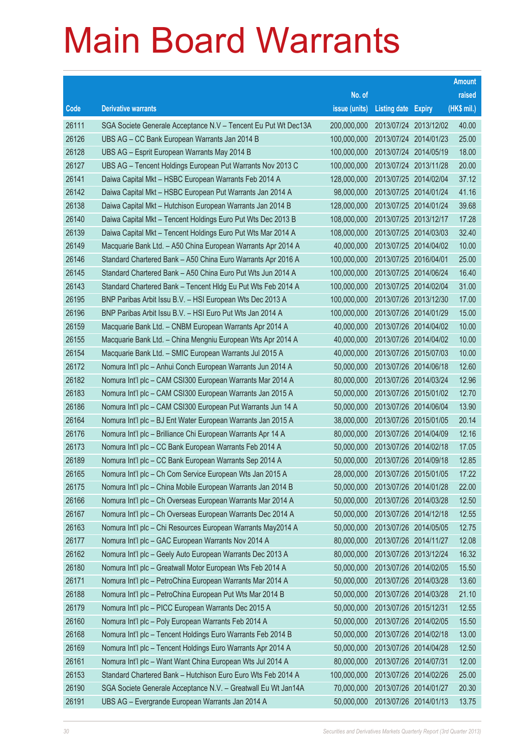# Main Board Warrants

| Code | Derivative warrants | No. of issue (units) | Listing date | Expiry | Amount raised (HK$ mil.) |
|---|---|---|---|---|---|
| 26111 | SGA Societe Generale Acceptance N.V – Tencent Eu Put Wt Dec13A | 200,000,000 | 2013/07/24 | 2013/12/02 | 40.00 |
| 26126 | UBS AG – CC Bank European Warrants Jan 2014 B | 100,000,000 | 2013/07/24 | 2014/01/23 | 25.00 |
| 26128 | UBS AG – Esprit European Warrants May 2014 B | 100,000,000 | 2013/07/24 | 2014/05/19 | 18.00 |
| 26127 | UBS AG – Tencent Holdings European Put Warrants Nov 2013 C | 100,000,000 | 2013/07/24 | 2013/11/28 | 20.00 |
| 26141 | Daiwa Capital Mkt – HSBC European Warrants Feb 2014 A | 128,000,000 | 2013/07/25 | 2014/02/04 | 37.12 |
| 26142 | Daiwa Capital Mkt – HSBC European Put Warrants Jan 2014 A | 98,000,000 | 2013/07/25 | 2014/01/24 | 41.16 |
| 26138 | Daiwa Capital Mkt – Hutchison European Warrants Jan 2014 B | 128,000,000 | 2013/07/25 | 2014/01/24 | 39.68 |
| 26140 | Daiwa Capital Mkt – Tencent Holdings Euro Put Wts Dec 2013 B | 108,000,000 | 2013/07/25 | 2013/12/17 | 17.28 |
| 26139 | Daiwa Capital Mkt – Tencent Holdings Euro Put Wts Mar 2014 A | 108,000,000 | 2013/07/25 | 2014/03/03 | 32.40 |
| 26149 | Macquarie Bank Ltd. – A50 China European Warrants Apr 2014 A | 40,000,000 | 2013/07/25 | 2014/04/02 | 10.00 |
| 26146 | Standard Chartered Bank – A50 China Euro Warrants Apr 2016 A | 100,000,000 | 2013/07/25 | 2016/04/01 | 25.00 |
| 26145 | Standard Chartered Bank – A50 China Euro Put Wts Jun 2014 A | 100,000,000 | 2013/07/25 | 2014/06/24 | 16.40 |
| 26143 | Standard Chartered Bank – Tencent Hldg Eu Put Wts Feb 2014 A | 100,000,000 | 2013/07/25 | 2014/02/04 | 31.00 |
| 26195 | BNP Paribas Arbit Issu B.V. – HSI European Wts Dec 2013 A | 100,000,000 | 2013/07/26 | 2013/12/30 | 17.00 |
| 26196 | BNP Paribas Arbit Issu B.V. – HSI Euro Put Wts Jan 2014 A | 100,000,000 | 2013/07/26 | 2014/01/29 | 15.00 |
| 26159 | Macquarie Bank Ltd. – CNBM European Warrants Apr 2014 A | 40,000,000 | 2013/07/26 | 2014/04/02 | 10.00 |
| 26155 | Macquarie Bank Ltd. – China Mengniu European Wts Apr 2014 A | 40,000,000 | 2013/07/26 | 2014/04/02 | 10.00 |
| 26154 | Macquarie Bank Ltd. – SMIC European Warrants Jul 2015 A | 40,000,000 | 2013/07/26 | 2015/07/03 | 10.00 |
| 26172 | Nomura Int'l plc – Anhui Conch European Warrants Jun 2014 A | 50,000,000 | 2013/07/26 | 2014/06/18 | 12.60 |
| 26182 | Nomura Int'l plc – CAM CSI300 European Warrants Mar 2014 A | 80,000,000 | 2013/07/26 | 2014/03/24 | 12.96 |
| 26183 | Nomura Int'l plc – CAM CSI300 European Warrants Jan 2015 A | 50,000,000 | 2013/07/26 | 2015/01/02 | 12.70 |
| 26186 | Nomura Int'l plc – CAM CSI300 European Put Warrants Jun 14 A | 50,000,000 | 2013/07/26 | 2014/06/04 | 13.90 |
| 26164 | Nomura Int'l plc – BJ Ent Water European Warrants Jan 2015 A | 38,000,000 | 2013/07/26 | 2015/01/05 | 20.14 |
| 26176 | Nomura Int'l plc – Brilliance Chi European Warrants Apr 14 A | 80,000,000 | 2013/07/26 | 2014/04/09 | 12.16 |
| 26173 | Nomura Int'l plc – CC Bank European Warrants Feb 2014 A | 50,000,000 | 2013/07/26 | 2014/02/18 | 17.05 |
| 26189 | Nomura Int'l plc – CC Bank European Warrants Sep 2014 A | 50,000,000 | 2013/07/26 | 2014/09/18 | 12.85 |
| 26165 | Nomura Int'l plc – Ch Com Service European Wts Jan 2015 A | 28,000,000 | 2013/07/26 | 2015/01/05 | 17.22 |
| 26175 | Nomura Int'l plc – China Mobile European Warrants Jan 2014 B | 50,000,000 | 2013/07/26 | 2014/01/28 | 22.00 |
| 26166 | Nomura Int'l plc – Ch Overseas European Warrants Mar 2014 A | 50,000,000 | 2013/07/26 | 2014/03/28 | 12.50 |
| 26167 | Nomura Int'l plc – Ch Overseas European Warrants Dec 2014 A | 50,000,000 | 2013/07/26 | 2014/12/18 | 12.55 |
| 26163 | Nomura Int'l plc – Chi Resources European Warrants May2014 A | 50,000,000 | 2013/07/26 | 2014/05/05 | 12.75 |
| 26177 | Nomura Int'l plc – GAC European Warrants Nov 2014 A | 80,000,000 | 2013/07/26 | 2014/11/27 | 12.08 |
| 26162 | Nomura Int'l plc – Geely Auto European Warrants Dec 2013 A | 80,000,000 | 2013/07/26 | 2013/12/24 | 16.32 |
| 26180 | Nomura Int'l plc – Greatwall Motor European Wts Feb 2014 A | 50,000,000 | 2013/07/26 | 2014/02/05 | 15.50 |
| 26171 | Nomura Int'l plc – PetroChina European Warrants Mar 2014 A | 50,000,000 | 2013/07/26 | 2014/03/28 | 13.60 |
| 26188 | Nomura Int'l plc – PetroChina European Put Wts Mar 2014 B | 50,000,000 | 2013/07/26 | 2014/03/28 | 21.10 |
| 26179 | Nomura Int'l plc – PICC European Warrants Dec 2015 A | 50,000,000 | 2013/07/26 | 2015/12/31 | 12.55 |
| 26160 | Nomura Int'l plc – Poly European Warrants Feb 2014 A | 50,000,000 | 2013/07/26 | 2014/02/05 | 15.50 |
| 26168 | Nomura Int'l plc – Tencent Holdings Euro Warrants Feb 2014 B | 50,000,000 | 2013/07/26 | 2014/02/18 | 13.00 |
| 26169 | Nomura Int'l plc – Tencent Holdings Euro Warrants Apr 2014 A | 50,000,000 | 2013/07/26 | 2014/04/28 | 12.50 |
| 26161 | Nomura Int'l plc – Want Want China European Wts Jul 2014 A | 80,000,000 | 2013/07/26 | 2014/07/31 | 12.00 |
| 26153 | Standard Chartered Bank – Hutchison Euro Euro Wts Feb 2014 A | 100,000,000 | 2013/07/26 | 2014/02/26 | 25.00 |
| 26190 | SGA Societe Generale Acceptance N.V. – Greatwall Eu Wt Jan14A | 70,000,000 | 2013/07/26 | 2014/01/27 | 20.30 |
| 26191 | UBS AG – Evergrande European Warrants Jan 2014 A | 50,000,000 | 2013/07/26 | 2014/01/13 | 13.75 |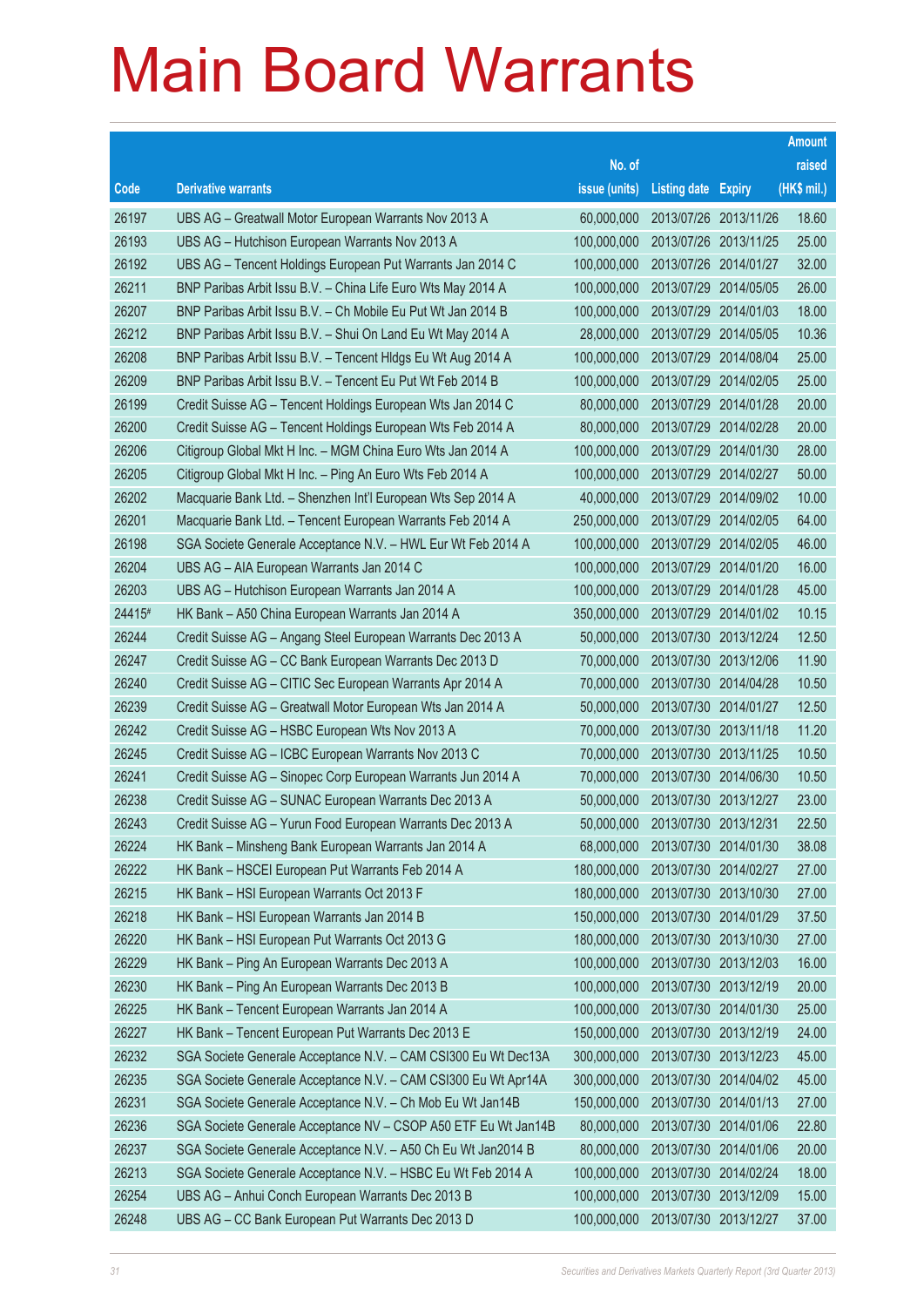# Main Board Warrants

| Code | Derivative warrants | No. of issue (units) | Listing date | Expiry | Amount raised (HK$ mil.) |
|---|---|---|---|---|---|
| 26197 | UBS AG – Greatwall Motor European Warrants Nov 2013 A | 60,000,000 | 2013/07/26 | 2013/11/26 | 18.60 |
| 26193 | UBS AG – Hutchison European Warrants Nov 2013 A | 100,000,000 | 2013/07/26 | 2013/11/25 | 25.00 |
| 26192 | UBS AG – Tencent Holdings European Put Warrants Jan 2014 C | 100,000,000 | 2013/07/26 | 2014/01/27 | 32.00 |
| 26211 | BNP Paribas Arbit Issu B.V. – China Life Euro Wts May 2014 A | 100,000,000 | 2013/07/29 | 2014/05/05 | 26.00 |
| 26207 | BNP Paribas Arbit Issu B.V. – Ch Mobile Eu Put Wt Jan 2014 B | 100,000,000 | 2013/07/29 | 2014/01/03 | 18.00 |
| 26212 | BNP Paribas Arbit Issu B.V. – Shui On Land Eu Wt May 2014 A | 28,000,000 | 2013/07/29 | 2014/05/05 | 10.36 |
| 26208 | BNP Paribas Arbit Issu B.V. – Tencent Hldgs Eu Wt Aug 2014 A | 100,000,000 | 2013/07/29 | 2014/08/04 | 25.00 |
| 26209 | BNP Paribas Arbit Issu B.V. – Tencent Eu Put Wt Feb 2014 B | 100,000,000 | 2013/07/29 | 2014/02/05 | 25.00 |
| 26199 | Credit Suisse AG – Tencent Holdings European Wts Jan 2014 C | 80,000,000 | 2013/07/29 | 2014/01/28 | 20.00 |
| 26200 | Credit Suisse AG – Tencent Holdings European Wts Feb 2014 A | 80,000,000 | 2013/07/29 | 2014/02/28 | 20.00 |
| 26206 | Citigroup Global Mkt H Inc. – MGM China Euro Wts Jan 2014 A | 100,000,000 | 2013/07/29 | 2014/01/30 | 28.00 |
| 26205 | Citigroup Global Mkt H Inc. – Ping An Euro Wts Feb 2014 A | 100,000,000 | 2013/07/29 | 2014/02/27 | 50.00 |
| 26202 | Macquarie Bank Ltd. – Shenzhen Int'l European Wts Sep 2014 A | 40,000,000 | 2013/07/29 | 2014/09/02 | 10.00 |
| 26201 | Macquarie Bank Ltd. – Tencent European Warrants Feb 2014 A | 250,000,000 | 2013/07/29 | 2014/02/05 | 64.00 |
| 26198 | SGA Societe Generale Acceptance N.V. – HWL Eur Wt Feb 2014 A | 100,000,000 | 2013/07/29 | 2014/02/05 | 46.00 |
| 26204 | UBS AG – AIA European Warrants Jan 2014 C | 100,000,000 | 2013/07/29 | 2014/01/20 | 16.00 |
| 26203 | UBS AG – Hutchison European Warrants Jan 2014 A | 100,000,000 | 2013/07/29 | 2014/01/28 | 45.00 |
| 24415# | HK Bank – A50 China European Warrants Jan 2014 A | 350,000,000 | 2013/07/29 | 2014/01/02 | 10.15 |
| 26244 | Credit Suisse AG – Angang Steel European Warrants Dec 2013 A | 50,000,000 | 2013/07/30 | 2013/12/24 | 12.50 |
| 26247 | Credit Suisse AG – CC Bank European Warrants Dec 2013 D | 70,000,000 | 2013/07/30 | 2013/12/06 | 11.90 |
| 26240 | Credit Suisse AG – CITIC Sec European Warrants Apr 2014 A | 70,000,000 | 2013/07/30 | 2014/04/28 | 10.50 |
| 26239 | Credit Suisse AG – Greatwall Motor European Wts Jan 2014 A | 50,000,000 | 2013/07/30 | 2014/01/27 | 12.50 |
| 26242 | Credit Suisse AG – HSBC European Wts Nov 2013 A | 70,000,000 | 2013/07/30 | 2013/11/18 | 11.20 |
| 26245 | Credit Suisse AG – ICBC European Warrants Nov 2013 C | 70,000,000 | 2013/07/30 | 2013/11/25 | 10.50 |
| 26241 | Credit Suisse AG – Sinopec Corp European Warrants Jun 2014 A | 70,000,000 | 2013/07/30 | 2014/06/30 | 10.50 |
| 26238 | Credit Suisse AG – SUNAC European Warrants Dec 2013 A | 50,000,000 | 2013/07/30 | 2013/12/27 | 23.00 |
| 26243 | Credit Suisse AG – Yurun Food European Warrants Dec 2013 A | 50,000,000 | 2013/07/30 | 2013/12/31 | 22.50 |
| 26224 | HK Bank – Minsheng Bank European Warrants Jan 2014 A | 68,000,000 | 2013/07/30 | 2014/01/30 | 38.08 |
| 26222 | HK Bank – HSCEI European Put Warrants Feb 2014 A | 180,000,000 | 2013/07/30 | 2014/02/27 | 27.00 |
| 26215 | HK Bank – HSI European Warrants Oct 2013 F | 180,000,000 | 2013/07/30 | 2013/10/30 | 27.00 |
| 26218 | HK Bank – HSI European Warrants Jan 2014 B | 150,000,000 | 2013/07/30 | 2014/01/29 | 37.50 |
| 26220 | HK Bank – HSI European Put Warrants Oct 2013 G | 180,000,000 | 2013/07/30 | 2013/10/30 | 27.00 |
| 26229 | HK Bank – Ping An European Warrants Dec 2013 A | 100,000,000 | 2013/07/30 | 2013/12/03 | 16.00 |
| 26230 | HK Bank – Ping An European Warrants Dec 2013 B | 100,000,000 | 2013/07/30 | 2013/12/19 | 20.00 |
| 26225 | HK Bank – Tencent European Warrants Jan 2014 A | 100,000,000 | 2013/07/30 | 2014/01/30 | 25.00 |
| 26227 | HK Bank – Tencent European Put Warrants Dec 2013 E | 150,000,000 | 2013/07/30 | 2013/12/19 | 24.00 |
| 26232 | SGA Societe Generale Acceptance N.V. – CAM CSI300 Eu Wt Dec13A | 300,000,000 | 2013/07/30 | 2013/12/23 | 45.00 |
| 26235 | SGA Societe Generale Acceptance N.V. – CAM CSI300 Eu Wt Apr14A | 300,000,000 | 2013/07/30 | 2014/04/02 | 45.00 |
| 26231 | SGA Societe Generale Acceptance N.V. – Ch Mob Eu Wt Jan14B | 150,000,000 | 2013/07/30 | 2014/01/13 | 27.00 |
| 26236 | SGA Societe Generale Acceptance NV – CSOP A50 ETF Eu Wt Jan14B | 80,000,000 | 2013/07/30 | 2014/01/06 | 22.80 |
| 26237 | SGA Societe Generale Acceptance N.V. – A50 Ch Eu Wt Jan2014 B | 80,000,000 | 2013/07/30 | 2014/01/06 | 20.00 |
| 26213 | SGA Societe Generale Acceptance N.V. – HSBC Eu Wt Feb 2014 A | 100,000,000 | 2013/07/30 | 2014/02/24 | 18.00 |
| 26254 | UBS AG – Anhui Conch European Warrants Dec 2013 B | 100,000,000 | 2013/07/30 | 2013/12/09 | 15.00 |
| 26248 | UBS AG – CC Bank European Put Warrants Dec 2013 D | 100,000,000 | 2013/07/30 | 2013/12/27 | 37.00 |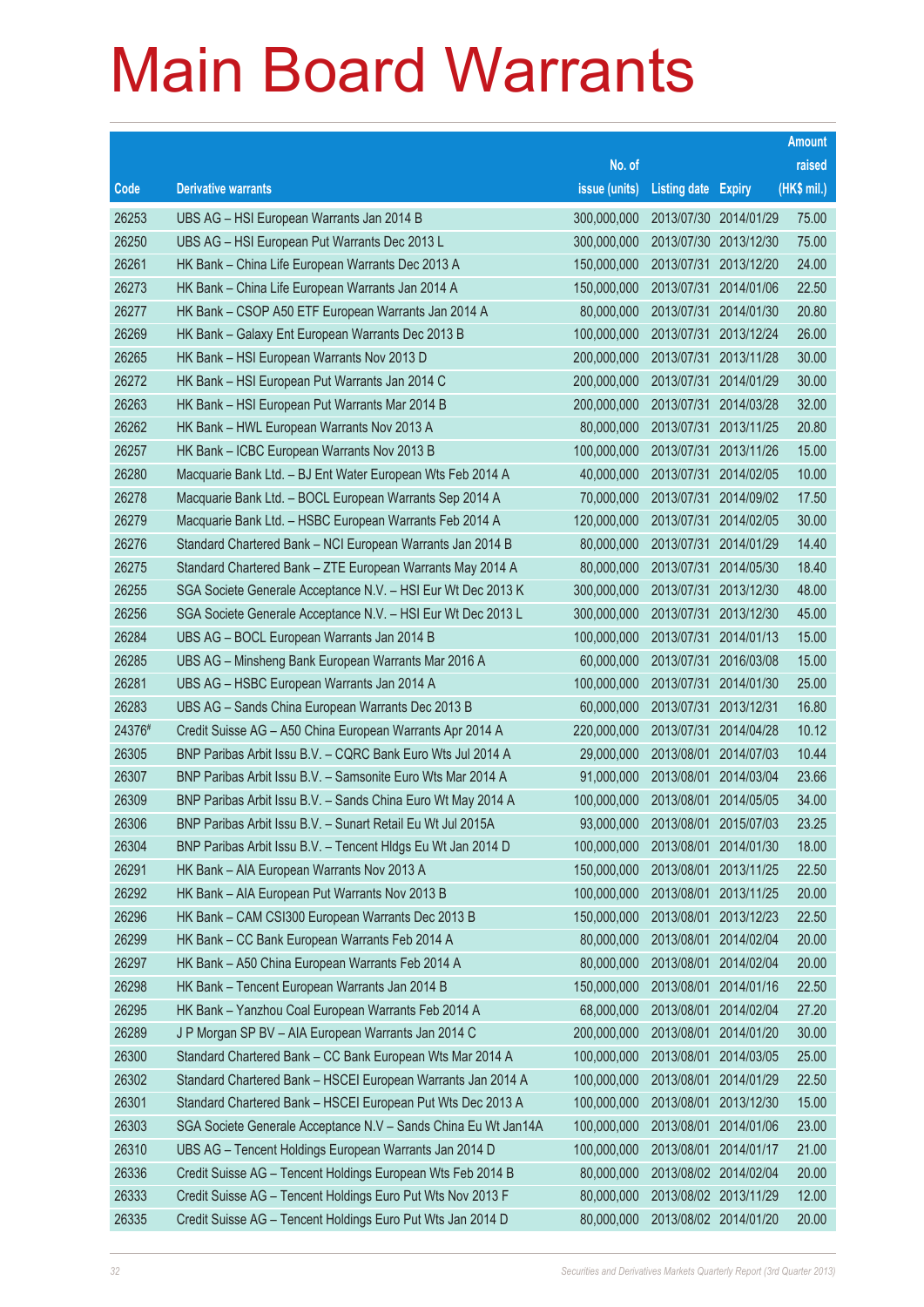# Main Board Warrants

| Code | Derivative warrants | No. of issue (units) | Listing date | Expiry | Amount raised (HK$ mil.) |
|---|---|---|---|---|---|
| 26253 | UBS AG – HSI European Warrants Jan 2014 B | 300,000,000 | 2013/07/30 | 2014/01/29 | 75.00 |
| 26250 | UBS AG – HSI European Put Warrants Dec 2013 L | 300,000,000 | 2013/07/30 | 2013/12/30 | 75.00 |
| 26261 | HK Bank – China Life European Warrants Dec 2013 A | 150,000,000 | 2013/07/31 | 2013/12/20 | 24.00 |
| 26273 | HK Bank – China Life European Warrants Jan 2014 A | 150,000,000 | 2013/07/31 | 2014/01/06 | 22.50 |
| 26277 | HK Bank – CSOP A50 ETF European Warrants Jan 2014 A | 80,000,000 | 2013/07/31 | 2014/01/30 | 20.80 |
| 26269 | HK Bank – Galaxy Ent European Warrants Dec 2013 B | 100,000,000 | 2013/07/31 | 2013/12/24 | 26.00 |
| 26265 | HK Bank – HSI European Warrants Nov 2013 D | 200,000,000 | 2013/07/31 | 2013/11/28 | 30.00 |
| 26272 | HK Bank – HSI European Put Warrants Jan 2014 C | 200,000,000 | 2013/07/31 | 2014/01/29 | 30.00 |
| 26263 | HK Bank – HSI European Put Warrants Mar 2014 B | 200,000,000 | 2013/07/31 | 2014/03/28 | 32.00 |
| 26262 | HK Bank – HWL European Warrants Nov 2013 A | 80,000,000 | 2013/07/31 | 2013/11/25 | 20.80 |
| 26257 | HK Bank – ICBC European Warrants Nov 2013 B | 100,000,000 | 2013/07/31 | 2013/11/26 | 15.00 |
| 26280 | Macquarie Bank Ltd. – BJ Ent Water European Wts Feb 2014 A | 40,000,000 | 2013/07/31 | 2014/02/05 | 10.00 |
| 26278 | Macquarie Bank Ltd. – BOCL European Warrants Sep 2014 A | 70,000,000 | 2013/07/31 | 2014/09/02 | 17.50 |
| 26279 | Macquarie Bank Ltd. – HSBC European Warrants Feb 2014 A | 120,000,000 | 2013/07/31 | 2014/02/05 | 30.00 |
| 26276 | Standard Chartered Bank – NCI European Warrants Jan 2014 B | 80,000,000 | 2013/07/31 | 2014/01/29 | 14.40 |
| 26275 | Standard Chartered Bank – ZTE European Warrants May 2014 A | 80,000,000 | 2013/07/31 | 2014/05/30 | 18.40 |
| 26255 | SGA Societe Generale Acceptance N.V. – HSI Eur Wt Dec 2013 K | 300,000,000 | 2013/07/31 | 2013/12/30 | 48.00 |
| 26256 | SGA Societe Generale Acceptance N.V. – HSI Eur Wt Dec 2013 L | 300,000,000 | 2013/07/31 | 2013/12/30 | 45.00 |
| 26284 | UBS AG – BOCL European Warrants Jan 2014 B | 100,000,000 | 2013/07/31 | 2014/01/13 | 15.00 |
| 26285 | UBS AG – Minsheng Bank European Warrants Mar 2016 A | 60,000,000 | 2013/07/31 | 2016/03/08 | 15.00 |
| 26281 | UBS AG – HSBC European Warrants Jan 2014 A | 100,000,000 | 2013/07/31 | 2014/01/30 | 25.00 |
| 26283 | UBS AG – Sands China European Warrants Dec 2013 B | 60,000,000 | 2013/07/31 | 2013/12/31 | 16.80 |
| 24376# | Credit Suisse AG – A50 China European Warrants Apr 2014 A | 220,000,000 | 2013/07/31 | 2014/04/28 | 10.12 |
| 26305 | BNP Paribas Arbit Issu B.V. – CQRC Bank Euro Wts Jul 2014 A | 29,000,000 | 2013/08/01 | 2014/07/03 | 10.44 |
| 26307 | BNP Paribas Arbit Issu B.V. – Samsonite Euro Wts Mar 2014 A | 91,000,000 | 2013/08/01 | 2014/03/04 | 23.66 |
| 26309 | BNP Paribas Arbit Issu B.V. – Sands China Euro Wt May 2014 A | 100,000,000 | 2013/08/01 | 2014/05/05 | 34.00 |
| 26306 | BNP Paribas Arbit Issu B.V. – Sunart Retail Eu Wt Jul 2015A | 93,000,000 | 2013/08/01 | 2015/07/03 | 23.25 |
| 26304 | BNP Paribas Arbit Issu B.V. – Tencent Hldgs Eu Wt Jan 2014 D | 100,000,000 | 2013/08/01 | 2014/01/30 | 18.00 |
| 26291 | HK Bank – AIA European Warrants Nov 2013 A | 150,000,000 | 2013/08/01 | 2013/11/25 | 22.50 |
| 26292 | HK Bank – AIA European Put Warrants Nov 2013 B | 100,000,000 | 2013/08/01 | 2013/11/25 | 20.00 |
| 26296 | HK Bank – CAM CSI300 European Warrants Dec 2013 B | 150,000,000 | 2013/08/01 | 2013/12/23 | 22.50 |
| 26299 | HK Bank – CC Bank European Warrants Feb 2014 A | 80,000,000 | 2013/08/01 | 2014/02/04 | 20.00 |
| 26297 | HK Bank – A50 China European Warrants Feb 2014 A | 80,000,000 | 2013/08/01 | 2014/02/04 | 20.00 |
| 26298 | HK Bank – Tencent European Warrants Jan 2014 B | 150,000,000 | 2013/08/01 | 2014/01/16 | 22.50 |
| 26295 | HK Bank – Yanzhou Coal European Warrants Feb 2014 A | 68,000,000 | 2013/08/01 | 2014/02/04 | 27.20 |
| 26289 | J P Morgan SP BV – AIA European Warrants Jan 2014 C | 200,000,000 | 2013/08/01 | 2014/01/20 | 30.00 |
| 26300 | Standard Chartered Bank – CC Bank European Wts Mar 2014 A | 100,000,000 | 2013/08/01 | 2014/03/05 | 25.00 |
| 26302 | Standard Chartered Bank – HSCEI European Warrants Jan 2014 A | 100,000,000 | 2013/08/01 | 2014/01/29 | 22.50 |
| 26301 | Standard Chartered Bank – HSCEI European Put Wts Dec 2013 A | 100,000,000 | 2013/08/01 | 2013/12/30 | 15.00 |
| 26303 | SGA Societe Generale Acceptance N.V – Sands China Eu Wt Jan14A | 100,000,000 | 2013/08/01 | 2014/01/06 | 23.00 |
| 26310 | UBS AG – Tencent Holdings European Warrants Jan 2014 D | 100,000,000 | 2013/08/01 | 2014/01/17 | 21.00 |
| 26336 | Credit Suisse AG – Tencent Holdings European Wts Feb 2014 B | 80,000,000 | 2013/08/02 | 2014/02/04 | 20.00 |
| 26333 | Credit Suisse AG – Tencent Holdings Euro Put Wts Nov 2013 F | 80,000,000 | 2013/08/02 | 2013/11/29 | 12.00 |
| 26335 | Credit Suisse AG – Tencent Holdings Euro Put Wts Jan 2014 D | 80,000,000 | 2013/08/02 | 2014/01/20 | 20.00 |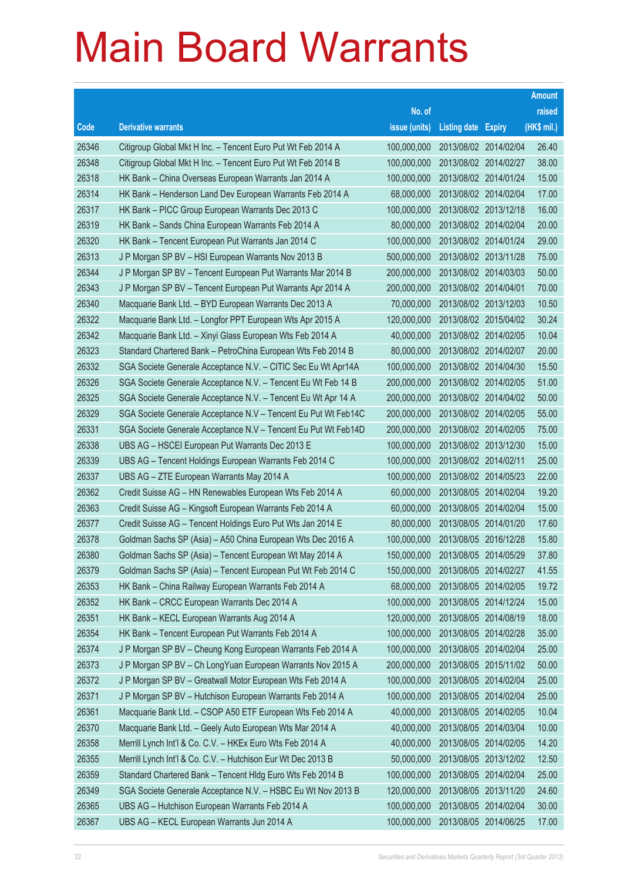# Main Board Warrants

| Code | Derivative warrants | No. of issue (units) | Listing date | Expiry | Amount raised (HK$ mil.) |
|---|---|---|---|---|---|
| 26346 | Citigroup Global Mkt H Inc. – Tencent Euro Put Wt Feb 2014 A | 100,000,000 | 2013/08/02 | 2014/02/04 | 26.40 |
| 26348 | Citigroup Global Mkt H Inc. – Tencent Euro Put Wt Feb 2014 B | 100,000,000 | 2013/08/02 | 2014/02/27 | 38.00 |
| 26318 | HK Bank – China Overseas European Warrants Jan 2014 A | 100,000,000 | 2013/08/02 | 2014/01/24 | 15.00 |
| 26314 | HK Bank – Henderson Land Dev European Warrants Feb 2014 A | 68,000,000 | 2013/08/02 | 2014/02/04 | 17.00 |
| 26317 | HK Bank – PICC Group European Warrants Dec 2013 C | 100,000,000 | 2013/08/02 | 2013/12/18 | 16.00 |
| 26319 | HK Bank – Sands China European Warrants Feb 2014 A | 80,000,000 | 2013/08/02 | 2014/02/04 | 20.00 |
| 26320 | HK Bank – Tencent European Put Warrants Jan 2014 C | 100,000,000 | 2013/08/02 | 2014/01/24 | 29.00 |
| 26313 | J P Morgan SP BV – HSI European Warrants Nov 2013 B | 500,000,000 | 2013/08/02 | 2013/11/28 | 75.00 |
| 26344 | J P Morgan SP BV – Tencent European Put Warrants Mar 2014 B | 200,000,000 | 2013/08/02 | 2014/03/03 | 50.00 |
| 26343 | J P Morgan SP BV – Tencent European Put Warrants Apr 2014 A | 200,000,000 | 2013/08/02 | 2014/04/01 | 70.00 |
| 26340 | Macquarie Bank Ltd. – BYD European Warrants Dec 2013 A | 70,000,000 | 2013/08/02 | 2013/12/03 | 10.50 |
| 26322 | Macquarie Bank Ltd. – Longfor PPT European Wts Apr 2015 A | 120,000,000 | 2013/08/02 | 2015/04/02 | 30.24 |
| 26342 | Macquarie Bank Ltd. – Xinyi Glass European Wts Feb 2014 A | 40,000,000 | 2013/08/02 | 2014/02/05 | 10.04 |
| 26323 | Standard Chartered Bank – PetroChina European Wts Feb 2014 B | 80,000,000 | 2013/08/02 | 2014/02/07 | 20.00 |
| 26332 | SGA Societe Generale Acceptance N.V. – CITIC Sec Eu Wt Apr14A | 100,000,000 | 2013/08/02 | 2014/04/30 | 15.50 |
| 26326 | SGA Societe Generale Acceptance N.V. – Tencent Eu Wt Feb 14 B | 200,000,000 | 2013/08/02 | 2014/02/05 | 51.00 |
| 26325 | SGA Societe Generale Acceptance N.V. – Tencent Eu Wt Apr 14 A | 200,000,000 | 2013/08/02 | 2014/04/02 | 50.00 |
| 26329 | SGA Societe Generale Acceptance N.V – Tencent Eu Put Wt Feb14C | 200,000,000 | 2013/08/02 | 2014/02/05 | 55.00 |
| 26331 | SGA Societe Generale Acceptance N.V – Tencent Eu Put Wt Feb14D | 200,000,000 | 2013/08/02 | 2014/02/05 | 75.00 |
| 26338 | UBS AG – HSCEI European Put Warrants Dec 2013 E | 100,000,000 | 2013/08/02 | 2013/12/30 | 15.00 |
| 26339 | UBS AG – Tencent Holdings European Warrants Feb 2014 C | 100,000,000 | 2013/08/02 | 2014/02/11 | 25.00 |
| 26337 | UBS AG – ZTE European Warrants May 2014 A | 100,000,000 | 2013/08/02 | 2014/05/23 | 22.00 |
| 26362 | Credit Suisse AG – HN Renewables European Wts Feb 2014 A | 60,000,000 | 2013/08/05 | 2014/02/04 | 19.20 |
| 26363 | Credit Suisse AG – Kingsoft European Warrants Feb 2014 A | 60,000,000 | 2013/08/05 | 2014/02/04 | 15.00 |
| 26377 | Credit Suisse AG – Tencent Holdings Euro Put Wts Jan 2014 E | 80,000,000 | 2013/08/05 | 2014/01/20 | 17.60 |
| 26378 | Goldman Sachs SP (Asia) – A50 China European Wts Dec 2016 A | 100,000,000 | 2013/08/05 | 2016/12/28 | 15.80 |
| 26380 | Goldman Sachs SP (Asia) – Tencent European Wt May 2014 A | 150,000,000 | 2013/08/05 | 2014/05/29 | 37.80 |
| 26379 | Goldman Sachs SP (Asia) – Tencent European Put Wt Feb 2014 C | 150,000,000 | 2013/08/05 | 2014/02/27 | 41.55 |
| 26353 | HK Bank – China Railway European Warrants Feb 2014 A | 68,000,000 | 2013/08/05 | 2014/02/05 | 19.72 |
| 26352 | HK Bank – CRCC European Warrants Dec 2014 A | 100,000,000 | 2013/08/05 | 2014/12/24 | 15.00 |
| 26351 | HK Bank – KECL European Warrants Aug 2014 A | 120,000,000 | 2013/08/05 | 2014/08/19 | 18.00 |
| 26354 | HK Bank – Tencent European Put Warrants Feb 2014 A | 100,000,000 | 2013/08/05 | 2014/02/28 | 35.00 |
| 26374 | J P Morgan SP BV – Cheung Kong European Warrants Feb 2014 A | 100,000,000 | 2013/08/05 | 2014/02/04 | 25.00 |
| 26373 | J P Morgan SP BV – Ch LongYuan European Warrants Nov 2015 A | 200,000,000 | 2013/08/05 | 2015/11/02 | 50.00 |
| 26372 | J P Morgan SP BV – Greatwall Motor European Wts Feb 2014 A | 100,000,000 | 2013/08/05 | 2014/02/04 | 25.00 |
| 26371 | J P Morgan SP BV – Hutchison European Warrants Feb 2014 A | 100,000,000 | 2013/08/05 | 2014/02/04 | 25.00 |
| 26361 | Macquarie Bank Ltd. – CSOP A50 ETF European Wts Feb 2014 A | 40,000,000 | 2013/08/05 | 2014/02/05 | 10.04 |
| 26370 | Macquarie Bank Ltd. – Geely Auto European Wts Mar 2014 A | 40,000,000 | 2013/08/05 | 2014/03/04 | 10.00 |
| 26358 | Merrill Lynch Int'l & Co. C.V. – HKEx Euro Wts Feb 2014 A | 40,000,000 | 2013/08/05 | 2014/02/05 | 14.20 |
| 26355 | Merrill Lynch Int'l & Co. C.V. – Hutchison Eur Wt Dec 2013 B | 50,000,000 | 2013/08/05 | 2013/12/02 | 12.50 |
| 26359 | Standard Chartered Bank – Tencent Hldg Euro Wts Feb 2014 B | 100,000,000 | 2013/08/05 | 2014/02/04 | 25.00 |
| 26349 | SGA Societe Generale Acceptance N.V. – HSBC Eu Wt Nov 2013 B | 120,000,000 | 2013/08/05 | 2013/11/20 | 24.60 |
| 26365 | UBS AG – Hutchison European Warrants Feb 2014 A | 100,000,000 | 2013/08/05 | 2014/02/04 | 30.00 |
| 26367 | UBS AG – KECL European Warrants Jun 2014 A | 100,000,000 | 2013/08/05 | 2014/06/25 | 17.00 |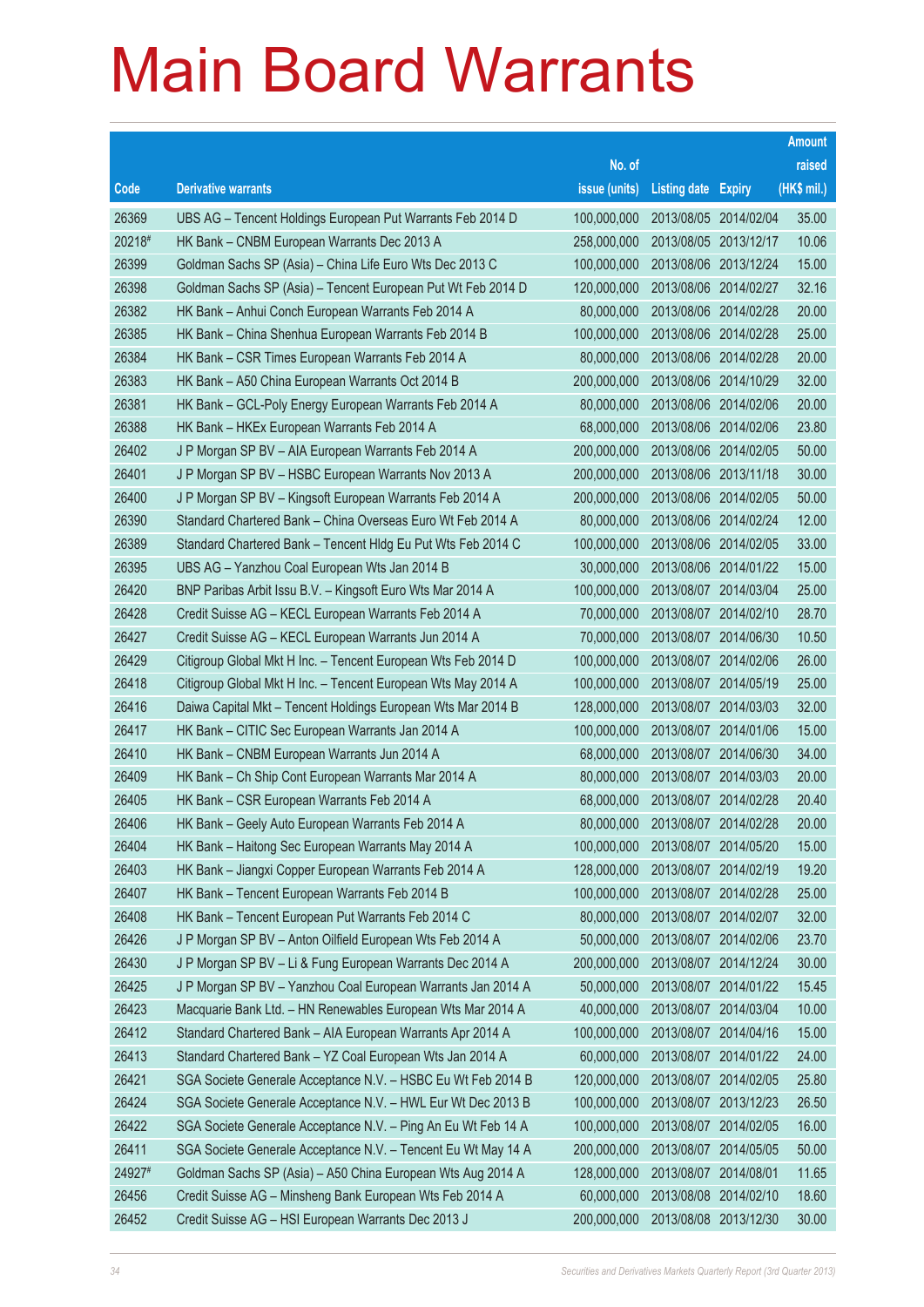# Main Board Warrants

| Code | Derivative warrants | No. of issue (units) | Listing date | Expiry | Amount raised (HK$ mil.) |
|---|---|---|---|---|---|
| 26369 | UBS AG – Tencent Holdings European Put Warrants Feb 2014 D | 100,000,000 | 2013/08/05 | 2014/02/04 | 35.00 |
| 20218# | HK Bank – CNBM European Warrants Dec 2013 A | 258,000,000 | 2013/08/05 | 2013/12/17 | 10.06 |
| 26399 | Goldman Sachs SP (Asia) – China Life Euro Wts Dec 2013 C | 100,000,000 | 2013/08/06 | 2013/12/24 | 15.00 |
| 26398 | Goldman Sachs SP (Asia) – Tencent European Put Wt Feb 2014 D | 120,000,000 | 2013/08/06 | 2014/02/27 | 32.16 |
| 26382 | HK Bank – Anhui Conch European Warrants Feb 2014 A | 80,000,000 | 2013/08/06 | 2014/02/28 | 20.00 |
| 26385 | HK Bank – China Shenhua European Warrants Feb 2014 B | 100,000,000 | 2013/08/06 | 2014/02/28 | 25.00 |
| 26384 | HK Bank – CSR Times European Warrants Feb 2014 A | 80,000,000 | 2013/08/06 | 2014/02/28 | 20.00 |
| 26383 | HK Bank – A50 China European Warrants Oct 2014 B | 200,000,000 | 2013/08/06 | 2014/10/29 | 32.00 |
| 26381 | HK Bank – GCL-Poly Energy European Warrants Feb 2014 A | 80,000,000 | 2013/08/06 | 2014/02/06 | 20.00 |
| 26388 | HK Bank – HKEx European Warrants Feb 2014 A | 68,000,000 | 2013/08/06 | 2014/02/06 | 23.80 |
| 26402 | J P Morgan SP BV – AIA European Warrants Feb 2014 A | 200,000,000 | 2013/08/06 | 2014/02/05 | 50.00 |
| 26401 | J P Morgan SP BV – HSBC European Warrants Nov 2013 A | 200,000,000 | 2013/08/06 | 2013/11/18 | 30.00 |
| 26400 | J P Morgan SP BV – Kingsoft European Warrants Feb 2014 A | 200,000,000 | 2013/08/06 | 2014/02/05 | 50.00 |
| 26390 | Standard Chartered Bank – China Overseas Euro Wt Feb 2014 A | 80,000,000 | 2013/08/06 | 2014/02/24 | 12.00 |
| 26389 | Standard Chartered Bank – Tencent Hldg Eu Put Wts Feb 2014 C | 100,000,000 | 2013/08/06 | 2014/02/05 | 33.00 |
| 26395 | UBS AG – Yanzhou Coal European Wts Jan 2014 B | 30,000,000 | 2013/08/06 | 2014/01/22 | 15.00 |
| 26420 | BNP Paribas Arbit Issu B.V. – Kingsoft Euro Wts Mar 2014 A | 100,000,000 | 2013/08/07 | 2014/03/04 | 25.00 |
| 26428 | Credit Suisse AG – KECL European Warrants Feb 2014 A | 70,000,000 | 2013/08/07 | 2014/02/10 | 28.70 |
| 26427 | Credit Suisse AG – KECL European Warrants Jun 2014 A | 70,000,000 | 2013/08/07 | 2014/06/30 | 10.50 |
| 26429 | Citigroup Global Mkt H Inc. – Tencent European Wts Feb 2014 D | 100,000,000 | 2013/08/07 | 2014/02/06 | 26.00 |
| 26418 | Citigroup Global Mkt H Inc. – Tencent European Wts May 2014 A | 100,000,000 | 2013/08/07 | 2014/05/19 | 25.00 |
| 26416 | Daiwa Capital Mkt – Tencent Holdings European Wts Mar 2014 B | 128,000,000 | 2013/08/07 | 2014/03/03 | 32.00 |
| 26417 | HK Bank – CITIC Sec European Warrants Jan 2014 A | 100,000,000 | 2013/08/07 | 2014/01/06 | 15.00 |
| 26410 | HK Bank – CNBM European Warrants Jun 2014 A | 68,000,000 | 2013/08/07 | 2014/06/30 | 34.00 |
| 26409 | HK Bank – Ch Ship Cont European Warrants Mar 2014 A | 80,000,000 | 2013/08/07 | 2014/03/03 | 20.00 |
| 26405 | HK Bank – CSR European Warrants Feb 2014 A | 68,000,000 | 2013/08/07 | 2014/02/28 | 20.40 |
| 26406 | HK Bank – Geely Auto European Warrants Feb 2014 A | 80,000,000 | 2013/08/07 | 2014/02/28 | 20.00 |
| 26404 | HK Bank – Haitong Sec European Warrants May 2014 A | 100,000,000 | 2013/08/07 | 2014/05/20 | 15.00 |
| 26403 | HK Bank – Jiangxi Copper European Warrants Feb 2014 A | 128,000,000 | 2013/08/07 | 2014/02/19 | 19.20 |
| 26407 | HK Bank – Tencent European Warrants Feb 2014 B | 100,000,000 | 2013/08/07 | 2014/02/28 | 25.00 |
| 26408 | HK Bank – Tencent European Put Warrants Feb 2014 C | 80,000,000 | 2013/08/07 | 2014/02/07 | 32.00 |
| 26426 | J P Morgan SP BV – Anton Oilfield European Wts Feb 2014 A | 50,000,000 | 2013/08/07 | 2014/02/06 | 23.70 |
| 26430 | J P Morgan SP BV – Li & Fung European Warrants Dec 2014 A | 200,000,000 | 2013/08/07 | 2014/12/24 | 30.00 |
| 26425 | J P Morgan SP BV – Yanzhou Coal European Warrants Jan 2014 A | 50,000,000 | 2013/08/07 | 2014/01/22 | 15.45 |
| 26423 | Macquarie Bank Ltd. – HN Renewables European Wts Mar 2014 A | 40,000,000 | 2013/08/07 | 2014/03/04 | 10.00 |
| 26412 | Standard Chartered Bank – AIA European Warrants Apr 2014 A | 100,000,000 | 2013/08/07 | 2014/04/16 | 15.00 |
| 26413 | Standard Chartered Bank – YZ Coal European Wts Jan 2014 A | 60,000,000 | 2013/08/07 | 2014/01/22 | 24.00 |
| 26421 | SGA Societe Generale Acceptance N.V. – HSBC Eu Wt Feb 2014 B | 120,000,000 | 2013/08/07 | 2014/02/05 | 25.80 |
| 26424 | SGA Societe Generale Acceptance N.V. – HWL Eur Wt Dec 2013 B | 100,000,000 | 2013/08/07 | 2013/12/23 | 26.50 |
| 26422 | SGA Societe Generale Acceptance N.V. – Ping An Eu Wt Feb 14 A | 100,000,000 | 2013/08/07 | 2014/02/05 | 16.00 |
| 26411 | SGA Societe Generale Acceptance N.V. – Tencent Eu Wt May 14 A | 200,000,000 | 2013/08/07 | 2014/05/05 | 50.00 |
| 24927# | Goldman Sachs SP (Asia) – A50 China European Wts Aug 2014 A | 128,000,000 | 2013/08/07 | 2014/08/01 | 11.65 |
| 26456 | Credit Suisse AG – Minsheng Bank European Wts Feb 2014 A | 60,000,000 | 2013/08/08 | 2014/02/10 | 18.60 |
| 26452 | Credit Suisse AG – HSI European Warrants Dec 2013 J | 200,000,000 | 2013/08/08 | 2013/12/30 | 30.00 |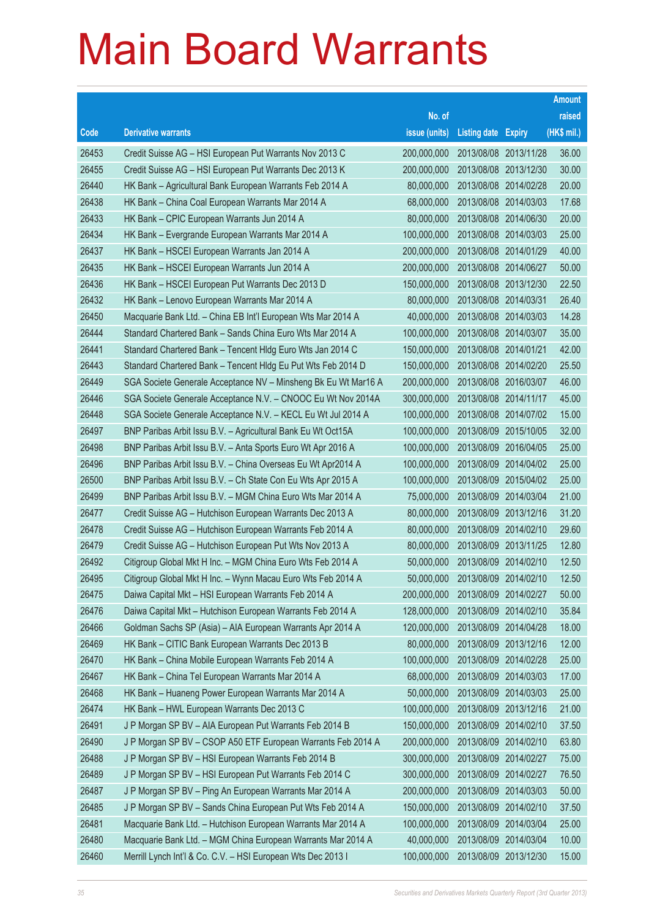# Main Board Warrants

| Code | Derivative warrants | No. of issue (units) | Listing date | Expiry | Amount raised (HK$ mil.) |
|---|---|---|---|---|---|
| 26453 | Credit Suisse AG – HSI European Put Warrants Nov 2013 C | 200,000,000 | 2013/08/08 | 2013/11/28 | 36.00 |
| 26455 | Credit Suisse AG – HSI European Put Warrants Dec 2013 K | 200,000,000 | 2013/08/08 | 2013/12/30 | 30.00 |
| 26440 | HK Bank – Agricultural Bank European Warrants Feb 2014 A | 80,000,000 | 2013/08/08 | 2014/02/28 | 20.00 |
| 26438 | HK Bank – China Coal European Warrants Mar 2014 A | 68,000,000 | 2013/08/08 | 2014/03/03 | 17.68 |
| 26433 | HK Bank – CPIC European Warrants Jun 2014 A | 80,000,000 | 2013/08/08 | 2014/06/30 | 20.00 |
| 26434 | HK Bank – Evergrande European Warrants Mar 2014 A | 100,000,000 | 2013/08/08 | 2014/03/03 | 25.00 |
| 26437 | HK Bank – HSCEI European Warrants Jan 2014 A | 200,000,000 | 2013/08/08 | 2014/01/29 | 40.00 |
| 26435 | HK Bank – HSCEI European Warrants Jun 2014 A | 200,000,000 | 2013/08/08 | 2014/06/27 | 50.00 |
| 26436 | HK Bank – HSCEI European Put Warrants Dec 2013 D | 150,000,000 | 2013/08/08 | 2013/12/30 | 22.50 |
| 26432 | HK Bank – Lenovo European Warrants Mar 2014 A | 80,000,000 | 2013/08/08 | 2014/03/31 | 26.40 |
| 26450 | Macquarie Bank Ltd. – China EB Int'l European Wts Mar 2014 A | 40,000,000 | 2013/08/08 | 2014/03/03 | 14.28 |
| 26444 | Standard Chartered Bank – Sands China Euro Wts Mar 2014 A | 100,000,000 | 2013/08/08 | 2014/03/07 | 35.00 |
| 26441 | Standard Chartered Bank – Tencent Hldg Euro Wts Jan 2014 C | 150,000,000 | 2013/08/08 | 2014/01/21 | 42.00 |
| 26443 | Standard Chartered Bank – Tencent Hldg Eu Put Wts Feb 2014 D | 150,000,000 | 2013/08/08 | 2014/02/20 | 25.50 |
| 26449 | SGA Societe Generale Acceptance NV – Minsheng Bk Eu Wt Mar16 A | 200,000,000 | 2013/08/08 | 2016/03/07 | 46.00 |
| 26446 | SGA Societe Generale Acceptance N.V. – CNOOC Eu Wt Nov 2014A | 300,000,000 | 2013/08/08 | 2014/11/17 | 45.00 |
| 26448 | SGA Societe Generale Acceptance N.V. – KECL Eu Wt Jul 2014 A | 100,000,000 | 2013/08/08 | 2014/07/02 | 15.00 |
| 26497 | BNP Paribas Arbit Issu B.V. – Agricultural Bank Eu Wt Oct15A | 100,000,000 | 2013/08/09 | 2015/10/05 | 32.00 |
| 26498 | BNP Paribas Arbit Issu B.V. – Anta Sports Euro Wt Apr 2016 A | 100,000,000 | 2013/08/09 | 2016/04/05 | 25.00 |
| 26496 | BNP Paribas Arbit Issu B.V. – China Overseas Eu Wt Apr2014 A | 100,000,000 | 2013/08/09 | 2014/04/02 | 25.00 |
| 26500 | BNP Paribas Arbit Issu B.V. – Ch State Con Eu Wts Apr 2015 A | 100,000,000 | 2013/08/09 | 2015/04/02 | 25.00 |
| 26499 | BNP Paribas Arbit Issu B.V. – MGM China Euro Wts Mar 2014 A | 75,000,000 | 2013/08/09 | 2014/03/04 | 21.00 |
| 26477 | Credit Suisse AG – Hutchison European Warrants Dec 2013 A | 80,000,000 | 2013/08/09 | 2013/12/16 | 31.20 |
| 26478 | Credit Suisse AG – Hutchison European Warrants Feb 2014 A | 80,000,000 | 2013/08/09 | 2014/02/10 | 29.60 |
| 26479 | Credit Suisse AG – Hutchison European Put Wts Nov 2013 A | 80,000,000 | 2013/08/09 | 2013/11/25 | 12.80 |
| 26492 | Citigroup Global Mkt H Inc. – MGM China Euro Wts Feb 2014 A | 50,000,000 | 2013/08/09 | 2014/02/10 | 12.50 |
| 26495 | Citigroup Global Mkt H Inc. – Wynn Macau Euro Wts Feb 2014 A | 50,000,000 | 2013/08/09 | 2014/02/10 | 12.50 |
| 26475 | Daiwa Capital Mkt – HSI European Warrants Feb 2014 A | 200,000,000 | 2013/08/09 | 2014/02/27 | 50.00 |
| 26476 | Daiwa Capital Mkt – Hutchison European Warrants Feb 2014 A | 128,000,000 | 2013/08/09 | 2014/02/10 | 35.84 |
| 26466 | Goldman Sachs SP (Asia) – AIA European Warrants Apr 2014 A | 120,000,000 | 2013/08/09 | 2014/04/28 | 18.00 |
| 26469 | HK Bank – CITIC Bank European Warrants Dec 2013 B | 80,000,000 | 2013/08/09 | 2013/12/16 | 12.00 |
| 26470 | HK Bank – China Mobile European Warrants Feb 2014 A | 100,000,000 | 2013/08/09 | 2014/02/28 | 25.00 |
| 26467 | HK Bank – China Tel European Warrants Mar 2014 A | 68,000,000 | 2013/08/09 | 2014/03/03 | 17.00 |
| 26468 | HK Bank – Huaneng Power European Warrants Mar 2014 A | 50,000,000 | 2013/08/09 | 2014/03/03 | 25.00 |
| 26474 | HK Bank – HWL European Warrants Dec 2013 C | 100,000,000 | 2013/08/09 | 2013/12/16 | 21.00 |
| 26491 | J P Morgan SP BV – AIA European Put Warrants Feb 2014 B | 150,000,000 | 2013/08/09 | 2014/02/10 | 37.50 |
| 26490 | J P Morgan SP BV – CSOP A50 ETF European Warrants Feb 2014 A | 200,000,000 | 2013/08/09 | 2014/02/10 | 63.80 |
| 26488 | J P Morgan SP BV – HSI European Warrants Feb 2014 B | 300,000,000 | 2013/08/09 | 2014/02/27 | 75.00 |
| 26489 | J P Morgan SP BV – HSI European Put Warrants Feb 2014 C | 300,000,000 | 2013/08/09 | 2014/02/27 | 76.50 |
| 26487 | J P Morgan SP BV – Ping An European Warrants Mar 2014 A | 200,000,000 | 2013/08/09 | 2014/03/03 | 50.00 |
| 26485 | J P Morgan SP BV – Sands China European Put Wts Feb 2014 A | 150,000,000 | 2013/08/09 | 2014/02/10 | 37.50 |
| 26481 | Macquarie Bank Ltd. – Hutchison European Warrants Mar 2014 A | 100,000,000 | 2013/08/09 | 2014/03/04 | 25.00 |
| 26480 | Macquarie Bank Ltd. – MGM China European Warrants Mar 2014 A | 40,000,000 | 2013/08/09 | 2014/03/04 | 10.00 |
| 26460 | Merrill Lynch Int'l & Co. C.V. – HSI European Wts Dec 2013 I | 100,000,000 | 2013/08/09 | 2013/12/30 | 15.00 |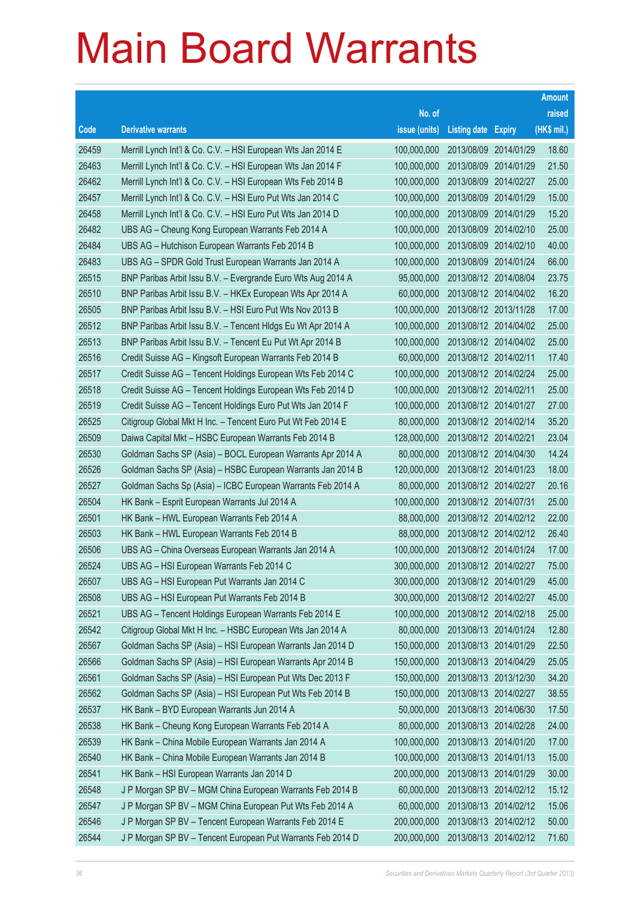# Main Board Warrants

| Code | Derivative warrants | No. of issue (units) | Listing date | Expiry | Amount raised (HK$ mil.) |
|---|---|---|---|---|---|
| 26459 | Merrill Lynch Int'l & Co. C.V. – HSI European Wts Jan 2014 E | 100,000,000 | 2013/08/09 | 2014/01/29 | 18.60 |
| 26463 | Merrill Lynch Int'l & Co. C.V. – HSI European Wts Jan 2014 F | 100,000,000 | 2013/08/09 | 2014/01/29 | 21.50 |
| 26462 | Merrill Lynch Int'l & Co. C.V. – HSI European Wts Feb 2014 B | 100,000,000 | 2013/08/09 | 2014/02/27 | 25.00 |
| 26457 | Merrill Lynch Int'l & Co. C.V. – HSI Euro Put Wts Jan 2014 C | 100,000,000 | 2013/08/09 | 2014/01/29 | 15.00 |
| 26458 | Merrill Lynch Int'l & Co. C.V. – HSI Euro Put Wts Jan 2014 D | 100,000,000 | 2013/08/09 | 2014/01/29 | 15.20 |
| 26482 | UBS AG – Cheung Kong European Warrants Feb 2014 A | 100,000,000 | 2013/08/09 | 2014/02/10 | 25.00 |
| 26484 | UBS AG – Hutchison European Warrants Feb 2014 B | 100,000,000 | 2013/08/09 | 2014/02/10 | 40.00 |
| 26483 | UBS AG – SPDR Gold Trust European Warrants Jan 2014 A | 100,000,000 | 2013/08/09 | 2014/01/24 | 66.00 |
| 26515 | BNP Paribas Arbit Issu B.V. – Evergrande Euro Wts Aug 2014 A | 95,000,000 | 2013/08/12 | 2014/08/04 | 23.75 |
| 26510 | BNP Paribas Arbit Issu B.V. – HKEx European Wts Apr 2014 A | 60,000,000 | 2013/08/12 | 2014/04/02 | 16.20 |
| 26505 | BNP Paribas Arbit Issu B.V. – HSI Euro Put Wts Nov 2013 B | 100,000,000 | 2013/08/12 | 2013/11/28 | 17.00 |
| 26512 | BNP Paribas Arbit Issu B.V. – Tencent Hldgs Eu Wt Apr 2014 A | 100,000,000 | 2013/08/12 | 2014/04/02 | 25.00 |
| 26513 | BNP Paribas Arbit Issu B.V. – Tencent Eu Put Wt Apr 2014 B | 100,000,000 | 2013/08/12 | 2014/04/02 | 25.00 |
| 26516 | Credit Suisse AG – Kingsoft European Warrants Feb 2014 B | 60,000,000 | 2013/08/12 | 2014/02/11 | 17.40 |
| 26517 | Credit Suisse AG – Tencent Holdings European Wts Feb 2014 C | 100,000,000 | 2013/08/12 | 2014/02/24 | 25.00 |
| 26518 | Credit Suisse AG – Tencent Holdings European Wts Feb 2014 D | 100,000,000 | 2013/08/12 | 2014/02/11 | 25.00 |
| 26519 | Credit Suisse AG – Tencent Holdings Euro Put Wts Jan 2014 F | 100,000,000 | 2013/08/12 | 2014/01/27 | 27.00 |
| 26525 | Citigroup Global Mkt H Inc. – Tencent Euro Put Wt Feb 2014 E | 80,000,000 | 2013/08/12 | 2014/02/14 | 35.20 |
| 26509 | Daiwa Capital Mkt – HSBC European Warrants Feb 2014 B | 128,000,000 | 2013/08/12 | 2014/02/21 | 23.04 |
| 26530 | Goldman Sachs SP (Asia) – BOCL European Warrants Apr 2014 A | 80,000,000 | 2013/08/12 | 2014/04/30 | 14.24 |
| 26526 | Goldman Sachs SP (Asia) – HSBC European Warrants Jan 2014 B | 120,000,000 | 2013/08/12 | 2014/01/23 | 18.00 |
| 26527 | Goldman Sachs Sp (Asia) – ICBC European Warrants Feb 2014 A | 80,000,000 | 2013/08/12 | 2014/02/27 | 20.16 |
| 26504 | HK Bank – Esprit European Warrants Jul 2014 A | 100,000,000 | 2013/08/12 | 2014/07/31 | 25.00 |
| 26501 | HK Bank – HWL European Warrants Feb 2014 A | 88,000,000 | 2013/08/12 | 2014/02/12 | 22.00 |
| 26503 | HK Bank – HWL European Warrants Feb 2014 B | 88,000,000 | 2013/08/12 | 2014/02/12 | 26.40 |
| 26506 | UBS AG – China Overseas European Warrants Jan 2014 A | 100,000,000 | 2013/08/12 | 2014/01/24 | 17.00 |
| 26524 | UBS AG – HSI European Warrants Feb 2014 C | 300,000,000 | 2013/08/12 | 2014/02/27 | 75.00 |
| 26507 | UBS AG – HSI European Put Warrants Jan 2014 C | 300,000,000 | 2013/08/12 | 2014/01/29 | 45.00 |
| 26508 | UBS AG – HSI European Put Warrants Feb 2014 B | 300,000,000 | 2013/08/12 | 2014/02/27 | 45.00 |
| 26521 | UBS AG – Tencent Holdings European Warrants Feb 2014 E | 100,000,000 | 2013/08/12 | 2014/02/18 | 25.00 |
| 26542 | Citigroup Global Mkt H Inc. – HSBC European Wts Jan 2014 A | 80,000,000 | 2013/08/13 | 2014/01/24 | 12.80 |
| 26567 | Goldman Sachs SP (Asia) – HSI European Warrants Jan 2014 D | 150,000,000 | 2013/08/13 | 2014/01/29 | 22.50 |
| 26566 | Goldman Sachs SP (Asia) – HSI European Warrants Apr 2014 B | 150,000,000 | 2013/08/13 | 2014/04/29 | 25.05 |
| 26561 | Goldman Sachs SP (Asia) – HSI European Put Wts Dec 2013 F | 150,000,000 | 2013/08/13 | 2013/12/30 | 34.20 |
| 26562 | Goldman Sachs SP (Asia) – HSI European Put Wts Feb 2014 B | 150,000,000 | 2013/08/13 | 2014/02/27 | 38.55 |
| 26537 | HK Bank – BYD European Warrants Jun 2014 A | 50,000,000 | 2013/08/13 | 2014/06/30 | 17.50 |
| 26538 | HK Bank – Cheung Kong European Warrants Feb 2014 A | 80,000,000 | 2013/08/13 | 2014/02/28 | 24.00 |
| 26539 | HK Bank – China Mobile European Warrants Jan 2014 A | 100,000,000 | 2013/08/13 | 2014/01/20 | 17.00 |
| 26540 | HK Bank – China Mobile European Warrants Jan 2014 B | 100,000,000 | 2013/08/13 | 2014/01/13 | 15.00 |
| 26541 | HK Bank – HSI European Warrants Jan 2014 D | 200,000,000 | 2013/08/13 | 2014/01/29 | 30.00 |
| 26548 | J P Morgan SP BV – MGM China European Warrants Feb 2014 B | 60,000,000 | 2013/08/13 | 2014/02/12 | 15.12 |
| 26547 | J P Morgan SP BV – MGM China European Put Wts Feb 2014 A | 60,000,000 | 2013/08/13 | 2014/02/12 | 15.06 |
| 26546 | J P Morgan SP BV – Tencent European Warrants Feb 2014 E | 200,000,000 | 2013/08/13 | 2014/02/12 | 50.00 |
| 26544 | J P Morgan SP BV – Tencent European Put Warrants Feb 2014 D | 200,000,000 | 2013/08/13 | 2014/02/12 | 71.60 |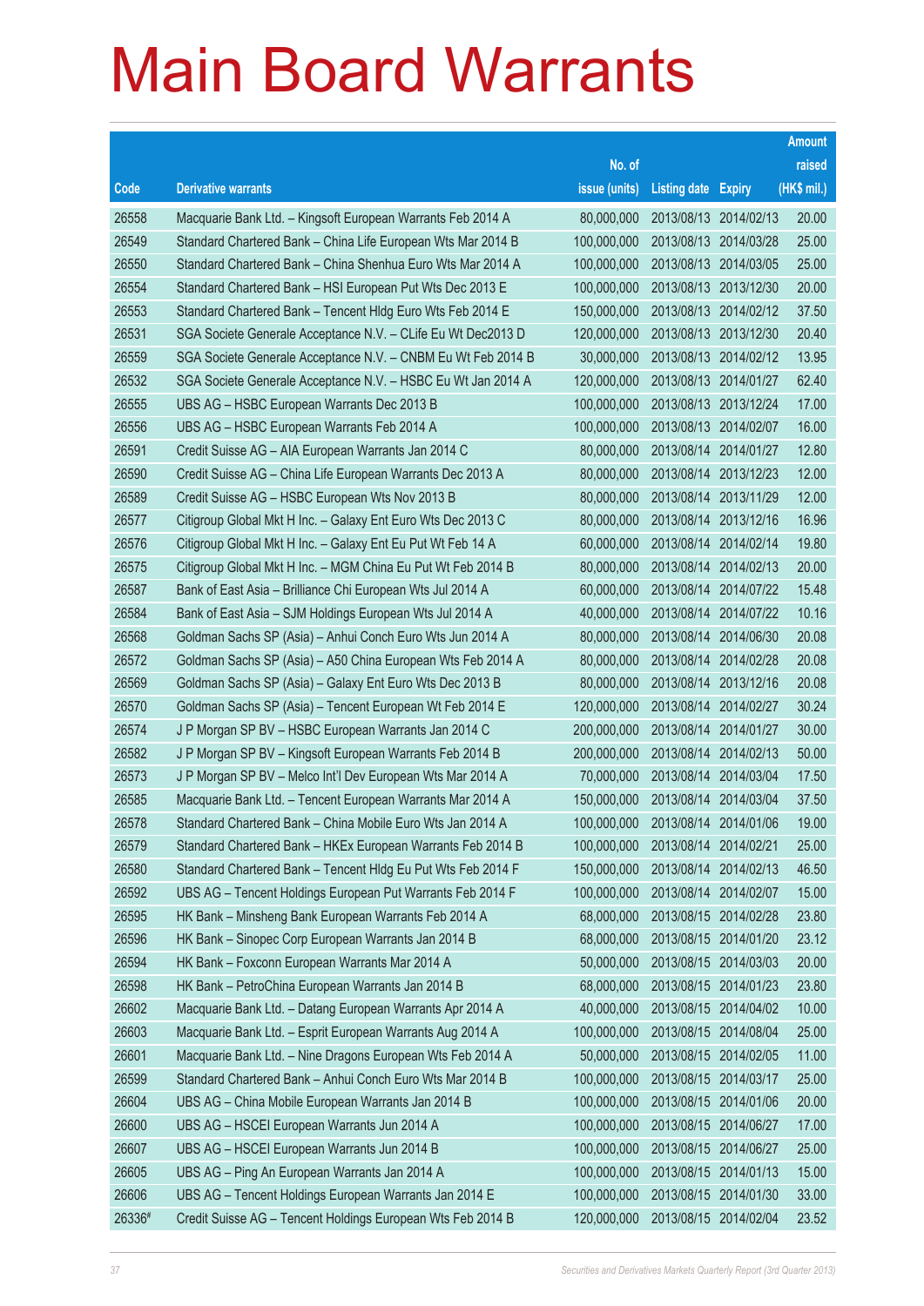# Main Board Warrants

| Code | Derivative warrants | No. of issue (units) | Listing date | Expiry | Amount raised (HK$ mil.) |
|---|---|---|---|---|---|
| 26558 | Macquarie Bank Ltd. – Kingsoft European Warrants Feb 2014 A | 80,000,000 | 2013/08/13 | 2014/02/13 | 20.00 |
| 26549 | Standard Chartered Bank – China Life European Wts Mar 2014 B | 100,000,000 | 2013/08/13 | 2014/03/28 | 25.00 |
| 26550 | Standard Chartered Bank – China Shenhua Euro Wts Mar 2014 A | 100,000,000 | 2013/08/13 | 2014/03/05 | 25.00 |
| 26554 | Standard Chartered Bank – HSI European Put Wts Dec 2013 E | 100,000,000 | 2013/08/13 | 2013/12/30 | 20.00 |
| 26553 | Standard Chartered Bank – Tencent Hldg Euro Wts Feb 2014 E | 150,000,000 | 2013/08/13 | 2014/02/12 | 37.50 |
| 26531 | SGA Societe Generale Acceptance N.V. – CLife Eu Wt Dec2013 D | 120,000,000 | 2013/08/13 | 2013/12/30 | 20.40 |
| 26559 | SGA Societe Generale Acceptance N.V. – CNBM Eu Wt Feb 2014 B | 30,000,000 | 2013/08/13 | 2014/02/12 | 13.95 |
| 26532 | SGA Societe Generale Acceptance N.V. – HSBC Eu Wt Jan 2014 A | 120,000,000 | 2013/08/13 | 2014/01/27 | 62.40 |
| 26555 | UBS AG – HSBC European Warrants Dec 2013 B | 100,000,000 | 2013/08/13 | 2013/12/24 | 17.00 |
| 26556 | UBS AG – HSBC European Warrants Feb 2014 A | 100,000,000 | 2013/08/13 | 2014/02/07 | 16.00 |
| 26591 | Credit Suisse AG – AIA European Warrants Jan 2014 C | 80,000,000 | 2013/08/14 | 2014/01/27 | 12.80 |
| 26590 | Credit Suisse AG – China Life European Warrants Dec 2013 A | 80,000,000 | 2013/08/14 | 2013/12/23 | 12.00 |
| 26589 | Credit Suisse AG – HSBC European Wts Nov 2013 B | 80,000,000 | 2013/08/14 | 2013/11/29 | 12.00 |
| 26577 | Citigroup Global Mkt H Inc. – Galaxy Ent Euro Wts Dec 2013 C | 80,000,000 | 2013/08/14 | 2013/12/16 | 16.96 |
| 26576 | Citigroup Global Mkt H Inc. – Galaxy Ent Eu Put Wt Feb 14 A | 60,000,000 | 2013/08/14 | 2014/02/14 | 19.80 |
| 26575 | Citigroup Global Mkt H Inc. – MGM China Eu Put Wt Feb 2014 B | 80,000,000 | 2013/08/14 | 2014/02/13 | 20.00 |
| 26587 | Bank of East Asia – Brilliance Chi European Wts Jul 2014 A | 60,000,000 | 2013/08/14 | 2014/07/22 | 15.48 |
| 26584 | Bank of East Asia – SJM Holdings European Wts Jul 2014 A | 40,000,000 | 2013/08/14 | 2014/07/22 | 10.16 |
| 26568 | Goldman Sachs SP (Asia) – Anhui Conch Euro Wts Jun 2014 A | 80,000,000 | 2013/08/14 | 2014/06/30 | 20.08 |
| 26572 | Goldman Sachs SP (Asia) – A50 China European Wts Feb 2014 A | 80,000,000 | 2013/08/14 | 2014/02/28 | 20.08 |
| 26569 | Goldman Sachs SP (Asia) – Galaxy Ent Euro Wts Dec 2013 B | 80,000,000 | 2013/08/14 | 2013/12/16 | 20.08 |
| 26570 | Goldman Sachs SP (Asia) – Tencent European Wt Feb 2014 E | 120,000,000 | 2013/08/14 | 2014/02/27 | 30.24 |
| 26574 | J P Morgan SP BV – HSBC European Warrants Jan 2014 C | 200,000,000 | 2013/08/14 | 2014/01/27 | 30.00 |
| 26582 | J P Morgan SP BV – Kingsoft European Warrants Feb 2014 B | 200,000,000 | 2013/08/14 | 2014/02/13 | 50.00 |
| 26573 | J P Morgan SP BV – Melco Int'l Dev European Wts Mar 2014 A | 70,000,000 | 2013/08/14 | 2014/03/04 | 17.50 |
| 26585 | Macquarie Bank Ltd. – Tencent European Warrants Mar 2014 A | 150,000,000 | 2013/08/14 | 2014/03/04 | 37.50 |
| 26578 | Standard Chartered Bank – China Mobile Euro Wts Jan 2014 A | 100,000,000 | 2013/08/14 | 2014/01/06 | 19.00 |
| 26579 | Standard Chartered Bank – HKEx European Warrants Feb 2014 B | 100,000,000 | 2013/08/14 | 2014/02/21 | 25.00 |
| 26580 | Standard Chartered Bank – Tencent Hldg Eu Put Wts Feb 2014 F | 150,000,000 | 2013/08/14 | 2014/02/13 | 46.50 |
| 26592 | UBS AG – Tencent Holdings European Put Warrants Feb 2014 F | 100,000,000 | 2013/08/14 | 2014/02/07 | 15.00 |
| 26595 | HK Bank – Minsheng Bank European Warrants Feb 2014 A | 68,000,000 | 2013/08/15 | 2014/02/28 | 23.80 |
| 26596 | HK Bank – Sinopec Corp European Warrants Jan 2014 B | 68,000,000 | 2013/08/15 | 2014/01/20 | 23.12 |
| 26594 | HK Bank – Foxconn European Warrants Mar 2014 A | 50,000,000 | 2013/08/15 | 2014/03/03 | 20.00 |
| 26598 | HK Bank – PetroChina European Warrants Jan 2014 B | 68,000,000 | 2013/08/15 | 2014/01/23 | 23.80 |
| 26602 | Macquarie Bank Ltd. – Datang European Warrants Apr 2014 A | 40,000,000 | 2013/08/15 | 2014/04/02 | 10.00 |
| 26603 | Macquarie Bank Ltd. – Esprit European Warrants Aug 2014 A | 100,000,000 | 2013/08/15 | 2014/08/04 | 25.00 |
| 26601 | Macquarie Bank Ltd. – Nine Dragons European Wts Feb 2014 A | 50,000,000 | 2013/08/15 | 2014/02/05 | 11.00 |
| 26599 | Standard Chartered Bank – Anhui Conch Euro Wts Mar 2014 B | 100,000,000 | 2013/08/15 | 2014/03/17 | 25.00 |
| 26604 | UBS AG – China Mobile European Warrants Jan 2014 B | 100,000,000 | 2013/08/15 | 2014/01/06 | 20.00 |
| 26600 | UBS AG – HSCEI European Warrants Jun 2014 A | 100,000,000 | 2013/08/15 | 2014/06/27 | 17.00 |
| 26607 | UBS AG – HSCEI European Warrants Jun 2014 B | 100,000,000 | 2013/08/15 | 2014/06/27 | 25.00 |
| 26605 | UBS AG – Ping An European Warrants Jan 2014 A | 100,000,000 | 2013/08/15 | 2014/01/13 | 15.00 |
| 26606 | UBS AG – Tencent Holdings European Warrants Jan 2014 E | 100,000,000 | 2013/08/15 | 2014/01/30 | 33.00 |
| 26336# | Credit Suisse AG – Tencent Holdings European Wts Feb 2014 B | 120,000,000 | 2013/08/15 | 2014/02/04 | 23.52 |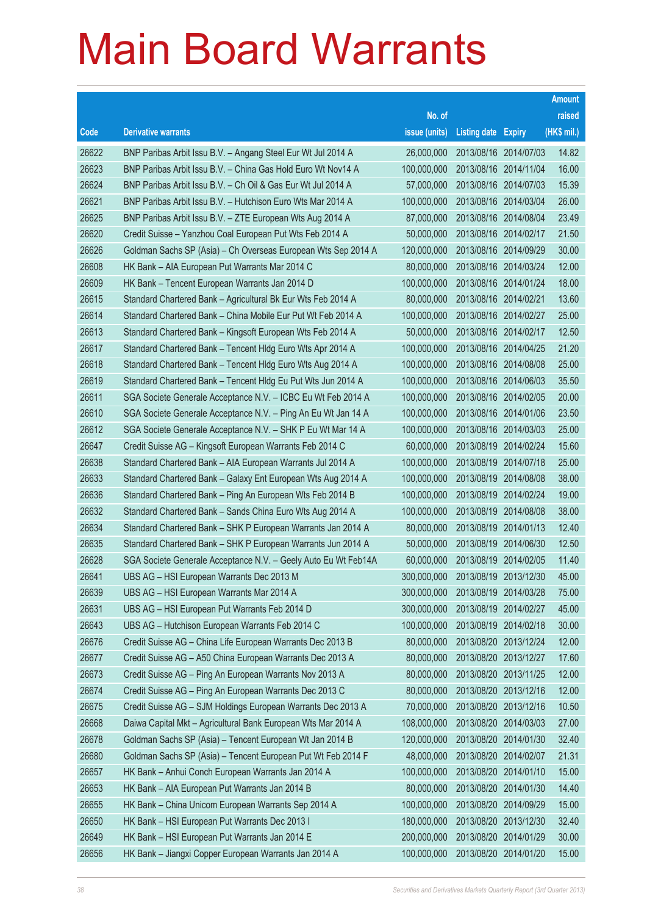# Main Board Warrants

| Code | Derivative warrants | No. of issue (units) | Listing date | Expiry | Amount raised (HK$ mil.) |
|---|---|---|---|---|---|
| 26622 | BNP Paribas Arbit Issu B.V. – Angang Steel Eur Wt Jul 2014 A | 26,000,000 | 2013/08/16 | 2014/07/03 | 14.82 |
| 26623 | BNP Paribas Arbit Issu B.V. – China Gas Hold Euro Wt Nov14 A | 100,000,000 | 2013/08/16 | 2014/11/04 | 16.00 |
| 26624 | BNP Paribas Arbit Issu B.V. – Ch Oil & Gas Eur Wt Jul 2014 A | 57,000,000 | 2013/08/16 | 2014/07/03 | 15.39 |
| 26621 | BNP Paribas Arbit Issu B.V. – Hutchison Euro Wts Mar 2014 A | 100,000,000 | 2013/08/16 | 2014/03/04 | 26.00 |
| 26625 | BNP Paribas Arbit Issu B.V. – ZTE European Wts Aug 2014 A | 87,000,000 | 2013/08/16 | 2014/08/04 | 23.49 |
| 26620 | Credit Suisse – Yanzhou Coal European Put Wts Feb 2014 A | 50,000,000 | 2013/08/16 | 2014/02/17 | 21.50 |
| 26626 | Goldman Sachs SP (Asia) – Ch Overseas European Wts Sep 2014 A | 120,000,000 | 2013/08/16 | 2014/09/29 | 30.00 |
| 26608 | HK Bank – AIA European Put Warrants Mar 2014 C | 80,000,000 | 2013/08/16 | 2014/03/24 | 12.00 |
| 26609 | HK Bank – Tencent European Warrants Jan 2014 D | 100,000,000 | 2013/08/16 | 2014/01/24 | 18.00 |
| 26615 | Standard Chartered Bank – Agricultural Bk Eur Wts Feb 2014 A | 80,000,000 | 2013/08/16 | 2014/02/21 | 13.60 |
| 26614 | Standard Chartered Bank – China Mobile Eur Put Wt Feb 2014 A | 100,000,000 | 2013/08/16 | 2014/02/27 | 25.00 |
| 26613 | Standard Chartered Bank – Kingsoft European Wts Feb 2014 A | 50,000,000 | 2013/08/16 | 2014/02/17 | 12.50 |
| 26617 | Standard Chartered Bank – Tencent Hldg Euro Wts Apr 2014 A | 100,000,000 | 2013/08/16 | 2014/04/25 | 21.20 |
| 26618 | Standard Chartered Bank – Tencent Hldg Euro Wts Aug 2014 A | 100,000,000 | 2013/08/16 | 2014/08/08 | 25.00 |
| 26619 | Standard Chartered Bank – Tencent Hldg Eu Put Wts Jun 2014 A | 100,000,000 | 2013/08/16 | 2014/06/03 | 35.50 |
| 26611 | SGA Societe Generale Acceptance N.V. – ICBC Eu Wt Feb 2014 A | 100,000,000 | 2013/08/16 | 2014/02/05 | 20.00 |
| 26610 | SGA Societe Generale Acceptance N.V. – Ping An Eu Wt Jan 14 A | 100,000,000 | 2013/08/16 | 2014/01/06 | 23.50 |
| 26612 | SGA Societe Generale Acceptance N.V. – SHK P Eu Wt Mar 14 A | 100,000,000 | 2013/08/16 | 2014/03/03 | 25.00 |
| 26647 | Credit Suisse AG – Kingsoft European Warrants Feb 2014 C | 60,000,000 | 2013/08/19 | 2014/02/24 | 15.60 |
| 26638 | Standard Chartered Bank – AIA European Warrants Jul 2014 A | 100,000,000 | 2013/08/19 | 2014/07/18 | 25.00 |
| 26633 | Standard Chartered Bank – Galaxy Ent European Wts Aug 2014 A | 100,000,000 | 2013/08/19 | 2014/08/08 | 38.00 |
| 26636 | Standard Chartered Bank – Ping An European Wts Feb 2014 B | 100,000,000 | 2013/08/19 | 2014/02/24 | 19.00 |
| 26632 | Standard Chartered Bank – Sands China Euro Wts Aug 2014 A | 100,000,000 | 2013/08/19 | 2014/08/08 | 38.00 |
| 26634 | Standard Chartered Bank – SHK P European Warrants Jan 2014 A | 80,000,000 | 2013/08/19 | 2014/01/13 | 12.40 |
| 26635 | Standard Chartered Bank – SHK P European Warrants Jun 2014 A | 50,000,000 | 2013/08/19 | 2014/06/30 | 12.50 |
| 26628 | SGA Societe Generale Acceptance N.V. – Geely Auto Eu Wt Feb14A | 60,000,000 | 2013/08/19 | 2014/02/05 | 11.40 |
| 26641 | UBS AG – HSI European Warrants Dec 2013 M | 300,000,000 | 2013/08/19 | 2013/12/30 | 45.00 |
| 26639 | UBS AG – HSI European Warrants Mar 2014 A | 300,000,000 | 2013/08/19 | 2014/03/28 | 75.00 |
| 26631 | UBS AG – HSI European Put Warrants Feb 2014 D | 300,000,000 | 2013/08/19 | 2014/02/27 | 45.00 |
| 26643 | UBS AG – Hutchison European Warrants Feb 2014 C | 100,000,000 | 2013/08/19 | 2014/02/18 | 30.00 |
| 26676 | Credit Suisse AG – China Life European Warrants Dec 2013 B | 80,000,000 | 2013/08/20 | 2013/12/24 | 12.00 |
| 26677 | Credit Suisse AG – A50 China European Warrants Dec 2013 A | 80,000,000 | 2013/08/20 | 2013/12/27 | 17.60 |
| 26673 | Credit Suisse AG – Ping An European Warrants Nov 2013 A | 80,000,000 | 2013/08/20 | 2013/11/25 | 12.00 |
| 26674 | Credit Suisse AG – Ping An European Warrants Dec 2013 C | 80,000,000 | 2013/08/20 | 2013/12/16 | 12.00 |
| 26675 | Credit Suisse AG – SJM Holdings European Warrants Dec 2013 A | 70,000,000 | 2013/08/20 | 2013/12/16 | 10.50 |
| 26668 | Daiwa Capital Mkt – Agricultural Bank European Wts Mar 2014 A | 108,000,000 | 2013/08/20 | 2014/03/03 | 27.00 |
| 26678 | Goldman Sachs SP (Asia) – Tencent European Wt Jan 2014 B | 120,000,000 | 2013/08/20 | 2014/01/30 | 32.40 |
| 26680 | Goldman Sachs SP (Asia) – Tencent European Put Wt Feb 2014 F | 48,000,000 | 2013/08/20 | 2014/02/07 | 21.31 |
| 26657 | HK Bank – Anhui Conch European Warrants Jan 2014 A | 100,000,000 | 2013/08/20 | 2014/01/10 | 15.00 |
| 26653 | HK Bank – AIA European Put Warrants Jan 2014 B | 80,000,000 | 2013/08/20 | 2014/01/30 | 14.40 |
| 26655 | HK Bank – China Unicom European Warrants Sep 2014 A | 100,000,000 | 2013/08/20 | 2014/09/29 | 15.00 |
| 26650 | HK Bank – HSI European Put Warrants Dec 2013 I | 180,000,000 | 2013/08/20 | 2013/12/30 | 32.40 |
| 26649 | HK Bank – HSI European Put Warrants Jan 2014 E | 200,000,000 | 2013/08/20 | 2014/01/29 | 30.00 |
| 26656 | HK Bank – Jiangxi Copper European Warrants Jan 2014 A | 100,000,000 | 2013/08/20 | 2014/01/20 | 15.00 |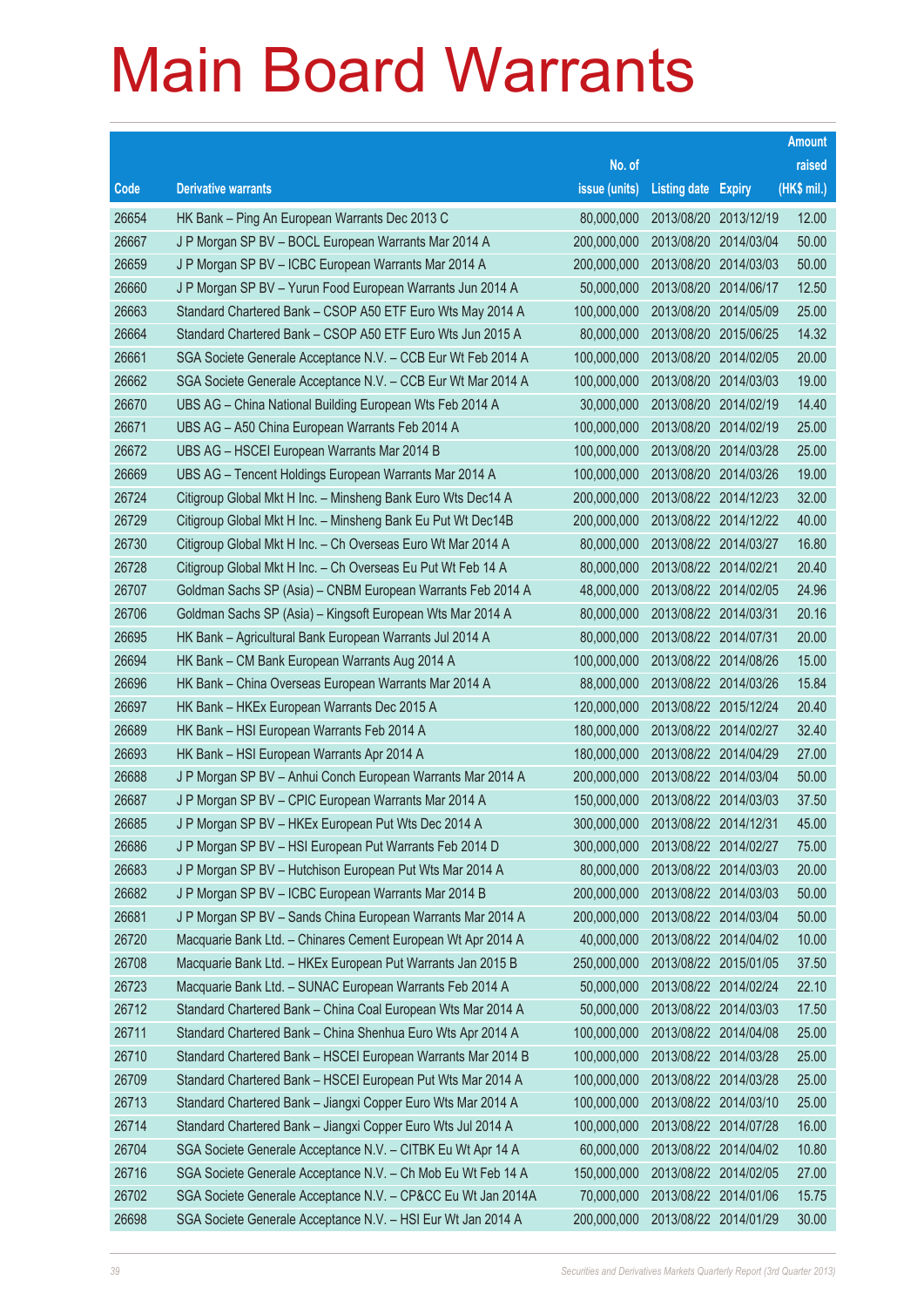# Main Board Warrants

| Code | Derivative warrants | No. of issue (units) | Listing date | Expiry | Amount raised (HK$ mil.) |
|---|---|---|---|---|---|
| 26654 | HK Bank – Ping An European Warrants Dec 2013 C | 80,000,000 | 2013/08/20 | 2013/12/19 | 12.00 |
| 26667 | J P Morgan SP BV – BOCL European Warrants Mar 2014 A | 200,000,000 | 2013/08/20 | 2014/03/04 | 50.00 |
| 26659 | J P Morgan SP BV – ICBC European Warrants Mar 2014 A | 200,000,000 | 2013/08/20 | 2014/03/03 | 50.00 |
| 26660 | J P Morgan SP BV – Yurun Food European Warrants Jun 2014 A | 50,000,000 | 2013/08/20 | 2014/06/17 | 12.50 |
| 26663 | Standard Chartered Bank – CSOP A50 ETF Euro Wts May 2014 A | 100,000,000 | 2013/08/20 | 2014/05/09 | 25.00 |
| 26664 | Standard Chartered Bank – CSOP A50 ETF Euro Wts Jun 2015 A | 80,000,000 | 2013/08/20 | 2015/06/25 | 14.32 |
| 26661 | SGA Societe Generale Acceptance N.V. – CCB Eur Wt Feb 2014 A | 100,000,000 | 2013/08/20 | 2014/02/05 | 20.00 |
| 26662 | SGA Societe Generale Acceptance N.V. – CCB Eur Wt Mar 2014 A | 100,000,000 | 2013/08/20 | 2014/03/03 | 19.00 |
| 26670 | UBS AG – China National Building European Wts Feb 2014 A | 30,000,000 | 2013/08/20 | 2014/02/19 | 14.40 |
| 26671 | UBS AG – A50 China European Warrants Feb 2014 A | 100,000,000 | 2013/08/20 | 2014/02/19 | 25.00 |
| 26672 | UBS AG – HSCEI European Warrants Mar 2014 B | 100,000,000 | 2013/08/20 | 2014/03/28 | 25.00 |
| 26669 | UBS AG – Tencent Holdings European Warrants Mar 2014 A | 100,000,000 | 2013/08/20 | 2014/03/26 | 19.00 |
| 26724 | Citigroup Global Mkt H Inc. – Minsheng Bank Euro Wts Dec14 A | 200,000,000 | 2013/08/22 | 2014/12/23 | 32.00 |
| 26729 | Citigroup Global Mkt H Inc. – Minsheng Bank Eu Put Wt Dec14B | 200,000,000 | 2013/08/22 | 2014/12/22 | 40.00 |
| 26730 | Citigroup Global Mkt H Inc. – Ch Overseas Euro Wt Mar 2014 A | 80,000,000 | 2013/08/22 | 2014/03/27 | 16.80 |
| 26728 | Citigroup Global Mkt H Inc. – Ch Overseas Eu Put Wt Feb 14 A | 80,000,000 | 2013/08/22 | 2014/02/21 | 20.40 |
| 26707 | Goldman Sachs SP (Asia) – CNBM European Warrants Feb 2014 A | 48,000,000 | 2013/08/22 | 2014/02/05 | 24.96 |
| 26706 | Goldman Sachs SP (Asia) – Kingsoft European Wts Mar 2014 A | 80,000,000 | 2013/08/22 | 2014/03/31 | 20.16 |
| 26695 | HK Bank – Agricultural Bank European Warrants Jul 2014 A | 80,000,000 | 2013/08/22 | 2014/07/31 | 20.00 |
| 26694 | HK Bank – CM Bank European Warrants Aug 2014 A | 100,000,000 | 2013/08/22 | 2014/08/26 | 15.00 |
| 26696 | HK Bank – China Overseas European Warrants Mar 2014 A | 88,000,000 | 2013/08/22 | 2014/03/26 | 15.84 |
| 26697 | HK Bank – HKEx European Warrants Dec 2015 A | 120,000,000 | 2013/08/22 | 2015/12/24 | 20.40 |
| 26689 | HK Bank – HSI European Warrants Feb 2014 A | 180,000,000 | 2013/08/22 | 2014/02/27 | 32.40 |
| 26693 | HK Bank – HSI European Warrants Apr 2014 A | 180,000,000 | 2013/08/22 | 2014/04/29 | 27.00 |
| 26688 | J P Morgan SP BV – Anhui Conch European Warrants Mar 2014 A | 200,000,000 | 2013/08/22 | 2014/03/04 | 50.00 |
| 26687 | J P Morgan SP BV – CPIC European Warrants Mar 2014 A | 150,000,000 | 2013/08/22 | 2014/03/03 | 37.50 |
| 26685 | J P Morgan SP BV – HKEx European Put Wts Dec 2014 A | 300,000,000 | 2013/08/22 | 2014/12/31 | 45.00 |
| 26686 | J P Morgan SP BV – HSI European Put Warrants Feb 2014 D | 300,000,000 | 2013/08/22 | 2014/02/27 | 75.00 |
| 26683 | J P Morgan SP BV – Hutchison European Put Wts Mar 2014 A | 80,000,000 | 2013/08/22 | 2014/03/03 | 20.00 |
| 26682 | J P Morgan SP BV – ICBC European Warrants Mar 2014 B | 200,000,000 | 2013/08/22 | 2014/03/03 | 50.00 |
| 26681 | J P Morgan SP BV – Sands China European Warrants Mar 2014 A | 200,000,000 | 2013/08/22 | 2014/03/04 | 50.00 |
| 26720 | Macquarie Bank Ltd. – Chinares Cement European Wt Apr 2014 A | 40,000,000 | 2013/08/22 | 2014/04/02 | 10.00 |
| 26708 | Macquarie Bank Ltd. – HKEx European Put Warrants Jan 2015 B | 250,000,000 | 2013/08/22 | 2015/01/05 | 37.50 |
| 26723 | Macquarie Bank Ltd. – SUNAC European Warrants Feb 2014 A | 50,000,000 | 2013/08/22 | 2014/02/24 | 22.10 |
| 26712 | Standard Chartered Bank – China Coal European Wts Mar 2014 A | 50,000,000 | 2013/08/22 | 2014/03/03 | 17.50 |
| 26711 | Standard Chartered Bank – China Shenhua Euro Wts Apr 2014 A | 100,000,000 | 2013/08/22 | 2014/04/08 | 25.00 |
| 26710 | Standard Chartered Bank – HSCEI European Warrants Mar 2014 B | 100,000,000 | 2013/08/22 | 2014/03/28 | 25.00 |
| 26709 | Standard Chartered Bank – HSCEI European Put Wts Mar 2014 A | 100,000,000 | 2013/08/22 | 2014/03/28 | 25.00 |
| 26713 | Standard Chartered Bank – Jiangxi Copper Euro Wts Mar 2014 A | 100,000,000 | 2013/08/22 | 2014/03/10 | 25.00 |
| 26714 | Standard Chartered Bank – Jiangxi Copper Euro Wts Jul 2014 A | 100,000,000 | 2013/08/22 | 2014/07/28 | 16.00 |
| 26704 | SGA Societe Generale Acceptance N.V. – CITBK Eu Wt Apr 14 A | 60,000,000 | 2013/08/22 | 2014/04/02 | 10.80 |
| 26716 | SGA Societe Generale Acceptance N.V. – Ch Mob Eu Wt Feb 14 A | 150,000,000 | 2013/08/22 | 2014/02/05 | 27.00 |
| 26702 | SGA Societe Generale Acceptance N.V. – CP&CC Eu Wt Jan 2014A | 70,000,000 | 2013/08/22 | 2014/01/06 | 15.75 |
| 26698 | SGA Societe Generale Acceptance N.V. – HSI Eur Wt Jan 2014 A | 200,000,000 | 2013/08/22 | 2014/01/29 | 30.00 |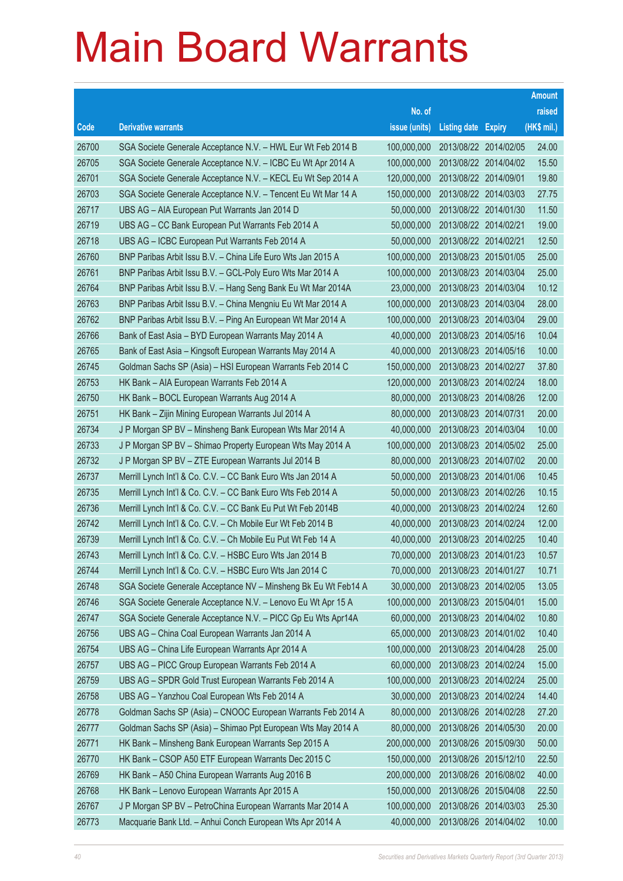# Main Board Warrants

| Code | Derivative warrants | No. of issue (units) | Listing date | Expiry | Amount raised (HK$ mil.) |
|---|---|---|---|---|---|
| 26700 | SGA Societe Generale Acceptance N.V. – HWL Eur Wt Feb 2014 B | 100,000,000 | 2013/08/22 | 2014/02/05 | 24.00 |
| 26705 | SGA Societe Generale Acceptance N.V. – ICBC Eu Wt Apr 2014 A | 100,000,000 | 2013/08/22 | 2014/04/02 | 15.50 |
| 26701 | SGA Societe Generale Acceptance N.V. – KECL Eu Wt Sep 2014 A | 120,000,000 | 2013/08/22 | 2014/09/01 | 19.80 |
| 26703 | SGA Societe Generale Acceptance N.V. – Tencent Eu Wt Mar 14 A | 150,000,000 | 2013/08/22 | 2014/03/03 | 27.75 |
| 26717 | UBS AG – AIA European Put Warrants Jan 2014 D | 50,000,000 | 2013/08/22 | 2014/01/30 | 11.50 |
| 26719 | UBS AG – CC Bank European Put Warrants Feb 2014 A | 50,000,000 | 2013/08/22 | 2014/02/21 | 19.00 |
| 26718 | UBS AG – ICBC European Put Warrants Feb 2014 A | 50,000,000 | 2013/08/22 | 2014/02/21 | 12.50 |
| 26760 | BNP Paribas Arbit Issu B.V. – China Life Euro Wts Jan 2015 A | 100,000,000 | 2013/08/23 | 2015/01/05 | 25.00 |
| 26761 | BNP Paribas Arbit Issu B.V. – GCL-Poly Euro Wts Mar 2014 A | 100,000,000 | 2013/08/23 | 2014/03/04 | 25.00 |
| 26764 | BNP Paribas Arbit Issu B.V. – Hang Seng Bank Eu Wt Mar 2014A | 23,000,000 | 2013/08/23 | 2014/03/04 | 10.12 |
| 26763 | BNP Paribas Arbit Issu B.V. – China Mengniu Eu Wt Mar 2014 A | 100,000,000 | 2013/08/23 | 2014/03/04 | 28.00 |
| 26762 | BNP Paribas Arbit Issu B.V. – Ping An European Wt Mar 2014 A | 100,000,000 | 2013/08/23 | 2014/03/04 | 29.00 |
| 26766 | Bank of East Asia – BYD European Warrants May 2014 A | 40,000,000 | 2013/08/23 | 2014/05/16 | 10.04 |
| 26765 | Bank of East Asia – Kingsoft European Warrants May 2014 A | 40,000,000 | 2013/08/23 | 2014/05/16 | 10.00 |
| 26745 | Goldman Sachs SP (Asia) – HSI European Warrants Feb 2014 C | 150,000,000 | 2013/08/23 | 2014/02/27 | 37.80 |
| 26753 | HK Bank – AIA European Warrants Feb 2014 A | 120,000,000 | 2013/08/23 | 2014/02/24 | 18.00 |
| 26750 | HK Bank – BOCL European Warrants Aug 2014 A | 80,000,000 | 2013/08/23 | 2014/08/26 | 12.00 |
| 26751 | HK Bank – Zijin Mining European Warrants Jul 2014 A | 80,000,000 | 2013/08/23 | 2014/07/31 | 20.00 |
| 26734 | J P Morgan SP BV – Minsheng Bank European Wts Mar 2014 A | 40,000,000 | 2013/08/23 | 2014/03/04 | 10.00 |
| 26733 | J P Morgan SP BV – Shimao Property European Wts May 2014 A | 100,000,000 | 2013/08/23 | 2014/05/02 | 25.00 |
| 26732 | J P Morgan SP BV – ZTE European Warrants Jul 2014 B | 80,000,000 | 2013/08/23 | 2014/07/02 | 20.00 |
| 26737 | Merrill Lynch Int'l & Co. C.V. – CC Bank Euro Wts Jan 2014 A | 50,000,000 | 2013/08/23 | 2014/01/06 | 10.45 |
| 26735 | Merrill Lynch Int'l & Co. C.V. – CC Bank Euro Wts Feb 2014 A | 50,000,000 | 2013/08/23 | 2014/02/26 | 10.15 |
| 26736 | Merrill Lynch Int'l & Co. C.V. – CC Bank Eu Put Wt Feb 2014B | 40,000,000 | 2013/08/23 | 2014/02/24 | 12.60 |
| 26742 | Merrill Lynch Int'l & Co. C.V. – Ch Mobile Eur Wt Feb 2014 B | 40,000,000 | 2013/08/23 | 2014/02/24 | 12.00 |
| 26739 | Merrill Lynch Int'l & Co. C.V. – Ch Mobile Eu Put Wt Feb 14 A | 40,000,000 | 2013/08/23 | 2014/02/25 | 10.40 |
| 26743 | Merrill Lynch Int'l & Co. C.V. – HSBC Euro Wts Jan 2014 B | 70,000,000 | 2013/08/23 | 2014/01/23 | 10.57 |
| 26744 | Merrill Lynch Int'l & Co. C.V. – HSBC Euro Wts Jan 2014 C | 70,000,000 | 2013/08/23 | 2014/01/27 | 10.71 |
| 26748 | SGA Societe Generale Acceptance NV – Minsheng Bk Eu Wt Feb14 A | 30,000,000 | 2013/08/23 | 2014/02/05 | 13.05 |
| 26746 | SGA Societe Generale Acceptance N.V. – Lenovo Eu Wt Apr 15 A | 100,000,000 | 2013/08/23 | 2015/04/01 | 15.00 |
| 26747 | SGA Societe Generale Acceptance N.V. – PICC Gp Eu Wts Apr14A | 60,000,000 | 2013/08/23 | 2014/04/02 | 10.80 |
| 26756 | UBS AG – China Coal European Warrants Jan 2014 A | 65,000,000 | 2013/08/23 | 2014/01/02 | 10.40 |
| 26754 | UBS AG – China Life European Warrants Apr 2014 A | 100,000,000 | 2013/08/23 | 2014/04/28 | 25.00 |
| 26757 | UBS AG – PICC Group European Warrants Feb 2014 A | 60,000,000 | 2013/08/23 | 2014/02/24 | 15.00 |
| 26759 | UBS AG – SPDR Gold Trust European Warrants Feb 2014 A | 100,000,000 | 2013/08/23 | 2014/02/24 | 25.00 |
| 26758 | UBS AG – Yanzhou Coal European Wts Feb 2014 A | 30,000,000 | 2013/08/23 | 2014/02/24 | 14.40 |
| 26778 | Goldman Sachs SP (Asia) – CNOOC European Warrants Feb 2014 A | 80,000,000 | 2013/08/26 | 2014/02/28 | 27.20 |
| 26777 | Goldman Sachs SP (Asia) – Shimao Ppt European Wts May 2014 A | 80,000,000 | 2013/08/26 | 2014/05/30 | 20.00 |
| 26771 | HK Bank – Minsheng Bank European Warrants Sep 2015 A | 200,000,000 | 2013/08/26 | 2015/09/30 | 50.00 |
| 26770 | HK Bank – CSOP A50 ETF European Warrants Dec 2015 C | 150,000,000 | 2013/08/26 | 2015/12/10 | 22.50 |
| 26769 | HK Bank – A50 China European Warrants Aug 2016 B | 200,000,000 | 2013/08/26 | 2016/08/02 | 40.00 |
| 26768 | HK Bank – Lenovo European Warrants Apr 2015 A | 150,000,000 | 2013/08/26 | 2015/04/08 | 22.50 |
| 26767 | J P Morgan SP BV – PetroChina European Warrants Mar 2014 A | 100,000,000 | 2013/08/26 | 2014/03/03 | 25.30 |
| 26773 | Macquarie Bank Ltd. – Anhui Conch European Wts Apr 2014 A | 40,000,000 | 2013/08/26 | 2014/04/02 | 10.00 |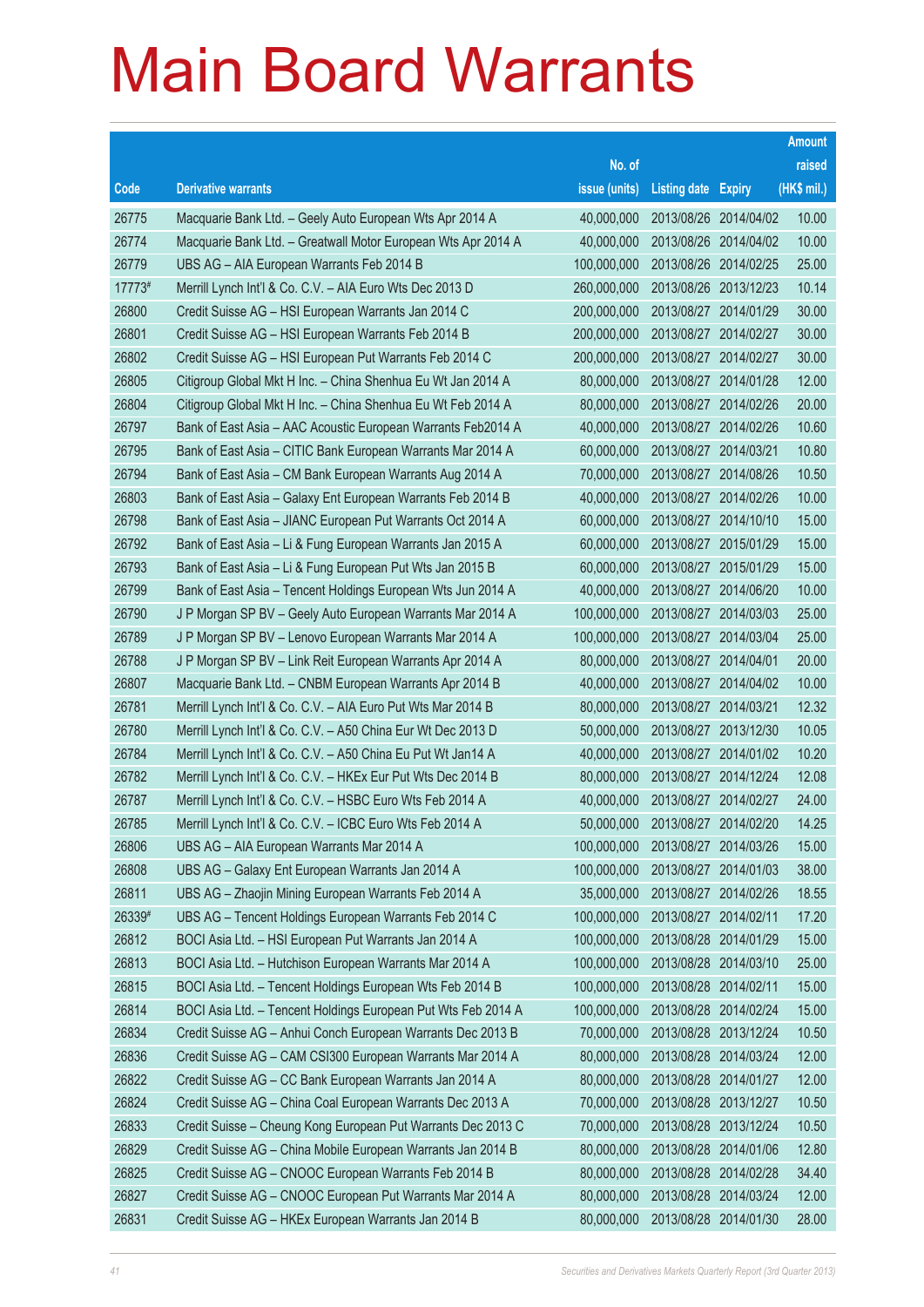# Main Board Warrants

| Code | Derivative warrants | No. of issue (units) | Listing date | Expiry | Amount raised (HK$ mil.) |
|---|---|---|---|---|---|
| 26775 | Macquarie Bank Ltd. – Geely Auto European Wts Apr 2014 A | 40,000,000 | 2013/08/26 | 2014/04/02 | 10.00 |
| 26774 | Macquarie Bank Ltd. – Greatwall Motor European Wts Apr 2014 A | 40,000,000 | 2013/08/26 | 2014/04/02 | 10.00 |
| 26779 | UBS AG – AIA European Warrants Feb 2014 B | 100,000,000 | 2013/08/26 | 2014/02/25 | 25.00 |
| 17773# | Merrill Lynch Int'l & Co. C.V. – AIA Euro Wts Dec 2013 D | 260,000,000 | 2013/08/26 | 2013/12/23 | 10.14 |
| 26800 | Credit Suisse AG – HSI European Warrants Jan 2014 C | 200,000,000 | 2013/08/27 | 2014/01/29 | 30.00 |
| 26801 | Credit Suisse AG – HSI European Warrants Feb 2014 B | 200,000,000 | 2013/08/27 | 2014/02/27 | 30.00 |
| 26802 | Credit Suisse AG – HSI European Put Warrants Feb 2014 C | 200,000,000 | 2013/08/27 | 2014/02/27 | 30.00 |
| 26805 | Citigroup Global Mkt H Inc. – China Shenhua Eu Wt Jan 2014 A | 80,000,000 | 2013/08/27 | 2014/01/28 | 12.00 |
| 26804 | Citigroup Global Mkt H Inc. – China Shenhua Eu Wt Feb 2014 A | 80,000,000 | 2013/08/27 | 2014/02/26 | 20.00 |
| 26797 | Bank of East Asia – AAC Acoustic European Warrants Feb2014 A | 40,000,000 | 2013/08/27 | 2014/02/26 | 10.60 |
| 26795 | Bank of East Asia – CITIC Bank European Warrants Mar 2014 A | 60,000,000 | 2013/08/27 | 2014/03/21 | 10.80 |
| 26794 | Bank of East Asia – CM Bank European Warrants Aug 2014 A | 70,000,000 | 2013/08/27 | 2014/08/26 | 10.50 |
| 26803 | Bank of East Asia – Galaxy Ent European Warrants Feb 2014 B | 40,000,000 | 2013/08/27 | 2014/02/26 | 10.00 |
| 26798 | Bank of East Asia – JIANC European Put Warrants Oct 2014 A | 60,000,000 | 2013/08/27 | 2014/10/10 | 15.00 |
| 26792 | Bank of East Asia – Li & Fung European Warrants Jan 2015 A | 60,000,000 | 2013/08/27 | 2015/01/29 | 15.00 |
| 26793 | Bank of East Asia – Li & Fung European Put Wts Jan 2015 B | 60,000,000 | 2013/08/27 | 2015/01/29 | 15.00 |
| 26799 | Bank of East Asia – Tencent Holdings European Wts Jun 2014 A | 40,000,000 | 2013/08/27 | 2014/06/20 | 10.00 |
| 26790 | J P Morgan SP BV – Geely Auto European Warrants Mar 2014 A | 100,000,000 | 2013/08/27 | 2014/03/03 | 25.00 |
| 26789 | J P Morgan SP BV – Lenovo European Warrants Mar 2014 A | 100,000,000 | 2013/08/27 | 2014/03/04 | 25.00 |
| 26788 | J P Morgan SP BV – Link Reit European Warrants Apr 2014 A | 80,000,000 | 2013/08/27 | 2014/04/01 | 20.00 |
| 26807 | Macquarie Bank Ltd. – CNBM European Warrants Apr 2014 B | 40,000,000 | 2013/08/27 | 2014/04/02 | 10.00 |
| 26781 | Merrill Lynch Int'l & Co. C.V. – AIA Euro Put Wts Mar 2014 B | 80,000,000 | 2013/08/27 | 2014/03/21 | 12.32 |
| 26780 | Merrill Lynch Int'l & Co. C.V. – A50 China Eur Wt Dec 2013 D | 50,000,000 | 2013/08/27 | 2013/12/30 | 10.05 |
| 26784 | Merrill Lynch Int'l & Co. C.V. – A50 China Eu Put Wt Jan14 A | 40,000,000 | 2013/08/27 | 2014/01/02 | 10.20 |
| 26782 | Merrill Lynch Int'l & Co. C.V. – HKEx Eur Put Wts Dec 2014 B | 80,000,000 | 2013/08/27 | 2014/12/24 | 12.08 |
| 26787 | Merrill Lynch Int'l & Co. C.V. – HSBC Euro Wts Feb 2014 A | 40,000,000 | 2013/08/27 | 2014/02/27 | 24.00 |
| 26785 | Merrill Lynch Int'l & Co. C.V. – ICBC Euro Wts Feb 2014 A | 50,000,000 | 2013/08/27 | 2014/02/20 | 14.25 |
| 26806 | UBS AG – AIA European Warrants Mar 2014 A | 100,000,000 | 2013/08/27 | 2014/03/26 | 15.00 |
| 26808 | UBS AG – Galaxy Ent European Warrants Jan 2014 A | 100,000,000 | 2013/08/27 | 2014/01/03 | 38.00 |
| 26811 | UBS AG – Zhaojin Mining European Warrants Feb 2014 A | 35,000,000 | 2013/08/27 | 2014/02/26 | 18.55 |
| 26339# | UBS AG – Tencent Holdings European Warrants Feb 2014 C | 100,000,000 | 2013/08/27 | 2014/02/11 | 17.20 |
| 26812 | BOCI Asia Ltd. – HSI European Put Warrants Jan 2014 A | 100,000,000 | 2013/08/28 | 2014/01/29 | 15.00 |
| 26813 | BOCI Asia Ltd. – Hutchison European Warrants Mar 2014 A | 100,000,000 | 2013/08/28 | 2014/03/10 | 25.00 |
| 26815 | BOCI Asia Ltd. – Tencent Holdings European Wts Feb 2014 B | 100,000,000 | 2013/08/28 | 2014/02/11 | 15.00 |
| 26814 | BOCI Asia Ltd. – Tencent Holdings European Put Wts Feb 2014 A | 100,000,000 | 2013/08/28 | 2014/02/24 | 15.00 |
| 26834 | Credit Suisse AG – Anhui Conch European Warrants Dec 2013 B | 70,000,000 | 2013/08/28 | 2013/12/24 | 10.50 |
| 26836 | Credit Suisse AG – CAM CSI300 European Warrants Mar 2014 A | 80,000,000 | 2013/08/28 | 2014/03/24 | 12.00 |
| 26822 | Credit Suisse AG – CC Bank European Warrants Jan 2014 A | 80,000,000 | 2013/08/28 | 2014/01/27 | 12.00 |
| 26824 | Credit Suisse AG – China Coal European Warrants Dec 2013 A | 70,000,000 | 2013/08/28 | 2013/12/27 | 10.50 |
| 26833 | Credit Suisse – Cheung Kong European Put Warrants Dec 2013 C | 70,000,000 | 2013/08/28 | 2013/12/24 | 10.50 |
| 26829 | Credit Suisse AG – China Mobile European Warrants Jan 2014 B | 80,000,000 | 2013/08/28 | 2014/01/06 | 12.80 |
| 26825 | Credit Suisse AG – CNOOC European Warrants Feb 2014 B | 80,000,000 | 2013/08/28 | 2014/02/28 | 34.40 |
| 26827 | Credit Suisse AG – CNOOC European Put Warrants Mar 2014 A | 80,000,000 | 2013/08/28 | 2014/03/24 | 12.00 |
| 26831 | Credit Suisse AG – HKEx European Warrants Jan 2014 B | 80,000,000 | 2013/08/28 | 2014/01/30 | 28.00 |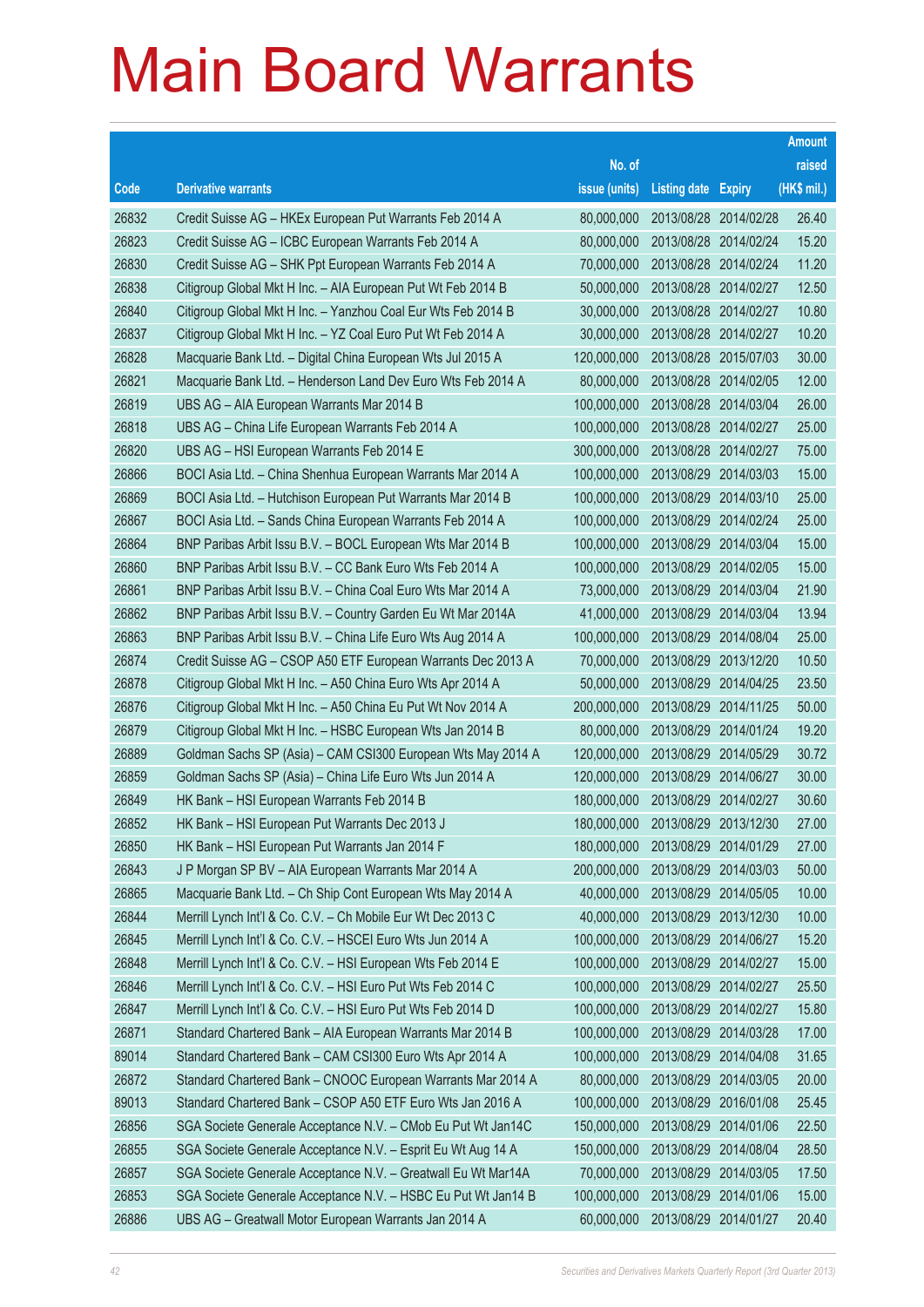# Main Board Warrants

| Code | Derivative warrants | No. of issue (units) | Listing date | Expiry | Amount raised (HK$ mil.) |
|---|---|---|---|---|---|
| 26832 | Credit Suisse AG – HKEx European Put Warrants Feb 2014 A | 80,000,000 | 2013/08/28 | 2014/02/28 | 26.40 |
| 26823 | Credit Suisse AG – ICBC European Warrants Feb 2014 A | 80,000,000 | 2013/08/28 | 2014/02/24 | 15.20 |
| 26830 | Credit Suisse AG – SHK Ppt European Warrants Feb 2014 A | 70,000,000 | 2013/08/28 | 2014/02/24 | 11.20 |
| 26838 | Citigroup Global Mkt H Inc. – AIA European Put Wt Feb 2014 B | 50,000,000 | 2013/08/28 | 2014/02/27 | 12.50 |
| 26840 | Citigroup Global Mkt H Inc. – Yanzhou Coal Eur Wts Feb 2014 B | 30,000,000 | 2013/08/28 | 2014/02/27 | 10.80 |
| 26837 | Citigroup Global Mkt H Inc. – YZ Coal Euro Put Wt Feb 2014 A | 30,000,000 | 2013/08/28 | 2014/02/27 | 10.20 |
| 26828 | Macquarie Bank Ltd. – Digital China European Wts Jul 2015 A | 120,000,000 | 2013/08/28 | 2015/07/03 | 30.00 |
| 26821 | Macquarie Bank Ltd. – Henderson Land Dev Euro Wts Feb 2014 A | 80,000,000 | 2013/08/28 | 2014/02/05 | 12.00 |
| 26819 | UBS AG – AIA European Warrants Mar 2014 B | 100,000,000 | 2013/08/28 | 2014/03/04 | 26.00 |
| 26818 | UBS AG – China Life European Warrants Feb 2014 A | 100,000,000 | 2013/08/28 | 2014/02/27 | 25.00 |
| 26820 | UBS AG – HSI European Warrants Feb 2014 E | 300,000,000 | 2013/08/28 | 2014/02/27 | 75.00 |
| 26866 | BOCI Asia Ltd. – China Shenhua European Warrants Mar 2014 A | 100,000,000 | 2013/08/29 | 2014/03/03 | 15.00 |
| 26869 | BOCI Asia Ltd. – Hutchison European Put Warrants Mar 2014 B | 100,000,000 | 2013/08/29 | 2014/03/10 | 25.00 |
| 26867 | BOCI Asia Ltd. – Sands China European Warrants Feb 2014 A | 100,000,000 | 2013/08/29 | 2014/02/24 | 25.00 |
| 26864 | BNP Paribas Arbit Issu B.V. – BOCL European Wts Mar 2014 B | 100,000,000 | 2013/08/29 | 2014/03/04 | 15.00 |
| 26860 | BNP Paribas Arbit Issu B.V. – CC Bank Euro Wts Feb 2014 A | 100,000,000 | 2013/08/29 | 2014/02/05 | 15.00 |
| 26861 | BNP Paribas Arbit Issu B.V. – China Coal Euro Wts Mar 2014 A | 73,000,000 | 2013/08/29 | 2014/03/04 | 21.90 |
| 26862 | BNP Paribas Arbit Issu B.V. – Country Garden Eu Wt Mar 2014A | 41,000,000 | 2013/08/29 | 2014/03/04 | 13.94 |
| 26863 | BNP Paribas Arbit Issu B.V. – China Life Euro Wts Aug 2014 A | 100,000,000 | 2013/08/29 | 2014/08/04 | 25.00 |
| 26874 | Credit Suisse AG – CSOP A50 ETF European Warrants Dec 2013 A | 70,000,000 | 2013/08/29 | 2013/12/20 | 10.50 |
| 26878 | Citigroup Global Mkt H Inc. – A50 China Euro Wts Apr 2014 A | 50,000,000 | 2013/08/29 | 2014/04/25 | 23.50 |
| 26876 | Citigroup Global Mkt H Inc. – A50 China Eu Put Wt Nov 2014 A | 200,000,000 | 2013/08/29 | 2014/11/25 | 50.00 |
| 26879 | Citigroup Global Mkt H Inc. – HSBC European Wts Jan 2014 B | 80,000,000 | 2013/08/29 | 2014/01/24 | 19.20 |
| 26889 | Goldman Sachs SP (Asia) – CAM CSI300 European Wts May 2014 A | 120,000,000 | 2013/08/29 | 2014/05/29 | 30.72 |
| 26859 | Goldman Sachs SP (Asia) – China Life Euro Wts Jun 2014 A | 120,000,000 | 2013/08/29 | 2014/06/27 | 30.00 |
| 26849 | HK Bank – HSI European Warrants Feb 2014 B | 180,000,000 | 2013/08/29 | 2014/02/27 | 30.60 |
| 26852 | HK Bank – HSI European Put Warrants Dec 2013 J | 180,000,000 | 2013/08/29 | 2013/12/30 | 27.00 |
| 26850 | HK Bank – HSI European Put Warrants Jan 2014 F | 180,000,000 | 2013/08/29 | 2014/01/29 | 27.00 |
| 26843 | J P Morgan SP BV – AIA European Warrants Mar 2014 A | 200,000,000 | 2013/08/29 | 2014/03/03 | 50.00 |
| 26865 | Macquarie Bank Ltd. – Ch Ship Cont European Wts May 2014 A | 40,000,000 | 2013/08/29 | 2014/05/05 | 10.00 |
| 26844 | Merrill Lynch Int'l & Co. C.V. – Ch Mobile Eur Wt Dec 2013 C | 40,000,000 | 2013/08/29 | 2013/12/30 | 10.00 |
| 26845 | Merrill Lynch Int'l & Co. C.V. – HSCEI Euro Wts Jun 2014 A | 100,000,000 | 2013/08/29 | 2014/06/27 | 15.20 |
| 26848 | Merrill Lynch Int'l & Co. C.V. – HSI European Wts Feb 2014 E | 100,000,000 | 2013/08/29 | 2014/02/27 | 15.00 |
| 26846 | Merrill Lynch Int'l & Co. C.V. – HSI Euro Put Wts Feb 2014 C | 100,000,000 | 2013/08/29 | 2014/02/27 | 25.50 |
| 26847 | Merrill Lynch Int'l & Co. C.V. – HSI Euro Put Wts Feb 2014 D | 100,000,000 | 2013/08/29 | 2014/02/27 | 15.80 |
| 26871 | Standard Chartered Bank – AIA European Warrants Mar 2014 B | 100,000,000 | 2013/08/29 | 2014/03/28 | 17.00 |
| 89014 | Standard Chartered Bank – CAM CSI300 Euro Wts Apr 2014 A | 100,000,000 | 2013/08/29 | 2014/04/08 | 31.65 |
| 26872 | Standard Chartered Bank – CNOOC European Warrants Mar 2014 A | 80,000,000 | 2013/08/29 | 2014/03/05 | 20.00 |
| 89013 | Standard Chartered Bank – CSOP A50 ETF Euro Wts Jan 2016 A | 100,000,000 | 2013/08/29 | 2016/01/08 | 25.45 |
| 26856 | SGA Societe Generale Acceptance N.V. – CMob Eu Put Wt Jan14C | 150,000,000 | 2013/08/29 | 2014/01/06 | 22.50 |
| 26855 | SGA Societe Generale Acceptance N.V. – Esprit Eu Wt Aug 14 A | 150,000,000 | 2013/08/29 | 2014/08/04 | 28.50 |
| 26857 | SGA Societe Generale Acceptance N.V. – Greatwall Eu Wt Mar14A | 70,000,000 | 2013/08/29 | 2014/03/05 | 17.50 |
| 26853 | SGA Societe Generale Acceptance N.V. – HSBC Eu Put Wt Jan14 B | 100,000,000 | 2013/08/29 | 2014/01/06 | 15.00 |
| 26886 | UBS AG – Greatwall Motor European Warrants Jan 2014 A | 60,000,000 | 2013/08/29 | 2014/01/27 | 20.40 |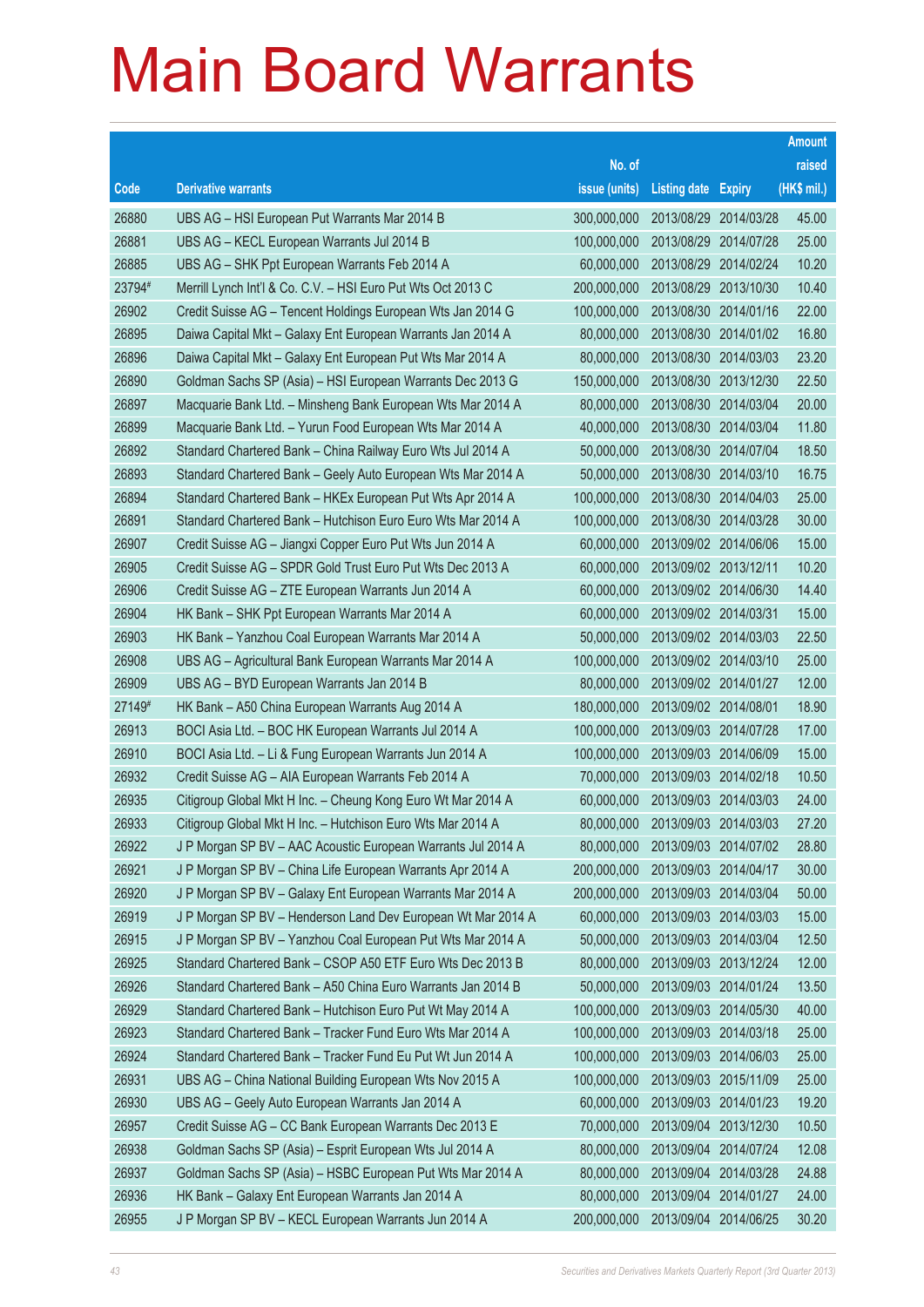# Main Board Warrants

| Code | Derivative warrants | No. of issue (units) | Listing date | Expiry | Amount raised (HK$ mil.) |
|---|---|---|---|---|---|
| 26880 | UBS AG – HSI European Put Warrants Mar 2014 B | 300,000,000 | 2013/08/29 | 2014/03/28 | 45.00 |
| 26881 | UBS AG – KECL European Warrants Jul 2014 B | 100,000,000 | 2013/08/29 | 2014/07/28 | 25.00 |
| 26885 | UBS AG – SHK Ppt European Warrants Feb 2014 A | 60,000,000 | 2013/08/29 | 2014/02/24 | 10.20 |
| 23794# | Merrill Lynch Int'l & Co. C.V. – HSI Euro Put Wts Oct 2013 C | 200,000,000 | 2013/08/29 | 2013/10/30 | 10.40 |
| 26902 | Credit Suisse AG – Tencent Holdings European Wts Jan 2014 G | 100,000,000 | 2013/08/30 | 2014/01/16 | 22.00 |
| 26895 | Daiwa Capital Mkt – Galaxy Ent European Warrants Jan 2014 A | 80,000,000 | 2013/08/30 | 2014/01/02 | 16.80 |
| 26896 | Daiwa Capital Mkt – Galaxy Ent European Put Wts Mar 2014 A | 80,000,000 | 2013/08/30 | 2014/03/03 | 23.20 |
| 26890 | Goldman Sachs SP (Asia) – HSI European Warrants Dec 2013 G | 150,000,000 | 2013/08/30 | 2013/12/30 | 22.50 |
| 26897 | Macquarie Bank Ltd. – Minsheng Bank European Wts Mar 2014 A | 80,000,000 | 2013/08/30 | 2014/03/04 | 20.00 |
| 26899 | Macquarie Bank Ltd. – Yurun Food European Wts Mar 2014 A | 40,000,000 | 2013/08/30 | 2014/03/04 | 11.80 |
| 26892 | Standard Chartered Bank – China Railway Euro Wts Jul 2014 A | 50,000,000 | 2013/08/30 | 2014/07/04 | 18.50 |
| 26893 | Standard Chartered Bank – Geely Auto European Wts Mar 2014 A | 50,000,000 | 2013/08/30 | 2014/03/10 | 16.75 |
| 26894 | Standard Chartered Bank – HKEx European Put Wts Apr 2014 A | 100,000,000 | 2013/08/30 | 2014/04/03 | 25.00 |
| 26891 | Standard Chartered Bank – Hutchison Euro Euro Wts Mar 2014 A | 100,000,000 | 2013/08/30 | 2014/03/28 | 30.00 |
| 26907 | Credit Suisse AG – Jiangxi Copper Euro Put Wts Jun 2014 A | 60,000,000 | 2013/09/02 | 2014/06/06 | 15.00 |
| 26905 | Credit Suisse AG – SPDR Gold Trust Euro Put Wts Dec 2013 A | 60,000,000 | 2013/09/02 | 2013/12/11 | 10.20 |
| 26906 | Credit Suisse AG – ZTE European Warrants Jun 2014 A | 60,000,000 | 2013/09/02 | 2014/06/30 | 14.40 |
| 26904 | HK Bank – SHK Ppt European Warrants Mar 2014 A | 60,000,000 | 2013/09/02 | 2014/03/31 | 15.00 |
| 26903 | HK Bank – Yanzhou Coal European Warrants Mar 2014 A | 50,000,000 | 2013/09/02 | 2014/03/03 | 22.50 |
| 26908 | UBS AG – Agricultural Bank European Warrants Mar 2014 A | 100,000,000 | 2013/09/02 | 2014/03/10 | 25.00 |
| 26909 | UBS AG – BYD European Warrants Jan 2014 B | 80,000,000 | 2013/09/02 | 2014/01/27 | 12.00 |
| 27149# | HK Bank – A50 China European Warrants Aug 2014 A | 180,000,000 | 2013/09/02 | 2014/08/01 | 18.90 |
| 26913 | BOCI Asia Ltd. – BOC HK European Warrants Jul 2014 A | 100,000,000 | 2013/09/03 | 2014/07/28 | 17.00 |
| 26910 | BOCI Asia Ltd. – Li & Fung European Warrants Jun 2014 A | 100,000,000 | 2013/09/03 | 2014/06/09 | 15.00 |
| 26932 | Credit Suisse AG – AIA European Warrants Feb 2014 A | 70,000,000 | 2013/09/03 | 2014/02/18 | 10.50 |
| 26935 | Citigroup Global Mkt H Inc. – Cheung Kong Euro Wt Mar 2014 A | 60,000,000 | 2013/09/03 | 2014/03/03 | 24.00 |
| 26933 | Citigroup Global Mkt H Inc. – Hutchison Euro Wts Mar 2014 A | 80,000,000 | 2013/09/03 | 2014/03/03 | 27.20 |
| 26922 | J P Morgan SP BV – AAC Acoustic European Warrants Jul 2014 A | 80,000,000 | 2013/09/03 | 2014/07/02 | 28.80 |
| 26921 | J P Morgan SP BV – China Life European Warrants Apr 2014 A | 200,000,000 | 2013/09/03 | 2014/04/17 | 30.00 |
| 26920 | J P Morgan SP BV – Galaxy Ent European Warrants Mar 2014 A | 200,000,000 | 2013/09/03 | 2014/03/04 | 50.00 |
| 26919 | J P Morgan SP BV – Henderson Land Dev European Wt Mar 2014 A | 60,000,000 | 2013/09/03 | 2014/03/03 | 15.00 |
| 26915 | J P Morgan SP BV – Yanzhou Coal European Put Wts Mar 2014 A | 50,000,000 | 2013/09/03 | 2014/03/04 | 12.50 |
| 26925 | Standard Chartered Bank – CSOP A50 ETF Euro Wts Dec 2013 B | 80,000,000 | 2013/09/03 | 2013/12/24 | 12.00 |
| 26926 | Standard Chartered Bank – A50 China Euro Warrants Jan 2014 B | 50,000,000 | 2013/09/03 | 2014/01/24 | 13.50 |
| 26929 | Standard Chartered Bank – Hutchison Euro Put Wt May 2014 A | 100,000,000 | 2013/09/03 | 2014/05/30 | 40.00 |
| 26923 | Standard Chartered Bank – Tracker Fund Euro Wts Mar 2014 A | 100,000,000 | 2013/09/03 | 2014/03/18 | 25.00 |
| 26924 | Standard Chartered Bank – Tracker Fund Eu Put Wt Jun 2014 A | 100,000,000 | 2013/09/03 | 2014/06/03 | 25.00 |
| 26931 | UBS AG – China National Building European Wts Nov 2015 A | 100,000,000 | 2013/09/03 | 2015/11/09 | 25.00 |
| 26930 | UBS AG – Geely Auto European Warrants Jan 2014 A | 60,000,000 | 2013/09/03 | 2014/01/23 | 19.20 |
| 26957 | Credit Suisse AG – CC Bank European Warrants Dec 2013 E | 70,000,000 | 2013/09/04 | 2013/12/30 | 10.50 |
| 26938 | Goldman Sachs SP (Asia) – Esprit European Wts Jul 2014 A | 80,000,000 | 2013/09/04 | 2014/07/24 | 12.08 |
| 26937 | Goldman Sachs SP (Asia) – HSBC European Put Wts Mar 2014 A | 80,000,000 | 2013/09/04 | 2014/03/28 | 24.88 |
| 26936 | HK Bank – Galaxy Ent European Warrants Jan 2014 A | 80,000,000 | 2013/09/04 | 2014/01/27 | 24.00 |
| 26955 | J P Morgan SP BV – KECL European Warrants Jun 2014 A | 200,000,000 | 2013/09/04 | 2014/06/25 | 30.20 |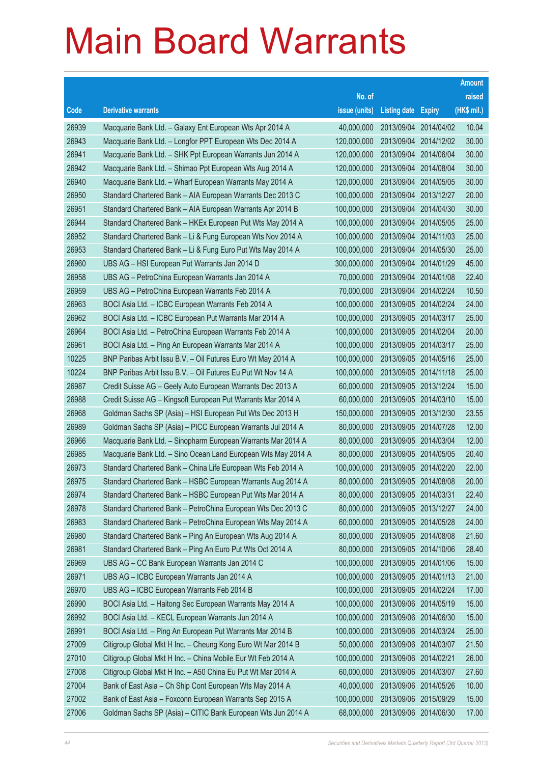# Main Board Warrants

| Code | Derivative warrants | No. of issue (units) | Listing date | Expiry | Amount raised (HK$ mil.) |
|---|---|---|---|---|---|
| 26939 | Macquarie Bank Ltd. – Galaxy Ent European Wts Apr 2014 A | 40,000,000 | 2013/09/04 | 2014/04/02 | 10.04 |
| 26943 | Macquarie Bank Ltd. – Longfor PPT European Wts Dec 2014 A | 120,000,000 | 2013/09/04 | 2014/12/02 | 30.00 |
| 26941 | Macquarie Bank Ltd. – SHK Ppt European Warrants Jun 2014 A | 120,000,000 | 2013/09/04 | 2014/06/04 | 30.00 |
| 26942 | Macquarie Bank Ltd. – Shimao Ppt European Wts Aug 2014 A | 120,000,000 | 2013/09/04 | 2014/08/04 | 30.00 |
| 26940 | Macquarie Bank Ltd. – Wharf European Warrants May 2014 A | 120,000,000 | 2013/09/04 | 2014/05/05 | 30.00 |
| 26950 | Standard Chartered Bank – AIA European Warrants Dec 2013 C | 100,000,000 | 2013/09/04 | 2013/12/27 | 20.00 |
| 26951 | Standard Chartered Bank – AIA European Warrants Apr 2014 B | 100,000,000 | 2013/09/04 | 2014/04/30 | 30.00 |
| 26944 | Standard Chartered Bank – HKEx European Put Wts May 2014 A | 100,000,000 | 2013/09/04 | 2014/05/05 | 25.00 |
| 26952 | Standard Chartered Bank – Li & Fung European Wts Nov 2014 A | 100,000,000 | 2013/09/04 | 2014/11/03 | 25.00 |
| 26953 | Standard Chartered Bank – Li & Fung Euro Put Wts May 2014 A | 100,000,000 | 2013/09/04 | 2014/05/30 | 25.00 |
| 26960 | UBS AG – HSI European Put Warrants Jan 2014 D | 300,000,000 | 2013/09/04 | 2014/01/29 | 45.00 |
| 26958 | UBS AG – PetroChina European Warrants Jan 2014 A | 70,000,000 | 2013/09/04 | 2014/01/08 | 22.40 |
| 26959 | UBS AG – PetroChina European Warrants Feb 2014 A | 70,000,000 | 2013/09/04 | 2014/02/24 | 10.50 |
| 26963 | BOCI Asia Ltd. – ICBC European Warrants Feb 2014 A | 100,000,000 | 2013/09/05 | 2014/02/24 | 24.00 |
| 26962 | BOCI Asia Ltd. – ICBC European Put Warrants Mar 2014 A | 100,000,000 | 2013/09/05 | 2014/03/17 | 25.00 |
| 26964 | BOCI Asia Ltd. – PetroChina European Warrants Feb 2014 A | 100,000,000 | 2013/09/05 | 2014/02/04 | 20.00 |
| 26961 | BOCI Asia Ltd. – Ping An European Warrants Mar 2014 A | 100,000,000 | 2013/09/05 | 2014/03/17 | 25.00 |
| 10225 | BNP Paribas Arbit Issu B.V. – Oil Futures Euro Wt May 2014 A | 100,000,000 | 2013/09/05 | 2014/05/16 | 25.00 |
| 10224 | BNP Paribas Arbit Issu B.V. – Oil Futures Eu Put Wt Nov 14 A | 100,000,000 | 2013/09/05 | 2014/11/18 | 25.00 |
| 26987 | Credit Suisse AG – Geely Auto European Warrants Dec 2013 A | 60,000,000 | 2013/09/05 | 2013/12/24 | 15.00 |
| 26988 | Credit Suisse AG – Kingsoft European Put Warrants Mar 2014 A | 60,000,000 | 2013/09/05 | 2014/03/10 | 15.00 |
| 26968 | Goldman Sachs SP (Asia) – HSI European Put Wts Dec 2013 H | 150,000,000 | 2013/09/05 | 2013/12/30 | 23.55 |
| 26989 | Goldman Sachs SP (Asia) – PICC European Warrants Jul 2014 A | 80,000,000 | 2013/09/05 | 2014/07/28 | 12.00 |
| 26966 | Macquarie Bank Ltd. – Sinopharm European Warrants Mar 2014 A | 80,000,000 | 2013/09/05 | 2014/03/04 | 12.00 |
| 26985 | Macquarie Bank Ltd. – Sino Ocean Land European Wts May 2014 A | 80,000,000 | 2013/09/05 | 2014/05/05 | 20.40 |
| 26973 | Standard Chartered Bank – China Life European Wts Feb 2014 A | 100,000,000 | 2013/09/05 | 2014/02/20 | 22.00 |
| 26975 | Standard Chartered Bank – HSBC European Warrants Aug 2014 A | 80,000,000 | 2013/09/05 | 2014/08/08 | 20.00 |
| 26974 | Standard Chartered Bank – HSBC European Put Wts Mar 2014 A | 80,000,000 | 2013/09/05 | 2014/03/31 | 22.40 |
| 26978 | Standard Chartered Bank – PetroChina European Wts Dec 2013 C | 80,000,000 | 2013/09/05 | 2013/12/27 | 24.00 |
| 26983 | Standard Chartered Bank – PetroChina European Wts May 2014 A | 60,000,000 | 2013/09/05 | 2014/05/28 | 24.00 |
| 26980 | Standard Chartered Bank – Ping An European Wts Aug 2014 A | 80,000,000 | 2013/09/05 | 2014/08/08 | 21.60 |
| 26981 | Standard Chartered Bank – Ping An Euro Put Wts Oct 2014 A | 80,000,000 | 2013/09/05 | 2014/10/06 | 28.40 |
| 26969 | UBS AG – CC Bank European Warrants Jan 2014 C | 100,000,000 | 2013/09/05 | 2014/01/06 | 15.00 |
| 26971 | UBS AG – ICBC European Warrants Jan 2014 A | 100,000,000 | 2013/09/05 | 2014/01/13 | 21.00 |
| 26970 | UBS AG – ICBC European Warrants Feb 2014 B | 100,000,000 | 2013/09/05 | 2014/02/24 | 17.00 |
| 26990 | BOCI Asia Ltd. – Haitong Sec European Warrants May 2014 A | 100,000,000 | 2013/09/06 | 2014/05/19 | 15.00 |
| 26992 | BOCI Asia Ltd. – KECL European Warrants Jun 2014 A | 100,000,000 | 2013/09/06 | 2014/06/30 | 15.00 |
| 26991 | BOCI Asia Ltd. – Ping An European Put Warrants Mar 2014 B | 100,000,000 | 2013/09/06 | 2014/03/24 | 25.00 |
| 27009 | Citigroup Global Mkt H Inc. – Cheung Kong Euro Wt Mar 2014 B | 50,000,000 | 2013/09/06 | 2014/03/07 | 21.50 |
| 27010 | Citigroup Global Mkt H Inc. – China Mobile Eur Wt Feb 2014 A | 100,000,000 | 2013/09/06 | 2014/02/21 | 26.00 |
| 27008 | Citigroup Global Mkt H Inc. – A50 China Eu Put Wt Mar 2014 A | 60,000,000 | 2013/09/06 | 2014/03/07 | 27.60 |
| 27004 | Bank of East Asia – Ch Ship Cont European Wts May 2014 A | 40,000,000 | 2013/09/06 | 2014/05/26 | 10.00 |
| 27002 | Bank of East Asia – Foxconn European Warrants Sep 2015 A | 100,000,000 | 2013/09/06 | 2015/09/29 | 15.00 |
| 27006 | Goldman Sachs SP (Asia) – CITIC Bank European Wts Jun 2014 A | 68,000,000 | 2013/09/06 | 2014/06/30 | 17.00 |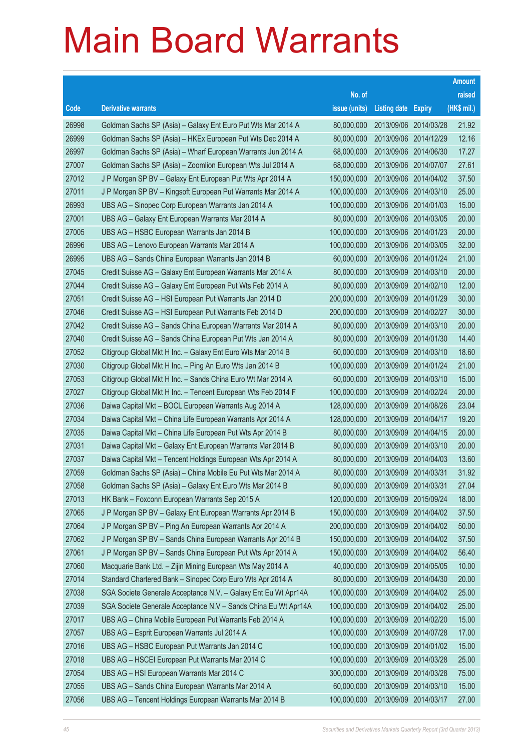# Main Board Warrants

| Code | Derivative warrants | No. of issue (units) | Listing date | Expiry | Amount raised (HK$ mil.) |
|---|---|---|---|---|---|
| 26998 | Goldman Sachs SP (Asia) – Galaxy Ent Euro Put Wts Mar 2014 A | 80,000,000 | 2013/09/06 | 2014/03/28 | 21.92 |
| 26999 | Goldman Sachs SP (Asia) – HKEx European Put Wts Dec 2014 A | 80,000,000 | 2013/09/06 | 2014/12/29 | 12.16 |
| 26997 | Goldman Sachs SP (Asia) – Wharf European Warrants Jun 2014 A | 68,000,000 | 2013/09/06 | 2014/06/30 | 17.27 |
| 27007 | Goldman Sachs SP (Asia) – Zoomlion European Wts Jul 2014 A | 68,000,000 | 2013/09/06 | 2014/07/07 | 27.61 |
| 27012 | J P Morgan SP BV – Galaxy Ent European Put Wts Apr 2014 A | 150,000,000 | 2013/09/06 | 2014/04/02 | 37.50 |
| 27011 | J P Morgan SP BV – Kingsoft European Put Warrants Mar 2014 A | 100,000,000 | 2013/09/06 | 2014/03/10 | 25.00 |
| 26993 | UBS AG – Sinopec Corp European Warrants Jan 2014 A | 100,000,000 | 2013/09/06 | 2014/01/03 | 15.00 |
| 27001 | UBS AG – Galaxy Ent European Warrants Mar 2014 A | 80,000,000 | 2013/09/06 | 2014/03/05 | 20.00 |
| 27005 | UBS AG – HSBC European Warrants Jan 2014 B | 100,000,000 | 2013/09/06 | 2014/01/23 | 20.00 |
| 26996 | UBS AG – Lenovo European Warrants Mar 2014 A | 100,000,000 | 2013/09/06 | 2014/03/05 | 32.00 |
| 26995 | UBS AG – Sands China European Warrants Jan 2014 B | 60,000,000 | 2013/09/06 | 2014/01/24 | 21.00 |
| 27045 | Credit Suisse AG – Galaxy Ent European Warrants Mar 2014 A | 80,000,000 | 2013/09/09 | 2014/03/10 | 20.00 |
| 27044 | Credit Suisse AG – Galaxy Ent European Put Wts Feb 2014 A | 80,000,000 | 2013/09/09 | 2014/02/10 | 12.00 |
| 27051 | Credit Suisse AG – HSI European Put Warrants Jan 2014 D | 200,000,000 | 2013/09/09 | 2014/01/29 | 30.00 |
| 27046 | Credit Suisse AG – HSI European Put Warrants Feb 2014 D | 200,000,000 | 2013/09/09 | 2014/02/27 | 30.00 |
| 27042 | Credit Suisse AG – Sands China European Warrants Mar 2014 A | 80,000,000 | 2013/09/09 | 2014/03/10 | 20.00 |
| 27040 | Credit Suisse AG – Sands China European Put Wts Jan 2014 A | 80,000,000 | 2013/09/09 | 2014/01/30 | 14.40 |
| 27052 | Citigroup Global Mkt H Inc. – Galaxy Ent Euro Wts Mar 2014 B | 60,000,000 | 2013/09/09 | 2014/03/10 | 18.60 |
| 27030 | Citigroup Global Mkt H Inc. – Ping An Euro Wts Jan 2014 B | 100,000,000 | 2013/09/09 | 2014/01/24 | 21.00 |
| 27053 | Citigroup Global Mkt H Inc. – Sands China Euro Wt Mar 2014 A | 60,000,000 | 2013/09/09 | 2014/03/10 | 15.00 |
| 27027 | Citigroup Global Mkt H Inc. – Tencent European Wts Feb 2014 F | 100,000,000 | 2013/09/09 | 2014/02/24 | 20.00 |
| 27036 | Daiwa Capital Mkt – BOCL European Warrants Aug 2014 A | 128,000,000 | 2013/09/09 | 2014/08/26 | 23.04 |
| 27034 | Daiwa Capital Mkt – China Life European Warrants Apr 2014 A | 128,000,000 | 2013/09/09 | 2014/04/17 | 19.20 |
| 27035 | Daiwa Capital Mkt – China Life European Put Wts Apr 2014 B | 80,000,000 | 2013/09/09 | 2014/04/15 | 20.00 |
| 27031 | Daiwa Capital Mkt – Galaxy Ent European Warrants Mar 2014 B | 80,000,000 | 2013/09/09 | 2014/03/10 | 20.00 |
| 27037 | Daiwa Capital Mkt – Tencent Holdings European Wts Apr 2014 A | 80,000,000 | 2013/09/09 | 2014/04/03 | 13.60 |
| 27059 | Goldman Sachs SP (Asia) – China Mobile Eu Put Wts Mar 2014 A | 80,000,000 | 2013/09/09 | 2014/03/31 | 31.92 |
| 27058 | Goldman Sachs SP (Asia) – Galaxy Ent Euro Wts Mar 2014 B | 80,000,000 | 2013/09/09 | 2014/03/31 | 27.04 |
| 27013 | HK Bank – Foxconn European Warrants Sep 2015 A | 120,000,000 | 2013/09/09 | 2015/09/24 | 18.00 |
| 27065 | J P Morgan SP BV – Galaxy Ent European Warrants Apr 2014 B | 150,000,000 | 2013/09/09 | 2014/04/02 | 37.50 |
| 27064 | J P Morgan SP BV – Ping An European Warrants Apr 2014 A | 200,000,000 | 2013/09/09 | 2014/04/02 | 50.00 |
| 27062 | J P Morgan SP BV – Sands China European Warrants Apr 2014 B | 150,000,000 | 2013/09/09 | 2014/04/02 | 37.50 |
| 27061 | J P Morgan SP BV – Sands China European Put Wts Apr 2014 A | 150,000,000 | 2013/09/09 | 2014/04/02 | 56.40 |
| 27060 | Macquarie Bank Ltd. – Zijin Mining European Wts May 2014 A | 40,000,000 | 2013/09/09 | 2014/05/05 | 10.00 |
| 27014 | Standard Chartered Bank – Sinopec Corp Euro Wts Apr 2014 A | 80,000,000 | 2013/09/09 | 2014/04/30 | 20.00 |
| 27038 | SGA Societe Generale Acceptance N.V. – Galaxy Ent Eu Wt Apr14A | 100,000,000 | 2013/09/09 | 2014/04/02 | 25.00 |
| 27039 | SGA Societe Generale Acceptance N.V – Sands China Eu Wt Apr14A | 100,000,000 | 2013/09/09 | 2014/04/02 | 25.00 |
| 27017 | UBS AG – China Mobile European Put Warrants Feb 2014 A | 100,000,000 | 2013/09/09 | 2014/02/20 | 15.00 |
| 27057 | UBS AG – Esprit European Warrants Jul 2014 A | 100,000,000 | 2013/09/09 | 2014/07/28 | 17.00 |
| 27016 | UBS AG – HSBC European Put Warrants Jan 2014 C | 100,000,000 | 2013/09/09 | 2014/01/02 | 15.00 |
| 27018 | UBS AG – HSCEI European Put Warrants Mar 2014 C | 100,000,000 | 2013/09/09 | 2014/03/28 | 25.00 |
| 27054 | UBS AG – HSI European Warrants Mar 2014 C | 300,000,000 | 2013/09/09 | 2014/03/28 | 75.00 |
| 27055 | UBS AG – Sands China European Warrants Mar 2014 A | 60,000,000 | 2013/09/09 | 2014/03/10 | 15.00 |
| 27056 | UBS AG – Tencent Holdings European Warrants Mar 2014 B | 100,000,000 | 2013/09/09 | 2014/03/17 | 27.00 |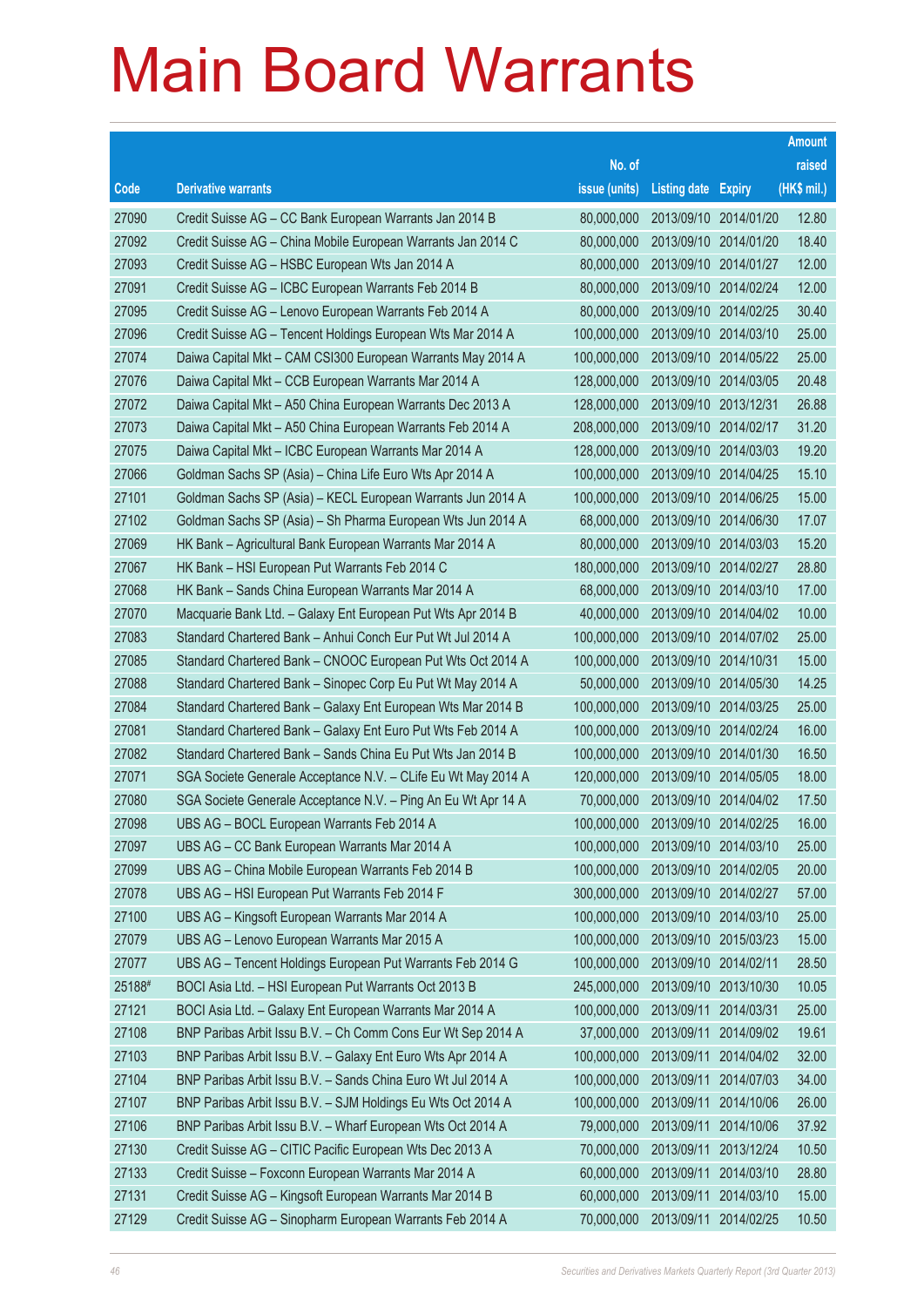# Main Board Warrants

| Code | Derivative warrants | No. of issue (units) | Listing date | Expiry | Amount raised (HK$ mil.) |
|---|---|---|---|---|---|
| 27090 | Credit Suisse AG – CC Bank European Warrants Jan 2014 B | 80,000,000 | 2013/09/10 | 2014/01/20 | 12.80 |
| 27092 | Credit Suisse AG – China Mobile European Warrants Jan 2014 C | 80,000,000 | 2013/09/10 | 2014/01/20 | 18.40 |
| 27093 | Credit Suisse AG – HSBC European Wts Jan 2014 A | 80,000,000 | 2013/09/10 | 2014/01/27 | 12.00 |
| 27091 | Credit Suisse AG – ICBC European Warrants Feb 2014 B | 80,000,000 | 2013/09/10 | 2014/02/24 | 12.00 |
| 27095 | Credit Suisse AG – Lenovo European Warrants Feb 2014 A | 80,000,000 | 2013/09/10 | 2014/02/25 | 30.40 |
| 27096 | Credit Suisse AG – Tencent Holdings European Wts Mar 2014 A | 100,000,000 | 2013/09/10 | 2014/03/10 | 25.00 |
| 27074 | Daiwa Capital Mkt – CAM CSI300 European Warrants May 2014 A | 100,000,000 | 2013/09/10 | 2014/05/22 | 25.00 |
| 27076 | Daiwa Capital Mkt – CCB European Warrants Mar 2014 A | 128,000,000 | 2013/09/10 | 2014/03/05 | 20.48 |
| 27072 | Daiwa Capital Mkt – A50 China European Warrants Dec 2013 A | 128,000,000 | 2013/09/10 | 2013/12/31 | 26.88 |
| 27073 | Daiwa Capital Mkt – A50 China European Warrants Feb 2014 A | 208,000,000 | 2013/09/10 | 2014/02/17 | 31.20 |
| 27075 | Daiwa Capital Mkt – ICBC European Warrants Mar 2014 A | 128,000,000 | 2013/09/10 | 2014/03/03 | 19.20 |
| 27066 | Goldman Sachs SP (Asia) – China Life Euro Wts Apr 2014 A | 100,000,000 | 2013/09/10 | 2014/04/25 | 15.10 |
| 27101 | Goldman Sachs SP (Asia) – KECL European Warrants Jun 2014 A | 100,000,000 | 2013/09/10 | 2014/06/25 | 15.00 |
| 27102 | Goldman Sachs SP (Asia) – Sh Pharma European Wts Jun 2014 A | 68,000,000 | 2013/09/10 | 2014/06/30 | 17.07 |
| 27069 | HK Bank – Agricultural Bank European Warrants Mar 2014 A | 80,000,000 | 2013/09/10 | 2014/03/03 | 15.20 |
| 27067 | HK Bank – HSI European Put Warrants Feb 2014 C | 180,000,000 | 2013/09/10 | 2014/02/27 | 28.80 |
| 27068 | HK Bank – Sands China European Warrants Mar 2014 A | 68,000,000 | 2013/09/10 | 2014/03/10 | 17.00 |
| 27070 | Macquarie Bank Ltd. – Galaxy Ent European Put Wts Apr 2014 B | 40,000,000 | 2013/09/10 | 2014/04/02 | 10.00 |
| 27083 | Standard Chartered Bank – Anhui Conch Eur Put Wt Jul 2014 A | 100,000,000 | 2013/09/10 | 2014/07/02 | 25.00 |
| 27085 | Standard Chartered Bank – CNOOC European Put Wts Oct 2014 A | 100,000,000 | 2013/09/10 | 2014/10/31 | 15.00 |
| 27088 | Standard Chartered Bank – Sinopec Corp Eu Put Wt May 2014 A | 50,000,000 | 2013/09/10 | 2014/05/30 | 14.25 |
| 27084 | Standard Chartered Bank – Galaxy Ent European Wts Mar 2014 B | 100,000,000 | 2013/09/10 | 2014/03/25 | 25.00 |
| 27081 | Standard Chartered Bank – Galaxy Ent Euro Put Wts Feb 2014 A | 100,000,000 | 2013/09/10 | 2014/02/24 | 16.00 |
| 27082 | Standard Chartered Bank – Sands China Eu Put Wts Jan 2014 B | 100,000,000 | 2013/09/10 | 2014/01/30 | 16.50 |
| 27071 | SGA Societe Generale Acceptance N.V. – CLife Eu Wt May 2014 A | 120,000,000 | 2013/09/10 | 2014/05/05 | 18.00 |
| 27080 | SGA Societe Generale Acceptance N.V. – Ping An Eu Wt Apr 14 A | 70,000,000 | 2013/09/10 | 2014/04/02 | 17.50 |
| 27098 | UBS AG – BOCL European Warrants Feb 2014 A | 100,000,000 | 2013/09/10 | 2014/02/25 | 16.00 |
| 27097 | UBS AG – CC Bank European Warrants Mar 2014 A | 100,000,000 | 2013/09/10 | 2014/03/10 | 25.00 |
| 27099 | UBS AG – China Mobile European Warrants Feb 2014 B | 100,000,000 | 2013/09/10 | 2014/02/05 | 20.00 |
| 27078 | UBS AG – HSI European Put Warrants Feb 2014 F | 300,000,000 | 2013/09/10 | 2014/02/27 | 57.00 |
| 27100 | UBS AG – Kingsoft European Warrants Mar 2014 A | 100,000,000 | 2013/09/10 | 2014/03/10 | 25.00 |
| 27079 | UBS AG – Lenovo European Warrants Mar 2015 A | 100,000,000 | 2013/09/10 | 2015/03/23 | 15.00 |
| 27077 | UBS AG – Tencent Holdings European Put Warrants Feb 2014 G | 100,000,000 | 2013/09/10 | 2014/02/11 | 28.50 |
| 25188# | BOCI Asia Ltd. – HSI European Put Warrants Oct 2013 B | 245,000,000 | 2013/09/10 | 2013/10/30 | 10.05 |
| 27121 | BOCI Asia Ltd. – Galaxy Ent European Warrants Mar 2014 A | 100,000,000 | 2013/09/11 | 2014/03/31 | 25.00 |
| 27108 | BNP Paribas Arbit Issu B.V. – Ch Comm Cons Eur Wt Sep 2014 A | 37,000,000 | 2013/09/11 | 2014/09/02 | 19.61 |
| 27103 | BNP Paribas Arbit Issu B.V. – Galaxy Ent Euro Wts Apr 2014 A | 100,000,000 | 2013/09/11 | 2014/04/02 | 32.00 |
| 27104 | BNP Paribas Arbit Issu B.V. – Sands China Euro Wt Jul 2014 A | 100,000,000 | 2013/09/11 | 2014/07/03 | 34.00 |
| 27107 | BNP Paribas Arbit Issu B.V. – SJM Holdings Eu Wts Oct 2014 A | 100,000,000 | 2013/09/11 | 2014/10/06 | 26.00 |
| 27106 | BNP Paribas Arbit Issu B.V. – Wharf European Wts Oct 2014 A | 79,000,000 | 2013/09/11 | 2014/10/06 | 37.92 |
| 27130 | Credit Suisse AG – CITIC Pacific European Wts Dec 2013 A | 70,000,000 | 2013/09/11 | 2013/12/24 | 10.50 |
| 27133 | Credit Suisse – Foxconn European Warrants Mar 2014 A | 60,000,000 | 2013/09/11 | 2014/03/10 | 28.80 |
| 27131 | Credit Suisse AG – Kingsoft European Warrants Mar 2014 B | 60,000,000 | 2013/09/11 | 2014/03/10 | 15.00 |
| 27129 | Credit Suisse AG – Sinopharm European Warrants Feb 2014 A | 70,000,000 | 2013/09/11 | 2014/02/25 | 10.50 |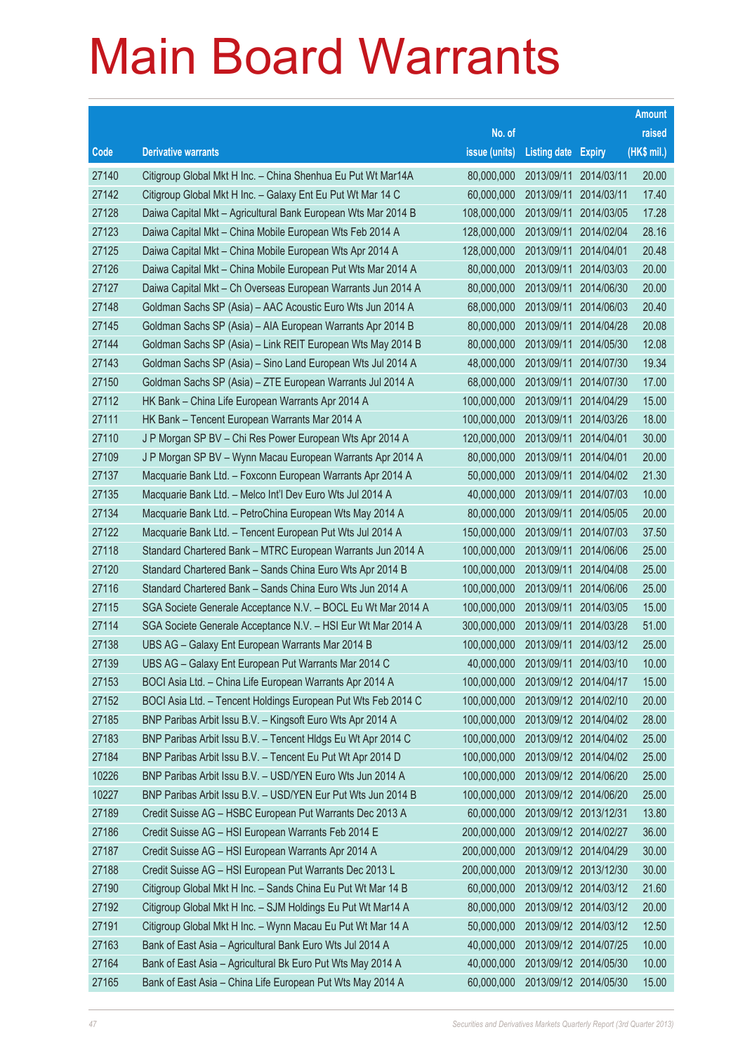# Main Board Warrants

| Code | Derivative warrants | No. of issue (units) | Listing date | Expiry | Amount raised (HK$ mil.) |
|---|---|---|---|---|---|
| 27140 | Citigroup Global Mkt H Inc. – China Shenhua Eu Put Wt Mar14A | 80,000,000 | 2013/09/11 | 2014/03/11 | 20.00 |
| 27142 | Citigroup Global Mkt H Inc. – Galaxy Ent Eu Put Wt Mar 14 C | 60,000,000 | 2013/09/11 | 2014/03/11 | 17.40 |
| 27128 | Daiwa Capital Mkt – Agricultural Bank European Wts Mar 2014 B | 108,000,000 | 2013/09/11 | 2014/03/05 | 17.28 |
| 27123 | Daiwa Capital Mkt – China Mobile European Wts Feb 2014 A | 128,000,000 | 2013/09/11 | 2014/02/04 | 28.16 |
| 27125 | Daiwa Capital Mkt – China Mobile European Wts Apr 2014 A | 128,000,000 | 2013/09/11 | 2014/04/01 | 20.48 |
| 27126 | Daiwa Capital Mkt – China Mobile European Put Wts Mar 2014 A | 80,000,000 | 2013/09/11 | 2014/03/03 | 20.00 |
| 27127 | Daiwa Capital Mkt – Ch Overseas European Warrants Jun 2014 A | 80,000,000 | 2013/09/11 | 2014/06/30 | 20.00 |
| 27148 | Goldman Sachs SP (Asia) – AAC Acoustic Euro Wts Jun 2014 A | 68,000,000 | 2013/09/11 | 2014/06/03 | 20.40 |
| 27145 | Goldman Sachs SP (Asia) – AIA European Warrants Apr 2014 B | 80,000,000 | 2013/09/11 | 2014/04/28 | 20.08 |
| 27144 | Goldman Sachs SP (Asia) – Link REIT European Wts May 2014 B | 80,000,000 | 2013/09/11 | 2014/05/30 | 12.08 |
| 27143 | Goldman Sachs SP (Asia) – Sino Land European Wts Jul 2014 A | 48,000,000 | 2013/09/11 | 2014/07/30 | 19.34 |
| 27150 | Goldman Sachs SP (Asia) – ZTE European Warrants Jul 2014 A | 68,000,000 | 2013/09/11 | 2014/07/30 | 17.00 |
| 27112 | HK Bank – China Life European Warrants Apr 2014 A | 100,000,000 | 2013/09/11 | 2014/04/29 | 15.00 |
| 27111 | HK Bank – Tencent European Warrants Mar 2014 A | 100,000,000 | 2013/09/11 | 2014/03/26 | 18.00 |
| 27110 | J P Morgan SP BV – Chi Res Power European Wts Apr 2014 A | 120,000,000 | 2013/09/11 | 2014/04/01 | 30.00 |
| 27109 | J P Morgan SP BV – Wynn Macau European Warrants Apr 2014 A | 80,000,000 | 2013/09/11 | 2014/04/01 | 20.00 |
| 27137 | Macquarie Bank Ltd. – Foxconn European Warrants Apr 2014 A | 50,000,000 | 2013/09/11 | 2014/04/02 | 21.30 |
| 27135 | Macquarie Bank Ltd. – Melco Int'l Dev Euro Wts Jul 2014 A | 40,000,000 | 2013/09/11 | 2014/07/03 | 10.00 |
| 27134 | Macquarie Bank Ltd. – PetroChina European Wts May 2014 A | 80,000,000 | 2013/09/11 | 2014/05/05 | 20.00 |
| 27122 | Macquarie Bank Ltd. – Tencent European Put Wts Jul 2014 A | 150,000,000 | 2013/09/11 | 2014/07/03 | 37.50 |
| 27118 | Standard Chartered Bank – MTRC European Warrants Jun 2014 A | 100,000,000 | 2013/09/11 | 2014/06/06 | 25.00 |
| 27120 | Standard Chartered Bank – Sands China Euro Wts Apr 2014 B | 100,000,000 | 2013/09/11 | 2014/04/08 | 25.00 |
| 27116 | Standard Chartered Bank – Sands China Euro Wts Jun 2014 A | 100,000,000 | 2013/09/11 | 2014/06/06 | 25.00 |
| 27115 | SGA Societe Generale Acceptance N.V. – BOCL Eu Wt Mar 2014 A | 100,000,000 | 2013/09/11 | 2014/03/05 | 15.00 |
| 27114 | SGA Societe Generale Acceptance N.V. – HSI Eur Wt Mar 2014 A | 300,000,000 | 2013/09/11 | 2014/03/28 | 51.00 |
| 27138 | UBS AG – Galaxy Ent European Warrants Mar 2014 B | 100,000,000 | 2013/09/11 | 2014/03/12 | 25.00 |
| 27139 | UBS AG – Galaxy Ent European Put Warrants Mar 2014 C | 40,000,000 | 2013/09/11 | 2014/03/10 | 10.00 |
| 27153 | BOCI Asia Ltd. – China Life European Warrants Apr 2014 A | 100,000,000 | 2013/09/12 | 2014/04/17 | 15.00 |
| 27152 | BOCI Asia Ltd. – Tencent Holdings European Put Wts Feb 2014 C | 100,000,000 | 2013/09/12 | 2014/02/10 | 20.00 |
| 27185 | BNP Paribas Arbit Issu B.V. – Kingsoft Euro Wts Apr 2014 A | 100,000,000 | 2013/09/12 | 2014/04/02 | 28.00 |
| 27183 | BNP Paribas Arbit Issu B.V. – Tencent Hldgs Eu Wt Apr 2014 C | 100,000,000 | 2013/09/12 | 2014/04/02 | 25.00 |
| 27184 | BNP Paribas Arbit Issu B.V. – Tencent Eu Put Wt Apr 2014 D | 100,000,000 | 2013/09/12 | 2014/04/02 | 25.00 |
| 10226 | BNP Paribas Arbit Issu B.V. – USD/YEN Euro Wts Jun 2014 A | 100,000,000 | 2013/09/12 | 2014/06/20 | 25.00 |
| 10227 | BNP Paribas Arbit Issu B.V. – USD/YEN Eur Put Wts Jun 2014 B | 100,000,000 | 2013/09/12 | 2014/06/20 | 25.00 |
| 27189 | Credit Suisse AG – HSBC European Put Warrants Dec 2013 A | 60,000,000 | 2013/09/12 | 2013/12/31 | 13.80 |
| 27186 | Credit Suisse AG – HSI European Warrants Feb 2014 E | 200,000,000 | 2013/09/12 | 2014/02/27 | 36.00 |
| 27187 | Credit Suisse AG – HSI European Warrants Apr 2014 A | 200,000,000 | 2013/09/12 | 2014/04/29 | 30.00 |
| 27188 | Credit Suisse AG – HSI European Put Warrants Dec 2013 L | 200,000,000 | 2013/09/12 | 2013/12/30 | 30.00 |
| 27190 | Citigroup Global Mkt H Inc. – Sands China Eu Put Wt Mar 14 B | 60,000,000 | 2013/09/12 | 2014/03/12 | 21.60 |
| 27192 | Citigroup Global Mkt H Inc. – SJM Holdings Eu Put Wt Mar14 A | 80,000,000 | 2013/09/12 | 2014/03/12 | 20.00 |
| 27191 | Citigroup Global Mkt H Inc. – Wynn Macau Eu Put Wt Mar 14 A | 50,000,000 | 2013/09/12 | 2014/03/12 | 12.50 |
| 27163 | Bank of East Asia – Agricultural Bank Euro Wts Jul 2014 A | 40,000,000 | 2013/09/12 | 2014/07/25 | 10.00 |
| 27164 | Bank of East Asia – Agricultural Bk Euro Put Wts May 2014 A | 40,000,000 | 2013/09/12 | 2014/05/30 | 10.00 |
| 27165 | Bank of East Asia – China Life European Put Wts May 2014 A | 60,000,000 | 2013/09/12 | 2014/05/30 | 15.00 |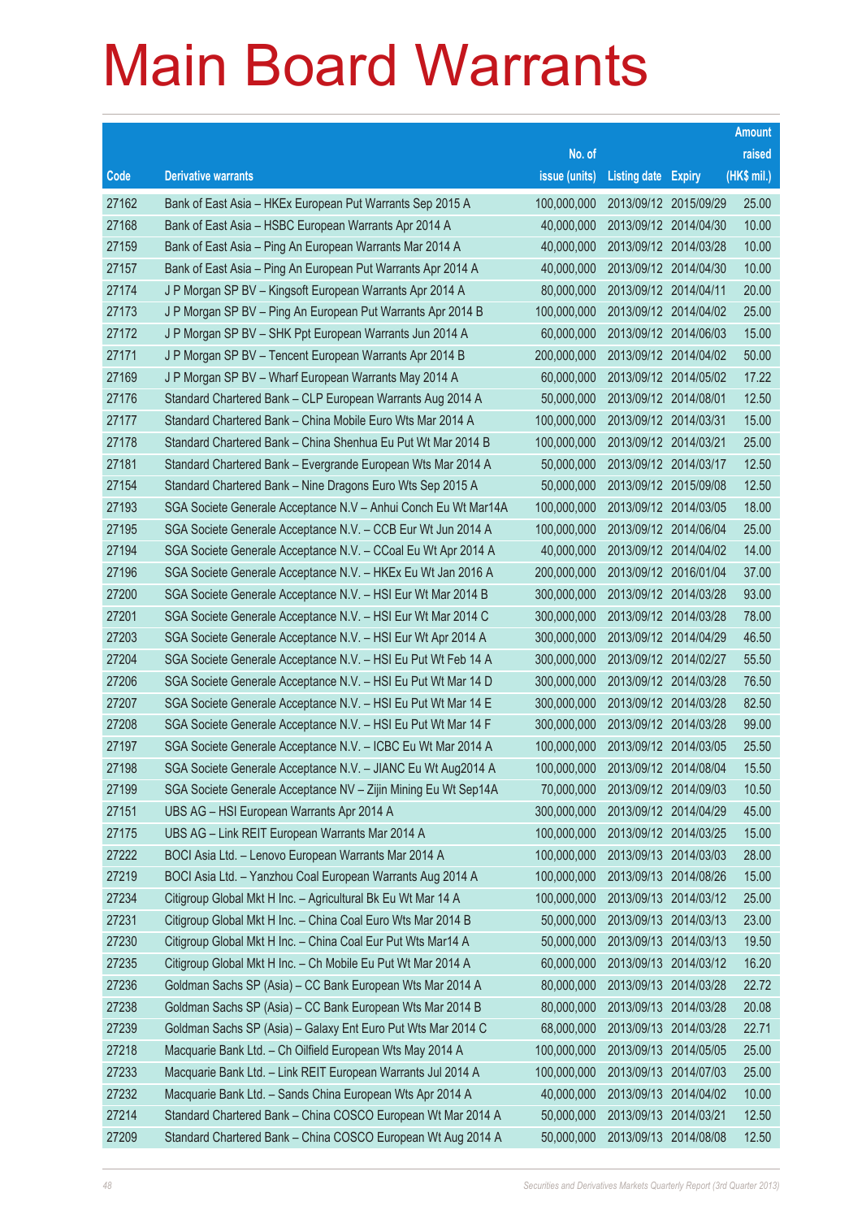# Main Board Warrants

| Code | Derivative warrants | No. of issue (units) | Listing date | Expiry | Amount raised (HK$ mil.) |
|---|---|---|---|---|---|
| 27162 | Bank of East Asia – HKEx European Put Warrants Sep 2015 A | 100,000,000 | 2013/09/12 | 2015/09/29 | 25.00 |
| 27168 | Bank of East Asia – HSBC European Warrants Apr 2014 A | 40,000,000 | 2013/09/12 | 2014/04/30 | 10.00 |
| 27159 | Bank of East Asia – Ping An European Warrants Mar 2014 A | 40,000,000 | 2013/09/12 | 2014/03/28 | 10.00 |
| 27157 | Bank of East Asia – Ping An European Put Warrants Apr 2014 A | 40,000,000 | 2013/09/12 | 2014/04/30 | 10.00 |
| 27174 | J P Morgan SP BV – Kingsoft European Warrants Apr 2014 A | 80,000,000 | 2013/09/12 | 2014/04/11 | 20.00 |
| 27173 | J P Morgan SP BV – Ping An European Put Warrants Apr 2014 B | 100,000,000 | 2013/09/12 | 2014/04/02 | 25.00 |
| 27172 | J P Morgan SP BV – SHK Ppt European Warrants Jun 2014 A | 60,000,000 | 2013/09/12 | 2014/06/03 | 15.00 |
| 27171 | J P Morgan SP BV – Tencent European Warrants Apr 2014 B | 200,000,000 | 2013/09/12 | 2014/04/02 | 50.00 |
| 27169 | J P Morgan SP BV – Wharf European Warrants May 2014 A | 60,000,000 | 2013/09/12 | 2014/05/02 | 17.22 |
| 27176 | Standard Chartered Bank – CLP European Warrants Aug 2014 A | 50,000,000 | 2013/09/12 | 2014/08/01 | 12.50 |
| 27177 | Standard Chartered Bank – China Mobile Euro Wts Mar 2014 A | 100,000,000 | 2013/09/12 | 2014/03/31 | 15.00 |
| 27178 | Standard Chartered Bank – China Shenhua Eu Put Wt Mar 2014 B | 100,000,000 | 2013/09/12 | 2014/03/21 | 25.00 |
| 27181 | Standard Chartered Bank – Evergrande European Wts Mar 2014 A | 50,000,000 | 2013/09/12 | 2014/03/17 | 12.50 |
| 27154 | Standard Chartered Bank – Nine Dragons Euro Wts Sep 2015 A | 50,000,000 | 2013/09/12 | 2015/09/08 | 12.50 |
| 27193 | SGA Societe Generale Acceptance N.V – Anhui Conch Eu Wt Mar14A | 100,000,000 | 2013/09/12 | 2014/03/05 | 18.00 |
| 27195 | SGA Societe Generale Acceptance N.V. – CCB Eur Wt Jun 2014 A | 100,000,000 | 2013/09/12 | 2014/06/04 | 25.00 |
| 27194 | SGA Societe Generale Acceptance N.V. – CCoal Eu Wt Apr 2014 A | 40,000,000 | 2013/09/12 | 2014/04/02 | 14.00 |
| 27196 | SGA Societe Generale Acceptance N.V. – HKEx Eu Wt Jan 2016 A | 200,000,000 | 2013/09/12 | 2016/01/04 | 37.00 |
| 27200 | SGA Societe Generale Acceptance N.V. – HSI Eur Wt Mar 2014 B | 300,000,000 | 2013/09/12 | 2014/03/28 | 93.00 |
| 27201 | SGA Societe Generale Acceptance N.V. – HSI Eur Wt Mar 2014 C | 300,000,000 | 2013/09/12 | 2014/03/28 | 78.00 |
| 27203 | SGA Societe Generale Acceptance N.V. – HSI Eur Wt Apr 2014 A | 300,000,000 | 2013/09/12 | 2014/04/29 | 46.50 |
| 27204 | SGA Societe Generale Acceptance N.V. – HSI Eu Put Wt Feb 14 A | 300,000,000 | 2013/09/12 | 2014/02/27 | 55.50 |
| 27206 | SGA Societe Generale Acceptance N.V. – HSI Eu Put Wt Mar 14 D | 300,000,000 | 2013/09/12 | 2014/03/28 | 76.50 |
| 27207 | SGA Societe Generale Acceptance N.V. – HSI Eu Put Wt Mar 14 E | 300,000,000 | 2013/09/12 | 2014/03/28 | 82.50 |
| 27208 | SGA Societe Generale Acceptance N.V. – HSI Eu Put Wt Mar 14 F | 300,000,000 | 2013/09/12 | 2014/03/28 | 99.00 |
| 27197 | SGA Societe Generale Acceptance N.V. – ICBC Eu Wt Mar 2014 A | 100,000,000 | 2013/09/12 | 2014/03/05 | 25.50 |
| 27198 | SGA Societe Generale Acceptance N.V. – JIANC Eu Wt Aug2014 A | 100,000,000 | 2013/09/12 | 2014/08/04 | 15.50 |
| 27199 | SGA Societe Generale Acceptance NV – Zijin Mining Eu Wt Sep14A | 70,000,000 | 2013/09/12 | 2014/09/03 | 10.50 |
| 27151 | UBS AG – HSI European Warrants Apr 2014 A | 300,000,000 | 2013/09/12 | 2014/04/29 | 45.00 |
| 27175 | UBS AG – Link REIT European Warrants Mar 2014 A | 100,000,000 | 2013/09/12 | 2014/03/25 | 15.00 |
| 27222 | BOCI Asia Ltd. – Lenovo European Warrants Mar 2014 A | 100,000,000 | 2013/09/13 | 2014/03/03 | 28.00 |
| 27219 | BOCI Asia Ltd. – Yanzhou Coal European Warrants Aug 2014 A | 100,000,000 | 2013/09/13 | 2014/08/26 | 15.00 |
| 27234 | Citigroup Global Mkt H Inc. – Agricultural Bk Eu Wt Mar 14 A | 100,000,000 | 2013/09/13 | 2014/03/12 | 25.00 |
| 27231 | Citigroup Global Mkt H Inc. – China Coal Euro Wts Mar 2014 B | 50,000,000 | 2013/09/13 | 2014/03/13 | 23.00 |
| 27230 | Citigroup Global Mkt H Inc. – China Coal Eur Put Wts Mar14 A | 50,000,000 | 2013/09/13 | 2014/03/13 | 19.50 |
| 27235 | Citigroup Global Mkt H Inc. – Ch Mobile Eu Put Wt Mar 2014 A | 60,000,000 | 2013/09/13 | 2014/03/12 | 16.20 |
| 27236 | Goldman Sachs SP (Asia) – CC Bank European Wts Mar 2014 A | 80,000,000 | 2013/09/13 | 2014/03/28 | 22.72 |
| 27238 | Goldman Sachs SP (Asia) – CC Bank European Wts Mar 2014 B | 80,000,000 | 2013/09/13 | 2014/03/28 | 20.08 |
| 27239 | Goldman Sachs SP (Asia) – Galaxy Ent Euro Put Wts Mar 2014 C | 68,000,000 | 2013/09/13 | 2014/03/28 | 22.71 |
| 27218 | Macquarie Bank Ltd. – Ch Oilfield European Wts May 2014 A | 100,000,000 | 2013/09/13 | 2014/05/05 | 25.00 |
| 27233 | Macquarie Bank Ltd. – Link REIT European Warrants Jul 2014 A | 100,000,000 | 2013/09/13 | 2014/07/03 | 25.00 |
| 27232 | Macquarie Bank Ltd. – Sands China European Wts Apr 2014 A | 40,000,000 | 2013/09/13 | 2014/04/02 | 10.00 |
| 27214 | Standard Chartered Bank – China COSCO European Wt Mar 2014 A | 50,000,000 | 2013/09/13 | 2014/03/21 | 12.50 |
| 27209 | Standard Chartered Bank – China COSCO European Wt Aug 2014 A | 50,000,000 | 2013/09/13 | 2014/08/08 | 12.50 |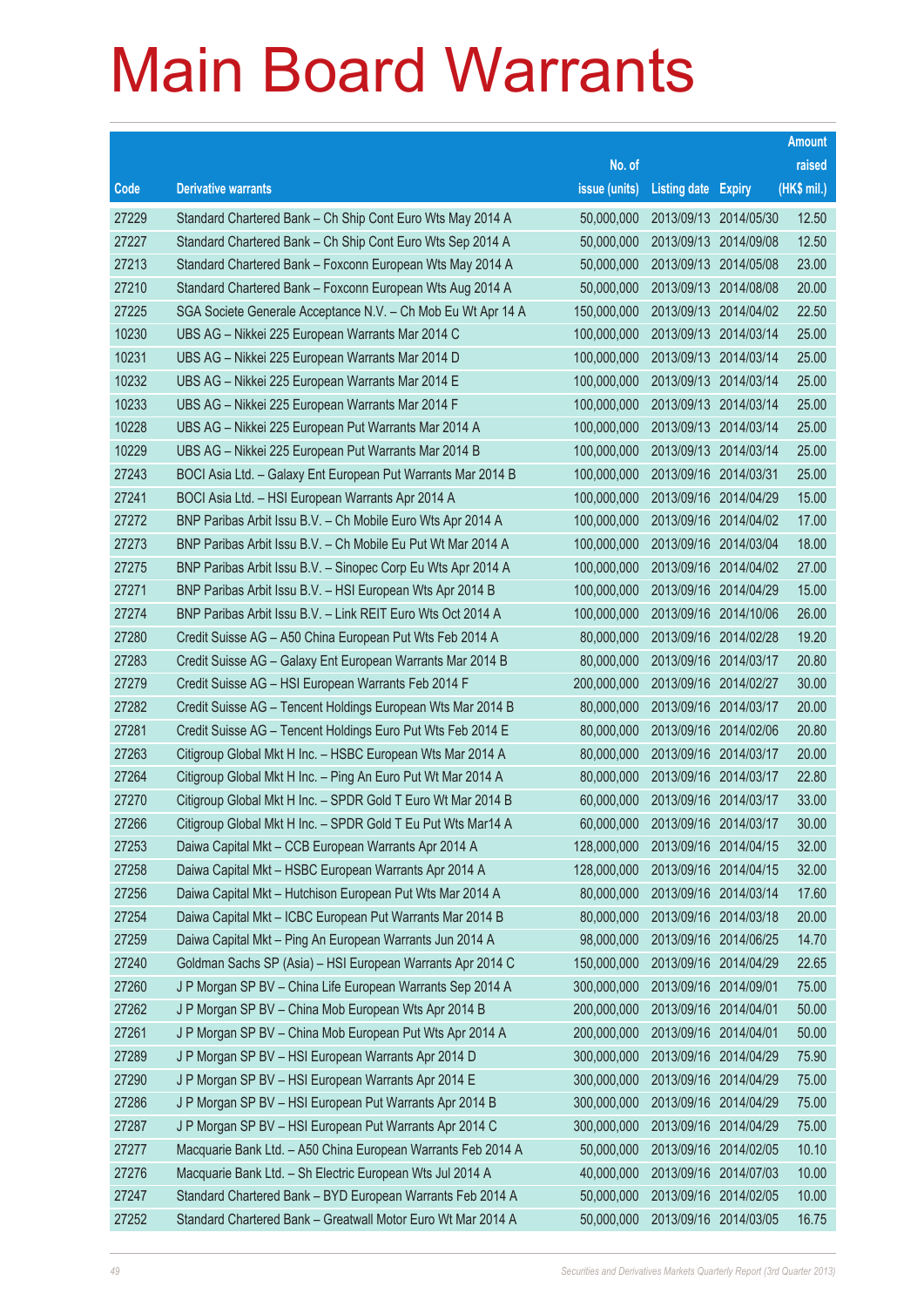# Main Board Warrants

| Code | Derivative warrants | No. of issue (units) | Listing date | Expiry | Amount raised (HK$ mil.) |
|---|---|---|---|---|---|
| 27229 | Standard Chartered Bank – Ch Ship Cont Euro Wts May 2014 A | 50,000,000 | 2013/09/13 | 2014/05/30 | 12.50 |
| 27227 | Standard Chartered Bank – Ch Ship Cont Euro Wts Sep 2014 A | 50,000,000 | 2013/09/13 | 2014/09/08 | 12.50 |
| 27213 | Standard Chartered Bank – Foxconn European Wts May 2014 A | 50,000,000 | 2013/09/13 | 2014/05/08 | 23.00 |
| 27210 | Standard Chartered Bank – Foxconn European Wts Aug 2014 A | 50,000,000 | 2013/09/13 | 2014/08/08 | 20.00 |
| 27225 | SGA Societe Generale Acceptance N.V. – Ch Mob Eu Wt Apr 14 A | 150,000,000 | 2013/09/13 | 2014/04/02 | 22.50 |
| 10230 | UBS AG – Nikkei 225 European Warrants Mar 2014 C | 100,000,000 | 2013/09/13 | 2014/03/14 | 25.00 |
| 10231 | UBS AG – Nikkei 225 European Warrants Mar 2014 D | 100,000,000 | 2013/09/13 | 2014/03/14 | 25.00 |
| 10232 | UBS AG – Nikkei 225 European Warrants Mar 2014 E | 100,000,000 | 2013/09/13 | 2014/03/14 | 25.00 |
| 10233 | UBS AG – Nikkei 225 European Warrants Mar 2014 F | 100,000,000 | 2013/09/13 | 2014/03/14 | 25.00 |
| 10228 | UBS AG – Nikkei 225 European Put Warrants Mar 2014 A | 100,000,000 | 2013/09/13 | 2014/03/14 | 25.00 |
| 10229 | UBS AG – Nikkei 225 European Put Warrants Mar 2014 B | 100,000,000 | 2013/09/13 | 2014/03/14 | 25.00 |
| 27243 | BOCI Asia Ltd. – Galaxy Ent European Put Warrants Mar 2014 B | 100,000,000 | 2013/09/16 | 2014/03/31 | 25.00 |
| 27241 | BOCI Asia Ltd. – HSI European Warrants Apr 2014 A | 100,000,000 | 2013/09/16 | 2014/04/29 | 15.00 |
| 27272 | BNP Paribas Arbit Issu B.V. – Ch Mobile Euro Wts Apr 2014 A | 100,000,000 | 2013/09/16 | 2014/04/02 | 17.00 |
| 27273 | BNP Paribas Arbit Issu B.V. – Ch Mobile Eu Put Wt Mar 2014 A | 100,000,000 | 2013/09/16 | 2014/03/04 | 18.00 |
| 27275 | BNP Paribas Arbit Issu B.V. – Sinopec Corp Eu Wts Apr 2014 A | 100,000,000 | 2013/09/16 | 2014/04/02 | 27.00 |
| 27271 | BNP Paribas Arbit Issu B.V. – HSI European Wts Apr 2014 B | 100,000,000 | 2013/09/16 | 2014/04/29 | 15.00 |
| 27274 | BNP Paribas Arbit Issu B.V. – Link REIT Euro Wts Oct 2014 A | 100,000,000 | 2013/09/16 | 2014/10/06 | 26.00 |
| 27280 | Credit Suisse AG – A50 China European Put Wts Feb 2014 A | 80,000,000 | 2013/09/16 | 2014/02/28 | 19.20 |
| 27283 | Credit Suisse AG – Galaxy Ent European Warrants Mar 2014 B | 80,000,000 | 2013/09/16 | 2014/03/17 | 20.80 |
| 27279 | Credit Suisse AG – HSI European Warrants Feb 2014 F | 200,000,000 | 2013/09/16 | 2014/02/27 | 30.00 |
| 27282 | Credit Suisse AG – Tencent Holdings European Wts Mar 2014 B | 80,000,000 | 2013/09/16 | 2014/03/17 | 20.00 |
| 27281 | Credit Suisse AG – Tencent Holdings Euro Put Wts Feb 2014 E | 80,000,000 | 2013/09/16 | 2014/02/06 | 20.80 |
| 27263 | Citigroup Global Mkt H Inc. – HSBC European Wts Mar 2014 A | 80,000,000 | 2013/09/16 | 2014/03/17 | 20.00 |
| 27264 | Citigroup Global Mkt H Inc. – Ping An Euro Put Wt Mar 2014 A | 80,000,000 | 2013/09/16 | 2014/03/17 | 22.80 |
| 27270 | Citigroup Global Mkt H Inc. – SPDR Gold T Euro Wt Mar 2014 B | 60,000,000 | 2013/09/16 | 2014/03/17 | 33.00 |
| 27266 | Citigroup Global Mkt H Inc. – SPDR Gold T Eu Put Wts Mar14 A | 60,000,000 | 2013/09/16 | 2014/03/17 | 30.00 |
| 27253 | Daiwa Capital Mkt – CCB European Warrants Apr 2014 A | 128,000,000 | 2013/09/16 | 2014/04/15 | 32.00 |
| 27258 | Daiwa Capital Mkt – HSBC European Warrants Apr 2014 A | 128,000,000 | 2013/09/16 | 2014/04/15 | 32.00 |
| 27256 | Daiwa Capital Mkt – Hutchison European Put Wts Mar 2014 A | 80,000,000 | 2013/09/16 | 2014/03/14 | 17.60 |
| 27254 | Daiwa Capital Mkt – ICBC European Put Warrants Mar 2014 B | 80,000,000 | 2013/09/16 | 2014/03/18 | 20.00 |
| 27259 | Daiwa Capital Mkt – Ping An European Warrants Jun 2014 A | 98,000,000 | 2013/09/16 | 2014/06/25 | 14.70 |
| 27240 | Goldman Sachs SP (Asia) – HSI European Warrants Apr 2014 C | 150,000,000 | 2013/09/16 | 2014/04/29 | 22.65 |
| 27260 | J P Morgan SP BV – China Life European Warrants Sep 2014 A | 300,000,000 | 2013/09/16 | 2014/09/01 | 75.00 |
| 27262 | J P Morgan SP BV – China Mob European Wts Apr 2014 B | 200,000,000 | 2013/09/16 | 2014/04/01 | 50.00 |
| 27261 | J P Morgan SP BV – China Mob European Put Wts Apr 2014 A | 200,000,000 | 2013/09/16 | 2014/04/01 | 50.00 |
| 27289 | J P Morgan SP BV – HSI European Warrants Apr 2014 D | 300,000,000 | 2013/09/16 | 2014/04/29 | 75.90 |
| 27290 | J P Morgan SP BV – HSI European Warrants Apr 2014 E | 300,000,000 | 2013/09/16 | 2014/04/29 | 75.00 |
| 27286 | J P Morgan SP BV – HSI European Put Warrants Apr 2014 B | 300,000,000 | 2013/09/16 | 2014/04/29 | 75.00 |
| 27287 | J P Morgan SP BV – HSI European Put Warrants Apr 2014 C | 300,000,000 | 2013/09/16 | 2014/04/29 | 75.00 |
| 27277 | Macquarie Bank Ltd. – A50 China European Warrants Feb 2014 A | 50,000,000 | 2013/09/16 | 2014/02/05 | 10.10 |
| 27276 | Macquarie Bank Ltd. – Sh Electric European Wts Jul 2014 A | 40,000,000 | 2013/09/16 | 2014/07/03 | 10.00 |
| 27247 | Standard Chartered Bank – BYD European Warrants Feb 2014 A | 50,000,000 | 2013/09/16 | 2014/02/05 | 10.00 |
| 27252 | Standard Chartered Bank – Greatwall Motor Euro Wt Mar 2014 A | 50,000,000 | 2013/09/16 | 2014/03/05 | 16.75 |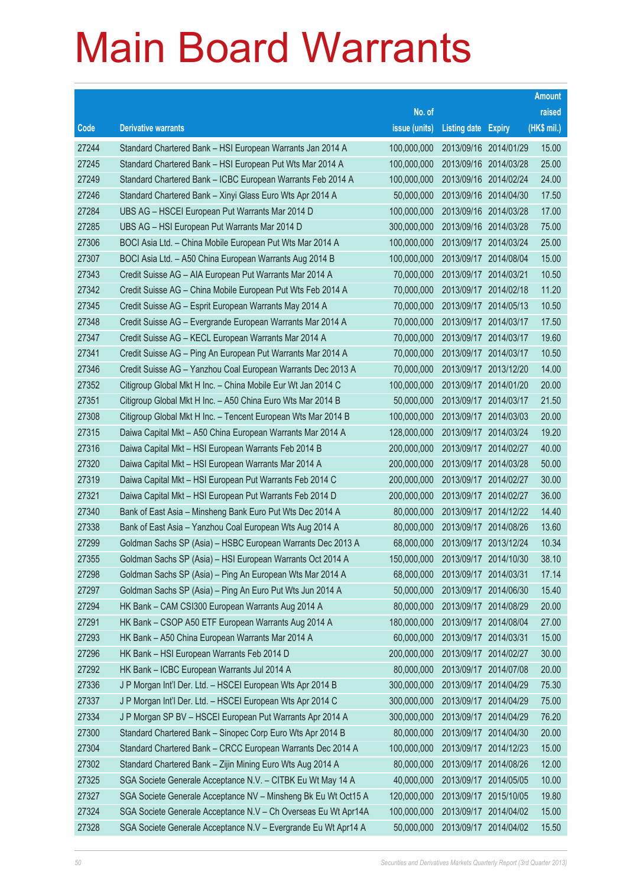# Main Board Warrants

| Code | Derivative warrants | No. of issue (units) | Listing date | Expiry | Amount raised (HK$ mil.) |
|---|---|---|---|---|---|
| 27244 | Standard Chartered Bank – HSI European Warrants Jan 2014 A | 100,000,000 | 2013/09/16 | 2014/01/29 | 15.00 |
| 27245 | Standard Chartered Bank – HSI European Put Wts Mar 2014 A | 100,000,000 | 2013/09/16 | 2014/03/28 | 25.00 |
| 27249 | Standard Chartered Bank – ICBC European Warrants Feb 2014 A | 100,000,000 | 2013/09/16 | 2014/02/24 | 24.00 |
| 27246 | Standard Chartered Bank – Xinyi Glass Euro Wts Apr 2014 A | 50,000,000 | 2013/09/16 | 2014/04/30 | 17.50 |
| 27284 | UBS AG – HSCEI European Put Warrants Mar 2014 D | 100,000,000 | 2013/09/16 | 2014/03/28 | 17.00 |
| 27285 | UBS AG – HSI European Put Warrants Mar 2014 D | 300,000,000 | 2013/09/16 | 2014/03/28 | 75.00 |
| 27306 | BOCI Asia Ltd. – China Mobile European Put Wts Mar 2014 A | 100,000,000 | 2013/09/17 | 2014/03/24 | 25.00 |
| 27307 | BOCI Asia Ltd. – A50 China European Warrants Aug 2014 B | 100,000,000 | 2013/09/17 | 2014/08/04 | 15.00 |
| 27343 | Credit Suisse AG – AIA European Put Warrants Mar 2014 A | 70,000,000 | 2013/09/17 | 2014/03/21 | 10.50 |
| 27342 | Credit Suisse AG – China Mobile European Put Wts Feb 2014 A | 70,000,000 | 2013/09/17 | 2014/02/18 | 11.20 |
| 27345 | Credit Suisse AG – Esprit European Warrants May 2014 A | 70,000,000 | 2013/09/17 | 2014/05/13 | 10.50 |
| 27348 | Credit Suisse AG – Evergrande European Warrants Mar 2014 A | 70,000,000 | 2013/09/17 | 2014/03/17 | 17.50 |
| 27347 | Credit Suisse AG – KECL European Warrants Mar 2014 A | 70,000,000 | 2013/09/17 | 2014/03/17 | 19.60 |
| 27341 | Credit Suisse AG – Ping An European Put Warrants Mar 2014 A | 70,000,000 | 2013/09/17 | 2014/03/17 | 10.50 |
| 27346 | Credit Suisse AG – Yanzhou Coal European Warrants Dec 2013 A | 70,000,000 | 2013/09/17 | 2013/12/20 | 14.00 |
| 27352 | Citigroup Global Mkt H Inc. – China Mobile Eur Wt Jan 2014 C | 100,000,000 | 2013/09/17 | 2014/01/20 | 20.00 |
| 27351 | Citigroup Global Mkt H Inc. – A50 China Euro Wts Mar 2014 B | 50,000,000 | 2013/09/17 | 2014/03/17 | 21.50 |
| 27308 | Citigroup Global Mkt H Inc. – Tencent European Wts Mar 2014 B | 100,000,000 | 2013/09/17 | 2014/03/03 | 20.00 |
| 27315 | Daiwa Capital Mkt – A50 China European Warrants Mar 2014 A | 128,000,000 | 2013/09/17 | 2014/03/24 | 19.20 |
| 27316 | Daiwa Capital Mkt – HSI European Warrants Feb 2014 B | 200,000,000 | 2013/09/17 | 2014/02/27 | 40.00 |
| 27320 | Daiwa Capital Mkt – HSI European Warrants Mar 2014 A | 200,000,000 | 2013/09/17 | 2014/03/28 | 50.00 |
| 27319 | Daiwa Capital Mkt – HSI European Put Warrants Feb 2014 C | 200,000,000 | 2013/09/17 | 2014/02/27 | 30.00 |
| 27321 | Daiwa Capital Mkt – HSI European Put Warrants Feb 2014 D | 200,000,000 | 2013/09/17 | 2014/02/27 | 36.00 |
| 27340 | Bank of East Asia – Minsheng Bank Euro Put Wts Dec 2014 A | 80,000,000 | 2013/09/17 | 2014/12/22 | 14.40 |
| 27338 | Bank of East Asia – Yanzhou Coal European Wts Aug 2014 A | 80,000,000 | 2013/09/17 | 2014/08/26 | 13.60 |
| 27299 | Goldman Sachs SP (Asia) – HSBC European Warrants Dec 2013 A | 68,000,000 | 2013/09/17 | 2013/12/24 | 10.34 |
| 27355 | Goldman Sachs SP (Asia) – HSI European Warrants Oct 2014 A | 150,000,000 | 2013/09/17 | 2014/10/30 | 38.10 |
| 27298 | Goldman Sachs SP (Asia) – Ping An European Wts Mar 2014 A | 68,000,000 | 2013/09/17 | 2014/03/31 | 17.14 |
| 27297 | Goldman Sachs SP (Asia) – Ping An Euro Put Wts Jun 2014 A | 50,000,000 | 2013/09/17 | 2014/06/30 | 15.40 |
| 27294 | HK Bank – CAM CSI300 European Warrants Aug 2014 A | 80,000,000 | 2013/09/17 | 2014/08/29 | 20.00 |
| 27291 | HK Bank – CSOP A50 ETF European Warrants Aug 2014 A | 180,000,000 | 2013/09/17 | 2014/08/04 | 27.00 |
| 27293 | HK Bank – A50 China European Warrants Mar 2014 A | 60,000,000 | 2013/09/17 | 2014/03/31 | 15.00 |
| 27296 | HK Bank – HSI European Warrants Feb 2014 D | 200,000,000 | 2013/09/17 | 2014/02/27 | 30.00 |
| 27292 | HK Bank – ICBC European Warrants Jul 2014 A | 80,000,000 | 2013/09/17 | 2014/07/08 | 20.00 |
| 27336 | J P Morgan Int'l Der. Ltd. – HSCEI European Wts Apr 2014 B | 300,000,000 | 2013/09/17 | 2014/04/29 | 75.30 |
| 27337 | J P Morgan Int'l Der. Ltd. – HSCEI European Wts Apr 2014 C | 300,000,000 | 2013/09/17 | 2014/04/29 | 75.00 |
| 27334 | J P Morgan SP BV – HSCEI European Put Warrants Apr 2014 A | 300,000,000 | 2013/09/17 | 2014/04/29 | 76.20 |
| 27300 | Standard Chartered Bank – Sinopec Corp Euro Wts Apr 2014 B | 80,000,000 | 2013/09/17 | 2014/04/30 | 20.00 |
| 27304 | Standard Chartered Bank – CRCC European Warrants Dec 2014 A | 100,000,000 | 2013/09/17 | 2014/12/23 | 15.00 |
| 27302 | Standard Chartered Bank – Zijin Mining Euro Wts Aug 2014 A | 80,000,000 | 2013/09/17 | 2014/08/26 | 12.00 |
| 27325 | SGA Societe Generale Acceptance N.V. – CITBK Eu Wt May 14 A | 40,000,000 | 2013/09/17 | 2014/05/05 | 10.00 |
| 27327 | SGA Societe Generale Acceptance NV – Minsheng Bk Eu Wt Oct15 A | 120,000,000 | 2013/09/17 | 2015/10/05 | 19.80 |
| 27324 | SGA Societe Generale Acceptance N.V – Ch Overseas Eu Wt Apr14A | 100,000,000 | 2013/09/17 | 2014/04/02 | 15.00 |
| 27328 | SGA Societe Generale Acceptance N.V – Evergrande Eu Wt Apr14 A | 50,000,000 | 2013/09/17 | 2014/04/02 | 15.50 |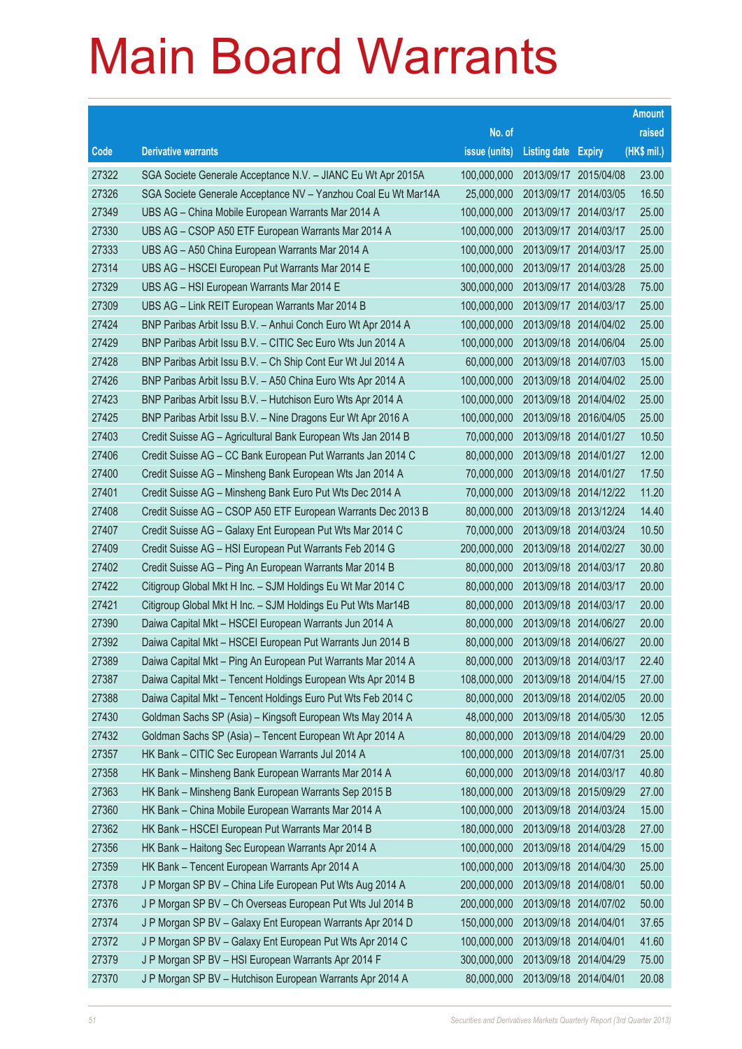# Main Board Warrants

| Code | Derivative warrants | No. of issue (units) | Listing date | Expiry | Amount raised (HK$ mil.) |
|---|---|---|---|---|---|
| 27322 | SGA Societe Generale Acceptance N.V. – JIANC Eu Wt Apr 2015A | 100,000,000 | 2013/09/17 | 2015/04/08 | 23.00 |
| 27326 | SGA Societe Generale Acceptance NV – Yanzhou Coal Eu Wt Mar14A | 25,000,000 | 2013/09/17 | 2014/03/05 | 16.50 |
| 27349 | UBS AG – China Mobile European Warrants Mar 2014 A | 100,000,000 | 2013/09/17 | 2014/03/17 | 25.00 |
| 27330 | UBS AG – CSOP A50 ETF European Warrants Mar 2014 A | 100,000,000 | 2013/09/17 | 2014/03/17 | 25.00 |
| 27333 | UBS AG – A50 China European Warrants Mar 2014 A | 100,000,000 | 2013/09/17 | 2014/03/17 | 25.00 |
| 27314 | UBS AG – HSCEI European Put Warrants Mar 2014 E | 100,000,000 | 2013/09/17 | 2014/03/28 | 25.00 |
| 27329 | UBS AG – HSI European Warrants Mar 2014 E | 300,000,000 | 2013/09/17 | 2014/03/28 | 75.00 |
| 27309 | UBS AG – Link REIT European Warrants Mar 2014 B | 100,000,000 | 2013/09/17 | 2014/03/17 | 25.00 |
| 27424 | BNP Paribas Arbit Issu B.V. – Anhui Conch Euro Wt Apr 2014 A | 100,000,000 | 2013/09/18 | 2014/04/02 | 25.00 |
| 27429 | BNP Paribas Arbit Issu B.V. – CITIC Sec Euro Wts Jun 2014 A | 100,000,000 | 2013/09/18 | 2014/06/04 | 25.00 |
| 27428 | BNP Paribas Arbit Issu B.V. – Ch Ship Cont Eur Wt Jul 2014 A | 60,000,000 | 2013/09/18 | 2014/07/03 | 15.00 |
| 27426 | BNP Paribas Arbit Issu B.V. – A50 China Euro Wts Apr 2014 A | 100,000,000 | 2013/09/18 | 2014/04/02 | 25.00 |
| 27423 | BNP Paribas Arbit Issu B.V. – Hutchison Euro Wts Apr 2014 A | 100,000,000 | 2013/09/18 | 2014/04/02 | 25.00 |
| 27425 | BNP Paribas Arbit Issu B.V. – Nine Dragons Eur Wt Apr 2016 A | 100,000,000 | 2013/09/18 | 2016/04/05 | 25.00 |
| 27403 | Credit Suisse AG – Agricultural Bank European Wts Jan 2014 B | 70,000,000 | 2013/09/18 | 2014/01/27 | 10.50 |
| 27406 | Credit Suisse AG – CC Bank European Put Warrants Jan 2014 C | 80,000,000 | 2013/09/18 | 2014/01/27 | 12.00 |
| 27400 | Credit Suisse AG – Minsheng Bank European Wts Jan 2014 A | 70,000,000 | 2013/09/18 | 2014/01/27 | 17.50 |
| 27401 | Credit Suisse AG – Minsheng Bank Euro Put Wts Dec 2014 A | 70,000,000 | 2013/09/18 | 2014/12/22 | 11.20 |
| 27408 | Credit Suisse AG – CSOP A50 ETF European Warrants Dec 2013 B | 80,000,000 | 2013/09/18 | 2013/12/24 | 14.40 |
| 27407 | Credit Suisse AG – Galaxy Ent European Put Wts Mar 2014 C | 70,000,000 | 2013/09/18 | 2014/03/24 | 10.50 |
| 27409 | Credit Suisse AG – HSI European Put Warrants Feb 2014 G | 200,000,000 | 2013/09/18 | 2014/02/27 | 30.00 |
| 27402 | Credit Suisse AG – Ping An European Warrants Mar 2014 B | 80,000,000 | 2013/09/18 | 2014/03/17 | 20.80 |
| 27422 | Citigroup Global Mkt H Inc. – SJM Holdings Eu Wt Mar 2014 C | 80,000,000 | 2013/09/18 | 2014/03/17 | 20.00 |
| 27421 | Citigroup Global Mkt H Inc. – SJM Holdings Eu Put Wts Mar14B | 80,000,000 | 2013/09/18 | 2014/03/17 | 20.00 |
| 27390 | Daiwa Capital Mkt – HSCEI European Warrants Jun 2014 A | 80,000,000 | 2013/09/18 | 2014/06/27 | 20.00 |
| 27392 | Daiwa Capital Mkt – HSCEI European Put Warrants Jun 2014 B | 80,000,000 | 2013/09/18 | 2014/06/27 | 20.00 |
| 27389 | Daiwa Capital Mkt – Ping An European Put Warrants Mar 2014 A | 80,000,000 | 2013/09/18 | 2014/03/17 | 22.40 |
| 27387 | Daiwa Capital Mkt – Tencent Holdings European Wts Apr 2014 B | 108,000,000 | 2013/09/18 | 2014/04/15 | 27.00 |
| 27388 | Daiwa Capital Mkt – Tencent Holdings Euro Put Wts Feb 2014 C | 80,000,000 | 2013/09/18 | 2014/02/05 | 20.00 |
| 27430 | Goldman Sachs SP (Asia) – Kingsoft European Wts May 2014 A | 48,000,000 | 2013/09/18 | 2014/05/30 | 12.05 |
| 27432 | Goldman Sachs SP (Asia) – Tencent European Wt Apr 2014 A | 80,000,000 | 2013/09/18 | 2014/04/29 | 20.00 |
| 27357 | HK Bank – CITIC Sec European Warrants Jul 2014 A | 100,000,000 | 2013/09/18 | 2014/07/31 | 25.00 |
| 27358 | HK Bank – Minsheng Bank European Warrants Mar 2014 A | 60,000,000 | 2013/09/18 | 2014/03/17 | 40.80 |
| 27363 | HK Bank – Minsheng Bank European Warrants Sep 2015 B | 180,000,000 | 2013/09/18 | 2015/09/29 | 27.00 |
| 27360 | HK Bank – China Mobile European Warrants Mar 2014 A | 100,000,000 | 2013/09/18 | 2014/03/24 | 15.00 |
| 27362 | HK Bank – HSCEI European Put Warrants Mar 2014 B | 180,000,000 | 2013/09/18 | 2014/03/28 | 27.00 |
| 27356 | HK Bank – Haitong Sec European Warrants Apr 2014 A | 100,000,000 | 2013/09/18 | 2014/04/29 | 15.00 |
| 27359 | HK Bank – Tencent European Warrants Apr 2014 A | 100,000,000 | 2013/09/18 | 2014/04/30 | 25.00 |
| 27378 | J P Morgan SP BV – China Life European Put Wts Aug 2014 A | 200,000,000 | 2013/09/18 | 2014/08/01 | 50.00 |
| 27376 | J P Morgan SP BV – Ch Overseas European Put Wts Jul 2014 B | 200,000,000 | 2013/09/18 | 2014/07/02 | 50.00 |
| 27374 | J P Morgan SP BV – Galaxy Ent European Warrants Apr 2014 D | 150,000,000 | 2013/09/18 | 2014/04/01 | 37.65 |
| 27372 | J P Morgan SP BV – Galaxy Ent European Put Wts Apr 2014 C | 100,000,000 | 2013/09/18 | 2014/04/01 | 41.60 |
| 27379 | J P Morgan SP BV – HSI European Warrants Apr 2014 F | 300,000,000 | 2013/09/18 | 2014/04/29 | 75.00 |
| 27370 | J P Morgan SP BV – Hutchison European Warrants Apr 2014 A | 80,000,000 | 2013/09/18 | 2014/04/01 | 20.08 |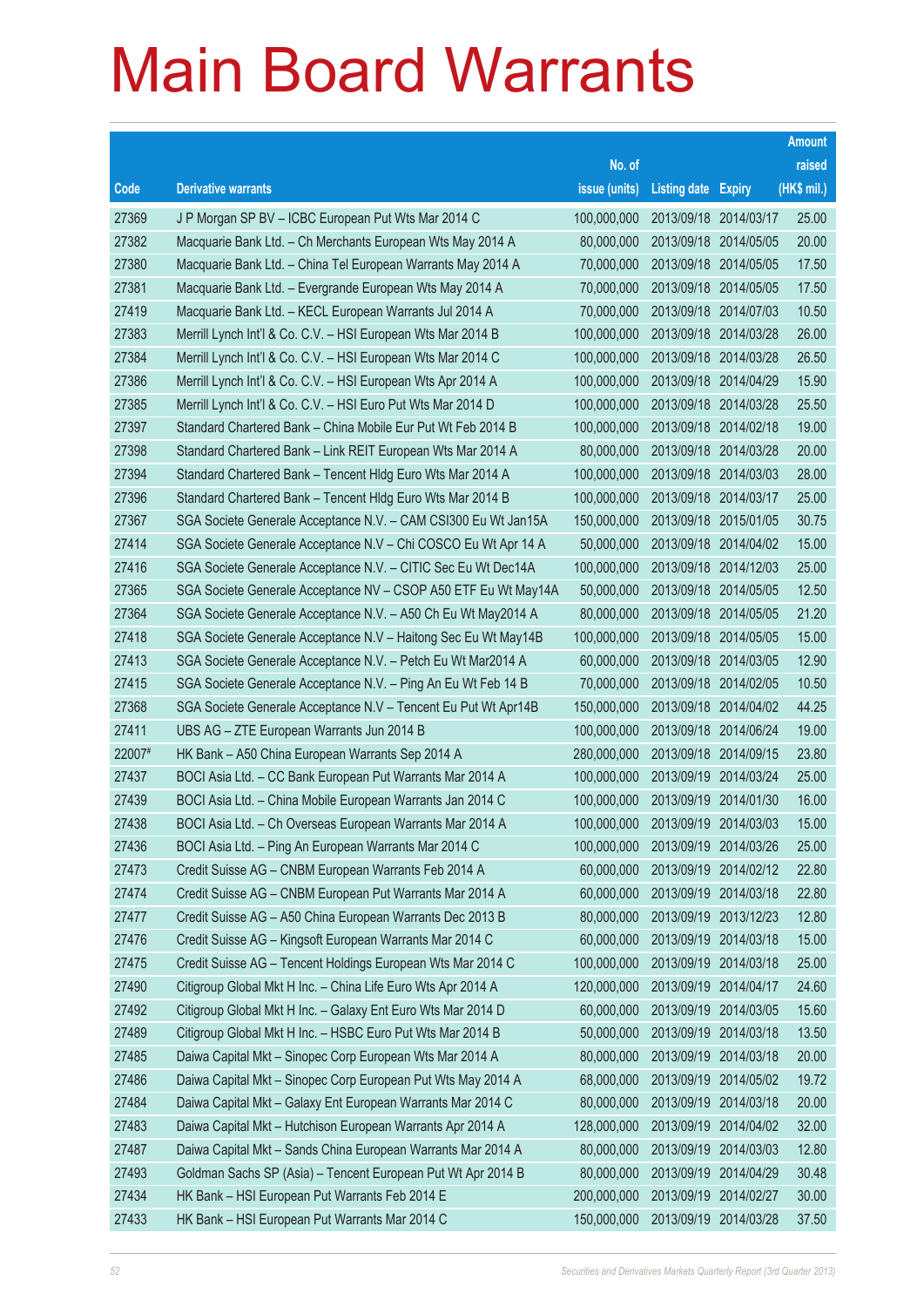# Main Board Warrants

| Code | Derivative warrants | No. of issue (units) | Listing date | Expiry | Amount raised (HK$ mil.) |
|---|---|---|---|---|---|
| 27369 | J P Morgan SP BV – ICBC European Put Wts Mar 2014 C | 100,000,000 | 2013/09/18 | 2014/03/17 | 25.00 |
| 27382 | Macquarie Bank Ltd. – Ch Merchants European Wts May 2014 A | 80,000,000 | 2013/09/18 | 2014/05/05 | 20.00 |
| 27380 | Macquarie Bank Ltd. – China Tel European Warrants May 2014 A | 70,000,000 | 2013/09/18 | 2014/05/05 | 17.50 |
| 27381 | Macquarie Bank Ltd. – Evergrande European Wts May 2014 A | 70,000,000 | 2013/09/18 | 2014/05/05 | 17.50 |
| 27419 | Macquarie Bank Ltd. – KECL European Warrants Jul 2014 A | 70,000,000 | 2013/09/18 | 2014/07/03 | 10.50 |
| 27383 | Merrill Lynch Int'l & Co. C.V. – HSI European Wts Mar 2014 B | 100,000,000 | 2013/09/18 | 2014/03/28 | 26.00 |
| 27384 | Merrill Lynch Int'l & Co. C.V. – HSI European Wts Mar 2014 C | 100,000,000 | 2013/09/18 | 2014/03/28 | 26.50 |
| 27386 | Merrill Lynch Int'l & Co. C.V. – HSI European Wts Apr 2014 A | 100,000,000 | 2013/09/18 | 2014/04/29 | 15.90 |
| 27385 | Merrill Lynch Int'l & Co. C.V. – HSI Euro Put Wts Mar 2014 D | 100,000,000 | 2013/09/18 | 2014/03/28 | 25.50 |
| 27397 | Standard Chartered Bank – China Mobile Eur Put Wt Feb 2014 B | 100,000,000 | 2013/09/18 | 2014/02/18 | 19.00 |
| 27398 | Standard Chartered Bank – Link REIT European Wts Mar 2014 A | 80,000,000 | 2013/09/18 | 2014/03/28 | 20.00 |
| 27394 | Standard Chartered Bank – Tencent Hldg Euro Wts Mar 2014 A | 100,000,000 | 2013/09/18 | 2014/03/03 | 28.00 |
| 27396 | Standard Chartered Bank – Tencent Hldg Euro Wts Mar 2014 B | 100,000,000 | 2013/09/18 | 2014/03/17 | 25.00 |
| 27367 | SGA Societe Generale Acceptance N.V. – CAM CSI300 Eu Wt Jan15A | 150,000,000 | 2013/09/18 | 2015/01/05 | 30.75 |
| 27414 | SGA Societe Generale Acceptance N.V – Chi COSCO Eu Wt Apr 14 A | 50,000,000 | 2013/09/18 | 2014/04/02 | 15.00 |
| 27416 | SGA Societe Generale Acceptance N.V. – CITIC Sec Eu Wt Dec14A | 100,000,000 | 2013/09/18 | 2014/12/03 | 25.00 |
| 27365 | SGA Societe Generale Acceptance NV – CSOP A50 ETF Eu Wt May14A | 50,000,000 | 2013/09/18 | 2014/05/05 | 12.50 |
| 27364 | SGA Societe Generale Acceptance N.V. – A50 Ch Eu Wt May2014 A | 80,000,000 | 2013/09/18 | 2014/05/05 | 21.20 |
| 27418 | SGA Societe Generale Acceptance N.V – Haitong Sec Eu Wt May14B | 100,000,000 | 2013/09/18 | 2014/05/05 | 15.00 |
| 27413 | SGA Societe Generale Acceptance N.V. – Petch Eu Wt Mar2014 A | 60,000,000 | 2013/09/18 | 2014/03/05 | 12.90 |
| 27415 | SGA Societe Generale Acceptance N.V. – Ping An Eu Wt Feb 14 B | 70,000,000 | 2013/09/18 | 2014/02/05 | 10.50 |
| 27368 | SGA Societe Generale Acceptance N.V – Tencent Eu Put Wt Apr14B | 150,000,000 | 2013/09/18 | 2014/04/02 | 44.25 |
| 27411 | UBS AG – ZTE European Warrants Jun 2014 B | 100,000,000 | 2013/09/18 | 2014/06/24 | 19.00 |
| 22007# | HK Bank – A50 China European Warrants Sep 2014 A | 280,000,000 | 2013/09/18 | 2014/09/15 | 23.80 |
| 27437 | BOCI Asia Ltd. – CC Bank European Put Warrants Mar 2014 A | 100,000,000 | 2013/09/19 | 2014/03/24 | 25.00 |
| 27439 | BOCI Asia Ltd. – China Mobile European Warrants Jan 2014 C | 100,000,000 | 2013/09/19 | 2014/01/30 | 16.00 |
| 27438 | BOCI Asia Ltd. – Ch Overseas European Warrants Mar 2014 A | 100,000,000 | 2013/09/19 | 2014/03/03 | 15.00 |
| 27436 | BOCI Asia Ltd. – Ping An European Warrants Mar 2014 C | 100,000,000 | 2013/09/19 | 2014/03/26 | 25.00 |
| 27473 | Credit Suisse AG – CNBM European Warrants Feb 2014 A | 60,000,000 | 2013/09/19 | 2014/02/12 | 22.80 |
| 27474 | Credit Suisse AG – CNBM European Put Warrants Mar 2014 A | 60,000,000 | 2013/09/19 | 2014/03/18 | 22.80 |
| 27477 | Credit Suisse AG – A50 China European Warrants Dec 2013 B | 80,000,000 | 2013/09/19 | 2013/12/23 | 12.80 |
| 27476 | Credit Suisse AG – Kingsoft European Warrants Mar 2014 C | 60,000,000 | 2013/09/19 | 2014/03/18 | 15.00 |
| 27475 | Credit Suisse AG – Tencent Holdings European Wts Mar 2014 C | 100,000,000 | 2013/09/19 | 2014/03/18 | 25.00 |
| 27490 | Citigroup Global Mkt H Inc. – China Life Euro Wts Apr 2014 A | 120,000,000 | 2013/09/19 | 2014/04/17 | 24.60 |
| 27492 | Citigroup Global Mkt H Inc. – Galaxy Ent Euro Wts Mar 2014 D | 60,000,000 | 2013/09/19 | 2014/03/05 | 15.60 |
| 27489 | Citigroup Global Mkt H Inc. – HSBC Euro Put Wts Mar 2014 B | 50,000,000 | 2013/09/19 | 2014/03/18 | 13.50 |
| 27485 | Daiwa Capital Mkt – Sinopec Corp European Wts Mar 2014 A | 80,000,000 | 2013/09/19 | 2014/03/18 | 20.00 |
| 27486 | Daiwa Capital Mkt – Sinopec Corp European Put Wts May 2014 A | 68,000,000 | 2013/09/19 | 2014/05/02 | 19.72 |
| 27484 | Daiwa Capital Mkt – Galaxy Ent European Warrants Mar 2014 C | 80,000,000 | 2013/09/19 | 2014/03/18 | 20.00 |
| 27483 | Daiwa Capital Mkt – Hutchison European Warrants Apr 2014 A | 128,000,000 | 2013/09/19 | 2014/04/02 | 32.00 |
| 27487 | Daiwa Capital Mkt – Sands China European Warrants Mar 2014 A | 80,000,000 | 2013/09/19 | 2014/03/03 | 12.80 |
| 27493 | Goldman Sachs SP (Asia) – Tencent European Put Wt Apr 2014 B | 80,000,000 | 2013/09/19 | 2014/04/29 | 30.48 |
| 27434 | HK Bank – HSI European Put Warrants Feb 2014 E | 200,000,000 | 2013/09/19 | 2014/02/27 | 30.00 |
| 27433 | HK Bank – HSI European Put Warrants Mar 2014 C | 150,000,000 | 2013/09/19 | 2014/03/28 | 37.50 |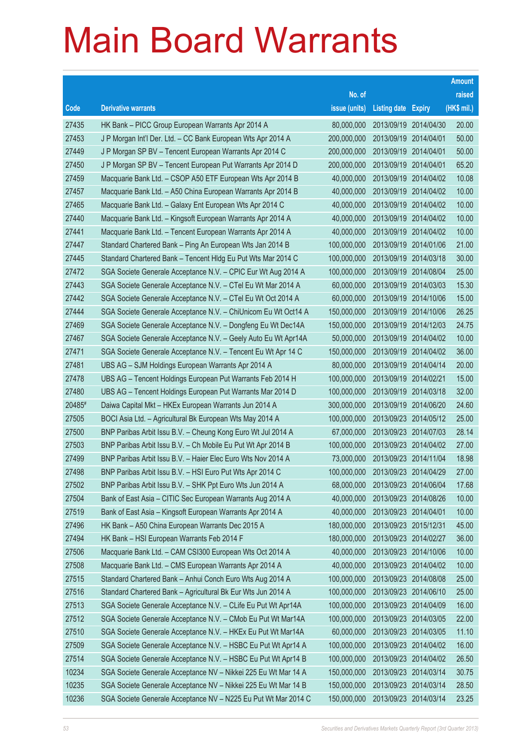# Main Board Warrants

| Code | Derivative warrants | No. of issue (units) | Listing date | Expiry | Amount raised (HK$ mil.) |
|---|---|---|---|---|---|
| 27435 | HK Bank – PICC Group European Warrants Apr 2014 A | 80,000,000 | 2013/09/19 | 2014/04/30 | 20.00 |
| 27453 | J P Morgan Int'l Der. Ltd. – CC Bank European Wts Apr 2014 A | 200,000,000 | 2013/09/19 | 2014/04/01 | 50.00 |
| 27449 | J P Morgan SP BV – Tencent European Warrants Apr 2014 C | 200,000,000 | 2013/09/19 | 2014/04/01 | 50.00 |
| 27450 | J P Morgan SP BV – Tencent European Put Warrants Apr 2014 D | 200,000,000 | 2013/09/19 | 2014/04/01 | 65.20 |
| 27459 | Macquarie Bank Ltd. – CSOP A50 ETF European Wts Apr 2014 B | 40,000,000 | 2013/09/19 | 2014/04/02 | 10.08 |
| 27457 | Macquarie Bank Ltd. – A50 China European Warrants Apr 2014 B | 40,000,000 | 2013/09/19 | 2014/04/02 | 10.00 |
| 27465 | Macquarie Bank Ltd. – Galaxy Ent European Wts Apr 2014 C | 40,000,000 | 2013/09/19 | 2014/04/02 | 10.00 |
| 27440 | Macquarie Bank Ltd. – Kingsoft European Warrants Apr 2014 A | 40,000,000 | 2013/09/19 | 2014/04/02 | 10.00 |
| 27441 | Macquarie Bank Ltd. – Tencent European Warrants Apr 2014 A | 40,000,000 | 2013/09/19 | 2014/04/02 | 10.00 |
| 27447 | Standard Chartered Bank – Ping An European Wts Jan 2014 B | 100,000,000 | 2013/09/19 | 2014/01/06 | 21.00 |
| 27445 | Standard Chartered Bank – Tencent Hldg Eu Put Wts Mar 2014 C | 100,000,000 | 2013/09/19 | 2014/03/18 | 30.00 |
| 27472 | SGA Societe Generale Acceptance N.V. – CPIC Eur Wt Aug 2014 A | 100,000,000 | 2013/09/19 | 2014/08/04 | 25.00 |
| 27443 | SGA Societe Generale Acceptance N.V. – CTel Eu Wt Mar 2014 A | 60,000,000 | 2013/09/19 | 2014/03/03 | 15.30 |
| 27442 | SGA Societe Generale Acceptance N.V. – CTel Eu Wt Oct 2014 A | 60,000,000 | 2013/09/19 | 2014/10/06 | 15.00 |
| 27444 | SGA Societe Generale Acceptance N.V. – ChiUnicom Eu Wt Oct14 A | 150,000,000 | 2013/09/19 | 2014/10/06 | 26.25 |
| 27469 | SGA Societe Generale Acceptance N.V. – Dongfeng Eu Wt Dec14A | 150,000,000 | 2013/09/19 | 2014/12/03 | 24.75 |
| 27467 | SGA Societe Generale Acceptance N.V. – Geely Auto Eu Wt Apr14A | 50,000,000 | 2013/09/19 | 2014/04/02 | 10.00 |
| 27471 | SGA Societe Generale Acceptance N.V. – Tencent Eu Wt Apr 14 C | 150,000,000 | 2013/09/19 | 2014/04/02 | 36.00 |
| 27481 | UBS AG – SJM Holdings European Warrants Apr 2014 A | 80,000,000 | 2013/09/19 | 2014/04/14 | 20.00 |
| 27478 | UBS AG – Tencent Holdings European Put Warrants Feb 2014 H | 100,000,000 | 2013/09/19 | 2014/02/21 | 15.00 |
| 27480 | UBS AG – Tencent Holdings European Put Warrants Mar 2014 D | 100,000,000 | 2013/09/19 | 2014/03/18 | 32.00 |
| 20485# | Daiwa Capital Mkt – HKEx European Warrants Jun 2014 A | 300,000,000 | 2013/09/19 | 2014/06/20 | 24.60 |
| 27505 | BOCI Asia Ltd. – Agricultural Bk European Wts May 2014 A | 100,000,000 | 2013/09/23 | 2014/05/12 | 25.00 |
| 27500 | BNP Paribas Arbit Issu B.V. – Cheung Kong Euro Wt Jul 2014 A | 67,000,000 | 2013/09/23 | 2014/07/03 | 28.14 |
| 27503 | BNP Paribas Arbit Issu B.V. – Ch Mobile Eu Put Wt Apr 2014 B | 100,000,000 | 2013/09/23 | 2014/04/02 | 27.00 |
| 27499 | BNP Paribas Arbit Issu B.V. – Haier Elec Euro Wts Nov 2014 A | 73,000,000 | 2013/09/23 | 2014/11/04 | 18.98 |
| 27498 | BNP Paribas Arbit Issu B.V. – HSI Euro Put Wts Apr 2014 C | 100,000,000 | 2013/09/23 | 2014/04/29 | 27.00 |
| 27502 | BNP Paribas Arbit Issu B.V. – SHK Ppt Euro Wts Jun 2014 A | 68,000,000 | 2013/09/23 | 2014/06/04 | 17.68 |
| 27504 | Bank of East Asia – CITIC Sec European Warrants Aug 2014 A | 40,000,000 | 2013/09/23 | 2014/08/26 | 10.00 |
| 27519 | Bank of East Asia – Kingsoft European Warrants Apr 2014 A | 40,000,000 | 2013/09/23 | 2014/04/01 | 10.00 |
| 27496 | HK Bank – A50 China European Warrants Dec 2015 A | 180,000,000 | 2013/09/23 | 2015/12/31 | 45.00 |
| 27494 | HK Bank – HSI European Warrants Feb 2014 F | 180,000,000 | 2013/09/23 | 2014/02/27 | 36.00 |
| 27506 | Macquarie Bank Ltd. – CAM CSI300 European Wts Oct 2014 A | 40,000,000 | 2013/09/23 | 2014/10/06 | 10.00 |
| 27508 | Macquarie Bank Ltd. – CMS European Warrants Apr 2014 A | 40,000,000 | 2013/09/23 | 2014/04/02 | 10.00 |
| 27515 | Standard Chartered Bank – Anhui Conch Euro Wts Aug 2014 A | 100,000,000 | 2013/09/23 | 2014/08/08 | 25.00 |
| 27516 | Standard Chartered Bank – Agricultural Bk Eur Wts Jun 2014 A | 100,000,000 | 2013/09/23 | 2014/06/10 | 25.00 |
| 27513 | SGA Societe Generale Acceptance N.V. – CLife Eu Put Wt Apr14A | 100,000,000 | 2013/09/23 | 2014/04/09 | 16.00 |
| 27512 | SGA Societe Generale Acceptance N.V. – CMob Eu Put Wt Mar14A | 100,000,000 | 2013/09/23 | 2014/03/05 | 22.00 |
| 27510 | SGA Societe Generale Acceptance N.V. – HKEx Eu Put Wt Mar14A | 60,000,000 | 2013/09/23 | 2014/03/05 | 11.10 |
| 27509 | SGA Societe Generale Acceptance N.V. – HSBC Eu Put Wt Apr14 A | 100,000,000 | 2013/09/23 | 2014/04/02 | 16.00 |
| 27514 | SGA Societe Generale Acceptance N.V. – HSBC Eu Put Wt Apr14 B | 100,000,000 | 2013/09/23 | 2014/04/02 | 26.50 |
| 10234 | SGA Societe Generale Acceptance NV – Nikkei 225 Eu Wt Mar 14 A | 150,000,000 | 2013/09/23 | 2014/03/14 | 30.75 |
| 10235 | SGA Societe Generale Acceptance NV – Nikkei 225 Eu Wt Mar 14 B | 150,000,000 | 2013/09/23 | 2014/03/14 | 28.50 |
| 10236 | SGA Societe Generale Acceptance NV – N225 Eu Put Wt Mar 2014 C | 150,000,000 | 2013/09/23 | 2014/03/14 | 23.25 |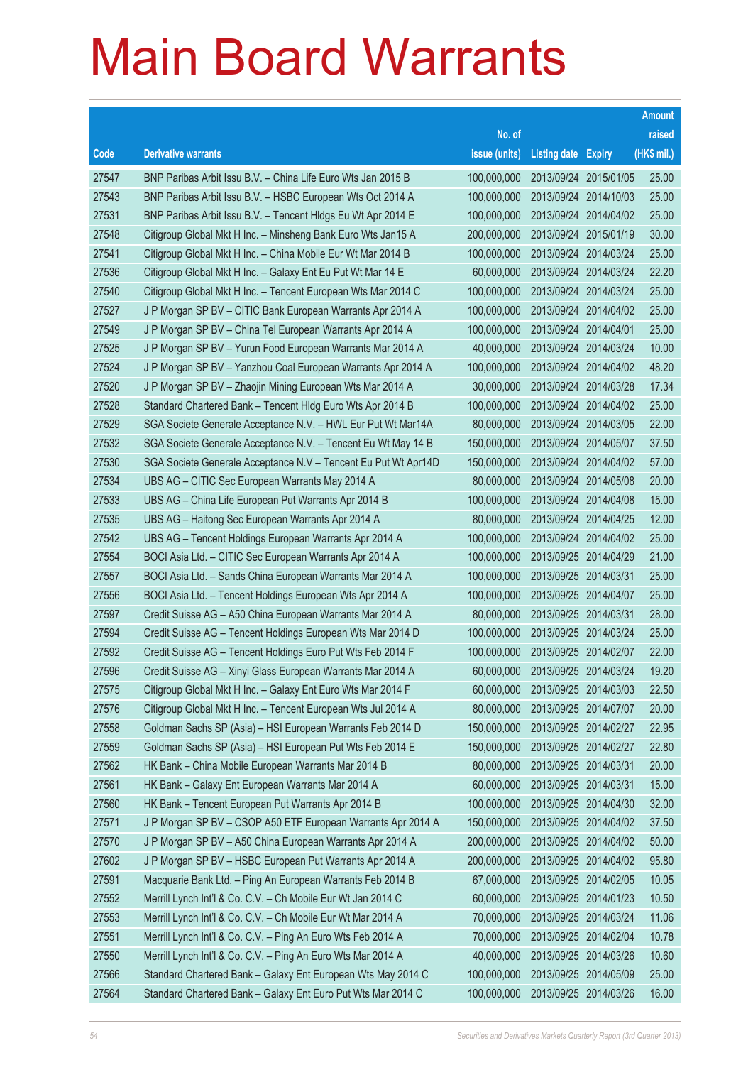# Main Board Warrants

| Code | Derivative warrants | No. of issue (units) | Listing date | Expiry | Amount raised (HK$ mil.) |
|---|---|---|---|---|---|
| 27547 | BNP Paribas Arbit Issu B.V. – China Life Euro Wts Jan 2015 B | 100,000,000 | 2013/09/24 | 2015/01/05 | 25.00 |
| 27543 | BNP Paribas Arbit Issu B.V. – HSBC European Wts Oct 2014 A | 100,000,000 | 2013/09/24 | 2014/10/03 | 25.00 |
| 27531 | BNP Paribas Arbit Issu B.V. – Tencent Hldgs Eu Wt Apr 2014 E | 100,000,000 | 2013/09/24 | 2014/04/02 | 25.00 |
| 27548 | Citigroup Global Mkt H Inc. – Minsheng Bank Euro Wts Jan15 A | 200,000,000 | 2013/09/24 | 2015/01/19 | 30.00 |
| 27541 | Citigroup Global Mkt H Inc. – China Mobile Eur Wt Mar 2014 B | 100,000,000 | 2013/09/24 | 2014/03/24 | 25.00 |
| 27536 | Citigroup Global Mkt H Inc. – Galaxy Ent Eu Put Wt Mar 14 E | 60,000,000 | 2013/09/24 | 2014/03/24 | 22.20 |
| 27540 | Citigroup Global Mkt H Inc. – Tencent European Wts Mar 2014 C | 100,000,000 | 2013/09/24 | 2014/03/24 | 25.00 |
| 27527 | J P Morgan SP BV – CITIC Bank European Warrants Apr 2014 A | 100,000,000 | 2013/09/24 | 2014/04/02 | 25.00 |
| 27549 | J P Morgan SP BV – China Tel European Warrants Apr 2014 A | 100,000,000 | 2013/09/24 | 2014/04/01 | 25.00 |
| 27525 | J P Morgan SP BV – Yurun Food European Warrants Mar 2014 A | 40,000,000 | 2013/09/24 | 2014/03/24 | 10.00 |
| 27524 | J P Morgan SP BV – Yanzhou Coal European Warrants Apr 2014 A | 100,000,000 | 2013/09/24 | 2014/04/02 | 48.20 |
| 27520 | J P Morgan SP BV – Zhaojin Mining European Wts Mar 2014 A | 30,000,000 | 2013/09/24 | 2014/03/28 | 17.34 |
| 27528 | Standard Chartered Bank – Tencent Hldg Euro Wts Apr 2014 B | 100,000,000 | 2013/09/24 | 2014/04/02 | 25.00 |
| 27529 | SGA Societe Generale Acceptance N.V. – HWL Eur Put Wt Mar14A | 80,000,000 | 2013/09/24 | 2014/03/05 | 22.00 |
| 27532 | SGA Societe Generale Acceptance N.V. – Tencent Eu Wt May 14 B | 150,000,000 | 2013/09/24 | 2014/05/07 | 37.50 |
| 27530 | SGA Societe Generale Acceptance N.V – Tencent Eu Put Wt Apr14D | 150,000,000 | 2013/09/24 | 2014/04/02 | 57.00 |
| 27534 | UBS AG – CITIC Sec European Warrants May 2014 A | 80,000,000 | 2013/09/24 | 2014/05/08 | 20.00 |
| 27533 | UBS AG – China Life European Put Warrants Apr 2014 B | 100,000,000 | 2013/09/24 | 2014/04/08 | 15.00 |
| 27535 | UBS AG – Haitong Sec European Warrants Apr 2014 A | 80,000,000 | 2013/09/24 | 2014/04/25 | 12.00 |
| 27542 | UBS AG – Tencent Holdings European Warrants Apr 2014 A | 100,000,000 | 2013/09/24 | 2014/04/02 | 25.00 |
| 27554 | BOCI Asia Ltd. – CITIC Sec European Warrants Apr 2014 A | 100,000,000 | 2013/09/25 | 2014/04/29 | 21.00 |
| 27557 | BOCI Asia Ltd. – Sands China European Warrants Mar 2014 A | 100,000,000 | 2013/09/25 | 2014/03/31 | 25.00 |
| 27556 | BOCI Asia Ltd. – Tencent Holdings European Wts Apr 2014 A | 100,000,000 | 2013/09/25 | 2014/04/07 | 25.00 |
| 27597 | Credit Suisse AG – A50 China European Warrants Mar 2014 A | 80,000,000 | 2013/09/25 | 2014/03/31 | 28.00 |
| 27594 | Credit Suisse AG – Tencent Holdings European Wts Mar 2014 D | 100,000,000 | 2013/09/25 | 2014/03/24 | 25.00 |
| 27592 | Credit Suisse AG – Tencent Holdings Euro Put Wts Feb 2014 F | 100,000,000 | 2013/09/25 | 2014/02/07 | 22.00 |
| 27596 | Credit Suisse AG – Xinyi Glass European Warrants Mar 2014 A | 60,000,000 | 2013/09/25 | 2014/03/24 | 19.20 |
| 27575 | Citigroup Global Mkt H Inc. – Galaxy Ent Euro Wts Mar 2014 F | 60,000,000 | 2013/09/25 | 2014/03/03 | 22.50 |
| 27576 | Citigroup Global Mkt H Inc. – Tencent European Wts Jul 2014 A | 80,000,000 | 2013/09/25 | 2014/07/07 | 20.00 |
| 27558 | Goldman Sachs SP (Asia) – HSI European Warrants Feb 2014 D | 150,000,000 | 2013/09/25 | 2014/02/27 | 22.95 |
| 27559 | Goldman Sachs SP (Asia) – HSI European Put Wts Feb 2014 E | 150,000,000 | 2013/09/25 | 2014/02/27 | 22.80 |
| 27562 | HK Bank – China Mobile European Warrants Mar 2014 B | 80,000,000 | 2013/09/25 | 2014/03/31 | 20.00 |
| 27561 | HK Bank – Galaxy Ent European Warrants Mar 2014 A | 60,000,000 | 2013/09/25 | 2014/03/31 | 15.00 |
| 27560 | HK Bank – Tencent European Put Warrants Apr 2014 B | 100,000,000 | 2013/09/25 | 2014/04/30 | 32.00 |
| 27571 | J P Morgan SP BV – CSOP A50 ETF European Warrants Apr 2014 A | 150,000,000 | 2013/09/25 | 2014/04/02 | 37.50 |
| 27570 | J P Morgan SP BV – A50 China European Warrants Apr 2014 A | 200,000,000 | 2013/09/25 | 2014/04/02 | 50.00 |
| 27602 | J P Morgan SP BV – HSBC European Put Warrants Apr 2014 A | 200,000,000 | 2013/09/25 | 2014/04/02 | 95.80 |
| 27591 | Macquarie Bank Ltd. – Ping An European Warrants Feb 2014 B | 67,000,000 | 2013/09/25 | 2014/02/05 | 10.05 |
| 27552 | Merrill Lynch Int'l & Co. C.V. – Ch Mobile Eur Wt Jan 2014 C | 60,000,000 | 2013/09/25 | 2014/01/23 | 10.50 |
| 27553 | Merrill Lynch Int'l & Co. C.V. – Ch Mobile Eur Wt Mar 2014 A | 70,000,000 | 2013/09/25 | 2014/03/24 | 11.06 |
| 27551 | Merrill Lynch Int'l & Co. C.V. – Ping An Euro Wts Feb 2014 A | 70,000,000 | 2013/09/25 | 2014/02/04 | 10.78 |
| 27550 | Merrill Lynch Int'l & Co. C.V. – Ping An Euro Wts Mar 2014 A | 40,000,000 | 2013/09/25 | 2014/03/26 | 10.60 |
| 27566 | Standard Chartered Bank – Galaxy Ent European Wts May 2014 C | 100,000,000 | 2013/09/25 | 2014/05/09 | 25.00 |
| 27564 | Standard Chartered Bank – Galaxy Ent Euro Put Wts Mar 2014 C | 100,000,000 | 2013/09/25 | 2014/03/26 | 16.00 |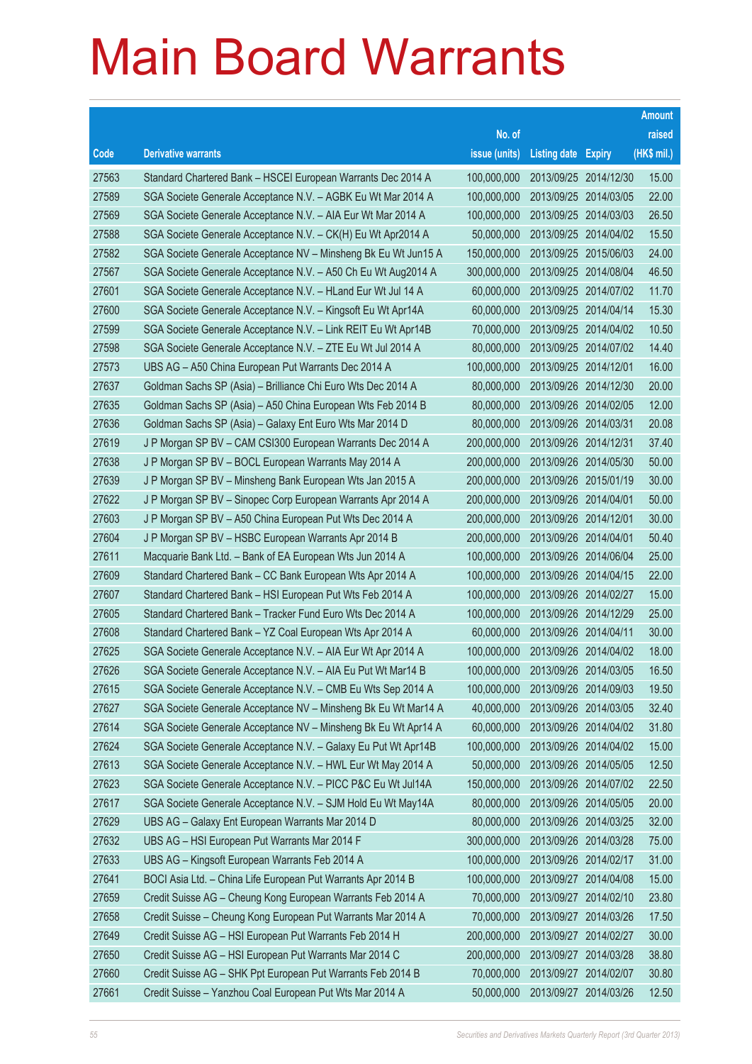# Main Board Warrants

| Code | Derivative warrants | No. of issue (units) | Listing date | Expiry | Amount raised (HK$ mil.) |
|---|---|---|---|---|---|
| 27563 | Standard Chartered Bank – HSCEI European Warrants Dec 2014 A | 100,000,000 | 2013/09/25 | 2014/12/30 | 15.00 |
| 27589 | SGA Societe Generale Acceptance N.V. – AGBK Eu Wt Mar 2014 A | 100,000,000 | 2013/09/25 | 2014/03/05 | 22.00 |
| 27569 | SGA Societe Generale Acceptance N.V. – AIA Eur Wt Mar 2014 A | 100,000,000 | 2013/09/25 | 2014/03/03 | 26.50 |
| 27588 | SGA Societe Generale Acceptance N.V. – CK(H) Eu Wt Apr2014 A | 50,000,000 | 2013/09/25 | 2014/04/02 | 15.50 |
| 27582 | SGA Societe Generale Acceptance NV – Minsheng Bk Eu Wt Jun15 A | 150,000,000 | 2013/09/25 | 2015/06/03 | 24.00 |
| 27567 | SGA Societe Generale Acceptance N.V. – A50 Ch Eu Wt Aug2014 A | 300,000,000 | 2013/09/25 | 2014/08/04 | 46.50 |
| 27601 | SGA Societe Generale Acceptance N.V. – HLand Eur Wt Jul 14 A | 60,000,000 | 2013/09/25 | 2014/07/02 | 11.70 |
| 27600 | SGA Societe Generale Acceptance N.V. – Kingsoft Eu Wt Apr14A | 60,000,000 | 2013/09/25 | 2014/04/14 | 15.30 |
| 27599 | SGA Societe Generale Acceptance N.V. – Link REIT Eu Wt Apr14B | 70,000,000 | 2013/09/25 | 2014/04/02 | 10.50 |
| 27598 | SGA Societe Generale Acceptance N.V. – ZTE Eu Wt Jul 2014 A | 80,000,000 | 2013/09/25 | 2014/07/02 | 14.40 |
| 27573 | UBS AG – A50 China European Put Warrants Dec 2014 A | 100,000,000 | 2013/09/25 | 2014/12/01 | 16.00 |
| 27637 | Goldman Sachs SP (Asia) – Brilliance Chi Euro Wts Dec 2014 A | 80,000,000 | 2013/09/26 | 2014/12/30 | 20.00 |
| 27635 | Goldman Sachs SP (Asia) – A50 China European Wts Feb 2014 B | 80,000,000 | 2013/09/26 | 2014/02/05 | 12.00 |
| 27636 | Goldman Sachs SP (Asia) – Galaxy Ent Euro Wts Mar 2014 D | 80,000,000 | 2013/09/26 | 2014/03/31 | 20.08 |
| 27619 | J P Morgan SP BV – CAM CSI300 European Warrants Dec 2014 A | 200,000,000 | 2013/09/26 | 2014/12/31 | 37.40 |
| 27638 | J P Morgan SP BV – BOCL European Warrants May 2014 A | 200,000,000 | 2013/09/26 | 2014/05/30 | 50.00 |
| 27639 | J P Morgan SP BV – Minsheng Bank European Wts Jan 2015 A | 200,000,000 | 2013/09/26 | 2015/01/19 | 30.00 |
| 27622 | J P Morgan SP BV – Sinopec Corp European Warrants Apr 2014 A | 200,000,000 | 2013/09/26 | 2014/04/01 | 50.00 |
| 27603 | J P Morgan SP BV – A50 China European Put Wts Dec 2014 A | 200,000,000 | 2013/09/26 | 2014/12/01 | 30.00 |
| 27604 | J P Morgan SP BV – HSBC European Warrants Apr 2014 B | 200,000,000 | 2013/09/26 | 2014/04/01 | 50.40 |
| 27611 | Macquarie Bank Ltd. – Bank of EA European Wts Jun 2014 A | 100,000,000 | 2013/09/26 | 2014/06/04 | 25.00 |
| 27609 | Standard Chartered Bank – CC Bank European Wts Apr 2014 A | 100,000,000 | 2013/09/26 | 2014/04/15 | 22.00 |
| 27607 | Standard Chartered Bank – HSI European Put Wts Feb 2014 A | 100,000,000 | 2013/09/26 | 2014/02/27 | 15.00 |
| 27605 | Standard Chartered Bank – Tracker Fund Euro Wts Dec 2014 A | 100,000,000 | 2013/09/26 | 2014/12/29 | 25.00 |
| 27608 | Standard Chartered Bank – YZ Coal European Wts Apr 2014 A | 60,000,000 | 2013/09/26 | 2014/04/11 | 30.00 |
| 27625 | SGA Societe Generale Acceptance N.V. – AIA Eur Wt Apr 2014 A | 100,000,000 | 2013/09/26 | 2014/04/02 | 18.00 |
| 27626 | SGA Societe Generale Acceptance N.V. – AIA Eu Put Wt Mar14 B | 100,000,000 | 2013/09/26 | 2014/03/05 | 16.50 |
| 27615 | SGA Societe Generale Acceptance N.V. – CMB Eu Wts Sep 2014 A | 100,000,000 | 2013/09/26 | 2014/09/03 | 19.50 |
| 27627 | SGA Societe Generale Acceptance NV – Minsheng Bk Eu Wt Mar14 A | 40,000,000 | 2013/09/26 | 2014/03/05 | 32.40 |
| 27614 | SGA Societe Generale Acceptance NV – Minsheng Bk Eu Wt Apr14 A | 60,000,000 | 2013/09/26 | 2014/04/02 | 31.80 |
| 27624 | SGA Societe Generale Acceptance N.V. – Galaxy Eu Put Wt Apr14B | 100,000,000 | 2013/09/26 | 2014/04/02 | 15.00 |
| 27613 | SGA Societe Generale Acceptance N.V. – HWL Eur Wt May 2014 A | 50,000,000 | 2013/09/26 | 2014/05/05 | 12.50 |
| 27623 | SGA Societe Generale Acceptance N.V. – PICC P&C Eu Wt Jul14A | 150,000,000 | 2013/09/26 | 2014/07/02 | 22.50 |
| 27617 | SGA Societe Generale Acceptance N.V. – SJM Hold Eu Wt May14A | 80,000,000 | 2013/09/26 | 2014/05/05 | 20.00 |
| 27629 | UBS AG – Galaxy Ent European Warrants Mar 2014 D | 80,000,000 | 2013/09/26 | 2014/03/25 | 32.00 |
| 27632 | UBS AG – HSI European Put Warrants Mar 2014 F | 300,000,000 | 2013/09/26 | 2014/03/28 | 75.00 |
| 27633 | UBS AG – Kingsoft European Warrants Feb 2014 A | 100,000,000 | 2013/09/26 | 2014/02/17 | 31.00 |
| 27641 | BOCI Asia Ltd. – China Life European Put Warrants Apr 2014 B | 100,000,000 | 2013/09/27 | 2014/04/08 | 15.00 |
| 27659 | Credit Suisse AG – Cheung Kong European Warrants Feb 2014 A | 70,000,000 | 2013/09/27 | 2014/02/10 | 23.80 |
| 27658 | Credit Suisse – Cheung Kong European Put Warrants Mar 2014 A | 70,000,000 | 2013/09/27 | 2014/03/26 | 17.50 |
| 27649 | Credit Suisse AG – HSI European Put Warrants Feb 2014 H | 200,000,000 | 2013/09/27 | 2014/02/27 | 30.00 |
| 27650 | Credit Suisse AG – HSI European Put Warrants Mar 2014 C | 200,000,000 | 2013/09/27 | 2014/03/28 | 38.80 |
| 27660 | Credit Suisse AG – SHK Ppt European Put Warrants Feb 2014 B | 70,000,000 | 2013/09/27 | 2014/02/07 | 30.80 |
| 27661 | Credit Suisse – Yanzhou Coal European Put Wts Mar 2014 A | 50,000,000 | 2013/09/27 | 2014/03/26 | 12.50 |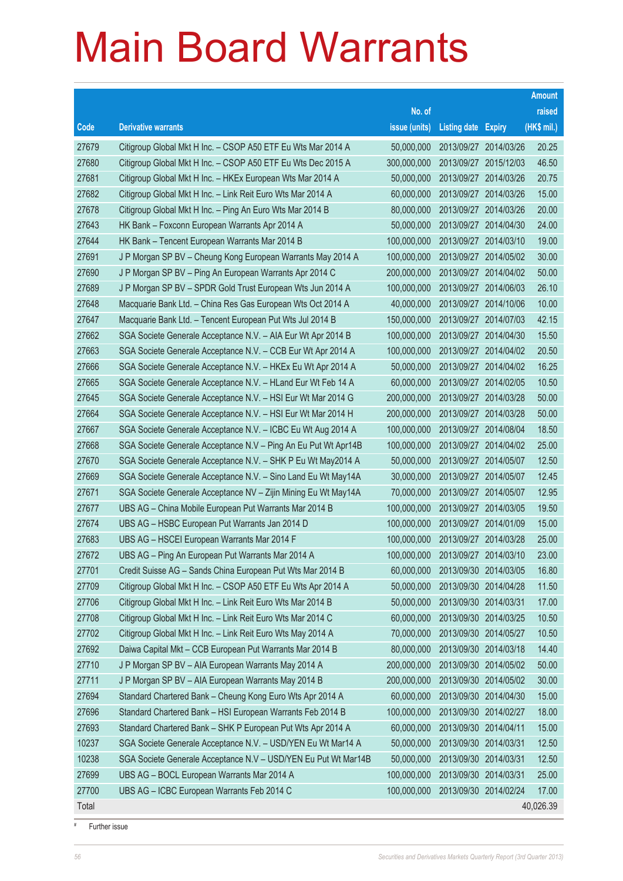# Main Board Warrants

| Code | Derivative warrants | No. of issue (units) | Listing date | Expiry | Amount raised (HK$ mil.) |
|---|---|---|---|---|---|
| 27679 | Citigroup Global Mkt H Inc. – CSOP A50 ETF Eu Wts Mar 2014 A | 50,000,000 | 2013/09/27 | 2014/03/26 | 20.25 |
| 27680 | Citigroup Global Mkt H Inc. – CSOP A50 ETF Eu Wts Dec 2015 A | 300,000,000 | 2013/09/27 | 2015/12/03 | 46.50 |
| 27681 | Citigroup Global Mkt H Inc. – HKEx European Wts Mar 2014 A | 50,000,000 | 2013/09/27 | 2014/03/26 | 20.75 |
| 27682 | Citigroup Global Mkt H Inc. – Link Reit Euro Wts Mar 2014 A | 60,000,000 | 2013/09/27 | 2014/03/26 | 15.00 |
| 27678 | Citigroup Global Mkt H Inc. – Ping An Euro Wts Mar 2014 B | 80,000,000 | 2013/09/27 | 2014/03/26 | 20.00 |
| 27643 | HK Bank – Foxconn European Warrants Apr 2014 A | 50,000,000 | 2013/09/27 | 2014/04/30 | 24.00 |
| 27644 | HK Bank – Tencent European Warrants Mar 2014 B | 100,000,000 | 2013/09/27 | 2014/03/10 | 19.00 |
| 27691 | J P Morgan SP BV – Cheung Kong European Warrants May 2014 A | 100,000,000 | 2013/09/27 | 2014/05/02 | 30.00 |
| 27690 | J P Morgan SP BV – Ping An European Warrants Apr 2014 C | 200,000,000 | 2013/09/27 | 2014/04/02 | 50.00 |
| 27689 | J P Morgan SP BV – SPDR Gold Trust European Wts Jun 2014 A | 100,000,000 | 2013/09/27 | 2014/06/03 | 26.10 |
| 27648 | Macquarie Bank Ltd. – China Res Gas European Wts Oct 2014 A | 40,000,000 | 2013/09/27 | 2014/10/06 | 10.00 |
| 27647 | Macquarie Bank Ltd. – Tencent European Put Wts Jul 2014 B | 150,000,000 | 2013/09/27 | 2014/07/03 | 42.15 |
| 27662 | SGA Societe Generale Acceptance N.V. – AIA Eur Wt Apr 2014 B | 100,000,000 | 2013/09/27 | 2014/04/30 | 15.50 |
| 27663 | SGA Societe Generale Acceptance N.V. – CCB Eur Wt Apr 2014 A | 100,000,000 | 2013/09/27 | 2014/04/02 | 20.50 |
| 27666 | SGA Societe Generale Acceptance N.V. – HKEx Eu Wt Apr 2014 A | 50,000,000 | 2013/09/27 | 2014/04/02 | 16.25 |
| 27665 | SGA Societe Generale Acceptance N.V. – HLand Eur Wt Feb 14 A | 60,000,000 | 2013/09/27 | 2014/02/05 | 10.50 |
| 27645 | SGA Societe Generale Acceptance N.V. – HSI Eur Wt Mar 2014 G | 200,000,000 | 2013/09/27 | 2014/03/28 | 50.00 |
| 27664 | SGA Societe Generale Acceptance N.V. – HSI Eur Wt Mar 2014 H | 200,000,000 | 2013/09/27 | 2014/03/28 | 50.00 |
| 27667 | SGA Societe Generale Acceptance N.V. – ICBC Eu Wt Aug 2014 A | 100,000,000 | 2013/09/27 | 2014/08/04 | 18.50 |
| 27668 | SGA Societe Generale Acceptance N.V – Ping An Eu Put Wt Apr14B | 100,000,000 | 2013/09/27 | 2014/04/02 | 25.00 |
| 27670 | SGA Societe Generale Acceptance N.V. – SHK P Eu Wt May2014 A | 50,000,000 | 2013/09/27 | 2014/05/07 | 12.50 |
| 27669 | SGA Societe Generale Acceptance N.V. – Sino Land Eu Wt May14A | 30,000,000 | 2013/09/27 | 2014/05/07 | 12.45 |
| 27671 | SGA Societe Generale Acceptance NV – Zijin Mining Eu Wt May14A | 70,000,000 | 2013/09/27 | 2014/05/07 | 12.95 |
| 27677 | UBS AG – China Mobile European Put Warrants Mar 2014 B | 100,000,000 | 2013/09/27 | 2014/03/05 | 19.50 |
| 27674 | UBS AG – HSBC European Put Warrants Jan 2014 D | 100,000,000 | 2013/09/27 | 2014/01/09 | 15.00 |
| 27683 | UBS AG – HSCEI European Warrants Mar 2014 F | 100,000,000 | 2013/09/27 | 2014/03/28 | 25.00 |
| 27672 | UBS AG – Ping An European Put Warrants Mar 2014 A | 100,000,000 | 2013/09/27 | 2014/03/10 | 23.00 |
| 27701 | Credit Suisse AG – Sands China European Put Wts Mar 2014 B | 60,000,000 | 2013/09/30 | 2014/03/05 | 16.80 |
| 27709 | Citigroup Global Mkt H Inc. – CSOP A50 ETF Eu Wts Apr 2014 A | 50,000,000 | 2013/09/30 | 2014/04/28 | 11.50 |
| 27706 | Citigroup Global Mkt H Inc. – Link Reit Euro Wts Mar 2014 B | 50,000,000 | 2013/09/30 | 2014/03/31 | 17.00 |
| 27708 | Citigroup Global Mkt H Inc. – Link Reit Euro Wts Mar 2014 C | 60,000,000 | 2013/09/30 | 2014/03/25 | 10.50 |
| 27702 | Citigroup Global Mkt H Inc. – Link Reit Euro Wts May 2014 A | 70,000,000 | 2013/09/30 | 2014/05/27 | 10.50 |
| 27692 | Daiwa Capital Mkt – CCB European Put Warrants Mar 2014 B | 80,000,000 | 2013/09/30 | 2014/03/18 | 14.40 |
| 27710 | J P Morgan SP BV – AIA European Warrants May 2014 A | 200,000,000 | 2013/09/30 | 2014/05/02 | 50.00 |
| 27711 | J P Morgan SP BV – AIA European Warrants May 2014 B | 200,000,000 | 2013/09/30 | 2014/05/02 | 30.00 |
| 27694 | Standard Chartered Bank – Cheung Kong Euro Wts Apr 2014 A | 60,000,000 | 2013/09/30 | 2014/04/30 | 15.00 |
| 27696 | Standard Chartered Bank – HSI European Warrants Feb 2014 B | 100,000,000 | 2013/09/30 | 2014/02/27 | 18.00 |
| 27693 | Standard Chartered Bank – SHK P European Put Wts Apr 2014 A | 60,000,000 | 2013/09/30 | 2014/04/11 | 15.00 |
| 10237 | SGA Societe Generale Acceptance N.V. – USD/YEN Eu Wt Mar14 A | 50,000,000 | 2013/09/30 | 2014/03/31 | 12.50 |
| 10238 | SGA Societe Generale Acceptance N.V – USD/YEN Eu Put Wt Mar14B | 50,000,000 | 2013/09/30 | 2014/03/31 | 12.50 |
| 27699 | UBS AG – BOCL European Warrants Mar 2014 A | 100,000,000 | 2013/09/30 | 2014/03/31 | 25.00 |
| 27700 | UBS AG – ICBC European Warrants Feb 2014 C | 100,000,000 | 2013/09/30 | 2014/02/24 | 17.00 |
| Total | | | | | 40,026.39 |

# Further issue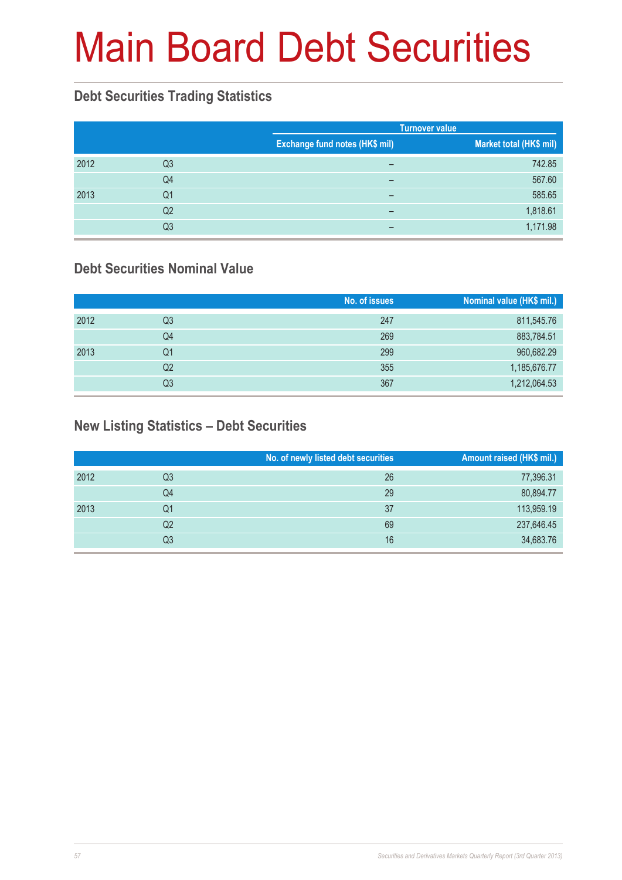# Main Board Debt Securities

## Debt Securities Trading Statistics

| | | Turnover value | |
|---|---|---|---|
| | | Exchange fund notes (HK$ mil) | Market total (HK$ mil) |
| 2012 | Q3 | – | 742.85 |
| | Q4 | – | 567.60 |
| 2013 | Q1 | – | 585.65 |
| | Q2 | – | 1,818.61 |
| | Q3 | – | 1,171.98 |

## Debt Securities Nominal Value

| | | No. of issues | Nominal value (HK$ mil.) |
|---|---|---|---|
| 2012 | Q3 | 247 | 811,545.76 |
| | Q4 | 269 | 883,784.51 |
| 2013 | Q1 | 299 | 960,682.29 |
| | Q2 | 355 | 1,185,676.77 |
| | Q3 | 367 | 1,212,064.53 |

## New Listing Statistics – Debt Securities

| | | No. of newly listed debt securities | Amount raised (HK$ mil.) |
|---|---|---|---|
| 2012 | Q3 | 26 | 77,396.31 |
| | Q4 | 29 | 80,894.77 |
| 2013 | Q1 | 37 | 113,959.19 |
| | Q2 | 69 | 237,646.45 |
| | Q3 | 16 | 34,683.76 |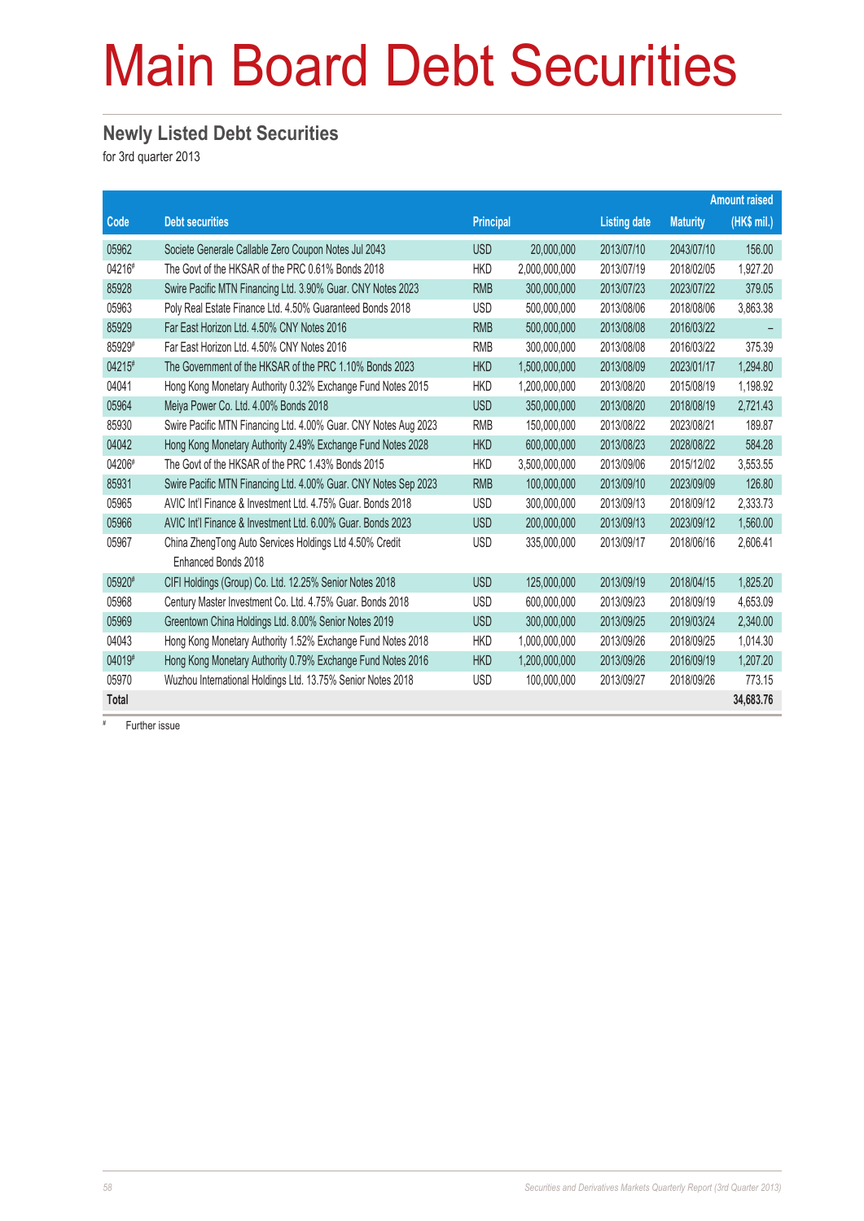# Main Board Debt Securities

## Newly Listed Debt Securities

for 3rd quarter 2013

| Code | Debt securities | Principal | | Listing date | Maturity | Amount raised (HK$ mil.) |
|---|---|---|---|---|---|---|
| 05962 | Societe Generale Callable Zero Coupon Notes Jul 2043 | USD | 20,000,000 | 2013/07/10 | 2043/07/10 | 156.00 |
| 04216# | The Govt of the HKSAR of the PRC 0.61% Bonds 2018 | HKD | 2,000,000,000 | 2013/07/19 | 2018/02/05 | 1,927.20 |
| 85928 | Swire Pacific MTN Financing Ltd. 3.90% Guar. CNY Notes 2023 | RMB | 300,000,000 | 2013/07/23 | 2023/07/22 | 379.05 |
| 05963 | Poly Real Estate Finance Ltd. 4.50% Guaranteed Bonds 2018 | USD | 500,000,000 | 2013/08/06 | 2018/08/06 | 3,863.38 |
| 85929 | Far East Horizon Ltd. 4.50% CNY Notes 2016 | RMB | 500,000,000 | 2013/08/08 | 2016/03/22 | – |
| 85929# | Far East Horizon Ltd. 4.50% CNY Notes 2016 | RMB | 300,000,000 | 2013/08/08 | 2016/03/22 | 375.39 |
| 04215# | The Government of the HKSAR of the PRC 1.10% Bonds 2023 | HKD | 1,500,000,000 | 2013/08/09 | 2023/01/17 | 1,294.80 |
| 04041 | Hong Kong Monetary Authority 0.32% Exchange Fund Notes 2015 | HKD | 1,200,000,000 | 2013/08/20 | 2015/08/19 | 1,198.92 |
| 05964 | Meiya Power Co. Ltd. 4.00% Bonds 2018 | USD | 350,000,000 | 2013/08/20 | 2018/08/19 | 2,721.43 |
| 85930 | Swire Pacific MTN Financing Ltd. 4.00% Guar. CNY Notes Aug 2023 | RMB | 150,000,000 | 2013/08/22 | 2023/08/21 | 189.87 |
| 04042 | Hong Kong Monetary Authority 2.49% Exchange Fund Notes 2028 | HKD | 600,000,000 | 2013/08/23 | 2028/08/22 | 584.28 |
| 04206# | The Govt of the HKSAR of the PRC 1.43% Bonds 2015 | HKD | 3,500,000,000 | 2013/09/06 | 2015/12/02 | 3,553.55 |
| 85931 | Swire Pacific MTN Financing Ltd. 4.00% Guar. CNY Notes Sep 2023 | RMB | 100,000,000 | 2013/09/10 | 2023/09/09 | 126.80 |
| 05965 | AVIC Int'l Finance & Investment Ltd. 4.75% Guar. Bonds 2018 | USD | 300,000,000 | 2013/09/13 | 2018/09/12 | 2,333.73 |
| 05966 | AVIC Int'l Finance & Investment Ltd. 6.00% Guar. Bonds 2023 | USD | 200,000,000 | 2013/09/13 | 2023/09/12 | 1,560.00 |
| 05967 | China ZhengTong Auto Services Holdings Ltd 4.50% Credit Enhanced Bonds 2018 | USD | 335,000,000 | 2013/09/17 | 2018/06/16 | 2,606.41 |
| 05920# | CIFI Holdings (Group) Co. Ltd. 12.25% Senior Notes 2018 | USD | 125,000,000 | 2013/09/19 | 2018/04/15 | 1,825.20 |
| 05968 | Century Master Investment Co. Ltd. 4.75% Guar. Bonds 2018 | USD | 600,000,000 | 2013/09/23 | 2018/09/19 | 4,653.09 |
| 05969 | Greentown China Holdings Ltd. 8.00% Senior Notes 2019 | USD | 300,000,000 | 2013/09/25 | 2019/03/24 | 2,340.00 |
| 04043 | Hong Kong Monetary Authority 1.52% Exchange Fund Notes 2018 | HKD | 1,000,000,000 | 2013/09/26 | 2018/09/25 | 1,014.30 |
| 04019# | Hong Kong Monetary Authority 0.79% Exchange Fund Notes 2016 | HKD | 1,200,000,000 | 2013/09/26 | 2016/09/19 | 1,207.20 |
| 05970 | Wuzhou International Holdings Ltd. 13.75% Senior Notes 2018 | USD | 100,000,000 | 2013/09/27 | 2018/09/26 | 773.15 |
| **Total** | | | | | | **34,683.76** |

\# Further issue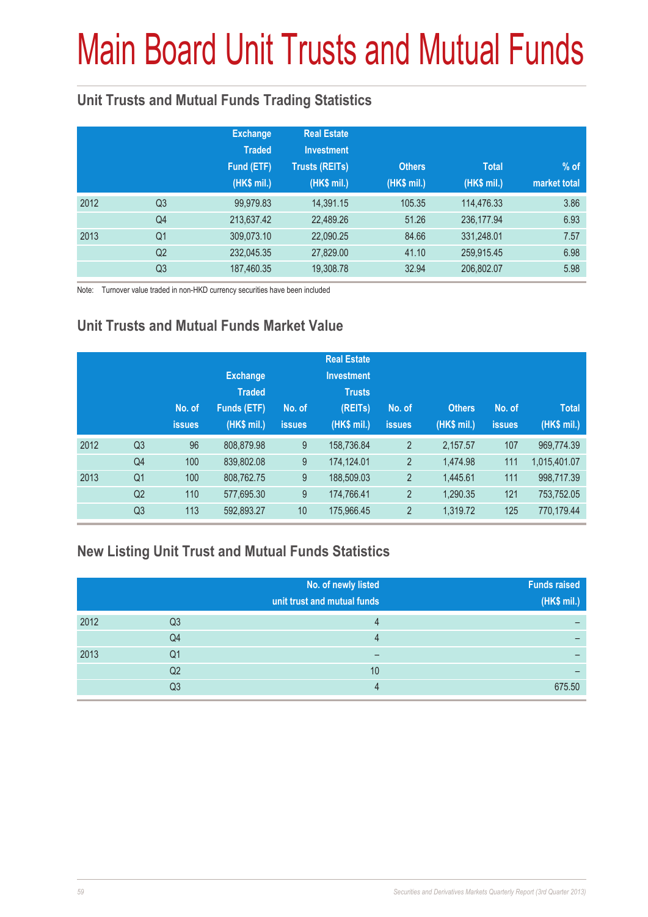# Main Board Unit Trusts and Mutual Funds

## Unit Trusts and Mutual Funds Trading Statistics

| | | Exchange Traded Fund (ETF) (HK$ mil.) | Real Estate Investment Trusts (REITs) (HK$ mil.) | Others (HK$ mil.) | Total (HK$ mil.) | % of market total |
|---|---|---|---|---|---|---|
| 2012 | Q3 | 99,979.83 | 14,391.15 | 105.35 | 114,476.33 | 3.86 |
| | Q4 | 213,637.42 | 22,489.26 | 51.26 | 236,177.94 | 6.93 |
| 2013 | Q1 | 309,073.10 | 22,090.25 | 84.66 | 331,248.01 | 7.57 |
| | Q2 | 232,045.35 | 27,829.00 | 41.10 | 259,915.45 | 6.98 |
| | Q3 | 187,460.35 | 19,308.78 | 32.94 | 206,802.07 | 5.98 |

Note: Turnover value traded in non-HKD currency securities have been included

## Unit Trusts and Mutual Funds Market Value

| | | No. of issues | Exchange Traded Funds (ETF) (HK$ mil.) | No. of issues | Real Estate Investment Trusts (REITs) (HK$ mil.) | No. of issues | Others (HK$ mil.) | No. of issues | Total (HK$ mil.) |
|---|---|---|---|---|---|---|---|---|---|
| 2012 | Q3 | 96 | 808,879.98 | 9 | 158,736.84 | 2 | 2,157.57 | 107 | 969,774.39 |
| | Q4 | 100 | 839,802.08 | 9 | 174,124.01 | 2 | 1,474.98 | 111 | 1,015,401.07 |
| 2013 | Q1 | 100 | 808,762.75 | 9 | 188,509.03 | 2 | 1,445.61 | 111 | 998,717.39 |
| | Q2 | 110 | 577,695.30 | 9 | 174,766.41 | 2 | 1,290.35 | 121 | 753,752.05 |
| | Q3 | 113 | 592,893.27 | 10 | 175,966.45 | 2 | 1,319.72 | 125 | 770,179.44 |

## New Listing Unit Trust and Mutual Funds Statistics

| | | No. of newly listed unit trust and mutual funds | Funds raised (HK$ mil.) |
|---|---|---|---|
| 2012 | Q3 | 4 | – |
| | Q4 | 4 | – |
| 2013 | Q1 | – | – |
| | Q2 | 10 | – |
| | Q3 | 4 | 675.50 |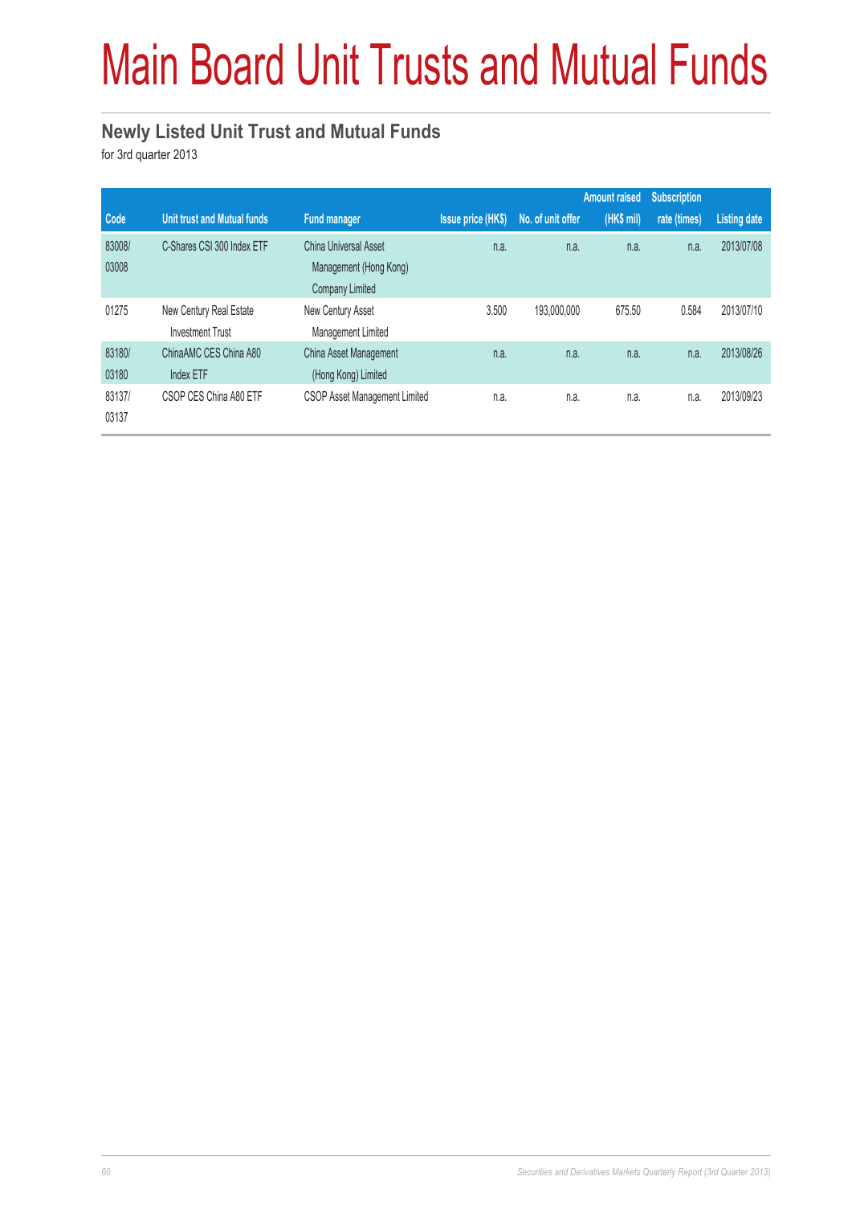# Main Board Unit Trusts and Mutual Funds

## Newly Listed Unit Trust and Mutual Funds

for 3rd quarter 2013

| Code | Unit trust and Mutual funds | Fund manager | Issue price (HK$) | No. of unit offer | Amount raised (HK$ mil) | Subscription rate (times) | Listing date |
|---|---|---|---|---|---|---|---|
| 83008/ 03008 | C-Shares CSI 300 Index ETF | China Universal Asset Management (Hong Kong) Company Limited | n.a. | n.a. | n.a. | n.a. | 2013/07/08 |
| 01275 | New Century Real Estate Investment Trust | New Century Asset Management Limited | 3.500 | 193,000,000 | 675.50 | 0.584 | 2013/07/10 |
| 83180/ 03180 | ChinaAMC CES China A80 Index ETF | China Asset Management (Hong Kong) Limited | n.a. | n.a. | n.a. | n.a. | 2013/08/26 |
| 83137/ 03137 | CSOP CES China A80 ETF | CSOP Asset Management Limited | n.a. | n.a. | n.a. | n.a. | 2013/09/23 |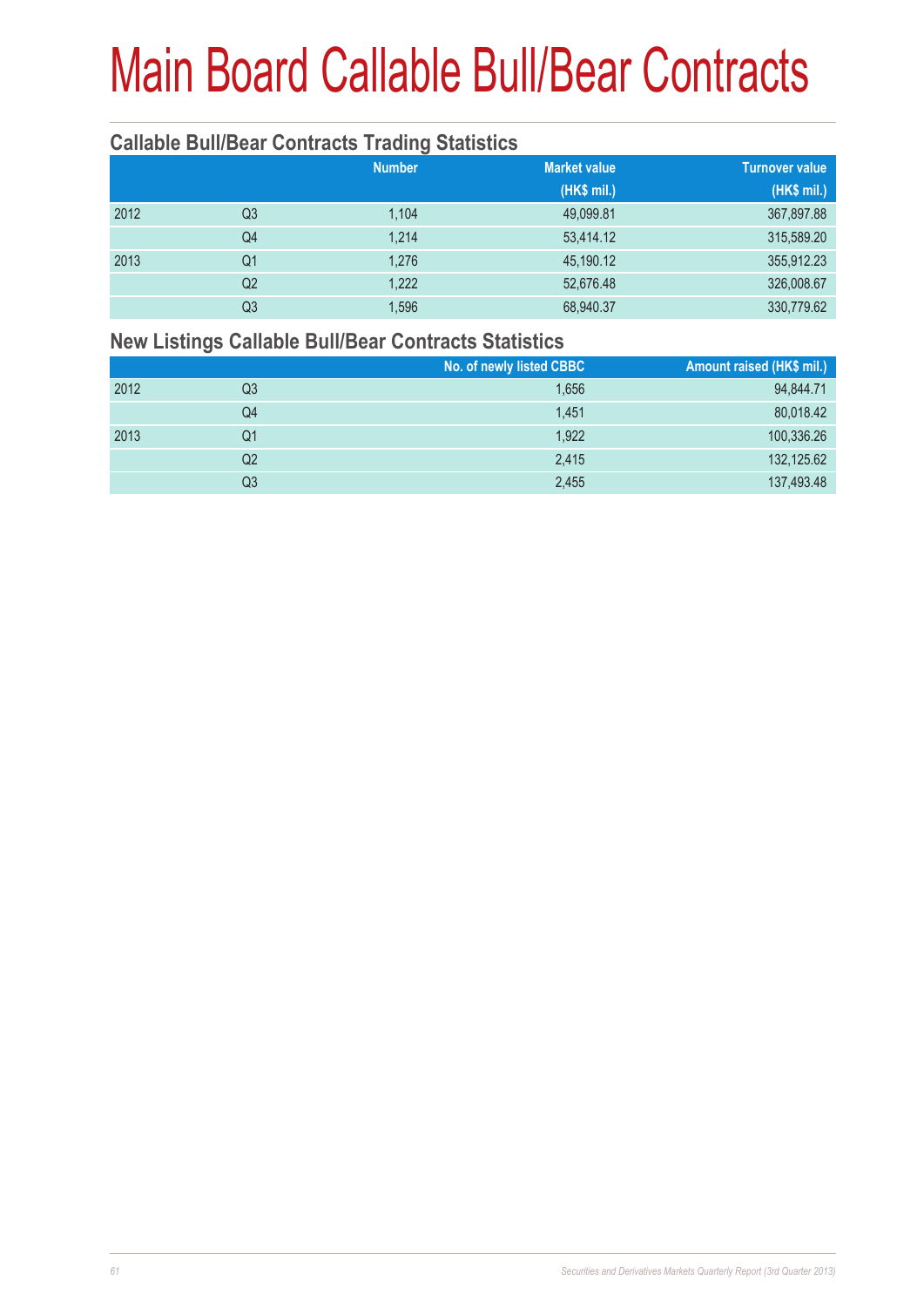# Main Board Callable Bull/Bear Contracts

## Callable Bull/Bear Contracts Trading Statistics

| | | Number | Market value (HK$ mil.) | Turnover value (HK$ mil.) |
|---|---|---|---|---|
| 2012 | Q3 | 1,104 | 49,099.81 | 367,897.88 |
| | Q4 | 1,214 | 53,414.12 | 315,589.20 |
| 2013 | Q1 | 1,276 | 45,190.12 | 355,912.23 |
| | Q2 | 1,222 | 52,676.48 | 326,008.67 |
| | Q3 | 1,596 | 68,940.37 | 330,779.62 |

## New Listings Callable Bull/Bear Contracts Statistics

| | | No. of newly listed CBBC | Amount raised (HK$ mil.) |
|---|---|---|---|
| 2012 | Q3 | 1,656 | 94,844.71 |
| | Q4 | 1,451 | 80,018.42 |
| 2013 | Q1 | 1,922 | 100,336.26 |
| | Q2 | 2,415 | 132,125.62 |
| | Q3 | 2,455 | 137,493.48 |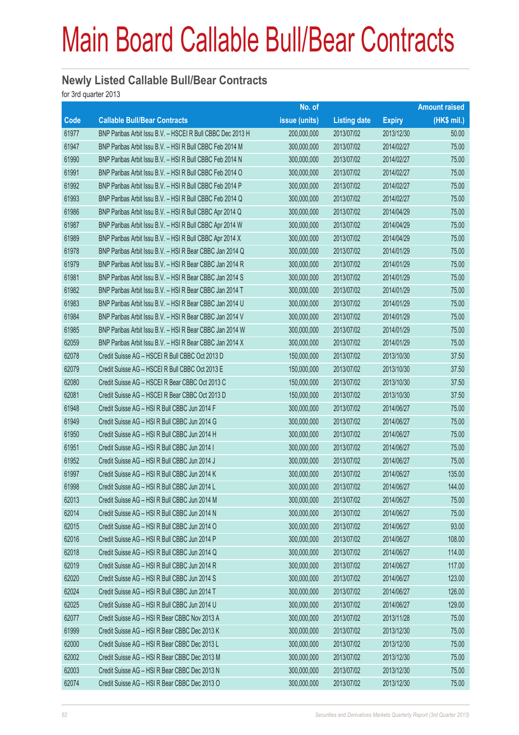# Main Board Callable Bull/Bear Contracts

## Newly Listed Callable Bull/Bear Contracts

for 3rd quarter 2013

| Code | Callable Bull/Bear Contracts | No. of issue (units) | Listing date | Expiry | Amount raised (HK$ mil.) |
|---|---|---|---|---|---|
| 61977 | BNP Paribas Arbit Issu B.V. – HSCEI R Bull CBBC Dec 2013 H | 200,000,000 | 2013/07/02 | 2013/12/30 | 50.00 |
| 61947 | BNP Paribas Arbit Issu B.V. – HSI R Bull CBBC Feb 2014 M | 300,000,000 | 2013/07/02 | 2014/02/27 | 75.00 |
| 61990 | BNP Paribas Arbit Issu B.V. – HSI R Bull CBBC Feb 2014 N | 300,000,000 | 2013/07/02 | 2014/02/27 | 75.00 |
| 61991 | BNP Paribas Arbit Issu B.V. – HSI R Bull CBBC Feb 2014 O | 300,000,000 | 2013/07/02 | 2014/02/27 | 75.00 |
| 61992 | BNP Paribas Arbit Issu B.V. – HSI R Bull CBBC Feb 2014 P | 300,000,000 | 2013/07/02 | 2014/02/27 | 75.00 |
| 61993 | BNP Paribas Arbit Issu B.V. – HSI R Bull CBBC Feb 2014 Q | 300,000,000 | 2013/07/02 | 2014/02/27 | 75.00 |
| 61986 | BNP Paribas Arbit Issu B.V. – HSI R Bull CBBC Apr 2014 Q | 300,000,000 | 2013/07/02 | 2014/04/29 | 75.00 |
| 61987 | BNP Paribas Arbit Issu B.V. – HSI R Bull CBBC Apr 2014 W | 300,000,000 | 2013/07/02 | 2014/04/29 | 75.00 |
| 61989 | BNP Paribas Arbit Issu B.V. – HSI R Bull CBBC Apr 2014 X | 300,000,000 | 2013/07/02 | 2014/04/29 | 75.00 |
| 61978 | BNP Paribas Arbit Issu B.V. – HSI R Bear CBBC Jan 2014 Q | 300,000,000 | 2013/07/02 | 2014/01/29 | 75.00 |
| 61979 | BNP Paribas Arbit Issu B.V. – HSI R Bear CBBC Jan 2014 R | 300,000,000 | 2013/07/02 | 2014/01/29 | 75.00 |
| 61981 | BNP Paribas Arbit Issu B.V. – HSI R Bear CBBC Jan 2014 S | 300,000,000 | 2013/07/02 | 2014/01/29 | 75.00 |
| 61982 | BNP Paribas Arbit Issu B.V. – HSI R Bear CBBC Jan 2014 T | 300,000,000 | 2013/07/02 | 2014/01/29 | 75.00 |
| 61983 | BNP Paribas Arbit Issu B.V. – HSI R Bear CBBC Jan 2014 U | 300,000,000 | 2013/07/02 | 2014/01/29 | 75.00 |
| 61984 | BNP Paribas Arbit Issu B.V. – HSI R Bear CBBC Jan 2014 V | 300,000,000 | 2013/07/02 | 2014/01/29 | 75.00 |
| 61985 | BNP Paribas Arbit Issu B.V. – HSI R Bear CBBC Jan 2014 W | 300,000,000 | 2013/07/02 | 2014/01/29 | 75.00 |
| 62059 | BNP Paribas Arbit Issu B.V. – HSI R Bear CBBC Jan 2014 X | 300,000,000 | 2013/07/02 | 2014/01/29 | 75.00 |
| 62078 | Credit Suisse AG – HSCEI R Bull CBBC Oct 2013 D | 150,000,000 | 2013/07/02 | 2013/10/30 | 37.50 |
| 62079 | Credit Suisse AG – HSCEI R Bull CBBC Oct 2013 E | 150,000,000 | 2013/07/02 | 2013/10/30 | 37.50 |
| 62080 | Credit Suisse AG – HSCEI R Bear CBBC Oct 2013 C | 150,000,000 | 2013/07/02 | 2013/10/30 | 37.50 |
| 62081 | Credit Suisse AG – HSCEI R Bear CBBC Oct 2013 D | 150,000,000 | 2013/07/02 | 2013/10/30 | 37.50 |
| 61948 | Credit Suisse AG – HSI R Bull CBBC Jun 2014 F | 300,000,000 | 2013/07/02 | 2014/06/27 | 75.00 |
| 61949 | Credit Suisse AG – HSI R Bull CBBC Jun 2014 G | 300,000,000 | 2013/07/02 | 2014/06/27 | 75.00 |
| 61950 | Credit Suisse AG – HSI R Bull CBBC Jun 2014 H | 300,000,000 | 2013/07/02 | 2014/06/27 | 75.00 |
| 61951 | Credit Suisse AG – HSI R Bull CBBC Jun 2014 I | 300,000,000 | 2013/07/02 | 2014/06/27 | 75.00 |
| 61952 | Credit Suisse AG – HSI R Bull CBBC Jun 2014 J | 300,000,000 | 2013/07/02 | 2014/06/27 | 75.00 |
| 61997 | Credit Suisse AG – HSI R Bull CBBC Jun 2014 K | 300,000,000 | 2013/07/02 | 2014/06/27 | 135.00 |
| 61998 | Credit Suisse AG – HSI R Bull CBBC Jun 2014 L | 300,000,000 | 2013/07/02 | 2014/06/27 | 144.00 |
| 62013 | Credit Suisse AG – HSI R Bull CBBC Jun 2014 M | 300,000,000 | 2013/07/02 | 2014/06/27 | 75.00 |
| 62014 | Credit Suisse AG – HSI R Bull CBBC Jun 2014 N | 300,000,000 | 2013/07/02 | 2014/06/27 | 75.00 |
| 62015 | Credit Suisse AG – HSI R Bull CBBC Jun 2014 O | 300,000,000 | 2013/07/02 | 2014/06/27 | 93.00 |
| 62016 | Credit Suisse AG – HSI R Bull CBBC Jun 2014 P | 300,000,000 | 2013/07/02 | 2014/06/27 | 108.00 |
| 62018 | Credit Suisse AG – HSI R Bull CBBC Jun 2014 Q | 300,000,000 | 2013/07/02 | 2014/06/27 | 114.00 |
| 62019 | Credit Suisse AG – HSI R Bull CBBC Jun 2014 R | 300,000,000 | 2013/07/02 | 2014/06/27 | 117.00 |
| 62020 | Credit Suisse AG – HSI R Bull CBBC Jun 2014 S | 300,000,000 | 2013/07/02 | 2014/06/27 | 123.00 |
| 62024 | Credit Suisse AG – HSI R Bull CBBC Jun 2014 T | 300,000,000 | 2013/07/02 | 2014/06/27 | 126.00 |
| 62025 | Credit Suisse AG – HSI R Bull CBBC Jun 2014 U | 300,000,000 | 2013/07/02 | 2014/06/27 | 129.00 |
| 62077 | Credit Suisse AG – HSI R Bear CBBC Nov 2013 A | 300,000,000 | 2013/07/02 | 2013/11/28 | 75.00 |
| 61999 | Credit Suisse AG – HSI R Bear CBBC Dec 2013 K | 300,000,000 | 2013/07/02 | 2013/12/30 | 75.00 |
| 62000 | Credit Suisse AG – HSI R Bear CBBC Dec 2013 L | 300,000,000 | 2013/07/02 | 2013/12/30 | 75.00 |
| 62002 | Credit Suisse AG – HSI R Bear CBBC Dec 2013 M | 300,000,000 | 2013/07/02 | 2013/12/30 | 75.00 |
| 62003 | Credit Suisse AG – HSI R Bear CBBC Dec 2013 N | 300,000,000 | 2013/07/02 | 2013/12/30 | 75.00 |
| 62074 | Credit Suisse AG – HSI R Bear CBBC Dec 2013 O | 300,000,000 | 2013/07/02 | 2013/12/30 | 75.00 |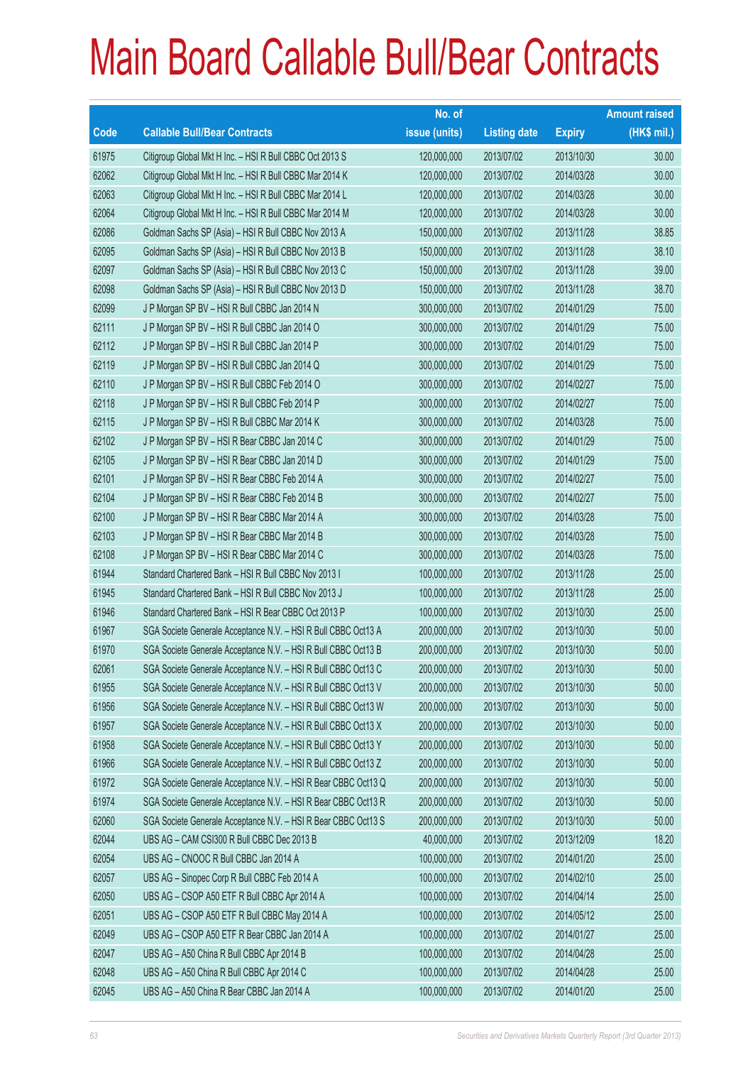# Main Board Callable Bull/Bear Contracts

| Code | Callable Bull/Bear Contracts | No. of issue (units) | Listing date | Expiry | Amount raised (HK$ mil.) |
|---|---|---|---|---|---|
| 61975 | Citigroup Global Mkt H Inc. – HSI R Bull CBBC Oct 2013 S | 120,000,000 | 2013/07/02 | 2013/10/30 | 30.00 |
| 62062 | Citigroup Global Mkt H Inc. – HSI R Bull CBBC Mar 2014 K | 120,000,000 | 2013/07/02 | 2014/03/28 | 30.00 |
| 62063 | Citigroup Global Mkt H Inc. – HSI R Bull CBBC Mar 2014 L | 120,000,000 | 2013/07/02 | 2014/03/28 | 30.00 |
| 62064 | Citigroup Global Mkt H Inc. – HSI R Bull CBBC Mar 2014 M | 120,000,000 | 2013/07/02 | 2014/03/28 | 30.00 |
| 62086 | Goldman Sachs SP (Asia) – HSI R Bull CBBC Nov 2013 A | 150,000,000 | 2013/07/02 | 2013/11/28 | 38.85 |
| 62095 | Goldman Sachs SP (Asia) – HSI R Bull CBBC Nov 2013 B | 150,000,000 | 2013/07/02 | 2013/11/28 | 38.10 |
| 62097 | Goldman Sachs SP (Asia) – HSI R Bull CBBC Nov 2013 C | 150,000,000 | 2013/07/02 | 2013/11/28 | 39.00 |
| 62098 | Goldman Sachs SP (Asia) – HSI R Bull CBBC Nov 2013 D | 150,000,000 | 2013/07/02 | 2013/11/28 | 38.70 |
| 62099 | J P Morgan SP BV – HSI R Bull CBBC Jan 2014 N | 300,000,000 | 2013/07/02 | 2014/01/29 | 75.00 |
| 62111 | J P Morgan SP BV – HSI R Bull CBBC Jan 2014 O | 300,000,000 | 2013/07/02 | 2014/01/29 | 75.00 |
| 62112 | J P Morgan SP BV – HSI R Bull CBBC Jan 2014 P | 300,000,000 | 2013/07/02 | 2014/01/29 | 75.00 |
| 62119 | J P Morgan SP BV – HSI R Bull CBBC Jan 2014 Q | 300,000,000 | 2013/07/02 | 2014/01/29 | 75.00 |
| 62110 | J P Morgan SP BV – HSI R Bull CBBC Feb 2014 O | 300,000,000 | 2013/07/02 | 2014/02/27 | 75.00 |
| 62118 | J P Morgan SP BV – HSI R Bull CBBC Feb 2014 P | 300,000,000 | 2013/07/02 | 2014/02/27 | 75.00 |
| 62115 | J P Morgan SP BV – HSI R Bull CBBC Mar 2014 K | 300,000,000 | 2013/07/02 | 2014/03/28 | 75.00 |
| 62102 | J P Morgan SP BV – HSI R Bear CBBC Jan 2014 C | 300,000,000 | 2013/07/02 | 2014/01/29 | 75.00 |
| 62105 | J P Morgan SP BV – HSI R Bear CBBC Jan 2014 D | 300,000,000 | 2013/07/02 | 2014/01/29 | 75.00 |
| 62101 | J P Morgan SP BV – HSI R Bear CBBC Feb 2014 A | 300,000,000 | 2013/07/02 | 2014/02/27 | 75.00 |
| 62104 | J P Morgan SP BV – HSI R Bear CBBC Feb 2014 B | 300,000,000 | 2013/07/02 | 2014/02/27 | 75.00 |
| 62100 | J P Morgan SP BV – HSI R Bear CBBC Mar 2014 A | 300,000,000 | 2013/07/02 | 2014/03/28 | 75.00 |
| 62103 | J P Morgan SP BV – HSI R Bear CBBC Mar 2014 B | 300,000,000 | 2013/07/02 | 2014/03/28 | 75.00 |
| 62108 | J P Morgan SP BV – HSI R Bear CBBC Mar 2014 C | 300,000,000 | 2013/07/02 | 2014/03/28 | 75.00 |
| 61944 | Standard Chartered Bank – HSI R Bull CBBC Nov 2013 I | 100,000,000 | 2013/07/02 | 2013/11/28 | 25.00 |
| 61945 | Standard Chartered Bank – HSI R Bull CBBC Nov 2013 J | 100,000,000 | 2013/07/02 | 2013/11/28 | 25.00 |
| 61946 | Standard Chartered Bank – HSI R Bear CBBC Oct 2013 P | 100,000,000 | 2013/07/02 | 2013/10/30 | 25.00 |
| 61967 | SGA Societe Generale Acceptance N.V. – HSI R Bull CBBC Oct13 A | 200,000,000 | 2013/07/02 | 2013/10/30 | 50.00 |
| 61970 | SGA Societe Generale Acceptance N.V. – HSI R Bull CBBC Oct13 B | 200,000,000 | 2013/07/02 | 2013/10/30 | 50.00 |
| 62061 | SGA Societe Generale Acceptance N.V. – HSI R Bull CBBC Oct13 C | 200,000,000 | 2013/07/02 | 2013/10/30 | 50.00 |
| 61955 | SGA Societe Generale Acceptance N.V. – HSI R Bull CBBC Oct13 V | 200,000,000 | 2013/07/02 | 2013/10/30 | 50.00 |
| 61956 | SGA Societe Generale Acceptance N.V. – HSI R Bull CBBC Oct13 W | 200,000,000 | 2013/07/02 | 2013/10/30 | 50.00 |
| 61957 | SGA Societe Generale Acceptance N.V. – HSI R Bull CBBC Oct13 X | 200,000,000 | 2013/07/02 | 2013/10/30 | 50.00 |
| 61958 | SGA Societe Generale Acceptance N.V. – HSI R Bull CBBC Oct13 Y | 200,000,000 | 2013/07/02 | 2013/10/30 | 50.00 |
| 61966 | SGA Societe Generale Acceptance N.V. – HSI R Bull CBBC Oct13 Z | 200,000,000 | 2013/07/02 | 2013/10/30 | 50.00 |
| 61972 | SGA Societe Generale Acceptance N.V. – HSI R Bear CBBC Oct13 Q | 200,000,000 | 2013/07/02 | 2013/10/30 | 50.00 |
| 61974 | SGA Societe Generale Acceptance N.V. – HSI R Bear CBBC Oct13 R | 200,000,000 | 2013/07/02 | 2013/10/30 | 50.00 |
| 62060 | SGA Societe Generale Acceptance N.V. – HSI R Bear CBBC Oct13 S | 200,000,000 | 2013/07/02 | 2013/10/30 | 50.00 |
| 62044 | UBS AG – CAM CSI300 R Bull CBBC Dec 2013 B | 40,000,000 | 2013/07/02 | 2013/12/09 | 18.20 |
| 62054 | UBS AG – CNOOC R Bull CBBC Jan 2014 A | 100,000,000 | 2013/07/02 | 2014/01/20 | 25.00 |
| 62057 | UBS AG – Sinopec Corp R Bull CBBC Feb 2014 A | 100,000,000 | 2013/07/02 | 2014/02/10 | 25.00 |
| 62050 | UBS AG – CSOP A50 ETF R Bull CBBC Apr 2014 A | 100,000,000 | 2013/07/02 | 2014/04/14 | 25.00 |
| 62051 | UBS AG – CSOP A50 ETF R Bull CBBC May 2014 A | 100,000,000 | 2013/07/02 | 2014/05/12 | 25.00 |
| 62049 | UBS AG – CSOP A50 ETF R Bear CBBC Jan 2014 A | 100,000,000 | 2013/07/02 | 2014/01/27 | 25.00 |
| 62047 | UBS AG – A50 China R Bull CBBC Apr 2014 B | 100,000,000 | 2013/07/02 | 2014/04/28 | 25.00 |
| 62048 | UBS AG – A50 China R Bull CBBC Apr 2014 C | 100,000,000 | 2013/07/02 | 2014/04/28 | 25.00 |
| 62045 | UBS AG – A50 China R Bear CBBC Jan 2014 A | 100,000,000 | 2013/07/02 | 2014/01/20 | 25.00 |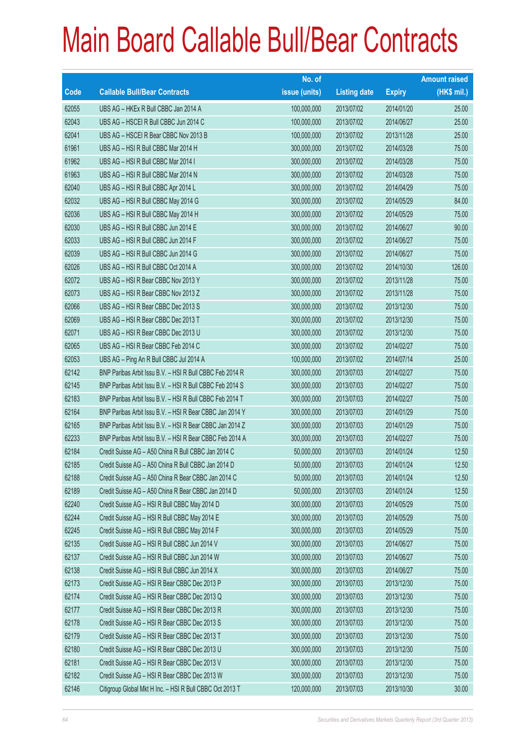# Main Board Callable Bull/Bear Contracts

| Code | Callable Bull/Bear Contracts | No. of issue (units) | Listing date | Expiry | Amount raised (HK$ mil.) |
|---|---|---|---|---|---|
| 62055 | UBS AG – HKEx R Bull CBBC Jan 2014 A | 100,000,000 | 2013/07/02 | 2014/01/20 | 25.00 |
| 62043 | UBS AG – HSCEI R Bull CBBC Jun 2014 C | 100,000,000 | 2013/07/02 | 2014/06/27 | 25.00 |
| 62041 | UBS AG – HSCEI R Bear CBBC Nov 2013 B | 100,000,000 | 2013/07/02 | 2013/11/28 | 25.00 |
| 61961 | UBS AG – HSI R Bull CBBC Mar 2014 H | 300,000,000 | 2013/07/02 | 2014/03/28 | 75.00 |
| 61962 | UBS AG – HSI R Bull CBBC Mar 2014 I | 300,000,000 | 2013/07/02 | 2014/03/28 | 75.00 |
| 61963 | UBS AG – HSI R Bull CBBC Mar 2014 N | 300,000,000 | 2013/07/02 | 2014/03/28 | 75.00 |
| 62040 | UBS AG – HSI R Bull CBBC Apr 2014 L | 300,000,000 | 2013/07/02 | 2014/04/29 | 75.00 |
| 62032 | UBS AG – HSI R Bull CBBC May 2014 G | 300,000,000 | 2013/07/02 | 2014/05/29 | 84.00 |
| 62036 | UBS AG – HSI R Bull CBBC May 2014 H | 300,000,000 | 2013/07/02 | 2014/05/29 | 75.00 |
| 62030 | UBS AG – HSI R Bull CBBC Jun 2014 E | 300,000,000 | 2013/07/02 | 2014/06/27 | 90.00 |
| 62033 | UBS AG – HSI R Bull CBBC Jun 2014 F | 300,000,000 | 2013/07/02 | 2014/06/27 | 75.00 |
| 62039 | UBS AG – HSI R Bull CBBC Jun 2014 G | 300,000,000 | 2013/07/02 | 2014/06/27 | 75.00 |
| 62026 | UBS AG – HSI R Bull CBBC Oct 2014 A | 300,000,000 | 2013/07/02 | 2014/10/30 | 126.00 |
| 62072 | UBS AG – HSI R Bear CBBC Nov 2013 Y | 300,000,000 | 2013/07/02 | 2013/11/28 | 75.00 |
| 62073 | UBS AG – HSI R Bear CBBC Nov 2013 Z | 300,000,000 | 2013/07/02 | 2013/11/28 | 75.00 |
| 62066 | UBS AG – HSI R Bear CBBC Dec 2013 S | 300,000,000 | 2013/07/02 | 2013/12/30 | 75.00 |
| 62069 | UBS AG – HSI R Bear CBBC Dec 2013 T | 300,000,000 | 2013/07/02 | 2013/12/30 | 75.00 |
| 62071 | UBS AG – HSI R Bear CBBC Dec 2013 U | 300,000,000 | 2013/07/02 | 2013/12/30 | 75.00 |
| 62065 | UBS AG – HSI R Bear CBBC Feb 2014 C | 300,000,000 | 2013/07/02 | 2014/02/27 | 75.00 |
| 62053 | UBS AG – Ping An R Bull CBBC Jul 2014 A | 100,000,000 | 2013/07/02 | 2014/07/14 | 25.00 |
| 62142 | BNP Paribas Arbit Issu B.V. – HSI R Bull CBBC Feb 2014 R | 300,000,000 | 2013/07/03 | 2014/02/27 | 75.00 |
| 62145 | BNP Paribas Arbit Issu B.V. – HSI R Bull CBBC Feb 2014 S | 300,000,000 | 2013/07/03 | 2014/02/27 | 75.00 |
| 62183 | BNP Paribas Arbit Issu B.V. – HSI R Bull CBBC Feb 2014 T | 300,000,000 | 2013/07/03 | 2014/02/27 | 75.00 |
| 62164 | BNP Paribas Arbit Issu B.V. – HSI R Bear CBBC Jan 2014 Y | 300,000,000 | 2013/07/03 | 2014/01/29 | 75.00 |
| 62165 | BNP Paribas Arbit Issu B.V. – HSI R Bear CBBC Jan 2014 Z | 300,000,000 | 2013/07/03 | 2014/01/29 | 75.00 |
| 62233 | BNP Paribas Arbit Issu B.V. – HSI R Bear CBBC Feb 2014 A | 300,000,000 | 2013/07/03 | 2014/02/27 | 75.00 |
| 62184 | Credit Suisse AG – A50 China R Bull CBBC Jan 2014 C | 50,000,000 | 2013/07/03 | 2014/01/24 | 12.50 |
| 62185 | Credit Suisse AG – A50 China R Bull CBBC Jan 2014 D | 50,000,000 | 2013/07/03 | 2014/01/24 | 12.50 |
| 62188 | Credit Suisse AG – A50 China R Bear CBBC Jan 2014 C | 50,000,000 | 2013/07/03 | 2014/01/24 | 12.50 |
| 62189 | Credit Suisse AG – A50 China R Bear CBBC Jan 2014 D | 50,000,000 | 2013/07/03 | 2014/01/24 | 12.50 |
| 62240 | Credit Suisse AG – HSI R Bull CBBC May 2014 D | 300,000,000 | 2013/07/03 | 2014/05/29 | 75.00 |
| 62244 | Credit Suisse AG – HSI R Bull CBBC May 2014 E | 300,000,000 | 2013/07/03 | 2014/05/29 | 75.00 |
| 62245 | Credit Suisse AG – HSI R Bull CBBC May 2014 F | 300,000,000 | 2013/07/03 | 2014/05/29 | 75.00 |
| 62135 | Credit Suisse AG – HSI R Bull CBBC Jun 2014 V | 300,000,000 | 2013/07/03 | 2014/06/27 | 75.00 |
| 62137 | Credit Suisse AG – HSI R Bull CBBC Jun 2014 W | 300,000,000 | 2013/07/03 | 2014/06/27 | 75.00 |
| 62138 | Credit Suisse AG – HSI R Bull CBBC Jun 2014 X | 300,000,000 | 2013/07/03 | 2014/06/27 | 75.00 |
| 62173 | Credit Suisse AG – HSI R Bear CBBC Dec 2013 P | 300,000,000 | 2013/07/03 | 2013/12/30 | 75.00 |
| 62174 | Credit Suisse AG – HSI R Bear CBBC Dec 2013 Q | 300,000,000 | 2013/07/03 | 2013/12/30 | 75.00 |
| 62177 | Credit Suisse AG – HSI R Bear CBBC Dec 2013 R | 300,000,000 | 2013/07/03 | 2013/12/30 | 75.00 |
| 62178 | Credit Suisse AG – HSI R Bear CBBC Dec 2013 S | 300,000,000 | 2013/07/03 | 2013/12/30 | 75.00 |
| 62179 | Credit Suisse AG – HSI R Bear CBBC Dec 2013 T | 300,000,000 | 2013/07/03 | 2013/12/30 | 75.00 |
| 62180 | Credit Suisse AG – HSI R Bear CBBC Dec 2013 U | 300,000,000 | 2013/07/03 | 2013/12/30 | 75.00 |
| 62181 | Credit Suisse AG – HSI R Bear CBBC Dec 2013 V | 300,000,000 | 2013/07/03 | 2013/12/30 | 75.00 |
| 62182 | Credit Suisse AG – HSI R Bear CBBC Dec 2013 W | 300,000,000 | 2013/07/03 | 2013/12/30 | 75.00 |
| 62146 | Citigroup Global Mkt H Inc. – HSI R Bull CBBC Oct 2013 T | 120,000,000 | 2013/07/03 | 2013/10/30 | 30.00 |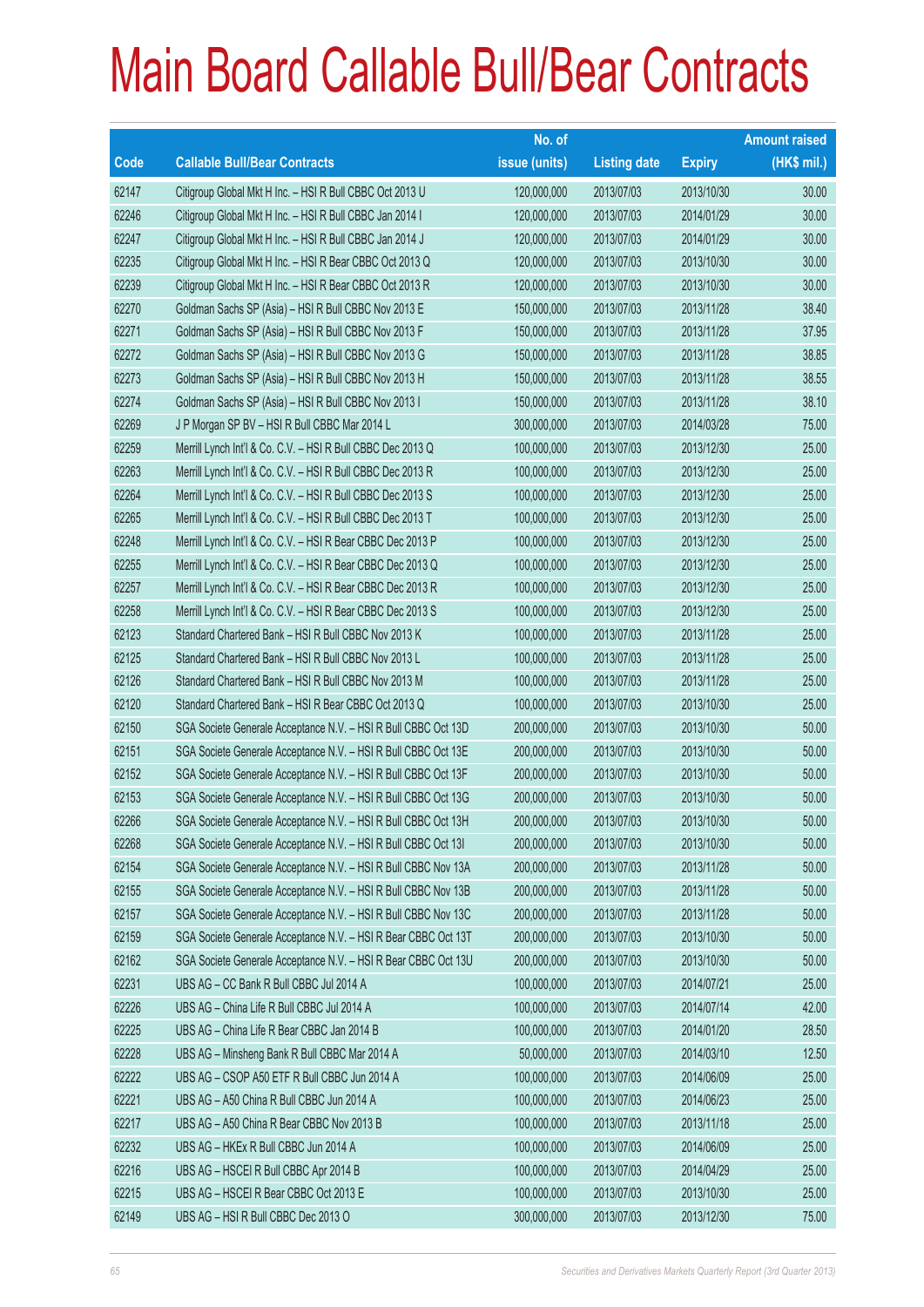# Main Board Callable Bull/Bear Contracts

| Code | Callable Bull/Bear Contracts | No. of issue (units) | Listing date | Expiry | Amount raised (HK$ mil.) |
|---|---|---|---|---|---|
| 62147 | Citigroup Global Mkt H Inc. – HSI R Bull CBBC Oct 2013 U | 120,000,000 | 2013/07/03 | 2013/10/30 | 30.00 |
| 62246 | Citigroup Global Mkt H Inc. – HSI R Bull CBBC Jan 2014 I | 120,000,000 | 2013/07/03 | 2014/01/29 | 30.00 |
| 62247 | Citigroup Global Mkt H Inc. – HSI R Bull CBBC Jan 2014 J | 120,000,000 | 2013/07/03 | 2014/01/29 | 30.00 |
| 62235 | Citigroup Global Mkt H Inc. – HSI R Bear CBBC Oct 2013 Q | 120,000,000 | 2013/07/03 | 2013/10/30 | 30.00 |
| 62239 | Citigroup Global Mkt H Inc. – HSI R Bear CBBC Oct 2013 R | 120,000,000 | 2013/07/03 | 2013/10/30 | 30.00 |
| 62270 | Goldman Sachs SP (Asia) – HSI R Bull CBBC Nov 2013 E | 150,000,000 | 2013/07/03 | 2013/11/28 | 38.40 |
| 62271 | Goldman Sachs SP (Asia) – HSI R Bull CBBC Nov 2013 F | 150,000,000 | 2013/07/03 | 2013/11/28 | 37.95 |
| 62272 | Goldman Sachs SP (Asia) – HSI R Bull CBBC Nov 2013 G | 150,000,000 | 2013/07/03 | 2013/11/28 | 38.85 |
| 62273 | Goldman Sachs SP (Asia) – HSI R Bull CBBC Nov 2013 H | 150,000,000 | 2013/07/03 | 2013/11/28 | 38.55 |
| 62274 | Goldman Sachs SP (Asia) – HSI R Bull CBBC Nov 2013 I | 150,000,000 | 2013/07/03 | 2013/11/28 | 38.10 |
| 62269 | J P Morgan SP BV – HSI R Bull CBBC Mar 2014 L | 300,000,000 | 2013/07/03 | 2014/03/28 | 75.00 |
| 62259 | Merrill Lynch Int'l & Co. C.V. – HSI R Bull CBBC Dec 2013 Q | 100,000,000 | 2013/07/03 | 2013/12/30 | 25.00 |
| 62263 | Merrill Lynch Int'l & Co. C.V. – HSI R Bull CBBC Dec 2013 R | 100,000,000 | 2013/07/03 | 2013/12/30 | 25.00 |
| 62264 | Merrill Lynch Int'l & Co. C.V. – HSI R Bull CBBC Dec 2013 S | 100,000,000 | 2013/07/03 | 2013/12/30 | 25.00 |
| 62265 | Merrill Lynch Int'l & Co. C.V. – HSI R Bull CBBC Dec 2013 T | 100,000,000 | 2013/07/03 | 2013/12/30 | 25.00 |
| 62248 | Merrill Lynch Int'l & Co. C.V. – HSI R Bear CBBC Dec 2013 P | 100,000,000 | 2013/07/03 | 2013/12/30 | 25.00 |
| 62255 | Merrill Lynch Int'l & Co. C.V. – HSI R Bear CBBC Dec 2013 Q | 100,000,000 | 2013/07/03 | 2013/12/30 | 25.00 |
| 62257 | Merrill Lynch Int'l & Co. C.V. – HSI R Bear CBBC Dec 2013 R | 100,000,000 | 2013/07/03 | 2013/12/30 | 25.00 |
| 62258 | Merrill Lynch Int'l & Co. C.V. – HSI R Bear CBBC Dec 2013 S | 100,000,000 | 2013/07/03 | 2013/12/30 | 25.00 |
| 62123 | Standard Chartered Bank – HSI R Bull CBBC Nov 2013 K | 100,000,000 | 2013/07/03 | 2013/11/28 | 25.00 |
| 62125 | Standard Chartered Bank – HSI R Bull CBBC Nov 2013 L | 100,000,000 | 2013/07/03 | 2013/11/28 | 25.00 |
| 62126 | Standard Chartered Bank – HSI R Bull CBBC Nov 2013 M | 100,000,000 | 2013/07/03 | 2013/11/28 | 25.00 |
| 62120 | Standard Chartered Bank – HSI R Bear CBBC Oct 2013 Q | 100,000,000 | 2013/07/03 | 2013/10/30 | 25.00 |
| 62150 | SGA Societe Generale Acceptance N.V. – HSI R Bull CBBC Oct 13D | 200,000,000 | 2013/07/03 | 2013/10/30 | 50.00 |
| 62151 | SGA Societe Generale Acceptance N.V. – HSI R Bull CBBC Oct 13E | 200,000,000 | 2013/07/03 | 2013/10/30 | 50.00 |
| 62152 | SGA Societe Generale Acceptance N.V. – HSI R Bull CBBC Oct 13F | 200,000,000 | 2013/07/03 | 2013/10/30 | 50.00 |
| 62153 | SGA Societe Generale Acceptance N.V. – HSI R Bull CBBC Oct 13G | 200,000,000 | 2013/07/03 | 2013/10/30 | 50.00 |
| 62266 | SGA Societe Generale Acceptance N.V. – HSI R Bull CBBC Oct 13H | 200,000,000 | 2013/07/03 | 2013/10/30 | 50.00 |
| 62268 | SGA Societe Generale Acceptance N.V. – HSI R Bull CBBC Oct 13I | 200,000,000 | 2013/07/03 | 2013/10/30 | 50.00 |
| 62154 | SGA Societe Generale Acceptance N.V. – HSI R Bull CBBC Nov 13A | 200,000,000 | 2013/07/03 | 2013/11/28 | 50.00 |
| 62155 | SGA Societe Generale Acceptance N.V. – HSI R Bull CBBC Nov 13B | 200,000,000 | 2013/07/03 | 2013/11/28 | 50.00 |
| 62157 | SGA Societe Generale Acceptance N.V. – HSI R Bull CBBC Nov 13C | 200,000,000 | 2013/07/03 | 2013/11/28 | 50.00 |
| 62159 | SGA Societe Generale Acceptance N.V. – HSI R Bear CBBC Oct 13T | 200,000,000 | 2013/07/03 | 2013/10/30 | 50.00 |
| 62162 | SGA Societe Generale Acceptance N.V. – HSI R Bear CBBC Oct 13U | 200,000,000 | 2013/07/03 | 2013/10/30 | 50.00 |
| 62231 | UBS AG – CC Bank R Bull CBBC Jul 2014 A | 100,000,000 | 2013/07/03 | 2014/07/21 | 25.00 |
| 62226 | UBS AG – China Life R Bull CBBC Jul 2014 A | 100,000,000 | 2013/07/03 | 2014/07/14 | 42.00 |
| 62225 | UBS AG – China Life R Bear CBBC Jan 2014 B | 100,000,000 | 2013/07/03 | 2014/01/20 | 28.50 |
| 62228 | UBS AG – Minsheng Bank R Bull CBBC Mar 2014 A | 50,000,000 | 2013/07/03 | 2014/03/10 | 12.50 |
| 62222 | UBS AG – CSOP A50 ETF R Bull CBBC Jun 2014 A | 100,000,000 | 2013/07/03 | 2014/06/09 | 25.00 |
| 62221 | UBS AG – A50 China R Bull CBBC Jun 2014 A | 100,000,000 | 2013/07/03 | 2014/06/23 | 25.00 |
| 62217 | UBS AG – A50 China R Bear CBBC Nov 2013 B | 100,000,000 | 2013/07/03 | 2013/11/18 | 25.00 |
| 62232 | UBS AG – HKEx R Bull CBBC Jun 2014 A | 100,000,000 | 2013/07/03 | 2014/06/09 | 25.00 |
| 62216 | UBS AG – HSCEI R Bull CBBC Apr 2014 B | 100,000,000 | 2013/07/03 | 2014/04/29 | 25.00 |
| 62215 | UBS AG – HSCEI R Bear CBBC Oct 2013 E | 100,000,000 | 2013/07/03 | 2013/10/30 | 25.00 |
| 62149 | UBS AG – HSI R Bull CBBC Dec 2013 O | 300,000,000 | 2013/07/03 | 2013/12/30 | 75.00 |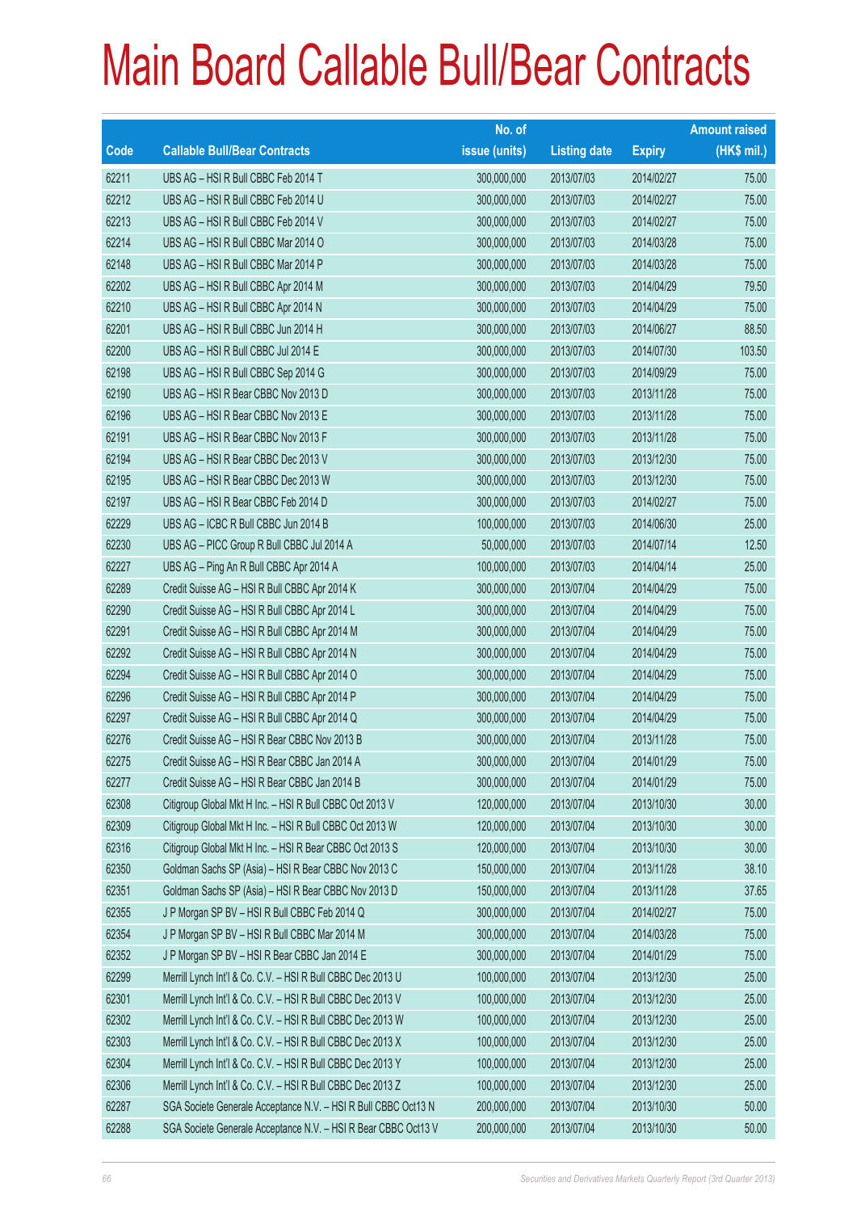# Main Board Callable Bull/Bear Contracts

| Code | Callable Bull/Bear Contracts | No. of issue (units) | Listing date | Expiry | Amount raised (HK$ mil.) |
|---|---|---|---|---|---|
| 62211 | UBS AG – HSI R Bull CBBC Feb 2014 T | 300,000,000 | 2013/07/03 | 2014/02/27 | 75.00 |
| 62212 | UBS AG – HSI R Bull CBBC Feb 2014 U | 300,000,000 | 2013/07/03 | 2014/02/27 | 75.00 |
| 62213 | UBS AG – HSI R Bull CBBC Feb 2014 V | 300,000,000 | 2013/07/03 | 2014/02/27 | 75.00 |
| 62214 | UBS AG – HSI R Bull CBBC Mar 2014 O | 300,000,000 | 2013/07/03 | 2014/03/28 | 75.00 |
| 62148 | UBS AG – HSI R Bull CBBC Mar 2014 P | 300,000,000 | 2013/07/03 | 2014/03/28 | 75.00 |
| 62202 | UBS AG – HSI R Bull CBBC Apr 2014 M | 300,000,000 | 2013/07/03 | 2014/04/29 | 79.50 |
| 62210 | UBS AG – HSI R Bull CBBC Apr 2014 N | 300,000,000 | 2013/07/03 | 2014/04/29 | 75.00 |
| 62201 | UBS AG – HSI R Bull CBBC Jun 2014 H | 300,000,000 | 2013/07/03 | 2014/06/27 | 88.50 |
| 62200 | UBS AG – HSI R Bull CBBC Jul 2014 E | 300,000,000 | 2013/07/03 | 2014/07/30 | 103.50 |
| 62198 | UBS AG – HSI R Bull CBBC Sep 2014 G | 300,000,000 | 2013/07/03 | 2014/09/29 | 75.00 |
| 62190 | UBS AG – HSI R Bear CBBC Nov 2013 D | 300,000,000 | 2013/07/03 | 2013/11/28 | 75.00 |
| 62196 | UBS AG – HSI R Bear CBBC Nov 2013 E | 300,000,000 | 2013/07/03 | 2013/11/28 | 75.00 |
| 62191 | UBS AG – HSI R Bear CBBC Nov 2013 F | 300,000,000 | 2013/07/03 | 2013/11/28 | 75.00 |
| 62194 | UBS AG – HSI R Bear CBBC Dec 2013 V | 300,000,000 | 2013/07/03 | 2013/12/30 | 75.00 |
| 62195 | UBS AG – HSI R Bear CBBC Dec 2013 W | 300,000,000 | 2013/07/03 | 2013/12/30 | 75.00 |
| 62197 | UBS AG – HSI R Bear CBBC Feb 2014 D | 300,000,000 | 2013/07/03 | 2014/02/27 | 75.00 |
| 62229 | UBS AG – ICBC R Bull CBBC Jun 2014 B | 100,000,000 | 2013/07/03 | 2014/06/30 | 25.00 |
| 62230 | UBS AG – PICC Group R Bull CBBC Jul 2014 A | 50,000,000 | 2013/07/03 | 2014/07/14 | 12.50 |
| 62227 | UBS AG – Ping An R Bull CBBC Apr 2014 A | 100,000,000 | 2013/07/03 | 2014/04/14 | 25.00 |
| 62289 | Credit Suisse AG – HSI R Bull CBBC Apr 2014 K | 300,000,000 | 2013/07/04 | 2014/04/29 | 75.00 |
| 62290 | Credit Suisse AG – HSI R Bull CBBC Apr 2014 L | 300,000,000 | 2013/07/04 | 2014/04/29 | 75.00 |
| 62291 | Credit Suisse AG – HSI R Bull CBBC Apr 2014 M | 300,000,000 | 2013/07/04 | 2014/04/29 | 75.00 |
| 62292 | Credit Suisse AG – HSI R Bull CBBC Apr 2014 N | 300,000,000 | 2013/07/04 | 2014/04/29 | 75.00 |
| 62294 | Credit Suisse AG – HSI R Bull CBBC Apr 2014 O | 300,000,000 | 2013/07/04 | 2014/04/29 | 75.00 |
| 62296 | Credit Suisse AG – HSI R Bull CBBC Apr 2014 P | 300,000,000 | 2013/07/04 | 2014/04/29 | 75.00 |
| 62297 | Credit Suisse AG – HSI R Bull CBBC Apr 2014 Q | 300,000,000 | 2013/07/04 | 2014/04/29 | 75.00 |
| 62276 | Credit Suisse AG – HSI R Bear CBBC Nov 2013 B | 300,000,000 | 2013/07/04 | 2013/11/28 | 75.00 |
| 62275 | Credit Suisse AG – HSI R Bear CBBC Jan 2014 A | 300,000,000 | 2013/07/04 | 2014/01/29 | 75.00 |
| 62277 | Credit Suisse AG – HSI R Bear CBBC Jan 2014 B | 300,000,000 | 2013/07/04 | 2014/01/29 | 75.00 |
| 62308 | Citigroup Global Mkt H Inc. – HSI R Bull CBBC Oct 2013 V | 120,000,000 | 2013/07/04 | 2013/10/30 | 30.00 |
| 62309 | Citigroup Global Mkt H Inc. – HSI R Bull CBBC Oct 2013 W | 120,000,000 | 2013/07/04 | 2013/10/30 | 30.00 |
| 62316 | Citigroup Global Mkt H Inc. – HSI R Bear CBBC Oct 2013 S | 120,000,000 | 2013/07/04 | 2013/10/30 | 30.00 |
| 62350 | Goldman Sachs SP (Asia) – HSI R Bear CBBC Nov 2013 C | 150,000,000 | 2013/07/04 | 2013/11/28 | 38.10 |
| 62351 | Goldman Sachs SP (Asia) – HSI R Bear CBBC Nov 2013 D | 150,000,000 | 2013/07/04 | 2013/11/28 | 37.65 |
| 62355 | J P Morgan SP BV – HSI R Bull CBBC Feb 2014 Q | 300,000,000 | 2013/07/04 | 2014/02/27 | 75.00 |
| 62354 | J P Morgan SP BV – HSI R Bull CBBC Mar 2014 M | 300,000,000 | 2013/07/04 | 2014/03/28 | 75.00 |
| 62352 | J P Morgan SP BV – HSI R Bear CBBC Jan 2014 E | 300,000,000 | 2013/07/04 | 2014/01/29 | 75.00 |
| 62299 | Merrill Lynch Int'l & Co. C.V. – HSI R Bull CBBC Dec 2013 U | 100,000,000 | 2013/07/04 | 2013/12/30 | 25.00 |
| 62301 | Merrill Lynch Int'l & Co. C.V. – HSI R Bull CBBC Dec 2013 V | 100,000,000 | 2013/07/04 | 2013/12/30 | 25.00 |
| 62302 | Merrill Lynch Int'l & Co. C.V. – HSI R Bull CBBC Dec 2013 W | 100,000,000 | 2013/07/04 | 2013/12/30 | 25.00 |
| 62303 | Merrill Lynch Int'l & Co. C.V. – HSI R Bull CBBC Dec 2013 X | 100,000,000 | 2013/07/04 | 2013/12/30 | 25.00 |
| 62304 | Merrill Lynch Int'l & Co. C.V. – HSI R Bull CBBC Dec 2013 Y | 100,000,000 | 2013/07/04 | 2013/12/30 | 25.00 |
| 62306 | Merrill Lynch Int'l & Co. C.V. – HSI R Bull CBBC Dec 2013 Z | 100,000,000 | 2013/07/04 | 2013/12/30 | 25.00 |
| 62287 | SGA Societe Generale Acceptance N.V. – HSI R Bull CBBC Oct13 N | 200,000,000 | 2013/07/04 | 2013/10/30 | 50.00 |
| 62288 | SGA Societe Generale Acceptance N.V. – HSI R Bear CBBC Oct13 V | 200,000,000 | 2013/07/04 | 2013/10/30 | 50.00 |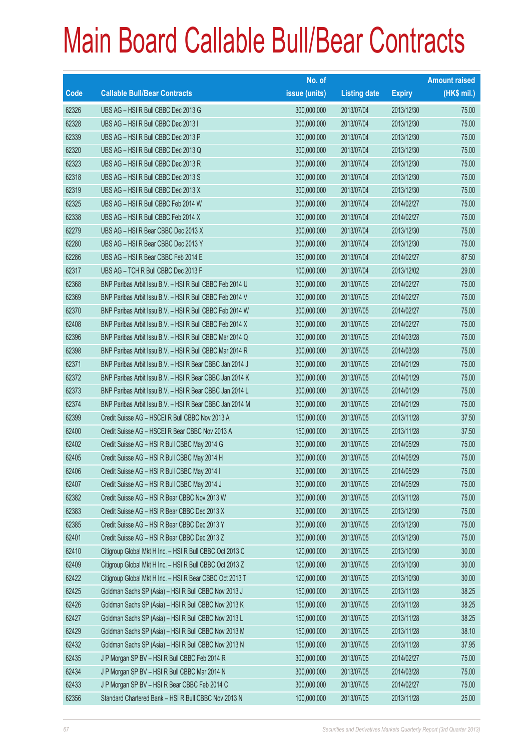# Main Board Callable Bull/Bear Contracts

| Code | Callable Bull/Bear Contracts | No. of issue (units) | Listing date | Expiry | Amount raised (HK$ mil.) |
|---|---|---|---|---|---|
| 62326 | UBS AG – HSI R Bull CBBC Dec 2013 G | 300,000,000 | 2013/07/04 | 2013/12/30 | 75.00 |
| 62328 | UBS AG – HSI R Bull CBBC Dec 2013 I | 300,000,000 | 2013/07/04 | 2013/12/30 | 75.00 |
| 62339 | UBS AG – HSI R Bull CBBC Dec 2013 P | 300,000,000 | 2013/07/04 | 2013/12/30 | 75.00 |
| 62320 | UBS AG – HSI R Bull CBBC Dec 2013 Q | 300,000,000 | 2013/07/04 | 2013/12/30 | 75.00 |
| 62323 | UBS AG – HSI R Bull CBBC Dec 2013 R | 300,000,000 | 2013/07/04 | 2013/12/30 | 75.00 |
| 62318 | UBS AG – HSI R Bull CBBC Dec 2013 S | 300,000,000 | 2013/07/04 | 2013/12/30 | 75.00 |
| 62319 | UBS AG – HSI R Bull CBBC Dec 2013 X | 300,000,000 | 2013/07/04 | 2013/12/30 | 75.00 |
| 62325 | UBS AG – HSI R Bull CBBC Feb 2014 W | 300,000,000 | 2013/07/04 | 2014/02/27 | 75.00 |
| 62338 | UBS AG – HSI R Bull CBBC Feb 2014 X | 300,000,000 | 2013/07/04 | 2014/02/27 | 75.00 |
| 62279 | UBS AG – HSI R Bear CBBC Dec 2013 X | 300,000,000 | 2013/07/04 | 2013/12/30 | 75.00 |
| 62280 | UBS AG – HSI R Bear CBBC Dec 2013 Y | 300,000,000 | 2013/07/04 | 2013/12/30 | 75.00 |
| 62286 | UBS AG – HSI R Bear CBBC Feb 2014 E | 350,000,000 | 2013/07/04 | 2014/02/27 | 87.50 |
| 62317 | UBS AG – TCH R Bull CBBC Dec 2013 F | 100,000,000 | 2013/07/04 | 2013/12/02 | 29.00 |
| 62368 | BNP Paribas Arbit Issu B.V. – HSI R Bull CBBC Feb 2014 U | 300,000,000 | 2013/07/05 | 2014/02/27 | 75.00 |
| 62369 | BNP Paribas Arbit Issu B.V. – HSI R Bull CBBC Feb 2014 V | 300,000,000 | 2013/07/05 | 2014/02/27 | 75.00 |
| 62370 | BNP Paribas Arbit Issu B.V. – HSI R Bull CBBC Feb 2014 W | 300,000,000 | 2013/07/05 | 2014/02/27 | 75.00 |
| 62408 | BNP Paribas Arbit Issu B.V. – HSI R Bull CBBC Feb 2014 X | 300,000,000 | 2013/07/05 | 2014/02/27 | 75.00 |
| 62396 | BNP Paribas Arbit Issu B.V. – HSI R Bull CBBC Mar 2014 Q | 300,000,000 | 2013/07/05 | 2014/03/28 | 75.00 |
| 62398 | BNP Paribas Arbit Issu B.V. – HSI R Bull CBBC Mar 2014 R | 300,000,000 | 2013/07/05 | 2014/03/28 | 75.00 |
| 62371 | BNP Paribas Arbit Issu B.V. – HSI R Bear CBBC Jan 2014 J | 300,000,000 | 2013/07/05 | 2014/01/29 | 75.00 |
| 62372 | BNP Paribas Arbit Issu B.V. – HSI R Bear CBBC Jan 2014 K | 300,000,000 | 2013/07/05 | 2014/01/29 | 75.00 |
| 62373 | BNP Paribas Arbit Issu B.V. – HSI R Bear CBBC Jan 2014 L | 300,000,000 | 2013/07/05 | 2014/01/29 | 75.00 |
| 62374 | BNP Paribas Arbit Issu B.V. – HSI R Bear CBBC Jan 2014 M | 300,000,000 | 2013/07/05 | 2014/01/29 | 75.00 |
| 62399 | Credit Suisse AG – HSCEI R Bull CBBC Nov 2013 A | 150,000,000 | 2013/07/05 | 2013/11/28 | 37.50 |
| 62400 | Credit Suisse AG – HSCEI R Bear CBBC Nov 2013 A | 150,000,000 | 2013/07/05 | 2013/11/28 | 37.50 |
| 62402 | Credit Suisse AG – HSI R Bull CBBC May 2014 G | 300,000,000 | 2013/07/05 | 2014/05/29 | 75.00 |
| 62405 | Credit Suisse AG – HSI R Bull CBBC May 2014 H | 300,000,000 | 2013/07/05 | 2014/05/29 | 75.00 |
| 62406 | Credit Suisse AG – HSI R Bull CBBC May 2014 I | 300,000,000 | 2013/07/05 | 2014/05/29 | 75.00 |
| 62407 | Credit Suisse AG – HSI R Bull CBBC May 2014 J | 300,000,000 | 2013/07/05 | 2014/05/29 | 75.00 |
| 62382 | Credit Suisse AG – HSI R Bear CBBC Nov 2013 W | 300,000,000 | 2013/07/05 | 2013/11/28 | 75.00 |
| 62383 | Credit Suisse AG – HSI R Bear CBBC Dec 2013 X | 300,000,000 | 2013/07/05 | 2013/12/30 | 75.00 |
| 62385 | Credit Suisse AG – HSI R Bear CBBC Dec 2013 Y | 300,000,000 | 2013/07/05 | 2013/12/30 | 75.00 |
| 62401 | Credit Suisse AG – HSI R Bear CBBC Dec 2013 Z | 300,000,000 | 2013/07/05 | 2013/12/30 | 75.00 |
| 62410 | Citigroup Global Mkt H Inc. – HSI R Bull CBBC Oct 2013 C | 120,000,000 | 2013/07/05 | 2013/10/30 | 30.00 |
| 62409 | Citigroup Global Mkt H Inc. – HSI R Bull CBBC Oct 2013 Z | 120,000,000 | 2013/07/05 | 2013/10/30 | 30.00 |
| 62422 | Citigroup Global Mkt H Inc. – HSI R Bear CBBC Oct 2013 T | 120,000,000 | 2013/07/05 | 2013/10/30 | 30.00 |
| 62425 | Goldman Sachs SP (Asia) – HSI R Bull CBBC Nov 2013 J | 150,000,000 | 2013/07/05 | 2013/11/28 | 38.25 |
| 62426 | Goldman Sachs SP (Asia) – HSI R Bull CBBC Nov 2013 K | 150,000,000 | 2013/07/05 | 2013/11/28 | 38.25 |
| 62427 | Goldman Sachs SP (Asia) – HSI R Bull CBBC Nov 2013 L | 150,000,000 | 2013/07/05 | 2013/11/28 | 38.25 |
| 62429 | Goldman Sachs SP (Asia) – HSI R Bull CBBC Nov 2013 M | 150,000,000 | 2013/07/05 | 2013/11/28 | 38.10 |
| 62432 | Goldman Sachs SP (Asia) – HSI R Bull CBBC Nov 2013 N | 150,000,000 | 2013/07/05 | 2013/11/28 | 37.95 |
| 62435 | J P Morgan SP BV – HSI R Bull CBBC Feb 2014 R | 300,000,000 | 2013/07/05 | 2014/02/27 | 75.00 |
| 62434 | J P Morgan SP BV – HSI R Bull CBBC Mar 2014 N | 300,000,000 | 2013/07/05 | 2014/03/28 | 75.00 |
| 62433 | J P Morgan SP BV – HSI R Bear CBBC Feb 2014 C | 300,000,000 | 2013/07/05 | 2014/02/27 | 75.00 |
| 62356 | Standard Chartered Bank – HSI R Bull CBBC Nov 2013 N | 100,000,000 | 2013/07/05 | 2013/11/28 | 25.00 |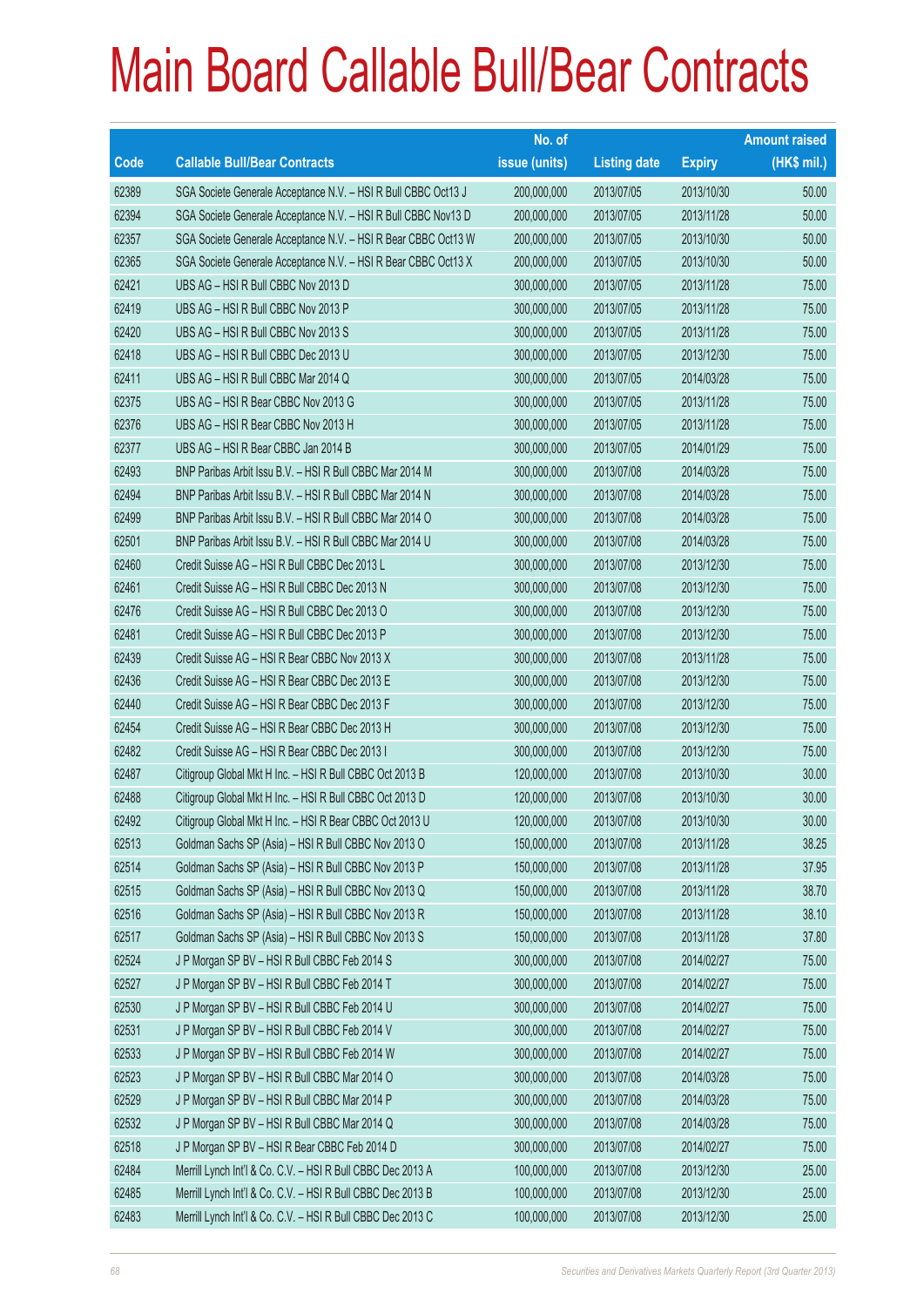# Main Board Callable Bull/Bear Contracts

| Code | Callable Bull/Bear Contracts | No. of issue (units) | Listing date | Expiry | Amount raised (HK$ mil.) |
|---|---|---|---|---|---|
| 62389 | SGA Societe Generale Acceptance N.V. – HSI R Bull CBBC Oct13 J | 200,000,000 | 2013/07/05 | 2013/10/30 | 50.00 |
| 62394 | SGA Societe Generale Acceptance N.V. – HSI R Bull CBBC Nov13 D | 200,000,000 | 2013/07/05 | 2013/11/28 | 50.00 |
| 62357 | SGA Societe Generale Acceptance N.V. – HSI R Bear CBBC Oct13 W | 200,000,000 | 2013/07/05 | 2013/10/30 | 50.00 |
| 62365 | SGA Societe Generale Acceptance N.V. – HSI R Bear CBBC Oct13 X | 200,000,000 | 2013/07/05 | 2013/10/30 | 50.00 |
| 62421 | UBS AG – HSI R Bull CBBC Nov 2013 D | 300,000,000 | 2013/07/05 | 2013/11/28 | 75.00 |
| 62419 | UBS AG – HSI R Bull CBBC Nov 2013 P | 300,000,000 | 2013/07/05 | 2013/11/28 | 75.00 |
| 62420 | UBS AG – HSI R Bull CBBC Nov 2013 S | 300,000,000 | 2013/07/05 | 2013/11/28 | 75.00 |
| 62418 | UBS AG – HSI R Bull CBBC Dec 2013 U | 300,000,000 | 2013/07/05 | 2013/12/30 | 75.00 |
| 62411 | UBS AG – HSI R Bull CBBC Mar 2014 Q | 300,000,000 | 2013/07/05 | 2014/03/28 | 75.00 |
| 62375 | UBS AG – HSI R Bear CBBC Nov 2013 G | 300,000,000 | 2013/07/05 | 2013/11/28 | 75.00 |
| 62376 | UBS AG – HSI R Bear CBBC Nov 2013 H | 300,000,000 | 2013/07/05 | 2013/11/28 | 75.00 |
| 62377 | UBS AG – HSI R Bear CBBC Jan 2014 B | 300,000,000 | 2013/07/05 | 2014/01/29 | 75.00 |
| 62493 | BNP Paribas Arbit Issu B.V. – HSI R Bull CBBC Mar 2014 M | 300,000,000 | 2013/07/08 | 2014/03/28 | 75.00 |
| 62494 | BNP Paribas Arbit Issu B.V. – HSI R Bull CBBC Mar 2014 N | 300,000,000 | 2013/07/08 | 2014/03/28 | 75.00 |
| 62499 | BNP Paribas Arbit Issu B.V. – HSI R Bull CBBC Mar 2014 O | 300,000,000 | 2013/07/08 | 2014/03/28 | 75.00 |
| 62501 | BNP Paribas Arbit Issu B.V. – HSI R Bull CBBC Mar 2014 U | 300,000,000 | 2013/07/08 | 2014/03/28 | 75.00 |
| 62460 | Credit Suisse AG – HSI R Bull CBBC Dec 2013 L | 300,000,000 | 2013/07/08 | 2013/12/30 | 75.00 |
| 62461 | Credit Suisse AG – HSI R Bull CBBC Dec 2013 N | 300,000,000 | 2013/07/08 | 2013/12/30 | 75.00 |
| 62476 | Credit Suisse AG – HSI R Bull CBBC Dec 2013 O | 300,000,000 | 2013/07/08 | 2013/12/30 | 75.00 |
| 62481 | Credit Suisse AG – HSI R Bull CBBC Dec 2013 P | 300,000,000 | 2013/07/08 | 2013/12/30 | 75.00 |
| 62439 | Credit Suisse AG – HSI R Bear CBBC Nov 2013 X | 300,000,000 | 2013/07/08 | 2013/11/28 | 75.00 |
| 62436 | Credit Suisse AG – HSI R Bear CBBC Dec 2013 E | 300,000,000 | 2013/07/08 | 2013/12/30 | 75.00 |
| 62440 | Credit Suisse AG – HSI R Bear CBBC Dec 2013 F | 300,000,000 | 2013/07/08 | 2013/12/30 | 75.00 |
| 62454 | Credit Suisse AG – HSI R Bear CBBC Dec 2013 H | 300,000,000 | 2013/07/08 | 2013/12/30 | 75.00 |
| 62482 | Credit Suisse AG – HSI R Bear CBBC Dec 2013 I | 300,000,000 | 2013/07/08 | 2013/12/30 | 75.00 |
| 62487 | Citigroup Global Mkt H Inc. – HSI R Bull CBBC Oct 2013 B | 120,000,000 | 2013/07/08 | 2013/10/30 | 30.00 |
| 62488 | Citigroup Global Mkt H Inc. – HSI R Bull CBBC Oct 2013 D | 120,000,000 | 2013/07/08 | 2013/10/30 | 30.00 |
| 62492 | Citigroup Global Mkt H Inc. – HSI R Bear CBBC Oct 2013 U | 120,000,000 | 2013/07/08 | 2013/10/30 | 30.00 |
| 62513 | Goldman Sachs SP (Asia) – HSI R Bull CBBC Nov 2013 O | 150,000,000 | 2013/07/08 | 2013/11/28 | 38.25 |
| 62514 | Goldman Sachs SP (Asia) – HSI R Bull CBBC Nov 2013 P | 150,000,000 | 2013/07/08 | 2013/11/28 | 37.95 |
| 62515 | Goldman Sachs SP (Asia) – HSI R Bull CBBC Nov 2013 Q | 150,000,000 | 2013/07/08 | 2013/11/28 | 38.70 |
| 62516 | Goldman Sachs SP (Asia) – HSI R Bull CBBC Nov 2013 R | 150,000,000 | 2013/07/08 | 2013/11/28 | 38.10 |
| 62517 | Goldman Sachs SP (Asia) – HSI R Bull CBBC Nov 2013 S | 150,000,000 | 2013/07/08 | 2013/11/28 | 37.80 |
| 62524 | J P Morgan SP BV – HSI R Bull CBBC Feb 2014 S | 300,000,000 | 2013/07/08 | 2014/02/27 | 75.00 |
| 62527 | J P Morgan SP BV – HSI R Bull CBBC Feb 2014 T | 300,000,000 | 2013/07/08 | 2014/02/27 | 75.00 |
| 62530 | J P Morgan SP BV – HSI R Bull CBBC Feb 2014 U | 300,000,000 | 2013/07/08 | 2014/02/27 | 75.00 |
| 62531 | J P Morgan SP BV – HSI R Bull CBBC Feb 2014 V | 300,000,000 | 2013/07/08 | 2014/02/27 | 75.00 |
| 62533 | J P Morgan SP BV – HSI R Bull CBBC Feb 2014 W | 300,000,000 | 2013/07/08 | 2014/02/27 | 75.00 |
| 62523 | J P Morgan SP BV – HSI R Bull CBBC Mar 2014 O | 300,000,000 | 2013/07/08 | 2014/03/28 | 75.00 |
| 62529 | J P Morgan SP BV – HSI R Bull CBBC Mar 2014 P | 300,000,000 | 2013/07/08 | 2014/03/28 | 75.00 |
| 62532 | J P Morgan SP BV – HSI R Bull CBBC Mar 2014 Q | 300,000,000 | 2013/07/08 | 2014/03/28 | 75.00 |
| 62518 | J P Morgan SP BV – HSI R Bear CBBC Feb 2014 D | 300,000,000 | 2013/07/08 | 2014/02/27 | 75.00 |
| 62484 | Merrill Lynch Int'l & Co. C.V. – HSI R Bull CBBC Dec 2013 A | 100,000,000 | 2013/07/08 | 2013/12/30 | 25.00 |
| 62485 | Merrill Lynch Int'l & Co. C.V. – HSI R Bull CBBC Dec 2013 B | 100,000,000 | 2013/07/08 | 2013/12/30 | 25.00 |
| 62483 | Merrill Lynch Int'l & Co. C.V. – HSI R Bull CBBC Dec 2013 C | 100,000,000 | 2013/07/08 | 2013/12/30 | 25.00 |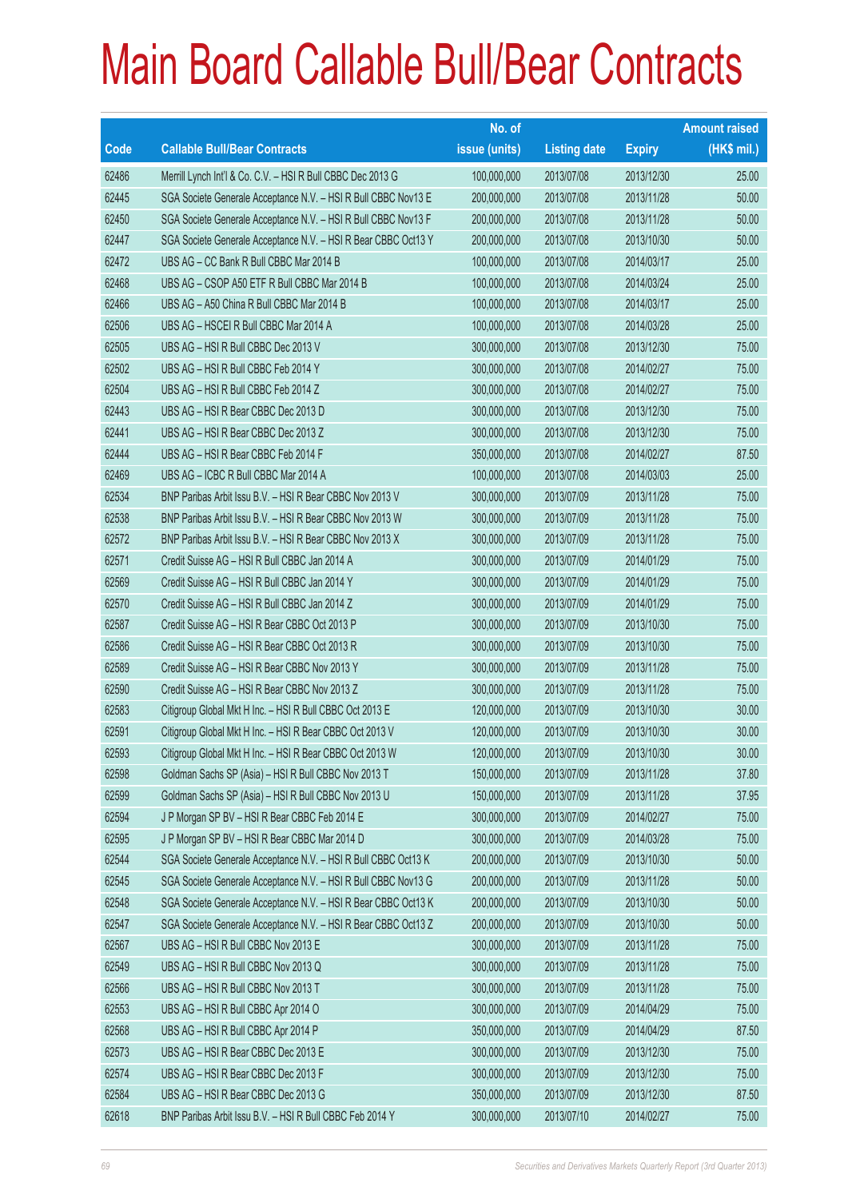# Main Board Callable Bull/Bear Contracts

| Code | Callable Bull/Bear Contracts | No. of issue (units) | Listing date | Expiry | Amount raised (HK$ mil.) |
|---|---|---|---|---|---|
| 62486 | Merrill Lynch Int'l & Co. C.V. – HSI R Bull CBBC Dec 2013 G | 100,000,000 | 2013/07/08 | 2013/12/30 | 25.00 |
| 62445 | SGA Societe Generale Acceptance N.V. – HSI R Bull CBBC Nov13 E | 200,000,000 | 2013/07/08 | 2013/11/28 | 50.00 |
| 62450 | SGA Societe Generale Acceptance N.V. – HSI R Bull CBBC Nov13 F | 200,000,000 | 2013/07/08 | 2013/11/28 | 50.00 |
| 62447 | SGA Societe Generale Acceptance N.V. – HSI R Bear CBBC Oct13 Y | 200,000,000 | 2013/07/08 | 2013/10/30 | 50.00 |
| 62472 | UBS AG – CC Bank R Bull CBBC Mar 2014 B | 100,000,000 | 2013/07/08 | 2014/03/17 | 25.00 |
| 62468 | UBS AG – CSOP A50 ETF R Bull CBBC Mar 2014 B | 100,000,000 | 2013/07/08 | 2014/03/24 | 25.00 |
| 62466 | UBS AG – A50 China R Bull CBBC Mar 2014 B | 100,000,000 | 2013/07/08 | 2014/03/17 | 25.00 |
| 62506 | UBS AG – HSCEI R Bull CBBC Mar 2014 A | 100,000,000 | 2013/07/08 | 2014/03/28 | 25.00 |
| 62505 | UBS AG – HSI R Bull CBBC Dec 2013 V | 300,000,000 | 2013/07/08 | 2013/12/30 | 75.00 |
| 62502 | UBS AG – HSI R Bull CBBC Feb 2014 Y | 300,000,000 | 2013/07/08 | 2014/02/27 | 75.00 |
| 62504 | UBS AG – HSI R Bull CBBC Feb 2014 Z | 300,000,000 | 2013/07/08 | 2014/02/27 | 75.00 |
| 62443 | UBS AG – HSI R Bear CBBC Dec 2013 D | 300,000,000 | 2013/07/08 | 2013/12/30 | 75.00 |
| 62441 | UBS AG – HSI R Bear CBBC Dec 2013 Z | 300,000,000 | 2013/07/08 | 2013/12/30 | 75.00 |
| 62444 | UBS AG – HSI R Bear CBBC Feb 2014 F | 350,000,000 | 2013/07/08 | 2014/02/27 | 87.50 |
| 62469 | UBS AG – ICBC R Bull CBBC Mar 2014 A | 100,000,000 | 2013/07/08 | 2014/03/03 | 25.00 |
| 62534 | BNP Paribas Arbit Issu B.V. – HSI R Bear CBBC Nov 2013 V | 300,000,000 | 2013/07/09 | 2013/11/28 | 75.00 |
| 62538 | BNP Paribas Arbit Issu B.V. – HSI R Bear CBBC Nov 2013 W | 300,000,000 | 2013/07/09 | 2013/11/28 | 75.00 |
| 62572 | BNP Paribas Arbit Issu B.V. – HSI R Bear CBBC Nov 2013 X | 300,000,000 | 2013/07/09 | 2013/11/28 | 75.00 |
| 62571 | Credit Suisse AG – HSI R Bull CBBC Jan 2014 A | 300,000,000 | 2013/07/09 | 2014/01/29 | 75.00 |
| 62569 | Credit Suisse AG – HSI R Bull CBBC Jan 2014 Y | 300,000,000 | 2013/07/09 | 2014/01/29 | 75.00 |
| 62570 | Credit Suisse AG – HSI R Bull CBBC Jan 2014 Z | 300,000,000 | 2013/07/09 | 2014/01/29 | 75.00 |
| 62587 | Credit Suisse AG – HSI R Bear CBBC Oct 2013 P | 300,000,000 | 2013/07/09 | 2013/10/30 | 75.00 |
| 62586 | Credit Suisse AG – HSI R Bear CBBC Oct 2013 R | 300,000,000 | 2013/07/09 | 2013/10/30 | 75.00 |
| 62589 | Credit Suisse AG – HSI R Bear CBBC Nov 2013 Y | 300,000,000 | 2013/07/09 | 2013/11/28 | 75.00 |
| 62590 | Credit Suisse AG – HSI R Bear CBBC Nov 2013 Z | 300,000,000 | 2013/07/09 | 2013/11/28 | 75.00 |
| 62583 | Citigroup Global Mkt H Inc. – HSI R Bull CBBC Oct 2013 E | 120,000,000 | 2013/07/09 | 2013/10/30 | 30.00 |
| 62591 | Citigroup Global Mkt H Inc. – HSI R Bear CBBC Oct 2013 V | 120,000,000 | 2013/07/09 | 2013/10/30 | 30.00 |
| 62593 | Citigroup Global Mkt H Inc. – HSI R Bear CBBC Oct 2013 W | 120,000,000 | 2013/07/09 | 2013/10/30 | 30.00 |
| 62598 | Goldman Sachs SP (Asia) – HSI R Bull CBBC Nov 2013 T | 150,000,000 | 2013/07/09 | 2013/11/28 | 37.80 |
| 62599 | Goldman Sachs SP (Asia) – HSI R Bull CBBC Nov 2013 U | 150,000,000 | 2013/07/09 | 2013/11/28 | 37.95 |
| 62594 | J P Morgan SP BV – HSI R Bear CBBC Feb 2014 E | 300,000,000 | 2013/07/09 | 2014/02/27 | 75.00 |
| 62595 | J P Morgan SP BV – HSI R Bear CBBC Mar 2014 D | 300,000,000 | 2013/07/09 | 2014/03/28 | 75.00 |
| 62544 | SGA Societe Generale Acceptance N.V. – HSI R Bull CBBC Oct13 K | 200,000,000 | 2013/07/09 | 2013/10/30 | 50.00 |
| 62545 | SGA Societe Generale Acceptance N.V. – HSI R Bull CBBC Nov13 G | 200,000,000 | 2013/07/09 | 2013/11/28 | 50.00 |
| 62548 | SGA Societe Generale Acceptance N.V. – HSI R Bear CBBC Oct13 K | 200,000,000 | 2013/07/09 | 2013/10/30 | 50.00 |
| 62547 | SGA Societe Generale Acceptance N.V. – HSI R Bear CBBC Oct13 Z | 200,000,000 | 2013/07/09 | 2013/10/30 | 50.00 |
| 62567 | UBS AG – HSI R Bull CBBC Nov 2013 E | 300,000,000 | 2013/07/09 | 2013/11/28 | 75.00 |
| 62549 | UBS AG – HSI R Bull CBBC Nov 2013 Q | 300,000,000 | 2013/07/09 | 2013/11/28 | 75.00 |
| 62566 | UBS AG – HSI R Bull CBBC Nov 2013 T | 300,000,000 | 2013/07/09 | 2013/11/28 | 75.00 |
| 62553 | UBS AG – HSI R Bull CBBC Apr 2014 O | 300,000,000 | 2013/07/09 | 2014/04/29 | 75.00 |
| 62568 | UBS AG – HSI R Bull CBBC Apr 2014 P | 350,000,000 | 2013/07/09 | 2014/04/29 | 87.50 |
| 62573 | UBS AG – HSI R Bear CBBC Dec 2013 E | 300,000,000 | 2013/07/09 | 2013/12/30 | 75.00 |
| 62574 | UBS AG – HSI R Bear CBBC Dec 2013 F | 300,000,000 | 2013/07/09 | 2013/12/30 | 75.00 |
| 62584 | UBS AG – HSI R Bear CBBC Dec 2013 G | 350,000,000 | 2013/07/09 | 2013/12/30 | 87.50 |
| 62618 | BNP Paribas Arbit Issu B.V. – HSI R Bull CBBC Feb 2014 Y | 300,000,000 | 2013/07/10 | 2014/02/27 | 75.00 |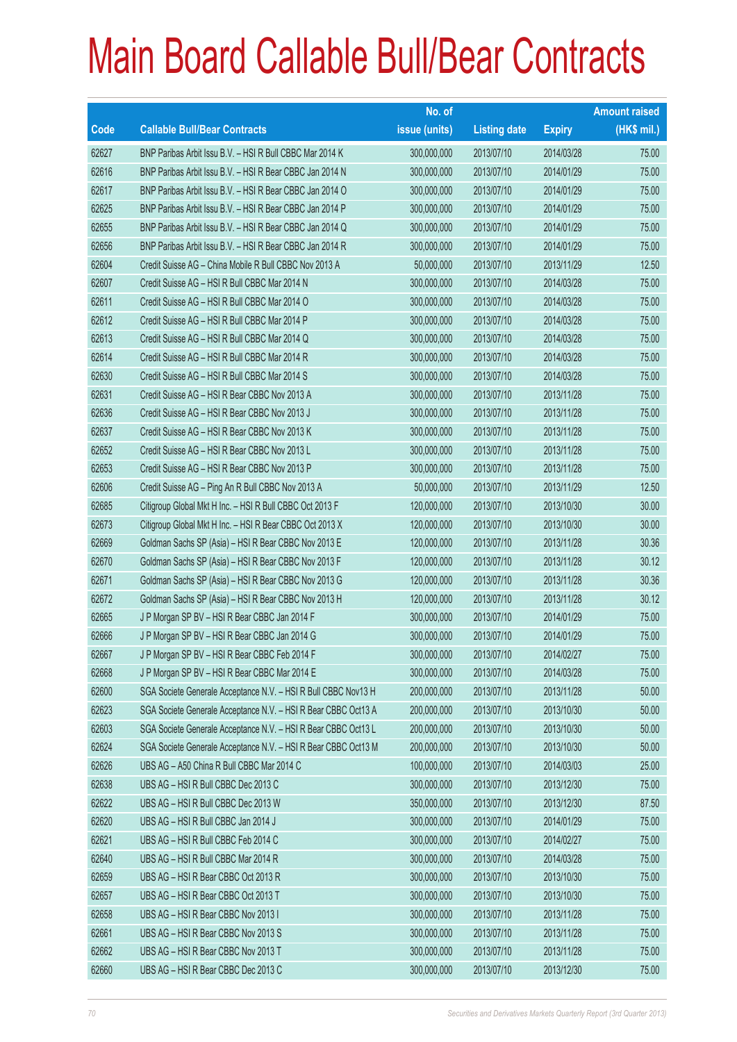# Main Board Callable Bull/Bear Contracts

| Code | Callable Bull/Bear Contracts | No. of issue (units) | Listing date | Expiry | Amount raised (HK$ mil.) |
|---|---|---|---|---|---|
| 62627 | BNP Paribas Arbit Issu B.V. – HSI R Bull CBBC Mar 2014 K | 300,000,000 | 2013/07/10 | 2014/03/28 | 75.00 |
| 62616 | BNP Paribas Arbit Issu B.V. – HSI R Bear CBBC Jan 2014 N | 300,000,000 | 2013/07/10 | 2014/01/29 | 75.00 |
| 62617 | BNP Paribas Arbit Issu B.V. – HSI R Bear CBBC Jan 2014 O | 300,000,000 | 2013/07/10 | 2014/01/29 | 75.00 |
| 62625 | BNP Paribas Arbit Issu B.V. – HSI R Bear CBBC Jan 2014 P | 300,000,000 | 2013/07/10 | 2014/01/29 | 75.00 |
| 62655 | BNP Paribas Arbit Issu B.V. – HSI R Bear CBBC Jan 2014 Q | 300,000,000 | 2013/07/10 | 2014/01/29 | 75.00 |
| 62656 | BNP Paribas Arbit Issu B.V. – HSI R Bear CBBC Jan 2014 R | 300,000,000 | 2013/07/10 | 2014/01/29 | 75.00 |
| 62604 | Credit Suisse AG – China Mobile R Bull CBBC Nov 2013 A | 50,000,000 | 2013/07/10 | 2013/11/29 | 12.50 |
| 62607 | Credit Suisse AG – HSI R Bull CBBC Mar 2014 N | 300,000,000 | 2013/07/10 | 2014/03/28 | 75.00 |
| 62611 | Credit Suisse AG – HSI R Bull CBBC Mar 2014 O | 300,000,000 | 2013/07/10 | 2014/03/28 | 75.00 |
| 62612 | Credit Suisse AG – HSI R Bull CBBC Mar 2014 P | 300,000,000 | 2013/07/10 | 2014/03/28 | 75.00 |
| 62613 | Credit Suisse AG – HSI R Bull CBBC Mar 2014 Q | 300,000,000 | 2013/07/10 | 2014/03/28 | 75.00 |
| 62614 | Credit Suisse AG – HSI R Bull CBBC Mar 2014 R | 300,000,000 | 2013/07/10 | 2014/03/28 | 75.00 |
| 62630 | Credit Suisse AG – HSI R Bull CBBC Mar 2014 S | 300,000,000 | 2013/07/10 | 2014/03/28 | 75.00 |
| 62631 | Credit Suisse AG – HSI R Bear CBBC Nov 2013 A | 300,000,000 | 2013/07/10 | 2013/11/28 | 75.00 |
| 62636 | Credit Suisse AG – HSI R Bear CBBC Nov 2013 J | 300,000,000 | 2013/07/10 | 2013/11/28 | 75.00 |
| 62637 | Credit Suisse AG – HSI R Bear CBBC Nov 2013 K | 300,000,000 | 2013/07/10 | 2013/11/28 | 75.00 |
| 62652 | Credit Suisse AG – HSI R Bear CBBC Nov 2013 L | 300,000,000 | 2013/07/10 | 2013/11/28 | 75.00 |
| 62653 | Credit Suisse AG – HSI R Bear CBBC Nov 2013 P | 300,000,000 | 2013/07/10 | 2013/11/28 | 75.00 |
| 62606 | Credit Suisse AG – Ping An R Bull CBBC Nov 2013 A | 50,000,000 | 2013/07/10 | 2013/11/29 | 12.50 |
| 62685 | Citigroup Global Mkt H Inc. – HSI R Bull CBBC Oct 2013 F | 120,000,000 | 2013/07/10 | 2013/10/30 | 30.00 |
| 62673 | Citigroup Global Mkt H Inc. – HSI R Bear CBBC Oct 2013 X | 120,000,000 | 2013/07/10 | 2013/10/30 | 30.00 |
| 62669 | Goldman Sachs SP (Asia) – HSI R Bear CBBC Nov 2013 E | 120,000,000 | 2013/07/10 | 2013/11/28 | 30.36 |
| 62670 | Goldman Sachs SP (Asia) – HSI R Bear CBBC Nov 2013 F | 120,000,000 | 2013/07/10 | 2013/11/28 | 30.12 |
| 62671 | Goldman Sachs SP (Asia) – HSI R Bear CBBC Nov 2013 G | 120,000,000 | 2013/07/10 | 2013/11/28 | 30.36 |
| 62672 | Goldman Sachs SP (Asia) – HSI R Bear CBBC Nov 2013 H | 120,000,000 | 2013/07/10 | 2013/11/28 | 30.12 |
| 62665 | J P Morgan SP BV – HSI R Bear CBBC Jan 2014 F | 300,000,000 | 2013/07/10 | 2014/01/29 | 75.00 |
| 62666 | J P Morgan SP BV – HSI R Bear CBBC Jan 2014 G | 300,000,000 | 2013/07/10 | 2014/01/29 | 75.00 |
| 62667 | J P Morgan SP BV – HSI R Bear CBBC Feb 2014 F | 300,000,000 | 2013/07/10 | 2014/02/27 | 75.00 |
| 62668 | J P Morgan SP BV – HSI R Bear CBBC Mar 2014 E | 300,000,000 | 2013/07/10 | 2014/03/28 | 75.00 |
| 62600 | SGA Societe Generale Acceptance N.V. – HSI R Bull CBBC Nov13 H | 200,000,000 | 2013/07/10 | 2013/11/28 | 50.00 |
| 62623 | SGA Societe Generale Acceptance N.V. – HSI R Bear CBBC Oct13 A | 200,000,000 | 2013/07/10 | 2013/10/30 | 50.00 |
| 62603 | SGA Societe Generale Acceptance N.V. – HSI R Bear CBBC Oct13 L | 200,000,000 | 2013/07/10 | 2013/10/30 | 50.00 |
| 62624 | SGA Societe Generale Acceptance N.V. – HSI R Bear CBBC Oct13 M | 200,000,000 | 2013/07/10 | 2013/10/30 | 50.00 |
| 62626 | UBS AG – A50 China R Bull CBBC Mar 2014 C | 100,000,000 | 2013/07/10 | 2014/03/03 | 25.00 |
| 62638 | UBS AG – HSI R Bull CBBC Dec 2013 C | 300,000,000 | 2013/07/10 | 2013/12/30 | 75.00 |
| 62622 | UBS AG – HSI R Bull CBBC Dec 2013 W | 350,000,000 | 2013/07/10 | 2013/12/30 | 87.50 |
| 62620 | UBS AG – HSI R Bull CBBC Jan 2014 J | 300,000,000 | 2013/07/10 | 2014/01/29 | 75.00 |
| 62621 | UBS AG – HSI R Bull CBBC Feb 2014 C | 300,000,000 | 2013/07/10 | 2014/02/27 | 75.00 |
| 62640 | UBS AG – HSI R Bull CBBC Mar 2014 R | 300,000,000 | 2013/07/10 | 2014/03/28 | 75.00 |
| 62659 | UBS AG – HSI R Bear CBBC Oct 2013 R | 300,000,000 | 2013/07/10 | 2013/10/30 | 75.00 |
| 62657 | UBS AG – HSI R Bear CBBC Oct 2013 T | 300,000,000 | 2013/07/10 | 2013/10/30 | 75.00 |
| 62658 | UBS AG – HSI R Bear CBBC Nov 2013 I | 300,000,000 | 2013/07/10 | 2013/11/28 | 75.00 |
| 62661 | UBS AG – HSI R Bear CBBC Nov 2013 S | 300,000,000 | 2013/07/10 | 2013/11/28 | 75.00 |
| 62662 | UBS AG – HSI R Bear CBBC Nov 2013 T | 300,000,000 | 2013/07/10 | 2013/11/28 | 75.00 |
| 62660 | UBS AG – HSI R Bear CBBC Dec 2013 C | 300,000,000 | 2013/07/10 | 2013/12/30 | 75.00 |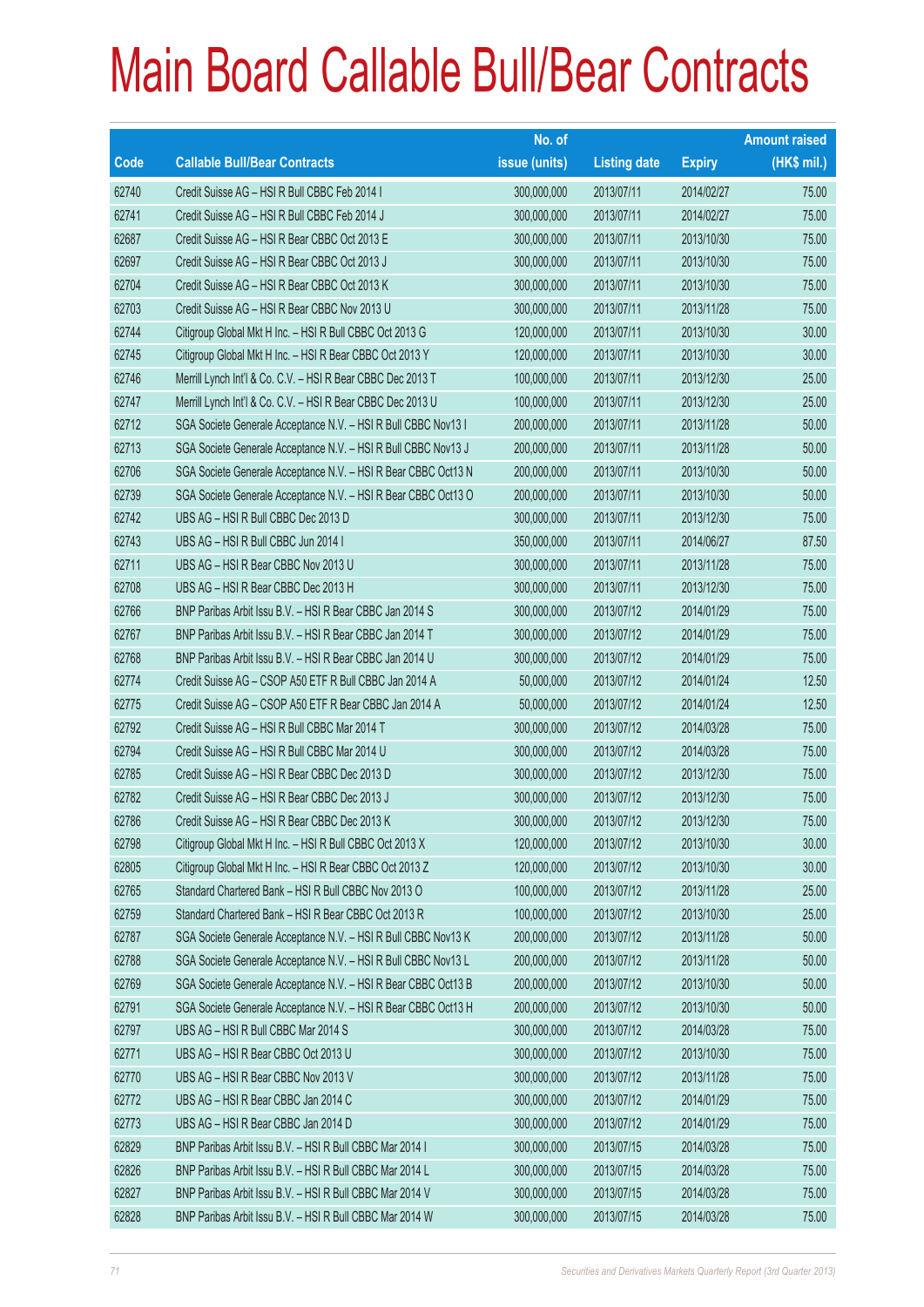# Main Board Callable Bull/Bear Contracts

| Code | Callable Bull/Bear Contracts | No. of issue (units) | Listing date | Expiry | Amount raised (HK$ mil.) |
|---|---|---|---|---|---|
| 62740 | Credit Suisse AG – HSI R Bull CBBC Feb 2014 I | 300,000,000 | 2013/07/11 | 2014/02/27 | 75.00 |
| 62741 | Credit Suisse AG – HSI R Bull CBBC Feb 2014 J | 300,000,000 | 2013/07/11 | 2014/02/27 | 75.00 |
| 62687 | Credit Suisse AG – HSI R Bear CBBC Oct 2013 E | 300,000,000 | 2013/07/11 | 2013/10/30 | 75.00 |
| 62697 | Credit Suisse AG – HSI R Bear CBBC Oct 2013 J | 300,000,000 | 2013/07/11 | 2013/10/30 | 75.00 |
| 62704 | Credit Suisse AG – HSI R Bear CBBC Oct 2013 K | 300,000,000 | 2013/07/11 | 2013/10/30 | 75.00 |
| 62703 | Credit Suisse AG – HSI R Bear CBBC Nov 2013 U | 300,000,000 | 2013/07/11 | 2013/11/28 | 75.00 |
| 62744 | Citigroup Global Mkt H Inc. – HSI R Bull CBBC Oct 2013 G | 120,000,000 | 2013/07/11 | 2013/10/30 | 30.00 |
| 62745 | Citigroup Global Mkt H Inc. – HSI R Bear CBBC Oct 2013 Y | 120,000,000 | 2013/07/11 | 2013/10/30 | 30.00 |
| 62746 | Merrill Lynch Int'l & Co. C.V. – HSI R Bear CBBC Dec 2013 T | 100,000,000 | 2013/07/11 | 2013/12/30 | 25.00 |
| 62747 | Merrill Lynch Int'l & Co. C.V. – HSI R Bear CBBC Dec 2013 U | 100,000,000 | 2013/07/11 | 2013/12/30 | 25.00 |
| 62712 | SGA Societe Generale Acceptance N.V. – HSI R Bull CBBC Nov13 I | 200,000,000 | 2013/07/11 | 2013/11/28 | 50.00 |
| 62713 | SGA Societe Generale Acceptance N.V. – HSI R Bull CBBC Nov13 J | 200,000,000 | 2013/07/11 | 2013/11/28 | 50.00 |
| 62706 | SGA Societe Generale Acceptance N.V. – HSI R Bear CBBC Oct13 N | 200,000,000 | 2013/07/11 | 2013/10/30 | 50.00 |
| 62739 | SGA Societe Generale Acceptance N.V. – HSI R Bear CBBC Oct13 O | 200,000,000 | 2013/07/11 | 2013/10/30 | 50.00 |
| 62742 | UBS AG – HSI R Bull CBBC Dec 2013 D | 300,000,000 | 2013/07/11 | 2013/12/30 | 75.00 |
| 62743 | UBS AG – HSI R Bull CBBC Jun 2014 I | 350,000,000 | 2013/07/11 | 2014/06/27 | 87.50 |
| 62711 | UBS AG – HSI R Bear CBBC Nov 2013 U | 300,000,000 | 2013/07/11 | 2013/11/28 | 75.00 |
| 62708 | UBS AG – HSI R Bear CBBC Dec 2013 H | 300,000,000 | 2013/07/11 | 2013/12/30 | 75.00 |
| 62766 | BNP Paribas Arbit Issu B.V. – HSI R Bear CBBC Jan 2014 S | 300,000,000 | 2013/07/12 | 2014/01/29 | 75.00 |
| 62767 | BNP Paribas Arbit Issu B.V. – HSI R Bear CBBC Jan 2014 T | 300,000,000 | 2013/07/12 | 2014/01/29 | 75.00 |
| 62768 | BNP Paribas Arbit Issu B.V. – HSI R Bear CBBC Jan 2014 U | 300,000,000 | 2013/07/12 | 2014/01/29 | 75.00 |
| 62774 | Credit Suisse AG – CSOP A50 ETF R Bull CBBC Jan 2014 A | 50,000,000 | 2013/07/12 | 2014/01/24 | 12.50 |
| 62775 | Credit Suisse AG – CSOP A50 ETF R Bear CBBC Jan 2014 A | 50,000,000 | 2013/07/12 | 2014/01/24 | 12.50 |
| 62792 | Credit Suisse AG – HSI R Bull CBBC Mar 2014 T | 300,000,000 | 2013/07/12 | 2014/03/28 | 75.00 |
| 62794 | Credit Suisse AG – HSI R Bull CBBC Mar 2014 U | 300,000,000 | 2013/07/12 | 2014/03/28 | 75.00 |
| 62785 | Credit Suisse AG – HSI R Bear CBBC Dec 2013 D | 300,000,000 | 2013/07/12 | 2013/12/30 | 75.00 |
| 62782 | Credit Suisse AG – HSI R Bear CBBC Dec 2013 J | 300,000,000 | 2013/07/12 | 2013/12/30 | 75.00 |
| 62786 | Credit Suisse AG – HSI R Bear CBBC Dec 2013 K | 300,000,000 | 2013/07/12 | 2013/12/30 | 75.00 |
| 62798 | Citigroup Global Mkt H Inc. – HSI R Bull CBBC Oct 2013 X | 120,000,000 | 2013/07/12 | 2013/10/30 | 30.00 |
| 62805 | Citigroup Global Mkt H Inc. – HSI R Bear CBBC Oct 2013 Z | 120,000,000 | 2013/07/12 | 2013/10/30 | 30.00 |
| 62765 | Standard Chartered Bank – HSI R Bull CBBC Nov 2013 O | 100,000,000 | 2013/07/12 | 2013/11/28 | 25.00 |
| 62759 | Standard Chartered Bank – HSI R Bear CBBC Oct 2013 R | 100,000,000 | 2013/07/12 | 2013/10/30 | 25.00 |
| 62787 | SGA Societe Generale Acceptance N.V. – HSI R Bull CBBC Nov13 K | 200,000,000 | 2013/07/12 | 2013/11/28 | 50.00 |
| 62788 | SGA Societe Generale Acceptance N.V. – HSI R Bull CBBC Nov13 L | 200,000,000 | 2013/07/12 | 2013/11/28 | 50.00 |
| 62769 | SGA Societe Generale Acceptance N.V. – HSI R Bear CBBC Oct13 B | 200,000,000 | 2013/07/12 | 2013/10/30 | 50.00 |
| 62791 | SGA Societe Generale Acceptance N.V. – HSI R Bear CBBC Oct13 H | 200,000,000 | 2013/07/12 | 2013/10/30 | 50.00 |
| 62797 | UBS AG – HSI R Bull CBBC Mar 2014 S | 300,000,000 | 2013/07/12 | 2014/03/28 | 75.00 |
| 62771 | UBS AG – HSI R Bear CBBC Oct 2013 U | 300,000,000 | 2013/07/12 | 2013/10/30 | 75.00 |
| 62770 | UBS AG – HSI R Bear CBBC Nov 2013 V | 300,000,000 | 2013/07/12 | 2013/11/28 | 75.00 |
| 62772 | UBS AG – HSI R Bear CBBC Jan 2014 C | 300,000,000 | 2013/07/12 | 2014/01/29 | 75.00 |
| 62773 | UBS AG – HSI R Bear CBBC Jan 2014 D | 300,000,000 | 2013/07/12 | 2014/01/29 | 75.00 |
| 62829 | BNP Paribas Arbit Issu B.V. – HSI R Bull CBBC Mar 2014 I | 300,000,000 | 2013/07/15 | 2014/03/28 | 75.00 |
| 62826 | BNP Paribas Arbit Issu B.V. – HSI R Bull CBBC Mar 2014 L | 300,000,000 | 2013/07/15 | 2014/03/28 | 75.00 |
| 62827 | BNP Paribas Arbit Issu B.V. – HSI R Bull CBBC Mar 2014 V | 300,000,000 | 2013/07/15 | 2014/03/28 | 75.00 |
| 62828 | BNP Paribas Arbit Issu B.V. – HSI R Bull CBBC Mar 2014 W | 300,000,000 | 2013/07/15 | 2014/03/28 | 75.00 |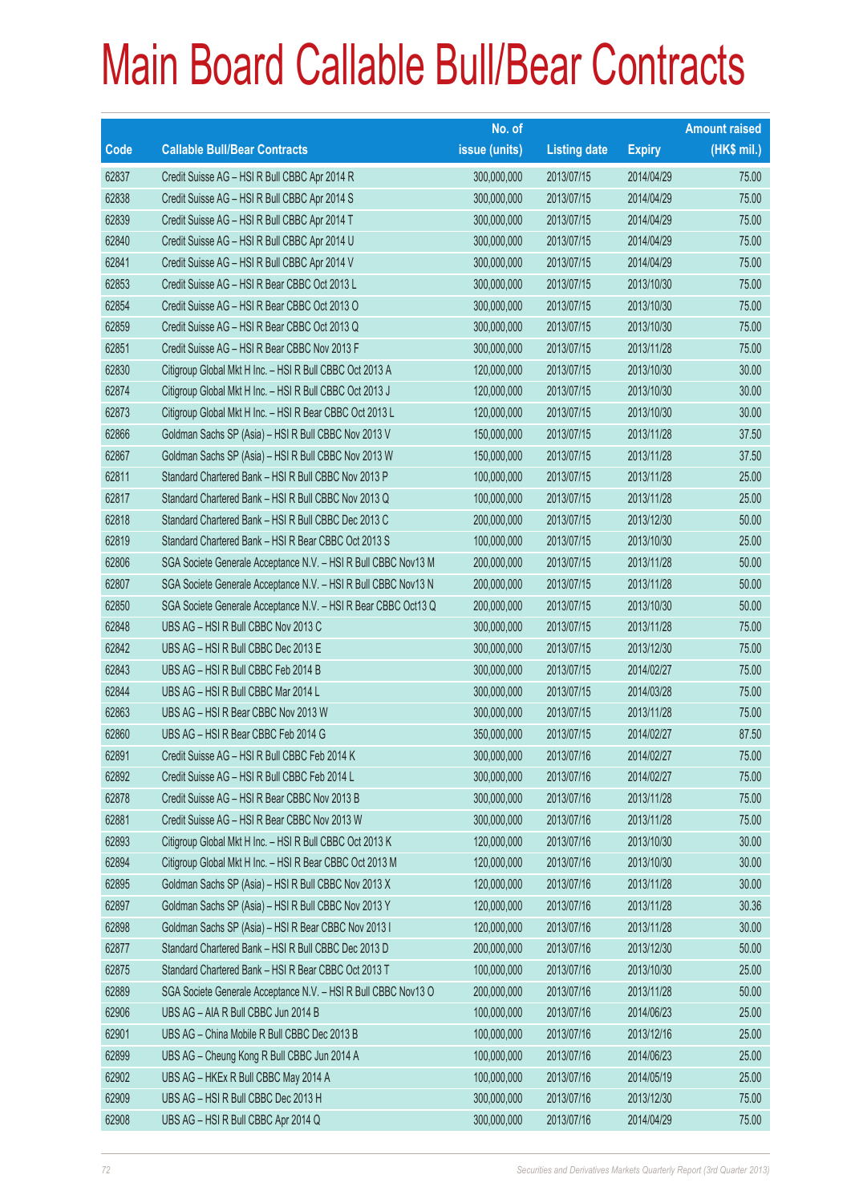# Main Board Callable Bull/Bear Contracts

| Code | Callable Bull/Bear Contracts | No. of issue (units) | Listing date | Expiry | Amount raised (HK$ mil.) |
|---|---|---|---|---|---|
| 62837 | Credit Suisse AG – HSI R Bull CBBC Apr 2014 R | 300,000,000 | 2013/07/15 | 2014/04/29 | 75.00 |
| 62838 | Credit Suisse AG – HSI R Bull CBBC Apr 2014 S | 300,000,000 | 2013/07/15 | 2014/04/29 | 75.00 |
| 62839 | Credit Suisse AG – HSI R Bull CBBC Apr 2014 T | 300,000,000 | 2013/07/15 | 2014/04/29 | 75.00 |
| 62840 | Credit Suisse AG – HSI R Bull CBBC Apr 2014 U | 300,000,000 | 2013/07/15 | 2014/04/29 | 75.00 |
| 62841 | Credit Suisse AG – HSI R Bull CBBC Apr 2014 V | 300,000,000 | 2013/07/15 | 2014/04/29 | 75.00 |
| 62853 | Credit Suisse AG – HSI R Bear CBBC Oct 2013 L | 300,000,000 | 2013/07/15 | 2013/10/30 | 75.00 |
| 62854 | Credit Suisse AG – HSI R Bear CBBC Oct 2013 O | 300,000,000 | 2013/07/15 | 2013/10/30 | 75.00 |
| 62859 | Credit Suisse AG – HSI R Bear CBBC Oct 2013 Q | 300,000,000 | 2013/07/15 | 2013/10/30 | 75.00 |
| 62851 | Credit Suisse AG – HSI R Bear CBBC Nov 2013 F | 300,000,000 | 2013/07/15 | 2013/11/28 | 75.00 |
| 62830 | Citigroup Global Mkt H Inc. – HSI R Bull CBBC Oct 2013 A | 120,000,000 | 2013/07/15 | 2013/10/30 | 30.00 |
| 62874 | Citigroup Global Mkt H Inc. – HSI R Bull CBBC Oct 2013 J | 120,000,000 | 2013/07/15 | 2013/10/30 | 30.00 |
| 62873 | Citigroup Global Mkt H Inc. – HSI R Bear CBBC Oct 2013 L | 120,000,000 | 2013/07/15 | 2013/10/30 | 30.00 |
| 62866 | Goldman Sachs SP (Asia) – HSI R Bull CBBC Nov 2013 V | 150,000,000 | 2013/07/15 | 2013/11/28 | 37.50 |
| 62867 | Goldman Sachs SP (Asia) – HSI R Bull CBBC Nov 2013 W | 150,000,000 | 2013/07/15 | 2013/11/28 | 37.50 |
| 62811 | Standard Chartered Bank – HSI R Bull CBBC Nov 2013 P | 100,000,000 | 2013/07/15 | 2013/11/28 | 25.00 |
| 62817 | Standard Chartered Bank – HSI R Bull CBBC Nov 2013 Q | 100,000,000 | 2013/07/15 | 2013/11/28 | 25.00 |
| 62818 | Standard Chartered Bank – HSI R Bull CBBC Dec 2013 C | 200,000,000 | 2013/07/15 | 2013/12/30 | 50.00 |
| 62819 | Standard Chartered Bank – HSI R Bear CBBC Oct 2013 S | 100,000,000 | 2013/07/15 | 2013/10/30 | 25.00 |
| 62806 | SGA Societe Generale Acceptance N.V. – HSI R Bull CBBC Nov13 M | 200,000,000 | 2013/07/15 | 2013/11/28 | 50.00 |
| 62807 | SGA Societe Generale Acceptance N.V. – HSI R Bull CBBC Nov13 N | 200,000,000 | 2013/07/15 | 2013/11/28 | 50.00 |
| 62850 | SGA Societe Generale Acceptance N.V. – HSI R Bear CBBC Oct13 Q | 200,000,000 | 2013/07/15 | 2013/10/30 | 50.00 |
| 62848 | UBS AG – HSI R Bull CBBC Nov 2013 C | 300,000,000 | 2013/07/15 | 2013/11/28 | 75.00 |
| 62842 | UBS AG – HSI R Bull CBBC Dec 2013 E | 300,000,000 | 2013/07/15 | 2013/12/30 | 75.00 |
| 62843 | UBS AG – HSI R Bull CBBC Feb 2014 B | 300,000,000 | 2013/07/15 | 2014/02/27 | 75.00 |
| 62844 | UBS AG – HSI R Bull CBBC Mar 2014 L | 300,000,000 | 2013/07/15 | 2014/03/28 | 75.00 |
| 62863 | UBS AG – HSI R Bear CBBC Nov 2013 W | 300,000,000 | 2013/07/15 | 2013/11/28 | 75.00 |
| 62860 | UBS AG – HSI R Bear CBBC Feb 2014 G | 350,000,000 | 2013/07/15 | 2014/02/27 | 87.50 |
| 62891 | Credit Suisse AG – HSI R Bull CBBC Feb 2014 K | 300,000,000 | 2013/07/16 | 2014/02/27 | 75.00 |
| 62892 | Credit Suisse AG – HSI R Bull CBBC Feb 2014 L | 300,000,000 | 2013/07/16 | 2014/02/27 | 75.00 |
| 62878 | Credit Suisse AG – HSI R Bear CBBC Nov 2013 B | 300,000,000 | 2013/07/16 | 2013/11/28 | 75.00 |
| 62881 | Credit Suisse AG – HSI R Bear CBBC Nov 2013 W | 300,000,000 | 2013/07/16 | 2013/11/28 | 75.00 |
| 62893 | Citigroup Global Mkt H Inc. – HSI R Bull CBBC Oct 2013 K | 120,000,000 | 2013/07/16 | 2013/10/30 | 30.00 |
| 62894 | Citigroup Global Mkt H Inc. – HSI R Bear CBBC Oct 2013 M | 120,000,000 | 2013/07/16 | 2013/10/30 | 30.00 |
| 62895 | Goldman Sachs SP (Asia) – HSI R Bull CBBC Nov 2013 X | 120,000,000 | 2013/07/16 | 2013/11/28 | 30.00 |
| 62897 | Goldman Sachs SP (Asia) – HSI R Bull CBBC Nov 2013 Y | 120,000,000 | 2013/07/16 | 2013/11/28 | 30.36 |
| 62898 | Goldman Sachs SP (Asia) – HSI R Bear CBBC Nov 2013 I | 120,000,000 | 2013/07/16 | 2013/11/28 | 30.00 |
| 62877 | Standard Chartered Bank – HSI R Bull CBBC Dec 2013 D | 200,000,000 | 2013/07/16 | 2013/12/30 | 50.00 |
| 62875 | Standard Chartered Bank – HSI R Bear CBBC Oct 2013 T | 100,000,000 | 2013/07/16 | 2013/10/30 | 25.00 |
| 62889 | SGA Societe Generale Acceptance N.V. – HSI R Bull CBBC Nov13 O | 200,000,000 | 2013/07/16 | 2013/11/28 | 50.00 |
| 62906 | UBS AG – AIA R Bull CBBC Jun 2014 B | 100,000,000 | 2013/07/16 | 2014/06/23 | 25.00 |
| 62901 | UBS AG – China Mobile R Bull CBBC Dec 2013 B | 100,000,000 | 2013/07/16 | 2013/12/16 | 25.00 |
| 62899 | UBS AG – Cheung Kong R Bull CBBC Jun 2014 A | 100,000,000 | 2013/07/16 | 2014/06/23 | 25.00 |
| 62902 | UBS AG – HKEx R Bull CBBC May 2014 A | 100,000,000 | 2013/07/16 | 2014/05/19 | 25.00 |
| 62909 | UBS AG – HSI R Bull CBBC Dec 2013 H | 300,000,000 | 2013/07/16 | 2013/12/30 | 75.00 |
| 62908 | UBS AG – HSI R Bull CBBC Apr 2014 Q | 300,000,000 | 2013/07/16 | 2014/04/29 | 75.00 |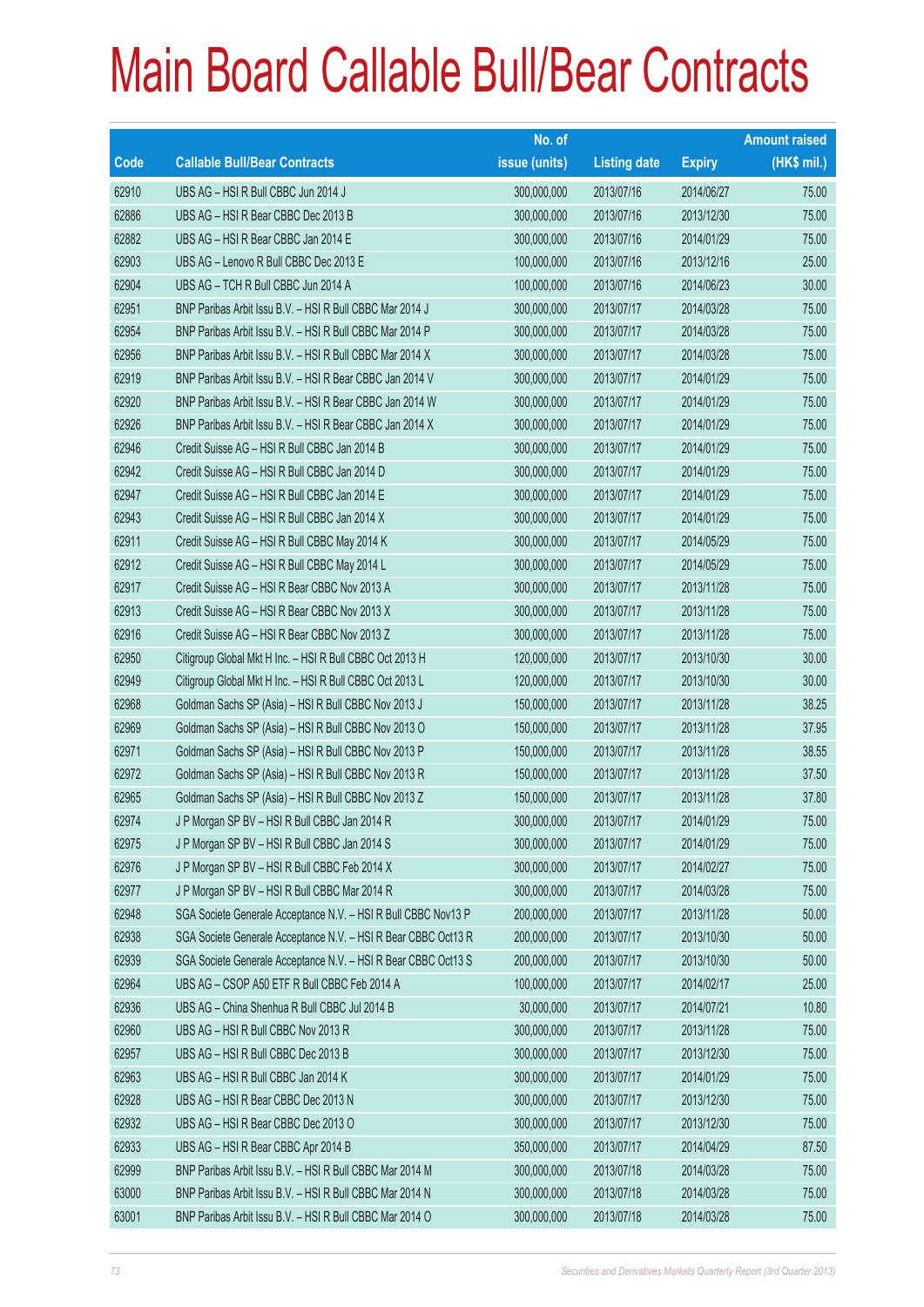# Main Board Callable Bull/Bear Contracts

| Code | Callable Bull/Bear Contracts | No. of issue (units) | Listing date | Expiry | Amount raised (HK$ mil.) |
|---|---|---|---|---|---|
| 62910 | UBS AG – HSI R Bull CBBC Jun 2014 J | 300,000,000 | 2013/07/16 | 2014/06/27 | 75.00 |
| 62886 | UBS AG – HSI R Bear CBBC Dec 2013 B | 300,000,000 | 2013/07/16 | 2013/12/30 | 75.00 |
| 62882 | UBS AG – HSI R Bear CBBC Jan 2014 E | 300,000,000 | 2013/07/16 | 2014/01/29 | 75.00 |
| 62903 | UBS AG – Lenovo R Bull CBBC Dec 2013 E | 100,000,000 | 2013/07/16 | 2013/12/16 | 25.00 |
| 62904 | UBS AG – TCH R Bull CBBC Jun 2014 A | 100,000,000 | 2013/07/16 | 2014/06/23 | 30.00 |
| 62951 | BNP Paribas Arbit Issu B.V. – HSI R Bull CBBC Mar 2014 J | 300,000,000 | 2013/07/17 | 2014/03/28 | 75.00 |
| 62954 | BNP Paribas Arbit Issu B.V. – HSI R Bull CBBC Mar 2014 P | 300,000,000 | 2013/07/17 | 2014/03/28 | 75.00 |
| 62956 | BNP Paribas Arbit Issu B.V. – HSI R Bull CBBC Mar 2014 X | 300,000,000 | 2013/07/17 | 2014/03/28 | 75.00 |
| 62919 | BNP Paribas Arbit Issu B.V. – HSI R Bear CBBC Jan 2014 V | 300,000,000 | 2013/07/17 | 2014/01/29 | 75.00 |
| 62920 | BNP Paribas Arbit Issu B.V. – HSI R Bear CBBC Jan 2014 W | 300,000,000 | 2013/07/17 | 2014/01/29 | 75.00 |
| 62926 | BNP Paribas Arbit Issu B.V. – HSI R Bear CBBC Jan 2014 X | 300,000,000 | 2013/07/17 | 2014/01/29 | 75.00 |
| 62946 | Credit Suisse AG – HSI R Bull CBBC Jan 2014 B | 300,000,000 | 2013/07/17 | 2014/01/29 | 75.00 |
| 62942 | Credit Suisse AG – HSI R Bull CBBC Jan 2014 D | 300,000,000 | 2013/07/17 | 2014/01/29 | 75.00 |
| 62947 | Credit Suisse AG – HSI R Bull CBBC Jan 2014 E | 300,000,000 | 2013/07/17 | 2014/01/29 | 75.00 |
| 62943 | Credit Suisse AG – HSI R Bull CBBC Jan 2014 X | 300,000,000 | 2013/07/17 | 2014/01/29 | 75.00 |
| 62911 | Credit Suisse AG – HSI R Bull CBBC May 2014 K | 300,000,000 | 2013/07/17 | 2014/05/29 | 75.00 |
| 62912 | Credit Suisse AG – HSI R Bull CBBC May 2014 L | 300,000,000 | 2013/07/17 | 2014/05/29 | 75.00 |
| 62917 | Credit Suisse AG – HSI R Bear CBBC Nov 2013 A | 300,000,000 | 2013/07/17 | 2013/11/28 | 75.00 |
| 62913 | Credit Suisse AG – HSI R Bear CBBC Nov 2013 X | 300,000,000 | 2013/07/17 | 2013/11/28 | 75.00 |
| 62916 | Credit Suisse AG – HSI R Bear CBBC Nov 2013 Z | 300,000,000 | 2013/07/17 | 2013/11/28 | 75.00 |
| 62950 | Citigroup Global Mkt H Inc. – HSI R Bull CBBC Oct 2013 H | 120,000,000 | 2013/07/17 | 2013/10/30 | 30.00 |
| 62949 | Citigroup Global Mkt H Inc. – HSI R Bull CBBC Oct 2013 L | 120,000,000 | 2013/07/17 | 2013/10/30 | 30.00 |
| 62968 | Goldman Sachs SP (Asia) – HSI R Bull CBBC Nov 2013 J | 150,000,000 | 2013/07/17 | 2013/11/28 | 38.25 |
| 62969 | Goldman Sachs SP (Asia) – HSI R Bull CBBC Nov 2013 O | 150,000,000 | 2013/07/17 | 2013/11/28 | 37.95 |
| 62971 | Goldman Sachs SP (Asia) – HSI R Bull CBBC Nov 2013 P | 150,000,000 | 2013/07/17 | 2013/11/28 | 38.55 |
| 62972 | Goldman Sachs SP (Asia) – HSI R Bull CBBC Nov 2013 R | 150,000,000 | 2013/07/17 | 2013/11/28 | 37.50 |
| 62965 | Goldman Sachs SP (Asia) – HSI R Bull CBBC Nov 2013 Z | 150,000,000 | 2013/07/17 | 2013/11/28 | 37.80 |
| 62974 | J P Morgan SP BV – HSI R Bull CBBC Jan 2014 R | 300,000,000 | 2013/07/17 | 2014/01/29 | 75.00 |
| 62975 | J P Morgan SP BV – HSI R Bull CBBC Jan 2014 S | 300,000,000 | 2013/07/17 | 2014/01/29 | 75.00 |
| 62976 | J P Morgan SP BV – HSI R Bull CBBC Feb 2014 X | 300,000,000 | 2013/07/17 | 2014/02/27 | 75.00 |
| 62977 | J P Morgan SP BV – HSI R Bull CBBC Mar 2014 R | 300,000,000 | 2013/07/17 | 2014/03/28 | 75.00 |
| 62948 | SGA Societe Generale Acceptance N.V. – HSI R Bull CBBC Nov13 P | 200,000,000 | 2013/07/17 | 2013/11/28 | 50.00 |
| 62938 | SGA Societe Generale Acceptance N.V. – HSI R Bear CBBC Oct13 R | 200,000,000 | 2013/07/17 | 2013/10/30 | 50.00 |
| 62939 | SGA Societe Generale Acceptance N.V. – HSI R Bear CBBC Oct13 S | 200,000,000 | 2013/07/17 | 2013/10/30 | 50.00 |
| 62964 | UBS AG – CSOP A50 ETF R Bull CBBC Feb 2014 A | 100,000,000 | 2013/07/17 | 2014/02/17 | 25.00 |
| 62936 | UBS AG – China Shenhua R Bull CBBC Jul 2014 B | 30,000,000 | 2013/07/17 | 2014/07/21 | 10.80 |
| 62960 | UBS AG – HSI R Bull CBBC Nov 2013 R | 300,000,000 | 2013/07/17 | 2013/11/28 | 75.00 |
| 62957 | UBS AG – HSI R Bull CBBC Dec 2013 B | 300,000,000 | 2013/07/17 | 2013/12/30 | 75.00 |
| 62963 | UBS AG – HSI R Bull CBBC Jan 2014 K | 300,000,000 | 2013/07/17 | 2014/01/29 | 75.00 |
| 62928 | UBS AG – HSI R Bear CBBC Dec 2013 N | 300,000,000 | 2013/07/17 | 2013/12/30 | 75.00 |
| 62932 | UBS AG – HSI R Bear CBBC Dec 2013 O | 300,000,000 | 2013/07/17 | 2013/12/30 | 75.00 |
| 62933 | UBS AG – HSI R Bear CBBC Apr 2014 B | 350,000,000 | 2013/07/17 | 2014/04/29 | 87.50 |
| 62999 | BNP Paribas Arbit Issu B.V. – HSI R Bull CBBC Mar 2014 M | 300,000,000 | 2013/07/18 | 2014/03/28 | 75.00 |
| 63000 | BNP Paribas Arbit Issu B.V. – HSI R Bull CBBC Mar 2014 N | 300,000,000 | 2013/07/18 | 2014/03/28 | 75.00 |
| 63001 | BNP Paribas Arbit Issu B.V. – HSI R Bull CBBC Mar 2014 O | 300,000,000 | 2013/07/18 | 2014/03/28 | 75.00 |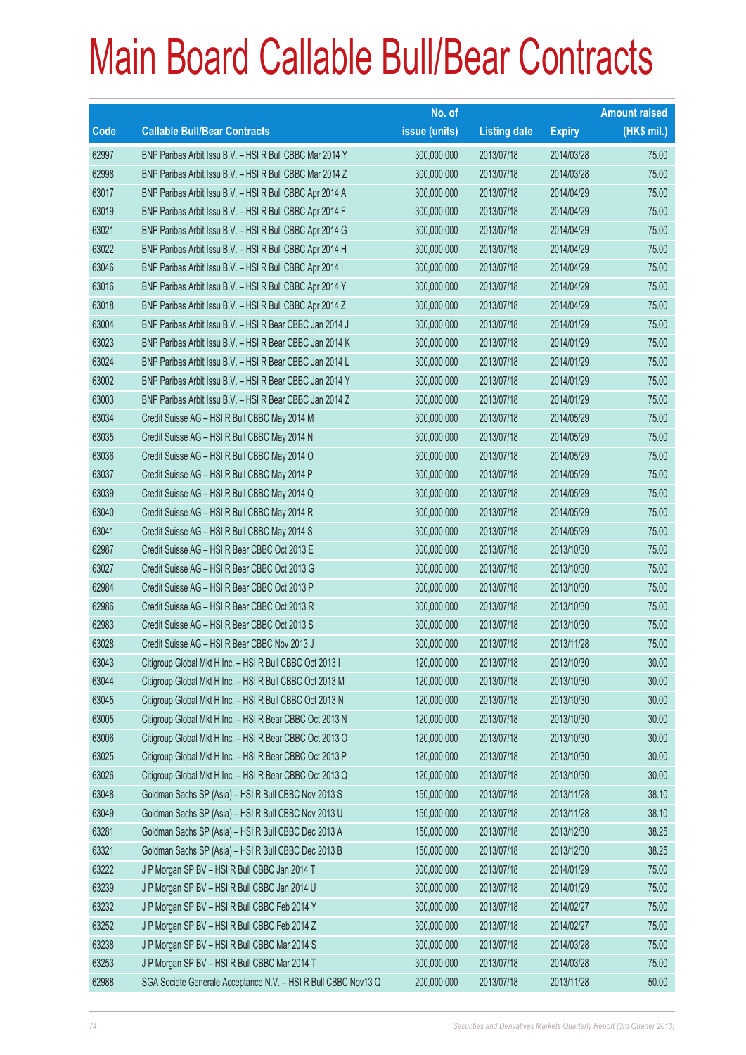# Main Board Callable Bull/Bear Contracts

| Code | Callable Bull/Bear Contracts | No. of issue (units) | Listing date | Expiry | Amount raised (HK$ mil.) |
|---|---|---|---|---|---|
| 62997 | BNP Paribas Arbit Issu B.V. – HSI R Bull CBBC Mar 2014 Y | 300,000,000 | 2013/07/18 | 2014/03/28 | 75.00 |
| 62998 | BNP Paribas Arbit Issu B.V. – HSI R Bull CBBC Mar 2014 Z | 300,000,000 | 2013/07/18 | 2014/03/28 | 75.00 |
| 63017 | BNP Paribas Arbit Issu B.V. – HSI R Bull CBBC Apr 2014 A | 300,000,000 | 2013/07/18 | 2014/04/29 | 75.00 |
| 63019 | BNP Paribas Arbit Issu B.V. – HSI R Bull CBBC Apr 2014 F | 300,000,000 | 2013/07/18 | 2014/04/29 | 75.00 |
| 63021 | BNP Paribas Arbit Issu B.V. – HSI R Bull CBBC Apr 2014 G | 300,000,000 | 2013/07/18 | 2014/04/29 | 75.00 |
| 63022 | BNP Paribas Arbit Issu B.V. – HSI R Bull CBBC Apr 2014 H | 300,000,000 | 2013/07/18 | 2014/04/29 | 75.00 |
| 63046 | BNP Paribas Arbit Issu B.V. – HSI R Bull CBBC Apr 2014 I | 300,000,000 | 2013/07/18 | 2014/04/29 | 75.00 |
| 63016 | BNP Paribas Arbit Issu B.V. – HSI R Bull CBBC Apr 2014 Y | 300,000,000 | 2013/07/18 | 2014/04/29 | 75.00 |
| 63018 | BNP Paribas Arbit Issu B.V. – HSI R Bull CBBC Apr 2014 Z | 300,000,000 | 2013/07/18 | 2014/04/29 | 75.00 |
| 63004 | BNP Paribas Arbit Issu B.V. – HSI R Bear CBBC Jan 2014 J | 300,000,000 | 2013/07/18 | 2014/01/29 | 75.00 |
| 63023 | BNP Paribas Arbit Issu B.V. – HSI R Bear CBBC Jan 2014 K | 300,000,000 | 2013/07/18 | 2014/01/29 | 75.00 |
| 63024 | BNP Paribas Arbit Issu B.V. – HSI R Bear CBBC Jan 2014 L | 300,000,000 | 2013/07/18 | 2014/01/29 | 75.00 |
| 63002 | BNP Paribas Arbit Issu B.V. – HSI R Bear CBBC Jan 2014 Y | 300,000,000 | 2013/07/18 | 2014/01/29 | 75.00 |
| 63003 | BNP Paribas Arbit Issu B.V. – HSI R Bear CBBC Jan 2014 Z | 300,000,000 | 2013/07/18 | 2014/01/29 | 75.00 |
| 63034 | Credit Suisse AG – HSI R Bull CBBC May 2014 M | 300,000,000 | 2013/07/18 | 2014/05/29 | 75.00 |
| 63035 | Credit Suisse AG – HSI R Bull CBBC May 2014 N | 300,000,000 | 2013/07/18 | 2014/05/29 | 75.00 |
| 63036 | Credit Suisse AG – HSI R Bull CBBC May 2014 O | 300,000,000 | 2013/07/18 | 2014/05/29 | 75.00 |
| 63037 | Credit Suisse AG – HSI R Bull CBBC May 2014 P | 300,000,000 | 2013/07/18 | 2014/05/29 | 75.00 |
| 63039 | Credit Suisse AG – HSI R Bull CBBC May 2014 Q | 300,000,000 | 2013/07/18 | 2014/05/29 | 75.00 |
| 63040 | Credit Suisse AG – HSI R Bull CBBC May 2014 R | 300,000,000 | 2013/07/18 | 2014/05/29 | 75.00 |
| 63041 | Credit Suisse AG – HSI R Bull CBBC May 2014 S | 300,000,000 | 2013/07/18 | 2014/05/29 | 75.00 |
| 62987 | Credit Suisse AG – HSI R Bear CBBC Oct 2013 E | 300,000,000 | 2013/07/18 | 2013/10/30 | 75.00 |
| 63027 | Credit Suisse AG – HSI R Bear CBBC Oct 2013 G | 300,000,000 | 2013/07/18 | 2013/10/30 | 75.00 |
| 62984 | Credit Suisse AG – HSI R Bear CBBC Oct 2013 P | 300,000,000 | 2013/07/18 | 2013/10/30 | 75.00 |
| 62986 | Credit Suisse AG – HSI R Bear CBBC Oct 2013 R | 300,000,000 | 2013/07/18 | 2013/10/30 | 75.00 |
| 62983 | Credit Suisse AG – HSI R Bear CBBC Oct 2013 S | 300,000,000 | 2013/07/18 | 2013/10/30 | 75.00 |
| 63028 | Credit Suisse AG – HSI R Bear CBBC Nov 2013 J | 300,000,000 | 2013/07/18 | 2013/11/28 | 75.00 |
| 63043 | Citigroup Global Mkt H Inc. – HSI R Bull CBBC Oct 2013 I | 120,000,000 | 2013/07/18 | 2013/10/30 | 30.00 |
| 63044 | Citigroup Global Mkt H Inc. – HSI R Bull CBBC Oct 2013 M | 120,000,000 | 2013/07/18 | 2013/10/30 | 30.00 |
| 63045 | Citigroup Global Mkt H Inc. – HSI R Bull CBBC Oct 2013 N | 120,000,000 | 2013/07/18 | 2013/10/30 | 30.00 |
| 63005 | Citigroup Global Mkt H Inc. – HSI R Bear CBBC Oct 2013 N | 120,000,000 | 2013/07/18 | 2013/10/30 | 30.00 |
| 63006 | Citigroup Global Mkt H Inc. – HSI R Bear CBBC Oct 2013 O | 120,000,000 | 2013/07/18 | 2013/10/30 | 30.00 |
| 63025 | Citigroup Global Mkt H Inc. – HSI R Bear CBBC Oct 2013 P | 120,000,000 | 2013/07/18 | 2013/10/30 | 30.00 |
| 63026 | Citigroup Global Mkt H Inc. – HSI R Bear CBBC Oct 2013 Q | 120,000,000 | 2013/07/18 | 2013/10/30 | 30.00 |
| 63048 | Goldman Sachs SP (Asia) – HSI R Bull CBBC Nov 2013 S | 150,000,000 | 2013/07/18 | 2013/11/28 | 38.10 |
| 63049 | Goldman Sachs SP (Asia) – HSI R Bull CBBC Nov 2013 U | 150,000,000 | 2013/07/18 | 2013/11/28 | 38.10 |
| 63281 | Goldman Sachs SP (Asia) – HSI R Bull CBBC Dec 2013 A | 150,000,000 | 2013/07/18 | 2013/12/30 | 38.25 |
| 63321 | Goldman Sachs SP (Asia) – HSI R Bull CBBC Dec 2013 B | 150,000,000 | 2013/07/18 | 2013/12/30 | 38.25 |
| 63222 | J P Morgan SP BV – HSI R Bull CBBC Jan 2014 T | 300,000,000 | 2013/07/18 | 2014/01/29 | 75.00 |
| 63239 | J P Morgan SP BV – HSI R Bull CBBC Jan 2014 U | 300,000,000 | 2013/07/18 | 2014/01/29 | 75.00 |
| 63232 | J P Morgan SP BV – HSI R Bull CBBC Feb 2014 Y | 300,000,000 | 2013/07/18 | 2014/02/27 | 75.00 |
| 63252 | J P Morgan SP BV – HSI R Bull CBBC Feb 2014 Z | 300,000,000 | 2013/07/18 | 2014/02/27 | 75.00 |
| 63238 | J P Morgan SP BV – HSI R Bull CBBC Mar 2014 S | 300,000,000 | 2013/07/18 | 2014/03/28 | 75.00 |
| 63253 | J P Morgan SP BV – HSI R Bull CBBC Mar 2014 T | 300,000,000 | 2013/07/18 | 2014/03/28 | 75.00 |
| 62988 | SGA Societe Generale Acceptance N.V. – HSI R Bull CBBC Nov13 Q | 200,000,000 | 2013/07/18 | 2013/11/28 | 50.00 |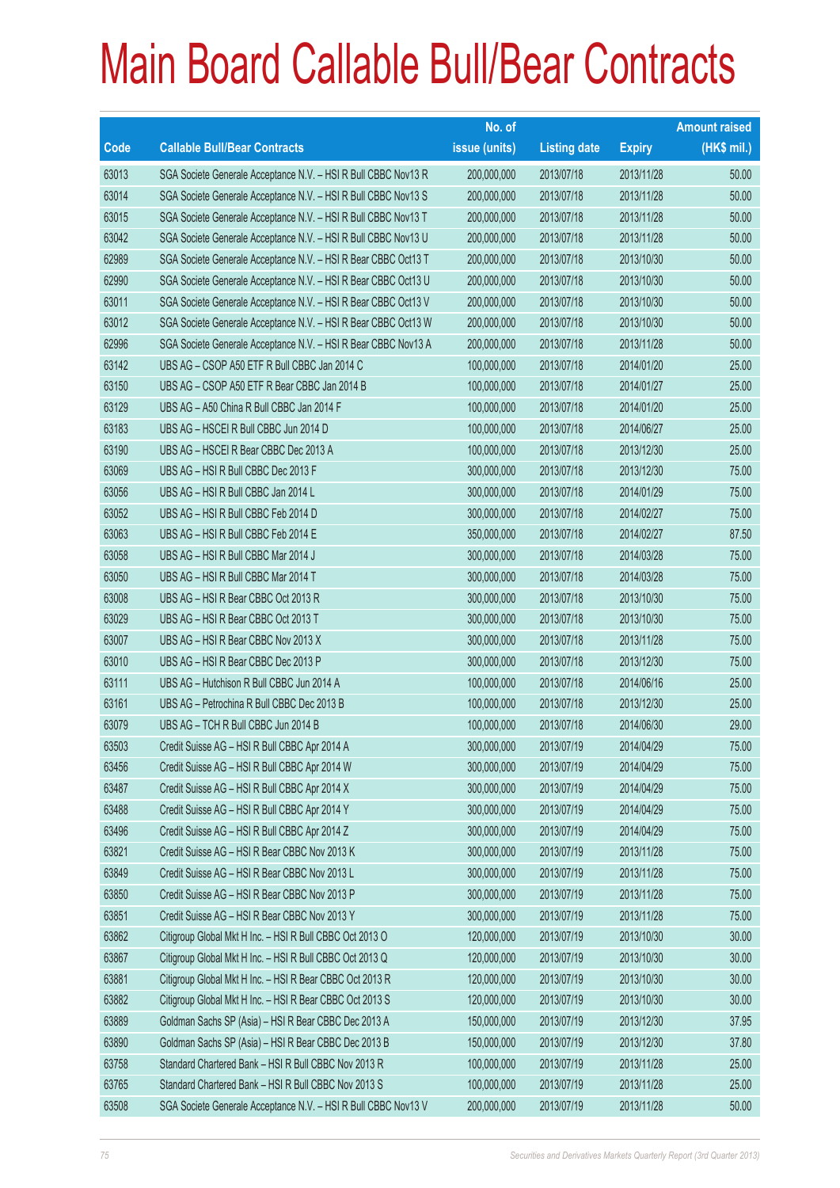# Main Board Callable Bull/Bear Contracts

| Code | Callable Bull/Bear Contracts | No. of issue (units) | Listing date | Expiry | Amount raised (HK$ mil.) |
|---|---|---|---|---|---|
| 63013 | SGA Societe Generale Acceptance N.V. – HSI R Bull CBBC Nov13 R | 200,000,000 | 2013/07/18 | 2013/11/28 | 50.00 |
| 63014 | SGA Societe Generale Acceptance N.V. – HSI R Bull CBBC Nov13 S | 200,000,000 | 2013/07/18 | 2013/11/28 | 50.00 |
| 63015 | SGA Societe Generale Acceptance N.V. – HSI R Bull CBBC Nov13 T | 200,000,000 | 2013/07/18 | 2013/11/28 | 50.00 |
| 63042 | SGA Societe Generale Acceptance N.V. – HSI R Bull CBBC Nov13 U | 200,000,000 | 2013/07/18 | 2013/11/28 | 50.00 |
| 62989 | SGA Societe Generale Acceptance N.V. – HSI R Bear CBBC Oct13 T | 200,000,000 | 2013/07/18 | 2013/10/30 | 50.00 |
| 62990 | SGA Societe Generale Acceptance N.V. – HSI R Bear CBBC Oct13 U | 200,000,000 | 2013/07/18 | 2013/10/30 | 50.00 |
| 63011 | SGA Societe Generale Acceptance N.V. – HSI R Bear CBBC Oct13 V | 200,000,000 | 2013/07/18 | 2013/10/30 | 50.00 |
| 63012 | SGA Societe Generale Acceptance N.V. – HSI R Bear CBBC Oct13 W | 200,000,000 | 2013/07/18 | 2013/10/30 | 50.00 |
| 62996 | SGA Societe Generale Acceptance N.V. – HSI R Bear CBBC Nov13 A | 200,000,000 | 2013/07/18 | 2013/11/28 | 50.00 |
| 63142 | UBS AG – CSOP A50 ETF R Bull CBBC Jan 2014 C | 100,000,000 | 2013/07/18 | 2014/01/20 | 25.00 |
| 63150 | UBS AG – CSOP A50 ETF R Bear CBBC Jan 2014 B | 100,000,000 | 2013/07/18 | 2014/01/27 | 25.00 |
| 63129 | UBS AG – A50 China R Bull CBBC Jan 2014 F | 100,000,000 | 2013/07/18 | 2014/01/20 | 25.00 |
| 63183 | UBS AG – HSCEI R Bull CBBC Jun 2014 D | 100,000,000 | 2013/07/18 | 2014/06/27 | 25.00 |
| 63190 | UBS AG – HSCEI R Bear CBBC Dec 2013 A | 100,000,000 | 2013/07/18 | 2013/12/30 | 25.00 |
| 63069 | UBS AG – HSI R Bull CBBC Dec 2013 F | 300,000,000 | 2013/07/18 | 2013/12/30 | 75.00 |
| 63056 | UBS AG – HSI R Bull CBBC Jan 2014 L | 300,000,000 | 2013/07/18 | 2014/01/29 | 75.00 |
| 63052 | UBS AG – HSI R Bull CBBC Feb 2014 D | 300,000,000 | 2013/07/18 | 2014/02/27 | 75.00 |
| 63063 | UBS AG – HSI R Bull CBBC Feb 2014 E | 350,000,000 | 2013/07/18 | 2014/02/27 | 87.50 |
| 63058 | UBS AG – HSI R Bull CBBC Mar 2014 J | 300,000,000 | 2013/07/18 | 2014/03/28 | 75.00 |
| 63050 | UBS AG – HSI R Bull CBBC Mar 2014 T | 300,000,000 | 2013/07/18 | 2014/03/28 | 75.00 |
| 63008 | UBS AG – HSI R Bear CBBC Oct 2013 R | 300,000,000 | 2013/07/18 | 2013/10/30 | 75.00 |
| 63029 | UBS AG – HSI R Bear CBBC Oct 2013 T | 300,000,000 | 2013/07/18 | 2013/10/30 | 75.00 |
| 63007 | UBS AG – HSI R Bear CBBC Nov 2013 X | 300,000,000 | 2013/07/18 | 2013/11/28 | 75.00 |
| 63010 | UBS AG – HSI R Bear CBBC Dec 2013 P | 300,000,000 | 2013/07/18 | 2013/12/30 | 75.00 |
| 63111 | UBS AG – Hutchison R Bull CBBC Jun 2014 A | 100,000,000 | 2013/07/18 | 2014/06/16 | 25.00 |
| 63161 | UBS AG – Petrochina R Bull CBBC Dec 2013 B | 100,000,000 | 2013/07/18 | 2013/12/30 | 25.00 |
| 63079 | UBS AG – TCH R Bull CBBC Jun 2014 B | 100,000,000 | 2013/07/18 | 2014/06/30 | 29.00 |
| 63503 | Credit Suisse AG – HSI R Bull CBBC Apr 2014 A | 300,000,000 | 2013/07/19 | 2014/04/29 | 75.00 |
| 63456 | Credit Suisse AG – HSI R Bull CBBC Apr 2014 W | 300,000,000 | 2013/07/19 | 2014/04/29 | 75.00 |
| 63487 | Credit Suisse AG – HSI R Bull CBBC Apr 2014 X | 300,000,000 | 2013/07/19 | 2014/04/29 | 75.00 |
| 63488 | Credit Suisse AG – HSI R Bull CBBC Apr 2014 Y | 300,000,000 | 2013/07/19 | 2014/04/29 | 75.00 |
| 63496 | Credit Suisse AG – HSI R Bull CBBC Apr 2014 Z | 300,000,000 | 2013/07/19 | 2014/04/29 | 75.00 |
| 63821 | Credit Suisse AG – HSI R Bear CBBC Nov 2013 K | 300,000,000 | 2013/07/19 | 2013/11/28 | 75.00 |
| 63849 | Credit Suisse AG – HSI R Bear CBBC Nov 2013 L | 300,000,000 | 2013/07/19 | 2013/11/28 | 75.00 |
| 63850 | Credit Suisse AG – HSI R Bear CBBC Nov 2013 P | 300,000,000 | 2013/07/19 | 2013/11/28 | 75.00 |
| 63851 | Credit Suisse AG – HSI R Bear CBBC Nov 2013 Y | 300,000,000 | 2013/07/19 | 2013/11/28 | 75.00 |
| 63862 | Citigroup Global Mkt H Inc. – HSI R Bull CBBC Oct 2013 O | 120,000,000 | 2013/07/19 | 2013/10/30 | 30.00 |
| 63867 | Citigroup Global Mkt H Inc. – HSI R Bull CBBC Oct 2013 Q | 120,000,000 | 2013/07/19 | 2013/10/30 | 30.00 |
| 63881 | Citigroup Global Mkt H Inc. – HSI R Bear CBBC Oct 2013 R | 120,000,000 | 2013/07/19 | 2013/10/30 | 30.00 |
| 63882 | Citigroup Global Mkt H Inc. – HSI R Bear CBBC Oct 2013 S | 120,000,000 | 2013/07/19 | 2013/10/30 | 30.00 |
| 63889 | Goldman Sachs SP (Asia) – HSI R Bear CBBC Dec 2013 A | 150,000,000 | 2013/07/19 | 2013/12/30 | 37.95 |
| 63890 | Goldman Sachs SP (Asia) – HSI R Bear CBBC Dec 2013 B | 150,000,000 | 2013/07/19 | 2013/12/30 | 37.80 |
| 63758 | Standard Chartered Bank – HSI R Bull CBBC Nov 2013 R | 100,000,000 | 2013/07/19 | 2013/11/28 | 25.00 |
| 63765 | Standard Chartered Bank – HSI R Bull CBBC Nov 2013 S | 100,000,000 | 2013/07/19 | 2013/11/28 | 25.00 |
| 63508 | SGA Societe Generale Acceptance N.V. – HSI R Bull CBBC Nov13 V | 200,000,000 | 2013/07/19 | 2013/11/28 | 50.00 |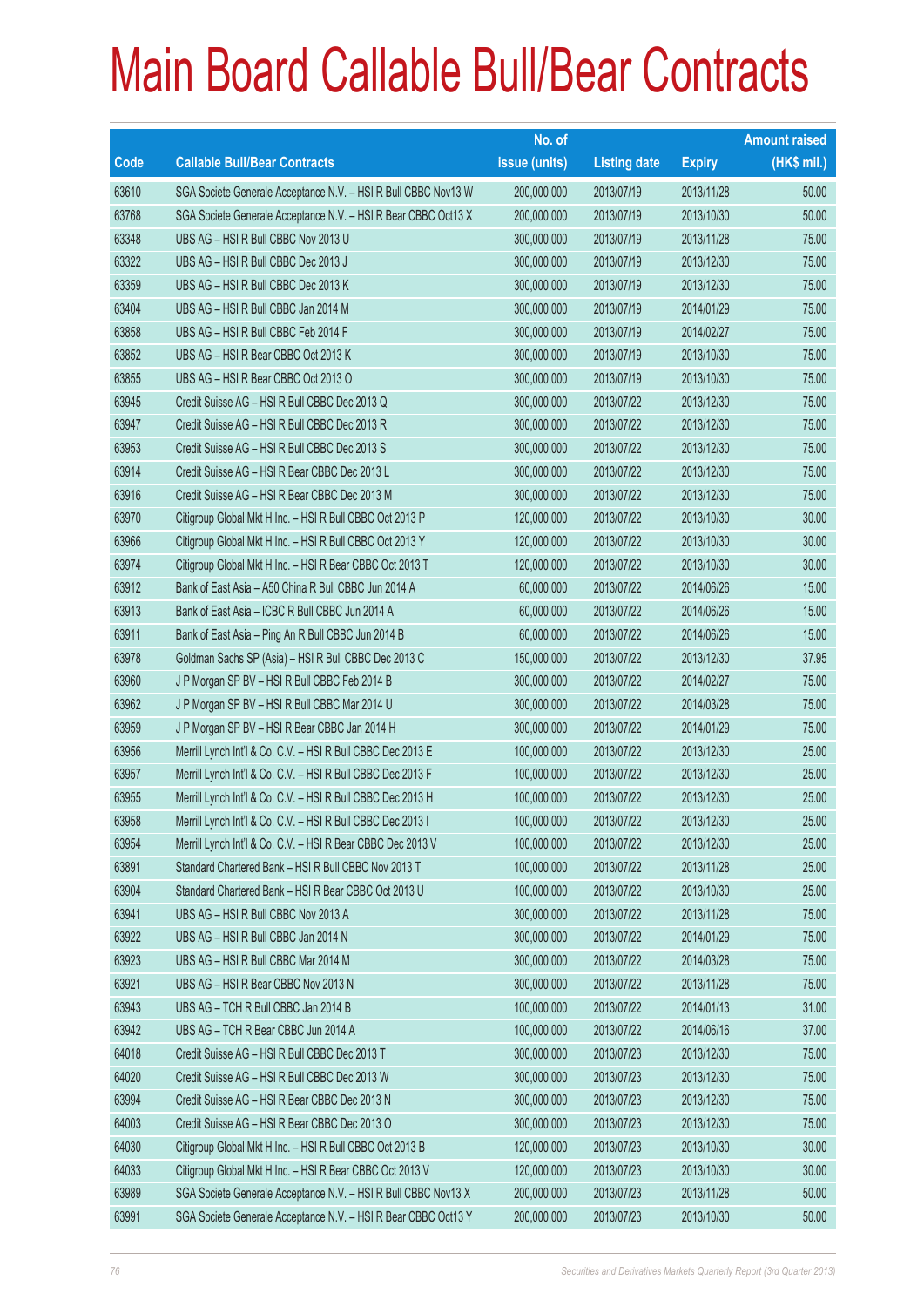# Main Board Callable Bull/Bear Contracts

| Code | Callable Bull/Bear Contracts | No. of issue (units) | Listing date | Expiry | Amount raised (HK$ mil.) |
|---|---|---|---|---|---|
| 63610 | SGA Societe Generale Acceptance N.V. – HSI R Bull CBBC Nov13 W | 200,000,000 | 2013/07/19 | 2013/11/28 | 50.00 |
| 63768 | SGA Societe Generale Acceptance N.V. – HSI R Bear CBBC Oct13 X | 200,000,000 | 2013/07/19 | 2013/10/30 | 50.00 |
| 63348 | UBS AG – HSI R Bull CBBC Nov 2013 U | 300,000,000 | 2013/07/19 | 2013/11/28 | 75.00 |
| 63322 | UBS AG – HSI R Bull CBBC Dec 2013 J | 300,000,000 | 2013/07/19 | 2013/12/30 | 75.00 |
| 63359 | UBS AG – HSI R Bull CBBC Dec 2013 K | 300,000,000 | 2013/07/19 | 2013/12/30 | 75.00 |
| 63404 | UBS AG – HSI R Bull CBBC Jan 2014 M | 300,000,000 | 2013/07/19 | 2014/01/29 | 75.00 |
| 63858 | UBS AG – HSI R Bull CBBC Feb 2014 F | 300,000,000 | 2013/07/19 | 2014/02/27 | 75.00 |
| 63852 | UBS AG – HSI R Bear CBBC Oct 2013 K | 300,000,000 | 2013/07/19 | 2013/10/30 | 75.00 |
| 63855 | UBS AG – HSI R Bear CBBC Oct 2013 O | 300,000,000 | 2013/07/19 | 2013/10/30 | 75.00 |
| 63945 | Credit Suisse AG – HSI R Bull CBBC Dec 2013 Q | 300,000,000 | 2013/07/22 | 2013/12/30 | 75.00 |
| 63947 | Credit Suisse AG – HSI R Bull CBBC Dec 2013 R | 300,000,000 | 2013/07/22 | 2013/12/30 | 75.00 |
| 63953 | Credit Suisse AG – HSI R Bull CBBC Dec 2013 S | 300,000,000 | 2013/07/22 | 2013/12/30 | 75.00 |
| 63914 | Credit Suisse AG – HSI R Bear CBBC Dec 2013 L | 300,000,000 | 2013/07/22 | 2013/12/30 | 75.00 |
| 63916 | Credit Suisse AG – HSI R Bear CBBC Dec 2013 M | 300,000,000 | 2013/07/22 | 2013/12/30 | 75.00 |
| 63970 | Citigroup Global Mkt H Inc. – HSI R Bull CBBC Oct 2013 P | 120,000,000 | 2013/07/22 | 2013/10/30 | 30.00 |
| 63966 | Citigroup Global Mkt H Inc. – HSI R Bull CBBC Oct 2013 Y | 120,000,000 | 2013/07/22 | 2013/10/30 | 30.00 |
| 63974 | Citigroup Global Mkt H Inc. – HSI R Bear CBBC Oct 2013 T | 120,000,000 | 2013/07/22 | 2013/10/30 | 30.00 |
| 63912 | Bank of East Asia – A50 China R Bull CBBC Jun 2014 A | 60,000,000 | 2013/07/22 | 2014/06/26 | 15.00 |
| 63913 | Bank of East Asia – ICBC R Bull CBBC Jun 2014 A | 60,000,000 | 2013/07/22 | 2014/06/26 | 15.00 |
| 63911 | Bank of East Asia – Ping An R Bull CBBC Jun 2014 B | 60,000,000 | 2013/07/22 | 2014/06/26 | 15.00 |
| 63978 | Goldman Sachs SP (Asia) – HSI R Bull CBBC Dec 2013 C | 150,000,000 | 2013/07/22 | 2013/12/30 | 37.95 |
| 63960 | J P Morgan SP BV – HSI R Bull CBBC Feb 2014 B | 300,000,000 | 2013/07/22 | 2014/02/27 | 75.00 |
| 63962 | J P Morgan SP BV – HSI R Bull CBBC Mar 2014 U | 300,000,000 | 2013/07/22 | 2014/03/28 | 75.00 |
| 63959 | J P Morgan SP BV – HSI R Bear CBBC Jan 2014 H | 300,000,000 | 2013/07/22 | 2014/01/29 | 75.00 |
| 63956 | Merrill Lynch Int'l & Co. C.V. – HSI R Bull CBBC Dec 2013 E | 100,000,000 | 2013/07/22 | 2013/12/30 | 25.00 |
| 63957 | Merrill Lynch Int'l & Co. C.V. – HSI R Bull CBBC Dec 2013 F | 100,000,000 | 2013/07/22 | 2013/12/30 | 25.00 |
| 63955 | Merrill Lynch Int'l & Co. C.V. – HSI R Bull CBBC Dec 2013 H | 100,000,000 | 2013/07/22 | 2013/12/30 | 25.00 |
| 63958 | Merrill Lynch Int'l & Co. C.V. – HSI R Bull CBBC Dec 2013 I | 100,000,000 | 2013/07/22 | 2013/12/30 | 25.00 |
| 63954 | Merrill Lynch Int'l & Co. C.V. – HSI R Bear CBBC Dec 2013 V | 100,000,000 | 2013/07/22 | 2013/12/30 | 25.00 |
| 63891 | Standard Chartered Bank – HSI R Bull CBBC Nov 2013 T | 100,000,000 | 2013/07/22 | 2013/11/28 | 25.00 |
| 63904 | Standard Chartered Bank – HSI R Bear CBBC Oct 2013 U | 100,000,000 | 2013/07/22 | 2013/10/30 | 25.00 |
| 63941 | UBS AG – HSI R Bull CBBC Nov 2013 A | 300,000,000 | 2013/07/22 | 2013/11/28 | 75.00 |
| 63922 | UBS AG – HSI R Bull CBBC Jan 2014 N | 300,000,000 | 2013/07/22 | 2014/01/29 | 75.00 |
| 63923 | UBS AG – HSI R Bull CBBC Mar 2014 M | 300,000,000 | 2013/07/22 | 2014/03/28 | 75.00 |
| 63921 | UBS AG – HSI R Bear CBBC Nov 2013 N | 300,000,000 | 2013/07/22 | 2013/11/28 | 75.00 |
| 63943 | UBS AG – TCH R Bull CBBC Jan 2014 B | 100,000,000 | 2013/07/22 | 2014/01/13 | 31.00 |
| 63942 | UBS AG – TCH R Bear CBBC Jun 2014 A | 100,000,000 | 2013/07/22 | 2014/06/16 | 37.00 |
| 64018 | Credit Suisse AG – HSI R Bull CBBC Dec 2013 T | 300,000,000 | 2013/07/23 | 2013/12/30 | 75.00 |
| 64020 | Credit Suisse AG – HSI R Bull CBBC Dec 2013 W | 300,000,000 | 2013/07/23 | 2013/12/30 | 75.00 |
| 63994 | Credit Suisse AG – HSI R Bear CBBC Dec 2013 N | 300,000,000 | 2013/07/23 | 2013/12/30 | 75.00 |
| 64003 | Credit Suisse AG – HSI R Bear CBBC Dec 2013 O | 300,000,000 | 2013/07/23 | 2013/12/30 | 75.00 |
| 64030 | Citigroup Global Mkt H Inc. – HSI R Bull CBBC Oct 2013 B | 120,000,000 | 2013/07/23 | 2013/10/30 | 30.00 |
| 64033 | Citigroup Global Mkt H Inc. – HSI R Bear CBBC Oct 2013 V | 120,000,000 | 2013/07/23 | 2013/10/30 | 30.00 |
| 63989 | SGA Societe Generale Acceptance N.V. – HSI R Bull CBBC Nov13 X | 200,000,000 | 2013/07/23 | 2013/11/28 | 50.00 |
| 63991 | SGA Societe Generale Acceptance N.V. – HSI R Bear CBBC Oct13 Y | 200,000,000 | 2013/07/23 | 2013/10/30 | 50.00 |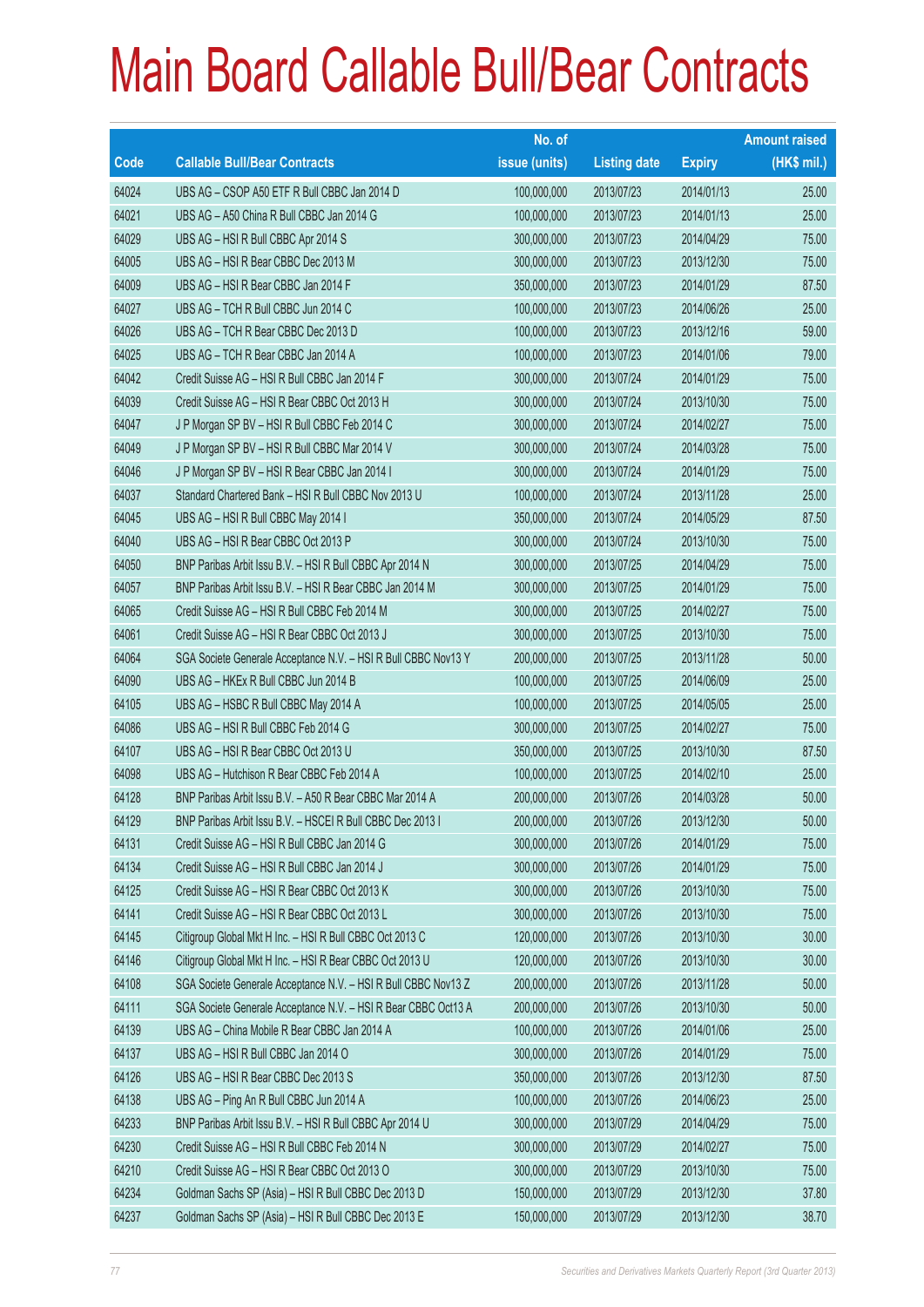# Main Board Callable Bull/Bear Contracts

| Code | Callable Bull/Bear Contracts | No. of issue (units) | Listing date | Expiry | Amount raised (HK$ mil.) |
|---|---|---|---|---|---|
| 64024 | UBS AG – CSOP A50 ETF R Bull CBBC Jan 2014 D | 100,000,000 | 2013/07/23 | 2014/01/13 | 25.00 |
| 64021 | UBS AG – A50 China R Bull CBBC Jan 2014 G | 100,000,000 | 2013/07/23 | 2014/01/13 | 25.00 |
| 64029 | UBS AG – HSI R Bull CBBC Apr 2014 S | 300,000,000 | 2013/07/23 | 2014/04/29 | 75.00 |
| 64005 | UBS AG – HSI R Bear CBBC Dec 2013 M | 300,000,000 | 2013/07/23 | 2013/12/30 | 75.00 |
| 64009 | UBS AG – HSI R Bear CBBC Jan 2014 F | 350,000,000 | 2013/07/23 | 2014/01/29 | 87.50 |
| 64027 | UBS AG – TCH R Bull CBBC Jun 2014 C | 100,000,000 | 2013/07/23 | 2014/06/26 | 25.00 |
| 64026 | UBS AG – TCH R Bear CBBC Dec 2013 D | 100,000,000 | 2013/07/23 | 2013/12/16 | 59.00 |
| 64025 | UBS AG – TCH R Bear CBBC Jan 2014 A | 100,000,000 | 2013/07/23 | 2014/01/06 | 79.00 |
| 64042 | Credit Suisse AG – HSI R Bull CBBC Jan 2014 F | 300,000,000 | 2013/07/24 | 2014/01/29 | 75.00 |
| 64039 | Credit Suisse AG – HSI R Bear CBBC Oct 2013 H | 300,000,000 | 2013/07/24 | 2013/10/30 | 75.00 |
| 64047 | J P Morgan SP BV – HSI R Bull CBBC Feb 2014 C | 300,000,000 | 2013/07/24 | 2014/02/27 | 75.00 |
| 64049 | J P Morgan SP BV – HSI R Bull CBBC Mar 2014 V | 300,000,000 | 2013/07/24 | 2014/03/28 | 75.00 |
| 64046 | J P Morgan SP BV – HSI R Bear CBBC Jan 2014 I | 300,000,000 | 2013/07/24 | 2014/01/29 | 75.00 |
| 64037 | Standard Chartered Bank – HSI R Bull CBBC Nov 2013 U | 100,000,000 | 2013/07/24 | 2013/11/28 | 25.00 |
| 64045 | UBS AG – HSI R Bull CBBC May 2014 I | 350,000,000 | 2013/07/24 | 2014/05/29 | 87.50 |
| 64040 | UBS AG – HSI R Bear CBBC Oct 2013 P | 300,000,000 | 2013/07/24 | 2013/10/30 | 75.00 |
| 64050 | BNP Paribas Arbit Issu B.V. – HSI R Bull CBBC Apr 2014 N | 300,000,000 | 2013/07/25 | 2014/04/29 | 75.00 |
| 64057 | BNP Paribas Arbit Issu B.V. – HSI R Bear CBBC Jan 2014 M | 300,000,000 | 2013/07/25 | 2014/01/29 | 75.00 |
| 64065 | Credit Suisse AG – HSI R Bull CBBC Feb 2014 M | 300,000,000 | 2013/07/25 | 2014/02/27 | 75.00 |
| 64061 | Credit Suisse AG – HSI R Bear CBBC Oct 2013 J | 300,000,000 | 2013/07/25 | 2013/10/30 | 75.00 |
| 64064 | SGA Societe Generale Acceptance N.V. – HSI R Bull CBBC Nov13 Y | 200,000,000 | 2013/07/25 | 2013/11/28 | 50.00 |
| 64090 | UBS AG – HKEx R Bull CBBC Jun 2014 B | 100,000,000 | 2013/07/25 | 2014/06/09 | 25.00 |
| 64105 | UBS AG – HSBC R Bull CBBC May 2014 A | 100,000,000 | 2013/07/25 | 2014/05/05 | 25.00 |
| 64086 | UBS AG – HSI R Bull CBBC Feb 2014 G | 300,000,000 | 2013/07/25 | 2014/02/27 | 75.00 |
| 64107 | UBS AG – HSI R Bear CBBC Oct 2013 U | 350,000,000 | 2013/07/25 | 2013/10/30 | 87.50 |
| 64098 | UBS AG – Hutchison R Bear CBBC Feb 2014 A | 100,000,000 | 2013/07/25 | 2014/02/10 | 25.00 |
| 64128 | BNP Paribas Arbit Issu B.V. – A50 R Bear CBBC Mar 2014 A | 200,000,000 | 2013/07/26 | 2014/03/28 | 50.00 |
| 64129 | BNP Paribas Arbit Issu B.V. – HSCEI R Bull CBBC Dec 2013 I | 200,000,000 | 2013/07/26 | 2013/12/30 | 50.00 |
| 64131 | Credit Suisse AG – HSI R Bull CBBC Jan 2014 G | 300,000,000 | 2013/07/26 | 2014/01/29 | 75.00 |
| 64134 | Credit Suisse AG – HSI R Bull CBBC Jan 2014 J | 300,000,000 | 2013/07/26 | 2014/01/29 | 75.00 |
| 64125 | Credit Suisse AG – HSI R Bear CBBC Oct 2013 K | 300,000,000 | 2013/07/26 | 2013/10/30 | 75.00 |
| 64141 | Credit Suisse AG – HSI R Bear CBBC Oct 2013 L | 300,000,000 | 2013/07/26 | 2013/10/30 | 75.00 |
| 64145 | Citigroup Global Mkt H Inc. – HSI R Bull CBBC Oct 2013 C | 120,000,000 | 2013/07/26 | 2013/10/30 | 30.00 |
| 64146 | Citigroup Global Mkt H Inc. – HSI R Bear CBBC Oct 2013 U | 120,000,000 | 2013/07/26 | 2013/10/30 | 30.00 |
| 64108 | SGA Societe Generale Acceptance N.V. – HSI R Bull CBBC Nov13 Z | 200,000,000 | 2013/07/26 | 2013/11/28 | 50.00 |
| 64111 | SGA Societe Generale Acceptance N.V. – HSI R Bear CBBC Oct13 A | 200,000,000 | 2013/07/26 | 2013/10/30 | 50.00 |
| 64139 | UBS AG – China Mobile R Bear CBBC Jan 2014 A | 100,000,000 | 2013/07/26 | 2014/01/06 | 25.00 |
| 64137 | UBS AG – HSI R Bull CBBC Jan 2014 O | 300,000,000 | 2013/07/26 | 2014/01/29 | 75.00 |
| 64126 | UBS AG – HSI R Bear CBBC Dec 2013 S | 350,000,000 | 2013/07/26 | 2013/12/30 | 87.50 |
| 64138 | UBS AG – Ping An R Bull CBBC Jun 2014 A | 100,000,000 | 2013/07/26 | 2014/06/23 | 25.00 |
| 64233 | BNP Paribas Arbit Issu B.V. – HSI R Bull CBBC Apr 2014 U | 300,000,000 | 2013/07/29 | 2014/04/29 | 75.00 |
| 64230 | Credit Suisse AG – HSI R Bull CBBC Feb 2014 N | 300,000,000 | 2013/07/29 | 2014/02/27 | 75.00 |
| 64210 | Credit Suisse AG – HSI R Bear CBBC Oct 2013 O | 300,000,000 | 2013/07/29 | 2013/10/30 | 75.00 |
| 64234 | Goldman Sachs SP (Asia) – HSI R Bull CBBC Dec 2013 D | 150,000,000 | 2013/07/29 | 2013/12/30 | 37.80 |
| 64237 | Goldman Sachs SP (Asia) – HSI R Bull CBBC Dec 2013 E | 150,000,000 | 2013/07/29 | 2013/12/30 | 38.70 |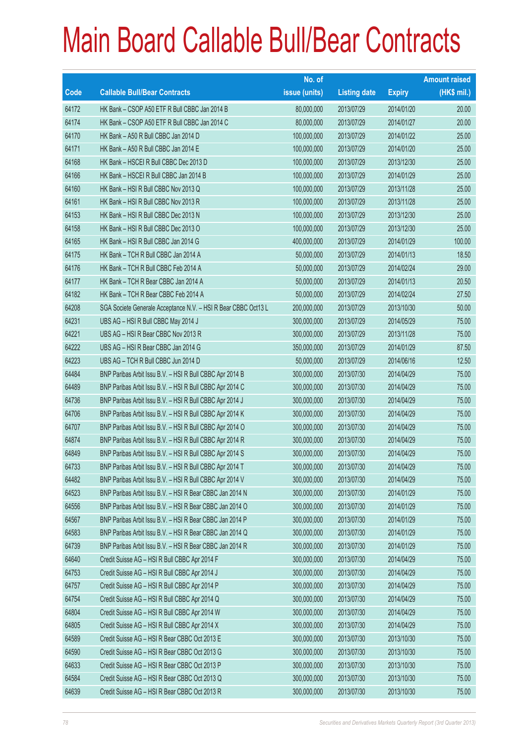# Main Board Callable Bull/Bear Contracts

| Code | Callable Bull/Bear Contracts | No. of issue (units) | Listing date | Expiry | Amount raised (HK$ mil.) |
|---|---|---|---|---|---|
| 64172 | HK Bank – CSOP A50 ETF R Bull CBBC Jan 2014 B | 80,000,000 | 2013/07/29 | 2014/01/20 | 20.00 |
| 64174 | HK Bank – CSOP A50 ETF R Bull CBBC Jan 2014 C | 80,000,000 | 2013/07/29 | 2014/01/27 | 20.00 |
| 64170 | HK Bank – A50 R Bull CBBC Jan 2014 D | 100,000,000 | 2013/07/29 | 2014/01/22 | 25.00 |
| 64171 | HK Bank – A50 R Bull CBBC Jan 2014 E | 100,000,000 | 2013/07/29 | 2014/01/20 | 25.00 |
| 64168 | HK Bank – HSCEI R Bull CBBC Dec 2013 D | 100,000,000 | 2013/07/29 | 2013/12/30 | 25.00 |
| 64166 | HK Bank – HSCEI R Bull CBBC Jan 2014 B | 100,000,000 | 2013/07/29 | 2014/01/29 | 25.00 |
| 64160 | HK Bank – HSI R Bull CBBC Nov 2013 Q | 100,000,000 | 2013/07/29 | 2013/11/28 | 25.00 |
| 64161 | HK Bank – HSI R Bull CBBC Nov 2013 R | 100,000,000 | 2013/07/29 | 2013/11/28 | 25.00 |
| 64153 | HK Bank – HSI R Bull CBBC Dec 2013 N | 100,000,000 | 2013/07/29 | 2013/12/30 | 25.00 |
| 64158 | HK Bank – HSI R Bull CBBC Dec 2013 O | 100,000,000 | 2013/07/29 | 2013/12/30 | 25.00 |
| 64165 | HK Bank – HSI R Bull CBBC Jan 2014 G | 400,000,000 | 2013/07/29 | 2014/01/29 | 100.00 |
| 64175 | HK Bank – TCH R Bull CBBC Jan 2014 A | 50,000,000 | 2013/07/29 | 2014/01/13 | 18.50 |
| 64176 | HK Bank – TCH R Bull CBBC Feb 2014 A | 50,000,000 | 2013/07/29 | 2014/02/24 | 29.00 |
| 64177 | HK Bank – TCH R Bear CBBC Jan 2014 A | 50,000,000 | 2013/07/29 | 2014/01/13 | 20.50 |
| 64182 | HK Bank – TCH R Bear CBBC Feb 2014 A | 50,000,000 | 2013/07/29 | 2014/02/24 | 27.50 |
| 64208 | SGA Societe Generale Acceptance N.V. – HSI R Bear CBBC Oct13 L | 200,000,000 | 2013/07/29 | 2013/10/30 | 50.00 |
| 64231 | UBS AG – HSI R Bull CBBC May 2014 J | 300,000,000 | 2013/07/29 | 2014/05/29 | 75.00 |
| 64221 | UBS AG – HSI R Bear CBBC Nov 2013 R | 300,000,000 | 2013/07/29 | 2013/11/28 | 75.00 |
| 64222 | UBS AG – HSI R Bear CBBC Jan 2014 G | 350,000,000 | 2013/07/29 | 2014/01/29 | 87.50 |
| 64223 | UBS AG – TCH R Bull CBBC Jun 2014 D | 50,000,000 | 2013/07/29 | 2014/06/16 | 12.50 |
| 64484 | BNP Paribas Arbit Issu B.V. – HSI R Bull CBBC Apr 2014 B | 300,000,000 | 2013/07/30 | 2014/04/29 | 75.00 |
| 64489 | BNP Paribas Arbit Issu B.V. – HSI R Bull CBBC Apr 2014 C | 300,000,000 | 2013/07/30 | 2014/04/29 | 75.00 |
| 64736 | BNP Paribas Arbit Issu B.V. – HSI R Bull CBBC Apr 2014 J | 300,000,000 | 2013/07/30 | 2014/04/29 | 75.00 |
| 64706 | BNP Paribas Arbit Issu B.V. – HSI R Bull CBBC Apr 2014 K | 300,000,000 | 2013/07/30 | 2014/04/29 | 75.00 |
| 64707 | BNP Paribas Arbit Issu B.V. – HSI R Bull CBBC Apr 2014 O | 300,000,000 | 2013/07/30 | 2014/04/29 | 75.00 |
| 64874 | BNP Paribas Arbit Issu B.V. – HSI R Bull CBBC Apr 2014 R | 300,000,000 | 2013/07/30 | 2014/04/29 | 75.00 |
| 64849 | BNP Paribas Arbit Issu B.V. – HSI R Bull CBBC Apr 2014 S | 300,000,000 | 2013/07/30 | 2014/04/29 | 75.00 |
| 64733 | BNP Paribas Arbit Issu B.V. – HSI R Bull CBBC Apr 2014 T | 300,000,000 | 2013/07/30 | 2014/04/29 | 75.00 |
| 64482 | BNP Paribas Arbit Issu B.V. – HSI R Bull CBBC Apr 2014 V | 300,000,000 | 2013/07/30 | 2014/04/29 | 75.00 |
| 64523 | BNP Paribas Arbit Issu B.V. – HSI R Bear CBBC Jan 2014 N | 300,000,000 | 2013/07/30 | 2014/01/29 | 75.00 |
| 64556 | BNP Paribas Arbit Issu B.V. – HSI R Bear CBBC Jan 2014 O | 300,000,000 | 2013/07/30 | 2014/01/29 | 75.00 |
| 64567 | BNP Paribas Arbit Issu B.V. – HSI R Bear CBBC Jan 2014 P | 300,000,000 | 2013/07/30 | 2014/01/29 | 75.00 |
| 64583 | BNP Paribas Arbit Issu B.V. – HSI R Bear CBBC Jan 2014 Q | 300,000,000 | 2013/07/30 | 2014/01/29 | 75.00 |
| 64739 | BNP Paribas Arbit Issu B.V. – HSI R Bear CBBC Jan 2014 R | 300,000,000 | 2013/07/30 | 2014/01/29 | 75.00 |
| 64640 | Credit Suisse AG – HSI R Bull CBBC Apr 2014 F | 300,000,000 | 2013/07/30 | 2014/04/29 | 75.00 |
| 64753 | Credit Suisse AG – HSI R Bull CBBC Apr 2014 J | 300,000,000 | 2013/07/30 | 2014/04/29 | 75.00 |
| 64757 | Credit Suisse AG – HSI R Bull CBBC Apr 2014 P | 300,000,000 | 2013/07/30 | 2014/04/29 | 75.00 |
| 64754 | Credit Suisse AG – HSI R Bull CBBC Apr 2014 Q | 300,000,000 | 2013/07/30 | 2014/04/29 | 75.00 |
| 64804 | Credit Suisse AG – HSI R Bull CBBC Apr 2014 W | 300,000,000 | 2013/07/30 | 2014/04/29 | 75.00 |
| 64805 | Credit Suisse AG – HSI R Bull CBBC Apr 2014 X | 300,000,000 | 2013/07/30 | 2014/04/29 | 75.00 |
| 64589 | Credit Suisse AG – HSI R Bear CBBC Oct 2013 E | 300,000,000 | 2013/07/30 | 2013/10/30 | 75.00 |
| 64590 | Credit Suisse AG – HSI R Bear CBBC Oct 2013 G | 300,000,000 | 2013/07/30 | 2013/10/30 | 75.00 |
| 64633 | Credit Suisse AG – HSI R Bear CBBC Oct 2013 P | 300,000,000 | 2013/07/30 | 2013/10/30 | 75.00 |
| 64584 | Credit Suisse AG – HSI R Bear CBBC Oct 2013 Q | 300,000,000 | 2013/07/30 | 2013/10/30 | 75.00 |
| 64639 | Credit Suisse AG – HSI R Bear CBBC Oct 2013 R | 300,000,000 | 2013/07/30 | 2013/10/30 | 75.00 |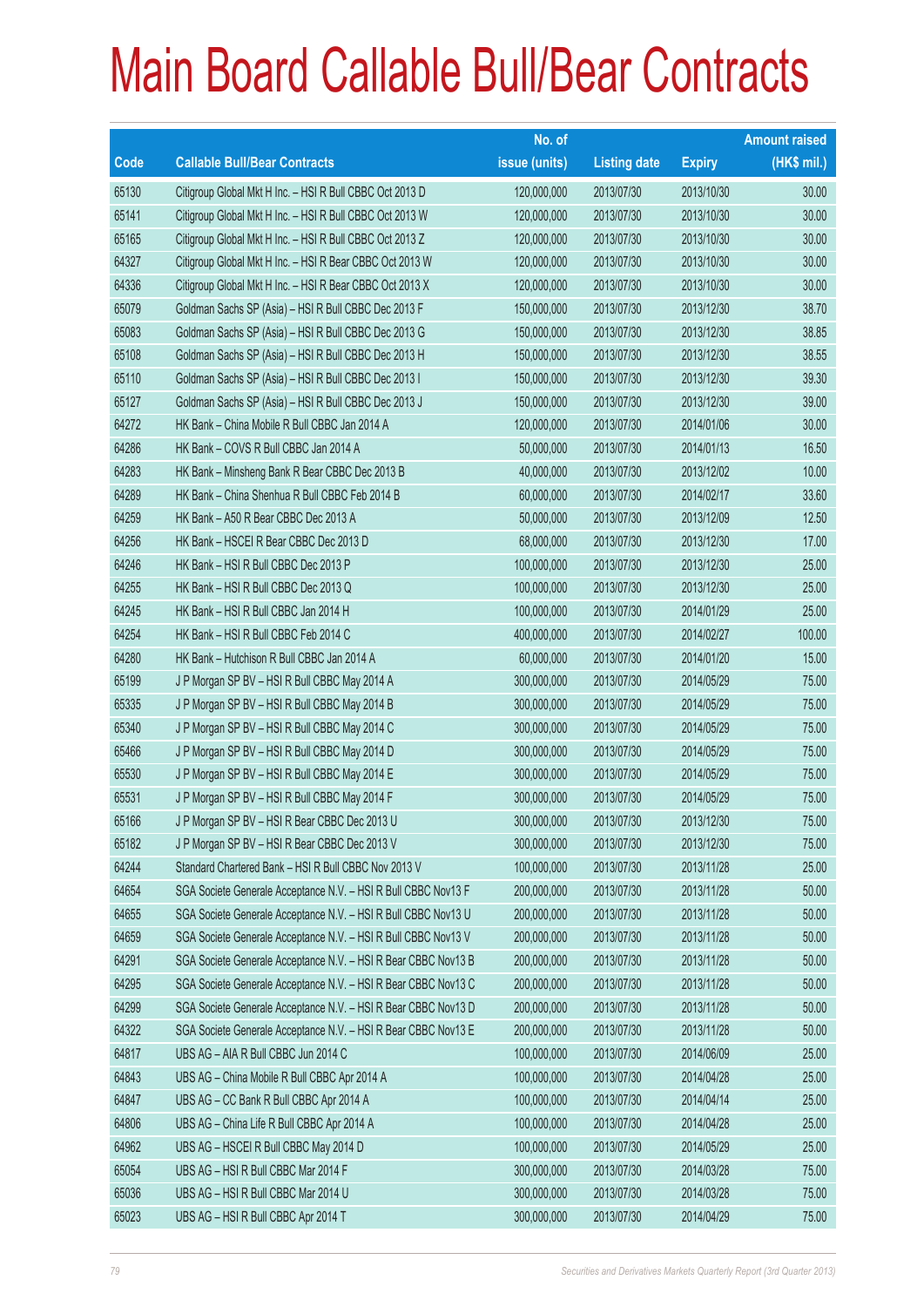# Main Board Callable Bull/Bear Contracts

| Code | Callable Bull/Bear Contracts | No. of issue (units) | Listing date | Expiry | Amount raised (HK$ mil.) |
|---|---|---|---|---|---|
| 65130 | Citigroup Global Mkt H Inc. – HSI R Bull CBBC Oct 2013 D | 120,000,000 | 2013/07/30 | 2013/10/30 | 30.00 |
| 65141 | Citigroup Global Mkt H Inc. – HSI R Bull CBBC Oct 2013 W | 120,000,000 | 2013/07/30 | 2013/10/30 | 30.00 |
| 65165 | Citigroup Global Mkt H Inc. – HSI R Bull CBBC Oct 2013 Z | 120,000,000 | 2013/07/30 | 2013/10/30 | 30.00 |
| 64327 | Citigroup Global Mkt H Inc. – HSI R Bear CBBC Oct 2013 W | 120,000,000 | 2013/07/30 | 2013/10/30 | 30.00 |
| 64336 | Citigroup Global Mkt H Inc. – HSI R Bear CBBC Oct 2013 X | 120,000,000 | 2013/07/30 | 2013/10/30 | 30.00 |
| 65079 | Goldman Sachs SP (Asia) – HSI R Bull CBBC Dec 2013 F | 150,000,000 | 2013/07/30 | 2013/12/30 | 38.70 |
| 65083 | Goldman Sachs SP (Asia) – HSI R Bull CBBC Dec 2013 G | 150,000,000 | 2013/07/30 | 2013/12/30 | 38.85 |
| 65108 | Goldman Sachs SP (Asia) – HSI R Bull CBBC Dec 2013 H | 150,000,000 | 2013/07/30 | 2013/12/30 | 38.55 |
| 65110 | Goldman Sachs SP (Asia) – HSI R Bull CBBC Dec 2013 I | 150,000,000 | 2013/07/30 | 2013/12/30 | 39.30 |
| 65127 | Goldman Sachs SP (Asia) – HSI R Bull CBBC Dec 2013 J | 150,000,000 | 2013/07/30 | 2013/12/30 | 39.00 |
| 64272 | HK Bank – China Mobile R Bull CBBC Jan 2014 A | 120,000,000 | 2013/07/30 | 2014/01/06 | 30.00 |
| 64286 | HK Bank – COVS R Bull CBBC Jan 2014 A | 50,000,000 | 2013/07/30 | 2014/01/13 | 16.50 |
| 64283 | HK Bank – Minsheng Bank R Bear CBBC Dec 2013 B | 40,000,000 | 2013/07/30 | 2013/12/02 | 10.00 |
| 64289 | HK Bank – China Shenhua R Bull CBBC Feb 2014 B | 60,000,000 | 2013/07/30 | 2014/02/17 | 33.60 |
| 64259 | HK Bank – A50 R Bear CBBC Dec 2013 A | 50,000,000 | 2013/07/30 | 2013/12/09 | 12.50 |
| 64256 | HK Bank – HSCEI R Bear CBBC Dec 2013 D | 68,000,000 | 2013/07/30 | 2013/12/30 | 17.00 |
| 64246 | HK Bank – HSI R Bull CBBC Dec 2013 P | 100,000,000 | 2013/07/30 | 2013/12/30 | 25.00 |
| 64255 | HK Bank – HSI R Bull CBBC Dec 2013 Q | 100,000,000 | 2013/07/30 | 2013/12/30 | 25.00 |
| 64245 | HK Bank – HSI R Bull CBBC Jan 2014 H | 100,000,000 | 2013/07/30 | 2014/01/29 | 25.00 |
| 64254 | HK Bank – HSI R Bull CBBC Feb 2014 C | 400,000,000 | 2013/07/30 | 2014/02/27 | 100.00 |
| 64280 | HK Bank – Hutchison R Bull CBBC Jan 2014 A | 60,000,000 | 2013/07/30 | 2014/01/20 | 15.00 |
| 65199 | J P Morgan SP BV – HSI R Bull CBBC May 2014 A | 300,000,000 | 2013/07/30 | 2014/05/29 | 75.00 |
| 65335 | J P Morgan SP BV – HSI R Bull CBBC May 2014 B | 300,000,000 | 2013/07/30 | 2014/05/29 | 75.00 |
| 65340 | J P Morgan SP BV – HSI R Bull CBBC May 2014 C | 300,000,000 | 2013/07/30 | 2014/05/29 | 75.00 |
| 65466 | J P Morgan SP BV – HSI R Bull CBBC May 2014 D | 300,000,000 | 2013/07/30 | 2014/05/29 | 75.00 |
| 65530 | J P Morgan SP BV – HSI R Bull CBBC May 2014 E | 300,000,000 | 2013/07/30 | 2014/05/29 | 75.00 |
| 65531 | J P Morgan SP BV – HSI R Bull CBBC May 2014 F | 300,000,000 | 2013/07/30 | 2014/05/29 | 75.00 |
| 65166 | J P Morgan SP BV – HSI R Bear CBBC Dec 2013 U | 300,000,000 | 2013/07/30 | 2013/12/30 | 75.00 |
| 65182 | J P Morgan SP BV – HSI R Bear CBBC Dec 2013 V | 300,000,000 | 2013/07/30 | 2013/12/30 | 75.00 |
| 64244 | Standard Chartered Bank – HSI R Bull CBBC Nov 2013 V | 100,000,000 | 2013/07/30 | 2013/11/28 | 25.00 |
| 64654 | SGA Societe Generale Acceptance N.V. – HSI R Bull CBBC Nov13 F | 200,000,000 | 2013/07/30 | 2013/11/28 | 50.00 |
| 64655 | SGA Societe Generale Acceptance N.V. – HSI R Bull CBBC Nov13 U | 200,000,000 | 2013/07/30 | 2013/11/28 | 50.00 |
| 64659 | SGA Societe Generale Acceptance N.V. – HSI R Bull CBBC Nov13 V | 200,000,000 | 2013/07/30 | 2013/11/28 | 50.00 |
| 64291 | SGA Societe Generale Acceptance N.V. – HSI R Bear CBBC Nov13 B | 200,000,000 | 2013/07/30 | 2013/11/28 | 50.00 |
| 64295 | SGA Societe Generale Acceptance N.V. – HSI R Bear CBBC Nov13 C | 200,000,000 | 2013/07/30 | 2013/11/28 | 50.00 |
| 64299 | SGA Societe Generale Acceptance N.V. – HSI R Bear CBBC Nov13 D | 200,000,000 | 2013/07/30 | 2013/11/28 | 50.00 |
| 64322 | SGA Societe Generale Acceptance N.V. – HSI R Bear CBBC Nov13 E | 200,000,000 | 2013/07/30 | 2013/11/28 | 50.00 |
| 64817 | UBS AG – AIA R Bull CBBC Jun 2014 C | 100,000,000 | 2013/07/30 | 2014/06/09 | 25.00 |
| 64843 | UBS AG – China Mobile R Bull CBBC Apr 2014 A | 100,000,000 | 2013/07/30 | 2014/04/28 | 25.00 |
| 64847 | UBS AG – CC Bank R Bull CBBC Apr 2014 A | 100,000,000 | 2013/07/30 | 2014/04/14 | 25.00 |
| 64806 | UBS AG – China Life R Bull CBBC Apr 2014 A | 100,000,000 | 2013/07/30 | 2014/04/28 | 25.00 |
| 64962 | UBS AG – HSCEI R Bull CBBC May 2014 D | 100,000,000 | 2013/07/30 | 2014/05/29 | 25.00 |
| 65054 | UBS AG – HSI R Bull CBBC Mar 2014 F | 300,000,000 | 2013/07/30 | 2014/03/28 | 75.00 |
| 65036 | UBS AG – HSI R Bull CBBC Mar 2014 U | 300,000,000 | 2013/07/30 | 2014/03/28 | 75.00 |
| 65023 | UBS AG – HSI R Bull CBBC Apr 2014 T | 300,000,000 | 2013/07/30 | 2014/04/29 | 75.00 |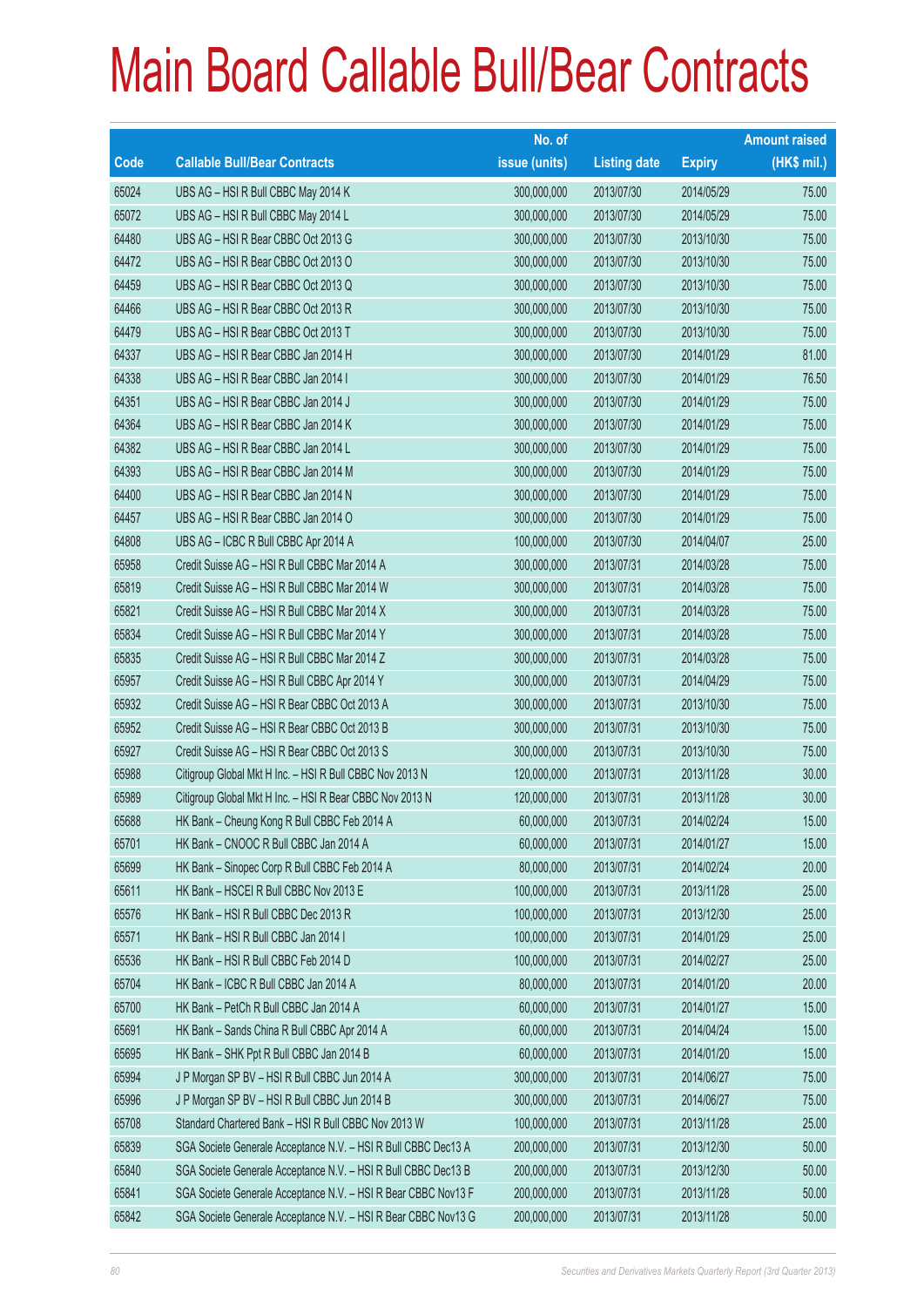# Main Board Callable Bull/Bear Contracts

| Code | Callable Bull/Bear Contracts | No. of issue (units) | Listing date | Expiry | Amount raised (HK$ mil.) |
|---|---|---|---|---|---|
| 65024 | UBS AG – HSI R Bull CBBC May 2014 K | 300,000,000 | 2013/07/30 | 2014/05/29 | 75.00 |
| 65072 | UBS AG – HSI R Bull CBBC May 2014 L | 300,000,000 | 2013/07/30 | 2014/05/29 | 75.00 |
| 64480 | UBS AG – HSI R Bear CBBC Oct 2013 G | 300,000,000 | 2013/07/30 | 2013/10/30 | 75.00 |
| 64472 | UBS AG – HSI R Bear CBBC Oct 2013 O | 300,000,000 | 2013/07/30 | 2013/10/30 | 75.00 |
| 64459 | UBS AG – HSI R Bear CBBC Oct 2013 Q | 300,000,000 | 2013/07/30 | 2013/10/30 | 75.00 |
| 64466 | UBS AG – HSI R Bear CBBC Oct 2013 R | 300,000,000 | 2013/07/30 | 2013/10/30 | 75.00 |
| 64479 | UBS AG – HSI R Bear CBBC Oct 2013 T | 300,000,000 | 2013/07/30 | 2013/10/30 | 75.00 |
| 64337 | UBS AG – HSI R Bear CBBC Jan 2014 H | 300,000,000 | 2013/07/30 | 2014/01/29 | 81.00 |
| 64338 | UBS AG – HSI R Bear CBBC Jan 2014 I | 300,000,000 | 2013/07/30 | 2014/01/29 | 76.50 |
| 64351 | UBS AG – HSI R Bear CBBC Jan 2014 J | 300,000,000 | 2013/07/30 | 2014/01/29 | 75.00 |
| 64364 | UBS AG – HSI R Bear CBBC Jan 2014 K | 300,000,000 | 2013/07/30 | 2014/01/29 | 75.00 |
| 64382 | UBS AG – HSI R Bear CBBC Jan 2014 L | 300,000,000 | 2013/07/30 | 2014/01/29 | 75.00 |
| 64393 | UBS AG – HSI R Bear CBBC Jan 2014 M | 300,000,000 | 2013/07/30 | 2014/01/29 | 75.00 |
| 64400 | UBS AG – HSI R Bear CBBC Jan 2014 N | 300,000,000 | 2013/07/30 | 2014/01/29 | 75.00 |
| 64457 | UBS AG – HSI R Bear CBBC Jan 2014 O | 300,000,000 | 2013/07/30 | 2014/01/29 | 75.00 |
| 64808 | UBS AG – ICBC R Bull CBBC Apr 2014 A | 100,000,000 | 2013/07/30 | 2014/04/07 | 25.00 |
| 65958 | Credit Suisse AG – HSI R Bull CBBC Mar 2014 A | 300,000,000 | 2013/07/31 | 2014/03/28 | 75.00 |
| 65819 | Credit Suisse AG – HSI R Bull CBBC Mar 2014 W | 300,000,000 | 2013/07/31 | 2014/03/28 | 75.00 |
| 65821 | Credit Suisse AG – HSI R Bull CBBC Mar 2014 X | 300,000,000 | 2013/07/31 | 2014/03/28 | 75.00 |
| 65834 | Credit Suisse AG – HSI R Bull CBBC Mar 2014 Y | 300,000,000 | 2013/07/31 | 2014/03/28 | 75.00 |
| 65835 | Credit Suisse AG – HSI R Bull CBBC Mar 2014 Z | 300,000,000 | 2013/07/31 | 2014/03/28 | 75.00 |
| 65957 | Credit Suisse AG – HSI R Bull CBBC Apr 2014 Y | 300,000,000 | 2013/07/31 | 2014/04/29 | 75.00 |
| 65932 | Credit Suisse AG – HSI R Bear CBBC Oct 2013 A | 300,000,000 | 2013/07/31 | 2013/10/30 | 75.00 |
| 65952 | Credit Suisse AG – HSI R Bear CBBC Oct 2013 B | 300,000,000 | 2013/07/31 | 2013/10/30 | 75.00 |
| 65927 | Credit Suisse AG – HSI R Bear CBBC Oct 2013 S | 300,000,000 | 2013/07/31 | 2013/10/30 | 75.00 |
| 65988 | Citigroup Global Mkt H Inc. – HSI R Bull CBBC Nov 2013 N | 120,000,000 | 2013/07/31 | 2013/11/28 | 30.00 |
| 65989 | Citigroup Global Mkt H Inc. – HSI R Bear CBBC Nov 2013 N | 120,000,000 | 2013/07/31 | 2013/11/28 | 30.00 |
| 65688 | HK Bank – Cheung Kong R Bull CBBC Feb 2014 A | 60,000,000 | 2013/07/31 | 2014/02/24 | 15.00 |
| 65701 | HK Bank – CNOOC R Bull CBBC Jan 2014 A | 60,000,000 | 2013/07/31 | 2014/01/27 | 15.00 |
| 65699 | HK Bank – Sinopec Corp R Bull CBBC Feb 2014 A | 80,000,000 | 2013/07/31 | 2014/02/24 | 20.00 |
| 65611 | HK Bank – HSCEI R Bull CBBC Nov 2013 E | 100,000,000 | 2013/07/31 | 2013/11/28 | 25.00 |
| 65576 | HK Bank – HSI R Bull CBBC Dec 2013 R | 100,000,000 | 2013/07/31 | 2013/12/30 | 25.00 |
| 65571 | HK Bank – HSI R Bull CBBC Jan 2014 I | 100,000,000 | 2013/07/31 | 2014/01/29 | 25.00 |
| 65536 | HK Bank – HSI R Bull CBBC Feb 2014 D | 100,000,000 | 2013/07/31 | 2014/02/27 | 25.00 |
| 65704 | HK Bank – ICBC R Bull CBBC Jan 2014 A | 80,000,000 | 2013/07/31 | 2014/01/20 | 20.00 |
| 65700 | HK Bank – PetCh R Bull CBBC Jan 2014 A | 60,000,000 | 2013/07/31 | 2014/01/27 | 15.00 |
| 65691 | HK Bank – Sands China R Bull CBBC Apr 2014 A | 60,000,000 | 2013/07/31 | 2014/04/24 | 15.00 |
| 65695 | HK Bank – SHK Ppt R Bull CBBC Jan 2014 B | 60,000,000 | 2013/07/31 | 2014/01/20 | 15.00 |
| 65994 | J P Morgan SP BV – HSI R Bull CBBC Jun 2014 A | 300,000,000 | 2013/07/31 | 2014/06/27 | 75.00 |
| 65996 | J P Morgan SP BV – HSI R Bull CBBC Jun 2014 B | 300,000,000 | 2013/07/31 | 2014/06/27 | 75.00 |
| 65708 | Standard Chartered Bank – HSI R Bull CBBC Nov 2013 W | 100,000,000 | 2013/07/31 | 2013/11/28 | 25.00 |
| 65839 | SGA Societe Generale Acceptance N.V. – HSI R Bull CBBC Dec13 A | 200,000,000 | 2013/07/31 | 2013/12/30 | 50.00 |
| 65840 | SGA Societe Generale Acceptance N.V. – HSI R Bull CBBC Dec13 B | 200,000,000 | 2013/07/31 | 2013/12/30 | 50.00 |
| 65841 | SGA Societe Generale Acceptance N.V. – HSI R Bear CBBC Nov13 F | 200,000,000 | 2013/07/31 | 2013/11/28 | 50.00 |
| 65842 | SGA Societe Generale Acceptance N.V. – HSI R Bear CBBC Nov13 G | 200,000,000 | 2013/07/31 | 2013/11/28 | 50.00 |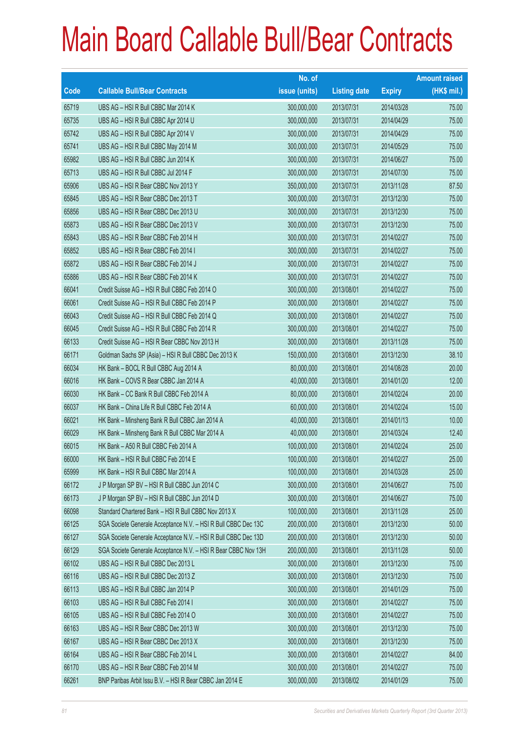# Main Board Callable Bull/Bear Contracts

| Code | Callable Bull/Bear Contracts | No. of issue (units) | Listing date | Expiry | Amount raised (HK$ mil.) |
|---|---|---|---|---|---|
| 65719 | UBS AG – HSI R Bull CBBC Mar 2014 K | 300,000,000 | 2013/07/31 | 2014/03/28 | 75.00 |
| 65735 | UBS AG – HSI R Bull CBBC Apr 2014 U | 300,000,000 | 2013/07/31 | 2014/04/29 | 75.00 |
| 65742 | UBS AG – HSI R Bull CBBC Apr 2014 V | 300,000,000 | 2013/07/31 | 2014/04/29 | 75.00 |
| 65741 | UBS AG – HSI R Bull CBBC May 2014 M | 300,000,000 | 2013/07/31 | 2014/05/29 | 75.00 |
| 65982 | UBS AG – HSI R Bull CBBC Jun 2014 K | 300,000,000 | 2013/07/31 | 2014/06/27 | 75.00 |
| 65713 | UBS AG – HSI R Bull CBBC Jul 2014 F | 300,000,000 | 2013/07/31 | 2014/07/30 | 75.00 |
| 65906 | UBS AG – HSI R Bear CBBC Nov 2013 Y | 350,000,000 | 2013/07/31 | 2013/11/28 | 87.50 |
| 65845 | UBS AG – HSI R Bear CBBC Dec 2013 T | 300,000,000 | 2013/07/31 | 2013/12/30 | 75.00 |
| 65856 | UBS AG – HSI R Bear CBBC Dec 2013 U | 300,000,000 | 2013/07/31 | 2013/12/30 | 75.00 |
| 65873 | UBS AG – HSI R Bear CBBC Dec 2013 V | 300,000,000 | 2013/07/31 | 2013/12/30 | 75.00 |
| 65843 | UBS AG – HSI R Bear CBBC Feb 2014 H | 300,000,000 | 2013/07/31 | 2014/02/27 | 75.00 |
| 65852 | UBS AG – HSI R Bear CBBC Feb 2014 I | 300,000,000 | 2013/07/31 | 2014/02/27 | 75.00 |
| 65872 | UBS AG – HSI R Bear CBBC Feb 2014 J | 300,000,000 | 2013/07/31 | 2014/02/27 | 75.00 |
| 65886 | UBS AG – HSI R Bear CBBC Feb 2014 K | 300,000,000 | 2013/07/31 | 2014/02/27 | 75.00 |
| 66041 | Credit Suisse AG – HSI R Bull CBBC Feb 2014 O | 300,000,000 | 2013/08/01 | 2014/02/27 | 75.00 |
| 66061 | Credit Suisse AG – HSI R Bull CBBC Feb 2014 P | 300,000,000 | 2013/08/01 | 2014/02/27 | 75.00 |
| 66043 | Credit Suisse AG – HSI R Bull CBBC Feb 2014 Q | 300,000,000 | 2013/08/01 | 2014/02/27 | 75.00 |
| 66045 | Credit Suisse AG – HSI R Bull CBBC Feb 2014 R | 300,000,000 | 2013/08/01 | 2014/02/27 | 75.00 |
| 66133 | Credit Suisse AG – HSI R Bear CBBC Nov 2013 H | 300,000,000 | 2013/08/01 | 2013/11/28 | 75.00 |
| 66171 | Goldman Sachs SP (Asia) – HSI R Bull CBBC Dec 2013 K | 150,000,000 | 2013/08/01 | 2013/12/30 | 38.10 |
| 66034 | HK Bank – BOCL R Bull CBBC Aug 2014 A | 80,000,000 | 2013/08/01 | 2014/08/28 | 20.00 |
| 66016 | HK Bank – COVS R Bear CBBC Jan 2014 A | 40,000,000 | 2013/08/01 | 2014/01/20 | 12.00 |
| 66030 | HK Bank – CC Bank R Bull CBBC Feb 2014 A | 80,000,000 | 2013/08/01 | 2014/02/24 | 20.00 |
| 66037 | HK Bank – China Life R Bull CBBC Feb 2014 A | 60,000,000 | 2013/08/01 | 2014/02/24 | 15.00 |
| 66021 | HK Bank – Minsheng Bank R Bull CBBC Jan 2014 A | 40,000,000 | 2013/08/01 | 2014/01/13 | 10.00 |
| 66029 | HK Bank – Minsheng Bank R Bull CBBC Mar 2014 A | 40,000,000 | 2013/08/01 | 2014/03/24 | 12.40 |
| 66015 | HK Bank – A50 R Bull CBBC Feb 2014 A | 100,000,000 | 2013/08/01 | 2014/02/24 | 25.00 |
| 66000 | HK Bank – HSI R Bull CBBC Feb 2014 E | 100,000,000 | 2013/08/01 | 2014/02/27 | 25.00 |
| 65999 | HK Bank – HSI R Bull CBBC Mar 2014 A | 100,000,000 | 2013/08/01 | 2014/03/28 | 25.00 |
| 66172 | J P Morgan SP BV – HSI R Bull CBBC Jun 2014 C | 300,000,000 | 2013/08/01 | 2014/06/27 | 75.00 |
| 66173 | J P Morgan SP BV – HSI R Bull CBBC Jun 2014 D | 300,000,000 | 2013/08/01 | 2014/06/27 | 75.00 |
| 66098 | Standard Chartered Bank – HSI R Bull CBBC Nov 2013 X | 100,000,000 | 2013/08/01 | 2013/11/28 | 25.00 |
| 66125 | SGA Societe Generale Acceptance N.V. – HSI R Bull CBBC Dec 13C | 200,000,000 | 2013/08/01 | 2013/12/30 | 50.00 |
| 66127 | SGA Societe Generale Acceptance N.V. – HSI R Bull CBBC Dec 13D | 200,000,000 | 2013/08/01 | 2013/12/30 | 50.00 |
| 66129 | SGA Societe Generale Acceptance N.V. – HSI R Bear CBBC Nov 13H | 200,000,000 | 2013/08/01 | 2013/11/28 | 50.00 |
| 66102 | UBS AG – HSI R Bull CBBC Dec 2013 L | 300,000,000 | 2013/08/01 | 2013/12/30 | 75.00 |
| 66116 | UBS AG – HSI R Bull CBBC Dec 2013 Z | 300,000,000 | 2013/08/01 | 2013/12/30 | 75.00 |
| 66113 | UBS AG – HSI R Bull CBBC Jan 2014 P | 300,000,000 | 2013/08/01 | 2014/01/29 | 75.00 |
| 66103 | UBS AG – HSI R Bull CBBC Feb 2014 I | 300,000,000 | 2013/08/01 | 2014/02/27 | 75.00 |
| 66105 | UBS AG – HSI R Bull CBBC Feb 2014 O | 300,000,000 | 2013/08/01 | 2014/02/27 | 75.00 |
| 66163 | UBS AG – HSI R Bear CBBC Dec 2013 W | 300,000,000 | 2013/08/01 | 2013/12/30 | 75.00 |
| 66167 | UBS AG – HSI R Bear CBBC Dec 2013 X | 300,000,000 | 2013/08/01 | 2013/12/30 | 75.00 |
| 66164 | UBS AG – HSI R Bear CBBC Feb 2014 L | 300,000,000 | 2013/08/01 | 2014/02/27 | 84.00 |
| 66170 | UBS AG – HSI R Bear CBBC Feb 2014 M | 300,000,000 | 2013/08/01 | 2014/02/27 | 75.00 |
| 66261 | BNP Paribas Arbit Issu B.V. – HSI R Bear CBBC Jan 2014 E | 300,000,000 | 2013/08/02 | 2014/01/29 | 75.00 |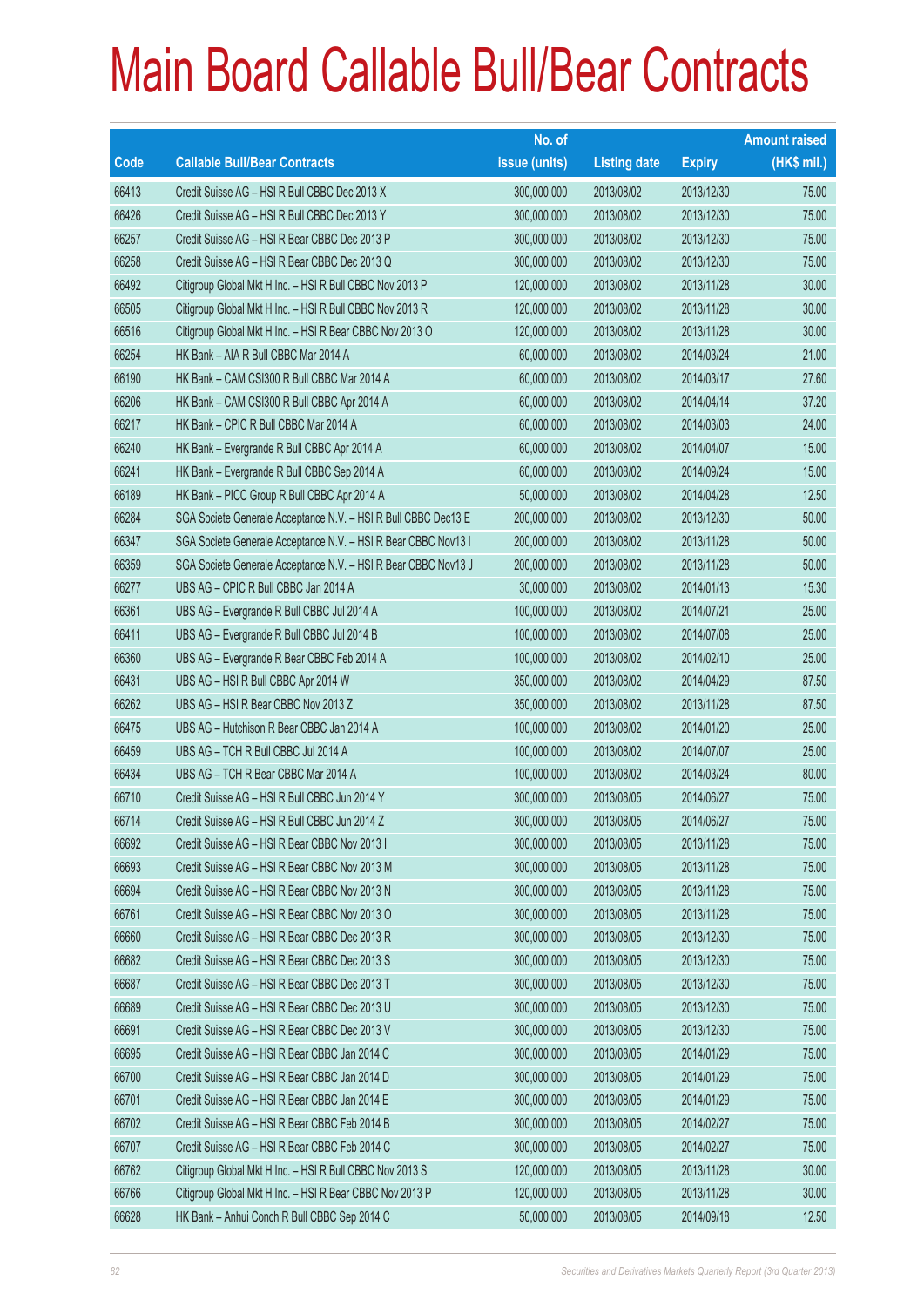# Main Board Callable Bull/Bear Contracts

| Code | Callable Bull/Bear Contracts | No. of issue (units) | Listing date | Expiry | Amount raised (HK$ mil.) |
|---|---|---|---|---|---|
| 66413 | Credit Suisse AG – HSI R Bull CBBC Dec 2013 X | 300,000,000 | 2013/08/02 | 2013/12/30 | 75.00 |
| 66426 | Credit Suisse AG – HSI R Bull CBBC Dec 2013 Y | 300,000,000 | 2013/08/02 | 2013/12/30 | 75.00 |
| 66257 | Credit Suisse AG – HSI R Bear CBBC Dec 2013 P | 300,000,000 | 2013/08/02 | 2013/12/30 | 75.00 |
| 66258 | Credit Suisse AG – HSI R Bear CBBC Dec 2013 Q | 300,000,000 | 2013/08/02 | 2013/12/30 | 75.00 |
| 66492 | Citigroup Global Mkt H Inc. – HSI R Bull CBBC Nov 2013 P | 120,000,000 | 2013/08/02 | 2013/11/28 | 30.00 |
| 66505 | Citigroup Global Mkt H Inc. – HSI R Bull CBBC Nov 2013 R | 120,000,000 | 2013/08/02 | 2013/11/28 | 30.00 |
| 66516 | Citigroup Global Mkt H Inc. – HSI R Bear CBBC Nov 2013 O | 120,000,000 | 2013/08/02 | 2013/11/28 | 30.00 |
| 66254 | HK Bank – AIA R Bull CBBC Mar 2014 A | 60,000,000 | 2013/08/02 | 2014/03/24 | 21.00 |
| 66190 | HK Bank – CAM CSI300 R Bull CBBC Mar 2014 A | 60,000,000 | 2013/08/02 | 2014/03/17 | 27.60 |
| 66206 | HK Bank – CAM CSI300 R Bull CBBC Apr 2014 A | 60,000,000 | 2013/08/02 | 2014/04/14 | 37.20 |
| 66217 | HK Bank – CPIC R Bull CBBC Mar 2014 A | 60,000,000 | 2013/08/02 | 2014/03/03 | 24.00 |
| 66240 | HK Bank – Evergrande R Bull CBBC Apr 2014 A | 60,000,000 | 2013/08/02 | 2014/04/07 | 15.00 |
| 66241 | HK Bank – Evergrande R Bull CBBC Sep 2014 A | 60,000,000 | 2013/08/02 | 2014/09/24 | 15.00 |
| 66189 | HK Bank – PICC Group R Bull CBBC Apr 2014 A | 50,000,000 | 2013/08/02 | 2014/04/28 | 12.50 |
| 66284 | SGA Societe Generale Acceptance N.V. – HSI R Bull CBBC Dec13 E | 200,000,000 | 2013/08/02 | 2013/12/30 | 50.00 |
| 66347 | SGA Societe Generale Acceptance N.V. – HSI R Bear CBBC Nov13 I | 200,000,000 | 2013/08/02 | 2013/11/28 | 50.00 |
| 66359 | SGA Societe Generale Acceptance N.V. – HSI R Bear CBBC Nov13 J | 200,000,000 | 2013/08/02 | 2013/11/28 | 50.00 |
| 66277 | UBS AG – CPIC R Bull CBBC Jan 2014 A | 30,000,000 | 2013/08/02 | 2014/01/13 | 15.30 |
| 66361 | UBS AG – Evergrande R Bull CBBC Jul 2014 A | 100,000,000 | 2013/08/02 | 2014/07/21 | 25.00 |
| 66411 | UBS AG – Evergrande R Bull CBBC Jul 2014 B | 100,000,000 | 2013/08/02 | 2014/07/08 | 25.00 |
| 66360 | UBS AG – Evergrande R Bear CBBC Feb 2014 A | 100,000,000 | 2013/08/02 | 2014/02/10 | 25.00 |
| 66431 | UBS AG – HSI R Bull CBBC Apr 2014 W | 350,000,000 | 2013/08/02 | 2014/04/29 | 87.50 |
| 66262 | UBS AG – HSI R Bear CBBC Nov 2013 Z | 350,000,000 | 2013/08/02 | 2013/11/28 | 87.50 |
| 66475 | UBS AG – Hutchison R Bear CBBC Jan 2014 A | 100,000,000 | 2013/08/02 | 2014/01/20 | 25.00 |
| 66459 | UBS AG – TCH R Bull CBBC Jul 2014 A | 100,000,000 | 2013/08/02 | 2014/07/07 | 25.00 |
| 66434 | UBS AG – TCH R Bear CBBC Mar 2014 A | 100,000,000 | 2013/08/02 | 2014/03/24 | 80.00 |
| 66710 | Credit Suisse AG – HSI R Bull CBBC Jun 2014 Y | 300,000,000 | 2013/08/05 | 2014/06/27 | 75.00 |
| 66714 | Credit Suisse AG – HSI R Bull CBBC Jun 2014 Z | 300,000,000 | 2013/08/05 | 2014/06/27 | 75.00 |
| 66692 | Credit Suisse AG – HSI R Bear CBBC Nov 2013 I | 300,000,000 | 2013/08/05 | 2013/11/28 | 75.00 |
| 66693 | Credit Suisse AG – HSI R Bear CBBC Nov 2013 M | 300,000,000 | 2013/08/05 | 2013/11/28 | 75.00 |
| 66694 | Credit Suisse AG – HSI R Bear CBBC Nov 2013 N | 300,000,000 | 2013/08/05 | 2013/11/28 | 75.00 |
| 66761 | Credit Suisse AG – HSI R Bear CBBC Nov 2013 O | 300,000,000 | 2013/08/05 | 2013/11/28 | 75.00 |
| 66660 | Credit Suisse AG – HSI R Bear CBBC Dec 2013 R | 300,000,000 | 2013/08/05 | 2013/12/30 | 75.00 |
| 66682 | Credit Suisse AG – HSI R Bear CBBC Dec 2013 S | 300,000,000 | 2013/08/05 | 2013/12/30 | 75.00 |
| 66687 | Credit Suisse AG – HSI R Bear CBBC Dec 2013 T | 300,000,000 | 2013/08/05 | 2013/12/30 | 75.00 |
| 66689 | Credit Suisse AG – HSI R Bear CBBC Dec 2013 U | 300,000,000 | 2013/08/05 | 2013/12/30 | 75.00 |
| 66691 | Credit Suisse AG – HSI R Bear CBBC Dec 2013 V | 300,000,000 | 2013/08/05 | 2013/12/30 | 75.00 |
| 66695 | Credit Suisse AG – HSI R Bear CBBC Jan 2014 C | 300,000,000 | 2013/08/05 | 2014/01/29 | 75.00 |
| 66700 | Credit Suisse AG – HSI R Bear CBBC Jan 2014 D | 300,000,000 | 2013/08/05 | 2014/01/29 | 75.00 |
| 66701 | Credit Suisse AG – HSI R Bear CBBC Jan 2014 E | 300,000,000 | 2013/08/05 | 2014/01/29 | 75.00 |
| 66702 | Credit Suisse AG – HSI R Bear CBBC Feb 2014 B | 300,000,000 | 2013/08/05 | 2014/02/27 | 75.00 |
| 66707 | Credit Suisse AG – HSI R Bear CBBC Feb 2014 C | 300,000,000 | 2013/08/05 | 2014/02/27 | 75.00 |
| 66762 | Citigroup Global Mkt H Inc. – HSI R Bull CBBC Nov 2013 S | 120,000,000 | 2013/08/05 | 2013/11/28 | 30.00 |
| 66766 | Citigroup Global Mkt H Inc. – HSI R Bear CBBC Nov 2013 P | 120,000,000 | 2013/08/05 | 2013/11/28 | 30.00 |
| 66628 | HK Bank – Anhui Conch R Bull CBBC Sep 2014 C | 50,000,000 | 2013/08/05 | 2014/09/18 | 12.50 |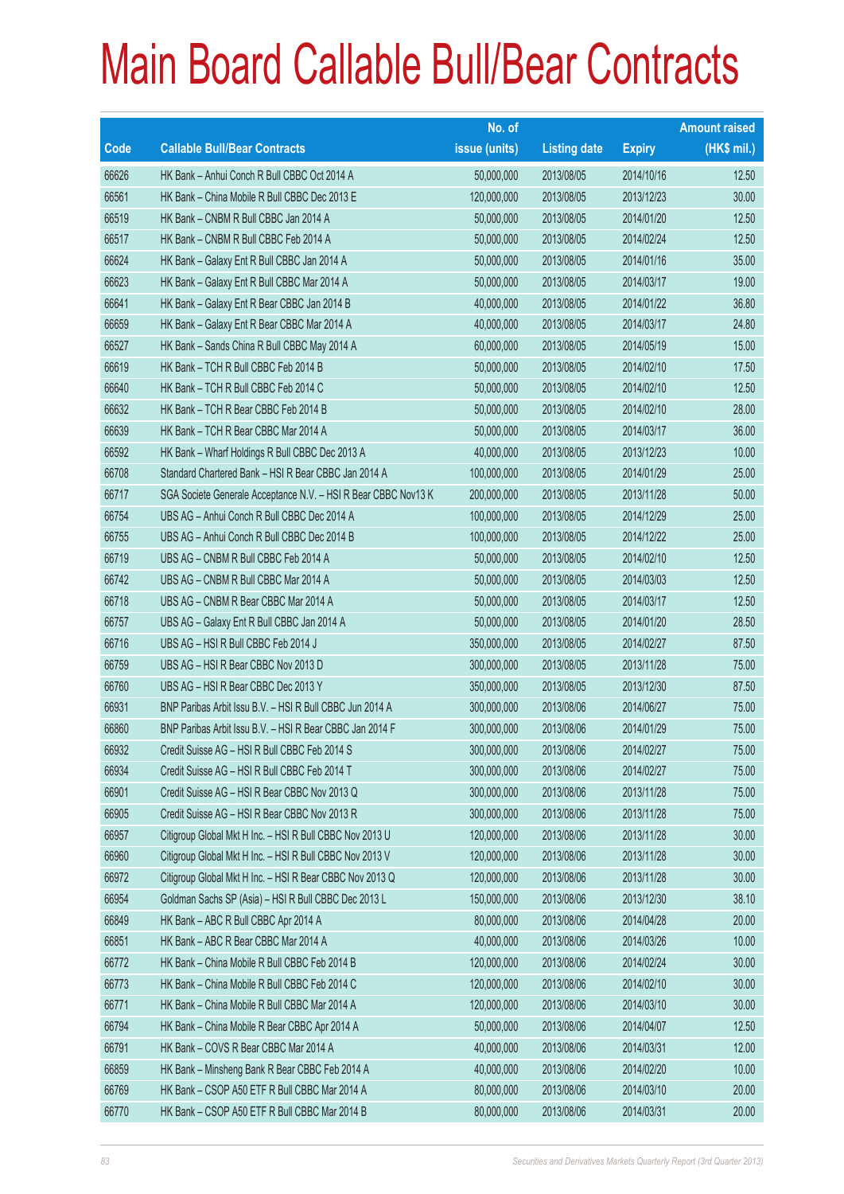# Main Board Callable Bull/Bear Contracts

| Code | Callable Bull/Bear Contracts | No. of issue (units) | Listing date | Expiry | Amount raised (HK$ mil.) |
|---|---|---|---|---|---|
| 66626 | HK Bank – Anhui Conch R Bull CBBC Oct 2014 A | 50,000,000 | 2013/08/05 | 2014/10/16 | 12.50 |
| 66561 | HK Bank – China Mobile R Bull CBBC Dec 2013 E | 120,000,000 | 2013/08/05 | 2013/12/23 | 30.00 |
| 66519 | HK Bank – CNBM R Bull CBBC Jan 2014 A | 50,000,000 | 2013/08/05 | 2014/01/20 | 12.50 |
| 66517 | HK Bank – CNBM R Bull CBBC Feb 2014 A | 50,000,000 | 2013/08/05 | 2014/02/24 | 12.50 |
| 66624 | HK Bank – Galaxy Ent R Bull CBBC Jan 2014 A | 50,000,000 | 2013/08/05 | 2014/01/16 | 35.00 |
| 66623 | HK Bank – Galaxy Ent R Bull CBBC Mar 2014 A | 50,000,000 | 2013/08/05 | 2014/03/17 | 19.00 |
| 66641 | HK Bank – Galaxy Ent R Bear CBBC Jan 2014 B | 40,000,000 | 2013/08/05 | 2014/01/22 | 36.80 |
| 66659 | HK Bank – Galaxy Ent R Bear CBBC Mar 2014 A | 40,000,000 | 2013/08/05 | 2014/03/17 | 24.80 |
| 66527 | HK Bank – Sands China R Bull CBBC May 2014 A | 60,000,000 | 2013/08/05 | 2014/05/19 | 15.00 |
| 66619 | HK Bank – TCH R Bull CBBC Feb 2014 B | 50,000,000 | 2013/08/05 | 2014/02/10 | 17.50 |
| 66640 | HK Bank – TCH R Bull CBBC Feb 2014 C | 50,000,000 | 2013/08/05 | 2014/02/10 | 12.50 |
| 66632 | HK Bank – TCH R Bear CBBC Feb 2014 B | 50,000,000 | 2013/08/05 | 2014/02/10 | 28.00 |
| 66639 | HK Bank – TCH R Bear CBBC Mar 2014 A | 50,000,000 | 2013/08/05 | 2014/03/17 | 36.00 |
| 66592 | HK Bank – Wharf Holdings R Bull CBBC Dec 2013 A | 40,000,000 | 2013/08/05 | 2013/12/23 | 10.00 |
| 66708 | Standard Chartered Bank – HSI R Bear CBBC Jan 2014 A | 100,000,000 | 2013/08/05 | 2014/01/29 | 25.00 |
| 66717 | SGA Societe Generale Acceptance N.V. – HSI R Bear CBBC Nov13 K | 200,000,000 | 2013/08/05 | 2013/11/28 | 50.00 |
| 66754 | UBS AG – Anhui Conch R Bull CBBC Dec 2014 A | 100,000,000 | 2013/08/05 | 2014/12/29 | 25.00 |
| 66755 | UBS AG – Anhui Conch R Bull CBBC Dec 2014 B | 100,000,000 | 2013/08/05 | 2014/12/22 | 25.00 |
| 66719 | UBS AG – CNBM R Bull CBBC Feb 2014 A | 50,000,000 | 2013/08/05 | 2014/02/10 | 12.50 |
| 66742 | UBS AG – CNBM R Bull CBBC Mar 2014 A | 50,000,000 | 2013/08/05 | 2014/03/03 | 12.50 |
| 66718 | UBS AG – CNBM R Bear CBBC Mar 2014 A | 50,000,000 | 2013/08/05 | 2014/03/17 | 12.50 |
| 66757 | UBS AG – Galaxy Ent R Bull CBBC Jan 2014 A | 50,000,000 | 2013/08/05 | 2014/01/20 | 28.50 |
| 66716 | UBS AG – HSI R Bull CBBC Feb 2014 J | 350,000,000 | 2013/08/05 | 2014/02/27 | 87.50 |
| 66759 | UBS AG – HSI R Bear CBBC Nov 2013 D | 300,000,000 | 2013/08/05 | 2013/11/28 | 75.00 |
| 66760 | UBS AG – HSI R Bear CBBC Dec 2013 Y | 350,000,000 | 2013/08/05 | 2013/12/30 | 87.50 |
| 66931 | BNP Paribas Arbit Issu B.V. – HSI R Bull CBBC Jun 2014 A | 300,000,000 | 2013/08/06 | 2014/06/27 | 75.00 |
| 66860 | BNP Paribas Arbit Issu B.V. – HSI R Bear CBBC Jan 2014 F | 300,000,000 | 2013/08/06 | 2014/01/29 | 75.00 |
| 66932 | Credit Suisse AG – HSI R Bull CBBC Feb 2014 S | 300,000,000 | 2013/08/06 | 2014/02/27 | 75.00 |
| 66934 | Credit Suisse AG – HSI R Bull CBBC Feb 2014 T | 300,000,000 | 2013/08/06 | 2014/02/27 | 75.00 |
| 66901 | Credit Suisse AG – HSI R Bear CBBC Nov 2013 Q | 300,000,000 | 2013/08/06 | 2013/11/28 | 75.00 |
| 66905 | Credit Suisse AG – HSI R Bear CBBC Nov 2013 R | 300,000,000 | 2013/08/06 | 2013/11/28 | 75.00 |
| 66957 | Citigroup Global Mkt H Inc. – HSI R Bull CBBC Nov 2013 U | 120,000,000 | 2013/08/06 | 2013/11/28 | 30.00 |
| 66960 | Citigroup Global Mkt H Inc. – HSI R Bull CBBC Nov 2013 V | 120,000,000 | 2013/08/06 | 2013/11/28 | 30.00 |
| 66972 | Citigroup Global Mkt H Inc. – HSI R Bear CBBC Nov 2013 Q | 120,000,000 | 2013/08/06 | 2013/11/28 | 30.00 |
| 66954 | Goldman Sachs SP (Asia) – HSI R Bull CBBC Dec 2013 L | 150,000,000 | 2013/08/06 | 2013/12/30 | 38.10 |
| 66849 | HK Bank – ABC R Bull CBBC Apr 2014 A | 80,000,000 | 2013/08/06 | 2014/04/28 | 20.00 |
| 66851 | HK Bank – ABC R Bear CBBC Mar 2014 A | 40,000,000 | 2013/08/06 | 2014/03/26 | 10.00 |
| 66772 | HK Bank – China Mobile R Bull CBBC Feb 2014 B | 120,000,000 | 2013/08/06 | 2014/02/24 | 30.00 |
| 66773 | HK Bank – China Mobile R Bull CBBC Feb 2014 C | 120,000,000 | 2013/08/06 | 2014/02/10 | 30.00 |
| 66771 | HK Bank – China Mobile R Bull CBBC Mar 2014 A | 120,000,000 | 2013/08/06 | 2014/03/10 | 30.00 |
| 66794 | HK Bank – China Mobile R Bear CBBC Apr 2014 A | 50,000,000 | 2013/08/06 | 2014/04/07 | 12.50 |
| 66791 | HK Bank – COVS R Bear CBBC Mar 2014 A | 40,000,000 | 2013/08/06 | 2014/03/31 | 12.00 |
| 66859 | HK Bank – Minsheng Bank R Bear CBBC Feb 2014 A | 40,000,000 | 2013/08/06 | 2014/02/20 | 10.00 |
| 66769 | HK Bank – CSOP A50 ETF R Bull CBBC Mar 2014 A | 80,000,000 | 2013/08/06 | 2014/03/10 | 20.00 |
| 66770 | HK Bank – CSOP A50 ETF R Bull CBBC Mar 2014 B | 80,000,000 | 2013/08/06 | 2014/03/31 | 20.00 |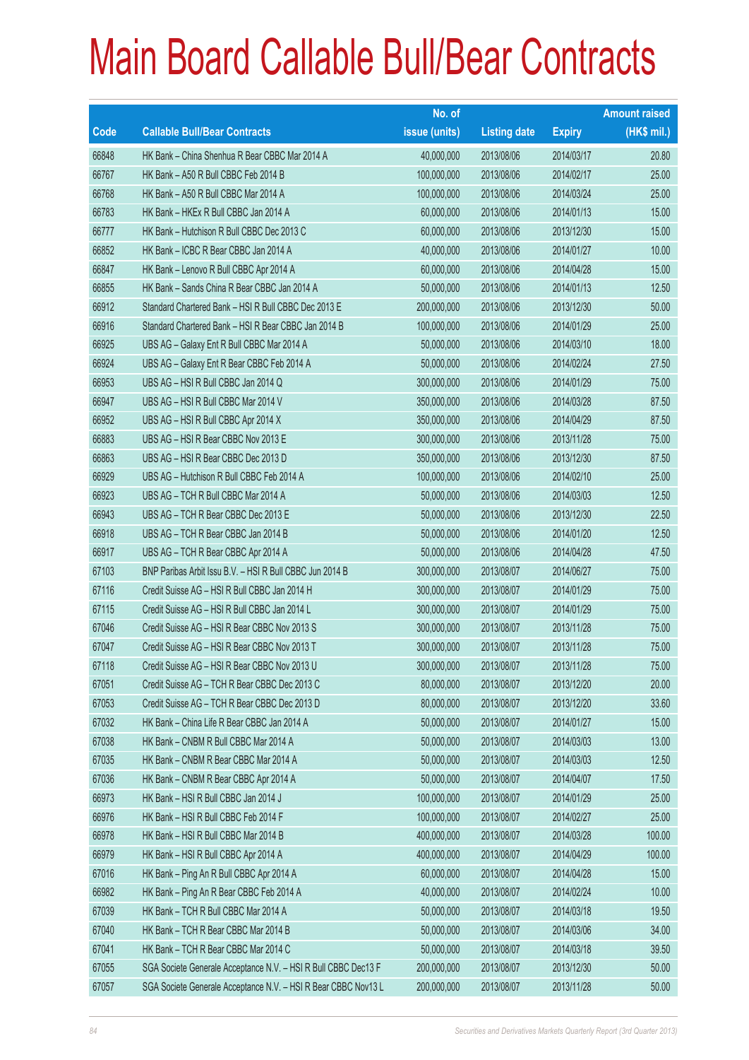# Main Board Callable Bull/Bear Contracts

| Code | Callable Bull/Bear Contracts | No. of issue (units) | Listing date | Expiry | Amount raised (HK$ mil.) |
|---|---|---|---|---|---|
| 66848 | HK Bank – China Shenhua R Bear CBBC Mar 2014 A | 40,000,000 | 2013/08/06 | 2014/03/17 | 20.80 |
| 66767 | HK Bank – A50 R Bull CBBC Feb 2014 B | 100,000,000 | 2013/08/06 | 2014/02/17 | 25.00 |
| 66768 | HK Bank – A50 R Bull CBBC Mar 2014 A | 100,000,000 | 2013/08/06 | 2014/03/24 | 25.00 |
| 66783 | HK Bank – HKEx R Bull CBBC Jan 2014 A | 60,000,000 | 2013/08/06 | 2014/01/13 | 15.00 |
| 66777 | HK Bank – Hutchison R Bull CBBC Dec 2013 C | 60,000,000 | 2013/08/06 | 2013/12/30 | 15.00 |
| 66852 | HK Bank – ICBC R Bear CBBC Jan 2014 A | 40,000,000 | 2013/08/06 | 2014/01/27 | 10.00 |
| 66847 | HK Bank – Lenovo R Bull CBBC Apr 2014 A | 60,000,000 | 2013/08/06 | 2014/04/28 | 15.00 |
| 66855 | HK Bank – Sands China R Bear CBBC Jan 2014 A | 50,000,000 | 2013/08/06 | 2014/01/13 | 12.50 |
| 66912 | Standard Chartered Bank – HSI R Bull CBBC Dec 2013 E | 200,000,000 | 2013/08/06 | 2013/12/30 | 50.00 |
| 66916 | Standard Chartered Bank – HSI R Bear CBBC Jan 2014 B | 100,000,000 | 2013/08/06 | 2014/01/29 | 25.00 |
| 66925 | UBS AG – Galaxy Ent R Bull CBBC Mar 2014 A | 50,000,000 | 2013/08/06 | 2014/03/10 | 18.00 |
| 66924 | UBS AG – Galaxy Ent R Bear CBBC Feb 2014 A | 50,000,000 | 2013/08/06 | 2014/02/24 | 27.50 |
| 66953 | UBS AG – HSI R Bull CBBC Jan 2014 Q | 300,000,000 | 2013/08/06 | 2014/01/29 | 75.00 |
| 66947 | UBS AG – HSI R Bull CBBC Mar 2014 V | 350,000,000 | 2013/08/06 | 2014/03/28 | 87.50 |
| 66952 | UBS AG – HSI R Bull CBBC Apr 2014 X | 350,000,000 | 2013/08/06 | 2014/04/29 | 87.50 |
| 66883 | UBS AG – HSI R Bear CBBC Nov 2013 E | 300,000,000 | 2013/08/06 | 2013/11/28 | 75.00 |
| 66863 | UBS AG – HSI R Bear CBBC Dec 2013 D | 350,000,000 | 2013/08/06 | 2013/12/30 | 87.50 |
| 66929 | UBS AG – Hutchison R Bull CBBC Feb 2014 A | 100,000,000 | 2013/08/06 | 2014/02/10 | 25.00 |
| 66923 | UBS AG – TCH R Bull CBBC Mar 2014 A | 50,000,000 | 2013/08/06 | 2014/03/03 | 12.50 |
| 66943 | UBS AG – TCH R Bear CBBC Dec 2013 E | 50,000,000 | 2013/08/06 | 2013/12/30 | 22.50 |
| 66918 | UBS AG – TCH R Bear CBBC Jan 2014 B | 50,000,000 | 2013/08/06 | 2014/01/20 | 12.50 |
| 66917 | UBS AG – TCH R Bear CBBC Apr 2014 A | 50,000,000 | 2013/08/06 | 2014/04/28 | 47.50 |
| 67103 | BNP Paribas Arbit Issu B.V. – HSI R Bull CBBC Jun 2014 B | 300,000,000 | 2013/08/07 | 2014/06/27 | 75.00 |
| 67116 | Credit Suisse AG – HSI R Bull CBBC Jan 2014 H | 300,000,000 | 2013/08/07 | 2014/01/29 | 75.00 |
| 67115 | Credit Suisse AG – HSI R Bull CBBC Jan 2014 L | 300,000,000 | 2013/08/07 | 2014/01/29 | 75.00 |
| 67046 | Credit Suisse AG – HSI R Bear CBBC Nov 2013 S | 300,000,000 | 2013/08/07 | 2013/11/28 | 75.00 |
| 67047 | Credit Suisse AG – HSI R Bear CBBC Nov 2013 T | 300,000,000 | 2013/08/07 | 2013/11/28 | 75.00 |
| 67118 | Credit Suisse AG – HSI R Bear CBBC Nov 2013 U | 300,000,000 | 2013/08/07 | 2013/11/28 | 75.00 |
| 67051 | Credit Suisse AG – TCH R Bear CBBC Dec 2013 C | 80,000,000 | 2013/08/07 | 2013/12/20 | 20.00 |
| 67053 | Credit Suisse AG – TCH R Bear CBBC Dec 2013 D | 80,000,000 | 2013/08/07 | 2013/12/20 | 33.60 |
| 67032 | HK Bank – China Life R Bear CBBC Jan 2014 A | 50,000,000 | 2013/08/07 | 2014/01/27 | 15.00 |
| 67038 | HK Bank – CNBM R Bull CBBC Mar 2014 A | 50,000,000 | 2013/08/07 | 2014/03/03 | 13.00 |
| 67035 | HK Bank – CNBM R Bear CBBC Mar 2014 A | 50,000,000 | 2013/08/07 | 2014/03/03 | 12.50 |
| 67036 | HK Bank – CNBM R Bear CBBC Apr 2014 A | 50,000,000 | 2013/08/07 | 2014/04/07 | 17.50 |
| 66973 | HK Bank – HSI R Bull CBBC Jan 2014 J | 100,000,000 | 2013/08/07 | 2014/01/29 | 25.00 |
| 66976 | HK Bank – HSI R Bull CBBC Feb 2014 F | 100,000,000 | 2013/08/07 | 2014/02/27 | 25.00 |
| 66978 | HK Bank – HSI R Bull CBBC Mar 2014 B | 400,000,000 | 2013/08/07 | 2014/03/28 | 100.00 |
| 66979 | HK Bank – HSI R Bull CBBC Apr 2014 A | 400,000,000 | 2013/08/07 | 2014/04/29 | 100.00 |
| 67016 | HK Bank – Ping An R Bull CBBC Apr 2014 A | 60,000,000 | 2013/08/07 | 2014/04/28 | 15.00 |
| 66982 | HK Bank – Ping An R Bear CBBC Feb 2014 A | 40,000,000 | 2013/08/07 | 2014/02/24 | 10.00 |
| 67039 | HK Bank – TCH R Bull CBBC Mar 2014 A | 50,000,000 | 2013/08/07 | 2014/03/18 | 19.50 |
| 67040 | HK Bank – TCH R Bear CBBC Mar 2014 B | 50,000,000 | 2013/08/07 | 2014/03/06 | 34.00 |
| 67041 | HK Bank – TCH R Bear CBBC Mar 2014 C | 50,000,000 | 2013/08/07 | 2014/03/18 | 39.50 |
| 67055 | SGA Societe Generale Acceptance N.V. – HSI R Bull CBBC Dec13 F | 200,000,000 | 2013/08/07 | 2013/12/30 | 50.00 |
| 67057 | SGA Societe Generale Acceptance N.V. – HSI R Bear CBBC Nov13 L | 200,000,000 | 2013/08/07 | 2013/11/28 | 50.00 |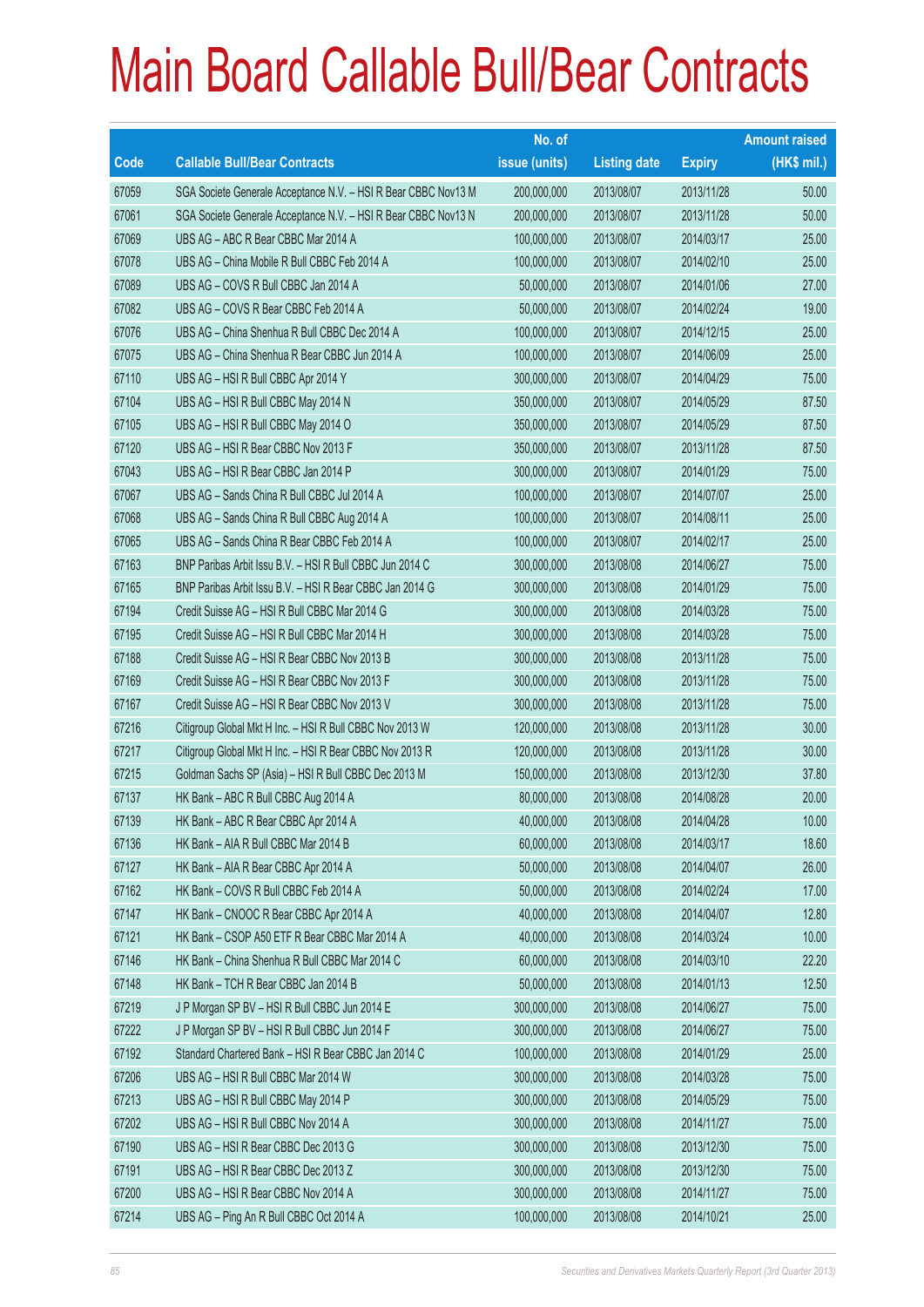# Main Board Callable Bull/Bear Contracts

| Code | Callable Bull/Bear Contracts | No. of issue (units) | Listing date | Expiry | Amount raised (HK$ mil.) |
|---|---|---|---|---|---|
| 67059 | SGA Societe Generale Acceptance N.V. – HSI R Bear CBBC Nov13 M | 200,000,000 | 2013/08/07 | 2013/11/28 | 50.00 |
| 67061 | SGA Societe Generale Acceptance N.V. – HSI R Bear CBBC Nov13 N | 200,000,000 | 2013/08/07 | 2013/11/28 | 50.00 |
| 67069 | UBS AG – ABC R Bear CBBC Mar 2014 A | 100,000,000 | 2013/08/07 | 2014/03/17 | 25.00 |
| 67078 | UBS AG – China Mobile R Bull CBBC Feb 2014 A | 100,000,000 | 2013/08/07 | 2014/02/10 | 25.00 |
| 67089 | UBS AG – COVS R Bull CBBC Jan 2014 A | 50,000,000 | 2013/08/07 | 2014/01/06 | 27.00 |
| 67082 | UBS AG – COVS R Bear CBBC Feb 2014 A | 50,000,000 | 2013/08/07 | 2014/02/24 | 19.00 |
| 67076 | UBS AG – China Shenhua R Bull CBBC Dec 2014 A | 100,000,000 | 2013/08/07 | 2014/12/15 | 25.00 |
| 67075 | UBS AG – China Shenhua R Bear CBBC Jun 2014 A | 100,000,000 | 2013/08/07 | 2014/06/09 | 25.00 |
| 67110 | UBS AG – HSI R Bull CBBC Apr 2014 Y | 300,000,000 | 2013/08/07 | 2014/04/29 | 75.00 |
| 67104 | UBS AG – HSI R Bull CBBC May 2014 N | 350,000,000 | 2013/08/07 | 2014/05/29 | 87.50 |
| 67105 | UBS AG – HSI R Bull CBBC May 2014 O | 350,000,000 | 2013/08/07 | 2014/05/29 | 87.50 |
| 67120 | UBS AG – HSI R Bear CBBC Nov 2013 F | 350,000,000 | 2013/08/07 | 2013/11/28 | 87.50 |
| 67043 | UBS AG – HSI R Bear CBBC Jan 2014 P | 300,000,000 | 2013/08/07 | 2014/01/29 | 75.00 |
| 67067 | UBS AG – Sands China R Bull CBBC Jul 2014 A | 100,000,000 | 2013/08/07 | 2014/07/07 | 25.00 |
| 67068 | UBS AG – Sands China R Bull CBBC Aug 2014 A | 100,000,000 | 2013/08/07 | 2014/08/11 | 25.00 |
| 67065 | UBS AG – Sands China R Bear CBBC Feb 2014 A | 100,000,000 | 2013/08/07 | 2014/02/17 | 25.00 |
| 67163 | BNP Paribas Arbit Issu B.V. – HSI R Bull CBBC Jun 2014 C | 300,000,000 | 2013/08/08 | 2014/06/27 | 75.00 |
| 67165 | BNP Paribas Arbit Issu B.V. – HSI R Bear CBBC Jan 2014 G | 300,000,000 | 2013/08/08 | 2014/01/29 | 75.00 |
| 67194 | Credit Suisse AG – HSI R Bull CBBC Mar 2014 G | 300,000,000 | 2013/08/08 | 2014/03/28 | 75.00 |
| 67195 | Credit Suisse AG – HSI R Bull CBBC Mar 2014 H | 300,000,000 | 2013/08/08 | 2014/03/28 | 75.00 |
| 67188 | Credit Suisse AG – HSI R Bear CBBC Nov 2013 B | 300,000,000 | 2013/08/08 | 2013/11/28 | 75.00 |
| 67169 | Credit Suisse AG – HSI R Bear CBBC Nov 2013 F | 300,000,000 | 2013/08/08 | 2013/11/28 | 75.00 |
| 67167 | Credit Suisse AG – HSI R Bear CBBC Nov 2013 V | 300,000,000 | 2013/08/08 | 2013/11/28 | 75.00 |
| 67216 | Citigroup Global Mkt H Inc. – HSI R Bull CBBC Nov 2013 W | 120,000,000 | 2013/08/08 | 2013/11/28 | 30.00 |
| 67217 | Citigroup Global Mkt H Inc. – HSI R Bear CBBC Nov 2013 R | 120,000,000 | 2013/08/08 | 2013/11/28 | 30.00 |
| 67215 | Goldman Sachs SP (Asia) – HSI R Bull CBBC Dec 2013 M | 150,000,000 | 2013/08/08 | 2013/12/30 | 37.80 |
| 67137 | HK Bank – ABC R Bull CBBC Aug 2014 A | 80,000,000 | 2013/08/08 | 2014/08/28 | 20.00 |
| 67139 | HK Bank – ABC R Bear CBBC Apr 2014 A | 40,000,000 | 2013/08/08 | 2014/04/28 | 10.00 |
| 67136 | HK Bank – AIA R Bull CBBC Mar 2014 B | 60,000,000 | 2013/08/08 | 2014/03/17 | 18.60 |
| 67127 | HK Bank – AIA R Bear CBBC Apr 2014 A | 50,000,000 | 2013/08/08 | 2014/04/07 | 26.00 |
| 67162 | HK Bank – COVS R Bull CBBC Feb 2014 A | 50,000,000 | 2013/08/08 | 2014/02/24 | 17.00 |
| 67147 | HK Bank – CNOOC R Bear CBBC Apr 2014 A | 40,000,000 | 2013/08/08 | 2014/04/07 | 12.80 |
| 67121 | HK Bank – CSOP A50 ETF R Bear CBBC Mar 2014 A | 40,000,000 | 2013/08/08 | 2014/03/24 | 10.00 |
| 67146 | HK Bank – China Shenhua R Bull CBBC Mar 2014 C | 60,000,000 | 2013/08/08 | 2014/03/10 | 22.20 |
| 67148 | HK Bank – TCH R Bear CBBC Jan 2014 B | 50,000,000 | 2013/08/08 | 2014/01/13 | 12.50 |
| 67219 | J P Morgan SP BV – HSI R Bull CBBC Jun 2014 E | 300,000,000 | 2013/08/08 | 2014/06/27 | 75.00 |
| 67222 | J P Morgan SP BV – HSI R Bull CBBC Jun 2014 F | 300,000,000 | 2013/08/08 | 2014/06/27 | 75.00 |
| 67192 | Standard Chartered Bank – HSI R Bear CBBC Jan 2014 C | 100,000,000 | 2013/08/08 | 2014/01/29 | 25.00 |
| 67206 | UBS AG – HSI R Bull CBBC Mar 2014 W | 300,000,000 | 2013/08/08 | 2014/03/28 | 75.00 |
| 67213 | UBS AG – HSI R Bull CBBC May 2014 P | 300,000,000 | 2013/08/08 | 2014/05/29 | 75.00 |
| 67202 | UBS AG – HSI R Bull CBBC Nov 2014 A | 300,000,000 | 2013/08/08 | 2014/11/27 | 75.00 |
| 67190 | UBS AG – HSI R Bear CBBC Dec 2013 G | 300,000,000 | 2013/08/08 | 2013/12/30 | 75.00 |
| 67191 | UBS AG – HSI R Bear CBBC Dec 2013 Z | 300,000,000 | 2013/08/08 | 2013/12/30 | 75.00 |
| 67200 | UBS AG – HSI R Bear CBBC Nov 2014 A | 300,000,000 | 2013/08/08 | 2014/11/27 | 75.00 |
| 67214 | UBS AG – Ping An R Bull CBBC Oct 2014 A | 100,000,000 | 2013/08/08 | 2014/10/21 | 25.00 |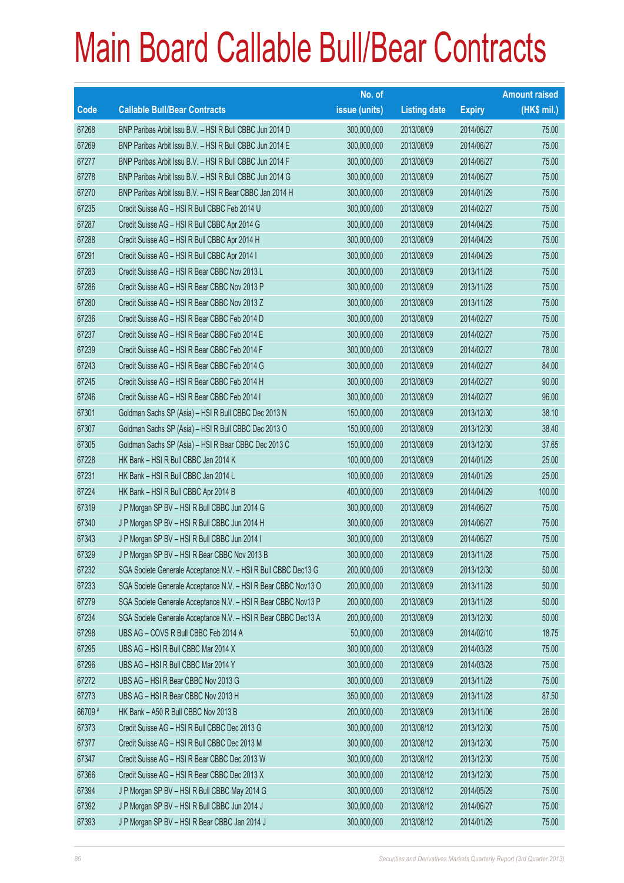# Main Board Callable Bull/Bear Contracts

| Code | Callable Bull/Bear Contracts | No. of issue (units) | Listing date | Expiry | Amount raised (HK$ mil.) |
|---|---|---|---|---|---|
| 67268 | BNP Paribas Arbit Issu B.V. – HSI R Bull CBBC Jun 2014 D | 300,000,000 | 2013/08/09 | 2014/06/27 | 75.00 |
| 67269 | BNP Paribas Arbit Issu B.V. – HSI R Bull CBBC Jun 2014 E | 300,000,000 | 2013/08/09 | 2014/06/27 | 75.00 |
| 67277 | BNP Paribas Arbit Issu B.V. – HSI R Bull CBBC Jun 2014 F | 300,000,000 | 2013/08/09 | 2014/06/27 | 75.00 |
| 67278 | BNP Paribas Arbit Issu B.V. – HSI R Bull CBBC Jun 2014 G | 300,000,000 | 2013/08/09 | 2014/06/27 | 75.00 |
| 67270 | BNP Paribas Arbit Issu B.V. – HSI R Bear CBBC Jan 2014 H | 300,000,000 | 2013/08/09 | 2014/01/29 | 75.00 |
| 67235 | Credit Suisse AG – HSI R Bull CBBC Feb 2014 U | 300,000,000 | 2013/08/09 | 2014/02/27 | 75.00 |
| 67287 | Credit Suisse AG – HSI R Bull CBBC Apr 2014 G | 300,000,000 | 2013/08/09 | 2014/04/29 | 75.00 |
| 67288 | Credit Suisse AG – HSI R Bull CBBC Apr 2014 H | 300,000,000 | 2013/08/09 | 2014/04/29 | 75.00 |
| 67291 | Credit Suisse AG – HSI R Bull CBBC Apr 2014 I | 300,000,000 | 2013/08/09 | 2014/04/29 | 75.00 |
| 67283 | Credit Suisse AG – HSI R Bear CBBC Nov 2013 L | 300,000,000 | 2013/08/09 | 2013/11/28 | 75.00 |
| 67286 | Credit Suisse AG – HSI R Bear CBBC Nov 2013 P | 300,000,000 | 2013/08/09 | 2013/11/28 | 75.00 |
| 67280 | Credit Suisse AG – HSI R Bear CBBC Nov 2013 Z | 300,000,000 | 2013/08/09 | 2013/11/28 | 75.00 |
| 67236 | Credit Suisse AG – HSI R Bear CBBC Feb 2014 D | 300,000,000 | 2013/08/09 | 2014/02/27 | 75.00 |
| 67237 | Credit Suisse AG – HSI R Bear CBBC Feb 2014 E | 300,000,000 | 2013/08/09 | 2014/02/27 | 75.00 |
| 67239 | Credit Suisse AG – HSI R Bear CBBC Feb 2014 F | 300,000,000 | 2013/08/09 | 2014/02/27 | 78.00 |
| 67243 | Credit Suisse AG – HSI R Bear CBBC Feb 2014 G | 300,000,000 | 2013/08/09 | 2014/02/27 | 84.00 |
| 67245 | Credit Suisse AG – HSI R Bear CBBC Feb 2014 H | 300,000,000 | 2013/08/09 | 2014/02/27 | 90.00 |
| 67246 | Credit Suisse AG – HSI R Bear CBBC Feb 2014 I | 300,000,000 | 2013/08/09 | 2014/02/27 | 96.00 |
| 67301 | Goldman Sachs SP (Asia) – HSI R Bull CBBC Dec 2013 N | 150,000,000 | 2013/08/09 | 2013/12/30 | 38.10 |
| 67307 | Goldman Sachs SP (Asia) – HSI R Bull CBBC Dec 2013 O | 150,000,000 | 2013/08/09 | 2013/12/30 | 38.40 |
| 67305 | Goldman Sachs SP (Asia) – HSI R Bear CBBC Dec 2013 C | 150,000,000 | 2013/08/09 | 2013/12/30 | 37.65 |
| 67228 | HK Bank – HSI R Bull CBBC Jan 2014 K | 100,000,000 | 2013/08/09 | 2014/01/29 | 25.00 |
| 67231 | HK Bank – HSI R Bull CBBC Jan 2014 L | 100,000,000 | 2013/08/09 | 2014/01/29 | 25.00 |
| 67224 | HK Bank – HSI R Bull CBBC Apr 2014 B | 400,000,000 | 2013/08/09 | 2014/04/29 | 100.00 |
| 67319 | J P Morgan SP BV – HSI R Bull CBBC Jun 2014 G | 300,000,000 | 2013/08/09 | 2014/06/27 | 75.00 |
| 67340 | J P Morgan SP BV – HSI R Bull CBBC Jun 2014 H | 300,000,000 | 2013/08/09 | 2014/06/27 | 75.00 |
| 67343 | J P Morgan SP BV – HSI R Bull CBBC Jun 2014 I | 300,000,000 | 2013/08/09 | 2014/06/27 | 75.00 |
| 67329 | J P Morgan SP BV – HSI R Bear CBBC Nov 2013 B | 300,000,000 | 2013/08/09 | 2013/11/28 | 75.00 |
| 67232 | SGA Societe Generale Acceptance N.V. – HSI R Bull CBBC Dec13 G | 200,000,000 | 2013/08/09 | 2013/12/30 | 50.00 |
| 67233 | SGA Societe Generale Acceptance N.V. – HSI R Bear CBBC Nov13 O | 200,000,000 | 2013/08/09 | 2013/11/28 | 50.00 |
| 67279 | SGA Societe Generale Acceptance N.V. – HSI R Bear CBBC Nov13 P | 200,000,000 | 2013/08/09 | 2013/11/28 | 50.00 |
| 67234 | SGA Societe Generale Acceptance N.V. – HSI R Bear CBBC Dec13 A | 200,000,000 | 2013/08/09 | 2013/12/30 | 50.00 |
| 67298 | UBS AG – COVS R Bull CBBC Feb 2014 A | 50,000,000 | 2013/08/09 | 2014/02/10 | 18.75 |
| 67295 | UBS AG – HSI R Bull CBBC Mar 2014 X | 300,000,000 | 2013/08/09 | 2014/03/28 | 75.00 |
| 67296 | UBS AG – HSI R Bull CBBC Mar 2014 Y | 300,000,000 | 2013/08/09 | 2014/03/28 | 75.00 |
| 67272 | UBS AG – HSI R Bear CBBC Nov 2013 G | 300,000,000 | 2013/08/09 | 2013/11/28 | 75.00 |
| 67273 | UBS AG – HSI R Bear CBBC Nov 2013 H | 350,000,000 | 2013/08/09 | 2013/11/28 | 87.50 |
| 66709 # | HK Bank – A50 R Bull CBBC Nov 2013 B | 200,000,000 | 2013/08/09 | 2013/11/06 | 26.00 |
| 67373 | Credit Suisse AG – HSI R Bull CBBC Dec 2013 G | 300,000,000 | 2013/08/12 | 2013/12/30 | 75.00 |
| 67377 | Credit Suisse AG – HSI R Bull CBBC Dec 2013 M | 300,000,000 | 2013/08/12 | 2013/12/30 | 75.00 |
| 67347 | Credit Suisse AG – HSI R Bear CBBC Dec 2013 W | 300,000,000 | 2013/08/12 | 2013/12/30 | 75.00 |
| 67366 | Credit Suisse AG – HSI R Bear CBBC Dec 2013 X | 300,000,000 | 2013/08/12 | 2013/12/30 | 75.00 |
| 67394 | J P Morgan SP BV – HSI R Bull CBBC May 2014 G | 300,000,000 | 2013/08/12 | 2014/05/29 | 75.00 |
| 67392 | J P Morgan SP BV – HSI R Bull CBBC Jun 2014 J | 300,000,000 | 2013/08/12 | 2014/06/27 | 75.00 |
| 67393 | J P Morgan SP BV – HSI R Bear CBBC Jan 2014 J | 300,000,000 | 2013/08/12 | 2014/01/29 | 75.00 |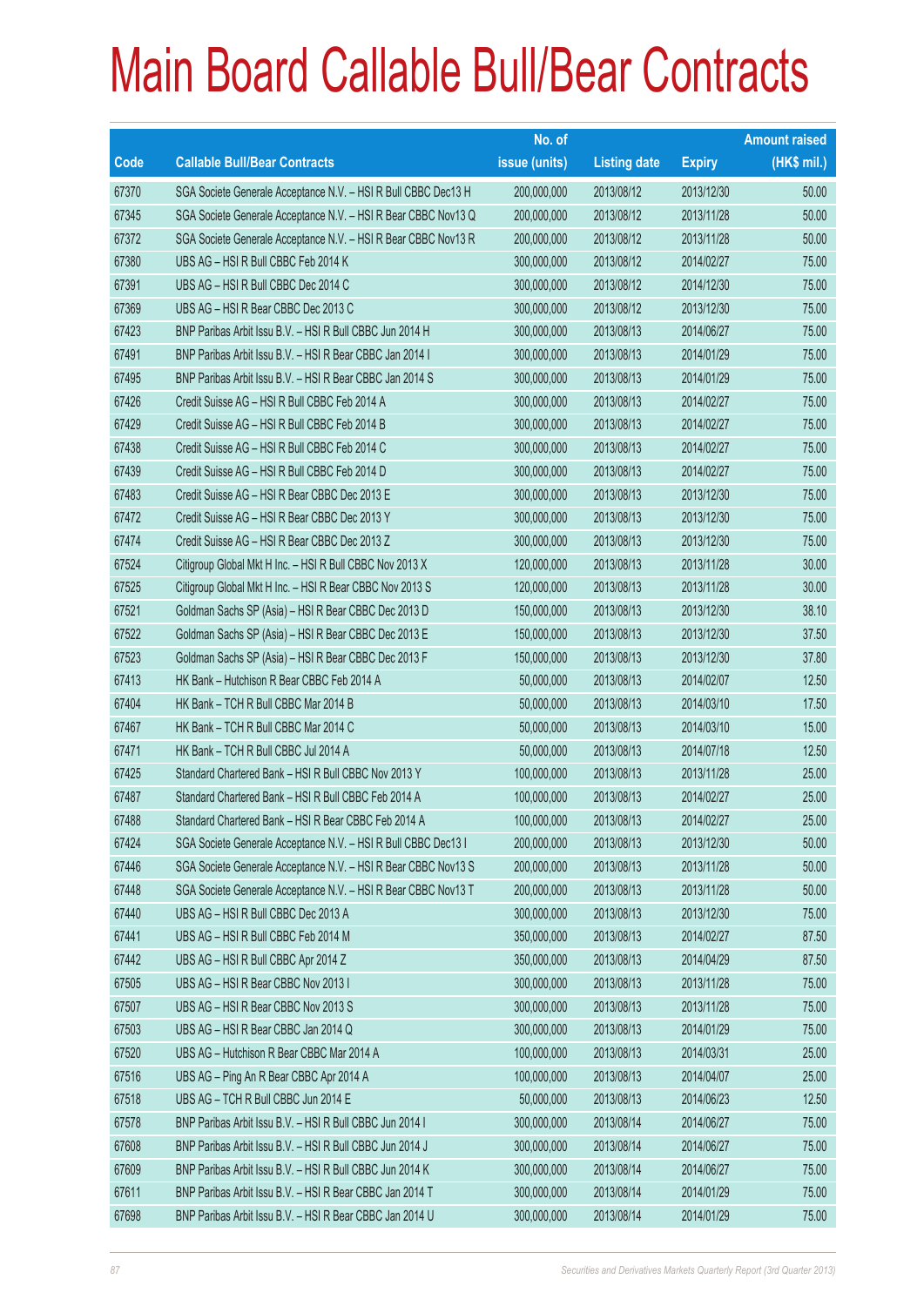# Main Board Callable Bull/Bear Contracts

| Code | Callable Bull/Bear Contracts | No. of issue (units) | Listing date | Expiry | Amount raised (HK$ mil.) |
|---|---|---|---|---|---|
| 67370 | SGA Societe Generale Acceptance N.V. – HSI R Bull CBBC Dec13 H | 200,000,000 | 2013/08/12 | 2013/12/30 | 50.00 |
| 67345 | SGA Societe Generale Acceptance N.V. – HSI R Bear CBBC Nov13 Q | 200,000,000 | 2013/08/12 | 2013/11/28 | 50.00 |
| 67372 | SGA Societe Generale Acceptance N.V. – HSI R Bear CBBC Nov13 R | 200,000,000 | 2013/08/12 | 2013/11/28 | 50.00 |
| 67380 | UBS AG – HSI R Bull CBBC Feb 2014 K | 300,000,000 | 2013/08/12 | 2014/02/27 | 75.00 |
| 67391 | UBS AG – HSI R Bull CBBC Dec 2014 C | 300,000,000 | 2013/08/12 | 2014/12/30 | 75.00 |
| 67369 | UBS AG – HSI R Bear CBBC Dec 2013 C | 300,000,000 | 2013/08/12 | 2013/12/30 | 75.00 |
| 67423 | BNP Paribas Arbit Issu B.V. – HSI R Bull CBBC Jun 2014 H | 300,000,000 | 2013/08/13 | 2014/06/27 | 75.00 |
| 67491 | BNP Paribas Arbit Issu B.V. – HSI R Bear CBBC Jan 2014 I | 300,000,000 | 2013/08/13 | 2014/01/29 | 75.00 |
| 67495 | BNP Paribas Arbit Issu B.V. – HSI R Bear CBBC Jan 2014 S | 300,000,000 | 2013/08/13 | 2014/01/29 | 75.00 |
| 67426 | Credit Suisse AG – HSI R Bull CBBC Feb 2014 A | 300,000,000 | 2013/08/13 | 2014/02/27 | 75.00 |
| 67429 | Credit Suisse AG – HSI R Bull CBBC Feb 2014 B | 300,000,000 | 2013/08/13 | 2014/02/27 | 75.00 |
| 67438 | Credit Suisse AG – HSI R Bull CBBC Feb 2014 C | 300,000,000 | 2013/08/13 | 2014/02/27 | 75.00 |
| 67439 | Credit Suisse AG – HSI R Bull CBBC Feb 2014 D | 300,000,000 | 2013/08/13 | 2014/02/27 | 75.00 |
| 67483 | Credit Suisse AG – HSI R Bear CBBC Dec 2013 E | 300,000,000 | 2013/08/13 | 2013/12/30 | 75.00 |
| 67472 | Credit Suisse AG – HSI R Bear CBBC Dec 2013 Y | 300,000,000 | 2013/08/13 | 2013/12/30 | 75.00 |
| 67474 | Credit Suisse AG – HSI R Bear CBBC Dec 2013 Z | 300,000,000 | 2013/08/13 | 2013/12/30 | 75.00 |
| 67524 | Citigroup Global Mkt H Inc. – HSI R Bull CBBC Nov 2013 X | 120,000,000 | 2013/08/13 | 2013/11/28 | 30.00 |
| 67525 | Citigroup Global Mkt H Inc. – HSI R Bear CBBC Nov 2013 S | 120,000,000 | 2013/08/13 | 2013/11/28 | 30.00 |
| 67521 | Goldman Sachs SP (Asia) – HSI R Bear CBBC Dec 2013 D | 150,000,000 | 2013/08/13 | 2013/12/30 | 38.10 |
| 67522 | Goldman Sachs SP (Asia) – HSI R Bear CBBC Dec 2013 E | 150,000,000 | 2013/08/13 | 2013/12/30 | 37.50 |
| 67523 | Goldman Sachs SP (Asia) – HSI R Bear CBBC Dec 2013 F | 150,000,000 | 2013/08/13 | 2013/12/30 | 37.80 |
| 67413 | HK Bank – Hutchison R Bear CBBC Feb 2014 A | 50,000,000 | 2013/08/13 | 2014/02/07 | 12.50 |
| 67404 | HK Bank – TCH R Bull CBBC Mar 2014 B | 50,000,000 | 2013/08/13 | 2014/03/10 | 17.50 |
| 67467 | HK Bank – TCH R Bull CBBC Mar 2014 C | 50,000,000 | 2013/08/13 | 2014/03/10 | 15.00 |
| 67471 | HK Bank – TCH R Bull CBBC Jul 2014 A | 50,000,000 | 2013/08/13 | 2014/07/18 | 12.50 |
| 67425 | Standard Chartered Bank – HSI R Bull CBBC Nov 2013 Y | 100,000,000 | 2013/08/13 | 2013/11/28 | 25.00 |
| 67487 | Standard Chartered Bank – HSI R Bull CBBC Feb 2014 A | 100,000,000 | 2013/08/13 | 2014/02/27 | 25.00 |
| 67488 | Standard Chartered Bank – HSI R Bear CBBC Feb 2014 A | 100,000,000 | 2013/08/13 | 2014/02/27 | 25.00 |
| 67424 | SGA Societe Generale Acceptance N.V. – HSI R Bull CBBC Dec13 I | 200,000,000 | 2013/08/13 | 2013/12/30 | 50.00 |
| 67446 | SGA Societe Generale Acceptance N.V. – HSI R Bear CBBC Nov13 S | 200,000,000 | 2013/08/13 | 2013/11/28 | 50.00 |
| 67448 | SGA Societe Generale Acceptance N.V. – HSI R Bear CBBC Nov13 T | 200,000,000 | 2013/08/13 | 2013/11/28 | 50.00 |
| 67440 | UBS AG – HSI R Bull CBBC Dec 2013 A | 300,000,000 | 2013/08/13 | 2013/12/30 | 75.00 |
| 67441 | UBS AG – HSI R Bull CBBC Feb 2014 M | 350,000,000 | 2013/08/13 | 2014/02/27 | 87.50 |
| 67442 | UBS AG – HSI R Bull CBBC Apr 2014 Z | 350,000,000 | 2013/08/13 | 2014/04/29 | 87.50 |
| 67505 | UBS AG – HSI R Bear CBBC Nov 2013 I | 300,000,000 | 2013/08/13 | 2013/11/28 | 75.00 |
| 67507 | UBS AG – HSI R Bear CBBC Nov 2013 S | 300,000,000 | 2013/08/13 | 2013/11/28 | 75.00 |
| 67503 | UBS AG – HSI R Bear CBBC Jan 2014 Q | 300,000,000 | 2013/08/13 | 2014/01/29 | 75.00 |
| 67520 | UBS AG – Hutchison R Bear CBBC Mar 2014 A | 100,000,000 | 2013/08/13 | 2014/03/31 | 25.00 |
| 67516 | UBS AG – Ping An R Bear CBBC Apr 2014 A | 100,000,000 | 2013/08/13 | 2014/04/07 | 25.00 |
| 67518 | UBS AG – TCH R Bull CBBC Jun 2014 E | 50,000,000 | 2013/08/13 | 2014/06/23 | 12.50 |
| 67578 | BNP Paribas Arbit Issu B.V. – HSI R Bull CBBC Jun 2014 I | 300,000,000 | 2013/08/14 | 2014/06/27 | 75.00 |
| 67608 | BNP Paribas Arbit Issu B.V. – HSI R Bull CBBC Jun 2014 J | 300,000,000 | 2013/08/14 | 2014/06/27 | 75.00 |
| 67609 | BNP Paribas Arbit Issu B.V. – HSI R Bull CBBC Jun 2014 K | 300,000,000 | 2013/08/14 | 2014/06/27 | 75.00 |
| 67611 | BNP Paribas Arbit Issu B.V. – HSI R Bear CBBC Jan 2014 T | 300,000,000 | 2013/08/14 | 2014/01/29 | 75.00 |
| 67698 | BNP Paribas Arbit Issu B.V. – HSI R Bear CBBC Jan 2014 U | 300,000,000 | 2013/08/14 | 2014/01/29 | 75.00 |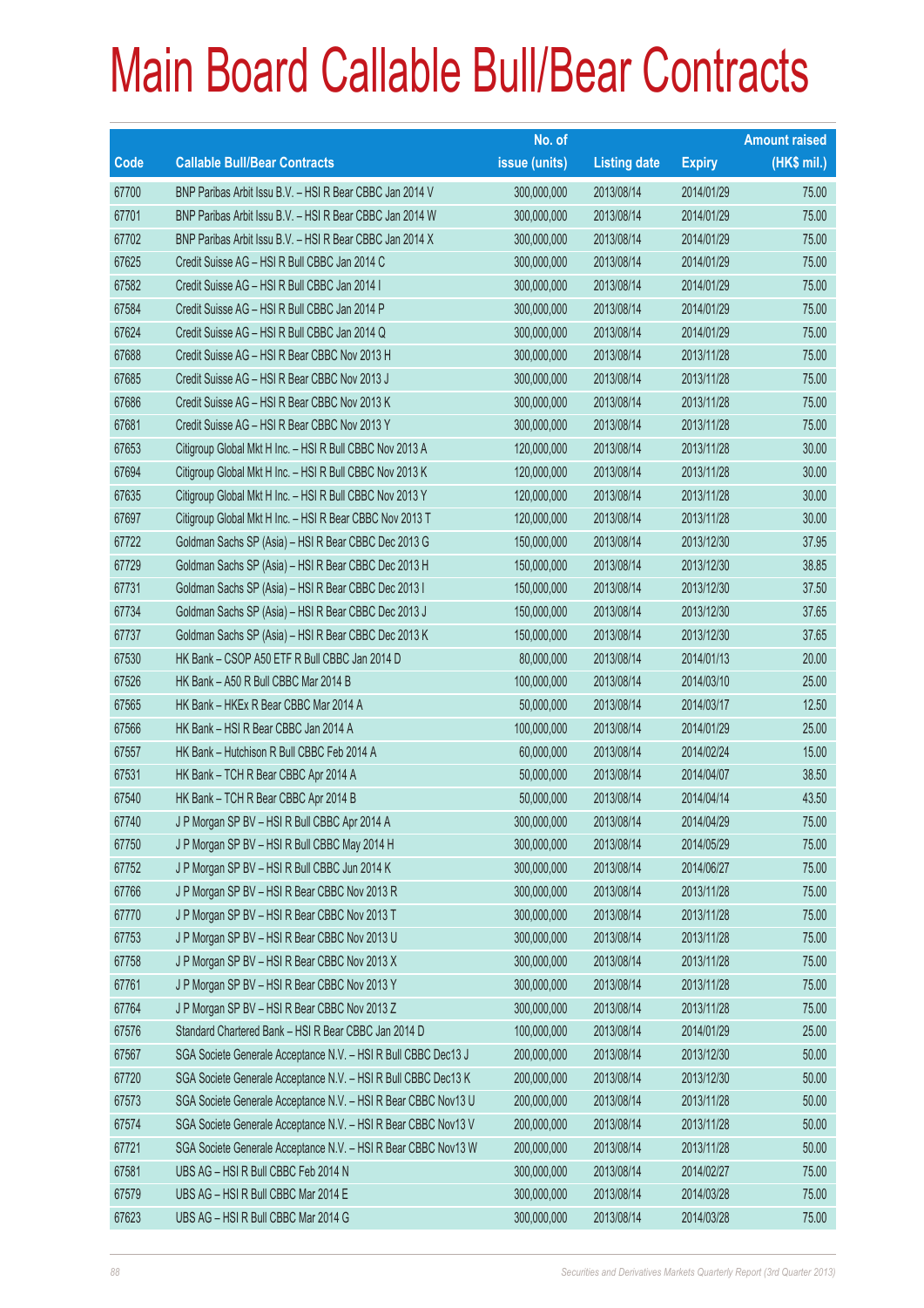# Main Board Callable Bull/Bear Contracts

| Code | Callable Bull/Bear Contracts | No. of issue (units) | Listing date | Expiry | Amount raised (HK$ mil.) |
|---|---|---|---|---|---|
| 67700 | BNP Paribas Arbit Issu B.V. – HSI R Bear CBBC Jan 2014 V | 300,000,000 | 2013/08/14 | 2014/01/29 | 75.00 |
| 67701 | BNP Paribas Arbit Issu B.V. – HSI R Bear CBBC Jan 2014 W | 300,000,000 | 2013/08/14 | 2014/01/29 | 75.00 |
| 67702 | BNP Paribas Arbit Issu B.V. – HSI R Bear CBBC Jan 2014 X | 300,000,000 | 2013/08/14 | 2014/01/29 | 75.00 |
| 67625 | Credit Suisse AG – HSI R Bull CBBC Jan 2014 C | 300,000,000 | 2013/08/14 | 2014/01/29 | 75.00 |
| 67582 | Credit Suisse AG – HSI R Bull CBBC Jan 2014 I | 300,000,000 | 2013/08/14 | 2014/01/29 | 75.00 |
| 67584 | Credit Suisse AG – HSI R Bull CBBC Jan 2014 P | 300,000,000 | 2013/08/14 | 2014/01/29 | 75.00 |
| 67624 | Credit Suisse AG – HSI R Bull CBBC Jan 2014 Q | 300,000,000 | 2013/08/14 | 2014/01/29 | 75.00 |
| 67688 | Credit Suisse AG – HSI R Bear CBBC Nov 2013 H | 300,000,000 | 2013/08/14 | 2013/11/28 | 75.00 |
| 67685 | Credit Suisse AG – HSI R Bear CBBC Nov 2013 J | 300,000,000 | 2013/08/14 | 2013/11/28 | 75.00 |
| 67686 | Credit Suisse AG – HSI R Bear CBBC Nov 2013 K | 300,000,000 | 2013/08/14 | 2013/11/28 | 75.00 |
| 67681 | Credit Suisse AG – HSI R Bear CBBC Nov 2013 Y | 300,000,000 | 2013/08/14 | 2013/11/28 | 75.00 |
| 67653 | Citigroup Global Mkt H Inc. – HSI R Bull CBBC Nov 2013 A | 120,000,000 | 2013/08/14 | 2013/11/28 | 30.00 |
| 67694 | Citigroup Global Mkt H Inc. – HSI R Bull CBBC Nov 2013 K | 120,000,000 | 2013/08/14 | 2013/11/28 | 30.00 |
| 67635 | Citigroup Global Mkt H Inc. – HSI R Bull CBBC Nov 2013 Y | 120,000,000 | 2013/08/14 | 2013/11/28 | 30.00 |
| 67697 | Citigroup Global Mkt H Inc. – HSI R Bear CBBC Nov 2013 T | 120,000,000 | 2013/08/14 | 2013/11/28 | 30.00 |
| 67722 | Goldman Sachs SP (Asia) – HSI R Bear CBBC Dec 2013 G | 150,000,000 | 2013/08/14 | 2013/12/30 | 37.95 |
| 67729 | Goldman Sachs SP (Asia) – HSI R Bear CBBC Dec 2013 H | 150,000,000 | 2013/08/14 | 2013/12/30 | 38.85 |
| 67731 | Goldman Sachs SP (Asia) – HSI R Bear CBBC Dec 2013 I | 150,000,000 | 2013/08/14 | 2013/12/30 | 37.50 |
| 67734 | Goldman Sachs SP (Asia) – HSI R Bear CBBC Dec 2013 J | 150,000,000 | 2013/08/14 | 2013/12/30 | 37.65 |
| 67737 | Goldman Sachs SP (Asia) – HSI R Bear CBBC Dec 2013 K | 150,000,000 | 2013/08/14 | 2013/12/30 | 37.65 |
| 67530 | HK Bank – CSOP A50 ETF R Bull CBBC Jan 2014 D | 80,000,000 | 2013/08/14 | 2014/01/13 | 20.00 |
| 67526 | HK Bank – A50 R Bull CBBC Mar 2014 B | 100,000,000 | 2013/08/14 | 2014/03/10 | 25.00 |
| 67565 | HK Bank – HKEx R Bear CBBC Mar 2014 A | 50,000,000 | 2013/08/14 | 2014/03/17 | 12.50 |
| 67566 | HK Bank – HSI R Bear CBBC Jan 2014 A | 100,000,000 | 2013/08/14 | 2014/01/29 | 25.00 |
| 67557 | HK Bank – Hutchison R Bull CBBC Feb 2014 A | 60,000,000 | 2013/08/14 | 2014/02/24 | 15.00 |
| 67531 | HK Bank – TCH R Bear CBBC Apr 2014 A | 50,000,000 | 2013/08/14 | 2014/04/07 | 38.50 |
| 67540 | HK Bank – TCH R Bear CBBC Apr 2014 B | 50,000,000 | 2013/08/14 | 2014/04/14 | 43.50 |
| 67740 | J P Morgan SP BV – HSI R Bull CBBC Apr 2014 A | 300,000,000 | 2013/08/14 | 2014/04/29 | 75.00 |
| 67750 | J P Morgan SP BV – HSI R Bull CBBC May 2014 H | 300,000,000 | 2013/08/14 | 2014/05/29 | 75.00 |
| 67752 | J P Morgan SP BV – HSI R Bull CBBC Jun 2014 K | 300,000,000 | 2013/08/14 | 2014/06/27 | 75.00 |
| 67766 | J P Morgan SP BV – HSI R Bear CBBC Nov 2013 R | 300,000,000 | 2013/08/14 | 2013/11/28 | 75.00 |
| 67770 | J P Morgan SP BV – HSI R Bear CBBC Nov 2013 T | 300,000,000 | 2013/08/14 | 2013/11/28 | 75.00 |
| 67753 | J P Morgan SP BV – HSI R Bear CBBC Nov 2013 U | 300,000,000 | 2013/08/14 | 2013/11/28 | 75.00 |
| 67758 | J P Morgan SP BV – HSI R Bear CBBC Nov 2013 X | 300,000,000 | 2013/08/14 | 2013/11/28 | 75.00 |
| 67761 | J P Morgan SP BV – HSI R Bear CBBC Nov 2013 Y | 300,000,000 | 2013/08/14 | 2013/11/28 | 75.00 |
| 67764 | J P Morgan SP BV – HSI R Bear CBBC Nov 2013 Z | 300,000,000 | 2013/08/14 | 2013/11/28 | 75.00 |
| 67576 | Standard Chartered Bank – HSI R Bear CBBC Jan 2014 D | 100,000,000 | 2013/08/14 | 2014/01/29 | 25.00 |
| 67567 | SGA Societe Generale Acceptance N.V. – HSI R Bull CBBC Dec13 J | 200,000,000 | 2013/08/14 | 2013/12/30 | 50.00 |
| 67720 | SGA Societe Generale Acceptance N.V. – HSI R Bull CBBC Dec13 K | 200,000,000 | 2013/08/14 | 2013/12/30 | 50.00 |
| 67573 | SGA Societe Generale Acceptance N.V. – HSI R Bear CBBC Nov13 U | 200,000,000 | 2013/08/14 | 2013/11/28 | 50.00 |
| 67574 | SGA Societe Generale Acceptance N.V. – HSI R Bear CBBC Nov13 V | 200,000,000 | 2013/08/14 | 2013/11/28 | 50.00 |
| 67721 | SGA Societe Generale Acceptance N.V. – HSI R Bear CBBC Nov13 W | 200,000,000 | 2013/08/14 | 2013/11/28 | 50.00 |
| 67581 | UBS AG – HSI R Bull CBBC Feb 2014 N | 300,000,000 | 2013/08/14 | 2014/02/27 | 75.00 |
| 67579 | UBS AG – HSI R Bull CBBC Mar 2014 E | 300,000,000 | 2013/08/14 | 2014/03/28 | 75.00 |
| 67623 | UBS AG – HSI R Bull CBBC Mar 2014 G | 300,000,000 | 2013/08/14 | 2014/03/28 | 75.00 |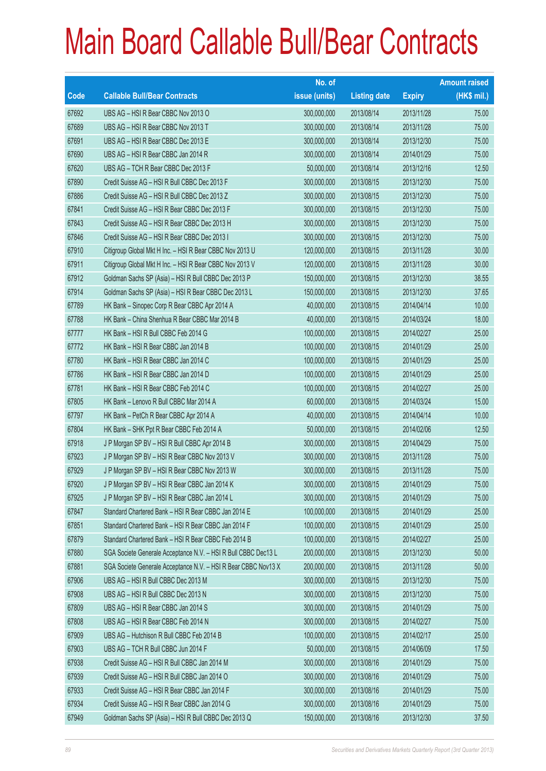# Main Board Callable Bull/Bear Contracts

| Code | Callable Bull/Bear Contracts | No. of issue (units) | Listing date | Expiry | Amount raised (HK$ mil.) |
|---|---|---|---|---|---|
| 67692 | UBS AG – HSI R Bear CBBC Nov 2013 O | 300,000,000 | 2013/08/14 | 2013/11/28 | 75.00 |
| 67689 | UBS AG – HSI R Bear CBBC Nov 2013 T | 300,000,000 | 2013/08/14 | 2013/11/28 | 75.00 |
| 67691 | UBS AG – HSI R Bear CBBC Dec 2013 E | 300,000,000 | 2013/08/14 | 2013/12/30 | 75.00 |
| 67690 | UBS AG – HSI R Bear CBBC Jan 2014 R | 300,000,000 | 2013/08/14 | 2014/01/29 | 75.00 |
| 67620 | UBS AG – TCH R Bear CBBC Dec 2013 F | 50,000,000 | 2013/08/14 | 2013/12/16 | 12.50 |
| 67890 | Credit Suisse AG – HSI R Bull CBBC Dec 2013 F | 300,000,000 | 2013/08/15 | 2013/12/30 | 75.00 |
| 67886 | Credit Suisse AG – HSI R Bull CBBC Dec 2013 Z | 300,000,000 | 2013/08/15 | 2013/12/30 | 75.00 |
| 67841 | Credit Suisse AG – HSI R Bear CBBC Dec 2013 F | 300,000,000 | 2013/08/15 | 2013/12/30 | 75.00 |
| 67843 | Credit Suisse AG – HSI R Bear CBBC Dec 2013 H | 300,000,000 | 2013/08/15 | 2013/12/30 | 75.00 |
| 67846 | Credit Suisse AG – HSI R Bear CBBC Dec 2013 I | 300,000,000 | 2013/08/15 | 2013/12/30 | 75.00 |
| 67910 | Citigroup Global Mkt H Inc. – HSI R Bear CBBC Nov 2013 U | 120,000,000 | 2013/08/15 | 2013/11/28 | 30.00 |
| 67911 | Citigroup Global Mkt H Inc. – HSI R Bear CBBC Nov 2013 V | 120,000,000 | 2013/08/15 | 2013/11/28 | 30.00 |
| 67912 | Goldman Sachs SP (Asia) – HSI R Bull CBBC Dec 2013 P | 150,000,000 | 2013/08/15 | 2013/12/30 | 38.55 |
| 67914 | Goldman Sachs SP (Asia) – HSI R Bear CBBC Dec 2013 L | 150,000,000 | 2013/08/15 | 2013/12/30 | 37.65 |
| 67789 | HK Bank – Sinopec Corp R Bear CBBC Apr 2014 A | 40,000,000 | 2013/08/15 | 2014/04/14 | 10.00 |
| 67788 | HK Bank – China Shenhua R Bear CBBC Mar 2014 B | 40,000,000 | 2013/08/15 | 2014/03/24 | 18.00 |
| 67777 | HK Bank – HSI R Bull CBBC Feb 2014 G | 100,000,000 | 2013/08/15 | 2014/02/27 | 25.00 |
| 67772 | HK Bank – HSI R Bear CBBC Jan 2014 B | 100,000,000 | 2013/08/15 | 2014/01/29 | 25.00 |
| 67780 | HK Bank – HSI R Bear CBBC Jan 2014 C | 100,000,000 | 2013/08/15 | 2014/01/29 | 25.00 |
| 67786 | HK Bank – HSI R Bear CBBC Jan 2014 D | 100,000,000 | 2013/08/15 | 2014/01/29 | 25.00 |
| 67781 | HK Bank – HSI R Bear CBBC Feb 2014 C | 100,000,000 | 2013/08/15 | 2014/02/27 | 25.00 |
| 67805 | HK Bank – Lenovo R Bull CBBC Mar 2014 A | 60,000,000 | 2013/08/15 | 2014/03/24 | 15.00 |
| 67797 | HK Bank – PetCh R Bear CBBC Apr 2014 A | 40,000,000 | 2013/08/15 | 2014/04/14 | 10.00 |
| 67804 | HK Bank – SHK Ppt R Bear CBBC Feb 2014 A | 50,000,000 | 2013/08/15 | 2014/02/06 | 12.50 |
| 67918 | J P Morgan SP BV – HSI R Bull CBBC Apr 2014 B | 300,000,000 | 2013/08/15 | 2014/04/29 | 75.00 |
| 67923 | J P Morgan SP BV – HSI R Bear CBBC Nov 2013 V | 300,000,000 | 2013/08/15 | 2013/11/28 | 75.00 |
| 67929 | J P Morgan SP BV – HSI R Bear CBBC Nov 2013 W | 300,000,000 | 2013/08/15 | 2013/11/28 | 75.00 |
| 67920 | J P Morgan SP BV – HSI R Bear CBBC Jan 2014 K | 300,000,000 | 2013/08/15 | 2014/01/29 | 75.00 |
| 67925 | J P Morgan SP BV – HSI R Bear CBBC Jan 2014 L | 300,000,000 | 2013/08/15 | 2014/01/29 | 75.00 |
| 67847 | Standard Chartered Bank – HSI R Bear CBBC Jan 2014 E | 100,000,000 | 2013/08/15 | 2014/01/29 | 25.00 |
| 67851 | Standard Chartered Bank – HSI R Bear CBBC Jan 2014 F | 100,000,000 | 2013/08/15 | 2014/01/29 | 25.00 |
| 67879 | Standard Chartered Bank – HSI R Bear CBBC Feb 2014 B | 100,000,000 | 2013/08/15 | 2014/02/27 | 25.00 |
| 67880 | SGA Societe Generale Acceptance N.V. – HSI R Bull CBBC Dec13 L | 200,000,000 | 2013/08/15 | 2013/12/30 | 50.00 |
| 67881 | SGA Societe Generale Acceptance N.V. – HSI R Bear CBBC Nov13 X | 200,000,000 | 2013/08/15 | 2013/11/28 | 50.00 |
| 67906 | UBS AG – HSI R Bull CBBC Dec 2013 M | 300,000,000 | 2013/08/15 | 2013/12/30 | 75.00 |
| 67908 | UBS AG – HSI R Bull CBBC Dec 2013 N | 300,000,000 | 2013/08/15 | 2013/12/30 | 75.00 |
| 67809 | UBS AG – HSI R Bear CBBC Jan 2014 S | 300,000,000 | 2013/08/15 | 2014/01/29 | 75.00 |
| 67808 | UBS AG – HSI R Bear CBBC Feb 2014 N | 300,000,000 | 2013/08/15 | 2014/02/27 | 75.00 |
| 67909 | UBS AG – Hutchison R Bull CBBC Feb 2014 B | 100,000,000 | 2013/08/15 | 2014/02/17 | 25.00 |
| 67903 | UBS AG – TCH R Bull CBBC Jun 2014 F | 50,000,000 | 2013/08/15 | 2014/06/09 | 17.50 |
| 67938 | Credit Suisse AG – HSI R Bull CBBC Jan 2014 M | 300,000,000 | 2013/08/16 | 2014/01/29 | 75.00 |
| 67939 | Credit Suisse AG – HSI R Bull CBBC Jan 2014 O | 300,000,000 | 2013/08/16 | 2014/01/29 | 75.00 |
| 67933 | Credit Suisse AG – HSI R Bear CBBC Jan 2014 F | 300,000,000 | 2013/08/16 | 2014/01/29 | 75.00 |
| 67934 | Credit Suisse AG – HSI R Bear CBBC Jan 2014 G | 300,000,000 | 2013/08/16 | 2014/01/29 | 75.00 |
| 67949 | Goldman Sachs SP (Asia) – HSI R Bull CBBC Dec 2013 Q | 150,000,000 | 2013/08/16 | 2013/12/30 | 37.50 |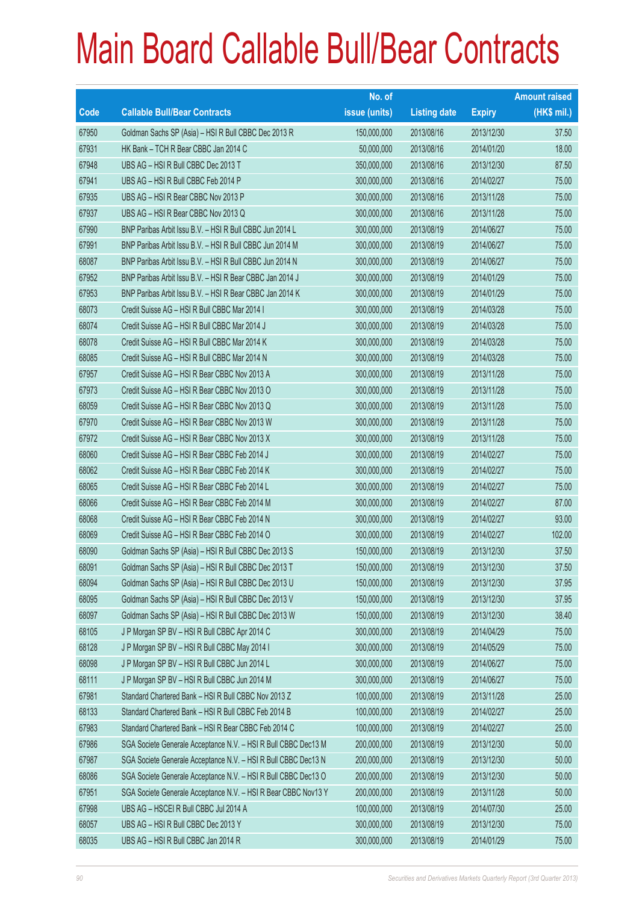# Main Board Callable Bull/Bear Contracts

| Code | Callable Bull/Bear Contracts | No. of issue (units) | Listing date | Expiry | Amount raised (HK$ mil.) |
|---|---|---|---|---|---|
| 67950 | Goldman Sachs SP (Asia) – HSI R Bull CBBC Dec 2013 R | 150,000,000 | 2013/08/16 | 2013/12/30 | 37.50 |
| 67931 | HK Bank – TCH R Bear CBBC Jan 2014 C | 50,000,000 | 2013/08/16 | 2014/01/20 | 18.00 |
| 67948 | UBS AG – HSI R Bull CBBC Dec 2013 T | 350,000,000 | 2013/08/16 | 2013/12/30 | 87.50 |
| 67941 | UBS AG – HSI R Bull CBBC Feb 2014 P | 300,000,000 | 2013/08/16 | 2014/02/27 | 75.00 |
| 67935 | UBS AG – HSI R Bear CBBC Nov 2013 P | 300,000,000 | 2013/08/16 | 2013/11/28 | 75.00 |
| 67937 | UBS AG – HSI R Bear CBBC Nov 2013 Q | 300,000,000 | 2013/08/16 | 2013/11/28 | 75.00 |
| 67990 | BNP Paribas Arbit Issu B.V. – HSI R Bull CBBC Jun 2014 L | 300,000,000 | 2013/08/19 | 2014/06/27 | 75.00 |
| 67991 | BNP Paribas Arbit Issu B.V. – HSI R Bull CBBC Jun 2014 M | 300,000,000 | 2013/08/19 | 2014/06/27 | 75.00 |
| 68087 | BNP Paribas Arbit Issu B.V. – HSI R Bull CBBC Jun 2014 N | 300,000,000 | 2013/08/19 | 2014/06/27 | 75.00 |
| 67952 | BNP Paribas Arbit Issu B.V. – HSI R Bear CBBC Jan 2014 J | 300,000,000 | 2013/08/19 | 2014/01/29 | 75.00 |
| 67953 | BNP Paribas Arbit Issu B.V. – HSI R Bear CBBC Jan 2014 K | 300,000,000 | 2013/08/19 | 2014/01/29 | 75.00 |
| 68073 | Credit Suisse AG – HSI R Bull CBBC Mar 2014 I | 300,000,000 | 2013/08/19 | 2014/03/28 | 75.00 |
| 68074 | Credit Suisse AG – HSI R Bull CBBC Mar 2014 J | 300,000,000 | 2013/08/19 | 2014/03/28 | 75.00 |
| 68078 | Credit Suisse AG – HSI R Bull CBBC Mar 2014 K | 300,000,000 | 2013/08/19 | 2014/03/28 | 75.00 |
| 68085 | Credit Suisse AG – HSI R Bull CBBC Mar 2014 N | 300,000,000 | 2013/08/19 | 2014/03/28 | 75.00 |
| 67957 | Credit Suisse AG – HSI R Bear CBBC Nov 2013 A | 300,000,000 | 2013/08/19 | 2013/11/28 | 75.00 |
| 67973 | Credit Suisse AG – HSI R Bear CBBC Nov 2013 O | 300,000,000 | 2013/08/19 | 2013/11/28 | 75.00 |
| 68059 | Credit Suisse AG – HSI R Bear CBBC Nov 2013 Q | 300,000,000 | 2013/08/19 | 2013/11/28 | 75.00 |
| 67970 | Credit Suisse AG – HSI R Bear CBBC Nov 2013 W | 300,000,000 | 2013/08/19 | 2013/11/28 | 75.00 |
| 67972 | Credit Suisse AG – HSI R Bear CBBC Nov 2013 X | 300,000,000 | 2013/08/19 | 2013/11/28 | 75.00 |
| 68060 | Credit Suisse AG – HSI R Bear CBBC Feb 2014 J | 300,000,000 | 2013/08/19 | 2014/02/27 | 75.00 |
| 68062 | Credit Suisse AG – HSI R Bear CBBC Feb 2014 K | 300,000,000 | 2013/08/19 | 2014/02/27 | 75.00 |
| 68065 | Credit Suisse AG – HSI R Bear CBBC Feb 2014 L | 300,000,000 | 2013/08/19 | 2014/02/27 | 75.00 |
| 68066 | Credit Suisse AG – HSI R Bear CBBC Feb 2014 M | 300,000,000 | 2013/08/19 | 2014/02/27 | 87.00 |
| 68068 | Credit Suisse AG – HSI R Bear CBBC Feb 2014 N | 300,000,000 | 2013/08/19 | 2014/02/27 | 93.00 |
| 68069 | Credit Suisse AG – HSI R Bear CBBC Feb 2014 O | 300,000,000 | 2013/08/19 | 2014/02/27 | 102.00 |
| 68090 | Goldman Sachs SP (Asia) – HSI R Bull CBBC Dec 2013 S | 150,000,000 | 2013/08/19 | 2013/12/30 | 37.50 |
| 68091 | Goldman Sachs SP (Asia) – HSI R Bull CBBC Dec 2013 T | 150,000,000 | 2013/08/19 | 2013/12/30 | 37.50 |
| 68094 | Goldman Sachs SP (Asia) – HSI R Bull CBBC Dec 2013 U | 150,000,000 | 2013/08/19 | 2013/12/30 | 37.95 |
| 68095 | Goldman Sachs SP (Asia) – HSI R Bull CBBC Dec 2013 V | 150,000,000 | 2013/08/19 | 2013/12/30 | 37.95 |
| 68097 | Goldman Sachs SP (Asia) – HSI R Bull CBBC Dec 2013 W | 150,000,000 | 2013/08/19 | 2013/12/30 | 38.40 |
| 68105 | J P Morgan SP BV – HSI R Bull CBBC Apr 2014 C | 300,000,000 | 2013/08/19 | 2014/04/29 | 75.00 |
| 68128 | J P Morgan SP BV – HSI R Bull CBBC May 2014 I | 300,000,000 | 2013/08/19 | 2014/05/29 | 75.00 |
| 68098 | J P Morgan SP BV – HSI R Bull CBBC Jun 2014 L | 300,000,000 | 2013/08/19 | 2014/06/27 | 75.00 |
| 68111 | J P Morgan SP BV – HSI R Bull CBBC Jun 2014 M | 300,000,000 | 2013/08/19 | 2014/06/27 | 75.00 |
| 67981 | Standard Chartered Bank – HSI R Bull CBBC Nov 2013 Z | 100,000,000 | 2013/08/19 | 2013/11/28 | 25.00 |
| 68133 | Standard Chartered Bank – HSI R Bull CBBC Feb 2014 B | 100,000,000 | 2013/08/19 | 2014/02/27 | 25.00 |
| 67983 | Standard Chartered Bank – HSI R Bear CBBC Feb 2014 C | 100,000,000 | 2013/08/19 | 2014/02/27 | 25.00 |
| 67986 | SGA Societe Generale Acceptance N.V. – HSI R Bull CBBC Dec13 M | 200,000,000 | 2013/08/19 | 2013/12/30 | 50.00 |
| 67987 | SGA Societe Generale Acceptance N.V. – HSI R Bull CBBC Dec13 N | 200,000,000 | 2013/08/19 | 2013/12/30 | 50.00 |
| 68086 | SGA Societe Generale Acceptance N.V. – HSI R Bull CBBC Dec13 O | 200,000,000 | 2013/08/19 | 2013/12/30 | 50.00 |
| 67951 | SGA Societe Generale Acceptance N.V. – HSI R Bear CBBC Nov13 Y | 200,000,000 | 2013/08/19 | 2013/11/28 | 50.00 |
| 67998 | UBS AG – HSCEI R Bull CBBC Jul 2014 A | 100,000,000 | 2013/08/19 | 2014/07/30 | 25.00 |
| 68057 | UBS AG – HSI R Bull CBBC Dec 2013 Y | 300,000,000 | 2013/08/19 | 2013/12/30 | 75.00 |
| 68035 | UBS AG – HSI R Bull CBBC Jan 2014 R | 300,000,000 | 2013/08/19 | 2014/01/29 | 75.00 |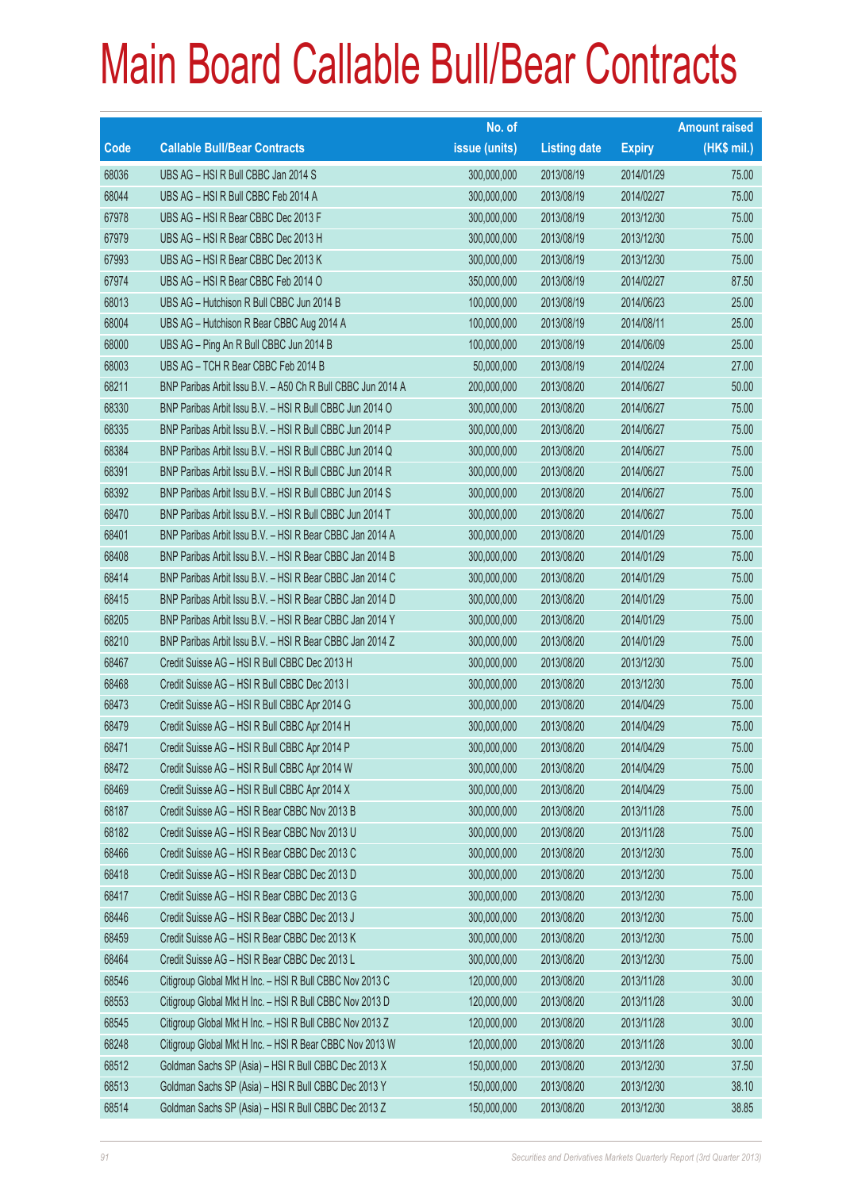# Main Board Callable Bull/Bear Contracts

| Code | Callable Bull/Bear Contracts | No. of issue (units) | Listing date | Expiry | Amount raised (HK$ mil.) |
|---|---|---|---|---|---|
| 68036 | UBS AG – HSI R Bull CBBC Jan 2014 S | 300,000,000 | 2013/08/19 | 2014/01/29 | 75.00 |
| 68044 | UBS AG – HSI R Bull CBBC Feb 2014 A | 300,000,000 | 2013/08/19 | 2014/02/27 | 75.00 |
| 67978 | UBS AG – HSI R Bear CBBC Dec 2013 F | 300,000,000 | 2013/08/19 | 2013/12/30 | 75.00 |
| 67979 | UBS AG – HSI R Bear CBBC Dec 2013 H | 300,000,000 | 2013/08/19 | 2013/12/30 | 75.00 |
| 67993 | UBS AG – HSI R Bear CBBC Dec 2013 K | 300,000,000 | 2013/08/19 | 2013/12/30 | 75.00 |
| 67974 | UBS AG – HSI R Bear CBBC Feb 2014 O | 350,000,000 | 2013/08/19 | 2014/02/27 | 87.50 |
| 68013 | UBS AG – Hutchison R Bull CBBC Jun 2014 B | 100,000,000 | 2013/08/19 | 2014/06/23 | 25.00 |
| 68004 | UBS AG – Hutchison R Bear CBBC Aug 2014 A | 100,000,000 | 2013/08/19 | 2014/08/11 | 25.00 |
| 68000 | UBS AG – Ping An R Bull CBBC Jun 2014 B | 100,000,000 | 2013/08/19 | 2014/06/09 | 25.00 |
| 68003 | UBS AG – TCH R Bear CBBC Feb 2014 B | 50,000,000 | 2013/08/19 | 2014/02/24 | 27.00 |
| 68211 | BNP Paribas Arbit Issu B.V. – A50 Ch R Bull CBBC Jun 2014 A | 200,000,000 | 2013/08/20 | 2014/06/27 | 50.00 |
| 68330 | BNP Paribas Arbit Issu B.V. – HSI R Bull CBBC Jun 2014 O | 300,000,000 | 2013/08/20 | 2014/06/27 | 75.00 |
| 68335 | BNP Paribas Arbit Issu B.V. – HSI R Bull CBBC Jun 2014 P | 300,000,000 | 2013/08/20 | 2014/06/27 | 75.00 |
| 68384 | BNP Paribas Arbit Issu B.V. – HSI R Bull CBBC Jun 2014 Q | 300,000,000 | 2013/08/20 | 2014/06/27 | 75.00 |
| 68391 | BNP Paribas Arbit Issu B.V. – HSI R Bull CBBC Jun 2014 R | 300,000,000 | 2013/08/20 | 2014/06/27 | 75.00 |
| 68392 | BNP Paribas Arbit Issu B.V. – HSI R Bull CBBC Jun 2014 S | 300,000,000 | 2013/08/20 | 2014/06/27 | 75.00 |
| 68470 | BNP Paribas Arbit Issu B.V. – HSI R Bull CBBC Jun 2014 T | 300,000,000 | 2013/08/20 | 2014/06/27 | 75.00 |
| 68401 | BNP Paribas Arbit Issu B.V. – HSI R Bear CBBC Jan 2014 A | 300,000,000 | 2013/08/20 | 2014/01/29 | 75.00 |
| 68408 | BNP Paribas Arbit Issu B.V. – HSI R Bear CBBC Jan 2014 B | 300,000,000 | 2013/08/20 | 2014/01/29 | 75.00 |
| 68414 | BNP Paribas Arbit Issu B.V. – HSI R Bear CBBC Jan 2014 C | 300,000,000 | 2013/08/20 | 2014/01/29 | 75.00 |
| 68415 | BNP Paribas Arbit Issu B.V. – HSI R Bear CBBC Jan 2014 D | 300,000,000 | 2013/08/20 | 2014/01/29 | 75.00 |
| 68205 | BNP Paribas Arbit Issu B.V. – HSI R Bear CBBC Jan 2014 Y | 300,000,000 | 2013/08/20 | 2014/01/29 | 75.00 |
| 68210 | BNP Paribas Arbit Issu B.V. – HSI R Bear CBBC Jan 2014 Z | 300,000,000 | 2013/08/20 | 2014/01/29 | 75.00 |
| 68467 | Credit Suisse AG – HSI R Bull CBBC Dec 2013 H | 300,000,000 | 2013/08/20 | 2013/12/30 | 75.00 |
| 68468 | Credit Suisse AG – HSI R Bull CBBC Dec 2013 I | 300,000,000 | 2013/08/20 | 2013/12/30 | 75.00 |
| 68473 | Credit Suisse AG – HSI R Bull CBBC Apr 2014 G | 300,000,000 | 2013/08/20 | 2014/04/29 | 75.00 |
| 68479 | Credit Suisse AG – HSI R Bull CBBC Apr 2014 H | 300,000,000 | 2013/08/20 | 2014/04/29 | 75.00 |
| 68471 | Credit Suisse AG – HSI R Bull CBBC Apr 2014 P | 300,000,000 | 2013/08/20 | 2014/04/29 | 75.00 |
| 68472 | Credit Suisse AG – HSI R Bull CBBC Apr 2014 W | 300,000,000 | 2013/08/20 | 2014/04/29 | 75.00 |
| 68469 | Credit Suisse AG – HSI R Bull CBBC Apr 2014 X | 300,000,000 | 2013/08/20 | 2014/04/29 | 75.00 |
| 68187 | Credit Suisse AG – HSI R Bear CBBC Nov 2013 B | 300,000,000 | 2013/08/20 | 2013/11/28 | 75.00 |
| 68182 | Credit Suisse AG – HSI R Bear CBBC Nov 2013 U | 300,000,000 | 2013/08/20 | 2013/11/28 | 75.00 |
| 68466 | Credit Suisse AG – HSI R Bear CBBC Dec 2013 C | 300,000,000 | 2013/08/20 | 2013/12/30 | 75.00 |
| 68418 | Credit Suisse AG – HSI R Bear CBBC Dec 2013 D | 300,000,000 | 2013/08/20 | 2013/12/30 | 75.00 |
| 68417 | Credit Suisse AG – HSI R Bear CBBC Dec 2013 G | 300,000,000 | 2013/08/20 | 2013/12/30 | 75.00 |
| 68446 | Credit Suisse AG – HSI R Bear CBBC Dec 2013 J | 300,000,000 | 2013/08/20 | 2013/12/30 | 75.00 |
| 68459 | Credit Suisse AG – HSI R Bear CBBC Dec 2013 K | 300,000,000 | 2013/08/20 | 2013/12/30 | 75.00 |
| 68464 | Credit Suisse AG – HSI R Bear CBBC Dec 2013 L | 300,000,000 | 2013/08/20 | 2013/12/30 | 75.00 |
| 68546 | Citigroup Global Mkt H Inc. – HSI R Bull CBBC Nov 2013 C | 120,000,000 | 2013/08/20 | 2013/11/28 | 30.00 |
| 68553 | Citigroup Global Mkt H Inc. – HSI R Bull CBBC Nov 2013 D | 120,000,000 | 2013/08/20 | 2013/11/28 | 30.00 |
| 68545 | Citigroup Global Mkt H Inc. – HSI R Bull CBBC Nov 2013 Z | 120,000,000 | 2013/08/20 | 2013/11/28 | 30.00 |
| 68248 | Citigroup Global Mkt H Inc. – HSI R Bear CBBC Nov 2013 W | 120,000,000 | 2013/08/20 | 2013/11/28 | 30.00 |
| 68512 | Goldman Sachs SP (Asia) – HSI R Bull CBBC Dec 2013 X | 150,000,000 | 2013/08/20 | 2013/12/30 | 37.50 |
| 68513 | Goldman Sachs SP (Asia) – HSI R Bull CBBC Dec 2013 Y | 150,000,000 | 2013/08/20 | 2013/12/30 | 38.10 |
| 68514 | Goldman Sachs SP (Asia) – HSI R Bull CBBC Dec 2013 Z | 150,000,000 | 2013/08/20 | 2013/12/30 | 38.85 |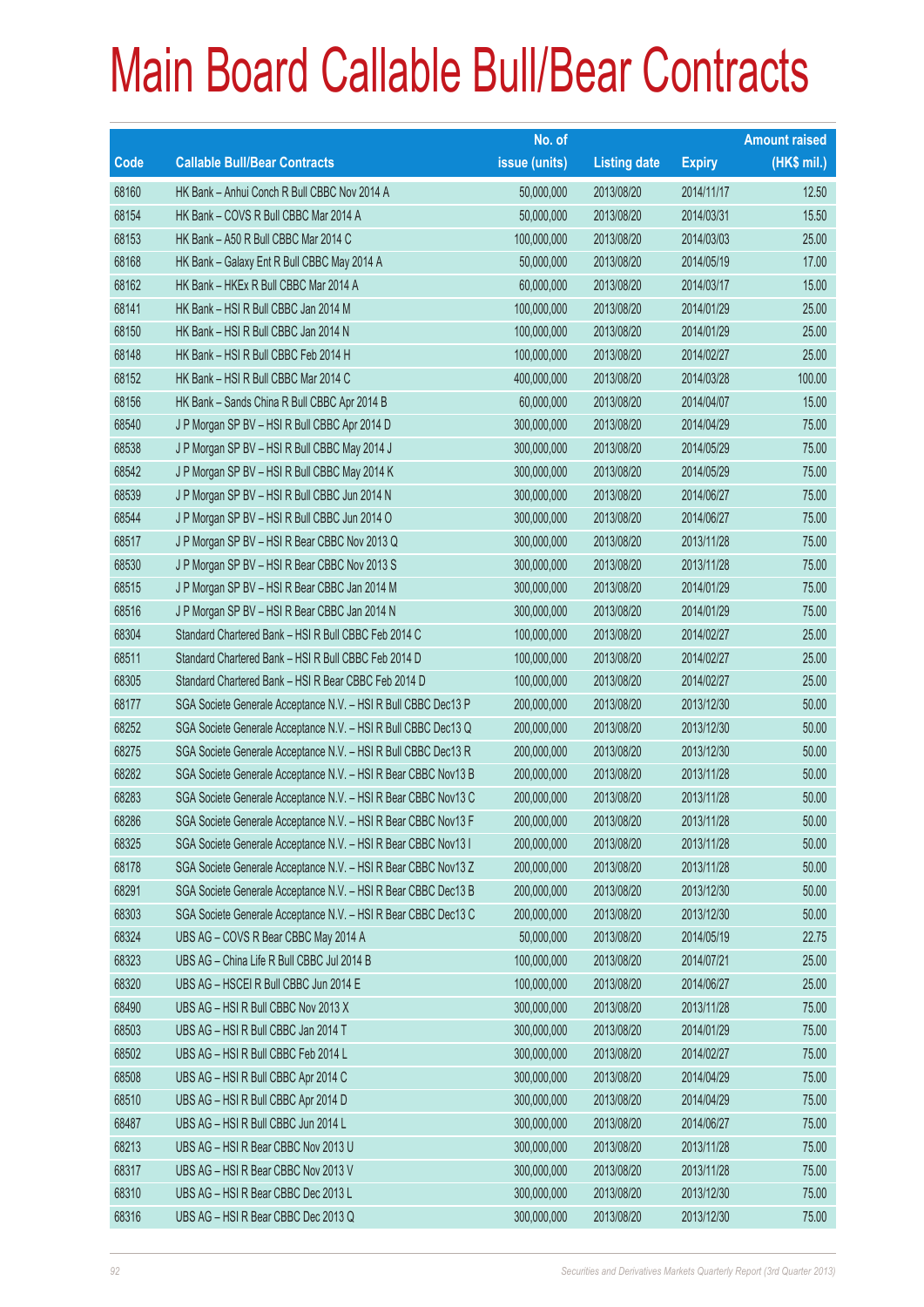# Main Board Callable Bull/Bear Contracts

| Code | Callable Bull/Bear Contracts | No. of issue (units) | Listing date | Expiry | Amount raised (HK$ mil.) |
|---|---|---|---|---|---|
| 68160 | HK Bank – Anhui Conch R Bull CBBC Nov 2014 A | 50,000,000 | 2013/08/20 | 2014/11/17 | 12.50 |
| 68154 | HK Bank – COVS R Bull CBBC Mar 2014 A | 50,000,000 | 2013/08/20 | 2014/03/31 | 15.50 |
| 68153 | HK Bank – A50 R Bull CBBC Mar 2014 C | 100,000,000 | 2013/08/20 | 2014/03/03 | 25.00 |
| 68168 | HK Bank – Galaxy Ent R Bull CBBC May 2014 A | 50,000,000 | 2013/08/20 | 2014/05/19 | 17.00 |
| 68162 | HK Bank – HKEx R Bull CBBC Mar 2014 A | 60,000,000 | 2013/08/20 | 2014/03/17 | 15.00 |
| 68141 | HK Bank – HSI R Bull CBBC Jan 2014 M | 100,000,000 | 2013/08/20 | 2014/01/29 | 25.00 |
| 68150 | HK Bank – HSI R Bull CBBC Jan 2014 N | 100,000,000 | 2013/08/20 | 2014/01/29 | 25.00 |
| 68148 | HK Bank – HSI R Bull CBBC Feb 2014 H | 100,000,000 | 2013/08/20 | 2014/02/27 | 25.00 |
| 68152 | HK Bank – HSI R Bull CBBC Mar 2014 C | 400,000,000 | 2013/08/20 | 2014/03/28 | 100.00 |
| 68156 | HK Bank – Sands China R Bull CBBC Apr 2014 B | 60,000,000 | 2013/08/20 | 2014/04/07 | 15.00 |
| 68540 | J P Morgan SP BV – HSI R Bull CBBC Apr 2014 D | 300,000,000 | 2013/08/20 | 2014/04/29 | 75.00 |
| 68538 | J P Morgan SP BV – HSI R Bull CBBC May 2014 J | 300,000,000 | 2013/08/20 | 2014/05/29 | 75.00 |
| 68542 | J P Morgan SP BV – HSI R Bull CBBC May 2014 K | 300,000,000 | 2013/08/20 | 2014/05/29 | 75.00 |
| 68539 | J P Morgan SP BV – HSI R Bull CBBC Jun 2014 N | 300,000,000 | 2013/08/20 | 2014/06/27 | 75.00 |
| 68544 | J P Morgan SP BV – HSI R Bull CBBC Jun 2014 O | 300,000,000 | 2013/08/20 | 2014/06/27 | 75.00 |
| 68517 | J P Morgan SP BV – HSI R Bear CBBC Nov 2013 Q | 300,000,000 | 2013/08/20 | 2013/11/28 | 75.00 |
| 68530 | J P Morgan SP BV – HSI R Bear CBBC Nov 2013 S | 300,000,000 | 2013/08/20 | 2013/11/28 | 75.00 |
| 68515 | J P Morgan SP BV – HSI R Bear CBBC Jan 2014 M | 300,000,000 | 2013/08/20 | 2014/01/29 | 75.00 |
| 68516 | J P Morgan SP BV – HSI R Bear CBBC Jan 2014 N | 300,000,000 | 2013/08/20 | 2014/01/29 | 75.00 |
| 68304 | Standard Chartered Bank – HSI R Bull CBBC Feb 2014 C | 100,000,000 | 2013/08/20 | 2014/02/27 | 25.00 |
| 68511 | Standard Chartered Bank – HSI R Bull CBBC Feb 2014 D | 100,000,000 | 2013/08/20 | 2014/02/27 | 25.00 |
| 68305 | Standard Chartered Bank – HSI R Bear CBBC Feb 2014 D | 100,000,000 | 2013/08/20 | 2014/02/27 | 25.00 |
| 68177 | SGA Societe Generale Acceptance N.V. – HSI R Bull CBBC Dec13 P | 200,000,000 | 2013/08/20 | 2013/12/30 | 50.00 |
| 68252 | SGA Societe Generale Acceptance N.V. – HSI R Bull CBBC Dec13 Q | 200,000,000 | 2013/08/20 | 2013/12/30 | 50.00 |
| 68275 | SGA Societe Generale Acceptance N.V. – HSI R Bull CBBC Dec13 R | 200,000,000 | 2013/08/20 | 2013/12/30 | 50.00 |
| 68282 | SGA Societe Generale Acceptance N.V. – HSI R Bear CBBC Nov13 B | 200,000,000 | 2013/08/20 | 2013/11/28 | 50.00 |
| 68283 | SGA Societe Generale Acceptance N.V. – HSI R Bear CBBC Nov13 C | 200,000,000 | 2013/08/20 | 2013/11/28 | 50.00 |
| 68286 | SGA Societe Generale Acceptance N.V. – HSI R Bear CBBC Nov13 F | 200,000,000 | 2013/08/20 | 2013/11/28 | 50.00 |
| 68325 | SGA Societe Generale Acceptance N.V. – HSI R Bear CBBC Nov13 I | 200,000,000 | 2013/08/20 | 2013/11/28 | 50.00 |
| 68178 | SGA Societe Generale Acceptance N.V. – HSI R Bear CBBC Nov13 Z | 200,000,000 | 2013/08/20 | 2013/11/28 | 50.00 |
| 68291 | SGA Societe Generale Acceptance N.V. – HSI R Bear CBBC Dec13 B | 200,000,000 | 2013/08/20 | 2013/12/30 | 50.00 |
| 68303 | SGA Societe Generale Acceptance N.V. – HSI R Bear CBBC Dec13 C | 200,000,000 | 2013/08/20 | 2013/12/30 | 50.00 |
| 68324 | UBS AG – COVS R Bear CBBC May 2014 A | 50,000,000 | 2013/08/20 | 2014/05/19 | 22.75 |
| 68323 | UBS AG – China Life R Bull CBBC Jul 2014 B | 100,000,000 | 2013/08/20 | 2014/07/21 | 25.00 |
| 68320 | UBS AG – HSCEI R Bull CBBC Jun 2014 E | 100,000,000 | 2013/08/20 | 2014/06/27 | 25.00 |
| 68490 | UBS AG – HSI R Bull CBBC Nov 2013 X | 300,000,000 | 2013/08/20 | 2013/11/28 | 75.00 |
| 68503 | UBS AG – HSI R Bull CBBC Jan 2014 T | 300,000,000 | 2013/08/20 | 2014/01/29 | 75.00 |
| 68502 | UBS AG – HSI R Bull CBBC Feb 2014 L | 300,000,000 | 2013/08/20 | 2014/02/27 | 75.00 |
| 68508 | UBS AG – HSI R Bull CBBC Apr 2014 C | 300,000,000 | 2013/08/20 | 2014/04/29 | 75.00 |
| 68510 | UBS AG – HSI R Bull CBBC Apr 2014 D | 300,000,000 | 2013/08/20 | 2014/04/29 | 75.00 |
| 68487 | UBS AG – HSI R Bull CBBC Jun 2014 L | 300,000,000 | 2013/08/20 | 2014/06/27 | 75.00 |
| 68213 | UBS AG – HSI R Bear CBBC Nov 2013 U | 300,000,000 | 2013/08/20 | 2013/11/28 | 75.00 |
| 68317 | UBS AG – HSI R Bear CBBC Nov 2013 V | 300,000,000 | 2013/08/20 | 2013/11/28 | 75.00 |
| 68310 | UBS AG – HSI R Bear CBBC Dec 2013 L | 300,000,000 | 2013/08/20 | 2013/12/30 | 75.00 |
| 68316 | UBS AG – HSI R Bear CBBC Dec 2013 Q | 300,000,000 | 2013/08/20 | 2013/12/30 | 75.00 |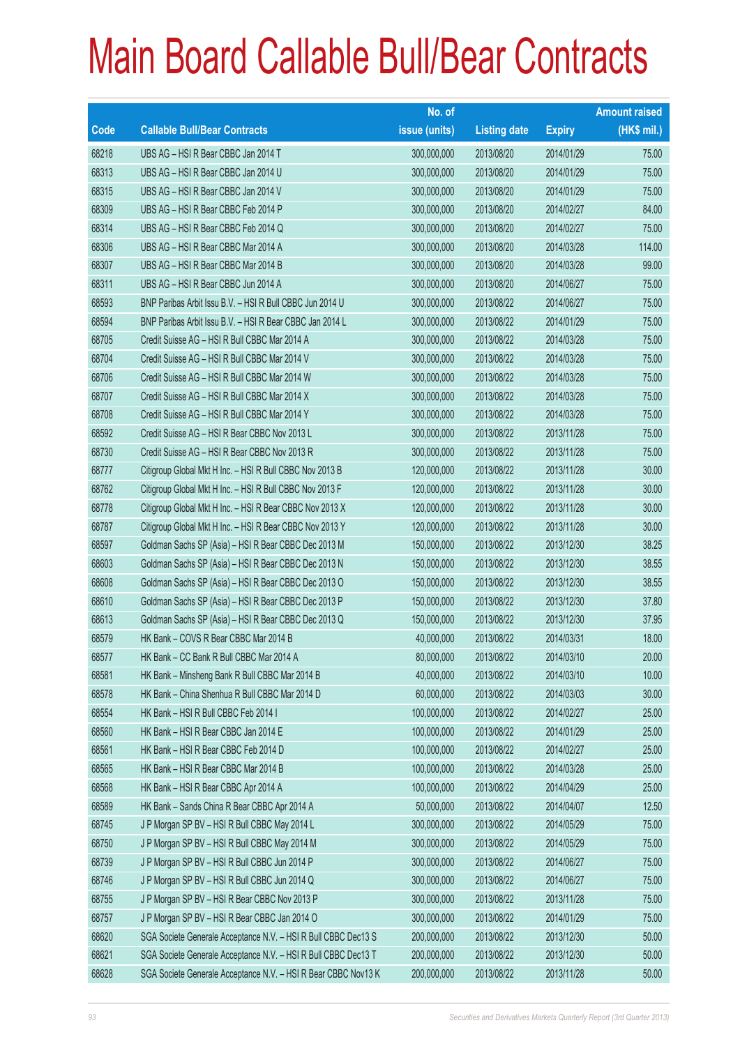# Main Board Callable Bull/Bear Contracts

| Code | Callable Bull/Bear Contracts | No. of issue (units) | Listing date | Expiry | Amount raised (HK$ mil.) |
|---|---|---|---|---|---|
| 68218 | UBS AG – HSI R Bear CBBC Jan 2014 T | 300,000,000 | 2013/08/20 | 2014/01/29 | 75.00 |
| 68313 | UBS AG – HSI R Bear CBBC Jan 2014 U | 300,000,000 | 2013/08/20 | 2014/01/29 | 75.00 |
| 68315 | UBS AG – HSI R Bear CBBC Jan 2014 V | 300,000,000 | 2013/08/20 | 2014/01/29 | 75.00 |
| 68309 | UBS AG – HSI R Bear CBBC Feb 2014 P | 300,000,000 | 2013/08/20 | 2014/02/27 | 84.00 |
| 68314 | UBS AG – HSI R Bear CBBC Feb 2014 Q | 300,000,000 | 2013/08/20 | 2014/02/27 | 75.00 |
| 68306 | UBS AG – HSI R Bear CBBC Mar 2014 A | 300,000,000 | 2013/08/20 | 2014/03/28 | 114.00 |
| 68307 | UBS AG – HSI R Bear CBBC Mar 2014 B | 300,000,000 | 2013/08/20 | 2014/03/28 | 99.00 |
| 68311 | UBS AG – HSI R Bear CBBC Jun 2014 A | 300,000,000 | 2013/08/20 | 2014/06/27 | 75.00 |
| 68593 | BNP Paribas Arbit Issu B.V. – HSI R Bull CBBC Jun 2014 U | 300,000,000 | 2013/08/22 | 2014/06/27 | 75.00 |
| 68594 | BNP Paribas Arbit Issu B.V. – HSI R Bear CBBC Jan 2014 L | 300,000,000 | 2013/08/22 | 2014/01/29 | 75.00 |
| 68705 | Credit Suisse AG – HSI R Bull CBBC Mar 2014 A | 300,000,000 | 2013/08/22 | 2014/03/28 | 75.00 |
| 68704 | Credit Suisse AG – HSI R Bull CBBC Mar 2014 V | 300,000,000 | 2013/08/22 | 2014/03/28 | 75.00 |
| 68706 | Credit Suisse AG – HSI R Bull CBBC Mar 2014 W | 300,000,000 | 2013/08/22 | 2014/03/28 | 75.00 |
| 68707 | Credit Suisse AG – HSI R Bull CBBC Mar 2014 X | 300,000,000 | 2013/08/22 | 2014/03/28 | 75.00 |
| 68708 | Credit Suisse AG – HSI R Bull CBBC Mar 2014 Y | 300,000,000 | 2013/08/22 | 2014/03/28 | 75.00 |
| 68592 | Credit Suisse AG – HSI R Bear CBBC Nov 2013 L | 300,000,000 | 2013/08/22 | 2013/11/28 | 75.00 |
| 68730 | Credit Suisse AG – HSI R Bear CBBC Nov 2013 R | 300,000,000 | 2013/08/22 | 2013/11/28 | 75.00 |
| 68777 | Citigroup Global Mkt H Inc. – HSI R Bull CBBC Nov 2013 B | 120,000,000 | 2013/08/22 | 2013/11/28 | 30.00 |
| 68762 | Citigroup Global Mkt H Inc. – HSI R Bull CBBC Nov 2013 F | 120,000,000 | 2013/08/22 | 2013/11/28 | 30.00 |
| 68778 | Citigroup Global Mkt H Inc. – HSI R Bear CBBC Nov 2013 X | 120,000,000 | 2013/08/22 | 2013/11/28 | 30.00 |
| 68787 | Citigroup Global Mkt H Inc. – HSI R Bear CBBC Nov 2013 Y | 120,000,000 | 2013/08/22 | 2013/11/28 | 30.00 |
| 68597 | Goldman Sachs SP (Asia) – HSI R Bear CBBC Dec 2013 M | 150,000,000 | 2013/08/22 | 2013/12/30 | 38.25 |
| 68603 | Goldman Sachs SP (Asia) – HSI R Bear CBBC Dec 2013 N | 150,000,000 | 2013/08/22 | 2013/12/30 | 38.55 |
| 68608 | Goldman Sachs SP (Asia) – HSI R Bear CBBC Dec 2013 O | 150,000,000 | 2013/08/22 | 2013/12/30 | 38.55 |
| 68610 | Goldman Sachs SP (Asia) – HSI R Bear CBBC Dec 2013 P | 150,000,000 | 2013/08/22 | 2013/12/30 | 37.80 |
| 68613 | Goldman Sachs SP (Asia) – HSI R Bear CBBC Dec 2013 Q | 150,000,000 | 2013/08/22 | 2013/12/30 | 37.95 |
| 68579 | HK Bank – COVS R Bear CBBC Mar 2014 B | 40,000,000 | 2013/08/22 | 2014/03/31 | 18.00 |
| 68577 | HK Bank – CC Bank R Bull CBBC Mar 2014 A | 80,000,000 | 2013/08/22 | 2014/03/10 | 20.00 |
| 68581 | HK Bank – Minsheng Bank R Bull CBBC Mar 2014 B | 40,000,000 | 2013/08/22 | 2014/03/10 | 10.00 |
| 68578 | HK Bank – China Shenhua R Bull CBBC Mar 2014 D | 60,000,000 | 2013/08/22 | 2014/03/03 | 30.00 |
| 68554 | HK Bank – HSI R Bull CBBC Feb 2014 I | 100,000,000 | 2013/08/22 | 2014/02/27 | 25.00 |
| 68560 | HK Bank – HSI R Bear CBBC Jan 2014 E | 100,000,000 | 2013/08/22 | 2014/01/29 | 25.00 |
| 68561 | HK Bank – HSI R Bear CBBC Feb 2014 D | 100,000,000 | 2013/08/22 | 2014/02/27 | 25.00 |
| 68565 | HK Bank – HSI R Bear CBBC Mar 2014 B | 100,000,000 | 2013/08/22 | 2014/03/28 | 25.00 |
| 68568 | HK Bank – HSI R Bear CBBC Apr 2014 A | 100,000,000 | 2013/08/22 | 2014/04/29 | 25.00 |
| 68589 | HK Bank – Sands China R Bear CBBC Apr 2014 A | 50,000,000 | 2013/08/22 | 2014/04/07 | 12.50 |
| 68745 | J P Morgan SP BV – HSI R Bull CBBC May 2014 L | 300,000,000 | 2013/08/22 | 2014/05/29 | 75.00 |
| 68750 | J P Morgan SP BV – HSI R Bull CBBC May 2014 M | 300,000,000 | 2013/08/22 | 2014/05/29 | 75.00 |
| 68739 | J P Morgan SP BV – HSI R Bull CBBC Jun 2014 P | 300,000,000 | 2013/08/22 | 2014/06/27 | 75.00 |
| 68746 | J P Morgan SP BV – HSI R Bull CBBC Jun 2014 Q | 300,000,000 | 2013/08/22 | 2014/06/27 | 75.00 |
| 68755 | J P Morgan SP BV – HSI R Bear CBBC Nov 2013 P | 300,000,000 | 2013/08/22 | 2013/11/28 | 75.00 |
| 68757 | J P Morgan SP BV – HSI R Bear CBBC Jan 2014 O | 300,000,000 | 2013/08/22 | 2014/01/29 | 75.00 |
| 68620 | SGA Societe Generale Acceptance N.V. – HSI R Bull CBBC Dec13 S | 200,000,000 | 2013/08/22 | 2013/12/30 | 50.00 |
| 68621 | SGA Societe Generale Acceptance N.V. – HSI R Bull CBBC Dec13 T | 200,000,000 | 2013/08/22 | 2013/12/30 | 50.00 |
| 68628 | SGA Societe Generale Acceptance N.V. – HSI R Bear CBBC Nov13 K | 200,000,000 | 2013/08/22 | 2013/11/28 | 50.00 |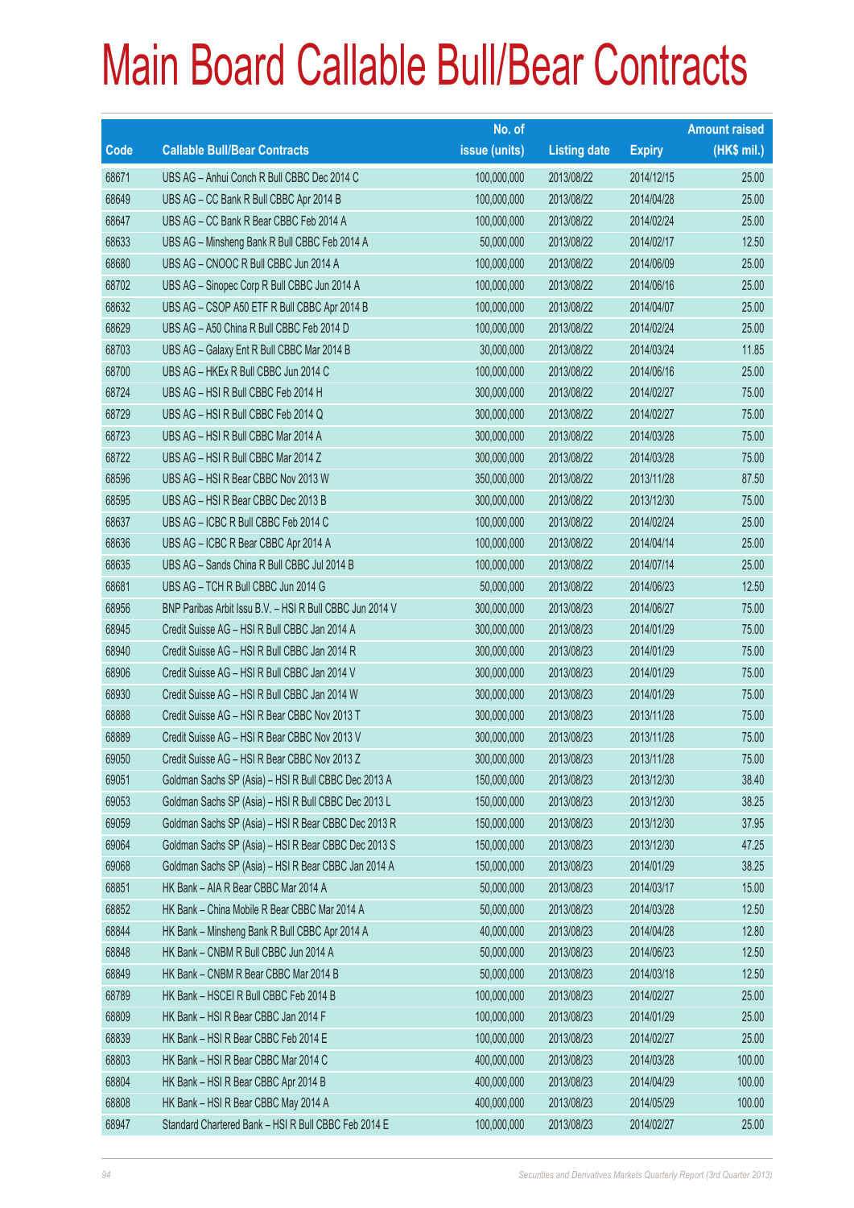# Main Board Callable Bull/Bear Contracts

| Code | Callable Bull/Bear Contracts | No. of issue (units) | Listing date | Expiry | Amount raised (HK$ mil.) |
|---|---|---|---|---|---|
| 68671 | UBS AG – Anhui Conch R Bull CBBC Dec 2014 C | 100,000,000 | 2013/08/22 | 2014/12/15 | 25.00 |
| 68649 | UBS AG – CC Bank R Bull CBBC Apr 2014 B | 100,000,000 | 2013/08/22 | 2014/04/28 | 25.00 |
| 68647 | UBS AG – CC Bank R Bear CBBC Feb 2014 A | 100,000,000 | 2013/08/22 | 2014/02/24 | 25.00 |
| 68633 | UBS AG – Minsheng Bank R Bull CBBC Feb 2014 A | 50,000,000 | 2013/08/22 | 2014/02/17 | 12.50 |
| 68680 | UBS AG – CNOOC R Bull CBBC Jun 2014 A | 100,000,000 | 2013/08/22 | 2014/06/09 | 25.00 |
| 68702 | UBS AG – Sinopec Corp R Bull CBBC Jun 2014 A | 100,000,000 | 2013/08/22 | 2014/06/16 | 25.00 |
| 68632 | UBS AG – CSOP A50 ETF R Bull CBBC Apr 2014 B | 100,000,000 | 2013/08/22 | 2014/04/07 | 25.00 |
| 68629 | UBS AG – A50 China R Bull CBBC Feb 2014 D | 100,000,000 | 2013/08/22 | 2014/02/24 | 25.00 |
| 68703 | UBS AG – Galaxy Ent R Bull CBBC Mar 2014 B | 30,000,000 | 2013/08/22 | 2014/03/24 | 11.85 |
| 68700 | UBS AG – HKEx R Bull CBBC Jun 2014 C | 100,000,000 | 2013/08/22 | 2014/06/16 | 25.00 |
| 68724 | UBS AG – HSI R Bull CBBC Feb 2014 H | 300,000,000 | 2013/08/22 | 2014/02/27 | 75.00 |
| 68729 | UBS AG – HSI R Bull CBBC Feb 2014 Q | 300,000,000 | 2013/08/22 | 2014/02/27 | 75.00 |
| 68723 | UBS AG – HSI R Bull CBBC Mar 2014 A | 300,000,000 | 2013/08/22 | 2014/03/28 | 75.00 |
| 68722 | UBS AG – HSI R Bull CBBC Mar 2014 Z | 300,000,000 | 2013/08/22 | 2014/03/28 | 75.00 |
| 68596 | UBS AG – HSI R Bear CBBC Nov 2013 W | 350,000,000 | 2013/08/22 | 2013/11/28 | 87.50 |
| 68595 | UBS AG – HSI R Bear CBBC Dec 2013 B | 300,000,000 | 2013/08/22 | 2013/12/30 | 75.00 |
| 68637 | UBS AG – ICBC R Bull CBBC Feb 2014 C | 100,000,000 | 2013/08/22 | 2014/02/24 | 25.00 |
| 68636 | UBS AG – ICBC R Bear CBBC Apr 2014 A | 100,000,000 | 2013/08/22 | 2014/04/14 | 25.00 |
| 68635 | UBS AG – Sands China R Bull CBBC Jul 2014 B | 100,000,000 | 2013/08/22 | 2014/07/14 | 25.00 |
| 68681 | UBS AG – TCH R Bull CBBC Jun 2014 G | 50,000,000 | 2013/08/22 | 2014/06/23 | 12.50 |
| 68956 | BNP Paribas Arbit Issu B.V. – HSI R Bull CBBC Jun 2014 V | 300,000,000 | 2013/08/23 | 2014/06/27 | 75.00 |
| 68945 | Credit Suisse AG – HSI R Bull CBBC Jan 2014 A | 300,000,000 | 2013/08/23 | 2014/01/29 | 75.00 |
| 68940 | Credit Suisse AG – HSI R Bull CBBC Jan 2014 R | 300,000,000 | 2013/08/23 | 2014/01/29 | 75.00 |
| 68906 | Credit Suisse AG – HSI R Bull CBBC Jan 2014 V | 300,000,000 | 2013/08/23 | 2014/01/29 | 75.00 |
| 68930 | Credit Suisse AG – HSI R Bull CBBC Jan 2014 W | 300,000,000 | 2013/08/23 | 2014/01/29 | 75.00 |
| 68888 | Credit Suisse AG – HSI R Bear CBBC Nov 2013 T | 300,000,000 | 2013/08/23 | 2013/11/28 | 75.00 |
| 68889 | Credit Suisse AG – HSI R Bear CBBC Nov 2013 V | 300,000,000 | 2013/08/23 | 2013/11/28 | 75.00 |
| 69050 | Credit Suisse AG – HSI R Bear CBBC Nov 2013 Z | 300,000,000 | 2013/08/23 | 2013/11/28 | 75.00 |
| 69051 | Goldman Sachs SP (Asia) – HSI R Bull CBBC Dec 2013 A | 150,000,000 | 2013/08/23 | 2013/12/30 | 38.40 |
| 69053 | Goldman Sachs SP (Asia) – HSI R Bull CBBC Dec 2013 L | 150,000,000 | 2013/08/23 | 2013/12/30 | 38.25 |
| 69059 | Goldman Sachs SP (Asia) – HSI R Bear CBBC Dec 2013 R | 150,000,000 | 2013/08/23 | 2013/12/30 | 37.95 |
| 69064 | Goldman Sachs SP (Asia) – HSI R Bear CBBC Dec 2013 S | 150,000,000 | 2013/08/23 | 2013/12/30 | 47.25 |
| 69068 | Goldman Sachs SP (Asia) – HSI R Bear CBBC Jan 2014 A | 150,000,000 | 2013/08/23 | 2014/01/29 | 38.25 |
| 68851 | HK Bank – AIA R Bear CBBC Mar 2014 A | 50,000,000 | 2013/08/23 | 2014/03/17 | 15.00 |
| 68852 | HK Bank – China Mobile R Bear CBBC Mar 2014 A | 50,000,000 | 2013/08/23 | 2014/03/28 | 12.50 |
| 68844 | HK Bank – Minsheng Bank R Bull CBBC Apr 2014 A | 40,000,000 | 2013/08/23 | 2014/04/28 | 12.80 |
| 68848 | HK Bank – CNBM R Bull CBBC Jun 2014 A | 50,000,000 | 2013/08/23 | 2014/06/23 | 12.50 |
| 68849 | HK Bank – CNBM R Bear CBBC Mar 2014 B | 50,000,000 | 2013/08/23 | 2014/03/18 | 12.50 |
| 68789 | HK Bank – HSCEI R Bull CBBC Feb 2014 B | 100,000,000 | 2013/08/23 | 2014/02/27 | 25.00 |
| 68809 | HK Bank – HSI R Bear CBBC Jan 2014 F | 100,000,000 | 2013/08/23 | 2014/01/29 | 25.00 |
| 68839 | HK Bank – HSI R Bear CBBC Feb 2014 E | 100,000,000 | 2013/08/23 | 2014/02/27 | 25.00 |
| 68803 | HK Bank – HSI R Bear CBBC Mar 2014 C | 400,000,000 | 2013/08/23 | 2014/03/28 | 100.00 |
| 68804 | HK Bank – HSI R Bear CBBC Apr 2014 B | 400,000,000 | 2013/08/23 | 2014/04/29 | 100.00 |
| 68808 | HK Bank – HSI R Bear CBBC May 2014 A | 400,000,000 | 2013/08/23 | 2014/05/29 | 100.00 |
| 68947 | Standard Chartered Bank – HSI R Bull CBBC Feb 2014 E | 100,000,000 | 2013/08/23 | 2014/02/27 | 25.00 |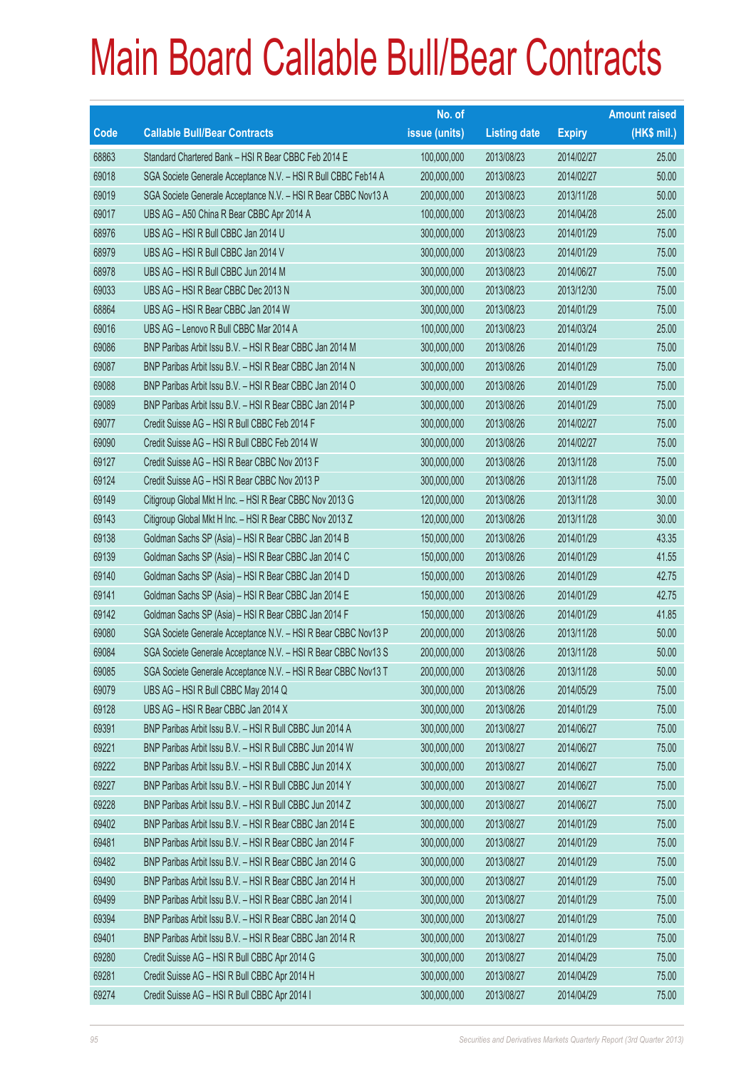# Main Board Callable Bull/Bear Contracts

| Code | Callable Bull/Bear Contracts | No. of issue (units) | Listing date | Expiry | Amount raised (HK$ mil.) |
|---|---|---|---|---|---|
| 68863 | Standard Chartered Bank – HSI R Bear CBBC Feb 2014 E | 100,000,000 | 2013/08/23 | 2014/02/27 | 25.00 |
| 69018 | SGA Societe Generale Acceptance N.V. – HSI R Bull CBBC Feb14 A | 200,000,000 | 2013/08/23 | 2014/02/27 | 50.00 |
| 69019 | SGA Societe Generale Acceptance N.V. – HSI R Bear CBBC Nov13 A | 200,000,000 | 2013/08/23 | 2013/11/28 | 50.00 |
| 69017 | UBS AG – A50 China R Bear CBBC Apr 2014 A | 100,000,000 | 2013/08/23 | 2014/04/28 | 25.00 |
| 68976 | UBS AG – HSI R Bull CBBC Jan 2014 U | 300,000,000 | 2013/08/23 | 2014/01/29 | 75.00 |
| 68979 | UBS AG – HSI R Bull CBBC Jan 2014 V | 300,000,000 | 2013/08/23 | 2014/01/29 | 75.00 |
| 68978 | UBS AG – HSI R Bull CBBC Jun 2014 M | 300,000,000 | 2013/08/23 | 2014/06/27 | 75.00 |
| 69033 | UBS AG – HSI R Bear CBBC Dec 2013 N | 300,000,000 | 2013/08/23 | 2013/12/30 | 75.00 |
| 68864 | UBS AG – HSI R Bear CBBC Jan 2014 W | 300,000,000 | 2013/08/23 | 2014/01/29 | 75.00 |
| 69016 | UBS AG – Lenovo R Bull CBBC Mar 2014 A | 100,000,000 | 2013/08/23 | 2014/03/24 | 25.00 |
| 69086 | BNP Paribas Arbit Issu B.V. – HSI R Bear CBBC Jan 2014 M | 300,000,000 | 2013/08/26 | 2014/01/29 | 75.00 |
| 69087 | BNP Paribas Arbit Issu B.V. – HSI R Bear CBBC Jan 2014 N | 300,000,000 | 2013/08/26 | 2014/01/29 | 75.00 |
| 69088 | BNP Paribas Arbit Issu B.V. – HSI R Bear CBBC Jan 2014 O | 300,000,000 | 2013/08/26 | 2014/01/29 | 75.00 |
| 69089 | BNP Paribas Arbit Issu B.V. – HSI R Bear CBBC Jan 2014 P | 300,000,000 | 2013/08/26 | 2014/01/29 | 75.00 |
| 69077 | Credit Suisse AG – HSI R Bull CBBC Feb 2014 F | 300,000,000 | 2013/08/26 | 2014/02/27 | 75.00 |
| 69090 | Credit Suisse AG – HSI R Bull CBBC Feb 2014 W | 300,000,000 | 2013/08/26 | 2014/02/27 | 75.00 |
| 69127 | Credit Suisse AG – HSI R Bear CBBC Nov 2013 F | 300,000,000 | 2013/08/26 | 2013/11/28 | 75.00 |
| 69124 | Credit Suisse AG – HSI R Bear CBBC Nov 2013 P | 300,000,000 | 2013/08/26 | 2013/11/28 | 75.00 |
| 69149 | Citigroup Global Mkt H Inc. – HSI R Bear CBBC Nov 2013 G | 120,000,000 | 2013/08/26 | 2013/11/28 | 30.00 |
| 69143 | Citigroup Global Mkt H Inc. – HSI R Bear CBBC Nov 2013 Z | 120,000,000 | 2013/08/26 | 2013/11/28 | 30.00 |
| 69138 | Goldman Sachs SP (Asia) – HSI R Bear CBBC Jan 2014 B | 150,000,000 | 2013/08/26 | 2014/01/29 | 43.35 |
| 69139 | Goldman Sachs SP (Asia) – HSI R Bear CBBC Jan 2014 C | 150,000,000 | 2013/08/26 | 2014/01/29 | 41.55 |
| 69140 | Goldman Sachs SP (Asia) – HSI R Bear CBBC Jan 2014 D | 150,000,000 | 2013/08/26 | 2014/01/29 | 42.75 |
| 69141 | Goldman Sachs SP (Asia) – HSI R Bear CBBC Jan 2014 E | 150,000,000 | 2013/08/26 | 2014/01/29 | 42.75 |
| 69142 | Goldman Sachs SP (Asia) – HSI R Bear CBBC Jan 2014 F | 150,000,000 | 2013/08/26 | 2014/01/29 | 41.85 |
| 69080 | SGA Societe Generale Acceptance N.V. – HSI R Bear CBBC Nov13 P | 200,000,000 | 2013/08/26 | 2013/11/28 | 50.00 |
| 69084 | SGA Societe Generale Acceptance N.V. – HSI R Bear CBBC Nov13 S | 200,000,000 | 2013/08/26 | 2013/11/28 | 50.00 |
| 69085 | SGA Societe Generale Acceptance N.V. – HSI R Bear CBBC Nov13 T | 200,000,000 | 2013/08/26 | 2013/11/28 | 50.00 |
| 69079 | UBS AG – HSI R Bull CBBC May 2014 Q | 300,000,000 | 2013/08/26 | 2014/05/29 | 75.00 |
| 69128 | UBS AG – HSI R Bear CBBC Jan 2014 X | 300,000,000 | 2013/08/26 | 2014/01/29 | 75.00 |
| 69391 | BNP Paribas Arbit Issu B.V. – HSI R Bull CBBC Jun 2014 A | 300,000,000 | 2013/08/27 | 2014/06/27 | 75.00 |
| 69221 | BNP Paribas Arbit Issu B.V. – HSI R Bull CBBC Jun 2014 W | 300,000,000 | 2013/08/27 | 2014/06/27 | 75.00 |
| 69222 | BNP Paribas Arbit Issu B.V. – HSI R Bull CBBC Jun 2014 X | 300,000,000 | 2013/08/27 | 2014/06/27 | 75.00 |
| 69227 | BNP Paribas Arbit Issu B.V. – HSI R Bull CBBC Jun 2014 Y | 300,000,000 | 2013/08/27 | 2014/06/27 | 75.00 |
| 69228 | BNP Paribas Arbit Issu B.V. – HSI R Bull CBBC Jun 2014 Z | 300,000,000 | 2013/08/27 | 2014/06/27 | 75.00 |
| 69402 | BNP Paribas Arbit Issu B.V. – HSI R Bear CBBC Jan 2014 E | 300,000,000 | 2013/08/27 | 2014/01/29 | 75.00 |
| 69481 | BNP Paribas Arbit Issu B.V. – HSI R Bear CBBC Jan 2014 F | 300,000,000 | 2013/08/27 | 2014/01/29 | 75.00 |
| 69482 | BNP Paribas Arbit Issu B.V. – HSI R Bear CBBC Jan 2014 G | 300,000,000 | 2013/08/27 | 2014/01/29 | 75.00 |
| 69490 | BNP Paribas Arbit Issu B.V. – HSI R Bear CBBC Jan 2014 H | 300,000,000 | 2013/08/27 | 2014/01/29 | 75.00 |
| 69499 | BNP Paribas Arbit Issu B.V. – HSI R Bear CBBC Jan 2014 I | 300,000,000 | 2013/08/27 | 2014/01/29 | 75.00 |
| 69394 | BNP Paribas Arbit Issu B.V. – HSI R Bear CBBC Jan 2014 Q | 300,000,000 | 2013/08/27 | 2014/01/29 | 75.00 |
| 69401 | BNP Paribas Arbit Issu B.V. – HSI R Bear CBBC Jan 2014 R | 300,000,000 | 2013/08/27 | 2014/01/29 | 75.00 |
| 69280 | Credit Suisse AG – HSI R Bull CBBC Apr 2014 G | 300,000,000 | 2013/08/27 | 2014/04/29 | 75.00 |
| 69281 | Credit Suisse AG – HSI R Bull CBBC Apr 2014 H | 300,000,000 | 2013/08/27 | 2014/04/29 | 75.00 |
| 69274 | Credit Suisse AG – HSI R Bull CBBC Apr 2014 I | 300,000,000 | 2013/08/27 | 2014/04/29 | 75.00 |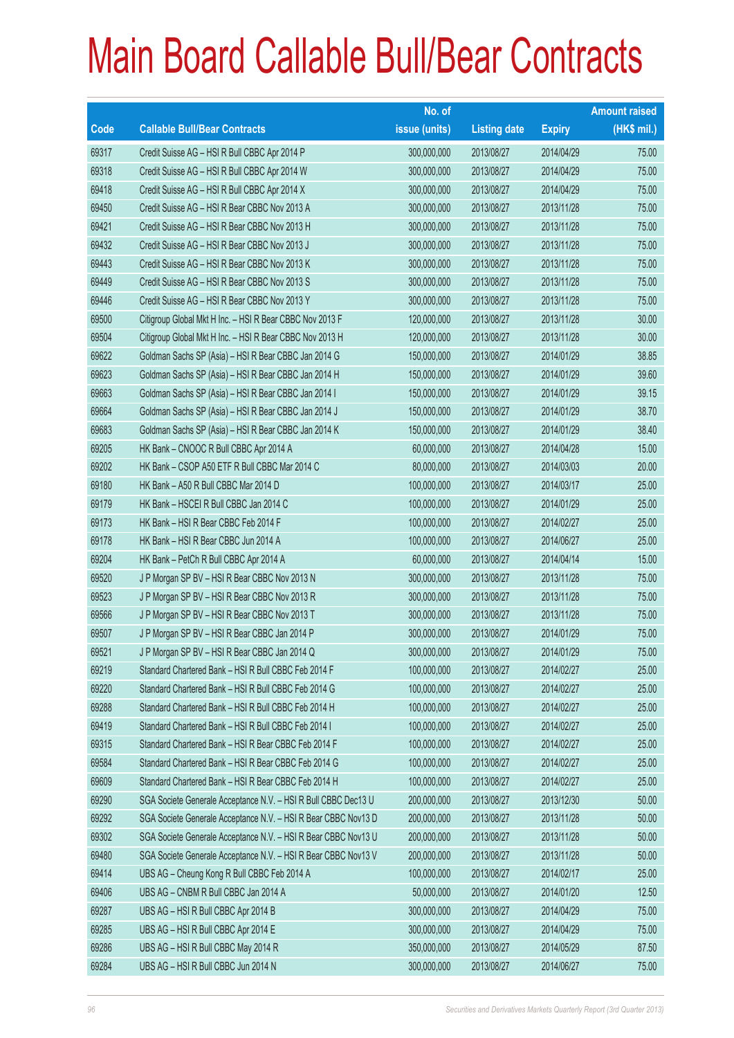# Main Board Callable Bull/Bear Contracts

| Code | Callable Bull/Bear Contracts | No. of issue (units) | Listing date | Expiry | Amount raised (HK$ mil.) |
|---|---|---|---|---|---|
| 69317 | Credit Suisse AG – HSI R Bull CBBC Apr 2014 P | 300,000,000 | 2013/08/27 | 2014/04/29 | 75.00 |
| 69318 | Credit Suisse AG – HSI R Bull CBBC Apr 2014 W | 300,000,000 | 2013/08/27 | 2014/04/29 | 75.00 |
| 69418 | Credit Suisse AG – HSI R Bull CBBC Apr 2014 X | 300,000,000 | 2013/08/27 | 2014/04/29 | 75.00 |
| 69450 | Credit Suisse AG – HSI R Bear CBBC Nov 2013 A | 300,000,000 | 2013/08/27 | 2013/11/28 | 75.00 |
| 69421 | Credit Suisse AG – HSI R Bear CBBC Nov 2013 H | 300,000,000 | 2013/08/27 | 2013/11/28 | 75.00 |
| 69432 | Credit Suisse AG – HSI R Bear CBBC Nov 2013 J | 300,000,000 | 2013/08/27 | 2013/11/28 | 75.00 |
| 69443 | Credit Suisse AG – HSI R Bear CBBC Nov 2013 K | 300,000,000 | 2013/08/27 | 2013/11/28 | 75.00 |
| 69449 | Credit Suisse AG – HSI R Bear CBBC Nov 2013 S | 300,000,000 | 2013/08/27 | 2013/11/28 | 75.00 |
| 69446 | Credit Suisse AG – HSI R Bear CBBC Nov 2013 Y | 300,000,000 | 2013/08/27 | 2013/11/28 | 75.00 |
| 69500 | Citigroup Global Mkt H Inc. – HSI R Bear CBBC Nov 2013 F | 120,000,000 | 2013/08/27 | 2013/11/28 | 30.00 |
| 69504 | Citigroup Global Mkt H Inc. – HSI R Bear CBBC Nov 2013 H | 120,000,000 | 2013/08/27 | 2013/11/28 | 30.00 |
| 69622 | Goldman Sachs SP (Asia) – HSI R Bear CBBC Jan 2014 G | 150,000,000 | 2013/08/27 | 2014/01/29 | 38.85 |
| 69623 | Goldman Sachs SP (Asia) – HSI R Bear CBBC Jan 2014 H | 150,000,000 | 2013/08/27 | 2014/01/29 | 39.60 |
| 69663 | Goldman Sachs SP (Asia) – HSI R Bear CBBC Jan 2014 I | 150,000,000 | 2013/08/27 | 2014/01/29 | 39.15 |
| 69664 | Goldman Sachs SP (Asia) – HSI R Bear CBBC Jan 2014 J | 150,000,000 | 2013/08/27 | 2014/01/29 | 38.70 |
| 69683 | Goldman Sachs SP (Asia) – HSI R Bear CBBC Jan 2014 K | 150,000,000 | 2013/08/27 | 2014/01/29 | 38.40 |
| 69205 | HK Bank – CNOOC R Bull CBBC Apr 2014 A | 60,000,000 | 2013/08/27 | 2014/04/28 | 15.00 |
| 69202 | HK Bank – CSOP A50 ETF R Bull CBBC Mar 2014 C | 80,000,000 | 2013/08/27 | 2014/03/03 | 20.00 |
| 69180 | HK Bank – A50 R Bull CBBC Mar 2014 D | 100,000,000 | 2013/08/27 | 2014/03/17 | 25.00 |
| 69179 | HK Bank – HSCEI R Bull CBBC Jan 2014 C | 100,000,000 | 2013/08/27 | 2014/01/29 | 25.00 |
| 69173 | HK Bank – HSI R Bear CBBC Feb 2014 F | 100,000,000 | 2013/08/27 | 2014/02/27 | 25.00 |
| 69178 | HK Bank – HSI R Bear CBBC Jun 2014 A | 100,000,000 | 2013/08/27 | 2014/06/27 | 25.00 |
| 69204 | HK Bank – PetCh R Bull CBBC Apr 2014 A | 60,000,000 | 2013/08/27 | 2014/04/14 | 15.00 |
| 69520 | J P Morgan SP BV – HSI R Bear CBBC Nov 2013 N | 300,000,000 | 2013/08/27 | 2013/11/28 | 75.00 |
| 69523 | J P Morgan SP BV – HSI R Bear CBBC Nov 2013 R | 300,000,000 | 2013/08/27 | 2013/11/28 | 75.00 |
| 69566 | J P Morgan SP BV – HSI R Bear CBBC Nov 2013 T | 300,000,000 | 2013/08/27 | 2013/11/28 | 75.00 |
| 69507 | J P Morgan SP BV – HSI R Bear CBBC Jan 2014 P | 300,000,000 | 2013/08/27 | 2014/01/29 | 75.00 |
| 69521 | J P Morgan SP BV – HSI R Bear CBBC Jan 2014 Q | 300,000,000 | 2013/08/27 | 2014/01/29 | 75.00 |
| 69219 | Standard Chartered Bank – HSI R Bull CBBC Feb 2014 F | 100,000,000 | 2013/08/27 | 2014/02/27 | 25.00 |
| 69220 | Standard Chartered Bank – HSI R Bull CBBC Feb 2014 G | 100,000,000 | 2013/08/27 | 2014/02/27 | 25.00 |
| 69288 | Standard Chartered Bank – HSI R Bull CBBC Feb 2014 H | 100,000,000 | 2013/08/27 | 2014/02/27 | 25.00 |
| 69419 | Standard Chartered Bank – HSI R Bull CBBC Feb 2014 I | 100,000,000 | 2013/08/27 | 2014/02/27 | 25.00 |
| 69315 | Standard Chartered Bank – HSI R Bear CBBC Feb 2014 F | 100,000,000 | 2013/08/27 | 2014/02/27 | 25.00 |
| 69584 | Standard Chartered Bank – HSI R Bear CBBC Feb 2014 G | 100,000,000 | 2013/08/27 | 2014/02/27 | 25.00 |
| 69609 | Standard Chartered Bank – HSI R Bear CBBC Feb 2014 H | 100,000,000 | 2013/08/27 | 2014/02/27 | 25.00 |
| 69290 | SGA Societe Generale Acceptance N.V. – HSI R Bull CBBC Dec13 U | 200,000,000 | 2013/08/27 | 2013/12/30 | 50.00 |
| 69292 | SGA Societe Generale Acceptance N.V. – HSI R Bear CBBC Nov13 D | 200,000,000 | 2013/08/27 | 2013/11/28 | 50.00 |
| 69302 | SGA Societe Generale Acceptance N.V. – HSI R Bear CBBC Nov13 U | 200,000,000 | 2013/08/27 | 2013/11/28 | 50.00 |
| 69480 | SGA Societe Generale Acceptance N.V. – HSI R Bear CBBC Nov13 V | 200,000,000 | 2013/08/27 | 2013/11/28 | 50.00 |
| 69414 | UBS AG – Cheung Kong R Bull CBBC Feb 2014 A | 100,000,000 | 2013/08/27 | 2014/02/17 | 25.00 |
| 69406 | UBS AG – CNBM R Bull CBBC Jan 2014 A | 50,000,000 | 2013/08/27 | 2014/01/20 | 12.50 |
| 69287 | UBS AG – HSI R Bull CBBC Apr 2014 B | 300,000,000 | 2013/08/27 | 2014/04/29 | 75.00 |
| 69285 | UBS AG – HSI R Bull CBBC Apr 2014 E | 300,000,000 | 2013/08/27 | 2014/04/29 | 75.00 |
| 69286 | UBS AG – HSI R Bull CBBC May 2014 R | 350,000,000 | 2013/08/27 | 2014/05/29 | 87.50 |
| 69284 | UBS AG – HSI R Bull CBBC Jun 2014 N | 300,000,000 | 2013/08/27 | 2014/06/27 | 75.00 |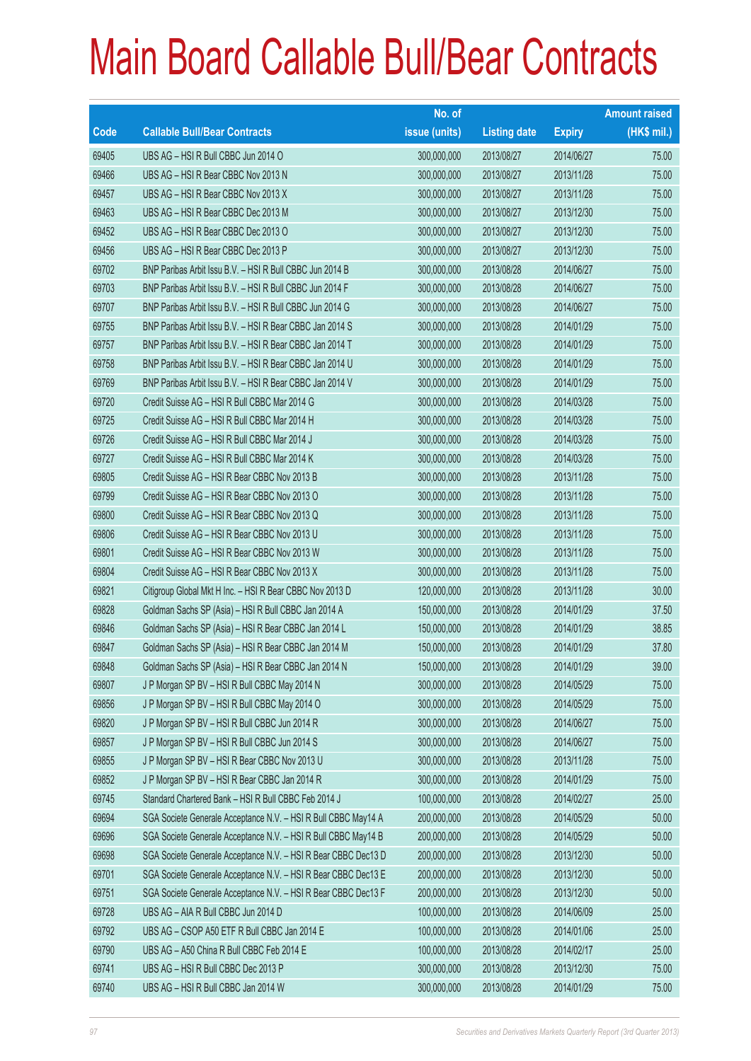# Main Board Callable Bull/Bear Contracts

| Code | Callable Bull/Bear Contracts | No. of issue (units) | Listing date | Expiry | Amount raised (HK$ mil.) |
|---|---|---|---|---|---|
| 69405 | UBS AG – HSI R Bull CBBC Jun 2014 O | 300,000,000 | 2013/08/27 | 2014/06/27 | 75.00 |
| 69466 | UBS AG – HSI R Bear CBBC Nov 2013 N | 300,000,000 | 2013/08/27 | 2013/11/28 | 75.00 |
| 69457 | UBS AG – HSI R Bear CBBC Nov 2013 X | 300,000,000 | 2013/08/27 | 2013/11/28 | 75.00 |
| 69463 | UBS AG – HSI R Bear CBBC Dec 2013 M | 300,000,000 | 2013/08/27 | 2013/12/30 | 75.00 |
| 69452 | UBS AG – HSI R Bear CBBC Dec 2013 O | 300,000,000 | 2013/08/27 | 2013/12/30 | 75.00 |
| 69456 | UBS AG – HSI R Bear CBBC Dec 2013 P | 300,000,000 | 2013/08/27 | 2013/12/30 | 75.00 |
| 69702 | BNP Paribas Arbit Issu B.V. – HSI R Bull CBBC Jun 2014 B | 300,000,000 | 2013/08/28 | 2014/06/27 | 75.00 |
| 69703 | BNP Paribas Arbit Issu B.V. – HSI R Bull CBBC Jun 2014 F | 300,000,000 | 2013/08/28 | 2014/06/27 | 75.00 |
| 69707 | BNP Paribas Arbit Issu B.V. – HSI R Bull CBBC Jun 2014 G | 300,000,000 | 2013/08/28 | 2014/06/27 | 75.00 |
| 69755 | BNP Paribas Arbit Issu B.V. – HSI R Bear CBBC Jan 2014 S | 300,000,000 | 2013/08/28 | 2014/01/29 | 75.00 |
| 69757 | BNP Paribas Arbit Issu B.V. – HSI R Bear CBBC Jan 2014 T | 300,000,000 | 2013/08/28 | 2014/01/29 | 75.00 |
| 69758 | BNP Paribas Arbit Issu B.V. – HSI R Bear CBBC Jan 2014 U | 300,000,000 | 2013/08/28 | 2014/01/29 | 75.00 |
| 69769 | BNP Paribas Arbit Issu B.V. – HSI R Bear CBBC Jan 2014 V | 300,000,000 | 2013/08/28 | 2014/01/29 | 75.00 |
| 69720 | Credit Suisse AG – HSI R Bull CBBC Mar 2014 G | 300,000,000 | 2013/08/28 | 2014/03/28 | 75.00 |
| 69725 | Credit Suisse AG – HSI R Bull CBBC Mar 2014 H | 300,000,000 | 2013/08/28 | 2014/03/28 | 75.00 |
| 69726 | Credit Suisse AG – HSI R Bull CBBC Mar 2014 J | 300,000,000 | 2013/08/28 | 2014/03/28 | 75.00 |
| 69727 | Credit Suisse AG – HSI R Bull CBBC Mar 2014 K | 300,000,000 | 2013/08/28 | 2014/03/28 | 75.00 |
| 69805 | Credit Suisse AG – HSI R Bear CBBC Nov 2013 B | 300,000,000 | 2013/08/28 | 2013/11/28 | 75.00 |
| 69799 | Credit Suisse AG – HSI R Bear CBBC Nov 2013 O | 300,000,000 | 2013/08/28 | 2013/11/28 | 75.00 |
| 69800 | Credit Suisse AG – HSI R Bear CBBC Nov 2013 Q | 300,000,000 | 2013/08/28 | 2013/11/28 | 75.00 |
| 69806 | Credit Suisse AG – HSI R Bear CBBC Nov 2013 U | 300,000,000 | 2013/08/28 | 2013/11/28 | 75.00 |
| 69801 | Credit Suisse AG – HSI R Bear CBBC Nov 2013 W | 300,000,000 | 2013/08/28 | 2013/11/28 | 75.00 |
| 69804 | Credit Suisse AG – HSI R Bear CBBC Nov 2013 X | 300,000,000 | 2013/08/28 | 2013/11/28 | 75.00 |
| 69821 | Citigroup Global Mkt H Inc. – HSI R Bear CBBC Nov 2013 D | 120,000,000 | 2013/08/28 | 2013/11/28 | 30.00 |
| 69828 | Goldman Sachs SP (Asia) – HSI R Bull CBBC Jan 2014 A | 150,000,000 | 2013/08/28 | 2014/01/29 | 37.50 |
| 69846 | Goldman Sachs SP (Asia) – HSI R Bear CBBC Jan 2014 L | 150,000,000 | 2013/08/28 | 2014/01/29 | 38.85 |
| 69847 | Goldman Sachs SP (Asia) – HSI R Bear CBBC Jan 2014 M | 150,000,000 | 2013/08/28 | 2014/01/29 | 37.80 |
| 69848 | Goldman Sachs SP (Asia) – HSI R Bear CBBC Jan 2014 N | 150,000,000 | 2013/08/28 | 2014/01/29 | 39.00 |
| 69807 | J P Morgan SP BV – HSI R Bull CBBC May 2014 N | 300,000,000 | 2013/08/28 | 2014/05/29 | 75.00 |
| 69856 | J P Morgan SP BV – HSI R Bull CBBC May 2014 O | 300,000,000 | 2013/08/28 | 2014/05/29 | 75.00 |
| 69820 | J P Morgan SP BV – HSI R Bull CBBC Jun 2014 R | 300,000,000 | 2013/08/28 | 2014/06/27 | 75.00 |
| 69857 | J P Morgan SP BV – HSI R Bull CBBC Jun 2014 S | 300,000,000 | 2013/08/28 | 2014/06/27 | 75.00 |
| 69855 | J P Morgan SP BV – HSI R Bear CBBC Nov 2013 U | 300,000,000 | 2013/08/28 | 2013/11/28 | 75.00 |
| 69852 | J P Morgan SP BV – HSI R Bear CBBC Jan 2014 R | 300,000,000 | 2013/08/28 | 2014/01/29 | 75.00 |
| 69745 | Standard Chartered Bank – HSI R Bull CBBC Feb 2014 J | 100,000,000 | 2013/08/28 | 2014/02/27 | 25.00 |
| 69694 | SGA Societe Generale Acceptance N.V. – HSI R Bull CBBC May14 A | 200,000,000 | 2013/08/28 | 2014/05/29 | 50.00 |
| 69696 | SGA Societe Generale Acceptance N.V. – HSI R Bull CBBC May14 B | 200,000,000 | 2013/08/28 | 2014/05/29 | 50.00 |
| 69698 | SGA Societe Generale Acceptance N.V. – HSI R Bear CBBC Dec13 D | 200,000,000 | 2013/08/28 | 2013/12/30 | 50.00 |
| 69701 | SGA Societe Generale Acceptance N.V. – HSI R Bear CBBC Dec13 E | 200,000,000 | 2013/08/28 | 2013/12/30 | 50.00 |
| 69751 | SGA Societe Generale Acceptance N.V. – HSI R Bear CBBC Dec13 F | 200,000,000 | 2013/08/28 | 2013/12/30 | 50.00 |
| 69728 | UBS AG – AIA R Bull CBBC Jun 2014 D | 100,000,000 | 2013/08/28 | 2014/06/09 | 25.00 |
| 69792 | UBS AG – CSOP A50 ETF R Bull CBBC Jan 2014 E | 100,000,000 | 2013/08/28 | 2014/01/06 | 25.00 |
| 69790 | UBS AG – A50 China R Bull CBBC Feb 2014 E | 100,000,000 | 2013/08/28 | 2014/02/17 | 25.00 |
| 69741 | UBS AG – HSI R Bull CBBC Dec 2013 P | 300,000,000 | 2013/08/28 | 2013/12/30 | 75.00 |
| 69740 | UBS AG – HSI R Bull CBBC Jan 2014 W | 300,000,000 | 2013/08/28 | 2014/01/29 | 75.00 |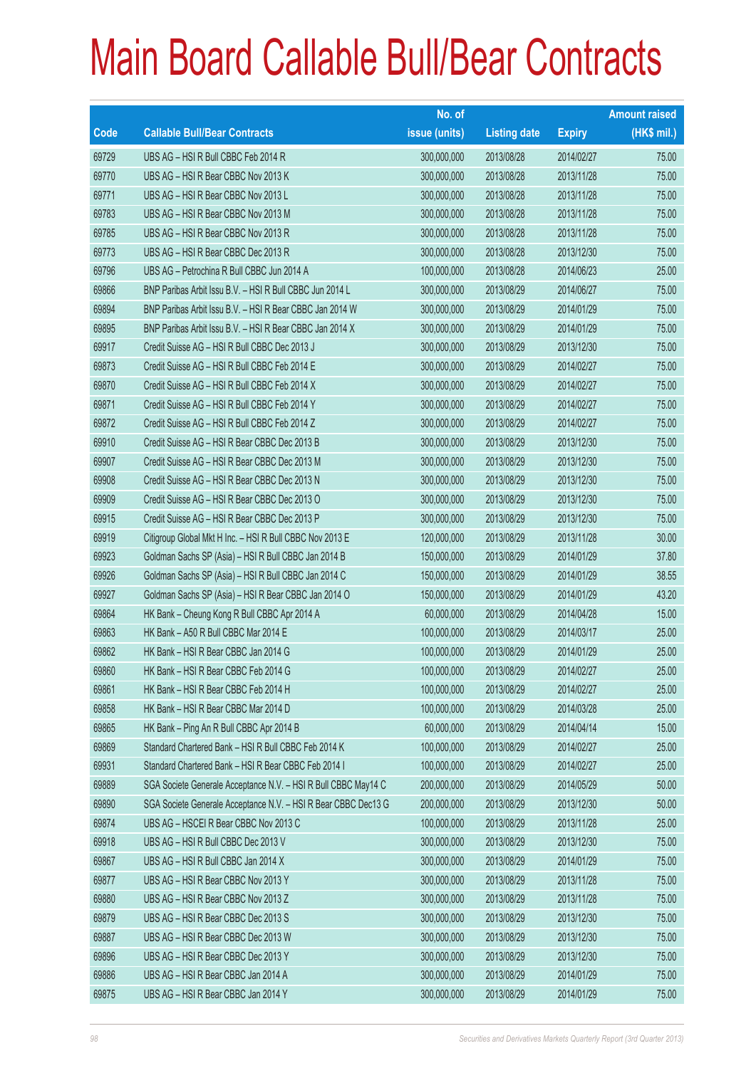# Main Board Callable Bull/Bear Contracts

| Code | Callable Bull/Bear Contracts | No. of issue (units) | Listing date | Expiry | Amount raised (HK$ mil.) |
|---|---|---|---|---|---|
| 69729 | UBS AG – HSI R Bull CBBC Feb 2014 R | 300,000,000 | 2013/08/28 | 2014/02/27 | 75.00 |
| 69770 | UBS AG – HSI R Bear CBBC Nov 2013 K | 300,000,000 | 2013/08/28 | 2013/11/28 | 75.00 |
| 69771 | UBS AG – HSI R Bear CBBC Nov 2013 L | 300,000,000 | 2013/08/28 | 2013/11/28 | 75.00 |
| 69783 | UBS AG – HSI R Bear CBBC Nov 2013 M | 300,000,000 | 2013/08/28 | 2013/11/28 | 75.00 |
| 69785 | UBS AG – HSI R Bear CBBC Nov 2013 R | 300,000,000 | 2013/08/28 | 2013/11/28 | 75.00 |
| 69773 | UBS AG – HSI R Bear CBBC Dec 2013 R | 300,000,000 | 2013/08/28 | 2013/12/30 | 75.00 |
| 69796 | UBS AG – Petrochina R Bull CBBC Jun 2014 A | 100,000,000 | 2013/08/28 | 2014/06/23 | 25.00 |
| 69866 | BNP Paribas Arbit Issu B.V. – HSI R Bull CBBC Jun 2014 L | 300,000,000 | 2013/08/29 | 2014/06/27 | 75.00 |
| 69894 | BNP Paribas Arbit Issu B.V. – HSI R Bear CBBC Jan 2014 W | 300,000,000 | 2013/08/29 | 2014/01/29 | 75.00 |
| 69895 | BNP Paribas Arbit Issu B.V. – HSI R Bear CBBC Jan 2014 X | 300,000,000 | 2013/08/29 | 2014/01/29 | 75.00 |
| 69917 | Credit Suisse AG – HSI R Bull CBBC Dec 2013 J | 300,000,000 | 2013/08/29 | 2013/12/30 | 75.00 |
| 69873 | Credit Suisse AG – HSI R Bull CBBC Feb 2014 E | 300,000,000 | 2013/08/29 | 2014/02/27 | 75.00 |
| 69870 | Credit Suisse AG – HSI R Bull CBBC Feb 2014 X | 300,000,000 | 2013/08/29 | 2014/02/27 | 75.00 |
| 69871 | Credit Suisse AG – HSI R Bull CBBC Feb 2014 Y | 300,000,000 | 2013/08/29 | 2014/02/27 | 75.00 |
| 69872 | Credit Suisse AG – HSI R Bull CBBC Feb 2014 Z | 300,000,000 | 2013/08/29 | 2014/02/27 | 75.00 |
| 69910 | Credit Suisse AG – HSI R Bear CBBC Dec 2013 B | 300,000,000 | 2013/08/29 | 2013/12/30 | 75.00 |
| 69907 | Credit Suisse AG – HSI R Bear CBBC Dec 2013 M | 300,000,000 | 2013/08/29 | 2013/12/30 | 75.00 |
| 69908 | Credit Suisse AG – HSI R Bear CBBC Dec 2013 N | 300,000,000 | 2013/08/29 | 2013/12/30 | 75.00 |
| 69909 | Credit Suisse AG – HSI R Bear CBBC Dec 2013 O | 300,000,000 | 2013/08/29 | 2013/12/30 | 75.00 |
| 69915 | Credit Suisse AG – HSI R Bear CBBC Dec 2013 P | 300,000,000 | 2013/08/29 | 2013/12/30 | 75.00 |
| 69919 | Citigroup Global Mkt H Inc. – HSI R Bull CBBC Nov 2013 E | 120,000,000 | 2013/08/29 | 2013/11/28 | 30.00 |
| 69923 | Goldman Sachs SP (Asia) – HSI R Bull CBBC Jan 2014 B | 150,000,000 | 2013/08/29 | 2014/01/29 | 37.80 |
| 69926 | Goldman Sachs SP (Asia) – HSI R Bull CBBC Jan 2014 C | 150,000,000 | 2013/08/29 | 2014/01/29 | 38.55 |
| 69927 | Goldman Sachs SP (Asia) – HSI R Bear CBBC Jan 2014 O | 150,000,000 | 2013/08/29 | 2014/01/29 | 43.20 |
| 69864 | HK Bank – Cheung Kong R Bull CBBC Apr 2014 A | 60,000,000 | 2013/08/29 | 2014/04/28 | 15.00 |
| 69863 | HK Bank – A50 R Bull CBBC Mar 2014 E | 100,000,000 | 2013/08/29 | 2014/03/17 | 25.00 |
| 69862 | HK Bank – HSI R Bear CBBC Jan 2014 G | 100,000,000 | 2013/08/29 | 2014/01/29 | 25.00 |
| 69860 | HK Bank – HSI R Bear CBBC Feb 2014 G | 100,000,000 | 2013/08/29 | 2014/02/27 | 25.00 |
| 69861 | HK Bank – HSI R Bear CBBC Feb 2014 H | 100,000,000 | 2013/08/29 | 2014/02/27 | 25.00 |
| 69858 | HK Bank – HSI R Bear CBBC Mar 2014 D | 100,000,000 | 2013/08/29 | 2014/03/28 | 25.00 |
| 69865 | HK Bank – Ping An R Bull CBBC Apr 2014 B | 60,000,000 | 2013/08/29 | 2014/04/14 | 15.00 |
| 69869 | Standard Chartered Bank – HSI R Bull CBBC Feb 2014 K | 100,000,000 | 2013/08/29 | 2014/02/27 | 25.00 |
| 69931 | Standard Chartered Bank – HSI R Bear CBBC Feb 2014 I | 100,000,000 | 2013/08/29 | 2014/02/27 | 25.00 |
| 69889 | SGA Societe Generale Acceptance N.V. – HSI R Bull CBBC May14 C | 200,000,000 | 2013/08/29 | 2014/05/29 | 50.00 |
| 69890 | SGA Societe Generale Acceptance N.V. – HSI R Bear CBBC Dec13 G | 200,000,000 | 2013/08/29 | 2013/12/30 | 50.00 |
| 69874 | UBS AG – HSCEI R Bear CBBC Nov 2013 C | 100,000,000 | 2013/08/29 | 2013/11/28 | 25.00 |
| 69918 | UBS AG – HSI R Bull CBBC Dec 2013 V | 300,000,000 | 2013/08/29 | 2013/12/30 | 75.00 |
| 69867 | UBS AG – HSI R Bull CBBC Jan 2014 X | 300,000,000 | 2013/08/29 | 2014/01/29 | 75.00 |
| 69877 | UBS AG – HSI R Bear CBBC Nov 2013 Y | 300,000,000 | 2013/08/29 | 2013/11/28 | 75.00 |
| 69880 | UBS AG – HSI R Bear CBBC Nov 2013 Z | 300,000,000 | 2013/08/29 | 2013/11/28 | 75.00 |
| 69879 | UBS AG – HSI R Bear CBBC Dec 2013 S | 300,000,000 | 2013/08/29 | 2013/12/30 | 75.00 |
| 69887 | UBS AG – HSI R Bear CBBC Dec 2013 W | 300,000,000 | 2013/08/29 | 2013/12/30 | 75.00 |
| 69896 | UBS AG – HSI R Bear CBBC Dec 2013 Y | 300,000,000 | 2013/08/29 | 2013/12/30 | 75.00 |
| 69886 | UBS AG – HSI R Bear CBBC Jan 2014 A | 300,000,000 | 2013/08/29 | 2014/01/29 | 75.00 |
| 69875 | UBS AG – HSI R Bear CBBC Jan 2014 Y | 300,000,000 | 2013/08/29 | 2014/01/29 | 75.00 |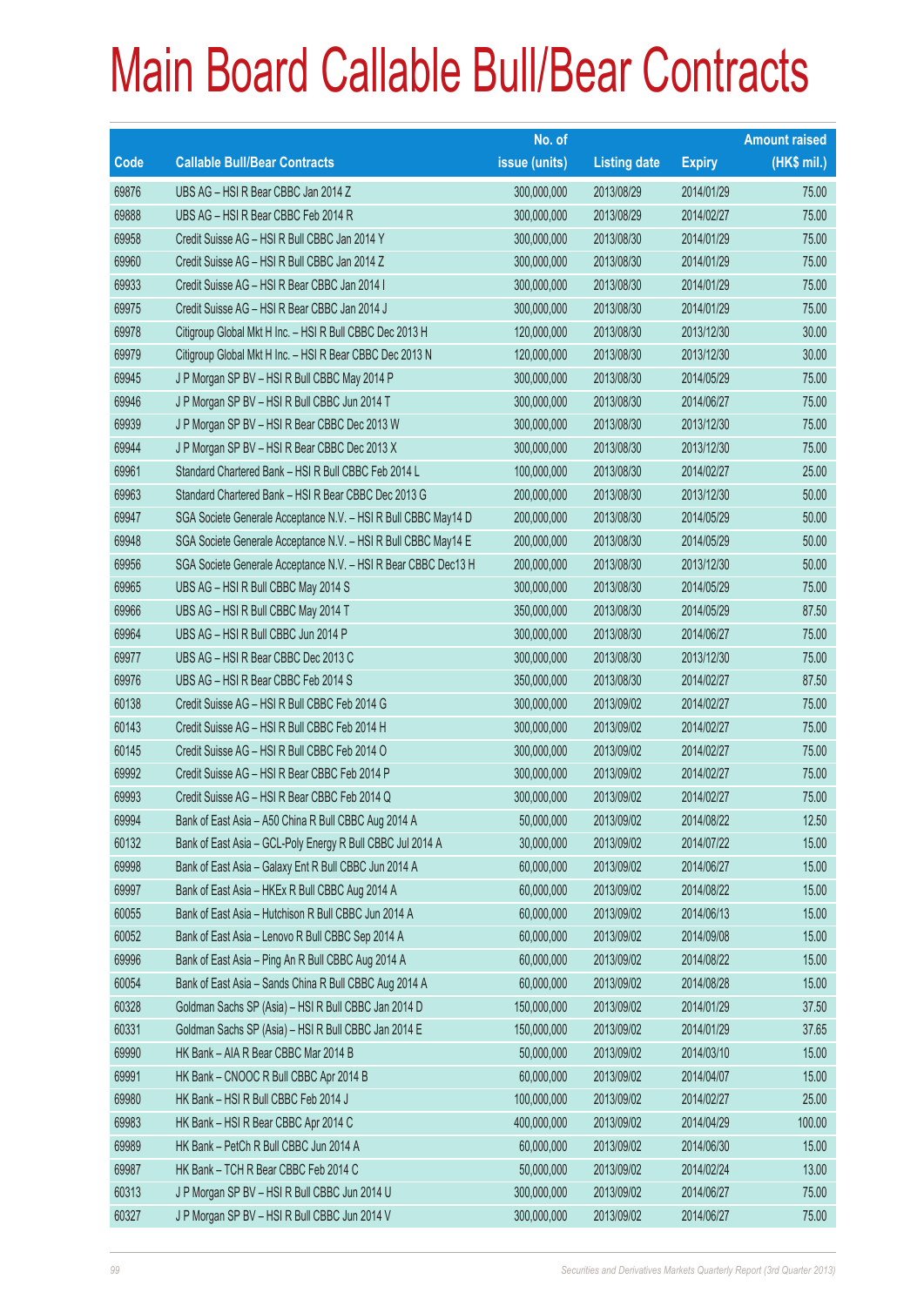# Main Board Callable Bull/Bear Contracts

| Code | Callable Bull/Bear Contracts | No. of issue (units) | Listing date | Expiry | Amount raised (HK$ mil.) |
|---|---|---|---|---|---|
| 69876 | UBS AG – HSI R Bear CBBC Jan 2014 Z | 300,000,000 | 2013/08/29 | 2014/01/29 | 75.00 |
| 69888 | UBS AG – HSI R Bear CBBC Feb 2014 R | 300,000,000 | 2013/08/29 | 2014/02/27 | 75.00 |
| 69958 | Credit Suisse AG – HSI R Bull CBBC Jan 2014 Y | 300,000,000 | 2013/08/30 | 2014/01/29 | 75.00 |
| 69960 | Credit Suisse AG – HSI R Bull CBBC Jan 2014 Z | 300,000,000 | 2013/08/30 | 2014/01/29 | 75.00 |
| 69933 | Credit Suisse AG – HSI R Bear CBBC Jan 2014 I | 300,000,000 | 2013/08/30 | 2014/01/29 | 75.00 |
| 69975 | Credit Suisse AG – HSI R Bear CBBC Jan 2014 J | 300,000,000 | 2013/08/30 | 2014/01/29 | 75.00 |
| 69978 | Citigroup Global Mkt H Inc. – HSI R Bull CBBC Dec 2013 H | 120,000,000 | 2013/08/30 | 2013/12/30 | 30.00 |
| 69979 | Citigroup Global Mkt H Inc. – HSI R Bear CBBC Dec 2013 N | 120,000,000 | 2013/08/30 | 2013/12/30 | 30.00 |
| 69945 | J P Morgan SP BV – HSI R Bull CBBC May 2014 P | 300,000,000 | 2013/08/30 | 2014/05/29 | 75.00 |
| 69946 | J P Morgan SP BV – HSI R Bull CBBC Jun 2014 T | 300,000,000 | 2013/08/30 | 2014/06/27 | 75.00 |
| 69939 | J P Morgan SP BV – HSI R Bear CBBC Dec 2013 W | 300,000,000 | 2013/08/30 | 2013/12/30 | 75.00 |
| 69944 | J P Morgan SP BV – HSI R Bear CBBC Dec 2013 X | 300,000,000 | 2013/08/30 | 2013/12/30 | 75.00 |
| 69961 | Standard Chartered Bank – HSI R Bull CBBC Feb 2014 L | 100,000,000 | 2013/08/30 | 2014/02/27 | 25.00 |
| 69963 | Standard Chartered Bank – HSI R Bear CBBC Dec 2013 G | 200,000,000 | 2013/08/30 | 2013/12/30 | 50.00 |
| 69947 | SGA Societe Generale Acceptance N.V. – HSI R Bull CBBC May14 D | 200,000,000 | 2013/08/30 | 2014/05/29 | 50.00 |
| 69948 | SGA Societe Generale Acceptance N.V. – HSI R Bull CBBC May14 E | 200,000,000 | 2013/08/30 | 2014/05/29 | 50.00 |
| 69956 | SGA Societe Generale Acceptance N.V. – HSI R Bear CBBC Dec13 H | 200,000,000 | 2013/08/30 | 2013/12/30 | 50.00 |
| 69965 | UBS AG – HSI R Bull CBBC May 2014 S | 300,000,000 | 2013/08/30 | 2014/05/29 | 75.00 |
| 69966 | UBS AG – HSI R Bull CBBC May 2014 T | 350,000,000 | 2013/08/30 | 2014/05/29 | 87.50 |
| 69964 | UBS AG – HSI R Bull CBBC Jun 2014 P | 300,000,000 | 2013/08/30 | 2014/06/27 | 75.00 |
| 69977 | UBS AG – HSI R Bear CBBC Dec 2013 C | 300,000,000 | 2013/08/30 | 2013/12/30 | 75.00 |
| 69976 | UBS AG – HSI R Bear CBBC Feb 2014 S | 350,000,000 | 2013/08/30 | 2014/02/27 | 87.50 |
| 60138 | Credit Suisse AG – HSI R Bull CBBC Feb 2014 G | 300,000,000 | 2013/09/02 | 2014/02/27 | 75.00 |
| 60143 | Credit Suisse AG – HSI R Bull CBBC Feb 2014 H | 300,000,000 | 2013/09/02 | 2014/02/27 | 75.00 |
| 60145 | Credit Suisse AG – HSI R Bull CBBC Feb 2014 O | 300,000,000 | 2013/09/02 | 2014/02/27 | 75.00 |
| 69992 | Credit Suisse AG – HSI R Bear CBBC Feb 2014 P | 300,000,000 | 2013/09/02 | 2014/02/27 | 75.00 |
| 69993 | Credit Suisse AG – HSI R Bear CBBC Feb 2014 Q | 300,000,000 | 2013/09/02 | 2014/02/27 | 75.00 |
| 69994 | Bank of East Asia – A50 China R Bull CBBC Aug 2014 A | 50,000,000 | 2013/09/02 | 2014/08/22 | 12.50 |
| 60132 | Bank of East Asia – GCL-Poly Energy R Bull CBBC Jul 2014 A | 30,000,000 | 2013/09/02 | 2014/07/22 | 15.00 |
| 69998 | Bank of East Asia – Galaxy Ent R Bull CBBC Jun 2014 A | 60,000,000 | 2013/09/02 | 2014/06/27 | 15.00 |
| 69997 | Bank of East Asia – HKEx R Bull CBBC Aug 2014 A | 60,000,000 | 2013/09/02 | 2014/08/22 | 15.00 |
| 60055 | Bank of East Asia – Hutchison R Bull CBBC Jun 2014 A | 60,000,000 | 2013/09/02 | 2014/06/13 | 15.00 |
| 60052 | Bank of East Asia – Lenovo R Bull CBBC Sep 2014 A | 60,000,000 | 2013/09/02 | 2014/09/08 | 15.00 |
| 69996 | Bank of East Asia – Ping An R Bull CBBC Aug 2014 A | 60,000,000 | 2013/09/02 | 2014/08/22 | 15.00 |
| 60054 | Bank of East Asia – Sands China R Bull CBBC Aug 2014 A | 60,000,000 | 2013/09/02 | 2014/08/28 | 15.00 |
| 60328 | Goldman Sachs SP (Asia) – HSI R Bull CBBC Jan 2014 D | 150,000,000 | 2013/09/02 | 2014/01/29 | 37.50 |
| 60331 | Goldman Sachs SP (Asia) – HSI R Bull CBBC Jan 2014 E | 150,000,000 | 2013/09/02 | 2014/01/29 | 37.65 |
| 69990 | HK Bank – AIA R Bear CBBC Mar 2014 B | 50,000,000 | 2013/09/02 | 2014/03/10 | 15.00 |
| 69991 | HK Bank – CNOOC R Bull CBBC Apr 2014 B | 60,000,000 | 2013/09/02 | 2014/04/07 | 15.00 |
| 69980 | HK Bank – HSI R Bull CBBC Feb 2014 J | 100,000,000 | 2013/09/02 | 2014/02/27 | 25.00 |
| 69983 | HK Bank – HSI R Bear CBBC Apr 2014 C | 400,000,000 | 2013/09/02 | 2014/04/29 | 100.00 |
| 69989 | HK Bank – PetCh R Bull CBBC Jun 2014 A | 60,000,000 | 2013/09/02 | 2014/06/30 | 15.00 |
| 69987 | HK Bank – TCH R Bear CBBC Feb 2014 C | 50,000,000 | 2013/09/02 | 2014/02/24 | 13.00 |
| 60313 | J P Morgan SP BV – HSI R Bull CBBC Jun 2014 U | 300,000,000 | 2013/09/02 | 2014/06/27 | 75.00 |
| 60327 | J P Morgan SP BV – HSI R Bull CBBC Jun 2014 V | 300,000,000 | 2013/09/02 | 2014/06/27 | 75.00 |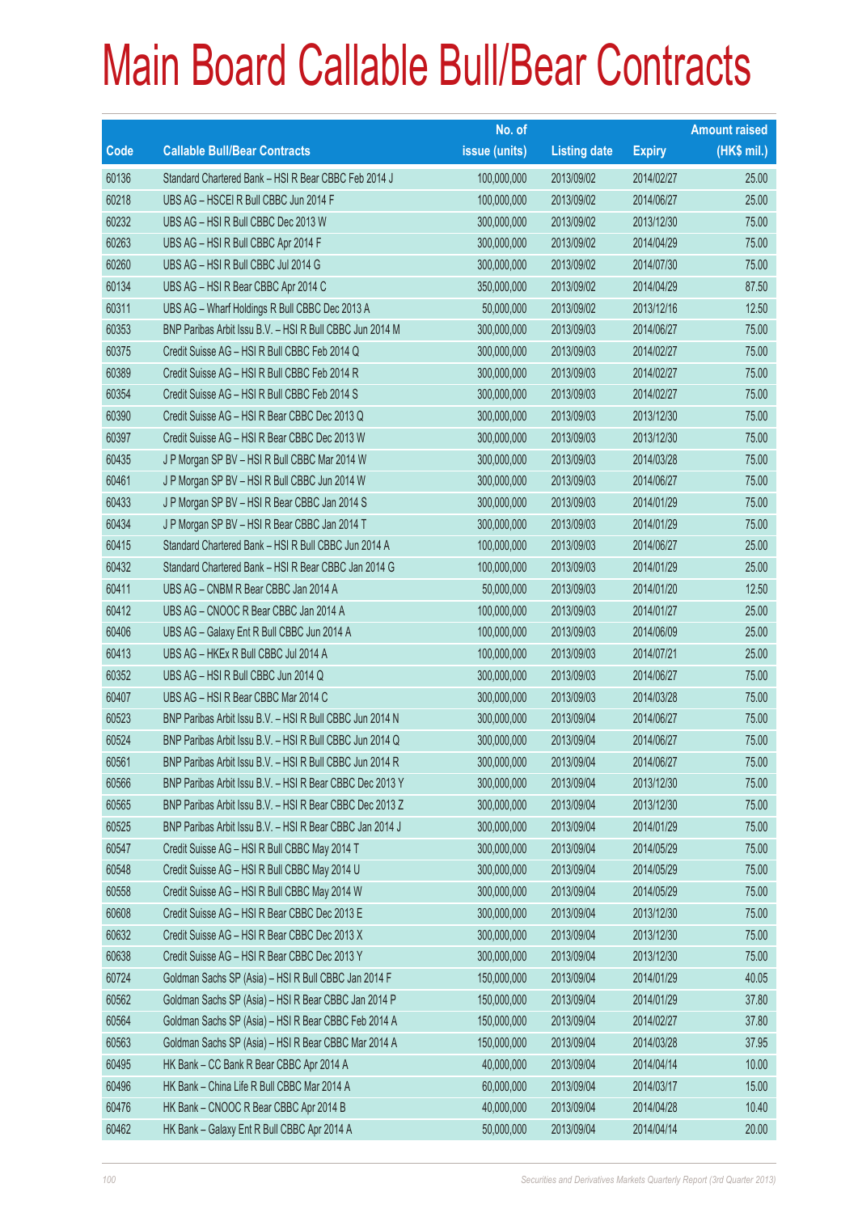# Main Board Callable Bull/Bear Contracts

| Code | Callable Bull/Bear Contracts | No. of issue (units) | Listing date | Expiry | Amount raised (HK$ mil.) |
|---|---|---|---|---|---|
| 60136 | Standard Chartered Bank – HSI R Bear CBBC Feb 2014 J | 100,000,000 | 2013/09/02 | 2014/02/27 | 25.00 |
| 60218 | UBS AG – HSCEI R Bull CBBC Jun 2014 F | 100,000,000 | 2013/09/02 | 2014/06/27 | 25.00 |
| 60232 | UBS AG – HSI R Bull CBBC Dec 2013 W | 300,000,000 | 2013/09/02 | 2013/12/30 | 75.00 |
| 60263 | UBS AG – HSI R Bull CBBC Apr 2014 F | 300,000,000 | 2013/09/02 | 2014/04/29 | 75.00 |
| 60260 | UBS AG – HSI R Bull CBBC Jul 2014 G | 300,000,000 | 2013/09/02 | 2014/07/30 | 75.00 |
| 60134 | UBS AG – HSI R Bear CBBC Apr 2014 C | 350,000,000 | 2013/09/02 | 2014/04/29 | 87.50 |
| 60311 | UBS AG – Wharf Holdings R Bull CBBC Dec 2013 A | 50,000,000 | 2013/09/02 | 2013/12/16 | 12.50 |
| 60353 | BNP Paribas Arbit Issu B.V. – HSI R Bull CBBC Jun 2014 M | 300,000,000 | 2013/09/03 | 2014/06/27 | 75.00 |
| 60375 | Credit Suisse AG – HSI R Bull CBBC Feb 2014 Q | 300,000,000 | 2013/09/03 | 2014/02/27 | 75.00 |
| 60389 | Credit Suisse AG – HSI R Bull CBBC Feb 2014 R | 300,000,000 | 2013/09/03 | 2014/02/27 | 75.00 |
| 60354 | Credit Suisse AG – HSI R Bull CBBC Feb 2014 S | 300,000,000 | 2013/09/03 | 2014/02/27 | 75.00 |
| 60390 | Credit Suisse AG – HSI R Bear CBBC Dec 2013 Q | 300,000,000 | 2013/09/03 | 2013/12/30 | 75.00 |
| 60397 | Credit Suisse AG – HSI R Bear CBBC Dec 2013 W | 300,000,000 | 2013/09/03 | 2013/12/30 | 75.00 |
| 60435 | J P Morgan SP BV – HSI R Bull CBBC Mar 2014 W | 300,000,000 | 2013/09/03 | 2014/03/28 | 75.00 |
| 60461 | J P Morgan SP BV – HSI R Bull CBBC Jun 2014 W | 300,000,000 | 2013/09/03 | 2014/06/27 | 75.00 |
| 60433 | J P Morgan SP BV – HSI R Bear CBBC Jan 2014 S | 300,000,000 | 2013/09/03 | 2014/01/29 | 75.00 |
| 60434 | J P Morgan SP BV – HSI R Bear CBBC Jan 2014 T | 300,000,000 | 2013/09/03 | 2014/01/29 | 75.00 |
| 60415 | Standard Chartered Bank – HSI R Bull CBBC Jun 2014 A | 100,000,000 | 2013/09/03 | 2014/06/27 | 25.00 |
| 60432 | Standard Chartered Bank – HSI R Bear CBBC Jan 2014 G | 100,000,000 | 2013/09/03 | 2014/01/29 | 25.00 |
| 60411 | UBS AG – CNBM R Bear CBBC Jan 2014 A | 50,000,000 | 2013/09/03 | 2014/01/20 | 12.50 |
| 60412 | UBS AG – CNOOC R Bear CBBC Jan 2014 A | 100,000,000 | 2013/09/03 | 2014/01/27 | 25.00 |
| 60406 | UBS AG – Galaxy Ent R Bull CBBC Jun 2014 A | 100,000,000 | 2013/09/03 | 2014/06/09 | 25.00 |
| 60413 | UBS AG – HKEx R Bull CBBC Jul 2014 A | 100,000,000 | 2013/09/03 | 2014/07/21 | 25.00 |
| 60352 | UBS AG – HSI R Bull CBBC Jun 2014 Q | 300,000,000 | 2013/09/03 | 2014/06/27 | 75.00 |
| 60407 | UBS AG – HSI R Bear CBBC Mar 2014 C | 300,000,000 | 2013/09/03 | 2014/03/28 | 75.00 |
| 60523 | BNP Paribas Arbit Issu B.V. – HSI R Bull CBBC Jun 2014 N | 300,000,000 | 2013/09/04 | 2014/06/27 | 75.00 |
| 60524 | BNP Paribas Arbit Issu B.V. – HSI R Bull CBBC Jun 2014 Q | 300,000,000 | 2013/09/04 | 2014/06/27 | 75.00 |
| 60561 | BNP Paribas Arbit Issu B.V. – HSI R Bull CBBC Jun 2014 R | 300,000,000 | 2013/09/04 | 2014/06/27 | 75.00 |
| 60566 | BNP Paribas Arbit Issu B.V. – HSI R Bear CBBC Dec 2013 Y | 300,000,000 | 2013/09/04 | 2013/12/30 | 75.00 |
| 60565 | BNP Paribas Arbit Issu B.V. – HSI R Bear CBBC Dec 2013 Z | 300,000,000 | 2013/09/04 | 2013/12/30 | 75.00 |
| 60525 | BNP Paribas Arbit Issu B.V. – HSI R Bear CBBC Jan 2014 J | 300,000,000 | 2013/09/04 | 2014/01/29 | 75.00 |
| 60547 | Credit Suisse AG – HSI R Bull CBBC May 2014 T | 300,000,000 | 2013/09/04 | 2014/05/29 | 75.00 |
| 60548 | Credit Suisse AG – HSI R Bull CBBC May 2014 U | 300,000,000 | 2013/09/04 | 2014/05/29 | 75.00 |
| 60558 | Credit Suisse AG – HSI R Bull CBBC May 2014 W | 300,000,000 | 2013/09/04 | 2014/05/29 | 75.00 |
| 60608 | Credit Suisse AG – HSI R Bear CBBC Dec 2013 E | 300,000,000 | 2013/09/04 | 2013/12/30 | 75.00 |
| 60632 | Credit Suisse AG – HSI R Bear CBBC Dec 2013 X | 300,000,000 | 2013/09/04 | 2013/12/30 | 75.00 |
| 60638 | Credit Suisse AG – HSI R Bear CBBC Dec 2013 Y | 300,000,000 | 2013/09/04 | 2013/12/30 | 75.00 |
| 60724 | Goldman Sachs SP (Asia) – HSI R Bull CBBC Jan 2014 F | 150,000,000 | 2013/09/04 | 2014/01/29 | 40.05 |
| 60562 | Goldman Sachs SP (Asia) – HSI R Bear CBBC Jan 2014 P | 150,000,000 | 2013/09/04 | 2014/01/29 | 37.80 |
| 60564 | Goldman Sachs SP (Asia) – HSI R Bear CBBC Feb 2014 A | 150,000,000 | 2013/09/04 | 2014/02/27 | 37.80 |
| 60563 | Goldman Sachs SP (Asia) – HSI R Bear CBBC Mar 2014 A | 150,000,000 | 2013/09/04 | 2014/03/28 | 37.95 |
| 60495 | HK Bank – CC Bank R Bear CBBC Apr 2014 A | 40,000,000 | 2013/09/04 | 2014/04/14 | 10.00 |
| 60496 | HK Bank – China Life R Bull CBBC Mar 2014 A | 60,000,000 | 2013/09/04 | 2014/03/17 | 15.00 |
| 60476 | HK Bank – CNOOC R Bear CBBC Apr 2014 B | 40,000,000 | 2013/09/04 | 2014/04/28 | 10.40 |
| 60462 | HK Bank – Galaxy Ent R Bull CBBC Apr 2014 A | 50,000,000 | 2013/09/04 | 2014/04/14 | 20.00 |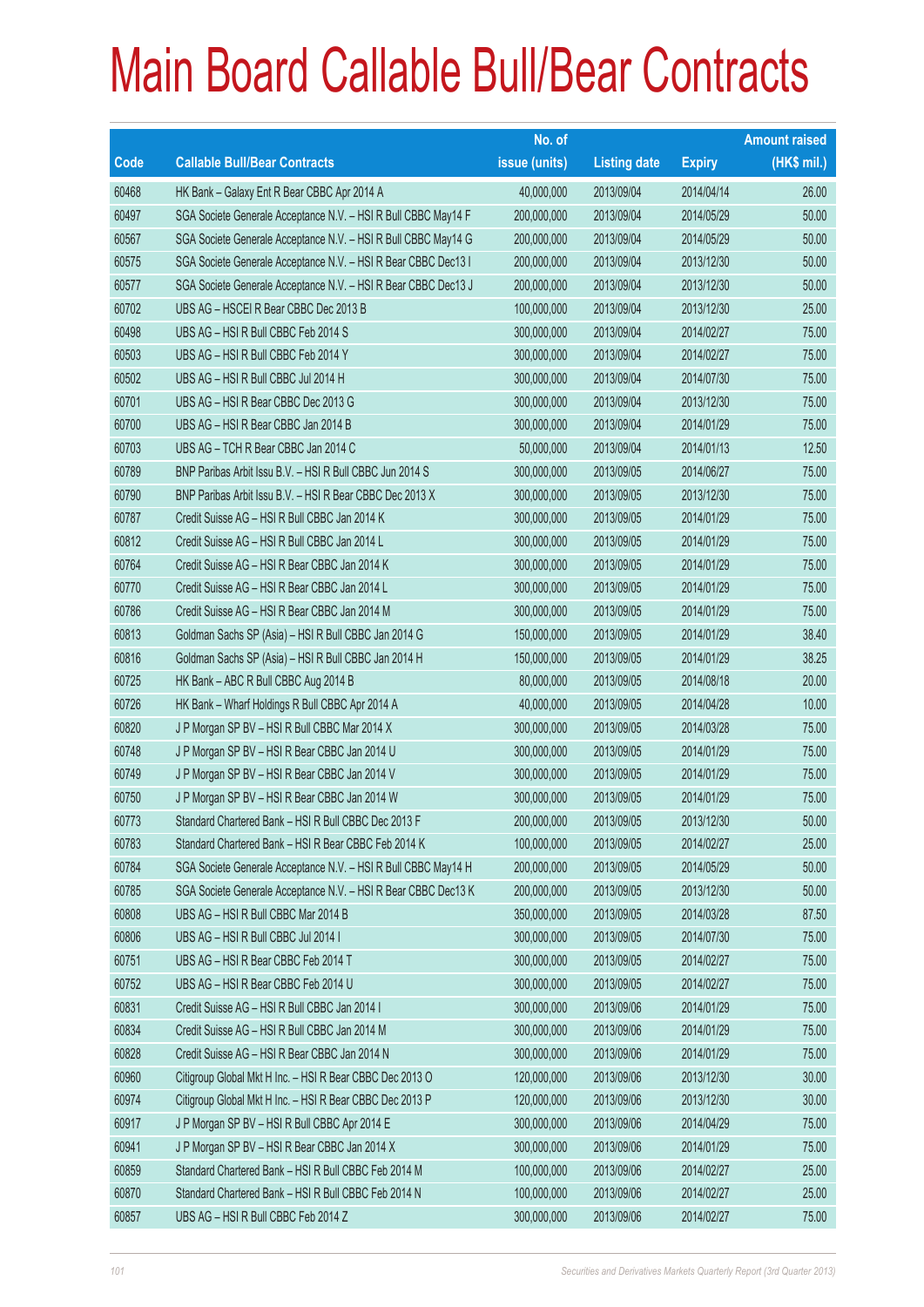# Main Board Callable Bull/Bear Contracts

| Code | Callable Bull/Bear Contracts | No. of issue (units) | Listing date | Expiry | Amount raised (HK$ mil.) |
|---|---|---|---|---|---|
| 60468 | HK Bank – Galaxy Ent R Bear CBBC Apr 2014 A | 40,000,000 | 2013/09/04 | 2014/04/14 | 26.00 |
| 60497 | SGA Societe Generale Acceptance N.V. – HSI R Bull CBBC May14 F | 200,000,000 | 2013/09/04 | 2014/05/29 | 50.00 |
| 60567 | SGA Societe Generale Acceptance N.V. – HSI R Bull CBBC May14 G | 200,000,000 | 2013/09/04 | 2014/05/29 | 50.00 |
| 60575 | SGA Societe Generale Acceptance N.V. – HSI R Bear CBBC Dec13 I | 200,000,000 | 2013/09/04 | 2013/12/30 | 50.00 |
| 60577 | SGA Societe Generale Acceptance N.V. – HSI R Bear CBBC Dec13 J | 200,000,000 | 2013/09/04 | 2013/12/30 | 50.00 |
| 60702 | UBS AG – HSCEI R Bear CBBC Dec 2013 B | 100,000,000 | 2013/09/04 | 2013/12/30 | 25.00 |
| 60498 | UBS AG – HSI R Bull CBBC Feb 2014 S | 300,000,000 | 2013/09/04 | 2014/02/27 | 75.00 |
| 60503 | UBS AG – HSI R Bull CBBC Feb 2014 Y | 300,000,000 | 2013/09/04 | 2014/02/27 | 75.00 |
| 60502 | UBS AG – HSI R Bull CBBC Jul 2014 H | 300,000,000 | 2013/09/04 | 2014/07/30 | 75.00 |
| 60701 | UBS AG – HSI R Bear CBBC Dec 2013 G | 300,000,000 | 2013/09/04 | 2013/12/30 | 75.00 |
| 60700 | UBS AG – HSI R Bear CBBC Jan 2014 B | 300,000,000 | 2013/09/04 | 2014/01/29 | 75.00 |
| 60703 | UBS AG – TCH R Bear CBBC Jan 2014 C | 50,000,000 | 2013/09/04 | 2014/01/13 | 12.50 |
| 60789 | BNP Paribas Arbit Issu B.V. – HSI R Bull CBBC Jun 2014 S | 300,000,000 | 2013/09/05 | 2014/06/27 | 75.00 |
| 60790 | BNP Paribas Arbit Issu B.V. – HSI R Bear CBBC Dec 2013 X | 300,000,000 | 2013/09/05 | 2013/12/30 | 75.00 |
| 60787 | Credit Suisse AG – HSI R Bull CBBC Jan 2014 K | 300,000,000 | 2013/09/05 | 2014/01/29 | 75.00 |
| 60812 | Credit Suisse AG – HSI R Bull CBBC Jan 2014 L | 300,000,000 | 2013/09/05 | 2014/01/29 | 75.00 |
| 60764 | Credit Suisse AG – HSI R Bear CBBC Jan 2014 K | 300,000,000 | 2013/09/05 | 2014/01/29 | 75.00 |
| 60770 | Credit Suisse AG – HSI R Bear CBBC Jan 2014 L | 300,000,000 | 2013/09/05 | 2014/01/29 | 75.00 |
| 60786 | Credit Suisse AG – HSI R Bear CBBC Jan 2014 M | 300,000,000 | 2013/09/05 | 2014/01/29 | 75.00 |
| 60813 | Goldman Sachs SP (Asia) – HSI R Bull CBBC Jan 2014 G | 150,000,000 | 2013/09/05 | 2014/01/29 | 38.40 |
| 60816 | Goldman Sachs SP (Asia) – HSI R Bull CBBC Jan 2014 H | 150,000,000 | 2013/09/05 | 2014/01/29 | 38.25 |
| 60725 | HK Bank – ABC R Bull CBBC Aug 2014 B | 80,000,000 | 2013/09/05 | 2014/08/18 | 20.00 |
| 60726 | HK Bank – Wharf Holdings R Bull CBBC Apr 2014 A | 40,000,000 | 2013/09/05 | 2014/04/28 | 10.00 |
| 60820 | J P Morgan SP BV – HSI R Bull CBBC Mar 2014 X | 300,000,000 | 2013/09/05 | 2014/03/28 | 75.00 |
| 60748 | J P Morgan SP BV – HSI R Bear CBBC Jan 2014 U | 300,000,000 | 2013/09/05 | 2014/01/29 | 75.00 |
| 60749 | J P Morgan SP BV – HSI R Bear CBBC Jan 2014 V | 300,000,000 | 2013/09/05 | 2014/01/29 | 75.00 |
| 60750 | J P Morgan SP BV – HSI R Bear CBBC Jan 2014 W | 300,000,000 | 2013/09/05 | 2014/01/29 | 75.00 |
| 60773 | Standard Chartered Bank – HSI R Bull CBBC Dec 2013 F | 200,000,000 | 2013/09/05 | 2013/12/30 | 50.00 |
| 60783 | Standard Chartered Bank – HSI R Bear CBBC Feb 2014 K | 100,000,000 | 2013/09/05 | 2014/02/27 | 25.00 |
| 60784 | SGA Societe Generale Acceptance N.V. – HSI R Bull CBBC May14 H | 200,000,000 | 2013/09/05 | 2014/05/29 | 50.00 |
| 60785 | SGA Societe Generale Acceptance N.V. – HSI R Bear CBBC Dec13 K | 200,000,000 | 2013/09/05 | 2013/12/30 | 50.00 |
| 60808 | UBS AG – HSI R Bull CBBC Mar 2014 B | 350,000,000 | 2013/09/05 | 2014/03/28 | 87.50 |
| 60806 | UBS AG – HSI R Bull CBBC Jul 2014 I | 300,000,000 | 2013/09/05 | 2014/07/30 | 75.00 |
| 60751 | UBS AG – HSI R Bear CBBC Feb 2014 T | 300,000,000 | 2013/09/05 | 2014/02/27 | 75.00 |
| 60752 | UBS AG – HSI R Bear CBBC Feb 2014 U | 300,000,000 | 2013/09/05 | 2014/02/27 | 75.00 |
| 60831 | Credit Suisse AG – HSI R Bull CBBC Jan 2014 I | 300,000,000 | 2013/09/06 | 2014/01/29 | 75.00 |
| 60834 | Credit Suisse AG – HSI R Bull CBBC Jan 2014 M | 300,000,000 | 2013/09/06 | 2014/01/29 | 75.00 |
| 60828 | Credit Suisse AG – HSI R Bear CBBC Jan 2014 N | 300,000,000 | 2013/09/06 | 2014/01/29 | 75.00 |
| 60960 | Citigroup Global Mkt H Inc. – HSI R Bear CBBC Dec 2013 O | 120,000,000 | 2013/09/06 | 2013/12/30 | 30.00 |
| 60974 | Citigroup Global Mkt H Inc. – HSI R Bear CBBC Dec 2013 P | 120,000,000 | 2013/09/06 | 2013/12/30 | 30.00 |
| 60917 | J P Morgan SP BV – HSI R Bull CBBC Apr 2014 E | 300,000,000 | 2013/09/06 | 2014/04/29 | 75.00 |
| 60941 | J P Morgan SP BV – HSI R Bear CBBC Jan 2014 X | 300,000,000 | 2013/09/06 | 2014/01/29 | 75.00 |
| 60859 | Standard Chartered Bank – HSI R Bull CBBC Feb 2014 M | 100,000,000 | 2013/09/06 | 2014/02/27 | 25.00 |
| 60870 | Standard Chartered Bank – HSI R Bull CBBC Feb 2014 N | 100,000,000 | 2013/09/06 | 2014/02/27 | 25.00 |
| 60857 | UBS AG – HSI R Bull CBBC Feb 2014 Z | 300,000,000 | 2013/09/06 | 2014/02/27 | 75.00 |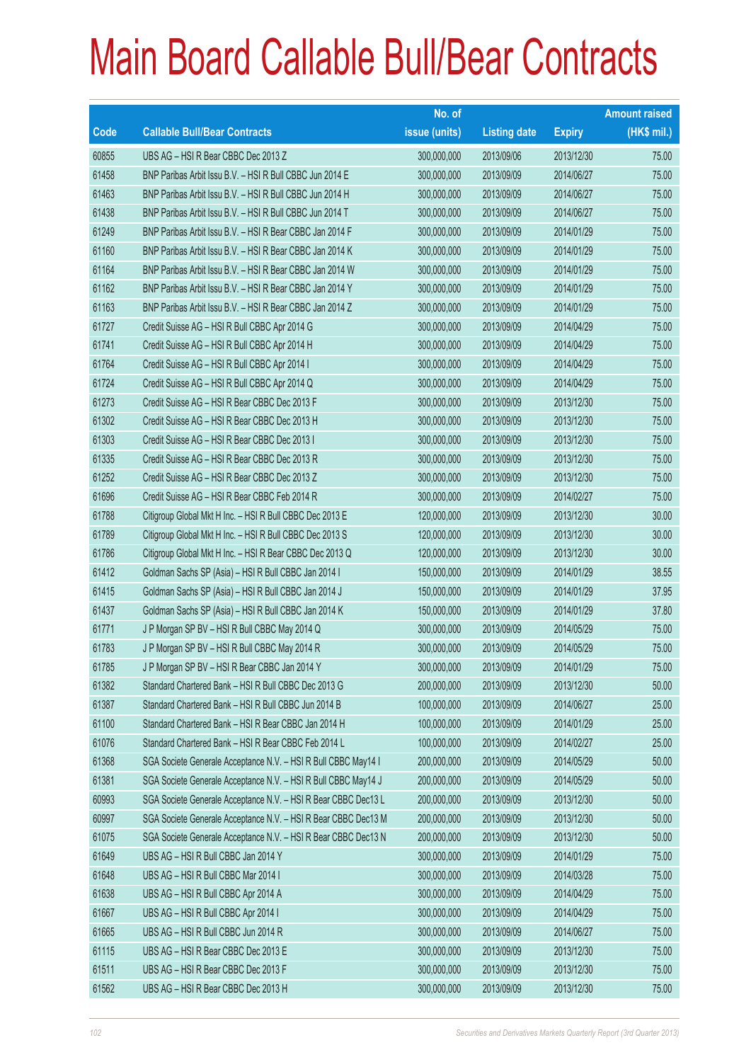# Main Board Callable Bull/Bear Contracts

| Code | Callable Bull/Bear Contracts | No. of issue (units) | Listing date | Expiry | Amount raised (HK$ mil.) |
|---|---|---|---|---|---|
| 60855 | UBS AG – HSI R Bear CBBC Dec 2013 Z | 300,000,000 | 2013/09/06 | 2013/12/30 | 75.00 |
| 61458 | BNP Paribas Arbit Issu B.V. – HSI R Bull CBBC Jun 2014 E | 300,000,000 | 2013/09/09 | 2014/06/27 | 75.00 |
| 61463 | BNP Paribas Arbit Issu B.V. – HSI R Bull CBBC Jun 2014 H | 300,000,000 | 2013/09/09 | 2014/06/27 | 75.00 |
| 61438 | BNP Paribas Arbit Issu B.V. – HSI R Bull CBBC Jun 2014 T | 300,000,000 | 2013/09/09 | 2014/06/27 | 75.00 |
| 61249 | BNP Paribas Arbit Issu B.V. – HSI R Bear CBBC Jan 2014 F | 300,000,000 | 2013/09/09 | 2014/01/29 | 75.00 |
| 61160 | BNP Paribas Arbit Issu B.V. – HSI R Bear CBBC Jan 2014 K | 300,000,000 | 2013/09/09 | 2014/01/29 | 75.00 |
| 61164 | BNP Paribas Arbit Issu B.V. – HSI R Bear CBBC Jan 2014 W | 300,000,000 | 2013/09/09 | 2014/01/29 | 75.00 |
| 61162 | BNP Paribas Arbit Issu B.V. – HSI R Bear CBBC Jan 2014 Y | 300,000,000 | 2013/09/09 | 2014/01/29 | 75.00 |
| 61163 | BNP Paribas Arbit Issu B.V. – HSI R Bear CBBC Jan 2014 Z | 300,000,000 | 2013/09/09 | 2014/01/29 | 75.00 |
| 61727 | Credit Suisse AG – HSI R Bull CBBC Apr 2014 G | 300,000,000 | 2013/09/09 | 2014/04/29 | 75.00 |
| 61741 | Credit Suisse AG – HSI R Bull CBBC Apr 2014 H | 300,000,000 | 2013/09/09 | 2014/04/29 | 75.00 |
| 61764 | Credit Suisse AG – HSI R Bull CBBC Apr 2014 I | 300,000,000 | 2013/09/09 | 2014/04/29 | 75.00 |
| 61724 | Credit Suisse AG – HSI R Bull CBBC Apr 2014 Q | 300,000,000 | 2013/09/09 | 2014/04/29 | 75.00 |
| 61273 | Credit Suisse AG – HSI R Bear CBBC Dec 2013 F | 300,000,000 | 2013/09/09 | 2013/12/30 | 75.00 |
| 61302 | Credit Suisse AG – HSI R Bear CBBC Dec 2013 H | 300,000,000 | 2013/09/09 | 2013/12/30 | 75.00 |
| 61303 | Credit Suisse AG – HSI R Bear CBBC Dec 2013 I | 300,000,000 | 2013/09/09 | 2013/12/30 | 75.00 |
| 61335 | Credit Suisse AG – HSI R Bear CBBC Dec 2013 R | 300,000,000 | 2013/09/09 | 2013/12/30 | 75.00 |
| 61252 | Credit Suisse AG – HSI R Bear CBBC Dec 2013 Z | 300,000,000 | 2013/09/09 | 2013/12/30 | 75.00 |
| 61696 | Credit Suisse AG – HSI R Bear CBBC Feb 2014 R | 300,000,000 | 2013/09/09 | 2014/02/27 | 75.00 |
| 61788 | Citigroup Global Mkt H Inc. – HSI R Bull CBBC Dec 2013 E | 120,000,000 | 2013/09/09 | 2013/12/30 | 30.00 |
| 61789 | Citigroup Global Mkt H Inc. – HSI R Bull CBBC Dec 2013 S | 120,000,000 | 2013/09/09 | 2013/12/30 | 30.00 |
| 61786 | Citigroup Global Mkt H Inc. – HSI R Bear CBBC Dec 2013 Q | 120,000,000 | 2013/09/09 | 2013/12/30 | 30.00 |
| 61412 | Goldman Sachs SP (Asia) – HSI R Bull CBBC Jan 2014 I | 150,000,000 | 2013/09/09 | 2014/01/29 | 38.55 |
| 61415 | Goldman Sachs SP (Asia) – HSI R Bull CBBC Jan 2014 J | 150,000,000 | 2013/09/09 | 2014/01/29 | 37.95 |
| 61437 | Goldman Sachs SP (Asia) – HSI R Bull CBBC Jan 2014 K | 150,000,000 | 2013/09/09 | 2014/01/29 | 37.80 |
| 61771 | J P Morgan SP BV – HSI R Bull CBBC May 2014 Q | 300,000,000 | 2013/09/09 | 2014/05/29 | 75.00 |
| 61783 | J P Morgan SP BV – HSI R Bull CBBC May 2014 R | 300,000,000 | 2013/09/09 | 2014/05/29 | 75.00 |
| 61785 | J P Morgan SP BV – HSI R Bear CBBC Jan 2014 Y | 300,000,000 | 2013/09/09 | 2014/01/29 | 75.00 |
| 61382 | Standard Chartered Bank – HSI R Bull CBBC Dec 2013 G | 200,000,000 | 2013/09/09 | 2013/12/30 | 50.00 |
| 61387 | Standard Chartered Bank – HSI R Bull CBBC Jun 2014 B | 100,000,000 | 2013/09/09 | 2014/06/27 | 25.00 |
| 61100 | Standard Chartered Bank – HSI R Bear CBBC Jan 2014 H | 100,000,000 | 2013/09/09 | 2014/01/29 | 25.00 |
| 61076 | Standard Chartered Bank – HSI R Bear CBBC Feb 2014 L | 100,000,000 | 2013/09/09 | 2014/02/27 | 25.00 |
| 61368 | SGA Societe Generale Acceptance N.V. – HSI R Bull CBBC May14 I | 200,000,000 | 2013/09/09 | 2014/05/29 | 50.00 |
| 61381 | SGA Societe Generale Acceptance N.V. – HSI R Bull CBBC May14 J | 200,000,000 | 2013/09/09 | 2014/05/29 | 50.00 |
| 60993 | SGA Societe Generale Acceptance N.V. – HSI R Bear CBBC Dec13 L | 200,000,000 | 2013/09/09 | 2013/12/30 | 50.00 |
| 60997 | SGA Societe Generale Acceptance N.V. – HSI R Bear CBBC Dec13 M | 200,000,000 | 2013/09/09 | 2013/12/30 | 50.00 |
| 61075 | SGA Societe Generale Acceptance N.V. – HSI R Bear CBBC Dec13 N | 200,000,000 | 2013/09/09 | 2013/12/30 | 50.00 |
| 61649 | UBS AG – HSI R Bull CBBC Jan 2014 Y | 300,000,000 | 2013/09/09 | 2014/01/29 | 75.00 |
| 61648 | UBS AG – HSI R Bull CBBC Mar 2014 I | 300,000,000 | 2013/09/09 | 2014/03/28 | 75.00 |
| 61638 | UBS AG – HSI R Bull CBBC Apr 2014 A | 300,000,000 | 2013/09/09 | 2014/04/29 | 75.00 |
| 61667 | UBS AG – HSI R Bull CBBC Apr 2014 I | 300,000,000 | 2013/09/09 | 2014/04/29 | 75.00 |
| 61665 | UBS AG – HSI R Bull CBBC Jun 2014 R | 300,000,000 | 2013/09/09 | 2014/06/27 | 75.00 |
| 61115 | UBS AG – HSI R Bear CBBC Dec 2013 E | 300,000,000 | 2013/09/09 | 2013/12/30 | 75.00 |
| 61511 | UBS AG – HSI R Bear CBBC Dec 2013 F | 300,000,000 | 2013/09/09 | 2013/12/30 | 75.00 |
| 61562 | UBS AG – HSI R Bear CBBC Dec 2013 H | 300,000,000 | 2013/09/09 | 2013/12/30 | 75.00 |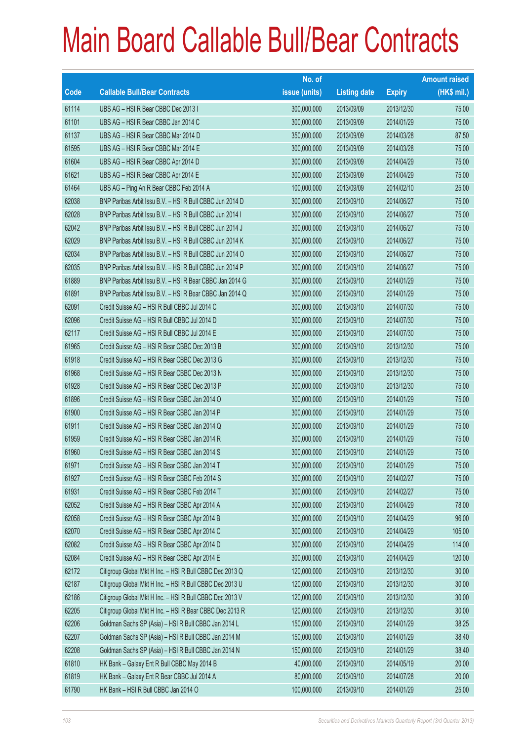# Main Board Callable Bull/Bear Contracts

| Code | Callable Bull/Bear Contracts | No. of issue (units) | Listing date | Expiry | Amount raised (HK$ mil.) |
|---|---|---|---|---|---|
| 61114 | UBS AG – HSI R Bear CBBC Dec 2013 I | 300,000,000 | 2013/09/09 | 2013/12/30 | 75.00 |
| 61101 | UBS AG – HSI R Bear CBBC Jan 2014 C | 300,000,000 | 2013/09/09 | 2014/01/29 | 75.00 |
| 61137 | UBS AG – HSI R Bear CBBC Mar 2014 D | 350,000,000 | 2013/09/09 | 2014/03/28 | 87.50 |
| 61595 | UBS AG – HSI R Bear CBBC Mar 2014 E | 300,000,000 | 2013/09/09 | 2014/03/28 | 75.00 |
| 61604 | UBS AG – HSI R Bear CBBC Apr 2014 D | 300,000,000 | 2013/09/09 | 2014/04/29 | 75.00 |
| 61621 | UBS AG – HSI R Bear CBBC Apr 2014 E | 300,000,000 | 2013/09/09 | 2014/04/29 | 75.00 |
| 61464 | UBS AG – Ping An R Bear CBBC Feb 2014 A | 100,000,000 | 2013/09/09 | 2014/02/10 | 25.00 |
| 62038 | BNP Paribas Arbit Issu B.V. – HSI R Bull CBBC Jun 2014 D | 300,000,000 | 2013/09/10 | 2014/06/27 | 75.00 |
| 62028 | BNP Paribas Arbit Issu B.V. – HSI R Bull CBBC Jun 2014 I | 300,000,000 | 2013/09/10 | 2014/06/27 | 75.00 |
| 62042 | BNP Paribas Arbit Issu B.V. – HSI R Bull CBBC Jun 2014 J | 300,000,000 | 2013/09/10 | 2014/06/27 | 75.00 |
| 62029 | BNP Paribas Arbit Issu B.V. – HSI R Bull CBBC Jun 2014 K | 300,000,000 | 2013/09/10 | 2014/06/27 | 75.00 |
| 62034 | BNP Paribas Arbit Issu B.V. – HSI R Bull CBBC Jun 2014 O | 300,000,000 | 2013/09/10 | 2014/06/27 | 75.00 |
| 62035 | BNP Paribas Arbit Issu B.V. – HSI R Bull CBBC Jun 2014 P | 300,000,000 | 2013/09/10 | 2014/06/27 | 75.00 |
| 61889 | BNP Paribas Arbit Issu B.V. – HSI R Bear CBBC Jan 2014 G | 300,000,000 | 2013/09/10 | 2014/01/29 | 75.00 |
| 61891 | BNP Paribas Arbit Issu B.V. – HSI R Bear CBBC Jan 2014 Q | 300,000,000 | 2013/09/10 | 2014/01/29 | 75.00 |
| 62091 | Credit Suisse AG – HSI R Bull CBBC Jul 2014 C | 300,000,000 | 2013/09/10 | 2014/07/30 | 75.00 |
| 62096 | Credit Suisse AG – HSI R Bull CBBC Jul 2014 D | 300,000,000 | 2013/09/10 | 2014/07/30 | 75.00 |
| 62117 | Credit Suisse AG – HSI R Bull CBBC Jul 2014 E | 300,000,000 | 2013/09/10 | 2014/07/30 | 75.00 |
| 61965 | Credit Suisse AG – HSI R Bear CBBC Dec 2013 B | 300,000,000 | 2013/09/10 | 2013/12/30 | 75.00 |
| 61918 | Credit Suisse AG – HSI R Bear CBBC Dec 2013 G | 300,000,000 | 2013/09/10 | 2013/12/30 | 75.00 |
| 61968 | Credit Suisse AG – HSI R Bear CBBC Dec 2013 N | 300,000,000 | 2013/09/10 | 2013/12/30 | 75.00 |
| 61928 | Credit Suisse AG – HSI R Bear CBBC Dec 2013 P | 300,000,000 | 2013/09/10 | 2013/12/30 | 75.00 |
| 61896 | Credit Suisse AG – HSI R Bear CBBC Jan 2014 O | 300,000,000 | 2013/09/10 | 2014/01/29 | 75.00 |
| 61900 | Credit Suisse AG – HSI R Bear CBBC Jan 2014 P | 300,000,000 | 2013/09/10 | 2014/01/29 | 75.00 |
| 61911 | Credit Suisse AG – HSI R Bear CBBC Jan 2014 Q | 300,000,000 | 2013/09/10 | 2014/01/29 | 75.00 |
| 61959 | Credit Suisse AG – HSI R Bear CBBC Jan 2014 R | 300,000,000 | 2013/09/10 | 2014/01/29 | 75.00 |
| 61960 | Credit Suisse AG – HSI R Bear CBBC Jan 2014 S | 300,000,000 | 2013/09/10 | 2014/01/29 | 75.00 |
| 61971 | Credit Suisse AG – HSI R Bear CBBC Jan 2014 T | 300,000,000 | 2013/09/10 | 2014/01/29 | 75.00 |
| 61927 | Credit Suisse AG – HSI R Bear CBBC Feb 2014 S | 300,000,000 | 2013/09/10 | 2014/02/27 | 75.00 |
| 61931 | Credit Suisse AG – HSI R Bear CBBC Feb 2014 T | 300,000,000 | 2013/09/10 | 2014/02/27 | 75.00 |
| 62052 | Credit Suisse AG – HSI R Bear CBBC Apr 2014 A | 300,000,000 | 2013/09/10 | 2014/04/29 | 78.00 |
| 62058 | Credit Suisse AG – HSI R Bear CBBC Apr 2014 B | 300,000,000 | 2013/09/10 | 2014/04/29 | 96.00 |
| 62070 | Credit Suisse AG – HSI R Bear CBBC Apr 2014 C | 300,000,000 | 2013/09/10 | 2014/04/29 | 105.00 |
| 62082 | Credit Suisse AG – HSI R Bear CBBC Apr 2014 D | 300,000,000 | 2013/09/10 | 2014/04/29 | 114.00 |
| 62084 | Credit Suisse AG – HSI R Bear CBBC Apr 2014 E | 300,000,000 | 2013/09/10 | 2014/04/29 | 120.00 |
| 62172 | Citigroup Global Mkt H Inc. – HSI R Bull CBBC Dec 2013 Q | 120,000,000 | 2013/09/10 | 2013/12/30 | 30.00 |
| 62187 | Citigroup Global Mkt H Inc. – HSI R Bull CBBC Dec 2013 U | 120,000,000 | 2013/09/10 | 2013/12/30 | 30.00 |
| 62186 | Citigroup Global Mkt H Inc. – HSI R Bull CBBC Dec 2013 V | 120,000,000 | 2013/09/10 | 2013/12/30 | 30.00 |
| 62205 | Citigroup Global Mkt H Inc. – HSI R Bear CBBC Dec 2013 R | 120,000,000 | 2013/09/10 | 2013/12/30 | 30.00 |
| 62206 | Goldman Sachs SP (Asia) – HSI R Bull CBBC Jan 2014 L | 150,000,000 | 2013/09/10 | 2014/01/29 | 38.25 |
| 62207 | Goldman Sachs SP (Asia) – HSI R Bull CBBC Jan 2014 M | 150,000,000 | 2013/09/10 | 2014/01/29 | 38.40 |
| 62208 | Goldman Sachs SP (Asia) – HSI R Bull CBBC Jan 2014 N | 150,000,000 | 2013/09/10 | 2014/01/29 | 38.40 |
| 61810 | HK Bank – Galaxy Ent R Bull CBBC May 2014 B | 40,000,000 | 2013/09/10 | 2014/05/19 | 20.00 |
| 61819 | HK Bank – Galaxy Ent R Bear CBBC Jul 2014 A | 80,000,000 | 2013/09/10 | 2014/07/28 | 20.00 |
| 61790 | HK Bank – HSI R Bull CBBC Jan 2014 O | 100,000,000 | 2013/09/10 | 2014/01/29 | 25.00 |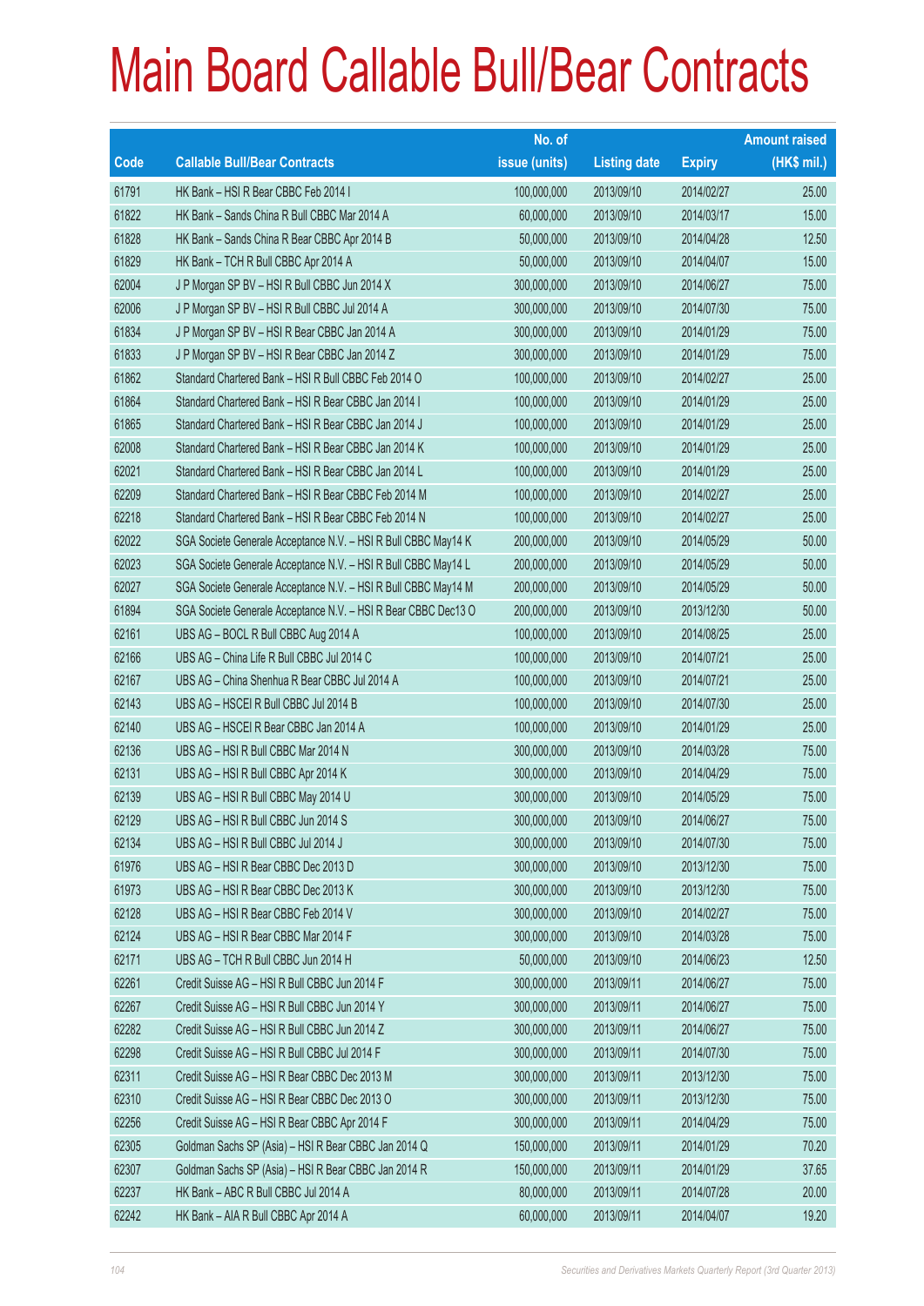# Main Board Callable Bull/Bear Contracts

| Code | Callable Bull/Bear Contracts | No. of issue (units) | Listing date | Expiry | Amount raised (HK$ mil.) |
|---|---|---|---|---|---|
| 61791 | HK Bank – HSI R Bear CBBC Feb 2014 I | 100,000,000 | 2013/09/10 | 2014/02/27 | 25.00 |
| 61822 | HK Bank – Sands China R Bull CBBC Mar 2014 A | 60,000,000 | 2013/09/10 | 2014/03/17 | 15.00 |
| 61828 | HK Bank – Sands China R Bear CBBC Apr 2014 B | 50,000,000 | 2013/09/10 | 2014/04/28 | 12.50 |
| 61829 | HK Bank – TCH R Bull CBBC Apr 2014 A | 50,000,000 | 2013/09/10 | 2014/04/07 | 15.00 |
| 62004 | J P Morgan SP BV – HSI R Bull CBBC Jun 2014 X | 300,000,000 | 2013/09/10 | 2014/06/27 | 75.00 |
| 62006 | J P Morgan SP BV – HSI R Bull CBBC Jul 2014 A | 300,000,000 | 2013/09/10 | 2014/07/30 | 75.00 |
| 61834 | J P Morgan SP BV – HSI R Bear CBBC Jan 2014 A | 300,000,000 | 2013/09/10 | 2014/01/29 | 75.00 |
| 61833 | J P Morgan SP BV – HSI R Bear CBBC Jan 2014 Z | 300,000,000 | 2013/09/10 | 2014/01/29 | 75.00 |
| 61862 | Standard Chartered Bank – HSI R Bull CBBC Feb 2014 O | 100,000,000 | 2013/09/10 | 2014/02/27 | 25.00 |
| 61864 | Standard Chartered Bank – HSI R Bear CBBC Jan 2014 I | 100,000,000 | 2013/09/10 | 2014/01/29 | 25.00 |
| 61865 | Standard Chartered Bank – HSI R Bear CBBC Jan 2014 J | 100,000,000 | 2013/09/10 | 2014/01/29 | 25.00 |
| 62008 | Standard Chartered Bank – HSI R Bear CBBC Jan 2014 K | 100,000,000 | 2013/09/10 | 2014/01/29 | 25.00 |
| 62021 | Standard Chartered Bank – HSI R Bear CBBC Jan 2014 L | 100,000,000 | 2013/09/10 | 2014/01/29 | 25.00 |
| 62209 | Standard Chartered Bank – HSI R Bear CBBC Feb 2014 M | 100,000,000 | 2013/09/10 | 2014/02/27 | 25.00 |
| 62218 | Standard Chartered Bank – HSI R Bear CBBC Feb 2014 N | 100,000,000 | 2013/09/10 | 2014/02/27 | 25.00 |
| 62022 | SGA Societe Generale Acceptance N.V. – HSI R Bull CBBC May14 K | 200,000,000 | 2013/09/10 | 2014/05/29 | 50.00 |
| 62023 | SGA Societe Generale Acceptance N.V. – HSI R Bull CBBC May14 L | 200,000,000 | 2013/09/10 | 2014/05/29 | 50.00 |
| 62027 | SGA Societe Generale Acceptance N.V. – HSI R Bull CBBC May14 M | 200,000,000 | 2013/09/10 | 2014/05/29 | 50.00 |
| 61894 | SGA Societe Generale Acceptance N.V. – HSI R Bear CBBC Dec13 O | 200,000,000 | 2013/09/10 | 2013/12/30 | 50.00 |
| 62161 | UBS AG – BOCL R Bull CBBC Aug 2014 A | 100,000,000 | 2013/09/10 | 2014/08/25 | 25.00 |
| 62166 | UBS AG – China Life R Bull CBBC Jul 2014 C | 100,000,000 | 2013/09/10 | 2014/07/21 | 25.00 |
| 62167 | UBS AG – China Shenhua R Bear CBBC Jul 2014 A | 100,000,000 | 2013/09/10 | 2014/07/21 | 25.00 |
| 62143 | UBS AG – HSCEI R Bull CBBC Jul 2014 B | 100,000,000 | 2013/09/10 | 2014/07/30 | 25.00 |
| 62140 | UBS AG – HSCEI R Bear CBBC Jan 2014 A | 100,000,000 | 2013/09/10 | 2014/01/29 | 25.00 |
| 62136 | UBS AG – HSI R Bull CBBC Mar 2014 N | 300,000,000 | 2013/09/10 | 2014/03/28 | 75.00 |
| 62131 | UBS AG – HSI R Bull CBBC Apr 2014 K | 300,000,000 | 2013/09/10 | 2014/04/29 | 75.00 |
| 62139 | UBS AG – HSI R Bull CBBC May 2014 U | 300,000,000 | 2013/09/10 | 2014/05/29 | 75.00 |
| 62129 | UBS AG – HSI R Bull CBBC Jun 2014 S | 300,000,000 | 2013/09/10 | 2014/06/27 | 75.00 |
| 62134 | UBS AG – HSI R Bull CBBC Jul 2014 J | 300,000,000 | 2013/09/10 | 2014/07/30 | 75.00 |
| 61976 | UBS AG – HSI R Bear CBBC Dec 2013 D | 300,000,000 | 2013/09/10 | 2013/12/30 | 75.00 |
| 61973 | UBS AG – HSI R Bear CBBC Dec 2013 K | 300,000,000 | 2013/09/10 | 2013/12/30 | 75.00 |
| 62128 | UBS AG – HSI R Bear CBBC Feb 2014 V | 300,000,000 | 2013/09/10 | 2014/02/27 | 75.00 |
| 62124 | UBS AG – HSI R Bear CBBC Mar 2014 F | 300,000,000 | 2013/09/10 | 2014/03/28 | 75.00 |
| 62171 | UBS AG – TCH R Bull CBBC Jun 2014 H | 50,000,000 | 2013/09/10 | 2014/06/23 | 12.50 |
| 62261 | Credit Suisse AG – HSI R Bull CBBC Jun 2014 F | 300,000,000 | 2013/09/11 | 2014/06/27 | 75.00 |
| 62267 | Credit Suisse AG – HSI R Bull CBBC Jun 2014 Y | 300,000,000 | 2013/09/11 | 2014/06/27 | 75.00 |
| 62282 | Credit Suisse AG – HSI R Bull CBBC Jun 2014 Z | 300,000,000 | 2013/09/11 | 2014/06/27 | 75.00 |
| 62298 | Credit Suisse AG – HSI R Bull CBBC Jul 2014 F | 300,000,000 | 2013/09/11 | 2014/07/30 | 75.00 |
| 62311 | Credit Suisse AG – HSI R Bear CBBC Dec 2013 M | 300,000,000 | 2013/09/11 | 2013/12/30 | 75.00 |
| 62310 | Credit Suisse AG – HSI R Bear CBBC Dec 2013 O | 300,000,000 | 2013/09/11 | 2013/12/30 | 75.00 |
| 62256 | Credit Suisse AG – HSI R Bear CBBC Apr 2014 F | 300,000,000 | 2013/09/11 | 2014/04/29 | 75.00 |
| 62305 | Goldman Sachs SP (Asia) – HSI R Bear CBBC Jan 2014 Q | 150,000,000 | 2013/09/11 | 2014/01/29 | 70.20 |
| 62307 | Goldman Sachs SP (Asia) – HSI R Bear CBBC Jan 2014 R | 150,000,000 | 2013/09/11 | 2014/01/29 | 37.65 |
| 62237 | HK Bank – ABC R Bull CBBC Jul 2014 A | 80,000,000 | 2013/09/11 | 2014/07/28 | 20.00 |
| 62242 | HK Bank – AIA R Bull CBBC Apr 2014 A | 60,000,000 | 2013/09/11 | 2014/04/07 | 19.20 |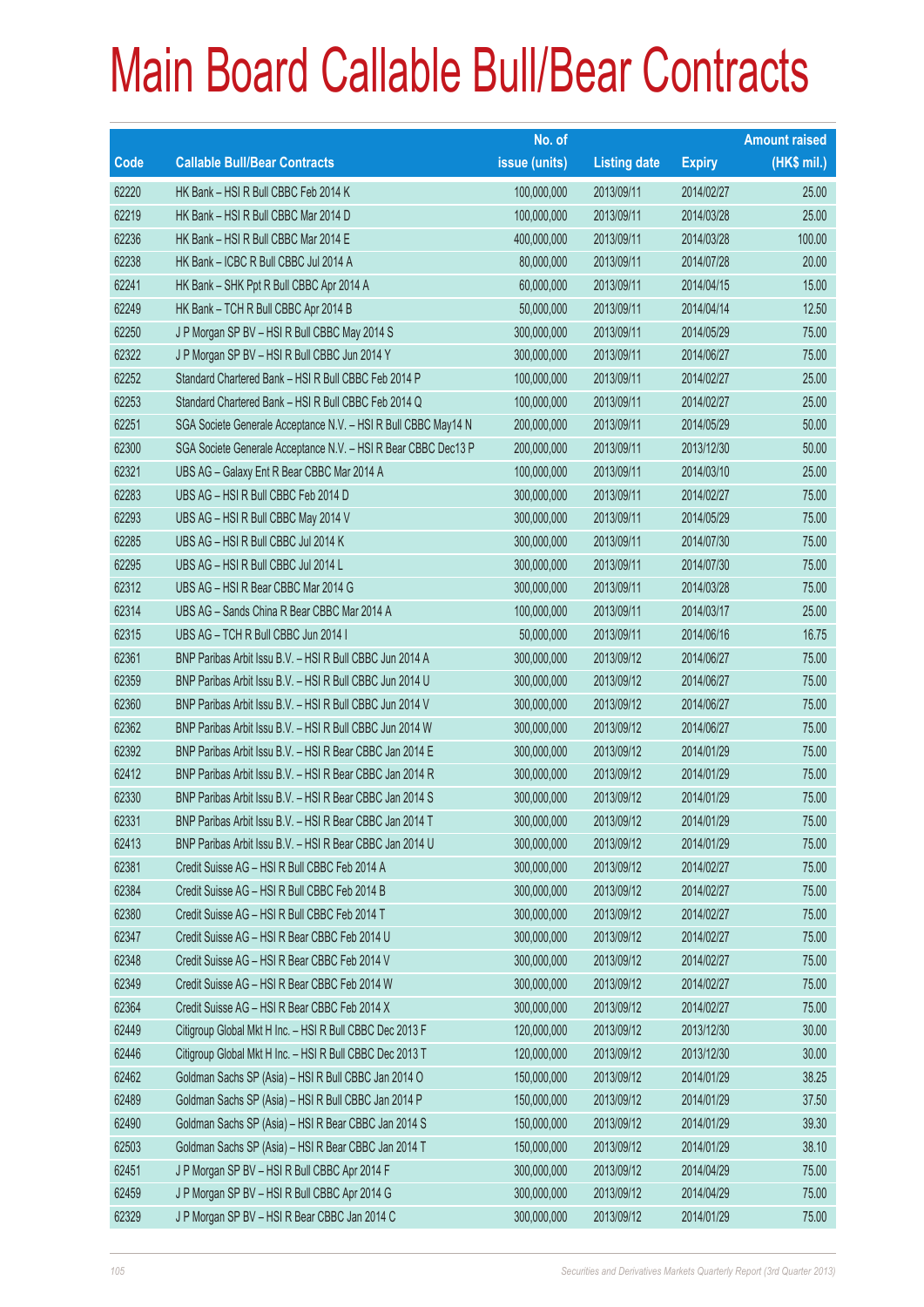# Main Board Callable Bull/Bear Contracts

| Code | Callable Bull/Bear Contracts | No. of issue (units) | Listing date | Expiry | Amount raised (HK$ mil.) |
|---|---|---|---|---|---|
| 62220 | HK Bank – HSI R Bull CBBC Feb 2014 K | 100,000,000 | 2013/09/11 | 2014/02/27 | 25.00 |
| 62219 | HK Bank – HSI R Bull CBBC Mar 2014 D | 100,000,000 | 2013/09/11 | 2014/03/28 | 25.00 |
| 62236 | HK Bank – HSI R Bull CBBC Mar 2014 E | 400,000,000 | 2013/09/11 | 2014/03/28 | 100.00 |
| 62238 | HK Bank – ICBC R Bull CBBC Jul 2014 A | 80,000,000 | 2013/09/11 | 2014/07/28 | 20.00 |
| 62241 | HK Bank – SHK Ppt R Bull CBBC Apr 2014 A | 60,000,000 | 2013/09/11 | 2014/04/15 | 15.00 |
| 62249 | HK Bank – TCH R Bull CBBC Apr 2014 B | 50,000,000 | 2013/09/11 | 2014/04/14 | 12.50 |
| 62250 | J P Morgan SP BV – HSI R Bull CBBC May 2014 S | 300,000,000 | 2013/09/11 | 2014/05/29 | 75.00 |
| 62322 | J P Morgan SP BV – HSI R Bull CBBC Jun 2014 Y | 300,000,000 | 2013/09/11 | 2014/06/27 | 75.00 |
| 62252 | Standard Chartered Bank – HSI R Bull CBBC Feb 2014 P | 100,000,000 | 2013/09/11 | 2014/02/27 | 25.00 |
| 62253 | Standard Chartered Bank – HSI R Bull CBBC Feb 2014 Q | 100,000,000 | 2013/09/11 | 2014/02/27 | 25.00 |
| 62251 | SGA Societe Generale Acceptance N.V. – HSI R Bull CBBC May14 N | 200,000,000 | 2013/09/11 | 2014/05/29 | 50.00 |
| 62300 | SGA Societe Generale Acceptance N.V. – HSI R Bear CBBC Dec13 P | 200,000,000 | 2013/09/11 | 2013/12/30 | 50.00 |
| 62321 | UBS AG – Galaxy Ent R Bear CBBC Mar 2014 A | 100,000,000 | 2013/09/11 | 2014/03/10 | 25.00 |
| 62283 | UBS AG – HSI R Bull CBBC Feb 2014 D | 300,000,000 | 2013/09/11 | 2014/02/27 | 75.00 |
| 62293 | UBS AG – HSI R Bull CBBC May 2014 V | 300,000,000 | 2013/09/11 | 2014/05/29 | 75.00 |
| 62285 | UBS AG – HSI R Bull CBBC Jul 2014 K | 300,000,000 | 2013/09/11 | 2014/07/30 | 75.00 |
| 62295 | UBS AG – HSI R Bull CBBC Jul 2014 L | 300,000,000 | 2013/09/11 | 2014/07/30 | 75.00 |
| 62312 | UBS AG – HSI R Bear CBBC Mar 2014 G | 300,000,000 | 2013/09/11 | 2014/03/28 | 75.00 |
| 62314 | UBS AG – Sands China R Bear CBBC Mar 2014 A | 100,000,000 | 2013/09/11 | 2014/03/17 | 25.00 |
| 62315 | UBS AG – TCH R Bull CBBC Jun 2014 I | 50,000,000 | 2013/09/11 | 2014/06/16 | 16.75 |
| 62361 | BNP Paribas Arbit Issu B.V. – HSI R Bull CBBC Jun 2014 A | 300,000,000 | 2013/09/12 | 2014/06/27 | 75.00 |
| 62359 | BNP Paribas Arbit Issu B.V. – HSI R Bull CBBC Jun 2014 U | 300,000,000 | 2013/09/12 | 2014/06/27 | 75.00 |
| 62360 | BNP Paribas Arbit Issu B.V. – HSI R Bull CBBC Jun 2014 V | 300,000,000 | 2013/09/12 | 2014/06/27 | 75.00 |
| 62362 | BNP Paribas Arbit Issu B.V. – HSI R Bull CBBC Jun 2014 W | 300,000,000 | 2013/09/12 | 2014/06/27 | 75.00 |
| 62392 | BNP Paribas Arbit Issu B.V. – HSI R Bear CBBC Jan 2014 E | 300,000,000 | 2013/09/12 | 2014/01/29 | 75.00 |
| 62412 | BNP Paribas Arbit Issu B.V. – HSI R Bear CBBC Jan 2014 R | 300,000,000 | 2013/09/12 | 2014/01/29 | 75.00 |
| 62330 | BNP Paribas Arbit Issu B.V. – HSI R Bear CBBC Jan 2014 S | 300,000,000 | 2013/09/12 | 2014/01/29 | 75.00 |
| 62331 | BNP Paribas Arbit Issu B.V. – HSI R Bear CBBC Jan 2014 T | 300,000,000 | 2013/09/12 | 2014/01/29 | 75.00 |
| 62413 | BNP Paribas Arbit Issu B.V. – HSI R Bear CBBC Jan 2014 U | 300,000,000 | 2013/09/12 | 2014/01/29 | 75.00 |
| 62381 | Credit Suisse AG – HSI R Bull CBBC Feb 2014 A | 300,000,000 | 2013/09/12 | 2014/02/27 | 75.00 |
| 62384 | Credit Suisse AG – HSI R Bull CBBC Feb 2014 B | 300,000,000 | 2013/09/12 | 2014/02/27 | 75.00 |
| 62380 | Credit Suisse AG – HSI R Bull CBBC Feb 2014 T | 300,000,000 | 2013/09/12 | 2014/02/27 | 75.00 |
| 62347 | Credit Suisse AG – HSI R Bear CBBC Feb 2014 U | 300,000,000 | 2013/09/12 | 2014/02/27 | 75.00 |
| 62348 | Credit Suisse AG – HSI R Bear CBBC Feb 2014 V | 300,000,000 | 2013/09/12 | 2014/02/27 | 75.00 |
| 62349 | Credit Suisse AG – HSI R Bear CBBC Feb 2014 W | 300,000,000 | 2013/09/12 | 2014/02/27 | 75.00 |
| 62364 | Credit Suisse AG – HSI R Bear CBBC Feb 2014 X | 300,000,000 | 2013/09/12 | 2014/02/27 | 75.00 |
| 62449 | Citigroup Global Mkt H Inc. – HSI R Bull CBBC Dec 2013 F | 120,000,000 | 2013/09/12 | 2013/12/30 | 30.00 |
| 62446 | Citigroup Global Mkt H Inc. – HSI R Bull CBBC Dec 2013 T | 120,000,000 | 2013/09/12 | 2013/12/30 | 30.00 |
| 62462 | Goldman Sachs SP (Asia) – HSI R Bull CBBC Jan 2014 O | 150,000,000 | 2013/09/12 | 2014/01/29 | 38.25 |
| 62489 | Goldman Sachs SP (Asia) – HSI R Bull CBBC Jan 2014 P | 150,000,000 | 2013/09/12 | 2014/01/29 | 37.50 |
| 62490 | Goldman Sachs SP (Asia) – HSI R Bear CBBC Jan 2014 S | 150,000,000 | 2013/09/12 | 2014/01/29 | 39.30 |
| 62503 | Goldman Sachs SP (Asia) – HSI R Bear CBBC Jan 2014 T | 150,000,000 | 2013/09/12 | 2014/01/29 | 38.10 |
| 62451 | J P Morgan SP BV – HSI R Bull CBBC Apr 2014 F | 300,000,000 | 2013/09/12 | 2014/04/29 | 75.00 |
| 62459 | J P Morgan SP BV – HSI R Bull CBBC Apr 2014 G | 300,000,000 | 2013/09/12 | 2014/04/29 | 75.00 |
| 62329 | J P Morgan SP BV – HSI R Bear CBBC Jan 2014 C | 300,000,000 | 2013/09/12 | 2014/01/29 | 75.00 |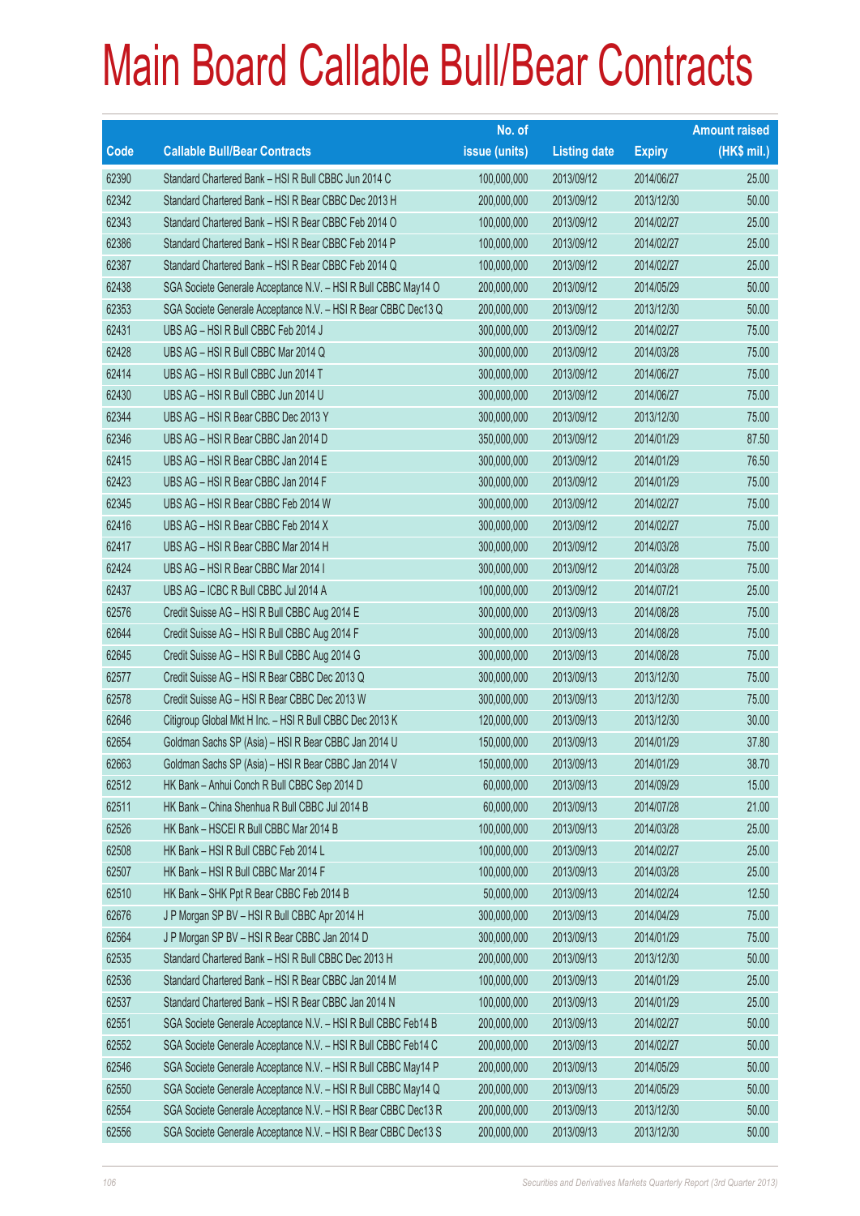# Main Board Callable Bull/Bear Contracts

| Code | Callable Bull/Bear Contracts | No. of issue (units) | Listing date | Expiry | Amount raised (HK$ mil.) |
|---|---|---|---|---|---|
| 62390 | Standard Chartered Bank – HSI R Bull CBBC Jun 2014 C | 100,000,000 | 2013/09/12 | 2014/06/27 | 25.00 |
| 62342 | Standard Chartered Bank – HSI R Bear CBBC Dec 2013 H | 200,000,000 | 2013/09/12 | 2013/12/30 | 50.00 |
| 62343 | Standard Chartered Bank – HSI R Bear CBBC Feb 2014 O | 100,000,000 | 2013/09/12 | 2014/02/27 | 25.00 |
| 62386 | Standard Chartered Bank – HSI R Bear CBBC Feb 2014 P | 100,000,000 | 2013/09/12 | 2014/02/27 | 25.00 |
| 62387 | Standard Chartered Bank – HSI R Bear CBBC Feb 2014 Q | 100,000,000 | 2013/09/12 | 2014/02/27 | 25.00 |
| 62438 | SGA Societe Generale Acceptance N.V. – HSI R Bull CBBC May14 O | 200,000,000 | 2013/09/12 | 2014/05/29 | 50.00 |
| 62353 | SGA Societe Generale Acceptance N.V. – HSI R Bear CBBC Dec13 Q | 200,000,000 | 2013/09/12 | 2013/12/30 | 50.00 |
| 62431 | UBS AG – HSI R Bull CBBC Feb 2014 J | 300,000,000 | 2013/09/12 | 2014/02/27 | 75.00 |
| 62428 | UBS AG – HSI R Bull CBBC Mar 2014 Q | 300,000,000 | 2013/09/12 | 2014/03/28 | 75.00 |
| 62414 | UBS AG – HSI R Bull CBBC Jun 2014 T | 300,000,000 | 2013/09/12 | 2014/06/27 | 75.00 |
| 62430 | UBS AG – HSI R Bull CBBC Jun 2014 U | 300,000,000 | 2013/09/12 | 2014/06/27 | 75.00 |
| 62344 | UBS AG – HSI R Bear CBBC Dec 2013 Y | 300,000,000 | 2013/09/12 | 2013/12/30 | 75.00 |
| 62346 | UBS AG – HSI R Bear CBBC Jan 2014 D | 350,000,000 | 2013/09/12 | 2014/01/29 | 87.50 |
| 62415 | UBS AG – HSI R Bear CBBC Jan 2014 E | 300,000,000 | 2013/09/12 | 2014/01/29 | 76.50 |
| 62423 | UBS AG – HSI R Bear CBBC Jan 2014 F | 300,000,000 | 2013/09/12 | 2014/01/29 | 75.00 |
| 62345 | UBS AG – HSI R Bear CBBC Feb 2014 W | 300,000,000 | 2013/09/12 | 2014/02/27 | 75.00 |
| 62416 | UBS AG – HSI R Bear CBBC Feb 2014 X | 300,000,000 | 2013/09/12 | 2014/02/27 | 75.00 |
| 62417 | UBS AG – HSI R Bear CBBC Mar 2014 H | 300,000,000 | 2013/09/12 | 2014/03/28 | 75.00 |
| 62424 | UBS AG – HSI R Bear CBBC Mar 2014 I | 300,000,000 | 2013/09/12 | 2014/03/28 | 75.00 |
| 62437 | UBS AG – ICBC R Bull CBBC Jul 2014 A | 100,000,000 | 2013/09/12 | 2014/07/21 | 25.00 |
| 62576 | Credit Suisse AG – HSI R Bull CBBC Aug 2014 E | 300,000,000 | 2013/09/13 | 2014/08/28 | 75.00 |
| 62644 | Credit Suisse AG – HSI R Bull CBBC Aug 2014 F | 300,000,000 | 2013/09/13 | 2014/08/28 | 75.00 |
| 62645 | Credit Suisse AG – HSI R Bull CBBC Aug 2014 G | 300,000,000 | 2013/09/13 | 2014/08/28 | 75.00 |
| 62577 | Credit Suisse AG – HSI R Bear CBBC Dec 2013 Q | 300,000,000 | 2013/09/13 | 2013/12/30 | 75.00 |
| 62578 | Credit Suisse AG – HSI R Bear CBBC Dec 2013 W | 300,000,000 | 2013/09/13 | 2013/12/30 | 75.00 |
| 62646 | Citigroup Global Mkt H Inc. – HSI R Bull CBBC Dec 2013 K | 120,000,000 | 2013/09/13 | 2013/12/30 | 30.00 |
| 62654 | Goldman Sachs SP (Asia) – HSI R Bear CBBC Jan 2014 U | 150,000,000 | 2013/09/13 | 2014/01/29 | 37.80 |
| 62663 | Goldman Sachs SP (Asia) – HSI R Bear CBBC Jan 2014 V | 150,000,000 | 2013/09/13 | 2014/01/29 | 38.70 |
| 62512 | HK Bank – Anhui Conch R Bull CBBC Sep 2014 D | 60,000,000 | 2013/09/13 | 2014/09/29 | 15.00 |
| 62511 | HK Bank – China Shenhua R Bull CBBC Jul 2014 B | 60,000,000 | 2013/09/13 | 2014/07/28 | 21.00 |
| 62526 | HK Bank – HSCEI R Bull CBBC Mar 2014 B | 100,000,000 | 2013/09/13 | 2014/03/28 | 25.00 |
| 62508 | HK Bank – HSI R Bull CBBC Feb 2014 L | 100,000,000 | 2013/09/13 | 2014/02/27 | 25.00 |
| 62507 | HK Bank – HSI R Bull CBBC Mar 2014 F | 100,000,000 | 2013/09/13 | 2014/03/28 | 25.00 |
| 62510 | HK Bank – SHK Ppt R Bear CBBC Feb 2014 B | 50,000,000 | 2013/09/13 | 2014/02/24 | 12.50 |
| 62676 | J P Morgan SP BV – HSI R Bull CBBC Apr 2014 H | 300,000,000 | 2013/09/13 | 2014/04/29 | 75.00 |
| 62564 | J P Morgan SP BV – HSI R Bear CBBC Jan 2014 D | 300,000,000 | 2013/09/13 | 2014/01/29 | 75.00 |
| 62535 | Standard Chartered Bank – HSI R Bull CBBC Dec 2013 H | 200,000,000 | 2013/09/13 | 2013/12/30 | 50.00 |
| 62536 | Standard Chartered Bank – HSI R Bear CBBC Jan 2014 M | 100,000,000 | 2013/09/13 | 2014/01/29 | 25.00 |
| 62537 | Standard Chartered Bank – HSI R Bear CBBC Jan 2014 N | 100,000,000 | 2013/09/13 | 2014/01/29 | 25.00 |
| 62551 | SGA Societe Generale Acceptance N.V. – HSI R Bull CBBC Feb14 B | 200,000,000 | 2013/09/13 | 2014/02/27 | 50.00 |
| 62552 | SGA Societe Generale Acceptance N.V. – HSI R Bull CBBC Feb14 C | 200,000,000 | 2013/09/13 | 2014/02/27 | 50.00 |
| 62546 | SGA Societe Generale Acceptance N.V. – HSI R Bull CBBC May14 P | 200,000,000 | 2013/09/13 | 2014/05/29 | 50.00 |
| 62550 | SGA Societe Generale Acceptance N.V. – HSI R Bull CBBC May14 Q | 200,000,000 | 2013/09/13 | 2014/05/29 | 50.00 |
| 62554 | SGA Societe Generale Acceptance N.V. – HSI R Bear CBBC Dec13 R | 200,000,000 | 2013/09/13 | 2013/12/30 | 50.00 |
| 62556 | SGA Societe Generale Acceptance N.V. – HSI R Bear CBBC Dec13 S | 200,000,000 | 2013/09/13 | 2013/12/30 | 50.00 |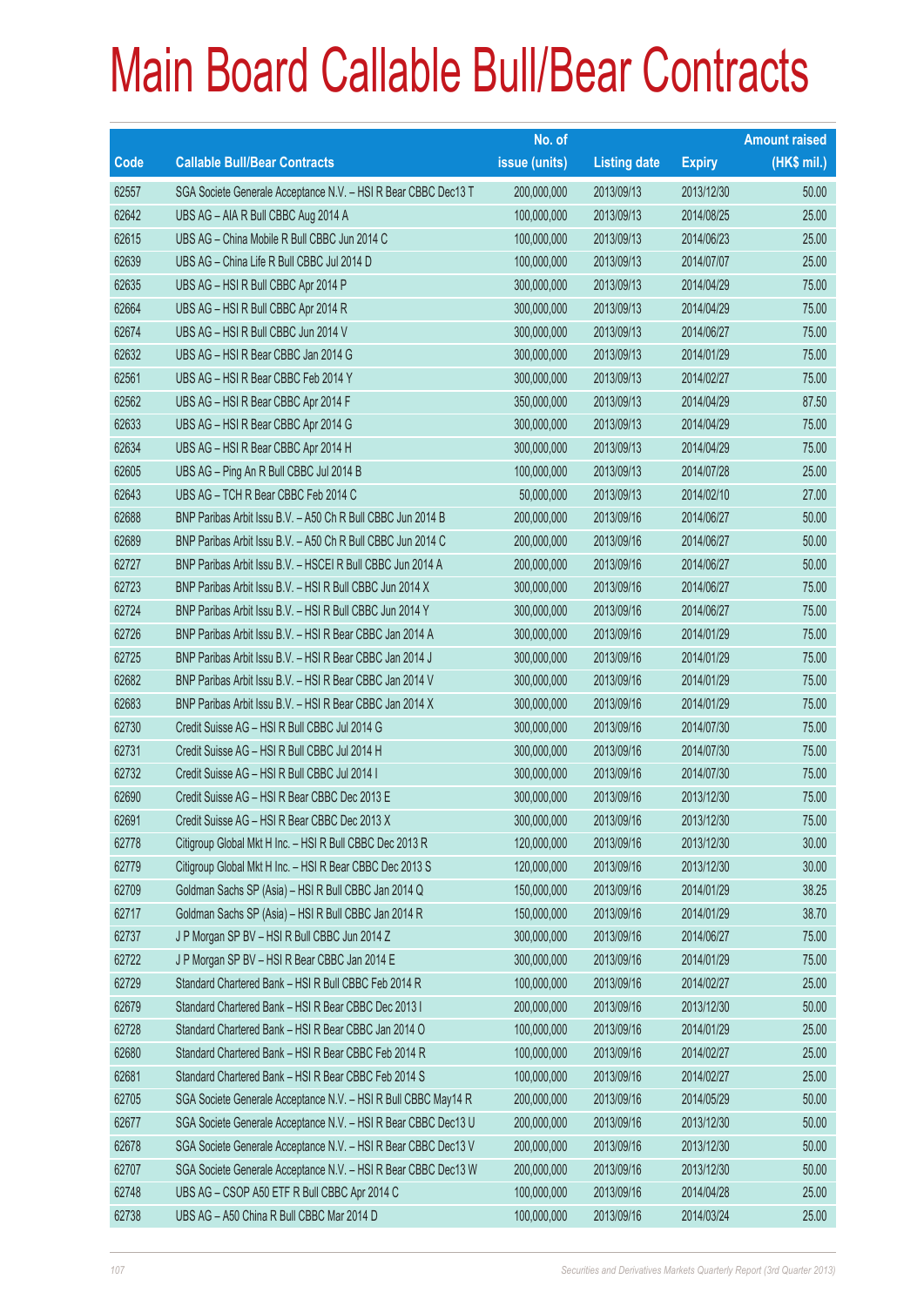# Main Board Callable Bull/Bear Contracts

| Code | Callable Bull/Bear Contracts | No. of issue (units) | Listing date | Expiry | Amount raised (HK$ mil.) |
|---|---|---|---|---|---|
| 62557 | SGA Societe Generale Acceptance N.V. – HSI R Bear CBBC Dec13 T | 200,000,000 | 2013/09/13 | 2013/12/30 | 50.00 |
| 62642 | UBS AG – AIA R Bull CBBC Aug 2014 A | 100,000,000 | 2013/09/13 | 2014/08/25 | 25.00 |
| 62615 | UBS AG – China Mobile R Bull CBBC Jun 2014 C | 100,000,000 | 2013/09/13 | 2014/06/23 | 25.00 |
| 62639 | UBS AG – China Life R Bull CBBC Jul 2014 D | 100,000,000 | 2013/09/13 | 2014/07/07 | 25.00 |
| 62635 | UBS AG – HSI R Bull CBBC Apr 2014 P | 300,000,000 | 2013/09/13 | 2014/04/29 | 75.00 |
| 62664 | UBS AG – HSI R Bull CBBC Apr 2014 R | 300,000,000 | 2013/09/13 | 2014/04/29 | 75.00 |
| 62674 | UBS AG – HSI R Bull CBBC Jun 2014 V | 300,000,000 | 2013/09/13 | 2014/06/27 | 75.00 |
| 62632 | UBS AG – HSI R Bear CBBC Jan 2014 G | 300,000,000 | 2013/09/13 | 2014/01/29 | 75.00 |
| 62561 | UBS AG – HSI R Bear CBBC Feb 2014 Y | 300,000,000 | 2013/09/13 | 2014/02/27 | 75.00 |
| 62562 | UBS AG – HSI R Bear CBBC Apr 2014 F | 350,000,000 | 2013/09/13 | 2014/04/29 | 87.50 |
| 62633 | UBS AG – HSI R Bear CBBC Apr 2014 G | 300,000,000 | 2013/09/13 | 2014/04/29 | 75.00 |
| 62634 | UBS AG – HSI R Bear CBBC Apr 2014 H | 300,000,000 | 2013/09/13 | 2014/04/29 | 75.00 |
| 62605 | UBS AG – Ping An R Bull CBBC Jul 2014 B | 100,000,000 | 2013/09/13 | 2014/07/28 | 25.00 |
| 62643 | UBS AG – TCH R Bear CBBC Feb 2014 C | 50,000,000 | 2013/09/13 | 2014/02/10 | 27.00 |
| 62688 | BNP Paribas Arbit Issu B.V. – A50 Ch R Bull CBBC Jun 2014 B | 200,000,000 | 2013/09/16 | 2014/06/27 | 50.00 |
| 62689 | BNP Paribas Arbit Issu B.V. – A50 Ch R Bull CBBC Jun 2014 C | 200,000,000 | 2013/09/16 | 2014/06/27 | 50.00 |
| 62727 | BNP Paribas Arbit Issu B.V. – HSCEI R Bull CBBC Jun 2014 A | 200,000,000 | 2013/09/16 | 2014/06/27 | 50.00 |
| 62723 | BNP Paribas Arbit Issu B.V. – HSI R Bull CBBC Jun 2014 X | 300,000,000 | 2013/09/16 | 2014/06/27 | 75.00 |
| 62724 | BNP Paribas Arbit Issu B.V. – HSI R Bull CBBC Jun 2014 Y | 300,000,000 | 2013/09/16 | 2014/06/27 | 75.00 |
| 62726 | BNP Paribas Arbit Issu B.V. – HSI R Bear CBBC Jan 2014 A | 300,000,000 | 2013/09/16 | 2014/01/29 | 75.00 |
| 62725 | BNP Paribas Arbit Issu B.V. – HSI R Bear CBBC Jan 2014 J | 300,000,000 | 2013/09/16 | 2014/01/29 | 75.00 |
| 62682 | BNP Paribas Arbit Issu B.V. – HSI R Bear CBBC Jan 2014 V | 300,000,000 | 2013/09/16 | 2014/01/29 | 75.00 |
| 62683 | BNP Paribas Arbit Issu B.V. – HSI R Bear CBBC Jan 2014 X | 300,000,000 | 2013/09/16 | 2014/01/29 | 75.00 |
| 62730 | Credit Suisse AG – HSI R Bull CBBC Jul 2014 G | 300,000,000 | 2013/09/16 | 2014/07/30 | 75.00 |
| 62731 | Credit Suisse AG – HSI R Bull CBBC Jul 2014 H | 300,000,000 | 2013/09/16 | 2014/07/30 | 75.00 |
| 62732 | Credit Suisse AG – HSI R Bull CBBC Jul 2014 I | 300,000,000 | 2013/09/16 | 2014/07/30 | 75.00 |
| 62690 | Credit Suisse AG – HSI R Bear CBBC Dec 2013 E | 300,000,000 | 2013/09/16 | 2013/12/30 | 75.00 |
| 62691 | Credit Suisse AG – HSI R Bear CBBC Dec 2013 X | 300,000,000 | 2013/09/16 | 2013/12/30 | 75.00 |
| 62778 | Citigroup Global Mkt H Inc. – HSI R Bull CBBC Dec 2013 R | 120,000,000 | 2013/09/16 | 2013/12/30 | 30.00 |
| 62779 | Citigroup Global Mkt H Inc. – HSI R Bear CBBC Dec 2013 S | 120,000,000 | 2013/09/16 | 2013/12/30 | 30.00 |
| 62709 | Goldman Sachs SP (Asia) – HSI R Bull CBBC Jan 2014 Q | 150,000,000 | 2013/09/16 | 2014/01/29 | 38.25 |
| 62717 | Goldman Sachs SP (Asia) – HSI R Bull CBBC Jan 2014 R | 150,000,000 | 2013/09/16 | 2014/01/29 | 38.70 |
| 62737 | J P Morgan SP BV – HSI R Bull CBBC Jun 2014 Z | 300,000,000 | 2013/09/16 | 2014/06/27 | 75.00 |
| 62722 | J P Morgan SP BV – HSI R Bear CBBC Jan 2014 E | 300,000,000 | 2013/09/16 | 2014/01/29 | 75.00 |
| 62729 | Standard Chartered Bank – HSI R Bull CBBC Feb 2014 R | 100,000,000 | 2013/09/16 | 2014/02/27 | 25.00 |
| 62679 | Standard Chartered Bank – HSI R Bear CBBC Dec 2013 I | 200,000,000 | 2013/09/16 | 2013/12/30 | 50.00 |
| 62728 | Standard Chartered Bank – HSI R Bear CBBC Jan 2014 O | 100,000,000 | 2013/09/16 | 2014/01/29 | 25.00 |
| 62680 | Standard Chartered Bank – HSI R Bear CBBC Feb 2014 R | 100,000,000 | 2013/09/16 | 2014/02/27 | 25.00 |
| 62681 | Standard Chartered Bank – HSI R Bear CBBC Feb 2014 S | 100,000,000 | 2013/09/16 | 2014/02/27 | 25.00 |
| 62705 | SGA Societe Generale Acceptance N.V. – HSI R Bull CBBC May14 R | 200,000,000 | 2013/09/16 | 2014/05/29 | 50.00 |
| 62677 | SGA Societe Generale Acceptance N.V. – HSI R Bear CBBC Dec13 U | 200,000,000 | 2013/09/16 | 2013/12/30 | 50.00 |
| 62678 | SGA Societe Generale Acceptance N.V. – HSI R Bear CBBC Dec13 V | 200,000,000 | 2013/09/16 | 2013/12/30 | 50.00 |
| 62707 | SGA Societe Generale Acceptance N.V. – HSI R Bear CBBC Dec13 W | 200,000,000 | 2013/09/16 | 2013/12/30 | 50.00 |
| 62748 | UBS AG – CSOP A50 ETF R Bull CBBC Apr 2014 C | 100,000,000 | 2013/09/16 | 2014/04/28 | 25.00 |
| 62738 | UBS AG – A50 China R Bull CBBC Mar 2014 D | 100,000,000 | 2013/09/16 | 2014/03/24 | 25.00 |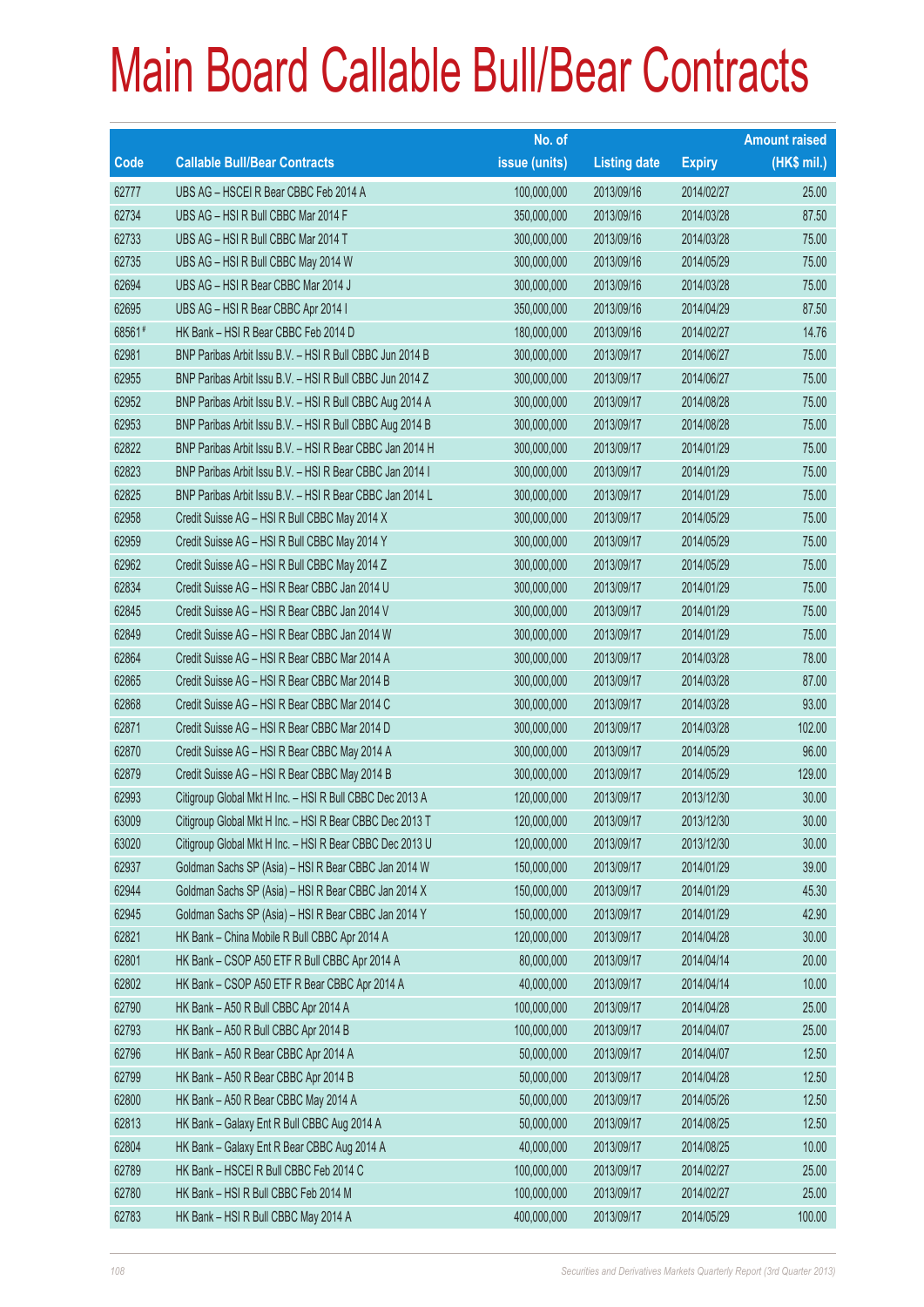# Main Board Callable Bull/Bear Contracts

| Code | Callable Bull/Bear Contracts | No. of issue (units) | Listing date | Expiry | Amount raised (HK$ mil.) |
|---|---|---|---|---|---|
| 62777 | UBS AG – HSCEI R Bear CBBC Feb 2014 A | 100,000,000 | 2013/09/16 | 2014/02/27 | 25.00 |
| 62734 | UBS AG – HSI R Bull CBBC Mar 2014 F | 350,000,000 | 2013/09/16 | 2014/03/28 | 87.50 |
| 62733 | UBS AG – HSI R Bull CBBC Mar 2014 T | 300,000,000 | 2013/09/16 | 2014/03/28 | 75.00 |
| 62735 | UBS AG – HSI R Bull CBBC May 2014 W | 300,000,000 | 2013/09/16 | 2014/05/29 | 75.00 |
| 62694 | UBS AG – HSI R Bear CBBC Mar 2014 J | 300,000,000 | 2013/09/16 | 2014/03/28 | 75.00 |
| 62695 | UBS AG – HSI R Bear CBBC Apr 2014 I | 350,000,000 | 2013/09/16 | 2014/04/29 | 87.50 |
| 68561 # | HK Bank – HSI R Bear CBBC Feb 2014 D | 180,000,000 | 2013/09/16 | 2014/02/27 | 14.76 |
| 62981 | BNP Paribas Arbit Issu B.V. – HSI R Bull CBBC Jun 2014 B | 300,000,000 | 2013/09/17 | 2014/06/27 | 75.00 |
| 62955 | BNP Paribas Arbit Issu B.V. – HSI R Bull CBBC Jun 2014 Z | 300,000,000 | 2013/09/17 | 2014/06/27 | 75.00 |
| 62952 | BNP Paribas Arbit Issu B.V. – HSI R Bull CBBC Aug 2014 A | 300,000,000 | 2013/09/17 | 2014/08/28 | 75.00 |
| 62953 | BNP Paribas Arbit Issu B.V. – HSI R Bull CBBC Aug 2014 B | 300,000,000 | 2013/09/17 | 2014/08/28 | 75.00 |
| 62822 | BNP Paribas Arbit Issu B.V. – HSI R Bear CBBC Jan 2014 H | 300,000,000 | 2013/09/17 | 2014/01/29 | 75.00 |
| 62823 | BNP Paribas Arbit Issu B.V. – HSI R Bear CBBC Jan 2014 I | 300,000,000 | 2013/09/17 | 2014/01/29 | 75.00 |
| 62825 | BNP Paribas Arbit Issu B.V. – HSI R Bear CBBC Jan 2014 L | 300,000,000 | 2013/09/17 | 2014/01/29 | 75.00 |
| 62958 | Credit Suisse AG – HSI R Bull CBBC May 2014 X | 300,000,000 | 2013/09/17 | 2014/05/29 | 75.00 |
| 62959 | Credit Suisse AG – HSI R Bull CBBC May 2014 Y | 300,000,000 | 2013/09/17 | 2014/05/29 | 75.00 |
| 62962 | Credit Suisse AG – HSI R Bull CBBC May 2014 Z | 300,000,000 | 2013/09/17 | 2014/05/29 | 75.00 |
| 62834 | Credit Suisse AG – HSI R Bear CBBC Jan 2014 U | 300,000,000 | 2013/09/17 | 2014/01/29 | 75.00 |
| 62845 | Credit Suisse AG – HSI R Bear CBBC Jan 2014 V | 300,000,000 | 2013/09/17 | 2014/01/29 | 75.00 |
| 62849 | Credit Suisse AG – HSI R Bear CBBC Jan 2014 W | 300,000,000 | 2013/09/17 | 2014/01/29 | 75.00 |
| 62864 | Credit Suisse AG – HSI R Bear CBBC Mar 2014 A | 300,000,000 | 2013/09/17 | 2014/03/28 | 78.00 |
| 62865 | Credit Suisse AG – HSI R Bear CBBC Mar 2014 B | 300,000,000 | 2013/09/17 | 2014/03/28 | 87.00 |
| 62868 | Credit Suisse AG – HSI R Bear CBBC Mar 2014 C | 300,000,000 | 2013/09/17 | 2014/03/28 | 93.00 |
| 62871 | Credit Suisse AG – HSI R Bear CBBC Mar 2014 D | 300,000,000 | 2013/09/17 | 2014/03/28 | 102.00 |
| 62870 | Credit Suisse AG – HSI R Bear CBBC May 2014 A | 300,000,000 | 2013/09/17 | 2014/05/29 | 96.00 |
| 62879 | Credit Suisse AG – HSI R Bear CBBC May 2014 B | 300,000,000 | 2013/09/17 | 2014/05/29 | 129.00 |
| 62993 | Citigroup Global Mkt H Inc. – HSI R Bull CBBC Dec 2013 A | 120,000,000 | 2013/09/17 | 2013/12/30 | 30.00 |
| 63009 | Citigroup Global Mkt H Inc. – HSI R Bear CBBC Dec 2013 T | 120,000,000 | 2013/09/17 | 2013/12/30 | 30.00 |
| 63020 | Citigroup Global Mkt H Inc. – HSI R Bear CBBC Dec 2013 U | 120,000,000 | 2013/09/17 | 2013/12/30 | 30.00 |
| 62937 | Goldman Sachs SP (Asia) – HSI R Bear CBBC Jan 2014 W | 150,000,000 | 2013/09/17 | 2014/01/29 | 39.00 |
| 62944 | Goldman Sachs SP (Asia) – HSI R Bear CBBC Jan 2014 X | 150,000,000 | 2013/09/17 | 2014/01/29 | 45.30 |
| 62945 | Goldman Sachs SP (Asia) – HSI R Bear CBBC Jan 2014 Y | 150,000,000 | 2013/09/17 | 2014/01/29 | 42.90 |
| 62821 | HK Bank – China Mobile R Bull CBBC Apr 2014 A | 120,000,000 | 2013/09/17 | 2014/04/28 | 30.00 |
| 62801 | HK Bank – CSOP A50 ETF R Bull CBBC Apr 2014 A | 80,000,000 | 2013/09/17 | 2014/04/14 | 20.00 |
| 62802 | HK Bank – CSOP A50 ETF R Bear CBBC Apr 2014 A | 40,000,000 | 2013/09/17 | 2014/04/14 | 10.00 |
| 62790 | HK Bank – A50 R Bull CBBC Apr 2014 A | 100,000,000 | 2013/09/17 | 2014/04/28 | 25.00 |
| 62793 | HK Bank – A50 R Bull CBBC Apr 2014 B | 100,000,000 | 2013/09/17 | 2014/04/07 | 25.00 |
| 62796 | HK Bank – A50 R Bear CBBC Apr 2014 A | 50,000,000 | 2013/09/17 | 2014/04/07 | 12.50 |
| 62799 | HK Bank – A50 R Bear CBBC Apr 2014 B | 50,000,000 | 2013/09/17 | 2014/04/28 | 12.50 |
| 62800 | HK Bank – A50 R Bear CBBC May 2014 A | 50,000,000 | 2013/09/17 | 2014/05/26 | 12.50 |
| 62813 | HK Bank – Galaxy Ent R Bull CBBC Aug 2014 A | 50,000,000 | 2013/09/17 | 2014/08/25 | 12.50 |
| 62804 | HK Bank – Galaxy Ent R Bear CBBC Aug 2014 A | 40,000,000 | 2013/09/17 | 2014/08/25 | 10.00 |
| 62789 | HK Bank – HSCEI R Bull CBBC Feb 2014 C | 100,000,000 | 2013/09/17 | 2014/02/27 | 25.00 |
| 62780 | HK Bank – HSI R Bull CBBC Feb 2014 M | 100,000,000 | 2013/09/17 | 2014/02/27 | 25.00 |
| 62783 | HK Bank – HSI R Bull CBBC May 2014 A | 400,000,000 | 2013/09/17 | 2014/05/29 | 100.00 |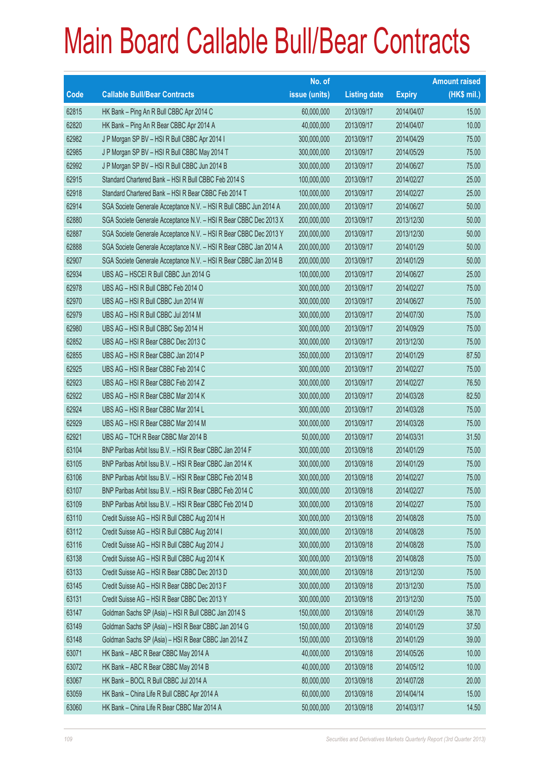# Main Board Callable Bull/Bear Contracts

| Code | Callable Bull/Bear Contracts | No. of issue (units) | Listing date | Expiry | Amount raised (HK$ mil.) |
|---|---|---|---|---|---|
| 62815 | HK Bank – Ping An R Bull CBBC Apr 2014 C | 60,000,000 | 2013/09/17 | 2014/04/07 | 15.00 |
| 62820 | HK Bank – Ping An R Bear CBBC Apr 2014 A | 40,000,000 | 2013/09/17 | 2014/04/07 | 10.00 |
| 62982 | J P Morgan SP BV – HSI R Bull CBBC Apr 2014 I | 300,000,000 | 2013/09/17 | 2014/04/29 | 75.00 |
| 62985 | J P Morgan SP BV – HSI R Bull CBBC May 2014 T | 300,000,000 | 2013/09/17 | 2014/05/29 | 75.00 |
| 62992 | J P Morgan SP BV – HSI R Bull CBBC Jun 2014 B | 300,000,000 | 2013/09/17 | 2014/06/27 | 75.00 |
| 62915 | Standard Chartered Bank – HSI R Bull CBBC Feb 2014 S | 100,000,000 | 2013/09/17 | 2014/02/27 | 25.00 |
| 62918 | Standard Chartered Bank – HSI R Bear CBBC Feb 2014 T | 100,000,000 | 2013/09/17 | 2014/02/27 | 25.00 |
| 62914 | SGA Societe Generale Acceptance N.V. – HSI R Bull CBBC Jun 2014 A | 200,000,000 | 2013/09/17 | 2014/06/27 | 50.00 |
| 62880 | SGA Societe Generale Acceptance N.V. – HSI R Bear CBBC Dec 2013 X | 200,000,000 | 2013/09/17 | 2013/12/30 | 50.00 |
| 62887 | SGA Societe Generale Acceptance N.V. – HSI R Bear CBBC Dec 2013 Y | 200,000,000 | 2013/09/17 | 2013/12/30 | 50.00 |
| 62888 | SGA Societe Generale Acceptance N.V. – HSI R Bear CBBC Jan 2014 A | 200,000,000 | 2013/09/17 | 2014/01/29 | 50.00 |
| 62907 | SGA Societe Generale Acceptance N.V. – HSI R Bear CBBC Jan 2014 B | 200,000,000 | 2013/09/17 | 2014/01/29 | 50.00 |
| 62934 | UBS AG – HSCEI R Bull CBBC Jun 2014 G | 100,000,000 | 2013/09/17 | 2014/06/27 | 25.00 |
| 62978 | UBS AG – HSI R Bull CBBC Feb 2014 O | 300,000,000 | 2013/09/17 | 2014/02/27 | 75.00 |
| 62970 | UBS AG – HSI R Bull CBBC Jun 2014 W | 300,000,000 | 2013/09/17 | 2014/06/27 | 75.00 |
| 62979 | UBS AG – HSI R Bull CBBC Jul 2014 M | 300,000,000 | 2013/09/17 | 2014/07/30 | 75.00 |
| 62980 | UBS AG – HSI R Bull CBBC Sep 2014 H | 300,000,000 | 2013/09/17 | 2014/09/29 | 75.00 |
| 62852 | UBS AG – HSI R Bear CBBC Dec 2013 C | 300,000,000 | 2013/09/17 | 2013/12/30 | 75.00 |
| 62855 | UBS AG – HSI R Bear CBBC Jan 2014 P | 350,000,000 | 2013/09/17 | 2014/01/29 | 87.50 |
| 62925 | UBS AG – HSI R Bear CBBC Feb 2014 C | 300,000,000 | 2013/09/17 | 2014/02/27 | 75.00 |
| 62923 | UBS AG – HSI R Bear CBBC Feb 2014 Z | 300,000,000 | 2013/09/17 | 2014/02/27 | 76.50 |
| 62922 | UBS AG – HSI R Bear CBBC Mar 2014 K | 300,000,000 | 2013/09/17 | 2014/03/28 | 82.50 |
| 62924 | UBS AG – HSI R Bear CBBC Mar 2014 L | 300,000,000 | 2013/09/17 | 2014/03/28 | 75.00 |
| 62929 | UBS AG – HSI R Bear CBBC Mar 2014 M | 300,000,000 | 2013/09/17 | 2014/03/28 | 75.00 |
| 62921 | UBS AG – TCH R Bear CBBC Mar 2014 B | 50,000,000 | 2013/09/17 | 2014/03/31 | 31.50 |
| 63104 | BNP Paribas Arbit Issu B.V. – HSI R Bear CBBC Jan 2014 F | 300,000,000 | 2013/09/18 | 2014/01/29 | 75.00 |
| 63105 | BNP Paribas Arbit Issu B.V. – HSI R Bear CBBC Jan 2014 K | 300,000,000 | 2013/09/18 | 2014/01/29 | 75.00 |
| 63106 | BNP Paribas Arbit Issu B.V. – HSI R Bear CBBC Feb 2014 B | 300,000,000 | 2013/09/18 | 2014/02/27 | 75.00 |
| 63107 | BNP Paribas Arbit Issu B.V. – HSI R Bear CBBC Feb 2014 C | 300,000,000 | 2013/09/18 | 2014/02/27 | 75.00 |
| 63109 | BNP Paribas Arbit Issu B.V. – HSI R Bear CBBC Feb 2014 D | 300,000,000 | 2013/09/18 | 2014/02/27 | 75.00 |
| 63110 | Credit Suisse AG – HSI R Bull CBBC Aug 2014 H | 300,000,000 | 2013/09/18 | 2014/08/28 | 75.00 |
| 63112 | Credit Suisse AG – HSI R Bull CBBC Aug 2014 I | 300,000,000 | 2013/09/18 | 2014/08/28 | 75.00 |
| 63116 | Credit Suisse AG – HSI R Bull CBBC Aug 2014 J | 300,000,000 | 2013/09/18 | 2014/08/28 | 75.00 |
| 63138 | Credit Suisse AG – HSI R Bull CBBC Aug 2014 K | 300,000,000 | 2013/09/18 | 2014/08/28 | 75.00 |
| 63133 | Credit Suisse AG – HSI R Bear CBBC Dec 2013 D | 300,000,000 | 2013/09/18 | 2013/12/30 | 75.00 |
| 63145 | Credit Suisse AG – HSI R Bear CBBC Dec 2013 F | 300,000,000 | 2013/09/18 | 2013/12/30 | 75.00 |
| 63131 | Credit Suisse AG – HSI R Bear CBBC Dec 2013 Y | 300,000,000 | 2013/09/18 | 2013/12/30 | 75.00 |
| 63147 | Goldman Sachs SP (Asia) – HSI R Bull CBBC Jan 2014 S | 150,000,000 | 2013/09/18 | 2014/01/29 | 38.70 |
| 63149 | Goldman Sachs SP (Asia) – HSI R Bear CBBC Jan 2014 G | 150,000,000 | 2013/09/18 | 2014/01/29 | 37.50 |
| 63148 | Goldman Sachs SP (Asia) – HSI R Bear CBBC Jan 2014 Z | 150,000,000 | 2013/09/18 | 2014/01/29 | 39.00 |
| 63071 | HK Bank – ABC R Bear CBBC May 2014 A | 40,000,000 | 2013/09/18 | 2014/05/26 | 10.00 |
| 63072 | HK Bank – ABC R Bear CBBC May 2014 B | 40,000,000 | 2013/09/18 | 2014/05/12 | 10.00 |
| 63067 | HK Bank – BOCL R Bull CBBC Jul 2014 A | 80,000,000 | 2013/09/18 | 2014/07/28 | 20.00 |
| 63059 | HK Bank – China Life R Bull CBBC Apr 2014 A | 60,000,000 | 2013/09/18 | 2014/04/14 | 15.00 |
| 63060 | HK Bank – China Life R Bear CBBC Mar 2014 A | 50,000,000 | 2013/09/18 | 2014/03/17 | 14.50 |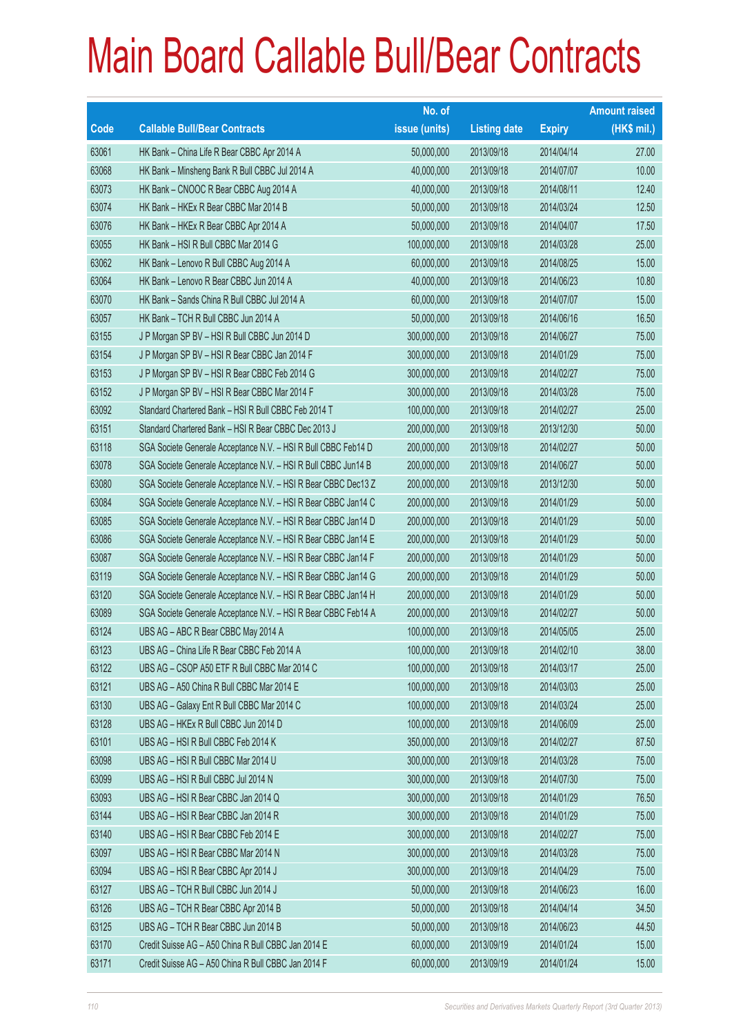# Main Board Callable Bull/Bear Contracts

| Code | Callable Bull/Bear Contracts | No. of issue (units) | Listing date | Expiry | Amount raised (HK$ mil.) |
|---|---|---|---|---|---|
| 63061 | HK Bank – China Life R Bear CBBC Apr 2014 A | 50,000,000 | 2013/09/18 | 2014/04/14 | 27.00 |
| 63068 | HK Bank – Minsheng Bank R Bull CBBC Jul 2014 A | 40,000,000 | 2013/09/18 | 2014/07/07 | 10.00 |
| 63073 | HK Bank – CNOOC R Bear CBBC Aug 2014 A | 40,000,000 | 2013/09/18 | 2014/08/11 | 12.40 |
| 63074 | HK Bank – HKEx R Bear CBBC Mar 2014 B | 50,000,000 | 2013/09/18 | 2014/03/24 | 12.50 |
| 63076 | HK Bank – HKEx R Bear CBBC Apr 2014 A | 50,000,000 | 2013/09/18 | 2014/04/07 | 17.50 |
| 63055 | HK Bank – HSI R Bull CBBC Mar 2014 G | 100,000,000 | 2013/09/18 | 2014/03/28 | 25.00 |
| 63062 | HK Bank – Lenovo R Bull CBBC Aug 2014 A | 60,000,000 | 2013/09/18 | 2014/08/25 | 15.00 |
| 63064 | HK Bank – Lenovo R Bear CBBC Jun 2014 A | 40,000,000 | 2013/09/18 | 2014/06/23 | 10.80 |
| 63070 | HK Bank – Sands China R Bull CBBC Jul 2014 A | 60,000,000 | 2013/09/18 | 2014/07/07 | 15.00 |
| 63057 | HK Bank – TCH R Bull CBBC Jun 2014 A | 50,000,000 | 2013/09/18 | 2014/06/16 | 16.50 |
| 63155 | J P Morgan SP BV – HSI R Bull CBBC Jun 2014 D | 300,000,000 | 2013/09/18 | 2014/06/27 | 75.00 |
| 63154 | J P Morgan SP BV – HSI R Bear CBBC Jan 2014 F | 300,000,000 | 2013/09/18 | 2014/01/29 | 75.00 |
| 63153 | J P Morgan SP BV – HSI R Bear CBBC Feb 2014 G | 300,000,000 | 2013/09/18 | 2014/02/27 | 75.00 |
| 63152 | J P Morgan SP BV – HSI R Bear CBBC Mar 2014 F | 300,000,000 | 2013/09/18 | 2014/03/28 | 75.00 |
| 63092 | Standard Chartered Bank – HSI R Bull CBBC Feb 2014 T | 100,000,000 | 2013/09/18 | 2014/02/27 | 25.00 |
| 63151 | Standard Chartered Bank – HSI R Bear CBBC Dec 2013 J | 200,000,000 | 2013/09/18 | 2013/12/30 | 50.00 |
| 63118 | SGA Societe Generale Acceptance N.V. – HSI R Bull CBBC Feb14 D | 200,000,000 | 2013/09/18 | 2014/02/27 | 50.00 |
| 63078 | SGA Societe Generale Acceptance N.V. – HSI R Bull CBBC Jun14 B | 200,000,000 | 2013/09/18 | 2014/06/27 | 50.00 |
| 63080 | SGA Societe Generale Acceptance N.V. – HSI R Bear CBBC Dec13 Z | 200,000,000 | 2013/09/18 | 2013/12/30 | 50.00 |
| 63084 | SGA Societe Generale Acceptance N.V. – HSI R Bear CBBC Jan14 C | 200,000,000 | 2013/09/18 | 2014/01/29 | 50.00 |
| 63085 | SGA Societe Generale Acceptance N.V. – HSI R Bear CBBC Jan14 D | 200,000,000 | 2013/09/18 | 2014/01/29 | 50.00 |
| 63086 | SGA Societe Generale Acceptance N.V. – HSI R Bear CBBC Jan14 E | 200,000,000 | 2013/09/18 | 2014/01/29 | 50.00 |
| 63087 | SGA Societe Generale Acceptance N.V. – HSI R Bear CBBC Jan14 F | 200,000,000 | 2013/09/18 | 2014/01/29 | 50.00 |
| 63119 | SGA Societe Generale Acceptance N.V. – HSI R Bear CBBC Jan14 G | 200,000,000 | 2013/09/18 | 2014/01/29 | 50.00 |
| 63120 | SGA Societe Generale Acceptance N.V. – HSI R Bear CBBC Jan14 H | 200,000,000 | 2013/09/18 | 2014/01/29 | 50.00 |
| 63089 | SGA Societe Generale Acceptance N.V. – HSI R Bear CBBC Feb14 A | 200,000,000 | 2013/09/18 | 2014/02/27 | 50.00 |
| 63124 | UBS AG – ABC R Bear CBBC May 2014 A | 100,000,000 | 2013/09/18 | 2014/05/05 | 25.00 |
| 63123 | UBS AG – China Life R Bear CBBC Feb 2014 A | 100,000,000 | 2013/09/18 | 2014/02/10 | 38.00 |
| 63122 | UBS AG – CSOP A50 ETF R Bull CBBC Mar 2014 C | 100,000,000 | 2013/09/18 | 2014/03/17 | 25.00 |
| 63121 | UBS AG – A50 China R Bull CBBC Mar 2014 E | 100,000,000 | 2013/09/18 | 2014/03/03 | 25.00 |
| 63130 | UBS AG – Galaxy Ent R Bull CBBC Mar 2014 C | 100,000,000 | 2013/09/18 | 2014/03/24 | 25.00 |
| 63128 | UBS AG – HKEx R Bull CBBC Jun 2014 D | 100,000,000 | 2013/09/18 | 2014/06/09 | 25.00 |
| 63101 | UBS AG – HSI R Bull CBBC Feb 2014 K | 350,000,000 | 2013/09/18 | 2014/02/27 | 87.50 |
| 63098 | UBS AG – HSI R Bull CBBC Mar 2014 U | 300,000,000 | 2013/09/18 | 2014/03/28 | 75.00 |
| 63099 | UBS AG – HSI R Bull CBBC Jul 2014 N | 300,000,000 | 2013/09/18 | 2014/07/30 | 75.00 |
| 63093 | UBS AG – HSI R Bear CBBC Jan 2014 Q | 300,000,000 | 2013/09/18 | 2014/01/29 | 76.50 |
| 63144 | UBS AG – HSI R Bear CBBC Jan 2014 R | 300,000,000 | 2013/09/18 | 2014/01/29 | 75.00 |
| 63140 | UBS AG – HSI R Bear CBBC Feb 2014 E | 300,000,000 | 2013/09/18 | 2014/02/27 | 75.00 |
| 63097 | UBS AG – HSI R Bear CBBC Mar 2014 N | 300,000,000 | 2013/09/18 | 2014/03/28 | 75.00 |
| 63094 | UBS AG – HSI R Bear CBBC Apr 2014 J | 300,000,000 | 2013/09/18 | 2014/04/29 | 75.00 |
| 63127 | UBS AG – TCH R Bull CBBC Jun 2014 J | 50,000,000 | 2013/09/18 | 2014/06/23 | 16.00 |
| 63126 | UBS AG – TCH R Bear CBBC Apr 2014 B | 50,000,000 | 2013/09/18 | 2014/04/14 | 34.50 |
| 63125 | UBS AG – TCH R Bear CBBC Jun 2014 B | 50,000,000 | 2013/09/18 | 2014/06/23 | 44.50 |
| 63170 | Credit Suisse AG – A50 China R Bull CBBC Jan 2014 E | 60,000,000 | 2013/09/19 | 2014/01/24 | 15.00 |
| 63171 | Credit Suisse AG – A50 China R Bull CBBC Jan 2014 F | 60,000,000 | 2013/09/19 | 2014/01/24 | 15.00 |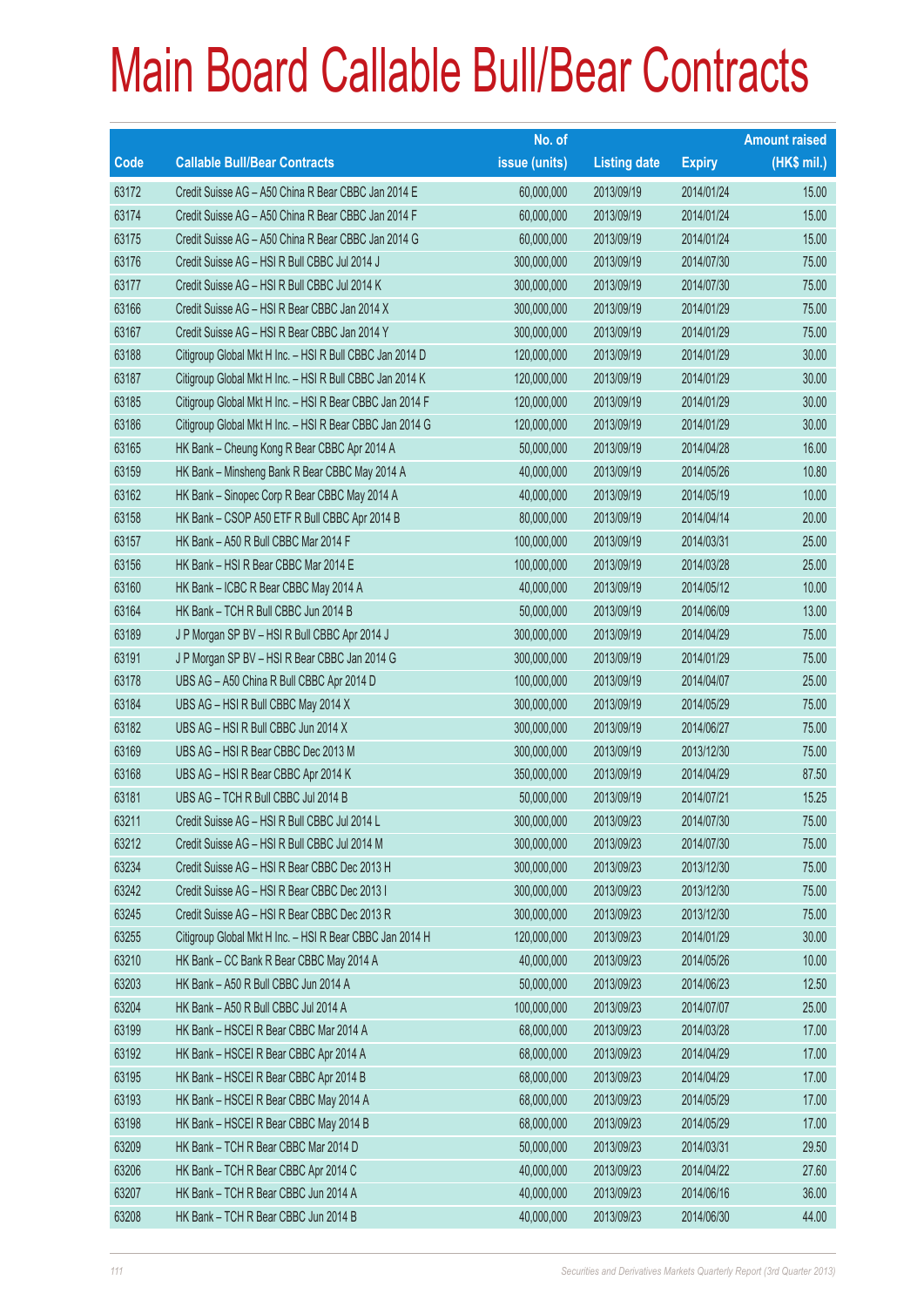# Main Board Callable Bull/Bear Contracts

| Code | Callable Bull/Bear Contracts | No. of issue (units) | Listing date | Expiry | Amount raised (HK$ mil.) |
|---|---|---|---|---|---|
| 63172 | Credit Suisse AG – A50 China R Bear CBBC Jan 2014 E | 60,000,000 | 2013/09/19 | 2014/01/24 | 15.00 |
| 63174 | Credit Suisse AG – A50 China R Bear CBBC Jan 2014 F | 60,000,000 | 2013/09/19 | 2014/01/24 | 15.00 |
| 63175 | Credit Suisse AG – A50 China R Bear CBBC Jan 2014 G | 60,000,000 | 2013/09/19 | 2014/01/24 | 15.00 |
| 63176 | Credit Suisse AG – HSI R Bull CBBC Jul 2014 J | 300,000,000 | 2013/09/19 | 2014/07/30 | 75.00 |
| 63177 | Credit Suisse AG – HSI R Bull CBBC Jul 2014 K | 300,000,000 | 2013/09/19 | 2014/07/30 | 75.00 |
| 63166 | Credit Suisse AG – HSI R Bear CBBC Jan 2014 X | 300,000,000 | 2013/09/19 | 2014/01/29 | 75.00 |
| 63167 | Credit Suisse AG – HSI R Bear CBBC Jan 2014 Y | 300,000,000 | 2013/09/19 | 2014/01/29 | 75.00 |
| 63188 | Citigroup Global Mkt H Inc. – HSI R Bull CBBC Jan 2014 D | 120,000,000 | 2013/09/19 | 2014/01/29 | 30.00 |
| 63187 | Citigroup Global Mkt H Inc. – HSI R Bull CBBC Jan 2014 K | 120,000,000 | 2013/09/19 | 2014/01/29 | 30.00 |
| 63185 | Citigroup Global Mkt H Inc. – HSI R Bear CBBC Jan 2014 F | 120,000,000 | 2013/09/19 | 2014/01/29 | 30.00 |
| 63186 | Citigroup Global Mkt H Inc. – HSI R Bear CBBC Jan 2014 G | 120,000,000 | 2013/09/19 | 2014/01/29 | 30.00 |
| 63165 | HK Bank – Cheung Kong R Bear CBBC Apr 2014 A | 50,000,000 | 2013/09/19 | 2014/04/28 | 16.00 |
| 63159 | HK Bank – Minsheng Bank R Bear CBBC May 2014 A | 40,000,000 | 2013/09/19 | 2014/05/26 | 10.80 |
| 63162 | HK Bank – Sinopec Corp R Bear CBBC May 2014 A | 40,000,000 | 2013/09/19 | 2014/05/19 | 10.00 |
| 63158 | HK Bank – CSOP A50 ETF R Bull CBBC Apr 2014 B | 80,000,000 | 2013/09/19 | 2014/04/14 | 20.00 |
| 63157 | HK Bank – A50 R Bull CBBC Mar 2014 F | 100,000,000 | 2013/09/19 | 2014/03/31 | 25.00 |
| 63156 | HK Bank – HSI R Bear CBBC Mar 2014 E | 100,000,000 | 2013/09/19 | 2014/03/28 | 25.00 |
| 63160 | HK Bank – ICBC R Bear CBBC May 2014 A | 40,000,000 | 2013/09/19 | 2014/05/12 | 10.00 |
| 63164 | HK Bank – TCH R Bull CBBC Jun 2014 B | 50,000,000 | 2013/09/19 | 2014/06/09 | 13.00 |
| 63189 | J P Morgan SP BV – HSI R Bull CBBC Apr 2014 J | 300,000,000 | 2013/09/19 | 2014/04/29 | 75.00 |
| 63191 | J P Morgan SP BV – HSI R Bear CBBC Jan 2014 G | 300,000,000 | 2013/09/19 | 2014/01/29 | 75.00 |
| 63178 | UBS AG – A50 China R Bull CBBC Apr 2014 D | 100,000,000 | 2013/09/19 | 2014/04/07 | 25.00 |
| 63184 | UBS AG – HSI R Bull CBBC May 2014 X | 300,000,000 | 2013/09/19 | 2014/05/29 | 75.00 |
| 63182 | UBS AG – HSI R Bull CBBC Jun 2014 X | 300,000,000 | 2013/09/19 | 2014/06/27 | 75.00 |
| 63169 | UBS AG – HSI R Bear CBBC Dec 2013 M | 300,000,000 | 2013/09/19 | 2013/12/30 | 75.00 |
| 63168 | UBS AG – HSI R Bear CBBC Apr 2014 K | 350,000,000 | 2013/09/19 | 2014/04/29 | 87.50 |
| 63181 | UBS AG – TCH R Bull CBBC Jul 2014 B | 50,000,000 | 2013/09/19 | 2014/07/21 | 15.25 |
| 63211 | Credit Suisse AG – HSI R Bull CBBC Jul 2014 L | 300,000,000 | 2013/09/23 | 2014/07/30 | 75.00 |
| 63212 | Credit Suisse AG – HSI R Bull CBBC Jul 2014 M | 300,000,000 | 2013/09/23 | 2014/07/30 | 75.00 |
| 63234 | Credit Suisse AG – HSI R Bear CBBC Dec 2013 H | 300,000,000 | 2013/09/23 | 2013/12/30 | 75.00 |
| 63242 | Credit Suisse AG – HSI R Bear CBBC Dec 2013 I | 300,000,000 | 2013/09/23 | 2013/12/30 | 75.00 |
| 63245 | Credit Suisse AG – HSI R Bear CBBC Dec 2013 R | 300,000,000 | 2013/09/23 | 2013/12/30 | 75.00 |
| 63255 | Citigroup Global Mkt H Inc. – HSI R Bear CBBC Jan 2014 H | 120,000,000 | 2013/09/23 | 2014/01/29 | 30.00 |
| 63210 | HK Bank – CC Bank R Bear CBBC May 2014 A | 40,000,000 | 2013/09/23 | 2014/05/26 | 10.00 |
| 63203 | HK Bank – A50 R Bull CBBC Jun 2014 A | 50,000,000 | 2013/09/23 | 2014/06/23 | 12.50 |
| 63204 | HK Bank – A50 R Bull CBBC Jul 2014 A | 100,000,000 | 2013/09/23 | 2014/07/07 | 25.00 |
| 63199 | HK Bank – HSCEI R Bear CBBC Mar 2014 A | 68,000,000 | 2013/09/23 | 2014/03/28 | 17.00 |
| 63192 | HK Bank – HSCEI R Bear CBBC Apr 2014 A | 68,000,000 | 2013/09/23 | 2014/04/29 | 17.00 |
| 63195 | HK Bank – HSCEI R Bear CBBC Apr 2014 B | 68,000,000 | 2013/09/23 | 2014/04/29 | 17.00 |
| 63193 | HK Bank – HSCEI R Bear CBBC May 2014 A | 68,000,000 | 2013/09/23 | 2014/05/29 | 17.00 |
| 63198 | HK Bank – HSCEI R Bear CBBC May 2014 B | 68,000,000 | 2013/09/23 | 2014/05/29 | 17.00 |
| 63209 | HK Bank – TCH R Bear CBBC Mar 2014 D | 50,000,000 | 2013/09/23 | 2014/03/31 | 29.50 |
| 63206 | HK Bank – TCH R Bear CBBC Apr 2014 C | 40,000,000 | 2013/09/23 | 2014/04/22 | 27.60 |
| 63207 | HK Bank – TCH R Bear CBBC Jun 2014 A | 40,000,000 | 2013/09/23 | 2014/06/16 | 36.00 |
| 63208 | HK Bank – TCH R Bear CBBC Jun 2014 B | 40,000,000 | 2013/09/23 | 2014/06/30 | 44.00 |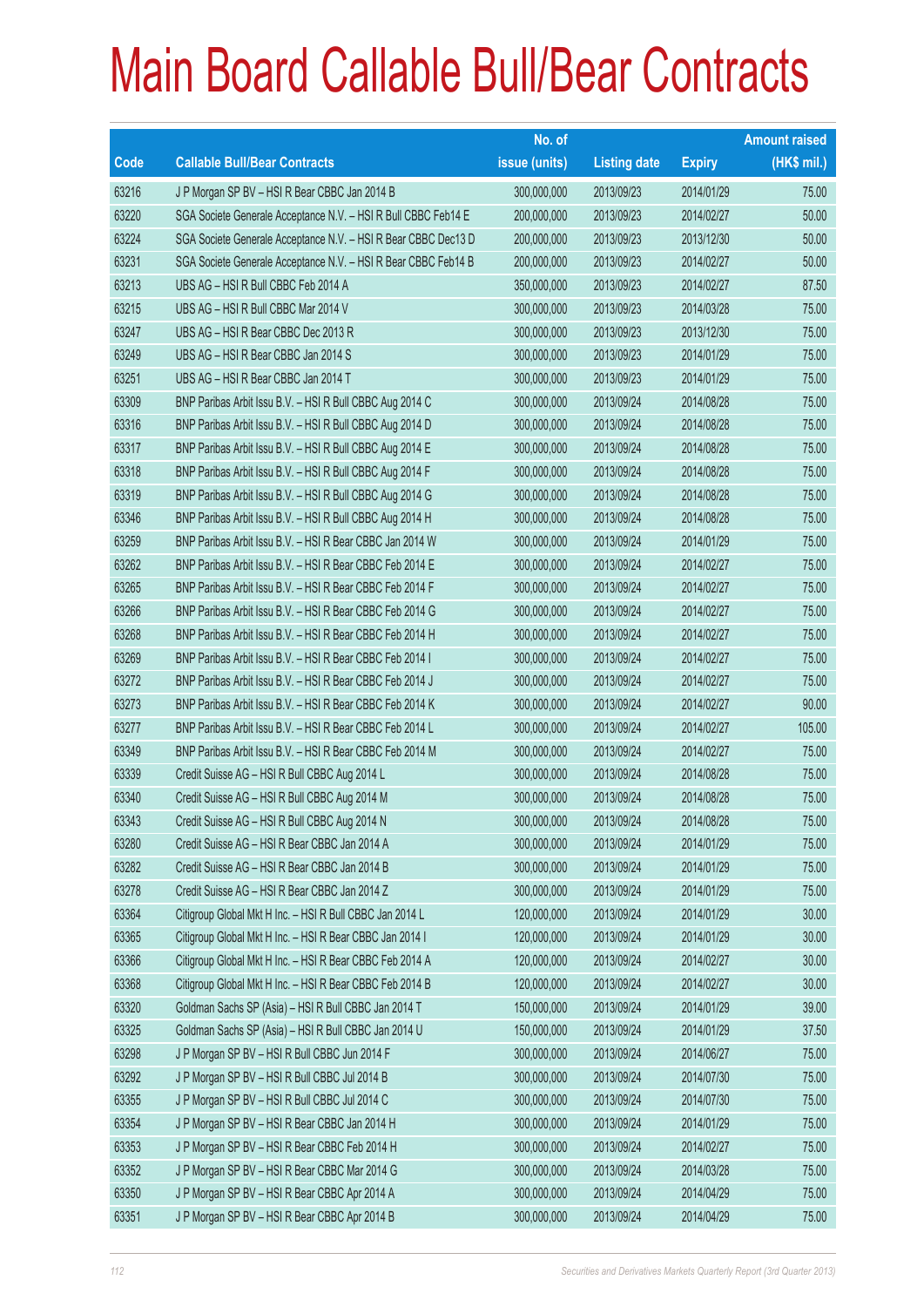# Main Board Callable Bull/Bear Contracts

| Code | Callable Bull/Bear Contracts | No. of issue (units) | Listing date | Expiry | Amount raised (HK$ mil.) |
|---|---|---|---|---|---|
| 63216 | J P Morgan SP BV – HSI R Bear CBBC Jan 2014 B | 300,000,000 | 2013/09/23 | 2014/01/29 | 75.00 |
| 63220 | SGA Societe Generale Acceptance N.V. – HSI R Bull CBBC Feb14 E | 200,000,000 | 2013/09/23 | 2014/02/27 | 50.00 |
| 63224 | SGA Societe Generale Acceptance N.V. – HSI R Bear CBBC Dec13 D | 200,000,000 | 2013/09/23 | 2013/12/30 | 50.00 |
| 63231 | SGA Societe Generale Acceptance N.V. – HSI R Bear CBBC Feb14 B | 200,000,000 | 2013/09/23 | 2014/02/27 | 50.00 |
| 63213 | UBS AG – HSI R Bull CBBC Feb 2014 A | 350,000,000 | 2013/09/23 | 2014/02/27 | 87.50 |
| 63215 | UBS AG – HSI R Bull CBBC Mar 2014 V | 300,000,000 | 2013/09/23 | 2014/03/28 | 75.00 |
| 63247 | UBS AG – HSI R Bear CBBC Dec 2013 R | 300,000,000 | 2013/09/23 | 2013/12/30 | 75.00 |
| 63249 | UBS AG – HSI R Bear CBBC Jan 2014 S | 300,000,000 | 2013/09/23 | 2014/01/29 | 75.00 |
| 63251 | UBS AG – HSI R Bear CBBC Jan 2014 T | 300,000,000 | 2013/09/23 | 2014/01/29 | 75.00 |
| 63309 | BNP Paribas Arbit Issu B.V. – HSI R Bull CBBC Aug 2014 C | 300,000,000 | 2013/09/24 | 2014/08/28 | 75.00 |
| 63316 | BNP Paribas Arbit Issu B.V. – HSI R Bull CBBC Aug 2014 D | 300,000,000 | 2013/09/24 | 2014/08/28 | 75.00 |
| 63317 | BNP Paribas Arbit Issu B.V. – HSI R Bull CBBC Aug 2014 E | 300,000,000 | 2013/09/24 | 2014/08/28 | 75.00 |
| 63318 | BNP Paribas Arbit Issu B.V. – HSI R Bull CBBC Aug 2014 F | 300,000,000 | 2013/09/24 | 2014/08/28 | 75.00 |
| 63319 | BNP Paribas Arbit Issu B.V. – HSI R Bull CBBC Aug 2014 G | 300,000,000 | 2013/09/24 | 2014/08/28 | 75.00 |
| 63346 | BNP Paribas Arbit Issu B.V. – HSI R Bull CBBC Aug 2014 H | 300,000,000 | 2013/09/24 | 2014/08/28 | 75.00 |
| 63259 | BNP Paribas Arbit Issu B.V. – HSI R Bear CBBC Jan 2014 W | 300,000,000 | 2013/09/24 | 2014/01/29 | 75.00 |
| 63262 | BNP Paribas Arbit Issu B.V. – HSI R Bear CBBC Feb 2014 E | 300,000,000 | 2013/09/24 | 2014/02/27 | 75.00 |
| 63265 | BNP Paribas Arbit Issu B.V. – HSI R Bear CBBC Feb 2014 F | 300,000,000 | 2013/09/24 | 2014/02/27 | 75.00 |
| 63266 | BNP Paribas Arbit Issu B.V. – HSI R Bear CBBC Feb 2014 G | 300,000,000 | 2013/09/24 | 2014/02/27 | 75.00 |
| 63268 | BNP Paribas Arbit Issu B.V. – HSI R Bear CBBC Feb 2014 H | 300,000,000 | 2013/09/24 | 2014/02/27 | 75.00 |
| 63269 | BNP Paribas Arbit Issu B.V. – HSI R Bear CBBC Feb 2014 I | 300,000,000 | 2013/09/24 | 2014/02/27 | 75.00 |
| 63272 | BNP Paribas Arbit Issu B.V. – HSI R Bear CBBC Feb 2014 J | 300,000,000 | 2013/09/24 | 2014/02/27 | 75.00 |
| 63273 | BNP Paribas Arbit Issu B.V. – HSI R Bear CBBC Feb 2014 K | 300,000,000 | 2013/09/24 | 2014/02/27 | 90.00 |
| 63277 | BNP Paribas Arbit Issu B.V. – HSI R Bear CBBC Feb 2014 L | 300,000,000 | 2013/09/24 | 2014/02/27 | 105.00 |
| 63349 | BNP Paribas Arbit Issu B.V. – HSI R Bear CBBC Feb 2014 M | 300,000,000 | 2013/09/24 | 2014/02/27 | 75.00 |
| 63339 | Credit Suisse AG – HSI R Bull CBBC Aug 2014 L | 300,000,000 | 2013/09/24 | 2014/08/28 | 75.00 |
| 63340 | Credit Suisse AG – HSI R Bull CBBC Aug 2014 M | 300,000,000 | 2013/09/24 | 2014/08/28 | 75.00 |
| 63343 | Credit Suisse AG – HSI R Bull CBBC Aug 2014 N | 300,000,000 | 2013/09/24 | 2014/08/28 | 75.00 |
| 63280 | Credit Suisse AG – HSI R Bear CBBC Jan 2014 A | 300,000,000 | 2013/09/24 | 2014/01/29 | 75.00 |
| 63282 | Credit Suisse AG – HSI R Bear CBBC Jan 2014 B | 300,000,000 | 2013/09/24 | 2014/01/29 | 75.00 |
| 63278 | Credit Suisse AG – HSI R Bear CBBC Jan 2014 Z | 300,000,000 | 2013/09/24 | 2014/01/29 | 75.00 |
| 63364 | Citigroup Global Mkt H Inc. – HSI R Bull CBBC Jan 2014 L | 120,000,000 | 2013/09/24 | 2014/01/29 | 30.00 |
| 63365 | Citigroup Global Mkt H Inc. – HSI R Bear CBBC Jan 2014 I | 120,000,000 | 2013/09/24 | 2014/01/29 | 30.00 |
| 63366 | Citigroup Global Mkt H Inc. – HSI R Bear CBBC Feb 2014 A | 120,000,000 | 2013/09/24 | 2014/02/27 | 30.00 |
| 63368 | Citigroup Global Mkt H Inc. – HSI R Bear CBBC Feb 2014 B | 120,000,000 | 2013/09/24 | 2014/02/27 | 30.00 |
| 63320 | Goldman Sachs SP (Asia) – HSI R Bull CBBC Jan 2014 T | 150,000,000 | 2013/09/24 | 2014/01/29 | 39.00 |
| 63325 | Goldman Sachs SP (Asia) – HSI R Bull CBBC Jan 2014 U | 150,000,000 | 2013/09/24 | 2014/01/29 | 37.50 |
| 63298 | J P Morgan SP BV – HSI R Bull CBBC Jun 2014 F | 300,000,000 | 2013/09/24 | 2014/06/27 | 75.00 |
| 63292 | J P Morgan SP BV – HSI R Bull CBBC Jul 2014 B | 300,000,000 | 2013/09/24 | 2014/07/30 | 75.00 |
| 63355 | J P Morgan SP BV – HSI R Bull CBBC Jul 2014 C | 300,000,000 | 2013/09/24 | 2014/07/30 | 75.00 |
| 63354 | J P Morgan SP BV – HSI R Bear CBBC Jan 2014 H | 300,000,000 | 2013/09/24 | 2014/01/29 | 75.00 |
| 63353 | J P Morgan SP BV – HSI R Bear CBBC Feb 2014 H | 300,000,000 | 2013/09/24 | 2014/02/27 | 75.00 |
| 63352 | J P Morgan SP BV – HSI R Bear CBBC Mar 2014 G | 300,000,000 | 2013/09/24 | 2014/03/28 | 75.00 |
| 63350 | J P Morgan SP BV – HSI R Bear CBBC Apr 2014 A | 300,000,000 | 2013/09/24 | 2014/04/29 | 75.00 |
| 63351 | J P Morgan SP BV – HSI R Bear CBBC Apr 2014 B | 300,000,000 | 2013/09/24 | 2014/04/29 | 75.00 |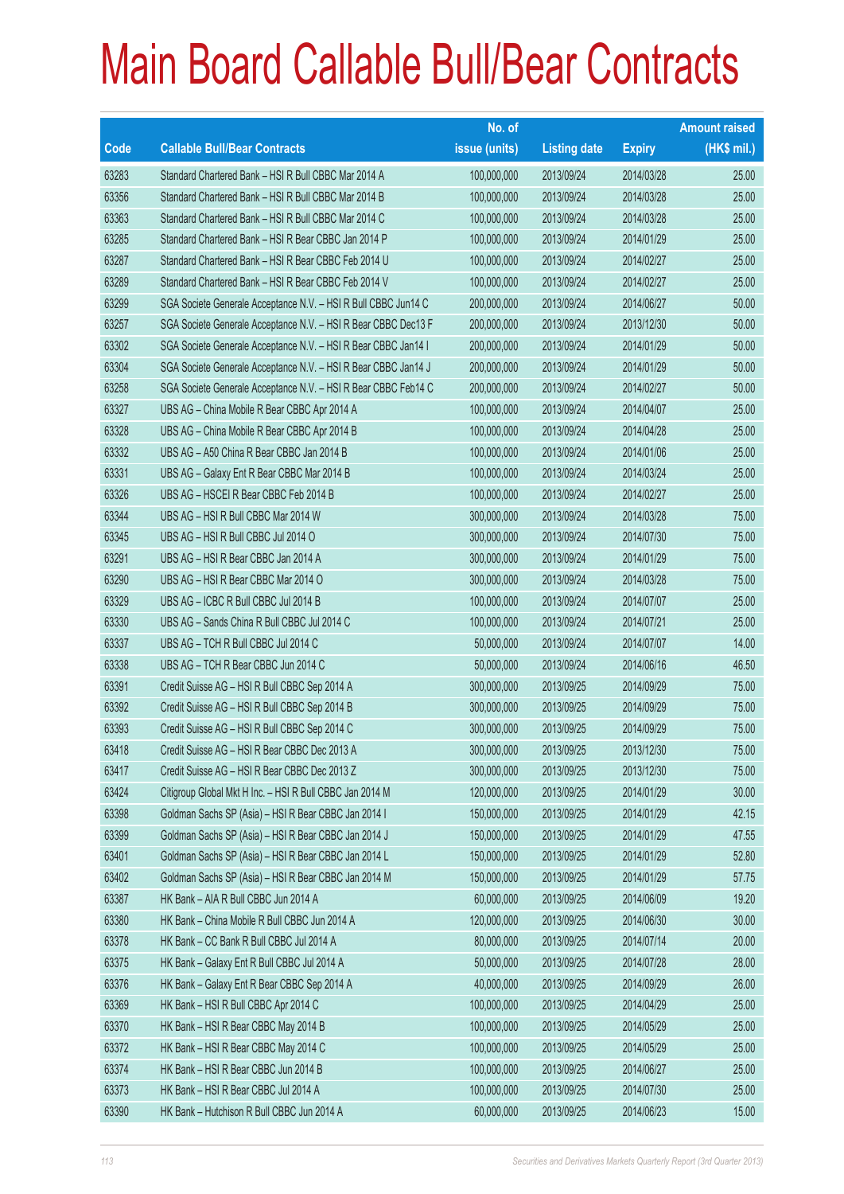# Main Board Callable Bull/Bear Contracts

| Code | Callable Bull/Bear Contracts | No. of issue (units) | Listing date | Expiry | Amount raised (HK$ mil.) |
|---|---|---|---|---|---|
| 63283 | Standard Chartered Bank – HSI R Bull CBBC Mar 2014 A | 100,000,000 | 2013/09/24 | 2014/03/28 | 25.00 |
| 63356 | Standard Chartered Bank – HSI R Bull CBBC Mar 2014 B | 100,000,000 | 2013/09/24 | 2014/03/28 | 25.00 |
| 63363 | Standard Chartered Bank – HSI R Bull CBBC Mar 2014 C | 100,000,000 | 2013/09/24 | 2014/03/28 | 25.00 |
| 63285 | Standard Chartered Bank – HSI R Bear CBBC Jan 2014 P | 100,000,000 | 2013/09/24 | 2014/01/29 | 25.00 |
| 63287 | Standard Chartered Bank – HSI R Bear CBBC Feb 2014 U | 100,000,000 | 2013/09/24 | 2014/02/27 | 25.00 |
| 63289 | Standard Chartered Bank – HSI R Bear CBBC Feb 2014 V | 100,000,000 | 2013/09/24 | 2014/02/27 | 25.00 |
| 63299 | SGA Societe Generale Acceptance N.V. – HSI R Bull CBBC Jun14 C | 200,000,000 | 2013/09/24 | 2014/06/27 | 50.00 |
| 63257 | SGA Societe Generale Acceptance N.V. – HSI R Bear CBBC Dec13 F | 200,000,000 | 2013/09/24 | 2013/12/30 | 50.00 |
| 63302 | SGA Societe Generale Acceptance N.V. – HSI R Bear CBBC Jan14 I | 200,000,000 | 2013/09/24 | 2014/01/29 | 50.00 |
| 63304 | SGA Societe Generale Acceptance N.V. – HSI R Bear CBBC Jan14 J | 200,000,000 | 2013/09/24 | 2014/01/29 | 50.00 |
| 63258 | SGA Societe Generale Acceptance N.V. – HSI R Bear CBBC Feb14 C | 200,000,000 | 2013/09/24 | 2014/02/27 | 50.00 |
| 63327 | UBS AG – China Mobile R Bear CBBC Apr 2014 A | 100,000,000 | 2013/09/24 | 2014/04/07 | 25.00 |
| 63328 | UBS AG – China Mobile R Bear CBBC Apr 2014 B | 100,000,000 | 2013/09/24 | 2014/04/28 | 25.00 |
| 63332 | UBS AG – A50 China R Bear CBBC Jan 2014 B | 100,000,000 | 2013/09/24 | 2014/01/06 | 25.00 |
| 63331 | UBS AG – Galaxy Ent R Bear CBBC Mar 2014 B | 100,000,000 | 2013/09/24 | 2014/03/24 | 25.00 |
| 63326 | UBS AG – HSCEI R Bear CBBC Feb 2014 B | 100,000,000 | 2013/09/24 | 2014/02/27 | 25.00 |
| 63344 | UBS AG – HSI R Bull CBBC Mar 2014 W | 300,000,000 | 2013/09/24 | 2014/03/28 | 75.00 |
| 63345 | UBS AG – HSI R Bull CBBC Jul 2014 O | 300,000,000 | 2013/09/24 | 2014/07/30 | 75.00 |
| 63291 | UBS AG – HSI R Bear CBBC Jan 2014 A | 300,000,000 | 2013/09/24 | 2014/01/29 | 75.00 |
| 63290 | UBS AG – HSI R Bear CBBC Mar 2014 O | 300,000,000 | 2013/09/24 | 2014/03/28 | 75.00 |
| 63329 | UBS AG – ICBC R Bull CBBC Jul 2014 B | 100,000,000 | 2013/09/24 | 2014/07/07 | 25.00 |
| 63330 | UBS AG – Sands China R Bull CBBC Jul 2014 C | 100,000,000 | 2013/09/24 | 2014/07/21 | 25.00 |
| 63337 | UBS AG – TCH R Bull CBBC Jul 2014 C | 50,000,000 | 2013/09/24 | 2014/07/07 | 14.00 |
| 63338 | UBS AG – TCH R Bear CBBC Jun 2014 C | 50,000,000 | 2013/09/24 | 2014/06/16 | 46.50 |
| 63391 | Credit Suisse AG – HSI R Bull CBBC Sep 2014 A | 300,000,000 | 2013/09/25 | 2014/09/29 | 75.00 |
| 63392 | Credit Suisse AG – HSI R Bull CBBC Sep 2014 B | 300,000,000 | 2013/09/25 | 2014/09/29 | 75.00 |
| 63393 | Credit Suisse AG – HSI R Bull CBBC Sep 2014 C | 300,000,000 | 2013/09/25 | 2014/09/29 | 75.00 |
| 63418 | Credit Suisse AG – HSI R Bear CBBC Dec 2013 A | 300,000,000 | 2013/09/25 | 2013/12/30 | 75.00 |
| 63417 | Credit Suisse AG – HSI R Bear CBBC Dec 2013 Z | 300,000,000 | 2013/09/25 | 2013/12/30 | 75.00 |
| 63424 | Citigroup Global Mkt H Inc. – HSI R Bull CBBC Jan 2014 M | 120,000,000 | 2013/09/25 | 2014/01/29 | 30.00 |
| 63398 | Goldman Sachs SP (Asia) – HSI R Bear CBBC Jan 2014 I | 150,000,000 | 2013/09/25 | 2014/01/29 | 42.15 |
| 63399 | Goldman Sachs SP (Asia) – HSI R Bear CBBC Jan 2014 J | 150,000,000 | 2013/09/25 | 2014/01/29 | 47.55 |
| 63401 | Goldman Sachs SP (Asia) – HSI R Bear CBBC Jan 2014 L | 150,000,000 | 2013/09/25 | 2014/01/29 | 52.80 |
| 63402 | Goldman Sachs SP (Asia) – HSI R Bear CBBC Jan 2014 M | 150,000,000 | 2013/09/25 | 2014/01/29 | 57.75 |
| 63387 | HK Bank – AIA R Bull CBBC Jun 2014 A | 60,000,000 | 2013/09/25 | 2014/06/09 | 19.20 |
| 63380 | HK Bank – China Mobile R Bull CBBC Jun 2014 A | 120,000,000 | 2013/09/25 | 2014/06/30 | 30.00 |
| 63378 | HK Bank – CC Bank R Bull CBBC Jul 2014 A | 80,000,000 | 2013/09/25 | 2014/07/14 | 20.00 |
| 63375 | HK Bank – Galaxy Ent R Bull CBBC Jul 2014 A | 50,000,000 | 2013/09/25 | 2014/07/28 | 28.00 |
| 63376 | HK Bank – Galaxy Ent R Bear CBBC Sep 2014 A | 40,000,000 | 2013/09/25 | 2014/09/29 | 26.00 |
| 63369 | HK Bank – HSI R Bull CBBC Apr 2014 C | 100,000,000 | 2013/09/25 | 2014/04/29 | 25.00 |
| 63370 | HK Bank – HSI R Bear CBBC May 2014 B | 100,000,000 | 2013/09/25 | 2014/05/29 | 25.00 |
| 63372 | HK Bank – HSI R Bear CBBC May 2014 C | 100,000,000 | 2013/09/25 | 2014/05/29 | 25.00 |
| 63374 | HK Bank – HSI R Bear CBBC Jun 2014 B | 100,000,000 | 2013/09/25 | 2014/06/27 | 25.00 |
| 63373 | HK Bank – HSI R Bear CBBC Jul 2014 A | 100,000,000 | 2013/09/25 | 2014/07/30 | 25.00 |
| 63390 | HK Bank – Hutchison R Bull CBBC Jun 2014 A | 60,000,000 | 2013/09/25 | 2014/06/23 | 15.00 |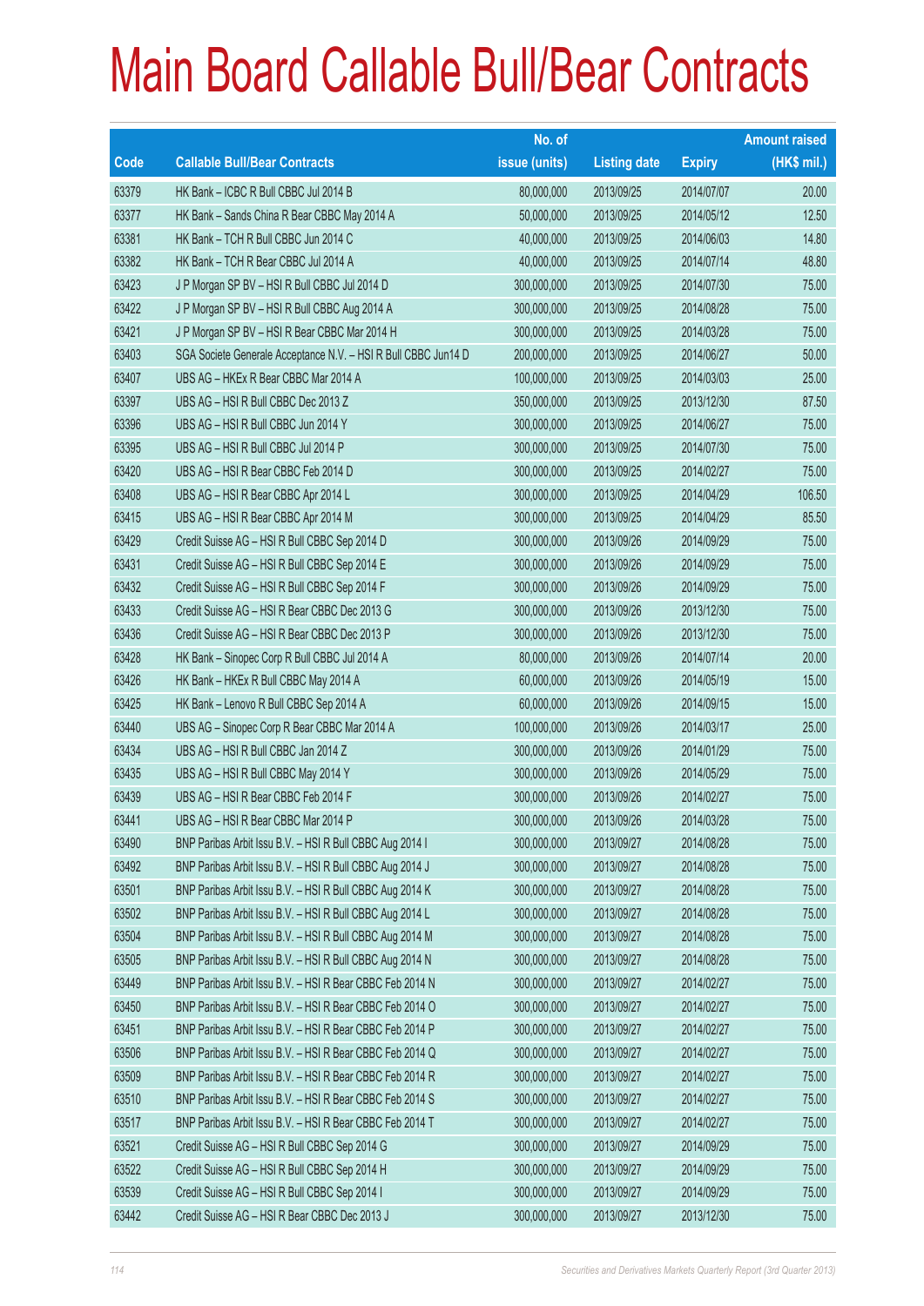# Main Board Callable Bull/Bear Contracts

| Code | Callable Bull/Bear Contracts | No. of issue (units) | Listing date | Expiry | Amount raised (HK$ mil.) |
|---|---|---|---|---|---|
| 63379 | HK Bank – ICBC R Bull CBBC Jul 2014 B | 80,000,000 | 2013/09/25 | 2014/07/07 | 20.00 |
| 63377 | HK Bank – Sands China R Bear CBBC May 2014 A | 50,000,000 | 2013/09/25 | 2014/05/12 | 12.50 |
| 63381 | HK Bank – TCH R Bull CBBC Jun 2014 C | 40,000,000 | 2013/09/25 | 2014/06/03 | 14.80 |
| 63382 | HK Bank – TCH R Bear CBBC Jul 2014 A | 40,000,000 | 2013/09/25 | 2014/07/14 | 48.80 |
| 63423 | J P Morgan SP BV – HSI R Bull CBBC Jul 2014 D | 300,000,000 | 2013/09/25 | 2014/07/30 | 75.00 |
| 63422 | J P Morgan SP BV – HSI R Bull CBBC Aug 2014 A | 300,000,000 | 2013/09/25 | 2014/08/28 | 75.00 |
| 63421 | J P Morgan SP BV – HSI R Bear CBBC Mar 2014 H | 300,000,000 | 2013/09/25 | 2014/03/28 | 75.00 |
| 63403 | SGA Societe Generale Acceptance N.V. – HSI R Bull CBBC Jun14 D | 200,000,000 | 2013/09/25 | 2014/06/27 | 50.00 |
| 63407 | UBS AG – HKEx R Bear CBBC Mar 2014 A | 100,000,000 | 2013/09/25 | 2014/03/03 | 25.00 |
| 63397 | UBS AG – HSI R Bull CBBC Dec 2013 Z | 350,000,000 | 2013/09/25 | 2013/12/30 | 87.50 |
| 63396 | UBS AG – HSI R Bull CBBC Jun 2014 Y | 300,000,000 | 2013/09/25 | 2014/06/27 | 75.00 |
| 63395 | UBS AG – HSI R Bull CBBC Jul 2014 P | 300,000,000 | 2013/09/25 | 2014/07/30 | 75.00 |
| 63420 | UBS AG – HSI R Bear CBBC Feb 2014 D | 300,000,000 | 2013/09/25 | 2014/02/27 | 75.00 |
| 63408 | UBS AG – HSI R Bear CBBC Apr 2014 L | 300,000,000 | 2013/09/25 | 2014/04/29 | 106.50 |
| 63415 | UBS AG – HSI R Bear CBBC Apr 2014 M | 300,000,000 | 2013/09/25 | 2014/04/29 | 85.50 |
| 63429 | Credit Suisse AG – HSI R Bull CBBC Sep 2014 D | 300,000,000 | 2013/09/26 | 2014/09/29 | 75.00 |
| 63431 | Credit Suisse AG – HSI R Bull CBBC Sep 2014 E | 300,000,000 | 2013/09/26 | 2014/09/29 | 75.00 |
| 63432 | Credit Suisse AG – HSI R Bull CBBC Sep 2014 F | 300,000,000 | 2013/09/26 | 2014/09/29 | 75.00 |
| 63433 | Credit Suisse AG – HSI R Bear CBBC Dec 2013 G | 300,000,000 | 2013/09/26 | 2013/12/30 | 75.00 |
| 63436 | Credit Suisse AG – HSI R Bear CBBC Dec 2013 P | 300,000,000 | 2013/09/26 | 2013/12/30 | 75.00 |
| 63428 | HK Bank – Sinopec Corp R Bull CBBC Jul 2014 A | 80,000,000 | 2013/09/26 | 2014/07/14 | 20.00 |
| 63426 | HK Bank – HKEx R Bull CBBC May 2014 A | 60,000,000 | 2013/09/26 | 2014/05/19 | 15.00 |
| 63425 | HK Bank – Lenovo R Bull CBBC Sep 2014 A | 60,000,000 | 2013/09/26 | 2014/09/15 | 15.00 |
| 63440 | UBS AG – Sinopec Corp R Bear CBBC Mar 2014 A | 100,000,000 | 2013/09/26 | 2014/03/17 | 25.00 |
| 63434 | UBS AG – HSI R Bull CBBC Jan 2014 Z | 300,000,000 | 2013/09/26 | 2014/01/29 | 75.00 |
| 63435 | UBS AG – HSI R Bull CBBC May 2014 Y | 300,000,000 | 2013/09/26 | 2014/05/29 | 75.00 |
| 63439 | UBS AG – HSI R Bear CBBC Feb 2014 F | 300,000,000 | 2013/09/26 | 2014/02/27 | 75.00 |
| 63441 | UBS AG – HSI R Bear CBBC Mar 2014 P | 300,000,000 | 2013/09/26 | 2014/03/28 | 75.00 |
| 63490 | BNP Paribas Arbit Issu B.V. – HSI R Bull CBBC Aug 2014 I | 300,000,000 | 2013/09/27 | 2014/08/28 | 75.00 |
| 63492 | BNP Paribas Arbit Issu B.V. – HSI R Bull CBBC Aug 2014 J | 300,000,000 | 2013/09/27 | 2014/08/28 | 75.00 |
| 63501 | BNP Paribas Arbit Issu B.V. – HSI R Bull CBBC Aug 2014 K | 300,000,000 | 2013/09/27 | 2014/08/28 | 75.00 |
| 63502 | BNP Paribas Arbit Issu B.V. – HSI R Bull CBBC Aug 2014 L | 300,000,000 | 2013/09/27 | 2014/08/28 | 75.00 |
| 63504 | BNP Paribas Arbit Issu B.V. – HSI R Bull CBBC Aug 2014 M | 300,000,000 | 2013/09/27 | 2014/08/28 | 75.00 |
| 63505 | BNP Paribas Arbit Issu B.V. – HSI R Bull CBBC Aug 2014 N | 300,000,000 | 2013/09/27 | 2014/08/28 | 75.00 |
| 63449 | BNP Paribas Arbit Issu B.V. – HSI R Bear CBBC Feb 2014 N | 300,000,000 | 2013/09/27 | 2014/02/27 | 75.00 |
| 63450 | BNP Paribas Arbit Issu B.V. – HSI R Bear CBBC Feb 2014 O | 300,000,000 | 2013/09/27 | 2014/02/27 | 75.00 |
| 63451 | BNP Paribas Arbit Issu B.V. – HSI R Bear CBBC Feb 2014 P | 300,000,000 | 2013/09/27 | 2014/02/27 | 75.00 |
| 63506 | BNP Paribas Arbit Issu B.V. – HSI R Bear CBBC Feb 2014 Q | 300,000,000 | 2013/09/27 | 2014/02/27 | 75.00 |
| 63509 | BNP Paribas Arbit Issu B.V. – HSI R Bear CBBC Feb 2014 R | 300,000,000 | 2013/09/27 | 2014/02/27 | 75.00 |
| 63510 | BNP Paribas Arbit Issu B.V. – HSI R Bear CBBC Feb 2014 S | 300,000,000 | 2013/09/27 | 2014/02/27 | 75.00 |
| 63517 | BNP Paribas Arbit Issu B.V. – HSI R Bear CBBC Feb 2014 T | 300,000,000 | 2013/09/27 | 2014/02/27 | 75.00 |
| 63521 | Credit Suisse AG – HSI R Bull CBBC Sep 2014 G | 300,000,000 | 2013/09/27 | 2014/09/29 | 75.00 |
| 63522 | Credit Suisse AG – HSI R Bull CBBC Sep 2014 H | 300,000,000 | 2013/09/27 | 2014/09/29 | 75.00 |
| 63539 | Credit Suisse AG – HSI R Bull CBBC Sep 2014 I | 300,000,000 | 2013/09/27 | 2014/09/29 | 75.00 |
| 63442 | Credit Suisse AG – HSI R Bear CBBC Dec 2013 J | 300,000,000 | 2013/09/27 | 2013/12/30 | 75.00 |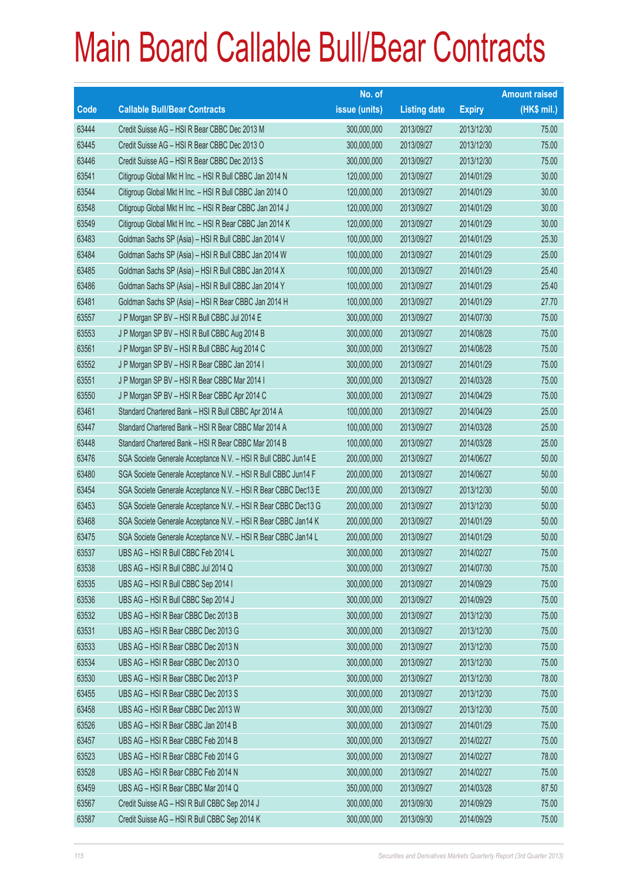# Main Board Callable Bull/Bear Contracts

| Code | Callable Bull/Bear Contracts | No. of issue (units) | Listing date | Expiry | Amount raised (HK$ mil.) |
|---|---|---|---|---|---|
| 63444 | Credit Suisse AG – HSI R Bear CBBC Dec 2013 M | 300,000,000 | 2013/09/27 | 2013/12/30 | 75.00 |
| 63445 | Credit Suisse AG – HSI R Bear CBBC Dec 2013 O | 300,000,000 | 2013/09/27 | 2013/12/30 | 75.00 |
| 63446 | Credit Suisse AG – HSI R Bear CBBC Dec 2013 S | 300,000,000 | 2013/09/27 | 2013/12/30 | 75.00 |
| 63541 | Citigroup Global Mkt H Inc. – HSI R Bull CBBC Jan 2014 N | 120,000,000 | 2013/09/27 | 2014/01/29 | 30.00 |
| 63544 | Citigroup Global Mkt H Inc. – HSI R Bull CBBC Jan 2014 O | 120,000,000 | 2013/09/27 | 2014/01/29 | 30.00 |
| 63548 | Citigroup Global Mkt H Inc. – HSI R Bear CBBC Jan 2014 J | 120,000,000 | 2013/09/27 | 2014/01/29 | 30.00 |
| 63549 | Citigroup Global Mkt H Inc. – HSI R Bear CBBC Jan 2014 K | 120,000,000 | 2013/09/27 | 2014/01/29 | 30.00 |
| 63483 | Goldman Sachs SP (Asia) – HSI R Bull CBBC Jan 2014 V | 100,000,000 | 2013/09/27 | 2014/01/29 | 25.30 |
| 63484 | Goldman Sachs SP (Asia) – HSI R Bull CBBC Jan 2014 W | 100,000,000 | 2013/09/27 | 2014/01/29 | 25.00 |
| 63485 | Goldman Sachs SP (Asia) – HSI R Bull CBBC Jan 2014 X | 100,000,000 | 2013/09/27 | 2014/01/29 | 25.40 |
| 63486 | Goldman Sachs SP (Asia) – HSI R Bull CBBC Jan 2014 Y | 100,000,000 | 2013/09/27 | 2014/01/29 | 25.40 |
| 63481 | Goldman Sachs SP (Asia) – HSI R Bear CBBC Jan 2014 H | 100,000,000 | 2013/09/27 | 2014/01/29 | 27.70 |
| 63557 | J P Morgan SP BV – HSI R Bull CBBC Jul 2014 E | 300,000,000 | 2013/09/27 | 2014/07/30 | 75.00 |
| 63553 | J P Morgan SP BV – HSI R Bull CBBC Aug 2014 B | 300,000,000 | 2013/09/27 | 2014/08/28 | 75.00 |
| 63561 | J P Morgan SP BV – HSI R Bull CBBC Aug 2014 C | 300,000,000 | 2013/09/27 | 2014/08/28 | 75.00 |
| 63552 | J P Morgan SP BV – HSI R Bear CBBC Jan 2014 I | 300,000,000 | 2013/09/27 | 2014/01/29 | 75.00 |
| 63551 | J P Morgan SP BV – HSI R Bear CBBC Mar 2014 I | 300,000,000 | 2013/09/27 | 2014/03/28 | 75.00 |
| 63550 | J P Morgan SP BV – HSI R Bear CBBC Apr 2014 C | 300,000,000 | 2013/09/27 | 2014/04/29 | 75.00 |
| 63461 | Standard Chartered Bank – HSI R Bull CBBC Apr 2014 A | 100,000,000 | 2013/09/27 | 2014/04/29 | 25.00 |
| 63447 | Standard Chartered Bank – HSI R Bear CBBC Mar 2014 A | 100,000,000 | 2013/09/27 | 2014/03/28 | 25.00 |
| 63448 | Standard Chartered Bank – HSI R Bear CBBC Mar 2014 B | 100,000,000 | 2013/09/27 | 2014/03/28 | 25.00 |
| 63476 | SGA Societe Generale Acceptance N.V. – HSI R Bull CBBC Jun14 E | 200,000,000 | 2013/09/27 | 2014/06/27 | 50.00 |
| 63480 | SGA Societe Generale Acceptance N.V. – HSI R Bull CBBC Jun14 F | 200,000,000 | 2013/09/27 | 2014/06/27 | 50.00 |
| 63454 | SGA Societe Generale Acceptance N.V. – HSI R Bear CBBC Dec13 E | 200,000,000 | 2013/09/27 | 2013/12/30 | 50.00 |
| 63453 | SGA Societe Generale Acceptance N.V. – HSI R Bear CBBC Dec13 G | 200,000,000 | 2013/09/27 | 2013/12/30 | 50.00 |
| 63468 | SGA Societe Generale Acceptance N.V. – HSI R Bear CBBC Jan14 K | 200,000,000 | 2013/09/27 | 2014/01/29 | 50.00 |
| 63475 | SGA Societe Generale Acceptance N.V. – HSI R Bear CBBC Jan14 L | 200,000,000 | 2013/09/27 | 2014/01/29 | 50.00 |
| 63537 | UBS AG – HSI R Bull CBBC Feb 2014 L | 300,000,000 | 2013/09/27 | 2014/02/27 | 75.00 |
| 63538 | UBS AG – HSI R Bull CBBC Jul 2014 Q | 300,000,000 | 2013/09/27 | 2014/07/30 | 75.00 |
| 63535 | UBS AG – HSI R Bull CBBC Sep 2014 I | 300,000,000 | 2013/09/27 | 2014/09/29 | 75.00 |
| 63536 | UBS AG – HSI R Bull CBBC Sep 2014 J | 300,000,000 | 2013/09/27 | 2014/09/29 | 75.00 |
| 63532 | UBS AG – HSI R Bear CBBC Dec 2013 B | 300,000,000 | 2013/09/27 | 2013/12/30 | 75.00 |
| 63531 | UBS AG – HSI R Bear CBBC Dec 2013 G | 300,000,000 | 2013/09/27 | 2013/12/30 | 75.00 |
| 63533 | UBS AG – HSI R Bear CBBC Dec 2013 N | 300,000,000 | 2013/09/27 | 2013/12/30 | 75.00 |
| 63534 | UBS AG – HSI R Bear CBBC Dec 2013 O | 300,000,000 | 2013/09/27 | 2013/12/30 | 75.00 |
| 63530 | UBS AG – HSI R Bear CBBC Dec 2013 P | 300,000,000 | 2013/09/27 | 2013/12/30 | 78.00 |
| 63455 | UBS AG – HSI R Bear CBBC Dec 2013 S | 300,000,000 | 2013/09/27 | 2013/12/30 | 75.00 |
| 63458 | UBS AG – HSI R Bear CBBC Dec 2013 W | 300,000,000 | 2013/09/27 | 2013/12/30 | 75.00 |
| 63526 | UBS AG – HSI R Bear CBBC Jan 2014 B | 300,000,000 | 2013/09/27 | 2014/01/29 | 75.00 |
| 63457 | UBS AG – HSI R Bear CBBC Feb 2014 B | 300,000,000 | 2013/09/27 | 2014/02/27 | 75.00 |
| 63523 | UBS AG – HSI R Bear CBBC Feb 2014 G | 300,000,000 | 2013/09/27 | 2014/02/27 | 78.00 |
| 63528 | UBS AG – HSI R Bear CBBC Feb 2014 N | 300,000,000 | 2013/09/27 | 2014/02/27 | 75.00 |
| 63459 | UBS AG – HSI R Bear CBBC Mar 2014 Q | 350,000,000 | 2013/09/27 | 2014/03/28 | 87.50 |
| 63567 | Credit Suisse AG – HSI R Bull CBBC Sep 2014 J | 300,000,000 | 2013/09/30 | 2014/09/29 | 75.00 |
| 63587 | Credit Suisse AG – HSI R Bull CBBC Sep 2014 K | 300,000,000 | 2013/09/30 | 2014/09/29 | 75.00 |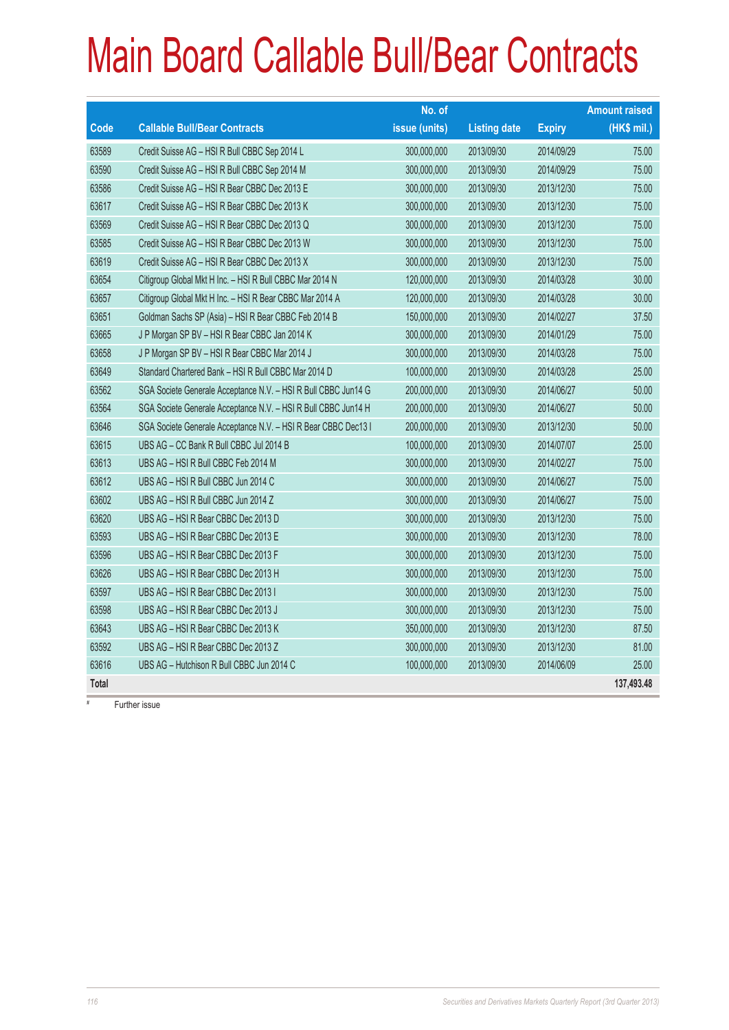# Main Board Callable Bull/Bear Contracts

| Code | Callable Bull/Bear Contracts | No. of issue (units) | Listing date | Expiry | Amount raised (HK$ mil.) |
|---|---|---|---|---|---|
| 63589 | Credit Suisse AG – HSI R Bull CBBC Sep 2014 L | 300,000,000 | 2013/09/30 | 2014/09/29 | 75.00 |
| 63590 | Credit Suisse AG – HSI R Bull CBBC Sep 2014 M | 300,000,000 | 2013/09/30 | 2014/09/29 | 75.00 |
| 63586 | Credit Suisse AG – HSI R Bear CBBC Dec 2013 E | 300,000,000 | 2013/09/30 | 2013/12/30 | 75.00 |
| 63617 | Credit Suisse AG – HSI R Bear CBBC Dec 2013 K | 300,000,000 | 2013/09/30 | 2013/12/30 | 75.00 |
| 63569 | Credit Suisse AG – HSI R Bear CBBC Dec 2013 Q | 300,000,000 | 2013/09/30 | 2013/12/30 | 75.00 |
| 63585 | Credit Suisse AG – HSI R Bear CBBC Dec 2013 W | 300,000,000 | 2013/09/30 | 2013/12/30 | 75.00 |
| 63619 | Credit Suisse AG – HSI R Bear CBBC Dec 2013 X | 300,000,000 | 2013/09/30 | 2013/12/30 | 75.00 |
| 63654 | Citigroup Global Mkt H Inc. – HSI R Bull CBBC Mar 2014 N | 120,000,000 | 2013/09/30 | 2014/03/28 | 30.00 |
| 63657 | Citigroup Global Mkt H Inc. – HSI R Bear CBBC Mar 2014 A | 120,000,000 | 2013/09/30 | 2014/03/28 | 30.00 |
| 63651 | Goldman Sachs SP (Asia) – HSI R Bear CBBC Feb 2014 B | 150,000,000 | 2013/09/30 | 2014/02/27 | 37.50 |
| 63665 | J P Morgan SP BV – HSI R Bear CBBC Jan 2014 K | 300,000,000 | 2013/09/30 | 2014/01/29 | 75.00 |
| 63658 | J P Morgan SP BV – HSI R Bear CBBC Mar 2014 J | 300,000,000 | 2013/09/30 | 2014/03/28 | 75.00 |
| 63649 | Standard Chartered Bank – HSI R Bull CBBC Mar 2014 D | 100,000,000 | 2013/09/30 | 2014/03/28 | 25.00 |
| 63562 | SGA Societe Generale Acceptance N.V. – HSI R Bull CBBC Jun14 G | 200,000,000 | 2013/09/30 | 2014/06/27 | 50.00 |
| 63564 | SGA Societe Generale Acceptance N.V. – HSI R Bull CBBC Jun14 H | 200,000,000 | 2013/09/30 | 2014/06/27 | 50.00 |
| 63646 | SGA Societe Generale Acceptance N.V. – HSI R Bear CBBC Dec13 I | 200,000,000 | 2013/09/30 | 2013/12/30 | 50.00 |
| 63615 | UBS AG – CC Bank R Bull CBBC Jul 2014 B | 100,000,000 | 2013/09/30 | 2014/07/07 | 25.00 |
| 63613 | UBS AG – HSI R Bull CBBC Feb 2014 M | 300,000,000 | 2013/09/30 | 2014/02/27 | 75.00 |
| 63612 | UBS AG – HSI R Bull CBBC Jun 2014 C | 300,000,000 | 2013/09/30 | 2014/06/27 | 75.00 |
| 63602 | UBS AG – HSI R Bull CBBC Jun 2014 Z | 300,000,000 | 2013/09/30 | 2014/06/27 | 75.00 |
| 63620 | UBS AG – HSI R Bear CBBC Dec 2013 D | 300,000,000 | 2013/09/30 | 2013/12/30 | 75.00 |
| 63593 | UBS AG – HSI R Bear CBBC Dec 2013 E | 300,000,000 | 2013/09/30 | 2013/12/30 | 78.00 |
| 63596 | UBS AG – HSI R Bear CBBC Dec 2013 F | 300,000,000 | 2013/09/30 | 2013/12/30 | 75.00 |
| 63626 | UBS AG – HSI R Bear CBBC Dec 2013 H | 300,000,000 | 2013/09/30 | 2013/12/30 | 75.00 |
| 63597 | UBS AG – HSI R Bear CBBC Dec 2013 I | 300,000,000 | 2013/09/30 | 2013/12/30 | 75.00 |
| 63598 | UBS AG – HSI R Bear CBBC Dec 2013 J | 300,000,000 | 2013/09/30 | 2013/12/30 | 75.00 |
| 63643 | UBS AG – HSI R Bear CBBC Dec 2013 K | 350,000,000 | 2013/09/30 | 2013/12/30 | 87.50 |
| 63592 | UBS AG – HSI R Bear CBBC Dec 2013 Z | 300,000,000 | 2013/09/30 | 2013/12/30 | 81.00 |
| 63616 | UBS AG – Hutchison R Bull CBBC Jun 2014 C | 100,000,000 | 2013/09/30 | 2014/06/09 | 25.00 |
| **Total** | | | | | **137,493.48** |

# Further issue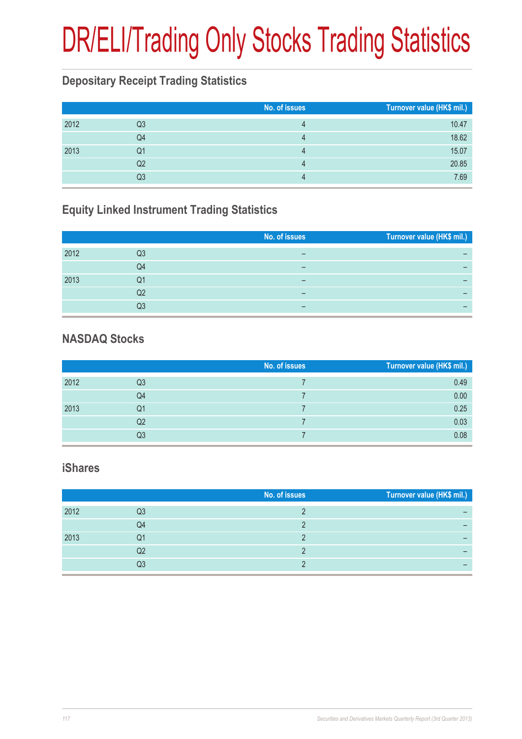# DR/ELI/Trading Only Stocks Trading Statistics

## Depositary Receipt Trading Statistics

| | | No. of issues | Turnover value (HK$ mil.) |
|---|---|---|---|
| 2012 | Q3 | 4 | 10.47 |
| | Q4 | 4 | 18.62 |
| 2013 | Q1 | 4 | 15.07 |
| | Q2 | 4 | 20.85 |
| | Q3 | 4 | 7.69 |

## Equity Linked Instrument Trading Statistics

| | | No. of issues | Turnover value (HK$ mil.) |
|---|---|---|---|
| 2012 | Q3 | – | – |
| | Q4 | – | – |
| 2013 | Q1 | – | – |
| | Q2 | – | – |
| | Q3 | – | – |

## NASDAQ Stocks

| | | No. of issues | Turnover value (HK$ mil.) |
|---|---|---|---|
| 2012 | Q3 | 7 | 0.49 |
| | Q4 | 7 | 0.00 |
| 2013 | Q1 | 7 | 0.25 |
| | Q2 | 7 | 0.03 |
| | Q3 | 7 | 0.08 |

## iShares

| | | No. of issues | Turnover value (HK$ mil.) |
|---|---|---|---|
| 2012 | Q3 | 2 | – |
| | Q4 | 2 | – |
| 2013 | Q1 | 2 | – |
| | Q2 | 2 | – |
| | Q3 | 2 | – |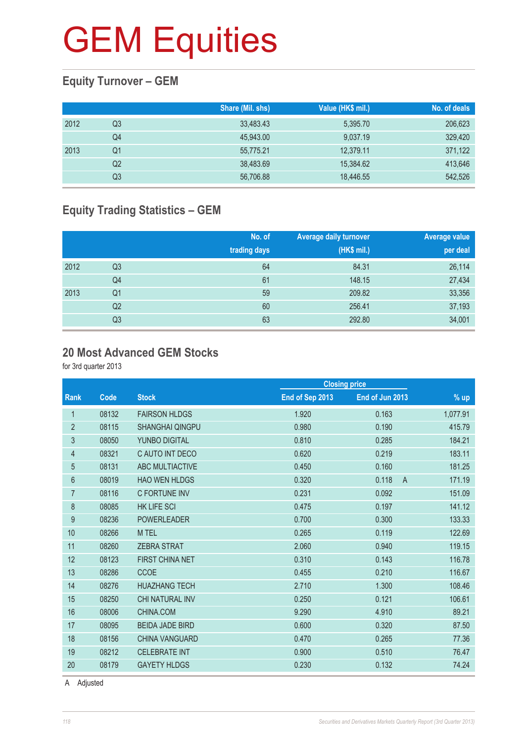# GEM Equities

## Equity Turnover – GEM

| | | Share (Mil. shs) | Value (HK$ mil.) | No. of deals |
|---|---|---|---|---|
| 2012 | Q3 | 33,483.43 | 5,395.70 | 206,623 |
| | Q4 | 45,943.00 | 9,037.19 | 329,420 |
| 2013 | Q1 | 55,775.21 | 12,379.11 | 371,122 |
| | Q2 | 38,483.69 | 15,384.62 | 413,646 |
| | Q3 | 56,706.88 | 18,446.55 | 542,526 |

## Equity Trading Statistics – GEM

| | | No. of trading days | Average daily turnover (HK$ mil.) | Average value per deal |
|---|---|---|---|---|
| 2012 | Q3 | 64 | 84.31 | 26,114 |
| | Q4 | 61 | 148.15 | 27,434 |
| 2013 | Q1 | 59 | 209.82 | 33,356 |
| | Q2 | 60 | 256.41 | 37,193 |
| | Q3 | 63 | 292.80 | 34,001 |

## 20 Most Advanced GEM Stocks

for 3rd quarter 2013

| | | | Closing price | | | |
|---|---|---|---|---|---|---|
| Rank | Code | Stock | End of Sep 2013 | End of Jun 2013 | | % up |
| 1 | 08132 | FAIRSON HLDGS | 1.920 | 0.163 | | 1,077.91 |
| 2 | 08115 | SHANGHAI QINGPU | 0.980 | 0.190 | | 415.79 |
| 3 | 08050 | YUNBO DIGITAL | 0.810 | 0.285 | | 184.21 |
| 4 | 08321 | C AUTO INT DECO | 0.620 | 0.219 | | 183.11 |
| 5 | 08131 | ABC MULTIACTIVE | 0.450 | 0.160 | | 181.25 |
| 6 | 08019 | HAO WEN HLDGS | 0.320 | 0.118 | A | 171.19 |
| 7 | 08116 | C FORTUNE INV | 0.231 | 0.092 | | 151.09 |
| 8 | 08085 | HK LIFE SCI | 0.475 | 0.197 | | 141.12 |
| 9 | 08236 | POWERLEADER | 0.700 | 0.300 | | 133.33 |
| 10 | 08266 | M TEL | 0.265 | 0.119 | | 122.69 |
| 11 | 08260 | ZEBRA STRAT | 2.060 | 0.940 | | 119.15 |
| 12 | 08123 | FIRST CHINA NET | 0.310 | 0.143 | | 116.78 |
| 13 | 08286 | CCOE | 0.455 | 0.210 | | 116.67 |
| 14 | 08276 | HUAZHANG TECH | 2.710 | 1.300 | | 108.46 |
| 15 | 08250 | CHI NATURAL INV | 0.250 | 0.121 | | 106.61 |
| 16 | 08006 | CHINA.COM | 9.290 | 4.910 | | 89.21 |
| 17 | 08095 | BEIDA JADE BIRD | 0.600 | 0.320 | | 87.50 |
| 18 | 08156 | CHINA VANGUARD | 0.470 | 0.265 | | 77.36 |
| 19 | 08212 | CELEBRATE INT | 0.900 | 0.510 | | 76.47 |
| 20 | 08179 | GAYETY HLDGS | 0.230 | 0.132 | | 74.24 |

A Adjusted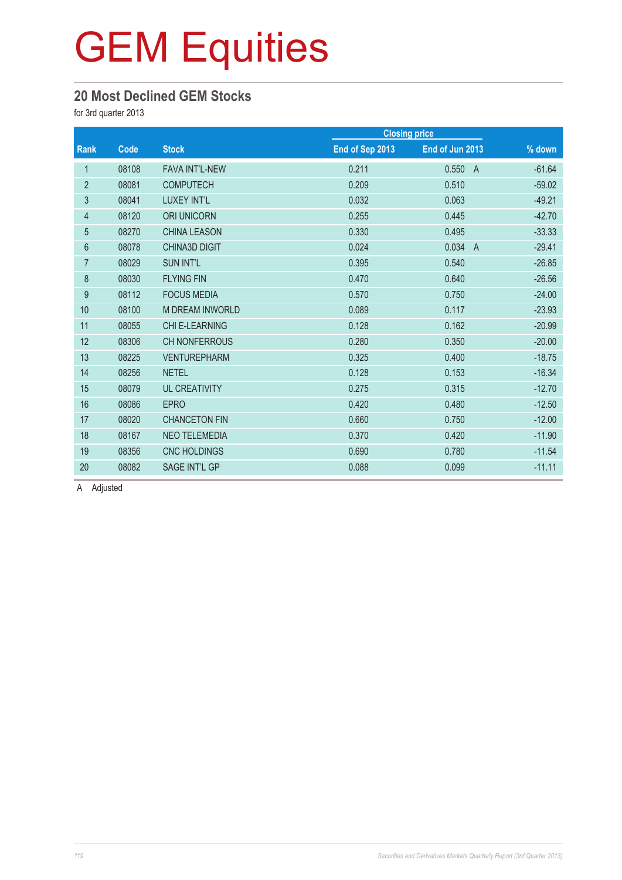# GEM Equities

## 20 Most Declined GEM Stocks

for 3rd quarter 2013

| Rank | Code | Stock | Closing price | | % down |
|---|---|---|---|---|---|
| | | | End of Sep 2013 | End of Jun 2013 | |
| 1 | 08108 | FAVA INT'L-NEW | 0.211 | 0.550 A | -61.64 |
| 2 | 08081 | COMPUTECH | 0.209 | 0.510 | -59.02 |
| 3 | 08041 | LUXEY INT'L | 0.032 | 0.063 | -49.21 |
| 4 | 08120 | ORI UNICORN | 0.255 | 0.445 | -42.70 |
| 5 | 08270 | CHINA LEASON | 0.330 | 0.495 | -33.33 |
| 6 | 08078 | CHINA3D DIGIT | 0.024 | 0.034 A | -29.41 |
| 7 | 08029 | SUN INT'L | 0.395 | 0.540 | -26.85 |
| 8 | 08030 | FLYING FIN | 0.470 | 0.640 | -26.56 |
| 9 | 08112 | FOCUS MEDIA | 0.570 | 0.750 | -24.00 |
| 10 | 08100 | M DREAM INWORLD | 0.089 | 0.117 | -23.93 |
| 11 | 08055 | CHI E-LEARNING | 0.128 | 0.162 | -20.99 |
| 12 | 08306 | CH NONFERROUS | 0.280 | 0.350 | -20.00 |
| 13 | 08225 | VENTUREPHARM | 0.325 | 0.400 | -18.75 |
| 14 | 08256 | NETEL | 0.128 | 0.153 | -16.34 |
| 15 | 08079 | UL CREATIVITY | 0.275 | 0.315 | -12.70 |
| 16 | 08086 | EPRO | 0.420 | 0.480 | -12.50 |
| 17 | 08020 | CHANCETON FIN | 0.660 | 0.750 | -12.00 |
| 18 | 08167 | NEO TELEMEDIA | 0.370 | 0.420 | -11.90 |
| 19 | 08356 | CNC HOLDINGS | 0.690 | 0.780 | -11.54 |
| 20 | 08082 | SAGE INT'L GP | 0.088 | 0.099 | -11.11 |

A Adjusted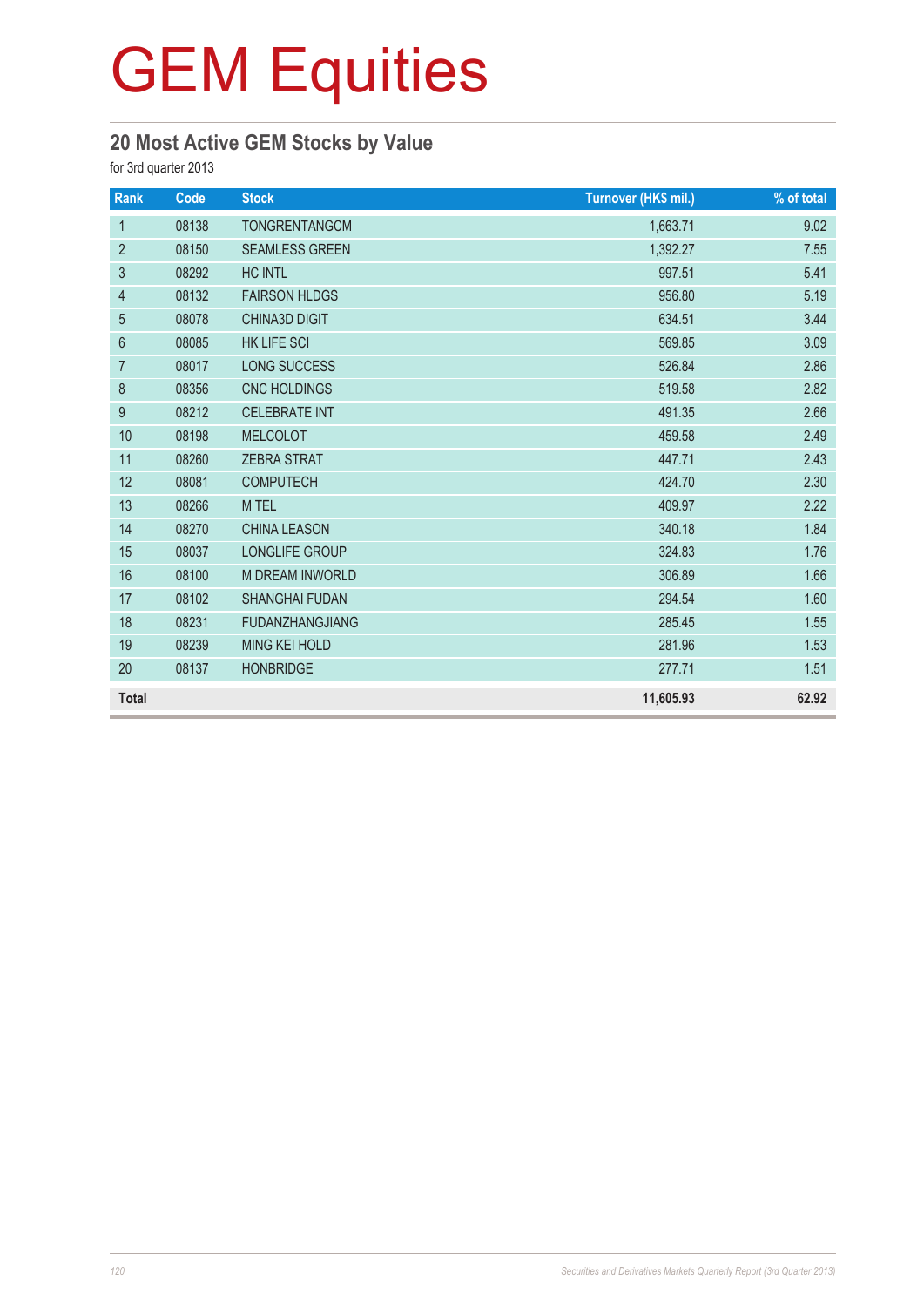# GEM Equities

## 20 Most Active GEM Stocks by Value

for 3rd quarter 2013

| Rank | Code | Stock | Turnover (HK$ mil.) | % of total |
|---|---|---|---|---|
| 1 | 08138 | TONGRENTANGCM | 1,663.71 | 9.02 |
| 2 | 08150 | SEAMLESS GREEN | 1,392.27 | 7.55 |
| 3 | 08292 | HC INTL | 997.51 | 5.41 |
| 4 | 08132 | FAIRSON HLDGS | 956.80 | 5.19 |
| 5 | 08078 | CHINA3D DIGIT | 634.51 | 3.44 |
| 6 | 08085 | HK LIFE SCI | 569.85 | 3.09 |
| 7 | 08017 | LONG SUCCESS | 526.84 | 2.86 |
| 8 | 08356 | CNC HOLDINGS | 519.58 | 2.82 |
| 9 | 08212 | CELEBRATE INT | 491.35 | 2.66 |
| 10 | 08198 | MELCOLOT | 459.58 | 2.49 |
| 11 | 08260 | ZEBRA STRAT | 447.71 | 2.43 |
| 12 | 08081 | COMPUTECH | 424.70 | 2.30 |
| 13 | 08266 | M TEL | 409.97 | 2.22 |
| 14 | 08270 | CHINA LEASON | 340.18 | 1.84 |
| 15 | 08037 | LONGLIFE GROUP | 324.83 | 1.76 |
| 16 | 08100 | M DREAM INWORLD | 306.89 | 1.66 |
| 17 | 08102 | SHANGHAI FUDAN | 294.54 | 1.60 |
| 18 | 08231 | FUDANZHANGJIANG | 285.45 | 1.55 |
| 19 | 08239 | MING KEI HOLD | 281.96 | 1.53 |
| 20 | 08137 | HONBRIDGE | 277.71 | 1.51 |
| **Total** | | | **11,605.93** | **62.92** |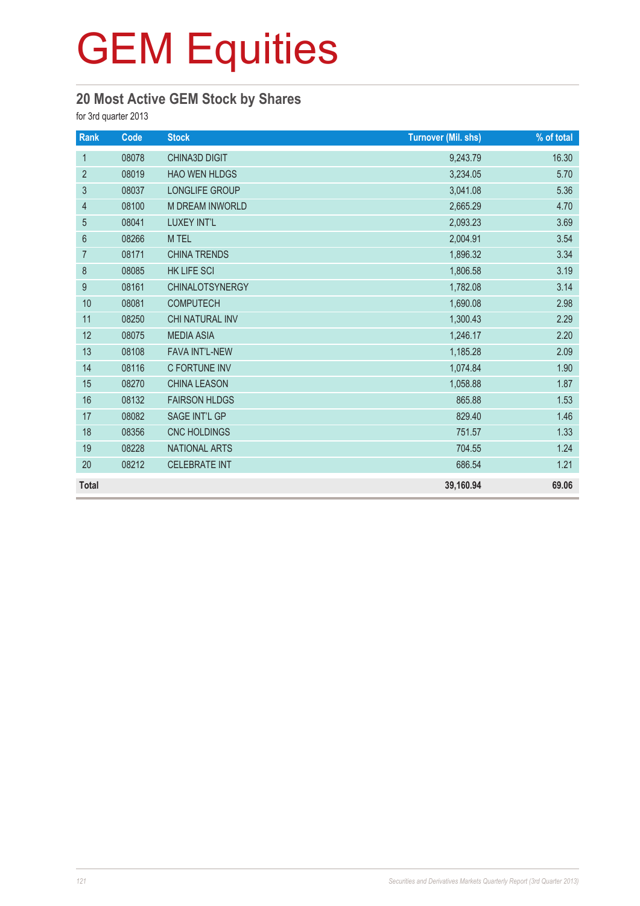# GEM Equities

## 20 Most Active GEM Stock by Shares

for 3rd quarter 2013

| Rank | Code | Stock | Turnover (Mil. shs) | % of total |
|---|---|---|---|---|
| 1 | 08078 | CHINA3D DIGIT | 9,243.79 | 16.30 |
| 2 | 08019 | HAO WEN HLDGS | 3,234.05 | 5.70 |
| 3 | 08037 | LONGLIFE GROUP | 3,041.08 | 5.36 |
| 4 | 08100 | M DREAM INWORLD | 2,665.29 | 4.70 |
| 5 | 08041 | LUXEY INT'L | 2,093.23 | 3.69 |
| 6 | 08266 | M TEL | 2,004.91 | 3.54 |
| 7 | 08171 | CHINA TRENDS | 1,896.32 | 3.34 |
| 8 | 08085 | HK LIFE SCI | 1,806.58 | 3.19 |
| 9 | 08161 | CHINALOTSYNERGY | 1,782.08 | 3.14 |
| 10 | 08081 | COMPUTECH | 1,690.08 | 2.98 |
| 11 | 08250 | CHI NATURAL INV | 1,300.43 | 2.29 |
| 12 | 08075 | MEDIA ASIA | 1,246.17 | 2.20 |
| 13 | 08108 | FAVA INT'L-NEW | 1,185.28 | 2.09 |
| 14 | 08116 | C FORTUNE INV | 1,074.84 | 1.90 |
| 15 | 08270 | CHINA LEASON | 1,058.88 | 1.87 |
| 16 | 08132 | FAIRSON HLDGS | 865.88 | 1.53 |
| 17 | 08082 | SAGE INT'L GP | 829.40 | 1.46 |
| 18 | 08356 | CNC HOLDINGS | 751.57 | 1.33 |
| 19 | 08228 | NATIONAL ARTS | 704.55 | 1.24 |
| 20 | 08212 | CELEBRATE INT | 686.54 | 1.21 |
| **Total** | | | **39,160.94** | **69.06** |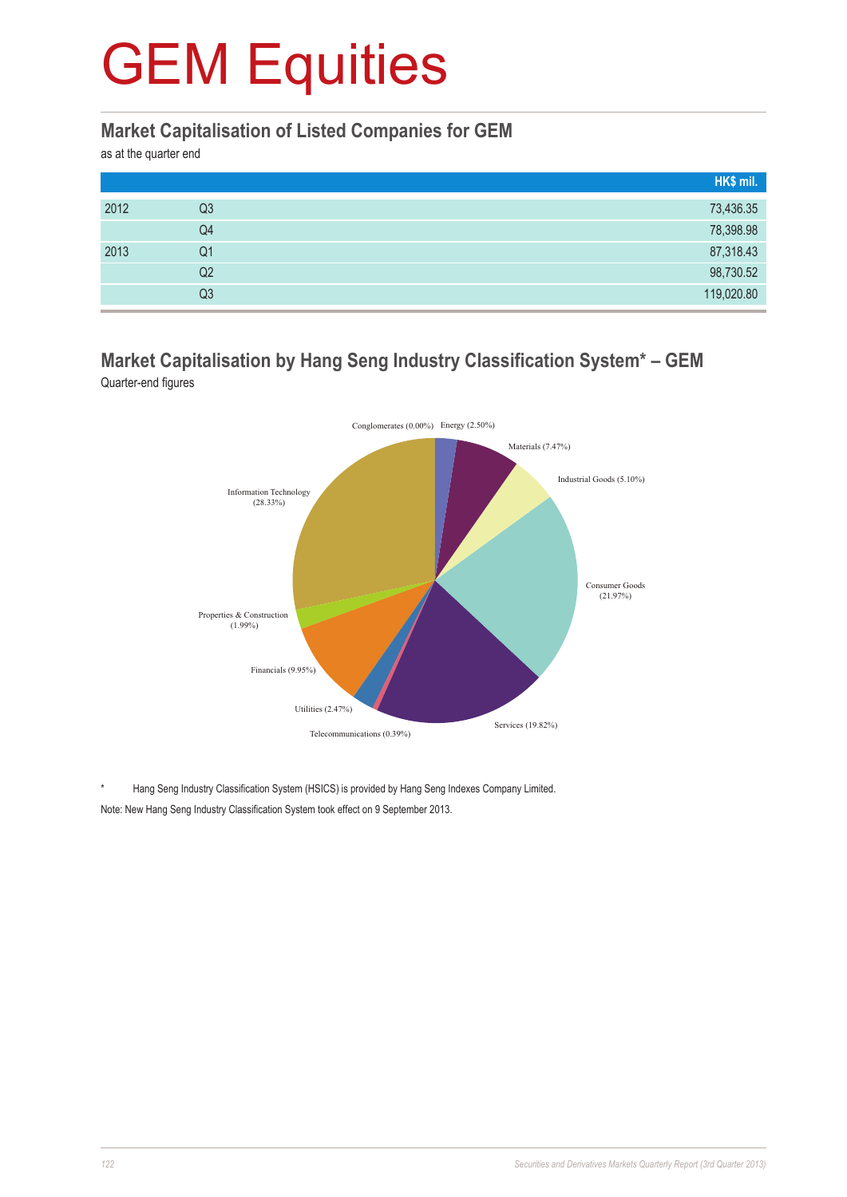# GEM Equities

## Market Capitalisation of Listed Companies for GEM

as at the quarter end

| | | HK$ mil. |
|---|---|---|
| 2012 | Q3 | 73,436.35 |
| | Q4 | 78,398.98 |
| 2013 | Q1 | 87,318.43 |
| | Q2 | 98,730.52 |
| | Q3 | 119,020.80 |

## Market Capitalisation by Hang Seng Industry Classification System* – GEM

Quarter-end figures

Conglomerates (0.00%)
Energy (2.50%)
Materials (7.47%)
Industrial Goods (5.10%)
Consumer Goods (21.97%)
Services (19.82%)
Telecommunications (0.39%)
Utilities (2.47%)
Financials (9.95%)
Properties & Construction (1.99%)
Information Technology (28.33%)

\* Hang Seng Industry Classification System (HSICS) is provided by Hang Seng Indexes Company Limited.

Note: New Hang Seng Industry Classification System took effect on 9 September 2013.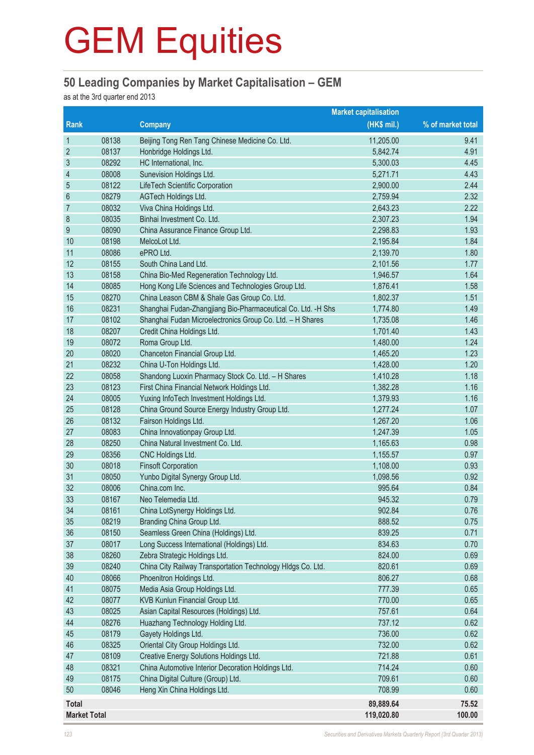# GEM Equities

## 50 Leading Companies by Market Capitalisation – GEM

as at the 3rd quarter end 2013

| Rank | | Company | Market capitalisation (HK$ mil.) | % of market total |
|---|---|---|---|---|
| 1 | 08138 | Beijing Tong Ren Tang Chinese Medicine Co. Ltd. | 11,205.00 | 9.41 |
| 2 | 08137 | Honbridge Holdings Ltd. | 5,842.74 | 4.91 |
| 3 | 08292 | HC International, Inc. | 5,300.03 | 4.45 |
| 4 | 08008 | Sunevision Holdings Ltd. | 5,271.71 | 4.43 |
| 5 | 08122 | LifeTech Scientific Corporation | 2,900.00 | 2.44 |
| 6 | 08279 | AGTech Holdings Ltd. | 2,759.94 | 2.32 |
| 7 | 08032 | Viva China Holdings Ltd. | 2,643.23 | 2.22 |
| 8 | 08035 | Binhai Investment Co. Ltd. | 2,307.23 | 1.94 |
| 9 | 08090 | China Assurance Finance Group Ltd. | 2,298.83 | 1.93 |
| 10 | 08198 | MelcoLot Ltd. | 2,195.84 | 1.84 |
| 11 | 08086 | ePRO Ltd. | 2,139.70 | 1.80 |
| 12 | 08155 | South China Land Ltd. | 2,101.56 | 1.77 |
| 13 | 08158 | China Bio-Med Regeneration Technology Ltd. | 1,946.57 | 1.64 |
| 14 | 08085 | Hong Kong Life Sciences and Technologies Group Ltd. | 1,876.41 | 1.58 |
| 15 | 08270 | China Leason CBM & Shale Gas Group Co. Ltd. | 1,802.37 | 1.51 |
| 16 | 08231 | Shanghai Fudan-Zhangjiang Bio-Pharmaceutical Co. Ltd. -H Shs | 1,774.80 | 1.49 |
| 17 | 08102 | Shanghai Fudan Microelectronics Group Co. Ltd. – H Shares | 1,735.08 | 1.46 |
| 18 | 08207 | Credit China Holdings Ltd. | 1,701.40 | 1.43 |
| 19 | 08072 | Roma Group Ltd. | 1,480.00 | 1.24 |
| 20 | 08020 | Chanceton Financial Group Ltd. | 1,465.20 | 1.23 |
| 21 | 08232 | China U-Ton Holdings Ltd. | 1,428.00 | 1.20 |
| 22 | 08058 | Shandong Luoxin Pharmacy Stock Co. Ltd. – H Shares | 1,410.28 | 1.18 |
| 23 | 08123 | First China Financial Network Holdings Ltd. | 1,382.28 | 1.16 |
| 24 | 08005 | Yuxing InfoTech Investment Holdings Ltd. | 1,379.93 | 1.16 |
| 25 | 08128 | China Ground Source Energy Industry Group Ltd. | 1,277.24 | 1.07 |
| 26 | 08132 | Fairson Holdings Ltd. | 1,267.20 | 1.06 |
| 27 | 08083 | China Innovationpay Group Ltd. | 1,247.39 | 1.05 |
| 28 | 08250 | China Natural Investment Co. Ltd. | 1,165.63 | 0.98 |
| 29 | 08356 | CNC Holdings Ltd. | 1,155.57 | 0.97 |
| 30 | 08018 | Finsoft Corporation | 1,108.00 | 0.93 |
| 31 | 08050 | Yunbo Digital Synergy Group Ltd. | 1,098.56 | 0.92 |
| 32 | 08006 | China.com Inc. | 995.64 | 0.84 |
| 33 | 08167 | Neo Telemedia Ltd. | 945.32 | 0.79 |
| 34 | 08161 | China LotSynergy Holdings Ltd. | 902.84 | 0.76 |
| 35 | 08219 | Branding China Group Ltd. | 888.52 | 0.75 |
| 36 | 08150 | Seamless Green China (Holdings) Ltd. | 839.25 | 0.71 |
| 37 | 08017 | Long Success International (Holdings) Ltd. | 834.63 | 0.70 |
| 38 | 08260 | Zebra Strategic Holdings Ltd. | 824.00 | 0.69 |
| 39 | 08240 | China City Railway Transportation Technology Hldgs Co. Ltd. | 820.61 | 0.69 |
| 40 | 08066 | Phoenitron Holdings Ltd. | 806.27 | 0.68 |
| 41 | 08075 | Media Asia Group Holdings Ltd. | 777.39 | 0.65 |
| 42 | 08077 | KVB Kunlun Financial Group Ltd. | 770.00 | 0.65 |
| 43 | 08025 | Asian Capital Resources (Holdings) Ltd. | 757.61 | 0.64 |
| 44 | 08276 | Huazhang Technology Holding Ltd. | 737.12 | 0.62 |
| 45 | 08179 | Gayety Holdings Ltd. | 736.00 | 0.62 |
| 46 | 08325 | Oriental City Group Holdings Ltd. | 732.00 | 0.62 |
| 47 | 08109 | Creative Energy Solutions Holdings Ltd. | 721.88 | 0.61 |
| 48 | 08321 | China Automotive Interior Decoration Holdings Ltd. | 714.24 | 0.60 |
| 49 | 08175 | China Digital Culture (Group) Ltd. | 709.61 | 0.60 |
| 50 | 08046 | Heng Xin China Holdings Ltd. | 708.99 | 0.60 |
| **Total** | | | **89,889.64** | **75.52** |
| **Market Total** | | | **119,020.80** | **100.00** |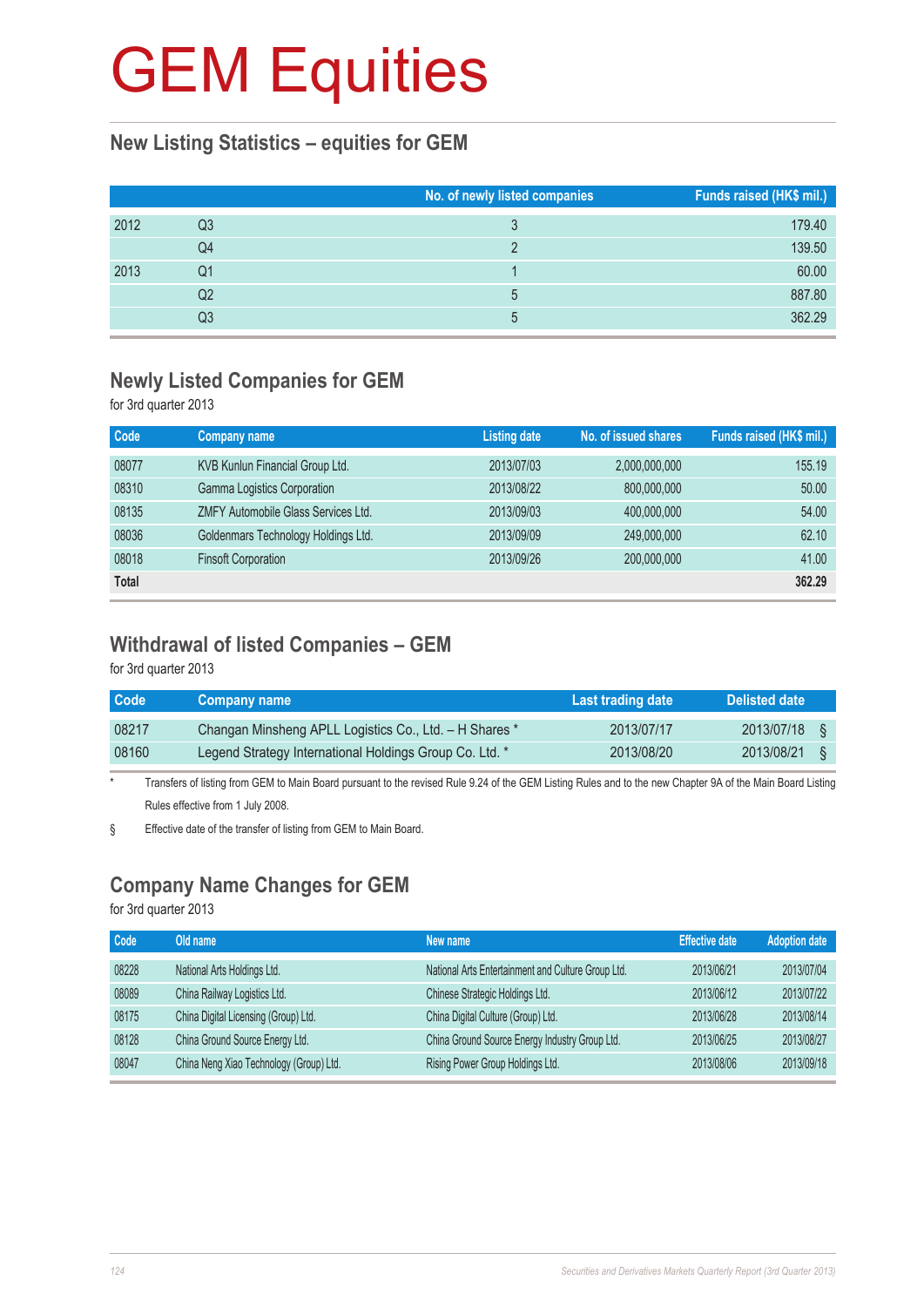# GEM Equities

## New Listing Statistics – equities for GEM

| | | No. of newly listed companies | Funds raised (HK$ mil.) |
|---|---|---|---|
| 2012 | Q3 | 3 | 179.40 |
| | Q4 | 2 | 139.50 |
| 2013 | Q1 | 1 | 60.00 |
| | Q2 | 5 | 887.80 |
| | Q3 | 5 | 362.29 |

## Newly Listed Companies for GEM

for 3rd quarter 2013

| Code | Company name | Listing date | No. of issued shares | Funds raised (HK$ mil.) |
|---|---|---|---|---|
| 08077 | KVB Kunlun Financial Group Ltd. | 2013/07/03 | 2,000,000,000 | 155.19 |
| 08310 | Gamma Logistics Corporation | 2013/08/22 | 800,000,000 | 50.00 |
| 08135 | ZMFY Automobile Glass Services Ltd. | 2013/09/03 | 400,000,000 | 54.00 |
| 08036 | Goldenmars Technology Holdings Ltd. | 2013/09/09 | 249,000,000 | 62.10 |
| 08018 | Finsoft Corporation | 2013/09/26 | 200,000,000 | 41.00 |
| **Total** | | | | **362.29** |

## Withdrawal of listed Companies – GEM

for 3rd quarter 2013

| Code | Company name | Last trading date | Delisted date |
|---|---|---|---|
| 08217 | Changan Minsheng APLL Logistics Co., Ltd. – H Shares * | 2013/07/17 | 2013/07/18 § |
| 08160 | Legend Strategy International Holdings Group Co. Ltd. * | 2013/08/20 | 2013/08/21 § |

\* Transfers of listing from GEM to Main Board pursuant to the revised Rule 9.24 of the GEM Listing Rules and to the new Chapter 9A of the Main Board Listing Rules effective from 1 July 2008.

§ Effective date of the transfer of listing from GEM to Main Board.

## Company Name Changes for GEM

for 3rd quarter 2013

| Code | Old name | New name | Effective date | Adoption date |
|---|---|---|---|---|
| 08228 | National Arts Holdings Ltd. | National Arts Entertainment and Culture Group Ltd. | 2013/06/21 | 2013/07/04 |
| 08089 | China Railway Logistics Ltd. | Chinese Strategic Holdings Ltd. | 2013/06/12 | 2013/07/22 |
| 08175 | China Digital Licensing (Group) Ltd. | China Digital Culture (Group) Ltd. | 2013/06/28 | 2013/08/14 |
| 08128 | China Ground Source Energy Ltd. | China Ground Source Energy Industry Group Ltd. | 2013/06/25 | 2013/08/27 |
| 08047 | China Neng Xiao Technology (Group) Ltd. | Rising Power Group Holdings Ltd. | 2013/08/06 | 2013/09/18 |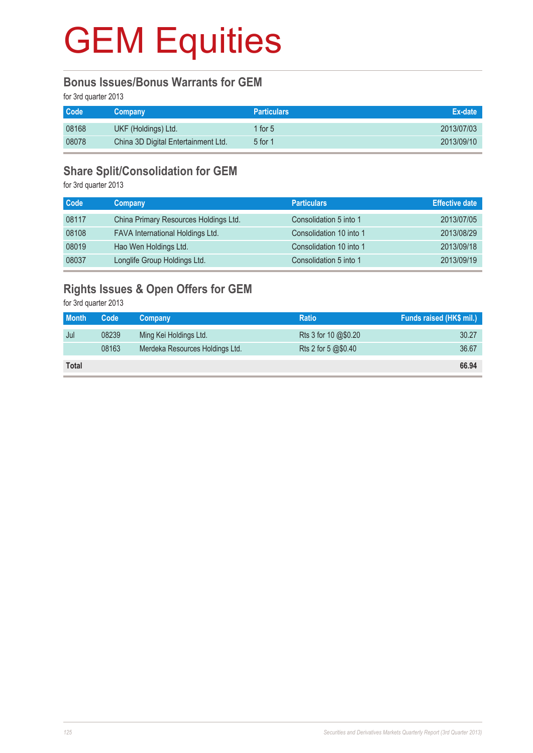# GEM Equities

## Bonus Issues/Bonus Warrants for GEM

for 3rd quarter 2013

| Code | Company | Particulars | Ex-date |
|---|---|---|---|
| 08168 | UKF (Holdings) Ltd. | 1 for 5 | 2013/07/03 |
| 08078 | China 3D Digital Entertainment Ltd. | 5 for 1 | 2013/09/10 |

## Share Split/Consolidation for GEM

for 3rd quarter 2013

| Code | Company | Particulars | Effective date |
|---|---|---|---|
| 08117 | China Primary Resources Holdings Ltd. | Consolidation 5 into 1 | 2013/07/05 |
| 08108 | FAVA International Holdings Ltd. | Consolidation 10 into 1 | 2013/08/29 |
| 08019 | Hao Wen Holdings Ltd. | Consolidation 10 into 1 | 2013/09/18 |
| 08037 | Longlife Group Holdings Ltd. | Consolidation 5 into 1 | 2013/09/19 |

## Rights Issues & Open Offers for GEM

for 3rd quarter 2013

| Month | Code | Company | Ratio | Funds raised (HK$ mil.) |
|---|---|---|---|---|
| Jul | 08239 | Ming Kei Holdings Ltd. | Rts 3 for 10 @$0.20 | 30.27 |
| | 08163 | Merdeka Resources Holdings Ltd. | Rts 2 for 5 @$0.40 | 36.67 |
| **Total** | | | | **66.94** |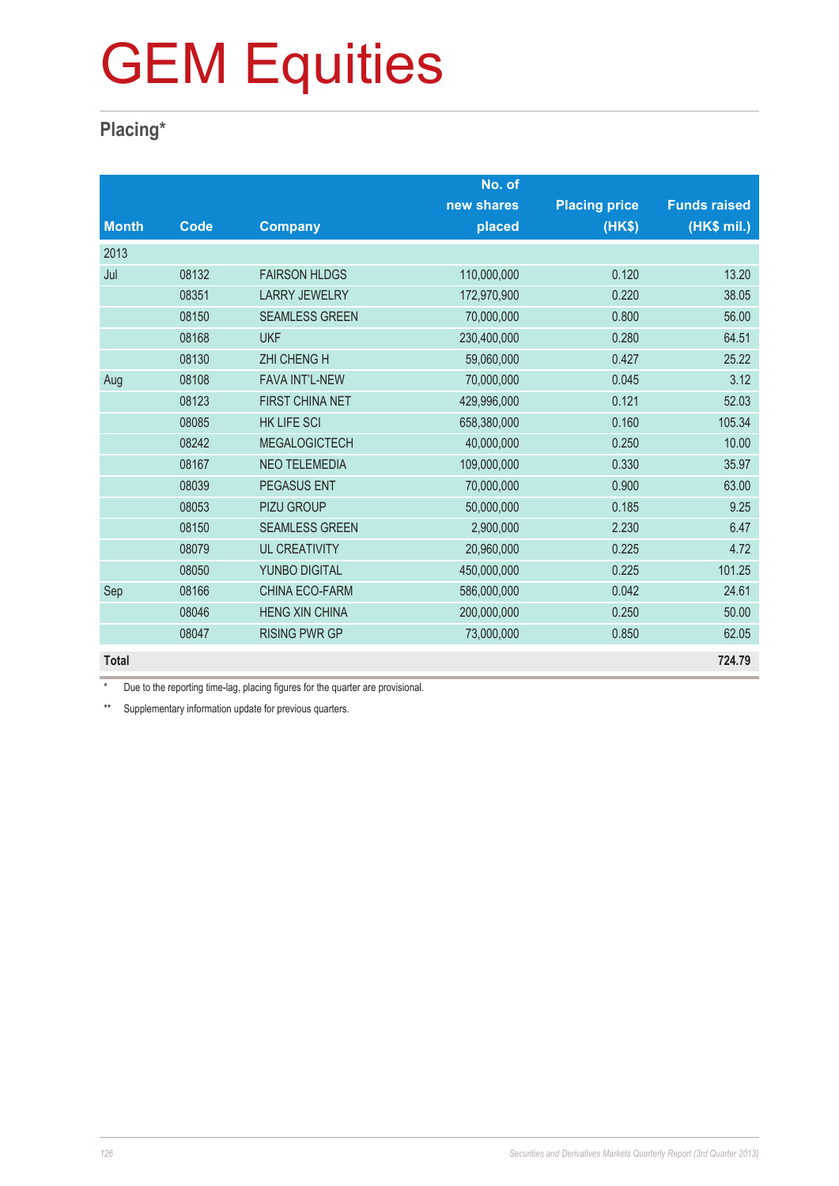# GEM Equities

## Placing*

| Month | Code | Company | No. of new shares placed | Placing price (HK$) | Funds raised (HK$ mil.) |
|---|---|---|---|---|---|
| 2013 | | | | | |
| Jul | 08132 | FAIRSON HLDGS | 110,000,000 | 0.120 | 13.20 |
| | 08351 | LARRY JEWELRY | 172,970,900 | 0.220 | 38.05 |
| | 08150 | SEAMLESS GREEN | 70,000,000 | 0.800 | 56.00 |
| | 08168 | UKF | 230,400,000 | 0.280 | 64.51 |
| | 08130 | ZHI CHENG H | 59,060,000 | 0.427 | 25.22 |
| Aug | 08108 | FAVA INT'L-NEW | 70,000,000 | 0.045 | 3.12 |
| | 08123 | FIRST CHINA NET | 429,996,000 | 0.121 | 52.03 |
| | 08085 | HK LIFE SCI | 658,380,000 | 0.160 | 105.34 |
| | 08242 | MEGALOGICTECH | 40,000,000 | 0.250 | 10.00 |
| | 08167 | NEO TELEMEDIA | 109,000,000 | 0.330 | 35.97 |
| | 08039 | PEGASUS ENT | 70,000,000 | 0.900 | 63.00 |
| | 08053 | PIZU GROUP | 50,000,000 | 0.185 | 9.25 |
| | 08150 | SEAMLESS GREEN | 2,900,000 | 2.230 | 6.47 |
| | 08079 | UL CREATIVITY | 20,960,000 | 0.225 | 4.72 |
| | 08050 | YUNBO DIGITAL | 450,000,000 | 0.225 | 101.25 |
| Sep | 08166 | CHINA ECO-FARM | 586,000,000 | 0.042 | 24.61 |
| | 08046 | HENG XIN CHINA | 200,000,000 | 0.250 | 50.00 |
| | 08047 | RISING PWR GP | 73,000,000 | 0.850 | 62.05 |
| **Total** | | | | | **724.79** |

\* Due to the reporting time-lag, placing figures for the quarter are provisional.

** Supplementary information update for previous quarters.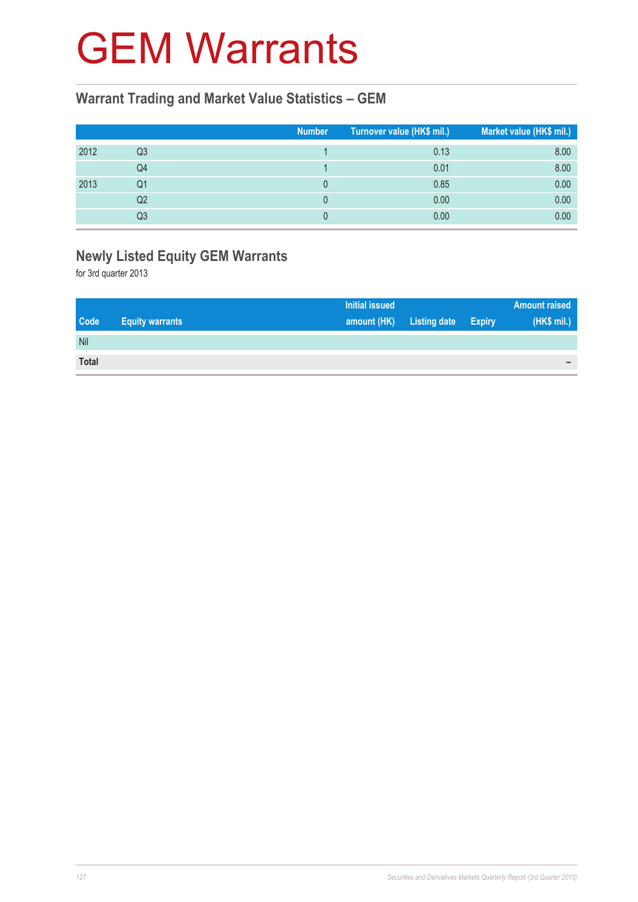# GEM Warrants

## Warrant Trading and Market Value Statistics – GEM

| | | Number | Turnover value (HK$ mil.) | Market value (HK$ mil.) |
|---|---|---|---|---|
| 2012 | Q3 | 1 | 0.13 | 8.00 |
| | Q4 | 1 | 0.01 | 8.00 |
| 2013 | Q1 | 0 | 0.85 | 0.00 |
| | Q2 | 0 | 0.00 | 0.00 |
| | Q3 | 0 | 0.00 | 0.00 |

## Newly Listed Equity GEM Warrants

for 3rd quarter 2013

| Code | Equity warrants | Initial issued amount (HK) | Listing date | Expiry | Amount raised (HK$ mil.) |
|---|---|---|---|---|---|
| Nil | | | | | |
| **Total** | | | | | – |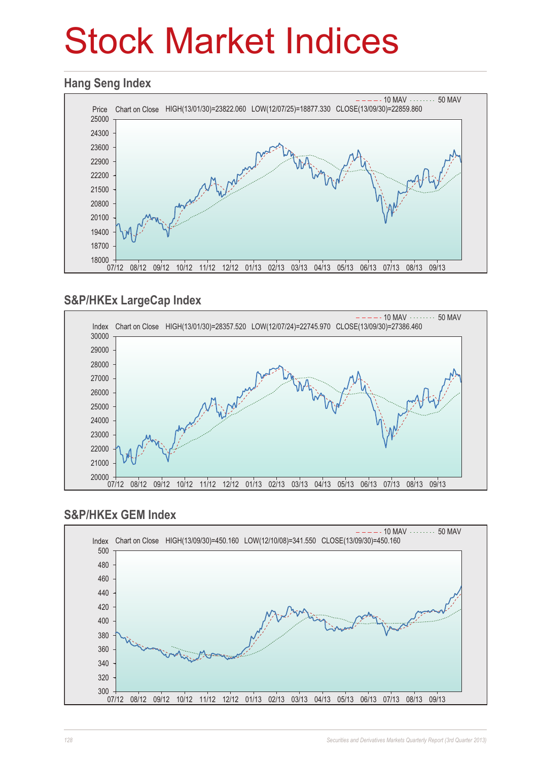# Stock Market Indices

## Hang Seng Index

10 MAV 50 MAV

Price Chart on Close HIGH(13/01/30)=23822.060 LOW(12/07/25)=18877.330 CLOSE(13/09/30)=22859.860

25000 24300 23600 22900 22200 21500 20800 20100 19400 18700 18000

07/12 08/12 09/12 10/12 11/12 12/12 01/13 02/13 03/13 04/13 05/13 06/13 07/13 08/13 09/13

## S&P/HKEx LargeCap Index

10 MAV 50 MAV

Index Chart on Close HIGH(13/01/30)=28357.520 LOW(12/07/24)=22745.970 CLOSE(13/09/30)=27386.460

30000 29000 28000 27000 26000 25000 24000 23000 22000 21000 20000

07/12 08/12 09/12 10/12 11/12 12/12 01/13 02/13 03/13 04/13 05/13 06/13 07/13 08/13 09/13

## S&P/HKEx GEM Index

10 MAV 50 MAV

Index Chart on Close HIGH(13/09/30)=450.160 LOW(12/10/08)=341.550 CLOSE(13/09/30)=450.160

500 480 460 440 420 400 380 360 340 320 300

07/12 08/12 09/12 10/12 11/12 12/12 01/13 02/13 03/13 04/13 05/13 06/13 07/13 08/13 09/13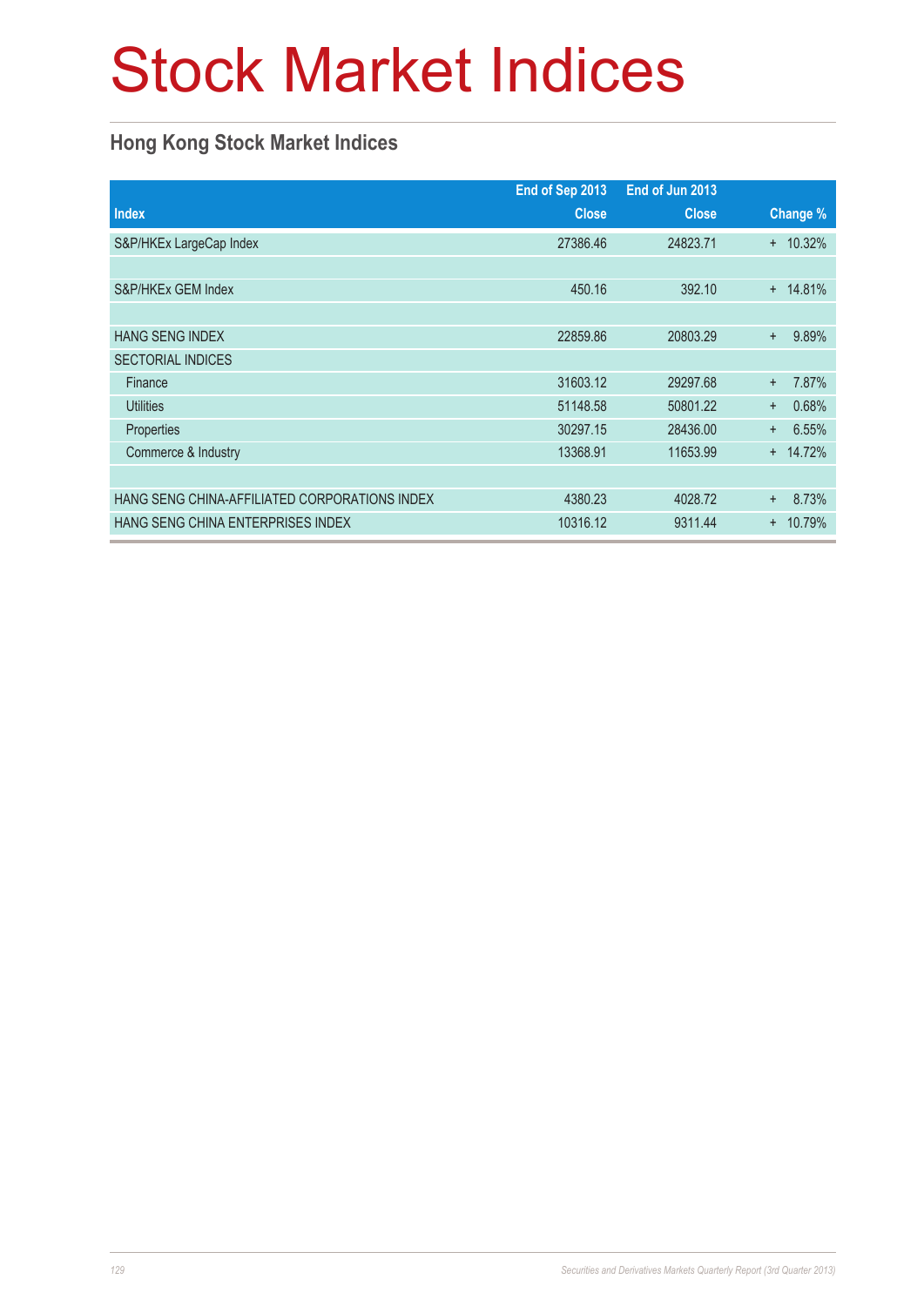# Stock Market Indices

## Hong Kong Stock Market Indices

| Index | End of Sep 2013 Close | End of Jun 2013 Close | Change % |
|---|---|---|---|
| S&P/HKEx LargeCap Index | 27386.46 | 24823.71 | + 10.32% |
| | | | |
| S&P/HKEx GEM Index | 450.16 | 392.10 | + 14.81% |
| | | | |
| HANG SENG INDEX | 22859.86 | 20803.29 | + 9.89% |
| SECTORIAL INDICES | | | |
| Finance | 31603.12 | 29297.68 | + 7.87% |
| Utilities | 51148.58 | 50801.22 | + 0.68% |
| Properties | 30297.15 | 28436.00 | + 6.55% |
| Commerce & Industry | 13368.91 | 11653.99 | + 14.72% |
| | | | |
| HANG SENG CHINA-AFFILIATED CORPORATIONS INDEX | 4380.23 | 4028.72 | + 8.73% |
| HANG SENG CHINA ENTERPRISES INDEX | 10316.12 | 9311.44 | + 10.79% |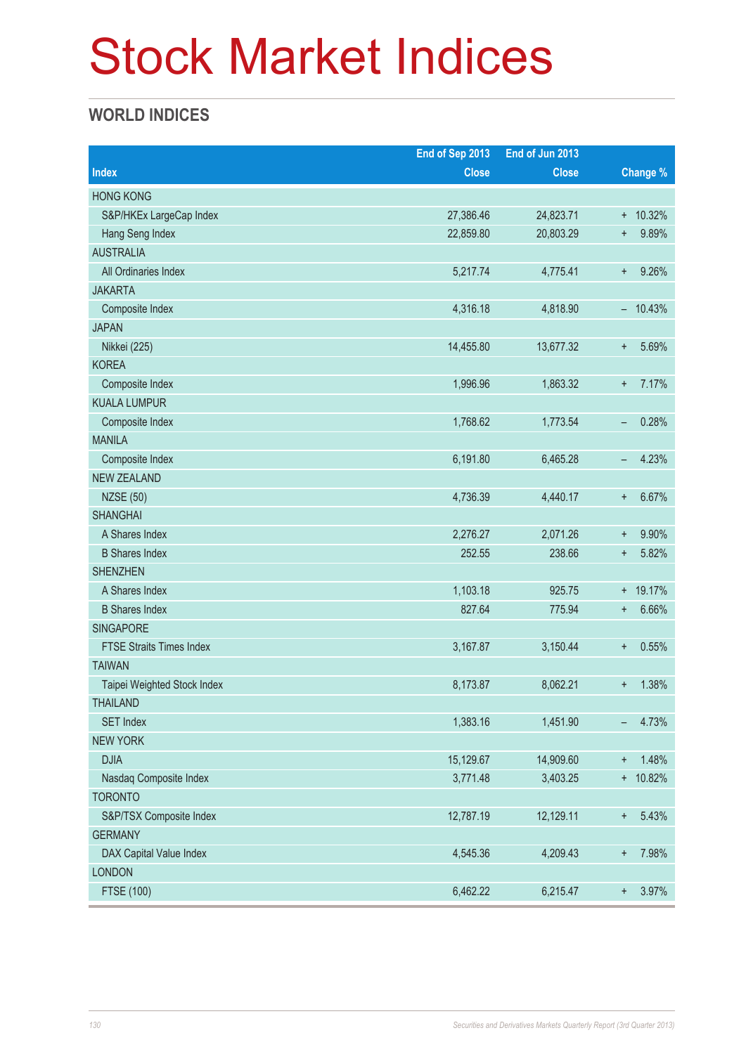# Stock Market Indices

## WORLD INDICES

| Index | End of Sep 2013 Close | End of Jun 2013 Close | Change % |
|---|---|---|---|
| HONG KONG | | | |
| S&P/HKEx LargeCap Index | 27,386.46 | 24,823.71 | + 10.32% |
| Hang Seng Index | 22,859.80 | 20,803.29 | + 9.89% |
| AUSTRALIA | | | |
| All Ordinaries Index | 5,217.74 | 4,775.41 | + 9.26% |
| JAKARTA | | | |
| Composite Index | 4,316.18 | 4,818.90 | – 10.43% |
| JAPAN | | | |
| Nikkei (225) | 14,455.80 | 13,677.32 | + 5.69% |
| KOREA | | | |
| Composite Index | 1,996.96 | 1,863.32 | + 7.17% |
| KUALA LUMPUR | | | |
| Composite Index | 1,768.62 | 1,773.54 | – 0.28% |
| MANILA | | | |
| Composite Index | 6,191.80 | 6,465.28 | – 4.23% |
| NEW ZEALAND | | | |
| NZSE (50) | 4,736.39 | 4,440.17 | + 6.67% |
| SHANGHAI | | | |
| A Shares Index | 2,276.27 | 2,071.26 | + 9.90% |
| B Shares Index | 252.55 | 238.66 | + 5.82% |
| SHENZHEN | | | |
| A Shares Index | 1,103.18 | 925.75 | + 19.17% |
| B Shares Index | 827.64 | 775.94 | + 6.66% |
| SINGAPORE | | | |
| FTSE Straits Times Index | 3,167.87 | 3,150.44 | + 0.55% |
| TAIWAN | | | |
| Taipei Weighted Stock Index | 8,173.87 | 8,062.21 | + 1.38% |
| THAILAND | | | |
| SET Index | 1,383.16 | 1,451.90 | – 4.73% |
| NEW YORK | | | |
| DJIA | 15,129.67 | 14,909.60 | + 1.48% |
| Nasdaq Composite Index | 3,771.48 | 3,403.25 | + 10.82% |
| TORONTO | | | |
| S&P/TSX Composite Index | 12,787.19 | 12,129.11 | + 5.43% |
| GERMANY | | | |
| DAX Capital Value Index | 4,545.36 | 4,209.43 | + 7.98% |
| LONDON | | | |
| FTSE (100) | 6,462.22 | 6,215.47 | + 3.97% |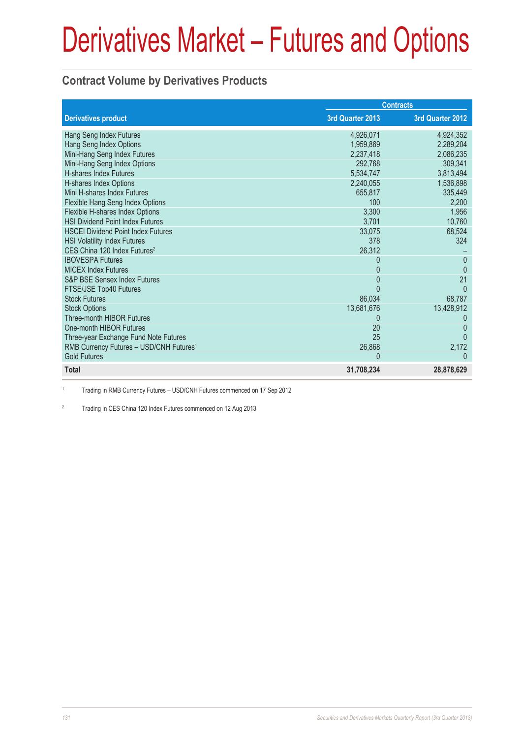# Derivatives Market – Futures and Options

## Contract Volume by Derivatives Products

| Derivatives product | Contracts | |
|---|---|---|
| | 3rd Quarter 2013 | 3rd Quarter 2012 |
| Hang Seng Index Futures | 4,926,071 | 4,924,352 |
| Hang Seng Index Options | 1,959,869 | 2,289,204 |
| Mini-Hang Seng Index Futures | 2,237,418 | 2,086,235 |
| Mini-Hang Seng Index Options | 292,768 | 309,341 |
| H-shares Index Futures | 5,534,747 | 3,813,494 |
| H-shares Index Options | 2,240,055 | 1,536,898 |
| Mini H-shares Index Futures | 655,817 | 335,449 |
| Flexible Hang Seng Index Options | 100 | 2,200 |
| Flexible H-shares Index Options | 3,300 | 1,956 |
| HSI Dividend Point Index Futures | 3,701 | 10,760 |
| HSCEI Dividend Point Index Futures | 33,075 | 68,524 |
| HSI Volatility Index Futures | 378 | 324 |
| CES China 120 Index Futures[2] | 26,312 | – |
| IBOVESPA Futures | 0 | 0 |
| MICEX Index Futures | 0 | 0 |
| S&P BSE Sensex Index Futures | 0 | 21 |
| FTSE/JSE Top40 Futures | 0 | 0 |
| Stock Futures | 86,034 | 68,787 |
| Stock Options | 13,681,676 | 13,428,912 |
| Three-month HIBOR Futures | 0 | 0 |
| One-month HIBOR Futures | 20 | 0 |
| Three-year Exchange Fund Note Futures | 25 | 0 |
| RMB Currency Futures – USD/CNH Futures[1] | 26,868 | 2,172 |
| Gold Futures | 0 | 0 |
| **Total** | **31,708,234** | **28,878,629** |

[1] Trading in RMB Currency Futures – USD/CNH Futures commenced on 17 Sep 2012

[2] Trading in CES China 120 Index Futures commenced on 12 Aug 2013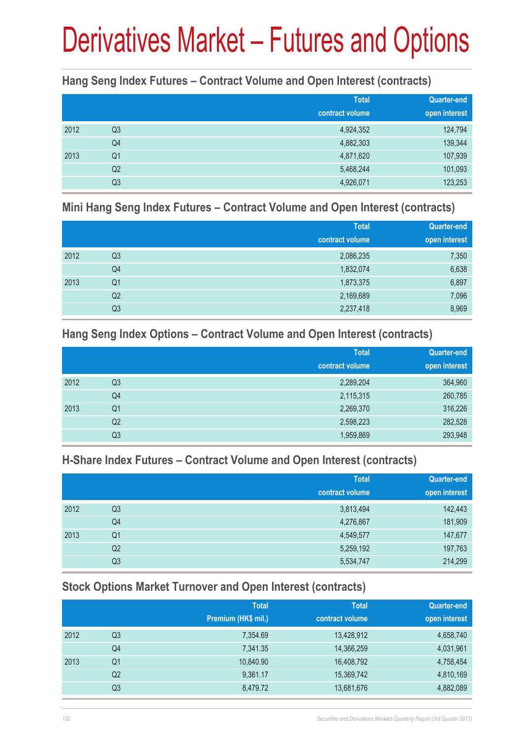# Derivatives Market – Futures and Options

### Hang Seng Index Futures – Contract Volume and Open Interest (contracts)

| | | Total contract volume | Quarter-end open interest |
|---|---|---|---|
| 2012 | Q3 | 4,924,352 | 124,794 |
| | Q4 | 4,882,303 | 139,344 |
| 2013 | Q1 | 4,871,620 | 107,939 |
| | Q2 | 5,468,244 | 101,093 |
| | Q3 | 4,926,071 | 123,253 |

### Mini Hang Seng Index Futures – Contract Volume and Open Interest (contracts)

| | | Total contract volume | Quarter-end open interest |
|---|---|---|---|
| 2012 | Q3 | 2,086,235 | 7,350 |
| | Q4 | 1,832,074 | 6,638 |
| 2013 | Q1 | 1,873,375 | 6,897 |
| | Q2 | 2,169,689 | 7,096 |
| | Q3 | 2,237,418 | 8,969 |

### Hang Seng Index Options – Contract Volume and Open Interest (contracts)

| | | Total contract volume | Quarter-end open interest |
|---|---|---|---|
| 2012 | Q3 | 2,289,204 | 364,960 |
| | Q4 | 2,115,315 | 260,785 |
| 2013 | Q1 | 2,269,370 | 316,226 |
| | Q2 | 2,598,223 | 282,528 |
| | Q3 | 1,959,869 | 293,948 |

### H-Share Index Futures – Contract Volume and Open Interest (contracts)

| | | Total contract volume | Quarter-end open interest |
|---|---|---|---|
| 2012 | Q3 | 3,813,494 | 142,443 |
| | Q4 | 4,276,867 | 181,909 |
| 2013 | Q1 | 4,549,577 | 147,677 |
| | Q2 | 5,259,192 | 197,763 |
| | Q3 | 5,534,747 | 214,299 |

### Stock Options Market Turnover and Open Interest (contracts)

| | | Total Premium (HK$ mil.) | Total contract volume | Quarter-end open interest |
|---|---|---|---|---|
| 2012 | Q3 | 7,354.69 | 13,428,912 | 4,658,740 |
| | Q4 | 7,341.35 | 14,366,259 | 4,031,961 |
| 2013 | Q1 | 10,840.90 | 16,408,792 | 4,758,454 |
| | Q2 | 9,361.17 | 15,369,742 | 4,810,169 |
| | Q3 | 8,479.72 | 13,681,676 | 4,882,089 |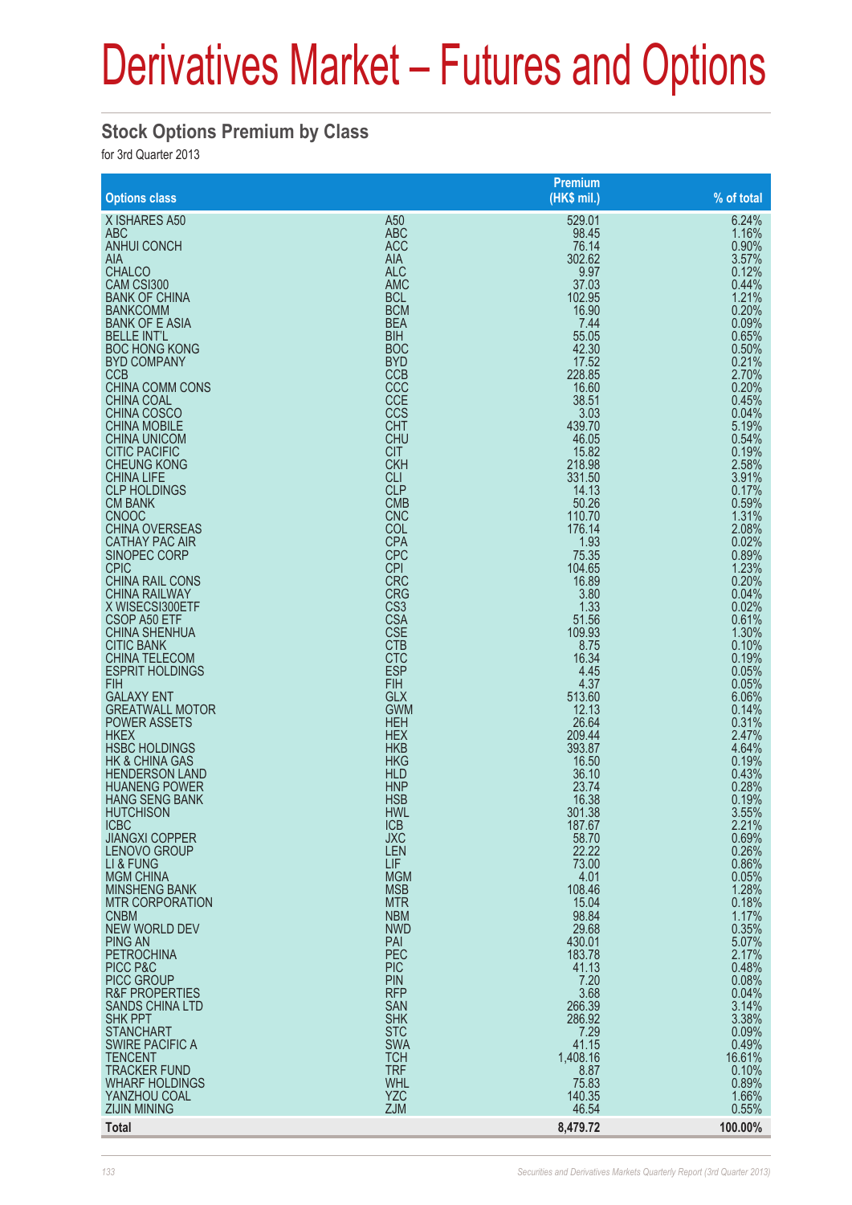# Derivatives Market – Futures and Options

## Stock Options Premium by Class

for 3rd Quarter 2013

| Options class | | Premium (HK$ mil.) | % of total |
|---|---|---|---|
| X ISHARES A50 | A50 | 529.01 | 6.24% |
| ABC | ABC | 98.45 | 1.16% |
| ANHUI CONCH | ACC | 76.14 | 0.90% |
| AIA | AIA | 302.62 | 3.57% |
| CHALCO | ALC | 9.97 | 0.12% |
| CAM CSI300 | AMC | 37.03 | 0.44% |
| BANK OF CHINA | BCL | 102.95 | 1.21% |
| BANKCOMM | BCM | 16.90 | 0.20% |
| BANK OF E ASIA | BEA | 7.44 | 0.09% |
| BELLE INT'L | BIH | 55.05 | 0.65% |
| BOC HONG KONG | BOC | 42.30 | 0.50% |
| BYD COMPANY | BYD | 17.52 | 0.21% |
| CCB | CCB | 228.85 | 2.70% |
| CHINA COMM CONS | CCC | 16.60 | 0.20% |
| CHINA COAL | CCE | 38.51 | 0.45% |
| CHINA COSCO | CCS | 3.03 | 0.04% |
| CHINA MOBILE | CHT | 439.70 | 5.19% |
| CHINA UNICOM | CHU | 46.05 | 0.54% |
| CITIC PACIFIC | CIT | 15.82 | 0.19% |
| CHEUNG KONG | CKH | 218.98 | 2.58% |
| CHINA LIFE | CLI | 331.50 | 3.91% |
| CLP HOLDINGS | CLP | 14.13 | 0.17% |
| CM BANK | CMB | 50.26 | 0.59% |
| CNOOC | CNC | 110.70 | 1.31% |
| CHINA OVERSEAS | COL | 176.14 | 2.08% |
| CATHAY PAC AIR | CPA | 1.93 | 0.02% |
| SINOPEC CORP | CPC | 75.35 | 0.89% |
| CPIC | CPI | 104.65 | 1.23% |
| CHINA RAIL CONS | CRC | 16.89 | 0.20% |
| CHINA RAILWAY | CRG | 3.80 | 0.04% |
| X WISECSI300ETF | CS3 | 1.33 | 0.02% |
| CSOP A50 ETF | CSA | 51.56 | 0.61% |
| CHINA SHENHUA | CSE | 109.93 | 1.30% |
| CITIC BANK | CTB | 8.75 | 0.10% |
| CHINA TELECOM | CTC | 16.34 | 0.19% |
| ESPRIT HOLDINGS | ESP | 4.45 | 0.05% |
| FIH | FIH | 4.37 | 0.05% |
| GALAXY ENT | GLX | 513.60 | 6.06% |
| GREATWALL MOTOR | GWM | 12.13 | 0.14% |
| POWER ASSETS | HEH | 26.64 | 0.31% |
| HKEX | HEX | 209.44 | 2.47% |
| HSBC HOLDINGS | HKB | 393.87 | 4.64% |
| HK & CHINA GAS | HKG | 16.50 | 0.19% |
| HENDERSON LAND | HLD | 36.10 | 0.43% |
| HUANENG POWER | HNP | 23.74 | 0.28% |
| HANG SENG BANK | HSB | 16.38 | 0.19% |
| HUTCHISON | HWL | 301.38 | 3.55% |
| ICBC | ICB | 187.67 | 2.21% |
| JIANGXI COPPER | JXC | 58.70 | 0.69% |
| LENOVO GROUP | LEN | 22.22 | 0.26% |
| LI & FUNG | LIF | 73.00 | 0.86% |
| MGM CHINA | MGM | 4.01 | 0.05% |
| MINSHENG BANK | MSB | 108.46 | 1.28% |
| MTR CORPORATION | MTR | 15.04 | 0.18% |
| CNBM | NBM | 98.84 | 1.17% |
| NEW WORLD DEV | NWD | 29.68 | 0.35% |
| PING AN | PAI | 430.01 | 5.07% |
| PETROCHINA | PEC | 183.78 | 2.17% |
| PICC P&C | PIC | 41.13 | 0.48% |
| PICC GROUP | PIN | 7.20 | 0.08% |
| R&F PROPERTIES | RFP | 3.68 | 0.04% |
| SANDS CHINA LTD | SAN | 266.39 | 3.14% |
| SHK PPT | SHK | 286.92 | 3.38% |
| STANCHART | STC | 7.29 | 0.09% |
| SWIRE PACIFIC A | SWA | 41.15 | 0.49% |
| TENCENT | TCH | 1,408.16 | 16.61% |
| TRACKER FUND | TRF | 8.87 | 0.10% |
| WHARF HOLDINGS | WHL | 75.83 | 0.89% |
| YANZHOU COAL | YZC | 140.35 | 1.66% |
| ZIJIN MINING | ZJM | 46.54 | 0.55% |
| **Total** | | **8,479.72** | **100.00%** |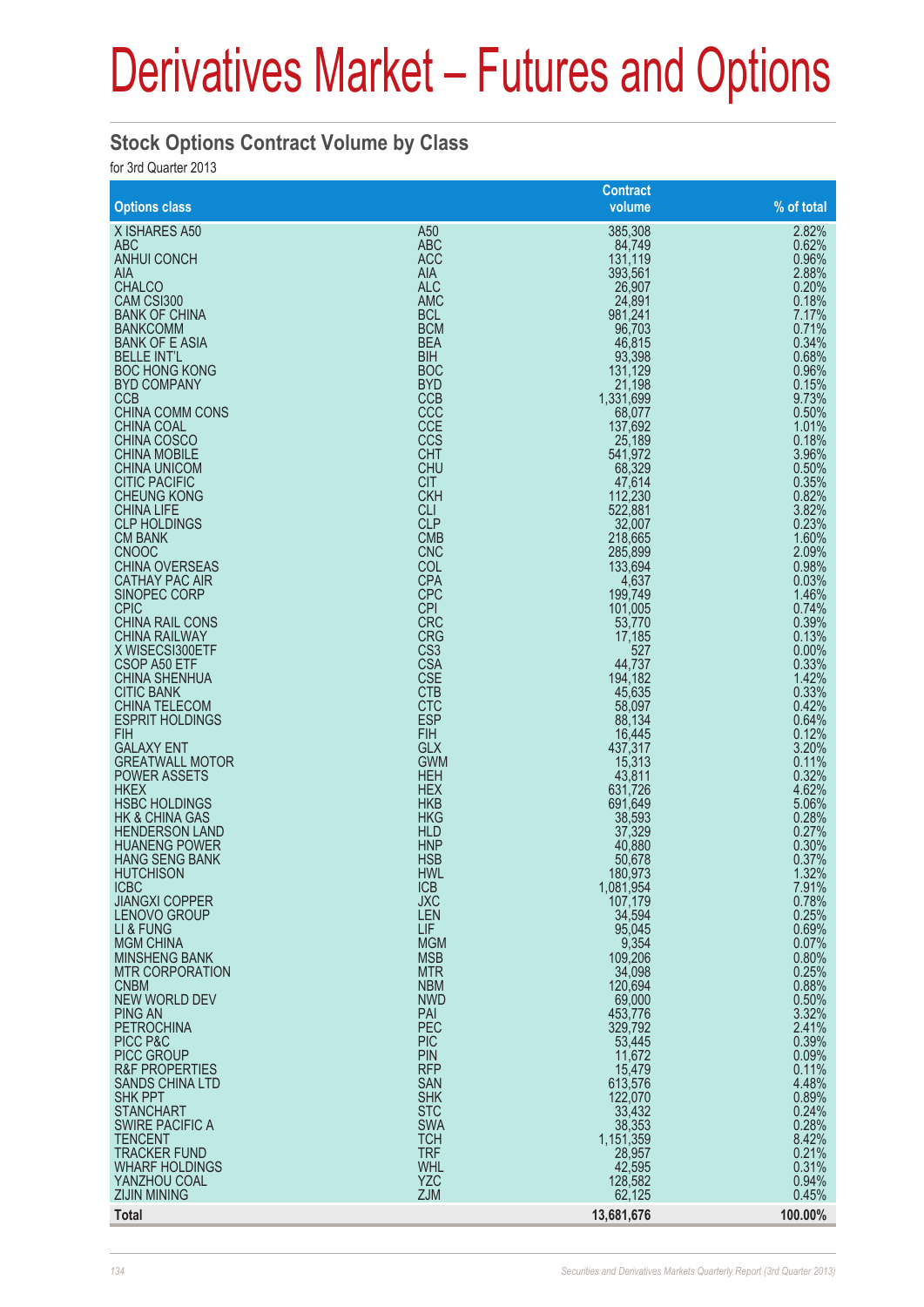# Derivatives Market – Futures and Options

## Stock Options Contract Volume by Class

for 3rd Quarter 2013

| Options class | | Contract volume | % of total |
|---|---|---|---|
| X ISHARES A50 | A50 | 385,308 | 2.82% |
| ABC | ABC | 84,749 | 0.62% |
| ANHUI CONCH | ACC | 131,119 | 0.96% |
| AIA | AIA | 393,561 | 2.88% |
| CHALCO | ALC | 26,907 | 0.20% |
| CAM CSI300 | AMC | 24,891 | 0.18% |
| BANK OF CHINA | BCL | 981,241 | 7.17% |
| BANKCOMM | BCM | 96,703 | 0.71% |
| BANK OF E ASIA | BEA | 46,815 | 0.34% |
| BELLE INT'L | BIH | 93,398 | 0.68% |
| BOC HONG KONG | BOC | 131,129 | 0.96% |
| BYD COMPANY | BYD | 21,198 | 0.15% |
| CCB | CCB | 1,331,699 | 9.73% |
| CHINA COMM CONS | CCC | 68,077 | 0.50% |
| CHINA COAL | CCE | 137,692 | 1.01% |
| CHINA COSCO | CCS | 25,189 | 0.18% |
| CHINA MOBILE | CHT | 541,972 | 3.96% |
| CHINA UNICOM | CHU | 68,329 | 0.50% |
| CITIC PACIFIC | CIT | 47,614 | 0.35% |
| CHEUNG KONG | CKH | 112,230 | 0.82% |
| CHINA LIFE | CLI | 522,881 | 3.82% |
| CLP HOLDINGS | CLP | 32,007 | 0.23% |
| CM BANK | CMB | 218,665 | 1.60% |
| CNOOC | CNC | 285,899 | 2.09% |
| CHINA OVERSEAS | COL | 133,694 | 0.98% |
| CATHAY PAC AIR | CPA | 4,637 | 0.03% |
| SINOPEC CORP | CPC | 199,749 | 1.46% |
| CPIC | CPI | 101,005 | 0.74% |
| CHINA RAIL CONS | CRC | 53,770 | 0.39% |
| CHINA RAILWAY | CRG | 17,185 | 0.13% |
| X WISECSI300ETF | CS3 | 527 | 0.00% |
| CSOP A50 ETF | CSA | 44,737 | 0.33% |
| CHINA SHENHUA | CSE | 194,182 | 1.42% |
| CITIC BANK | CTB | 45,635 | 0.33% |
| CHINA TELECOM | CTC | 58,097 | 0.42% |
| ESPRIT HOLDINGS | ESP | 88,134 | 0.64% |
| FIH | FIH | 16,445 | 0.12% |
| GALAXY ENT | GLX | 437,317 | 3.20% |
| GREATWALL MOTOR | GWM | 15,313 | 0.11% |
| POWER ASSETS | HEH | 43,811 | 0.32% |
| HKEX | HEX | 631,726 | 4.62% |
| HSBC HOLDINGS | HKB | 691,649 | 5.06% |
| HK & CHINA GAS | HKG | 38,593 | 0.28% |
| HENDERSON LAND | HLD | 37,329 | 0.27% |
| HUANENG POWER | HNP | 40,880 | 0.30% |
| HANG SENG BANK | HSB | 50,678 | 0.37% |
| HUTCHISON | HWL | 180,973 | 1.32% |
| ICBC | ICB | 1,081,954 | 7.91% |
| JIANGXI COPPER | JXC | 107,179 | 0.78% |
| LENOVO GROUP | LEN | 34,594 | 0.25% |
| LI & FUNG | LIF | 95,045 | 0.69% |
| MGM CHINA | MGM | 9,354 | 0.07% |
| MINSHENG BANK | MSB | 109,206 | 0.80% |
| MTR CORPORATION | MTR | 34,098 | 0.25% |
| CNBM | NBM | 120,694 | 0.88% |
| NEW WORLD DEV | NWD | 69,000 | 0.50% |
| PING AN | PAI | 453,776 | 3.32% |
| PETROCHINA | PEC | 329,792 | 2.41% |
| PICC P&C | PIC | 53,445 | 0.39% |
| PICC GROUP | PIN | 11,672 | 0.09% |
| R&F PROPERTIES | RFP | 15,479 | 0.11% |
| SANDS CHINA LTD | SAN | 613,576 | 4.48% |
| SHK PPT | SHK | 122,070 | 0.89% |
| STANCHART | STC | 33,432 | 0.24% |
| SWIRE PACIFIC A | SWA | 38,353 | 0.28% |
| TENCENT | TCH | 1,151,359 | 8.42% |
| TRACKER FUND | TRF | 28,957 | 0.21% |
| WHARF HOLDINGS | WHL | 42,595 | 0.31% |
| YANZHOU COAL | YZC | 128,582 | 0.94% |
| ZIJIN MINING | ZJM | 62,125 | 0.45% |
| **Total** | | **13,681,676** | **100.00%** |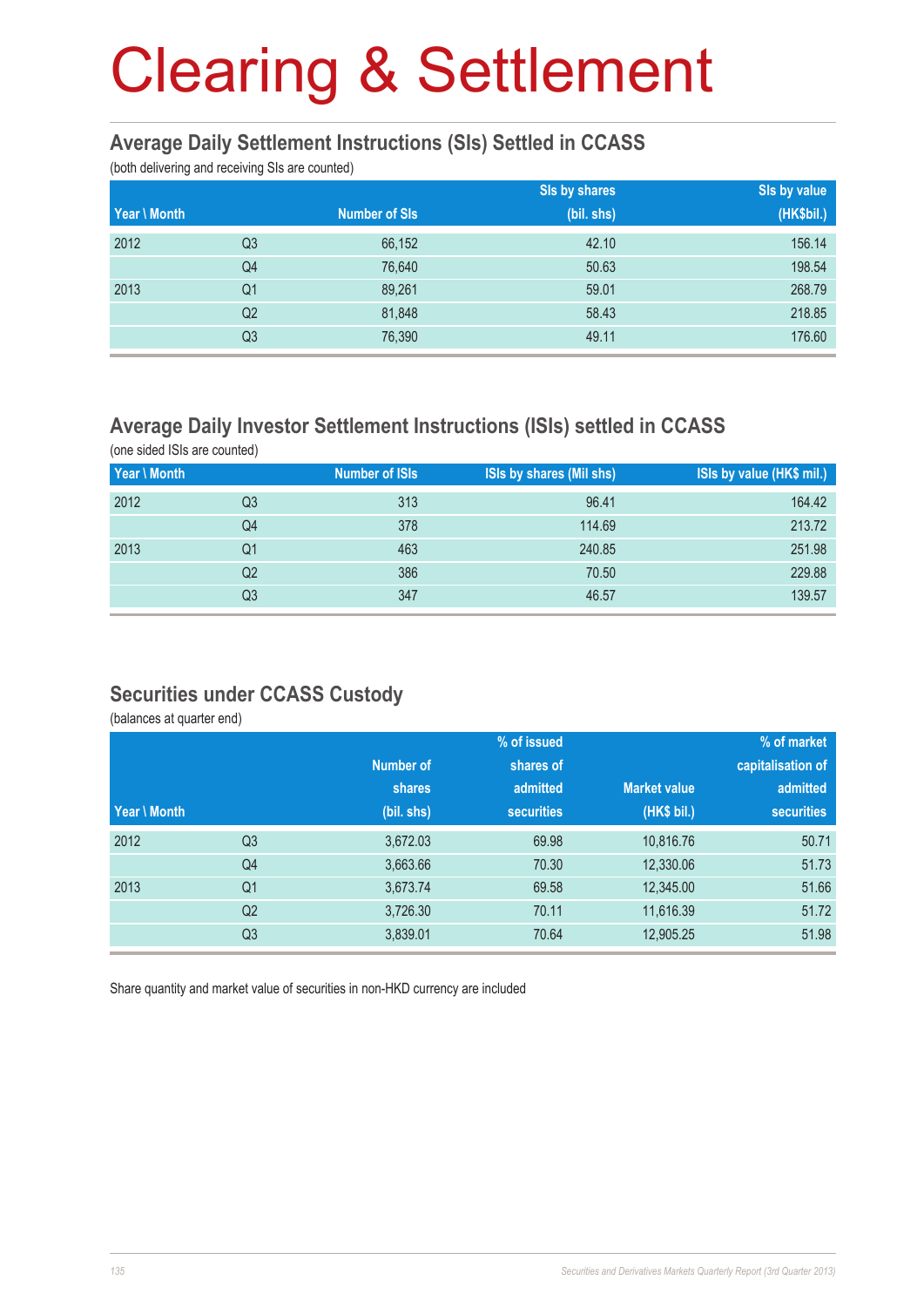# Clearing & Settlement

## Average Daily Settlement Instructions (SIs) Settled in CCASS

(both delivering and receiving SIs are counted)

| Year \ Month | | Number of SIs | SIs by shares (bil. shs) | SIs by value (HK$bil.) |
|---|---|---|---|---|
| 2012 | Q3 | 66,152 | 42.10 | 156.14 |
| | Q4 | 76,640 | 50.63 | 198.54 |
| 2013 | Q1 | 89,261 | 59.01 | 268.79 |
| | Q2 | 81,848 | 58.43 | 218.85 |
| | Q3 | 76,390 | 49.11 | 176.60 |

## Average Daily Investor Settlement Instructions (ISIs) settled in CCASS

(one sided ISIs are counted)

| Year \ Month | | Number of ISIs | ISIs by shares (Mil shs) | ISIs by value (HK$ mil.) |
|---|---|---|---|---|
| 2012 | Q3 | 313 | 96.41 | 164.42 |
| | Q4 | 378 | 114.69 | 213.72 |
| 2013 | Q1 | 463 | 240.85 | 251.98 |
| | Q2 | 386 | 70.50 | 229.88 |
| | Q3 | 347 | 46.57 | 139.57 |

## Securities under CCASS Custody

(balances at quarter end)

| Year \ Month | | Number of shares (bil. shs) | % of issued shares of admitted securities | Market value (HK$ bil.) | % of market capitalisation of admitted securities |
|---|---|---|---|---|---|
| 2012 | Q3 | 3,672.03 | 69.98 | 10,816.76 | 50.71 |
| | Q4 | 3,663.66 | 70.30 | 12,330.06 | 51.73 |
| 2013 | Q1 | 3,673.74 | 69.58 | 12,345.00 | 51.66 |
| | Q2 | 3,726.30 | 70.11 | 11,616.39 | 51.72 |
| | Q3 | 3,839.01 | 70.64 | 12,905.25 | 51.98 |

Share quantity and market value of securities in non-HKD currency are included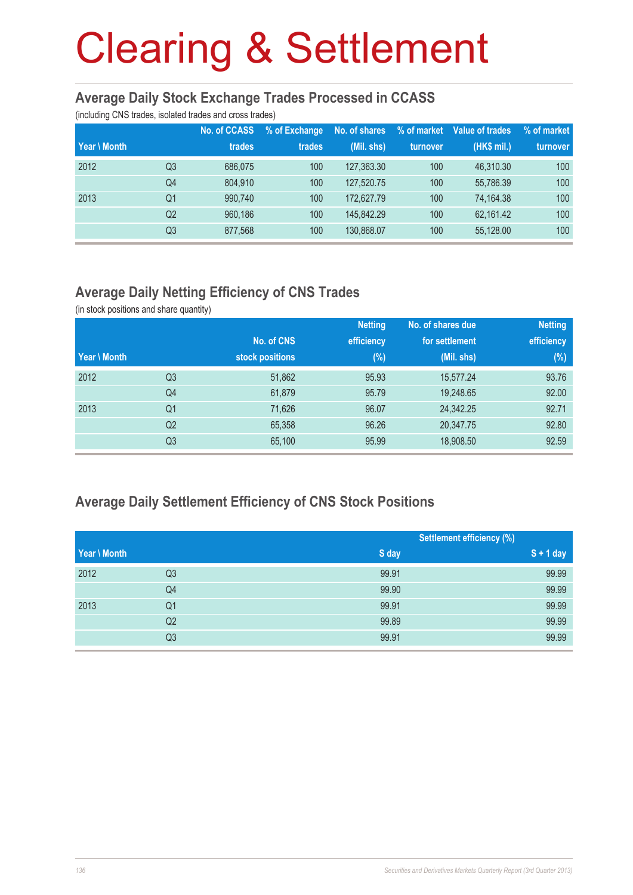# Clearing & Settlement

## Average Daily Stock Exchange Trades Processed in CCASS

(including CNS trades, isolated trades and cross trades)

| Year \ Month | | No. of CCASS trades | % of Exchange trades | No. of shares (Mil. shs) | % of market turnover | Value of trades (HK$ mil.) | % of market turnover |
|---|---|---|---|---|---|---|---|
| 2012 | Q3 | 686,075 | 100 | 127,363.30 | 100 | 46,310.30 | 100 |
| | Q4 | 804,910 | 100 | 127,520.75 | 100 | 55,786.39 | 100 |
| 2013 | Q1 | 990,740 | 100 | 172,627.79 | 100 | 74,164.38 | 100 |
| | Q2 | 960,186 | 100 | 145,842.29 | 100 | 62,161.42 | 100 |
| | Q3 | 877,568 | 100 | 130,868.07 | 100 | 55,128.00 | 100 |

## Average Daily Netting Efficiency of CNS Trades

(in stock positions and share quantity)

| Year \ Month | | No. of CNS stock positions | Netting efficiency (%) | No. of shares due for settlement (Mil. shs) | Netting efficiency (%) |
|---|---|---|---|---|---|
| 2012 | Q3 | 51,862 | 95.93 | 15,577.24 | 93.76 |
| | Q4 | 61,879 | 95.79 | 19,248.65 | 92.00 |
| 2013 | Q1 | 71,626 | 96.07 | 24,342.25 | 92.71 |
| | Q2 | 65,358 | 96.26 | 20,347.75 | 92.80 |
| | Q3 | 65,100 | 95.99 | 18,908.50 | 92.59 |

## Average Daily Settlement Efficiency of CNS Stock Positions

| Year \ Month | | Settlement efficiency (%) | |
|---|---|---|---|
| | | S day | S + 1 day |
| 2012 | Q3 | 99.91 | 99.99 |
| | Q4 | 99.90 | 99.99 |
| 2013 | Q1 | 99.91 | 99.99 |
| | Q2 | 99.89 | 99.99 |
| | Q3 | 99.91 | 99.99 |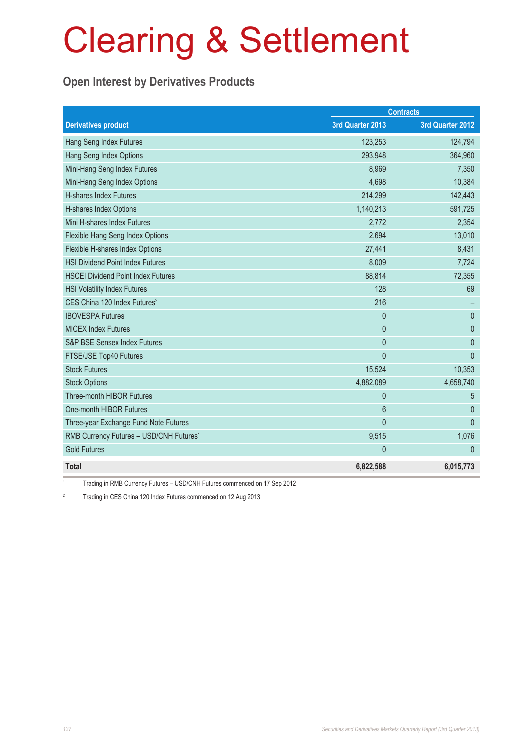# Clearing & Settlement

## Open Interest by Derivatives Products

| Derivatives product | Contracts | |
|---|---|---|
| | 3rd Quarter 2013 | 3rd Quarter 2012 |
| Hang Seng Index Futures | 123,253 | 124,794 |
| Hang Seng Index Options | 293,948 | 364,960 |
| Mini-Hang Seng Index Futures | 8,969 | 7,350 |
| Mini-Hang Seng Index Options | 4,698 | 10,384 |
| H-shares Index Futures | 214,299 | 142,443 |
| H-shares Index Options | 1,140,213 | 591,725 |
| Mini H-shares Index Futures | 2,772 | 2,354 |
| Flexible Hang Seng Index Options | 2,694 | 13,010 |
| Flexible H-shares Index Options | 27,441 | 8,431 |
| HSI Dividend Point Index Futures | 8,009 | 7,724 |
| HSCEI Dividend Point Index Futures | 88,814 | 72,355 |
| HSI Volatility Index Futures | 128 | 69 |
| CES China 120 Index Futures[2] | 216 | – |
| IBOVESPA Futures | 0 | 0 |
| MICEX Index Futures | 0 | 0 |
| S&P BSE Sensex Index Futures | 0 | 0 |
| FTSE/JSE Top40 Futures | 0 | 0 |
| Stock Futures | 15,524 | 10,353 |
| Stock Options | 4,882,089 | 4,658,740 |
| Three-month HIBOR Futures | 0 | 5 |
| One-month HIBOR Futures | 6 | 0 |
| Three-year Exchange Fund Note Futures | 0 | 0 |
| RMB Currency Futures – USD/CNH Futures[1] | 9,515 | 1,076 |
| Gold Futures | 0 | 0 |
| **Total** | **6,822,588** | **6,015,773** |

[1] Trading in RMB Currency Futures – USD/CNH Futures commenced on 17 Sep 2012

[2] Trading in CES China 120 Index Futures commenced on 12 Aug 2013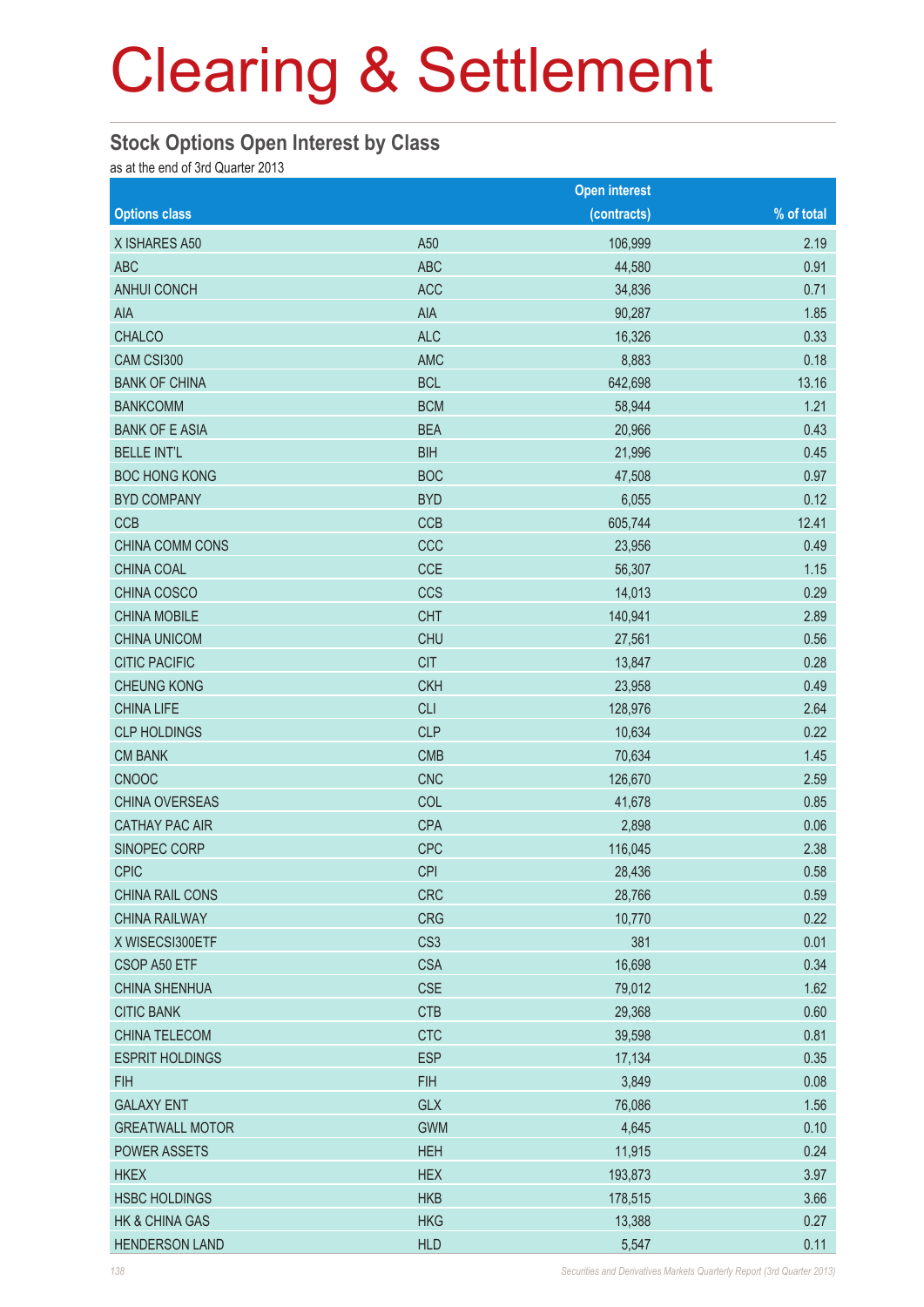# Clearing & Settlement

## Stock Options Open Interest by Class

as at the end of 3rd Quarter 2013

| Options class | | Open interest (contracts) | % of total |
|---|---|---|---|
| X ISHARES A50 | A50 | 106,999 | 2.19 |
| ABC | ABC | 44,580 | 0.91 |
| ANHUI CONCH | ACC | 34,836 | 0.71 |
| AIA | AIA | 90,287 | 1.85 |
| CHALCO | ALC | 16,326 | 0.33 |
| CAM CSI300 | AMC | 8,883 | 0.18 |
| BANK OF CHINA | BCL | 642,698 | 13.16 |
| BANKCOMM | BCM | 58,944 | 1.21 |
| BANK OF E ASIA | BEA | 20,966 | 0.43 |
| BELLE INT'L | BIH | 21,996 | 0.45 |
| BOC HONG KONG | BOC | 47,508 | 0.97 |
| BYD COMPANY | BYD | 6,055 | 0.12 |
| CCB | CCB | 605,744 | 12.41 |
| CHINA COMM CONS | CCC | 23,956 | 0.49 |
| CHINA COAL | CCE | 56,307 | 1.15 |
| CHINA COSCO | CCS | 14,013 | 0.29 |
| CHINA MOBILE | CHT | 140,941 | 2.89 |
| CHINA UNICOM | CHU | 27,561 | 0.56 |
| CITIC PACIFIC | CIT | 13,847 | 0.28 |
| CHEUNG KONG | CKH | 23,958 | 0.49 |
| CHINA LIFE | CLI | 128,976 | 2.64 |
| CLP HOLDINGS | CLP | 10,634 | 0.22 |
| CM BANK | CMB | 70,634 | 1.45 |
| CNOOC | CNC | 126,670 | 2.59 |
| CHINA OVERSEAS | COL | 41,678 | 0.85 |
| CATHAY PAC AIR | CPA | 2,898 | 0.06 |
| SINOPEC CORP | CPC | 116,045 | 2.38 |
| CPIC | CPI | 28,436 | 0.58 |
| CHINA RAIL CONS | CRC | 28,766 | 0.59 |
| CHINA RAILWAY | CRG | 10,770 | 0.22 |
| X WISECSI300ETF | CS3 | 381 | 0.01 |
| CSOP A50 ETF | CSA | 16,698 | 0.34 |
| CHINA SHENHUA | CSE | 79,012 | 1.62 |
| CITIC BANK | CTB | 29,368 | 0.60 |
| CHINA TELECOM | CTC | 39,598 | 0.81 |
| ESPRIT HOLDINGS | ESP | 17,134 | 0.35 |
| FIH | FIH | 3,849 | 0.08 |
| GALAXY ENT | GLX | 76,086 | 1.56 |
| GREATWALL MOTOR | GWM | 4,645 | 0.10 |
| POWER ASSETS | HEH | 11,915 | 0.24 |
| HKEX | HEX | 193,873 | 3.97 |
| HSBC HOLDINGS | HKB | 178,515 | 3.66 |
| HK & CHINA GAS | HKG | 13,388 | 0.27 |
| HENDERSON LAND | HLD | 5,547 | 0.11 |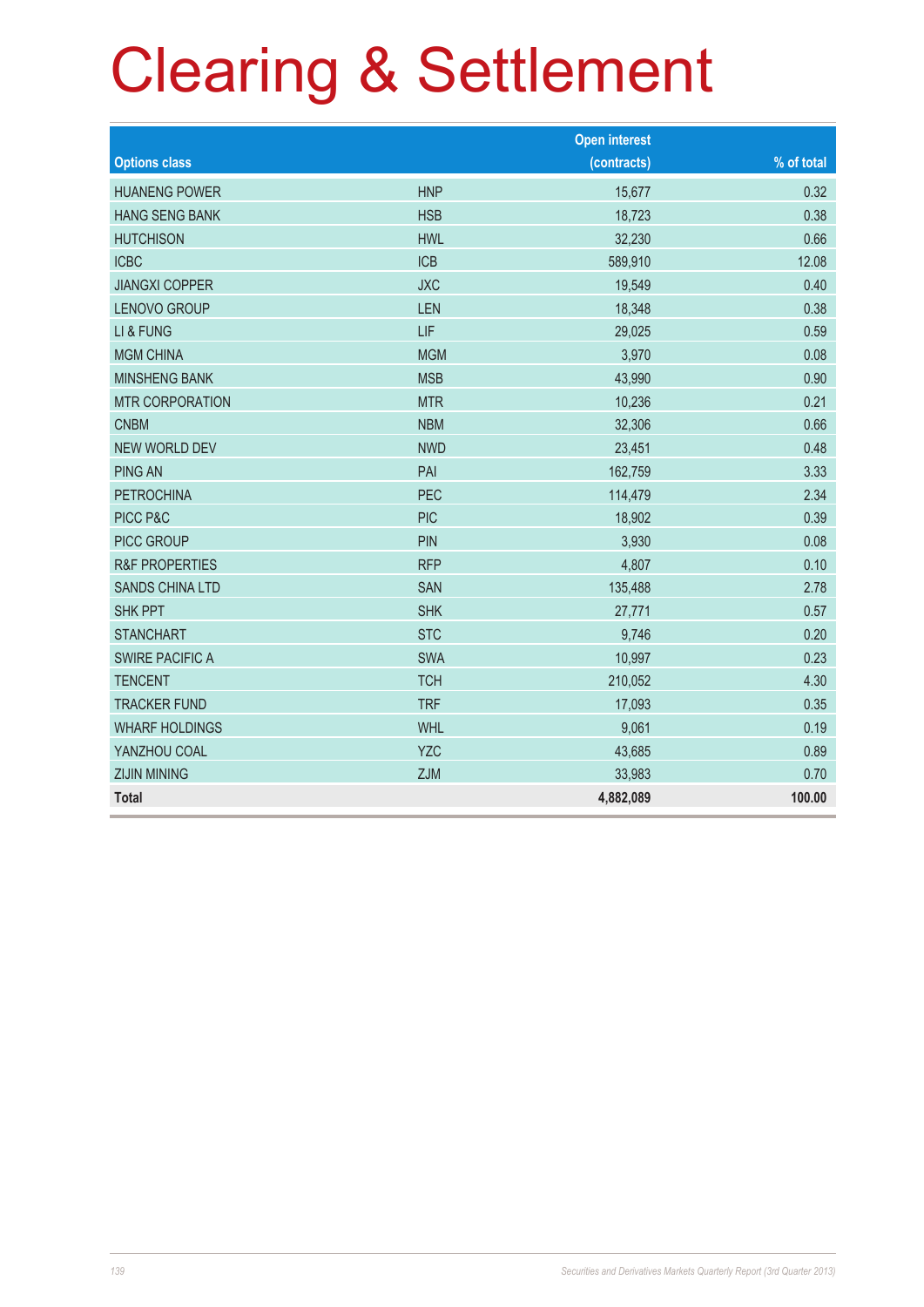# Clearing & Settlement

| Options class | | Open interest (contracts) | % of total |
|---|---|---|---|
| HUANENG POWER | HNP | 15,677 | 0.32 |
| HANG SENG BANK | HSB | 18,723 | 0.38 |
| HUTCHISON | HWL | 32,230 | 0.66 |
| ICBC | ICB | 589,910 | 12.08 |
| JIANGXI COPPER | JXC | 19,549 | 0.40 |
| LENOVO GROUP | LEN | 18,348 | 0.38 |
| LI & FUNG | LIF | 29,025 | 0.59 |
| MGM CHINA | MGM | 3,970 | 0.08 |
| MINSHENG BANK | MSB | 43,990 | 0.90 |
| MTR CORPORATION | MTR | 10,236 | 0.21 |
| CNBM | NBM | 32,306 | 0.66 |
| NEW WORLD DEV | NWD | 23,451 | 0.48 |
| PING AN | PAI | 162,759 | 3.33 |
| PETROCHINA | PEC | 114,479 | 2.34 |
| PICC P&C | PIC | 18,902 | 0.39 |
| PICC GROUP | PIN | 3,930 | 0.08 |
| R&F PROPERTIES | RFP | 4,807 | 0.10 |
| SANDS CHINA LTD | SAN | 135,488 | 2.78 |
| SHK PPT | SHK | 27,771 | 0.57 |
| STANCHART | STC | 9,746 | 0.20 |
| SWIRE PACIFIC A | SWA | 10,997 | 0.23 |
| TENCENT | TCH | 210,052 | 4.30 |
| TRACKER FUND | TRF | 17,093 | 0.35 |
| WHARF HOLDINGS | WHL | 9,061 | 0.19 |
| YANZHOU COAL | YZC | 43,685 | 0.89 |
| ZIJIN MINING | ZJM | 33,983 | 0.70 |
| **Total** | | **4,882,089** | **100.00** |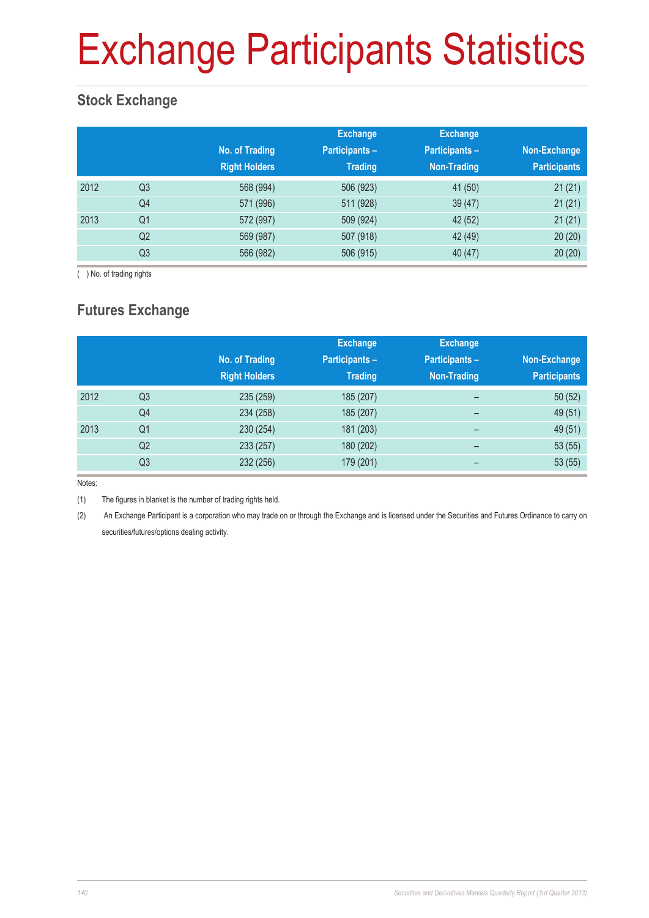# Exchange Participants Statistics

## Stock Exchange

| | | No. of Trading Right Holders | Exchange Participants – Trading | Exchange Participants – Non-Trading | Non-Exchange Participants |
|---|---|---|---|---|---|
| 2012 | Q3 | 568 (994) | 506 (923) | 41 (50) | 21 (21) |
| | Q4 | 571 (996) | 511 (928) | 39 (47) | 21 (21) |
| 2013 | Q1 | 572 (997) | 509 (924) | 42 (52) | 21 (21) |
| | Q2 | 569 (987) | 507 (918) | 42 (49) | 20 (20) |
| | Q3 | 566 (982) | 506 (915) | 40 (47) | 20 (20) |

( ) No. of trading rights

## Futures Exchange

| | | No. of Trading Right Holders | Exchange Participants – Trading | Exchange Participants – Non-Trading | Non-Exchange Participants |
|---|---|---|---|---|---|
| 2012 | Q3 | 235 (259) | 185 (207) | – | 50 (52) |
| | Q4 | 234 (258) | 185 (207) | – | 49 (51) |
| 2013 | Q1 | 230 (254) | 181 (203) | – | 49 (51) |
| | Q2 | 233 (257) | 180 (202) | – | 53 (55) |
| | Q3 | 232 (256) | 179 (201) | – | 53 (55) |

Notes:

(1) The figures in blanket is the number of trading rights held.

(2) An Exchange Participant is a corporation who may trade on or through the Exchange and is licensed under the Securities and Futures Ordinance to carry on securities/futures/options dealing activity.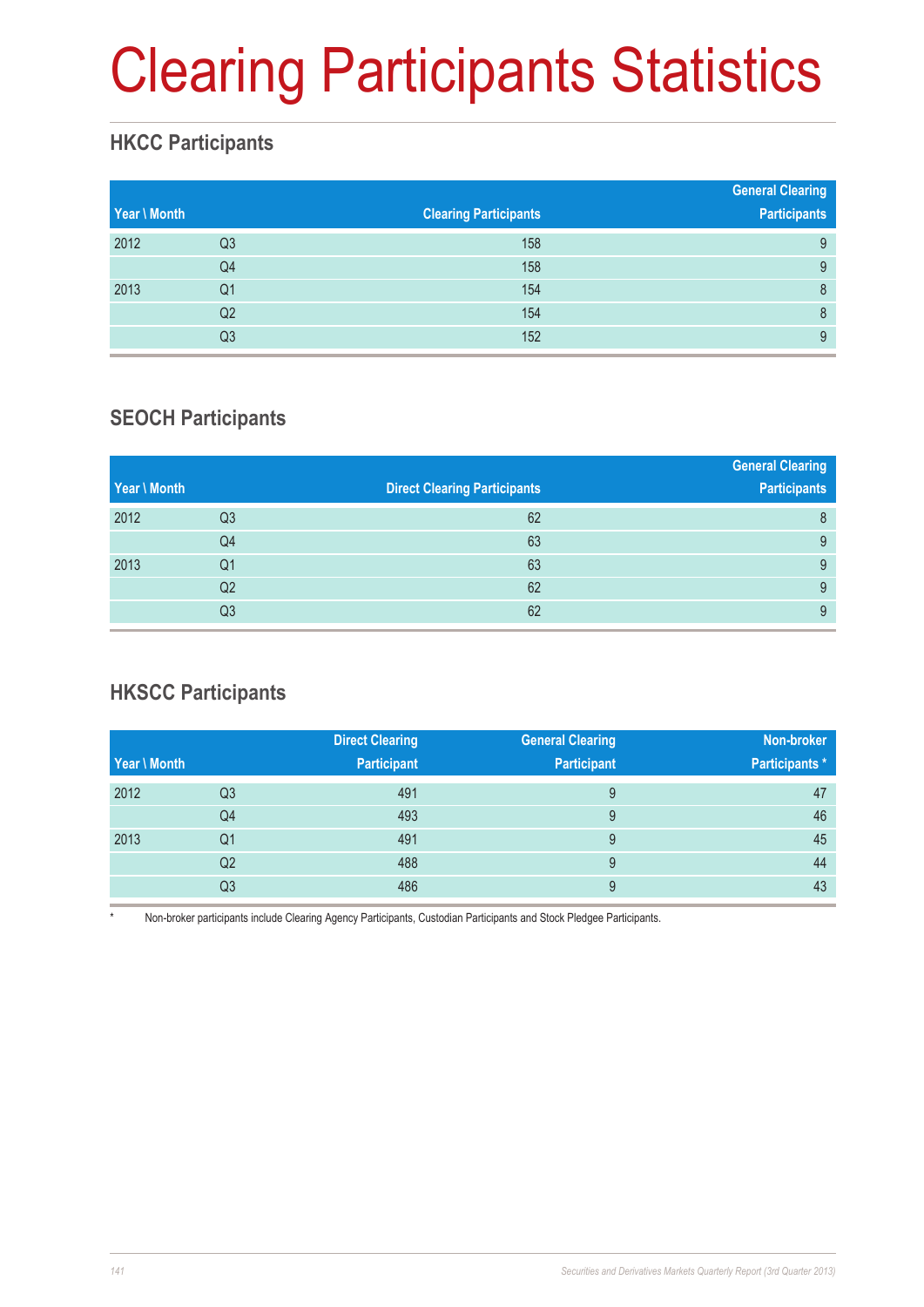# Clearing Participants Statistics

## HKCC Participants

| Year \ Month | | Clearing Participants | General Clearing Participants |
|---|---|---|---|
| 2012 | Q3 | 158 | 9 |
| | Q4 | 158 | 9 |
| 2013 | Q1 | 154 | 8 |
| | Q2 | 154 | 8 |
| | Q3 | 152 | 9 |

## SEOCH Participants

| Year \ Month | | Direct Clearing Participants | General Clearing Participants |
|---|---|---|---|
| 2012 | Q3 | 62 | 8 |
| | Q4 | 63 | 9 |
| 2013 | Q1 | 63 | 9 |
| | Q2 | 62 | 9 |
| | Q3 | 62 | 9 |

## HKSCC Participants

| Year \ Month | | Direct Clearing Participant | General Clearing Participant | Non-broker Participants * |
|---|---|---|---|---|
| 2012 | Q3 | 491 | 9 | 47 |
| | Q4 | 493 | 9 | 46 |
| 2013 | Q1 | 491 | 9 | 45 |
| | Q2 | 488 | 9 | 44 |
| | Q3 | 486 | 9 | 43 |

* Non-broker participants include Clearing Agency Participants, Custodian Participants and Stock Pledgee Participants.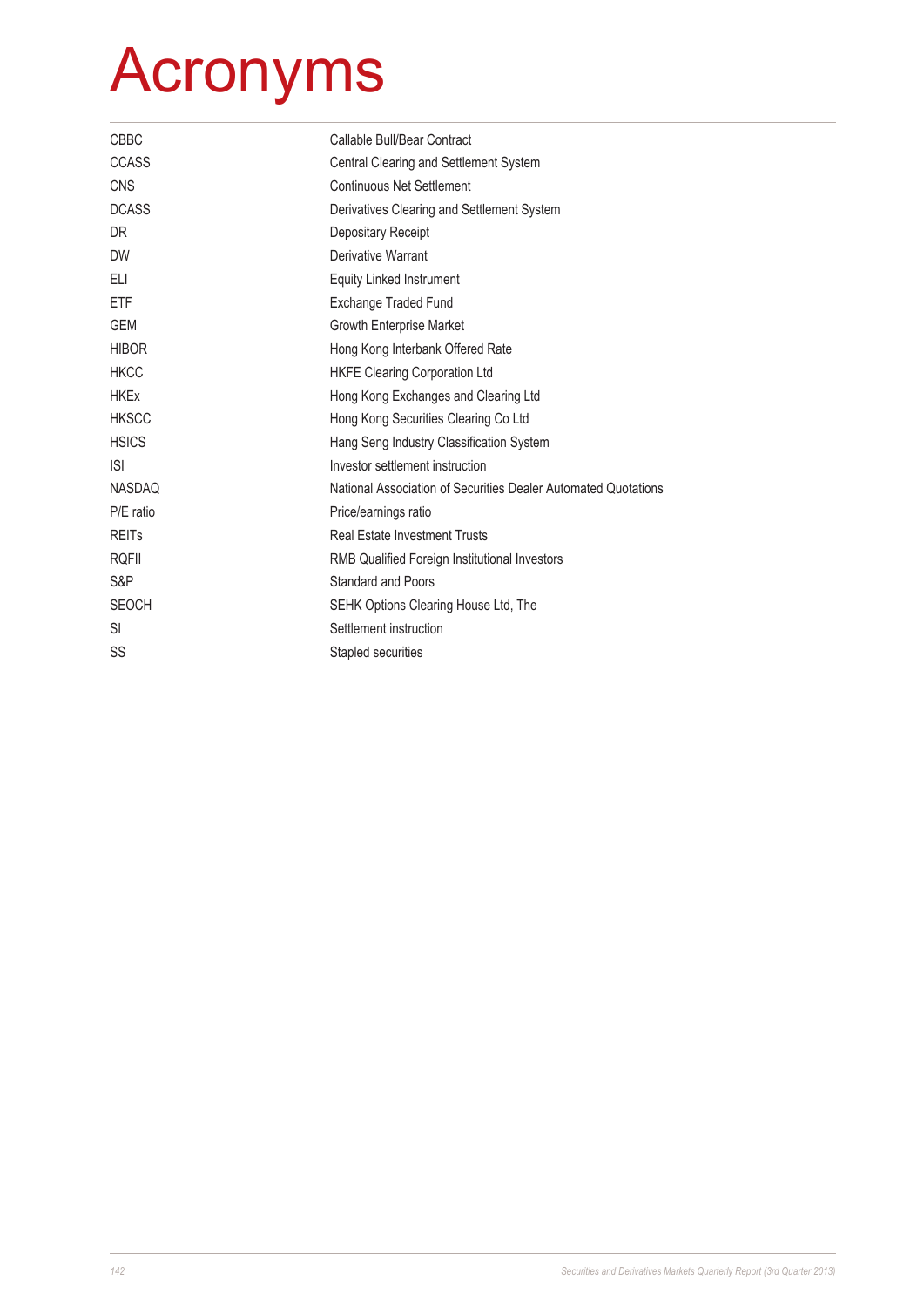# Acronyms

| | |
|---|---|
| CBBC | Callable Bull/Bear Contract |
| CCASS | Central Clearing and Settlement System |
| CNS | Continuous Net Settlement |
| DCASS | Derivatives Clearing and Settlement System |
| DR | Depositary Receipt |
| DW | Derivative Warrant |
| ELI | Equity Linked Instrument |
| ETF | Exchange Traded Fund |
| GEM | Growth Enterprise Market |
| HIBOR | Hong Kong Interbank Offered Rate |
| HKCC | HKFE Clearing Corporation Ltd |
| HKEx | Hong Kong Exchanges and Clearing Ltd |
| HKSCC | Hong Kong Securities Clearing Co Ltd |
| HSICS | Hang Seng Industry Classification System |
| ISI | Investor settlement instruction |
| NASDAQ | National Association of Securities Dealer Automated Quotations |
| P/E ratio | Price/earnings ratio |
| REITs | Real Estate Investment Trusts |
| RQFII | RMB Qualified Foreign Institutional Investors |
| S&P | Standard and Poors |
| SEOCH | SEHK Options Clearing House Ltd, The |
| SI | Settlement instruction |
| SS | Stapled securities |